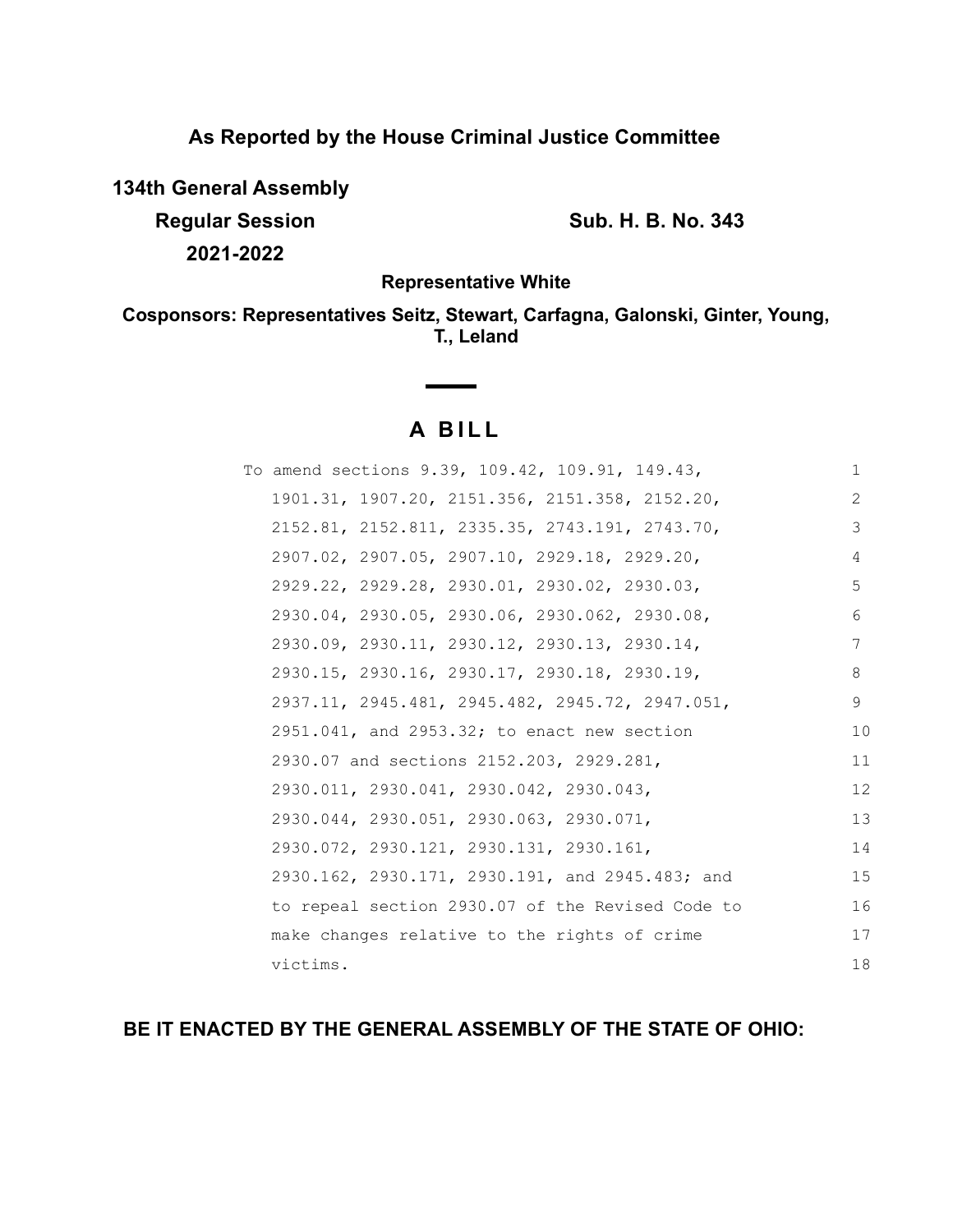**As Reported by the House Criminal Justice Committee**

**134th General Assembly**

**Regular Session** **Sub. H. B. No. 343**

**2021-2022**

**Representative White**

**Cosponsors: Representatives Seitz, Stewart, Carfagna, Galonski, Ginter, Young, T., Leland**

# A BILL

To amend sections 9.39, 109.42, 109.91, 149.43, 1901.31, 1907.20, 2151.356, 2151.358, 2152.20, 2152.81, 2152.811, 2335.35, 2743.191, 2743.70, 2907.02, 2907.05, 2907.10, 2929.18, 2929.20, 2929.22, 2929.28, 2930.01, 2930.02, 2930.03, 2930.04, 2930.05, 2930.06, 2930.062, 2930.08, 2930.09, 2930.11, 2930.12, 2930.13, 2930.14, 2930.15, 2930.16, 2930.17, 2930.18, 2930.19, 2937.11, 2945.481, 2945.482, 2945.72, 2947.051, 2951.041, and 2953.32; to enact new section 2930.07 and sections 2152.203, 2929.281, 2930.011, 2930.041, 2930.042, 2930.043, 2930.044, 2930.051, 2930.063, 2930.071, 2930.072, 2930.121, 2930.131, 2930.161, 2930.162, 2930.171, 2930.191, and 2945.483; and to repeal section 2930.07 of the Revised Code to make changes relative to the rights of crime victims.

**BE IT ENACTED BY THE GENERAL ASSEMBLY OF THE STATE OF OHIO:**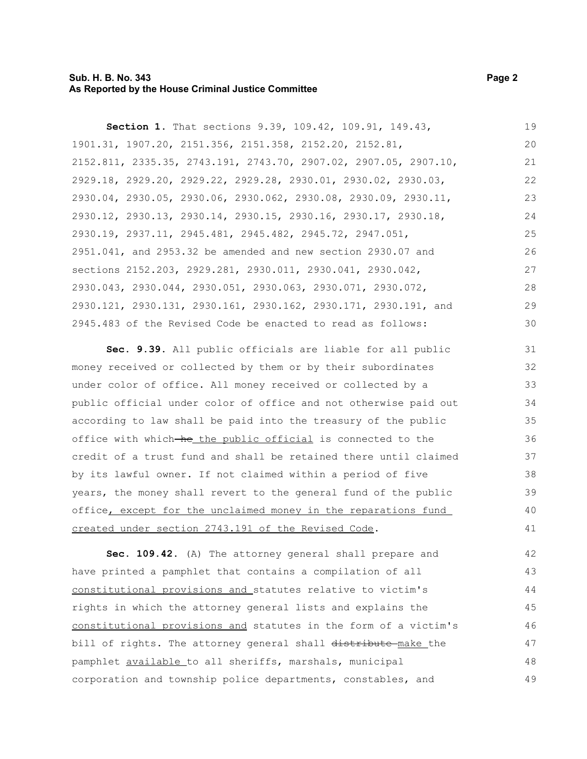**Section 1.** That sections 9.39, 109.42, 109.91, 149.43, 1901.31, 1907.20, 2151.356, 2151.358, 2152.20, 2152.81, 2152.811, 2335.35, 2743.191, 2743.70, 2907.02, 2907.05, 2907.10, 2929.18, 2929.20, 2929.22, 2929.28, 2930.01, 2930.02, 2930.03, 2930.04, 2930.05, 2930.06, 2930.062, 2930.08, 2930.09, 2930.11, 2930.12, 2930.13, 2930.14, 2930.15, 2930.16, 2930.17, 2930.18, 2930.19, 2937.11, 2945.481, 2945.482, 2945.72, 2947.051, 2951.041, and 2953.32 be amended and new section 2930.07 and sections 2152.203, 2929.281, 2930.011, 2930.041, 2930.042, 2930.043, 2930.044, 2930.051, 2930.063, 2930.071, 2930.072, 2930.121, 2930.131, 2930.161, 2930.162, 2930.171, 2930.191, and 2945.483 of the Revised Code be enacted to read as follows:

**Sec. 9.39.** All public officials are liable for all public money received or collected by them or by their subordinates under color of office. All money received or collected by a public official under color of office and not otherwise paid out according to law shall be paid into the treasury of the public office with which ~~he~~ the public official is connected to the credit of a trust fund and shall be retained there until claimed by its lawful owner. If not claimed within a period of five years, the money shall revert to the general fund of the public office, except for the unclaimed money in the reparations fund created under section 2743.191 of the Revised Code.

**Sec. 109.42.** (A) The attorney general shall prepare and have printed a pamphlet that contains a compilation of all constitutional provisions and statutes relative to victim's rights in which the attorney general lists and explains the constitutional provisions and statutes in the form of a victim's bill of rights. The attorney general shall ~~distribute~~ make the pamphlet available to all sheriffs, marshals, municipal corporation and township police departments, constables, and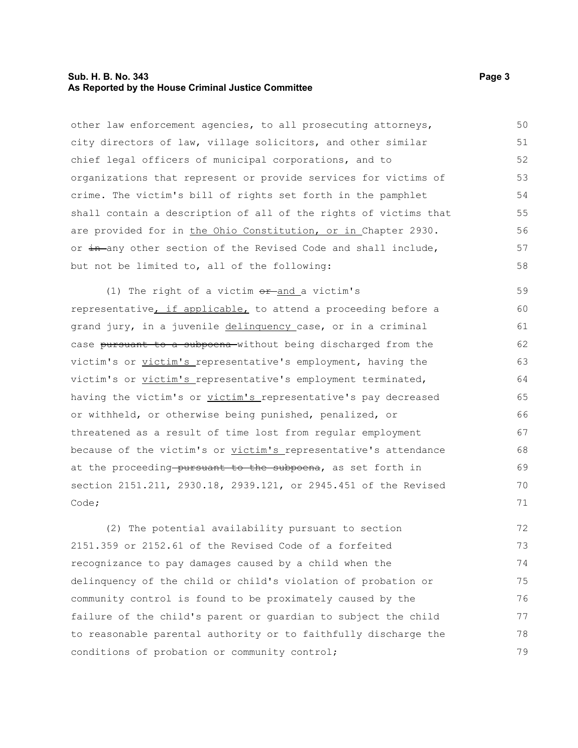other law enforcement agencies, to all prosecuting attorneys, city directors of law, village solicitors, and other similar chief legal officers of municipal corporations, and to organizations that represent or provide services for victims of crime. The victim's bill of rights set forth in the pamphlet shall contain a description of all of the rights of victims that are provided for in the Ohio Constitution, or in Chapter 2930. or ~~in~~ any other section of the Revised Code and shall include, but not be limited to, all of the following:

(1) The right of a victim ~~or~~ and a victim's representative, if applicable, to attend a proceeding before a grand jury, in a juvenile delinquency case, or in a criminal case ~~pursuant to a subpoena~~ without being discharged from the victim's or victim's representative's employment, having the victim's or victim's representative's employment terminated, having the victim's or victim's representative's pay decreased or withheld, or otherwise being punished, penalized, or threatened as a result of time lost from regular employment because of the victim's or victim's representative's attendance at the proceeding ~~pursuant to the subpoena~~, as set forth in section 2151.211, 2930.18, 2939.121, or 2945.451 of the Revised Code;

(2) The potential availability pursuant to section 2151.359 or 2152.61 of the Revised Code of a forfeited recognizance to pay damages caused by a child when the delinquency of the child or child's violation of probation or community control is found to be proximately caused by the failure of the child's parent or guardian to subject the child to reasonable parental authority or to faithfully discharge the conditions of probation or community control;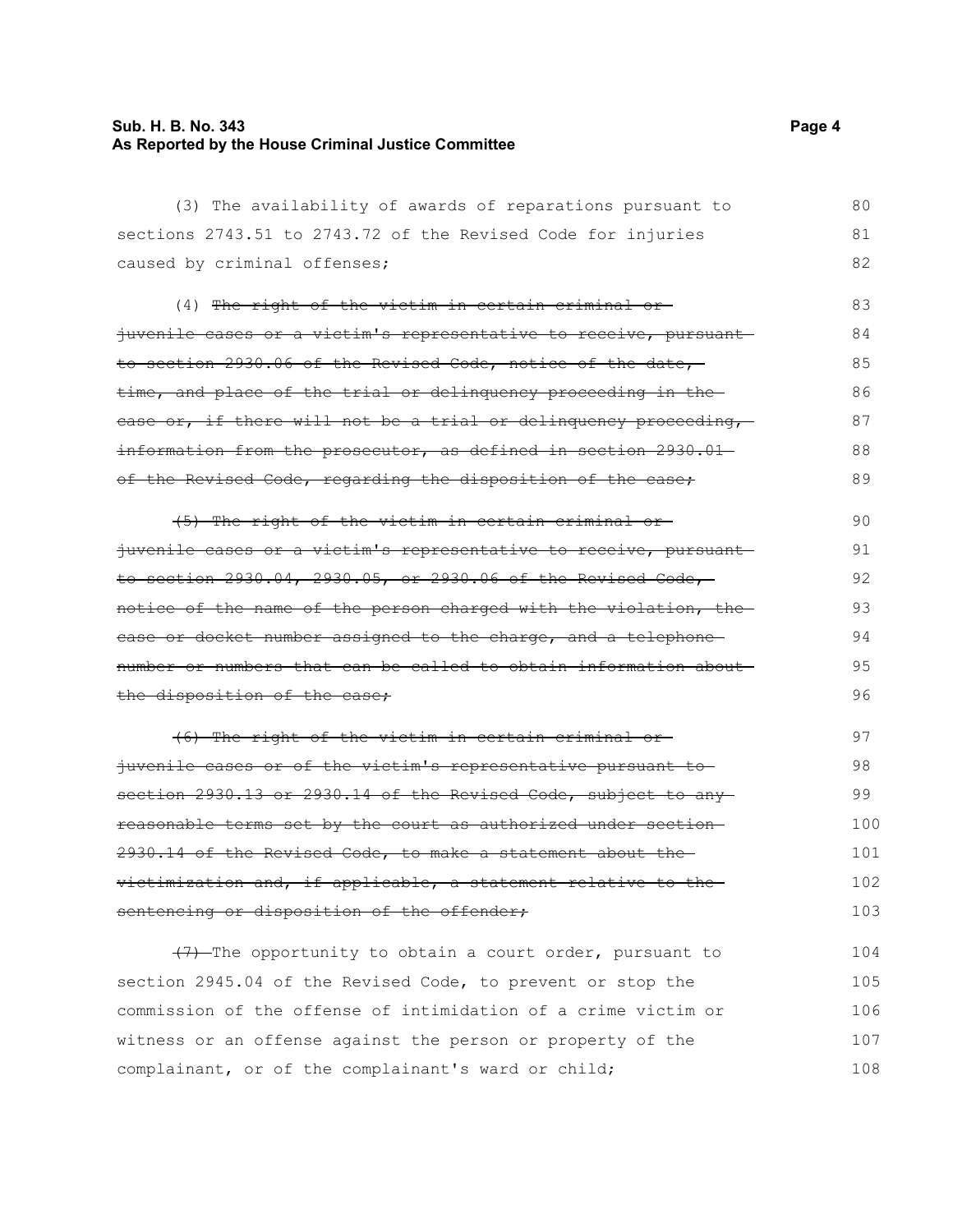(3) The availability of awards of reparations pursuant to sections 2743.51 to 2743.72 of the Revised Code for injuries caused by criminal offenses;

(4) ~~The right of the victim in certain criminal or juvenile cases or a victim's representative to receive, pursuant to section 2930.06 of the Revised Code, notice of the date, time, and place of the trial or delinquency proceeding in the case or, if there will not be a trial or delinquency proceeding, information from the prosecutor, as defined in section 2930.01 of the Revised Code, regarding the disposition of the case;~~

~~(5) The right of the victim in certain criminal or juvenile cases or a victim's representative to receive, pursuant to section 2930.04, 2930.05, or 2930.06 of the Revised Code, notice of the name of the person charged with the violation, the case or docket number assigned to the charge, and a telephone number or numbers that can be called to obtain information about the disposition of the case;~~

~~(6) The right of the victim in certain criminal or juvenile cases or of the victim's representative pursuant to section 2930.13 or 2930.14 of the Revised Code, subject to any reasonable terms set by the court as authorized under section 2930.14 of the Revised Code, to make a statement about the victimization and, if applicable, a statement relative to the sentencing or disposition of the offender;~~

~~(7)~~ The opportunity to obtain a court order, pursuant to section 2945.04 of the Revised Code, to prevent or stop the commission of the offense of intimidation of a crime victim or witness or an offense against the person or property of the complainant, or of the complainant's ward or child;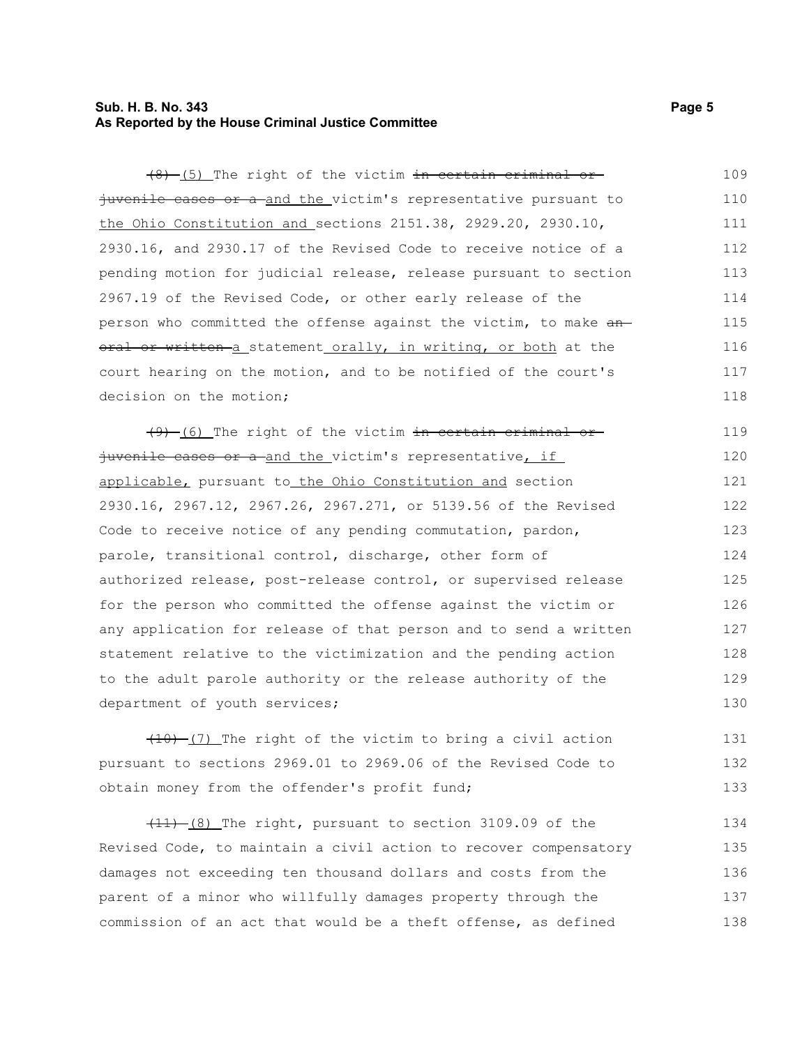~~(8)~~ (5) The right of the victim ~~in certain criminal or juvenile cases or a~~ and the victim's representative pursuant to the Ohio Constitution and sections 2151.38, 2929.20, 2930.10, 2930.16, and 2930.17 of the Revised Code to receive notice of a pending motion for judicial release, release pursuant to section 2967.19 of the Revised Code, or other early release of the person who committed the offense against the victim, to make ~~an oral or written~~ a statement orally, in writing, or both at the court hearing on the motion, and to be notified of the court's decision on the motion;

~~(9)~~ (6) The right of the victim ~~in certain criminal or juvenile cases or a~~ and the victim's representative, if applicable, pursuant to the Ohio Constitution and section 2930.16, 2967.12, 2967.26, 2967.271, or 5139.56 of the Revised Code to receive notice of any pending commutation, pardon, parole, transitional control, discharge, other form of authorized release, post-release control, or supervised release for the person who committed the offense against the victim or any application for release of that person and to send a written statement relative to the victimization and the pending action to the adult parole authority or the release authority of the department of youth services;

~~(10)~~ (7) The right of the victim to bring a civil action pursuant to sections 2969.01 to 2969.06 of the Revised Code to obtain money from the offender's profit fund;

~~(11)~~ (8) The right, pursuant to section 3109.09 of the Revised Code, to maintain a civil action to recover compensatory damages not exceeding ten thousand dollars and costs from the parent of a minor who willfully damages property through the commission of an act that would be a theft offense, as defined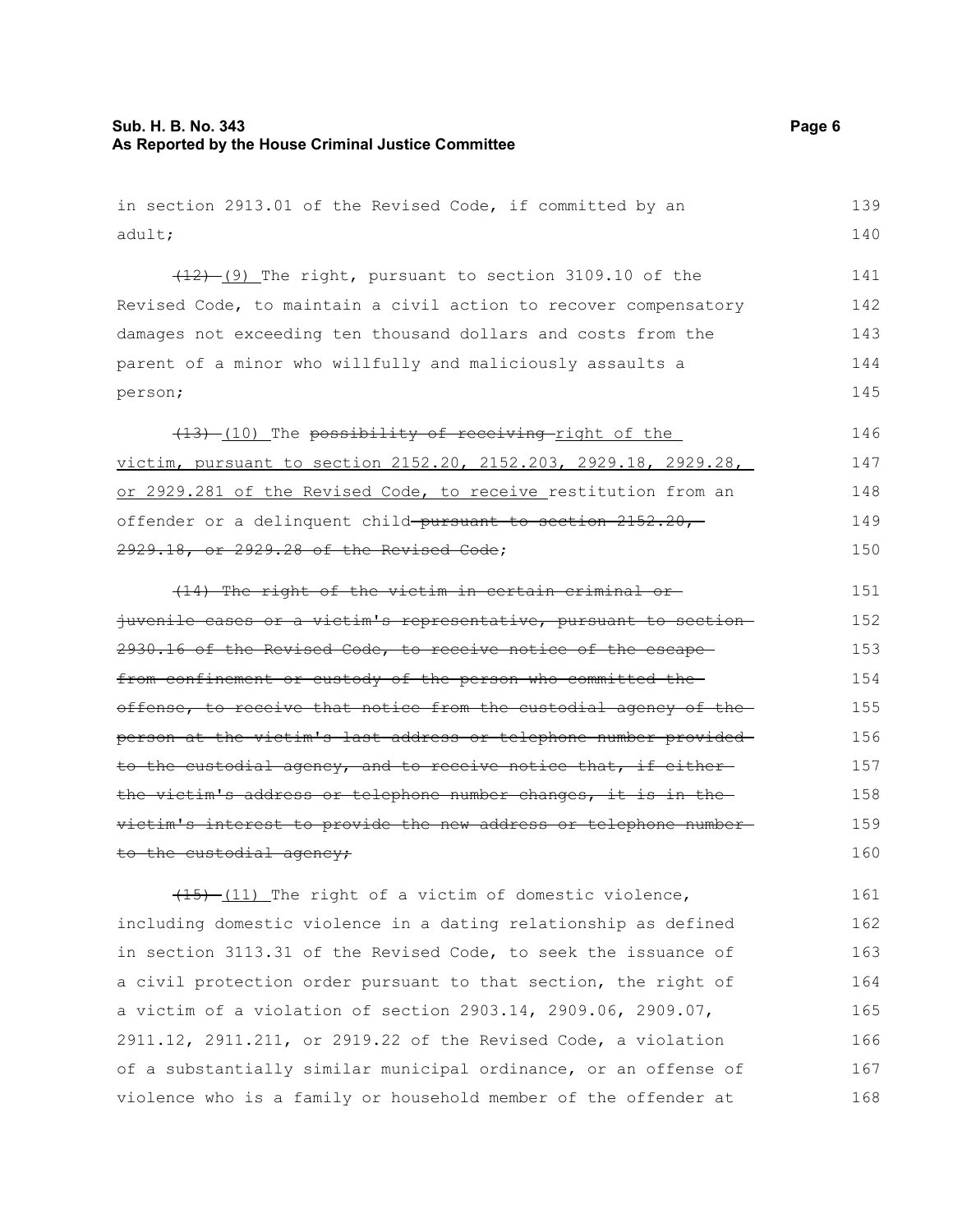in section 2913.01 of the Revised Code, if committed by an adult;

~~(12)~~ (9) The right, pursuant to section 3109.10 of the Revised Code, to maintain a civil action to recover compensatory damages not exceeding ten thousand dollars and costs from the parent of a minor who willfully and maliciously assaults a person;

~~(13)~~ (10) The ~~possibility of receiving~~ right of the victim, pursuant to section 2152.20, 2152.203, 2929.18, 2929.28, or 2929.281 of the Revised Code, to receive restitution from an offender or a delinquent child ~~pursuant to section 2152.20, 2929.18, or 2929.28 of the Revised Code~~;

~~(14) The right of the victim in certain criminal or juvenile cases or a victim's representative, pursuant to section 2930.16 of the Revised Code, to receive notice of the escape from confinement or custody of the person who committed the offense, to receive that notice from the custodial agency of the person at the victim's last address or telephone number provided to the custodial agency, and to receive notice that, if either the victim's address or telephone number changes, it is in the victim's interest to provide the new address or telephone number to the custodial agency;~~

~~(15)~~ (11) The right of a victim of domestic violence, including domestic violence in a dating relationship as defined in section 3113.31 of the Revised Code, to seek the issuance of a civil protection order pursuant to that section, the right of a victim of a violation of section 2903.14, 2909.06, 2909.07, 2911.12, 2911.211, or 2919.22 of the Revised Code, a violation of a substantially similar municipal ordinance, or an offense of violence who is a family or household member of the offender at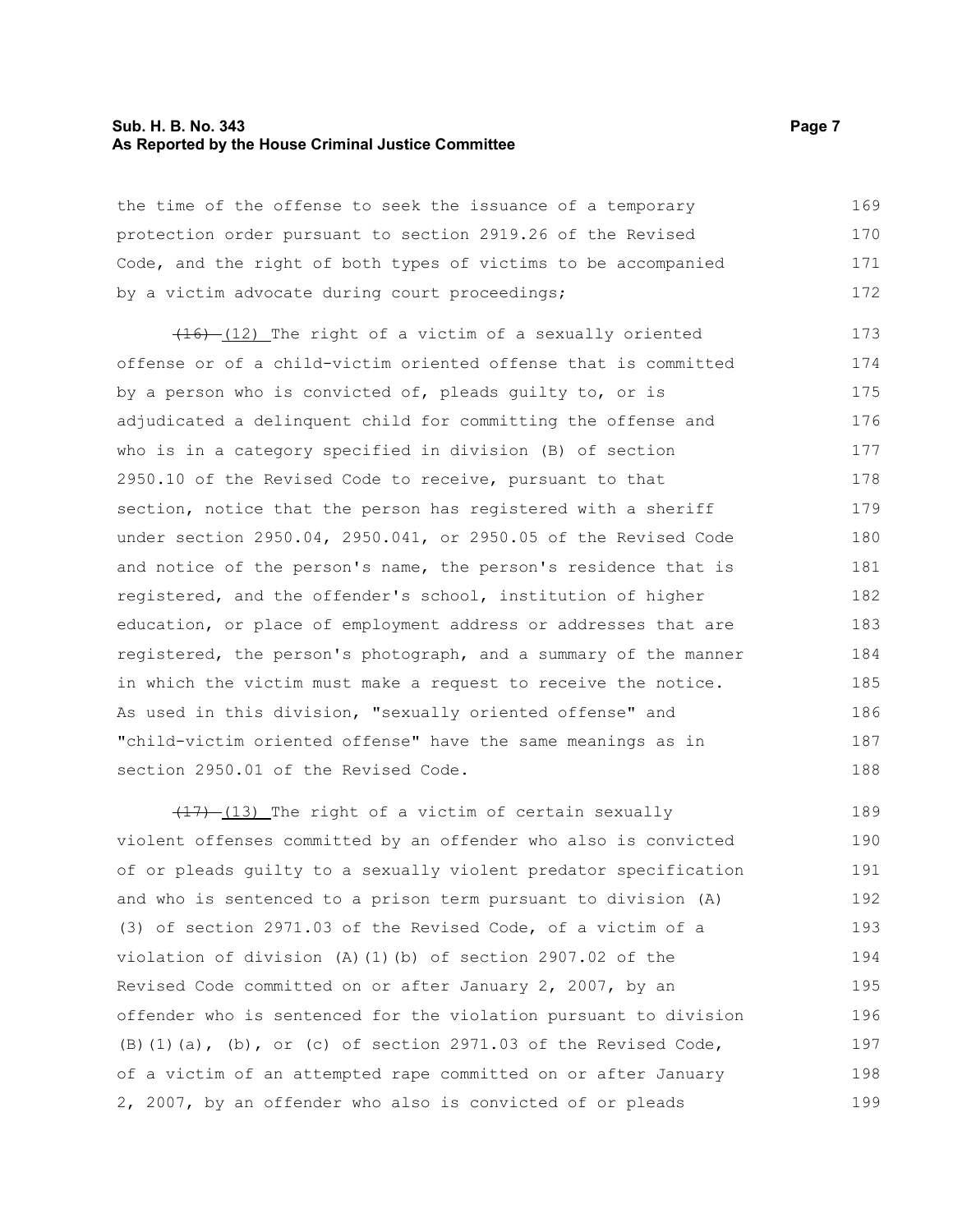the time of the offense to seek the issuance of a temporary protection order pursuant to section 2919.26 of the Revised Code, and the right of both types of victims to be accompanied by a victim advocate during court proceedings;

~~(16)~~ (12) The right of a victim of a sexually oriented offense or of a child-victim oriented offense that is committed by a person who is convicted of, pleads guilty to, or is adjudicated a delinquent child for committing the offense and who is in a category specified in division (B) of section 2950.10 of the Revised Code to receive, pursuant to that section, notice that the person has registered with a sheriff under section 2950.04, 2950.041, or 2950.05 of the Revised Code and notice of the person's name, the person's residence that is registered, and the offender's school, institution of higher education, or place of employment address or addresses that are registered, the person's photograph, and a summary of the manner in which the victim must make a request to receive the notice. As used in this division, "sexually oriented offense" and "child-victim oriented offense" have the same meanings as in section 2950.01 of the Revised Code.

~~(17)~~ (13) The right of a victim of certain sexually violent offenses committed by an offender who also is convicted of or pleads guilty to a sexually violent predator specification and who is sentenced to a prison term pursuant to division (A)(3) of section 2971.03 of the Revised Code, of a victim of a violation of division (A)(1)(b) of section 2907.02 of the Revised Code committed on or after January 2, 2007, by an offender who is sentenced for the violation pursuant to division (B)(1)(a), (b), or (c) of section 2971.03 of the Revised Code, of a victim of an attempted rape committed on or after January 2, 2007, by an offender who also is convicted of or pleads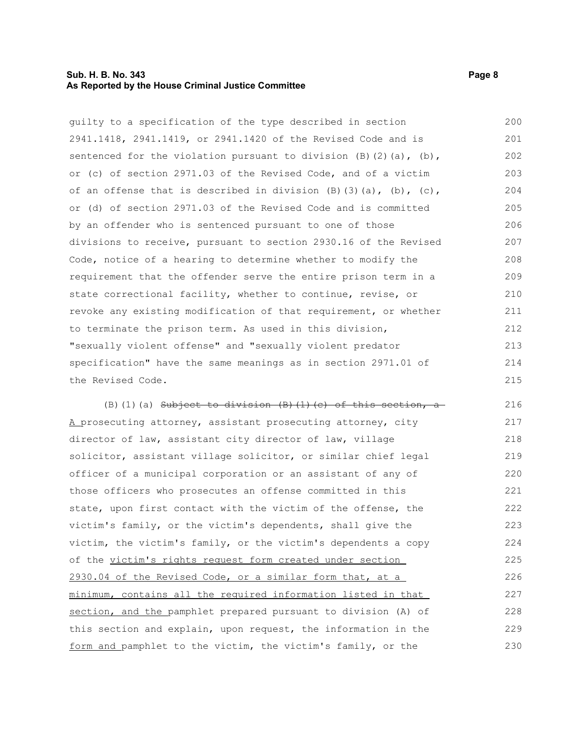guilty to a specification of the type described in section 2941.1418, 2941.1419, or 2941.1420 of the Revised Code and is sentenced for the violation pursuant to division (B)(2)(a), (b), or (c) of section 2971.03 of the Revised Code, and of a victim of an offense that is described in division (B)(3)(a), (b), (c), or (d) of section 2971.03 of the Revised Code and is committed by an offender who is sentenced pursuant to one of those divisions to receive, pursuant to section 2930.16 of the Revised Code, notice of a hearing to determine whether to modify the requirement that the offender serve the entire prison term in a state correctional facility, whether to continue, revise, or revoke any existing modification of that requirement, or whether to terminate the prison term. As used in this division, "sexually violent offense" and "sexually violent predator specification" have the same meanings as in section 2971.01 of the Revised Code.

(B)(1)(a) ~~Subject to division (B)(1)(c) of this section, a~~ A prosecuting attorney, assistant prosecuting attorney, city director of law, assistant city director of law, village solicitor, assistant village solicitor, or similar chief legal officer of a municipal corporation or an assistant of any of those officers who prosecutes an offense committed in this state, upon first contact with the victim of the offense, the victim's family, or the victim's dependents, shall give the victim, the victim's family, or the victim's dependents a copy of the victim's rights request form created under section 2930.04 of the Revised Code, or a similar form that, at a minimum, contains all the required information listed in that section, and the pamphlet prepared pursuant to division (A) of this section and explain, upon request, the information in the form and pamphlet to the victim, the victim's family, or the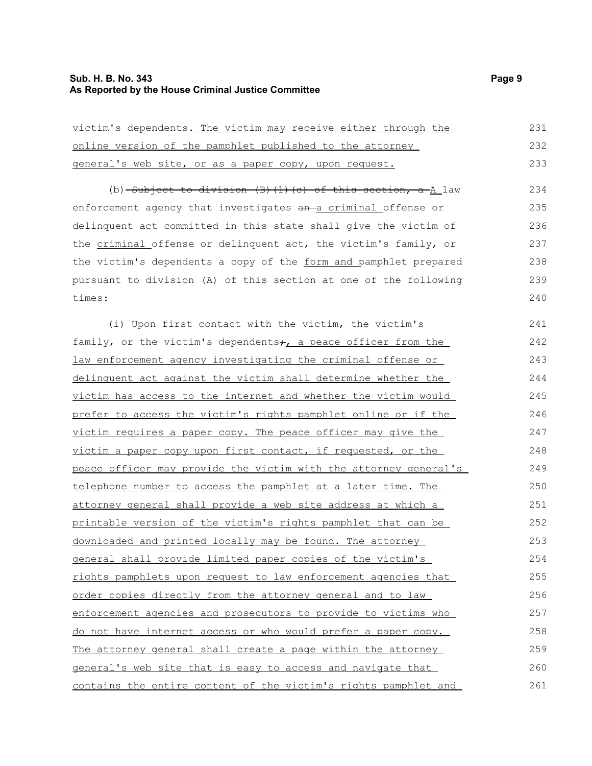victim's dependents. The victim may receive either through the online version of the pamphlet published to the attorney general's web site, or as a paper copy, upon request.

(b) ~~Subject to division (B)(1)(c) of this section, a~~ A law enforcement agency that investigates ~~an~~ a criminal offense or delinquent act committed in this state shall give the victim of the criminal offense or delinquent act, the victim's family, or the victim's dependents a copy of the form and pamphlet prepared pursuant to division (A) of this section at one of the following times:

(i) Upon first contact with the victim, the victim's family, or the victim's dependents~~;~~, a peace officer from the law enforcement agency investigating the criminal offense or delinquent act against the victim shall determine whether the victim has access to the internet and whether the victim would prefer to access the victim's rights pamphlet online or if the victim requires a paper copy. The peace officer may give the victim a paper copy upon first contact, if requested, or the peace officer may provide the victim with the attorney general's telephone number to access the pamphlet at a later time. The attorney general shall provide a web site address at which a printable version of the victim's rights pamphlet that can be downloaded and printed locally may be found. The attorney general shall provide limited paper copies of the victim's rights pamphlets upon request to law enforcement agencies that order copies directly from the attorney general and to law enforcement agencies and prosecutors to provide to victims who do not have internet access or who would prefer a paper copy. The attorney general shall create a page within the attorney general's web site that is easy to access and navigate that contains the entire content of the victim's rights pamphlet and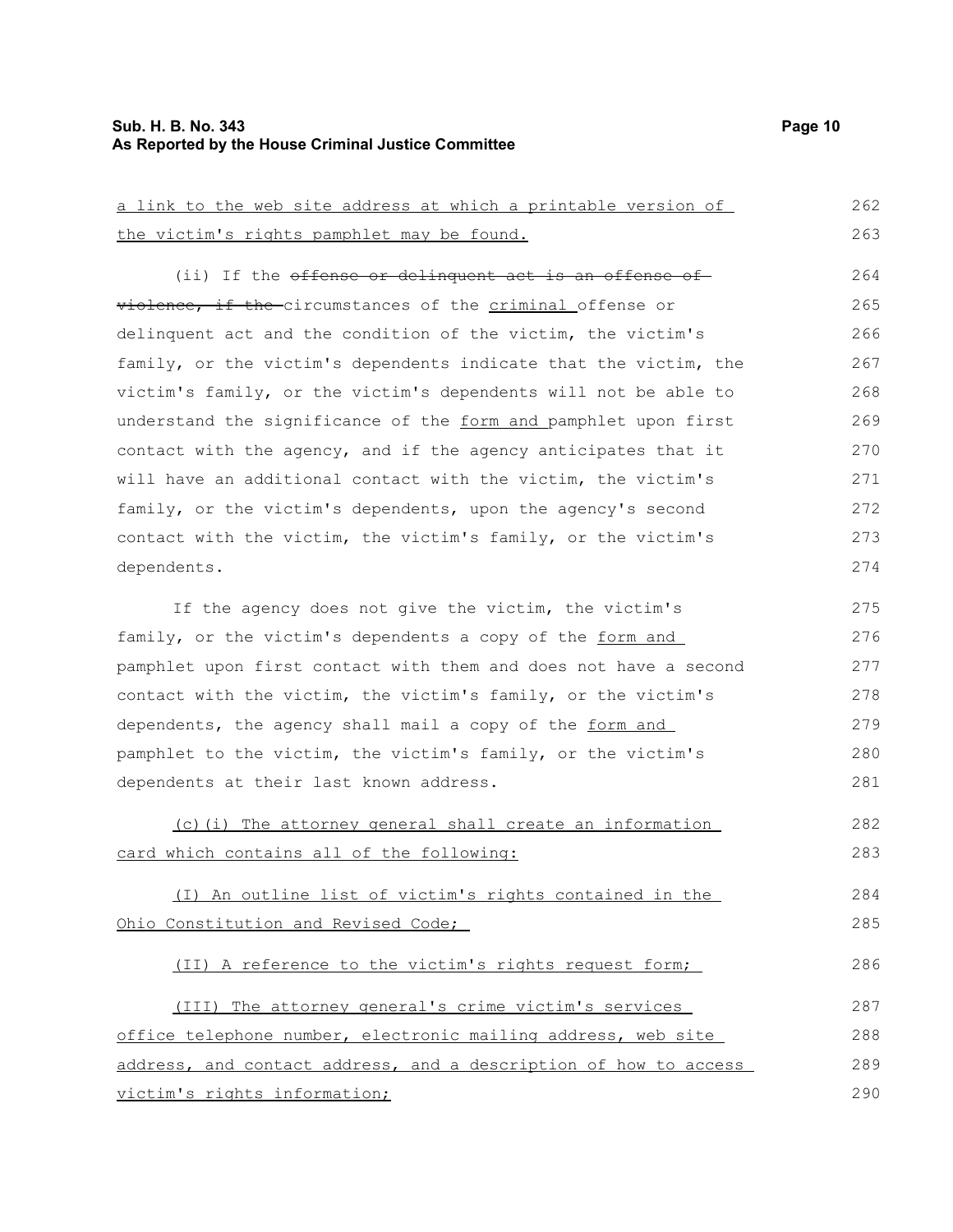a link to the web site address at which a printable version of the victim's rights pamphlet may be found.

(ii) If the ~~offense or delinquent act is an offense of violence, if the~~ circumstances of the criminal offense or delinquent act and the condition of the victim, the victim's family, or the victim's dependents indicate that the victim, the victim's family, or the victim's dependents will not be able to understand the significance of the form and pamphlet upon first contact with the agency, and if the agency anticipates that it will have an additional contact with the victim, the victim's family, or the victim's dependents, upon the agency's second contact with the victim, the victim's family, or the victim's dependents.

If the agency does not give the victim, the victim's family, or the victim's dependents a copy of the form and pamphlet upon first contact with them and does not have a second contact with the victim, the victim's family, or the victim's dependents, the agency shall mail a copy of the form and pamphlet to the victim, the victim's family, or the victim's dependents at their last known address.

(c)(i) The attorney general shall create an information card which contains all of the following:

(I) An outline list of victim's rights contained in the Ohio Constitution and Revised Code;

(II) A reference to the victim's rights request form;

(III) The attorney general's crime victim's services office telephone number, electronic mailing address, web site address, and contact address, and a description of how to access victim's rights information;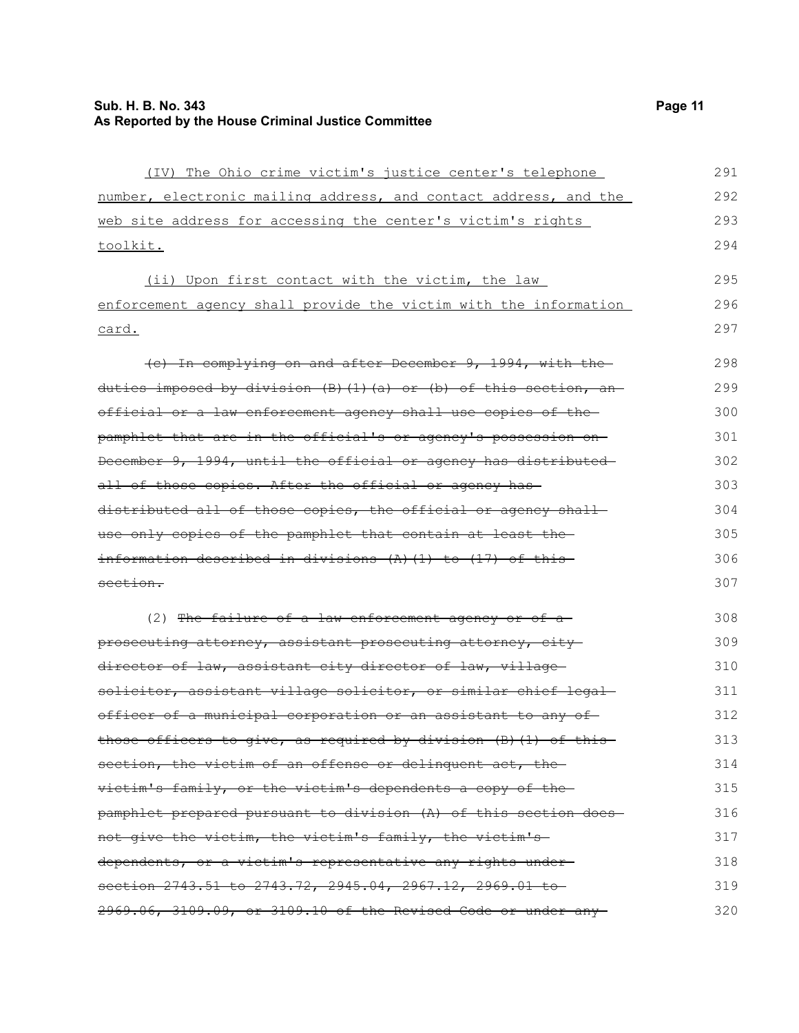(IV) The Ohio crime victim's justice center's telephone number, electronic mailing address, and contact address, and the web site address for accessing the center's victim's rights toolkit.

(ii) Upon first contact with the victim, the law enforcement agency shall provide the victim with the information card.

~~(c) In complying on and after December 9, 1994, with the duties imposed by division (B)(1)(a) or (b) of this section, an official or a law enforcement agency shall use copies of the pamphlet that are in the official's or agency's possession on December 9, 1994, until the official or agency has distributed all of those copies. After the official or agency has distributed all of those copies, the official or agency shall use only copies of the pamphlet that contain at least the information described in divisions (A)(1) to (17) of this section.~~

(2) ~~The failure of a law enforcement agency or of a prosecuting attorney, assistant prosecuting attorney, city director of law, assistant city director of law, village solicitor, assistant village solicitor, or similar chief legal officer of a municipal corporation or an assistant to any of those officers to give, as required by division (B)(1) of this section, the victim of an offense or delinquent act, the victim's family, or the victim's dependents a copy of the pamphlet prepared pursuant to division (A) of this section does not give the victim, the victim's family, the victim's dependents, or a victim's representative any rights under section 2743.51 to 2743.72, 2945.04, 2967.12, 2969.01 to 2969.06, 3109.09, or 3109.10 of the Revised Code or under any~~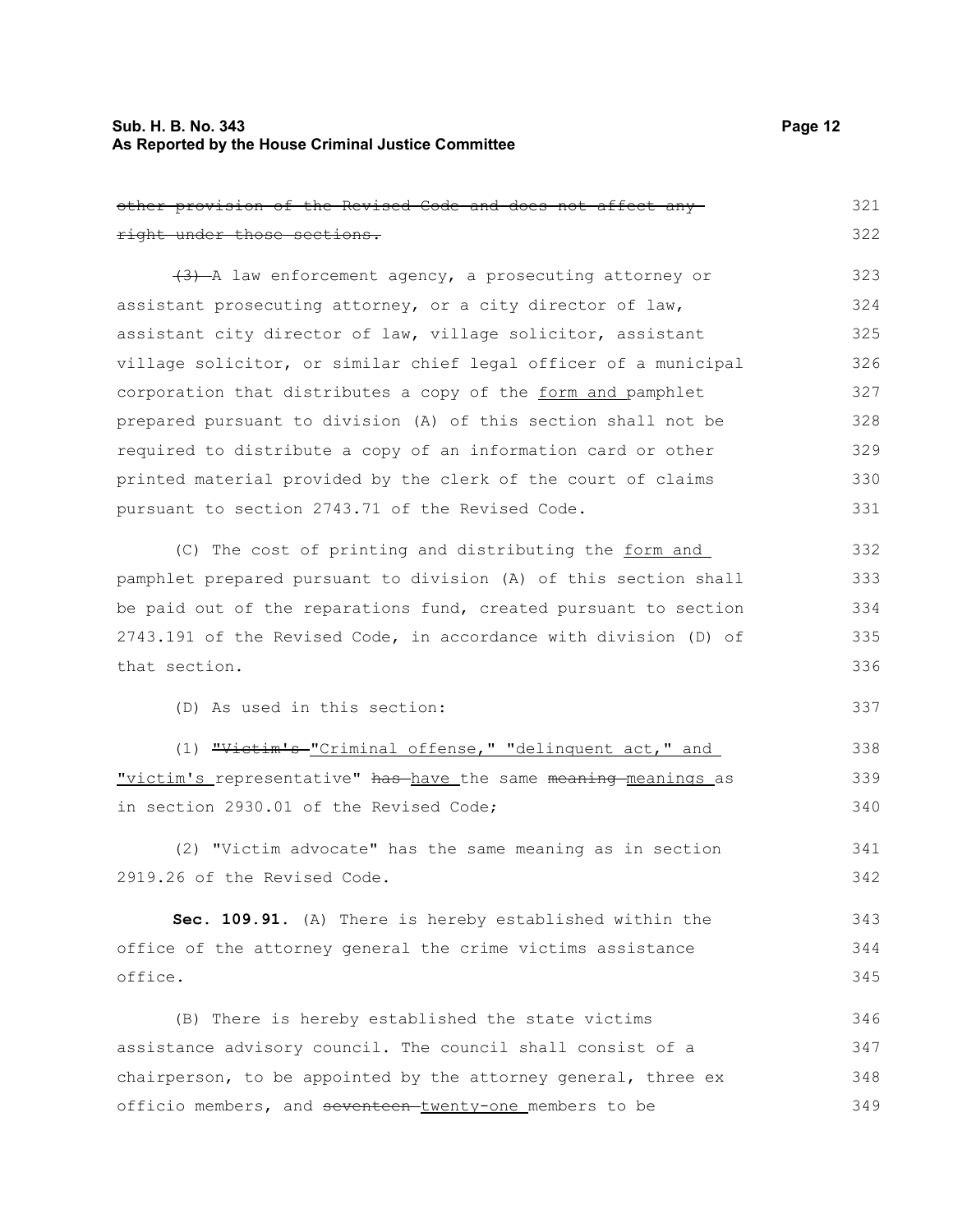~~other provision of the Revised Code and does not affect any right under those sections.~~

~~(3)~~ A law enforcement agency, a prosecuting attorney or assistant prosecuting attorney, or a city director of law, assistant city director of law, village solicitor, assistant village solicitor, or similar chief legal officer of a municipal corporation that distributes a copy of the <u>form and</u> pamphlet prepared pursuant to division (A) of this section shall not be required to distribute a copy of an information card or other printed material provided by the clerk of the court of claims pursuant to section 2743.71 of the Revised Code.

(C) The cost of printing and distributing the <u>form and</u> pamphlet prepared pursuant to division (A) of this section shall be paid out of the reparations fund, created pursuant to section 2743.191 of the Revised Code, in accordance with division (D) of that section.

(D) As used in this section:

(1) ~~"Victim's~~ <u>"Criminal offense," "delinquent act," and "victim's</u> representative" ~~has~~ <u>have</u> the same ~~meaning~~ <u>meanings</u> as in section 2930.01 of the Revised Code;

(2) "Victim advocate" has the same meaning as in section 2919.26 of the Revised Code.

**Sec. 109.91.** (A) There is hereby established within the office of the attorney general the crime victims assistance office.

(B) There is hereby established the state victims assistance advisory council. The council shall consist of a chairperson, to be appointed by the attorney general, three ex officio members, and ~~seventeen~~ <u>twenty-one</u> members to be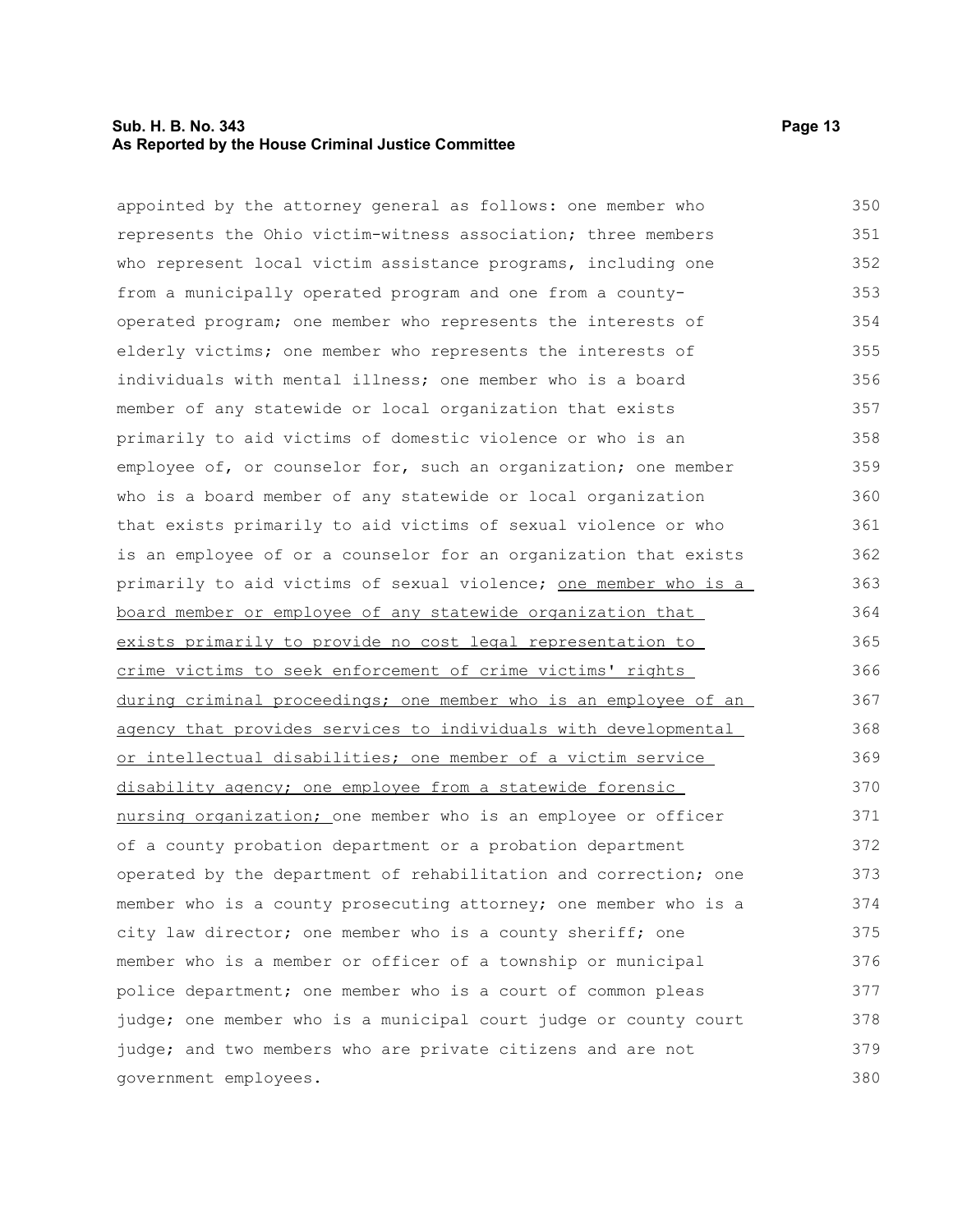appointed by the attorney general as follows: one member who represents the Ohio victim-witness association; three members who represent local victim assistance programs, including one from a municipally operated program and one from a county-operated program; one member who represents the interests of elderly victims; one member who represents the interests of individuals with mental illness; one member who is a board member of any statewide or local organization that exists primarily to aid victims of domestic violence or who is an employee of, or counselor for, such an organization; one member who is a board member of any statewide or local organization that exists primarily to aid victims of sexual violence or who is an employee of or a counselor for an organization that exists primarily to aid victims of sexual violence; <u>one member who is a board member or employee of any statewide organization that exists primarily to provide no cost legal representation to crime victims to seek enforcement of crime victims' rights during criminal proceedings; one member who is an employee of an agency that provides services to individuals with developmental or intellectual disabilities; one member of a victim service disability agency; one employee from a statewide forensic nursing organization;</u> one member who is an employee or officer of a county probation department or a probation department operated by the department of rehabilitation and correction; one member who is a county prosecuting attorney; one member who is a city law director; one member who is a county sheriff; one member who is a member or officer of a township or municipal police department; one member who is a court of common pleas judge; one member who is a municipal court judge or county court judge; and two members who are private citizens and are not government employees.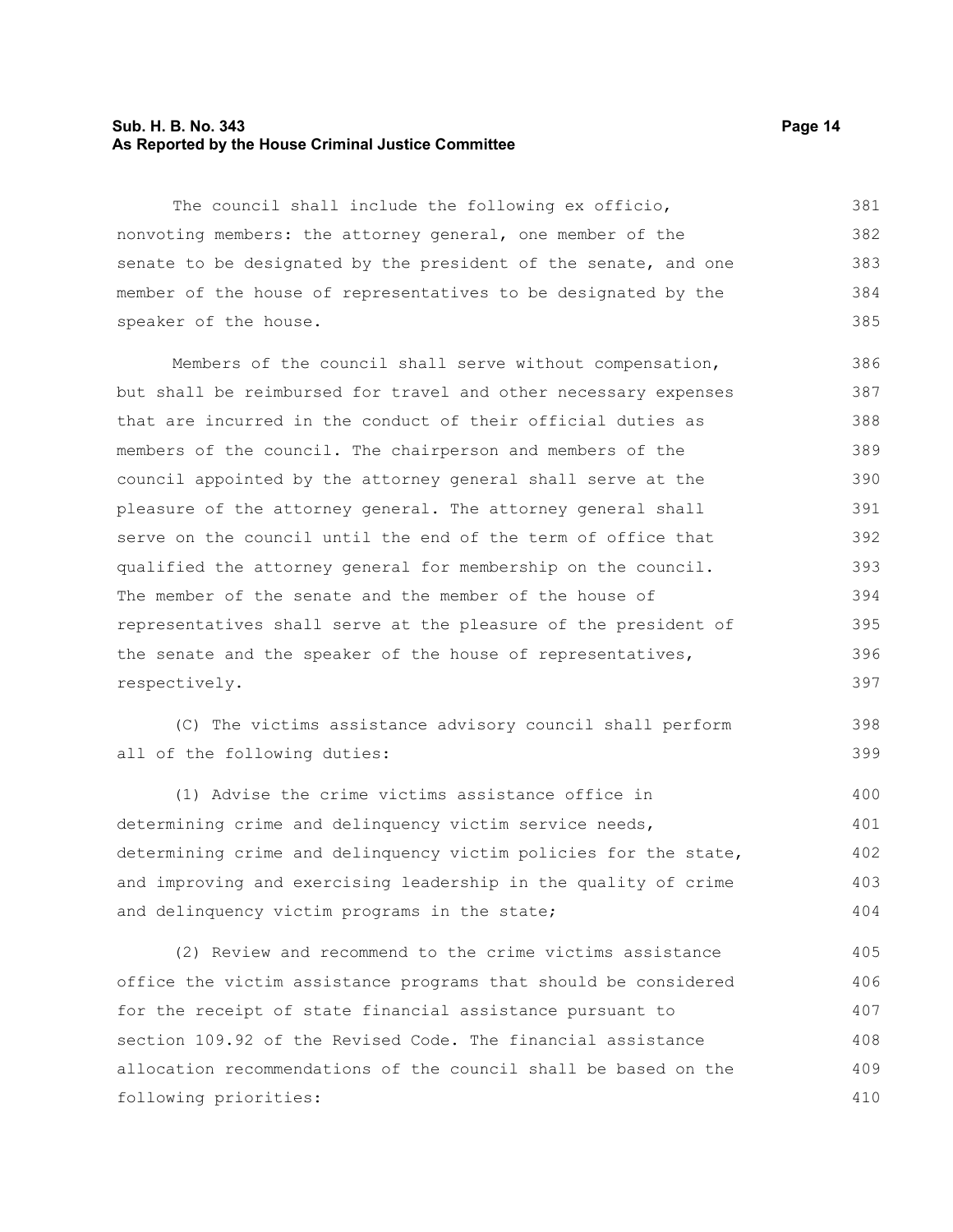The council shall include the following ex officio, nonvoting members: the attorney general, one member of the senate to be designated by the president of the senate, and one member of the house of representatives to be designated by the speaker of the house.

Members of the council shall serve without compensation, but shall be reimbursed for travel and other necessary expenses that are incurred in the conduct of their official duties as members of the council. The chairperson and members of the council appointed by the attorney general shall serve at the pleasure of the attorney general. The attorney general shall serve on the council until the end of the term of office that qualified the attorney general for membership on the council. The member of the senate and the member of the house of representatives shall serve at the pleasure of the president of the senate and the speaker of the house of representatives, respectively.

(C) The victims assistance advisory council shall perform all of the following duties:

(1) Advise the crime victims assistance office in determining crime and delinquency victim service needs, determining crime and delinquency victim policies for the state, and improving and exercising leadership in the quality of crime and delinquency victim programs in the state;

(2) Review and recommend to the crime victims assistance office the victim assistance programs that should be considered for the receipt of state financial assistance pursuant to section 109.92 of the Revised Code. The financial assistance allocation recommendations of the council shall be based on the following priorities: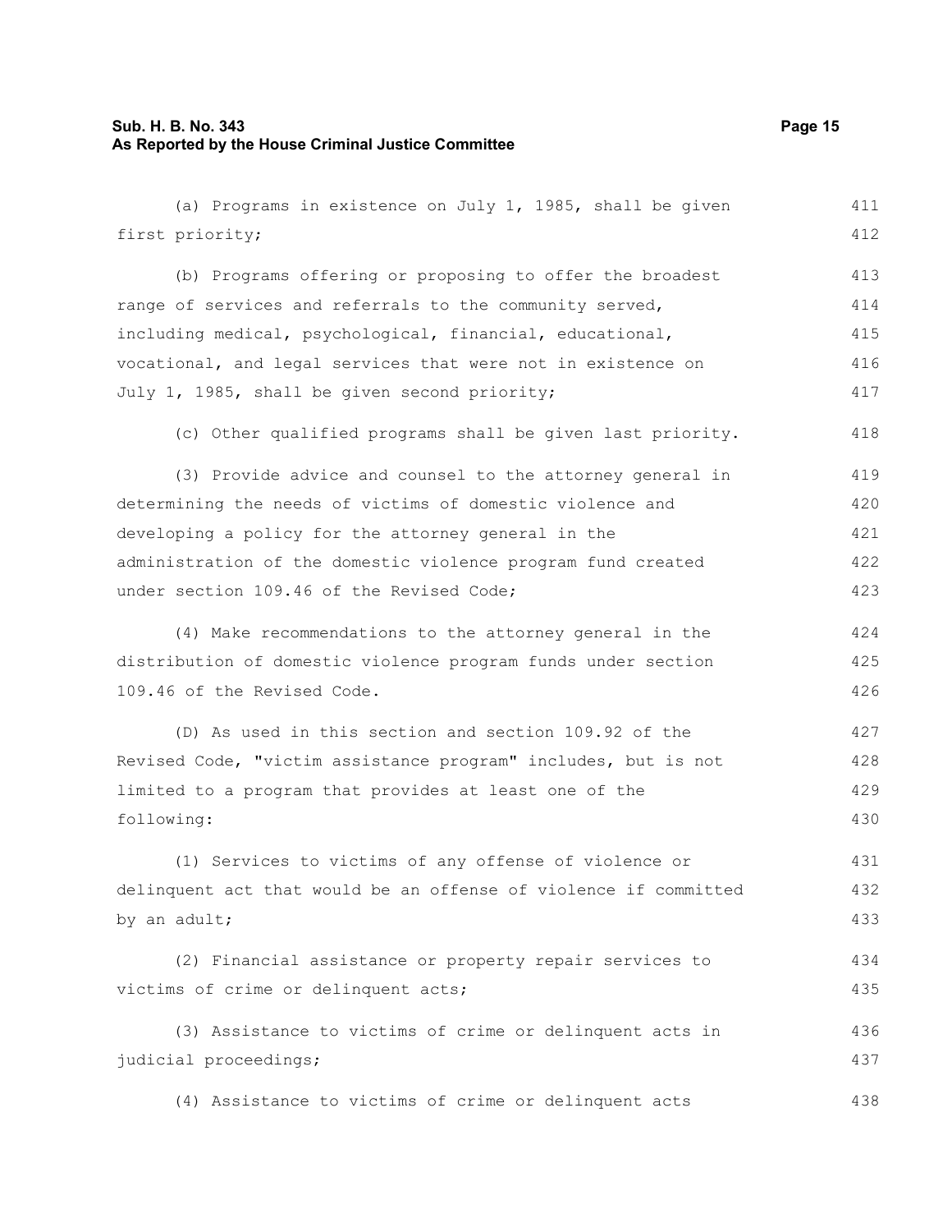(a) Programs in existence on July 1, 1985, shall be given first priority;

(b) Programs offering or proposing to offer the broadest range of services and referrals to the community served, including medical, psychological, financial, educational, vocational, and legal services that were not in existence on July 1, 1985, shall be given second priority;

(c) Other qualified programs shall be given last priority.

(3) Provide advice and counsel to the attorney general in determining the needs of victims of domestic violence and developing a policy for the attorney general in the administration of the domestic violence program fund created under section 109.46 of the Revised Code;

(4) Make recommendations to the attorney general in the distribution of domestic violence program funds under section 109.46 of the Revised Code.

(D) As used in this section and section 109.92 of the Revised Code, "victim assistance program" includes, but is not limited to a program that provides at least one of the following:

(1) Services to victims of any offense of violence or delinquent act that would be an offense of violence if committed by an adult;

(2) Financial assistance or property repair services to victims of crime or delinquent acts;

(3) Assistance to victims of crime or delinquent acts in judicial proceedings;

(4) Assistance to victims of crime or delinquent acts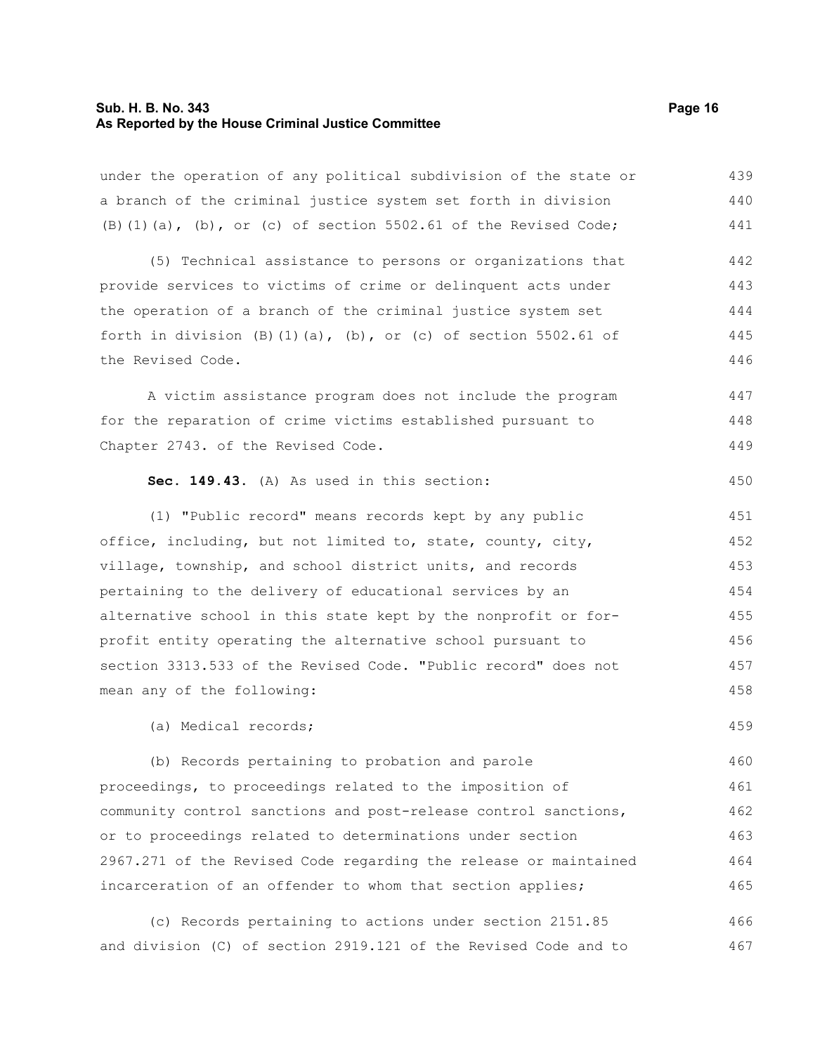under the operation of any political subdivision of the state or a branch of the criminal justice system set forth in division (B)(1)(a), (b), or (c) of section 5502.61 of the Revised Code;

(5) Technical assistance to persons or organizations that provide services to victims of crime or delinquent acts under the operation of a branch of the criminal justice system set forth in division (B)(1)(a), (b), or (c) of section 5502.61 of the Revised Code.

A victim assistance program does not include the program for the reparation of crime victims established pursuant to Chapter 2743. of the Revised Code.

**Sec. 149.43.** (A) As used in this section:

(1) "Public record" means records kept by any public office, including, but not limited to, state, county, city, village, township, and school district units, and records pertaining to the delivery of educational services by an alternative school in this state kept by the nonprofit or for-profit entity operating the alternative school pursuant to section 3313.533 of the Revised Code. "Public record" does not mean any of the following:

(a) Medical records;

(b) Records pertaining to probation and parole proceedings, to proceedings related to the imposition of community control sanctions and post-release control sanctions, or to proceedings related to determinations under section 2967.271 of the Revised Code regarding the release or maintained incarceration of an offender to whom that section applies;

(c) Records pertaining to actions under section 2151.85 and division (C) of section 2919.121 of the Revised Code and to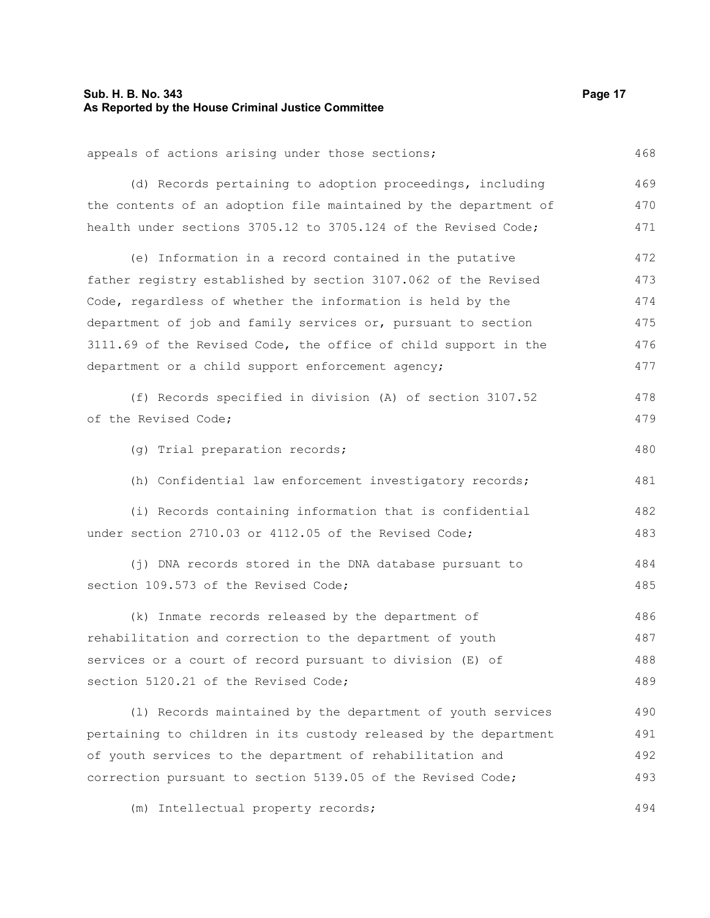appeals of actions arising under those sections;

(d) Records pertaining to adoption proceedings, including the contents of an adoption file maintained by the department of health under sections 3705.12 to 3705.124 of the Revised Code;

(e) Information in a record contained in the putative father registry established by section 3107.062 of the Revised Code, regardless of whether the information is held by the department of job and family services or, pursuant to section 3111.69 of the Revised Code, the office of child support in the department or a child support enforcement agency;

(f) Records specified in division (A) of section 3107.52 of the Revised Code;

(g) Trial preparation records;

(h) Confidential law enforcement investigatory records;

(i) Records containing information that is confidential under section 2710.03 or 4112.05 of the Revised Code;

(j) DNA records stored in the DNA database pursuant to section 109.573 of the Revised Code;

(k) Inmate records released by the department of rehabilitation and correction to the department of youth services or a court of record pursuant to division (E) of section 5120.21 of the Revised Code;

(l) Records maintained by the department of youth services pertaining to children in its custody released by the department of youth services to the department of rehabilitation and correction pursuant to section 5139.05 of the Revised Code;

(m) Intellectual property records;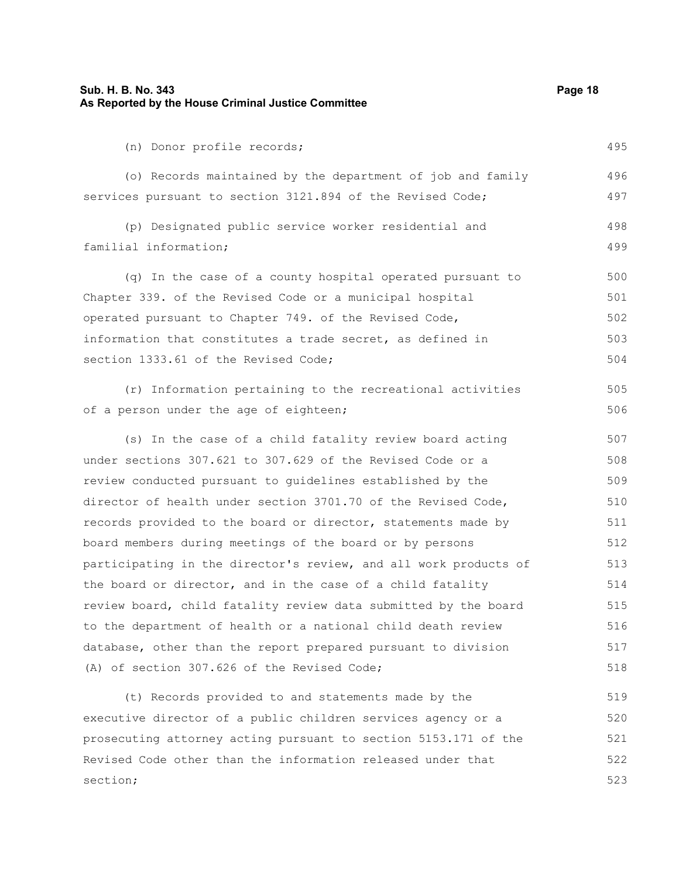(n) Donor profile records;

(o) Records maintained by the department of job and family services pursuant to section 3121.894 of the Revised Code;

(p) Designated public service worker residential and familial information;

(q) In the case of a county hospital operated pursuant to Chapter 339. of the Revised Code or a municipal hospital operated pursuant to Chapter 749. of the Revised Code, information that constitutes a trade secret, as defined in section 1333.61 of the Revised Code;

(r) Information pertaining to the recreational activities of a person under the age of eighteen;

(s) In the case of a child fatality review board acting under sections 307.621 to 307.629 of the Revised Code or a review conducted pursuant to guidelines established by the director of health under section 3701.70 of the Revised Code, records provided to the board or director, statements made by board members during meetings of the board or by persons participating in the director's review, and all work products of the board or director, and in the case of a child fatality review board, child fatality review data submitted by the board to the department of health or a national child death review database, other than the report prepared pursuant to division (A) of section 307.626 of the Revised Code;

(t) Records provided to and statements made by the executive director of a public children services agency or a prosecuting attorney acting pursuant to section 5153.171 of the Revised Code other than the information released under that section;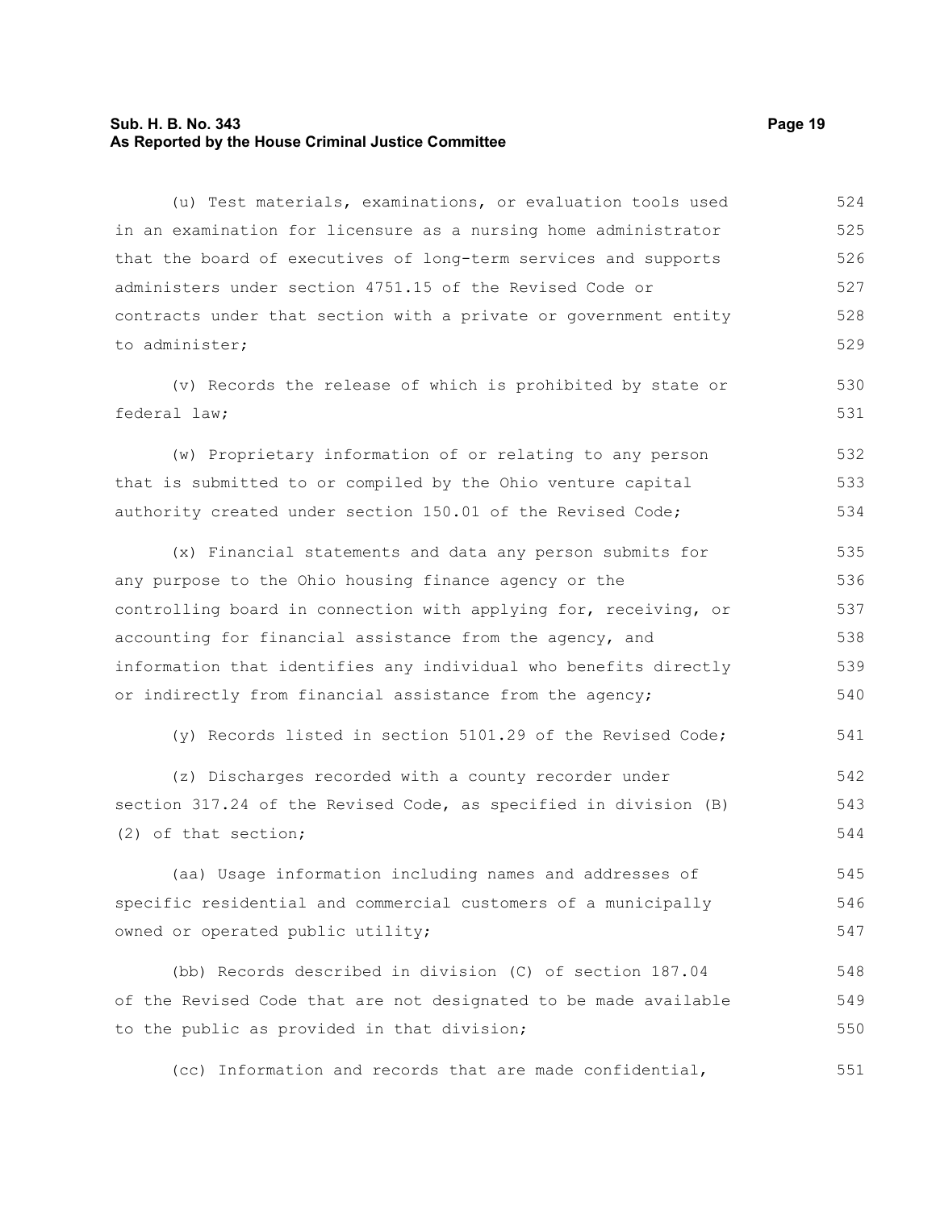(u) Test materials, examinations, or evaluation tools used in an examination for licensure as a nursing home administrator that the board of executives of long-term services and supports administers under section 4751.15 of the Revised Code or contracts under that section with a private or government entity to administer;

(v) Records the release of which is prohibited by state or federal law;

(w) Proprietary information of or relating to any person that is submitted to or compiled by the Ohio venture capital authority created under section 150.01 of the Revised Code;

(x) Financial statements and data any person submits for any purpose to the Ohio housing finance agency or the controlling board in connection with applying for, receiving, or accounting for financial assistance from the agency, and information that identifies any individual who benefits directly or indirectly from financial assistance from the agency;

(y) Records listed in section 5101.29 of the Revised Code;

(z) Discharges recorded with a county recorder under section 317.24 of the Revised Code, as specified in division (B)(2) of that section;

(aa) Usage information including names and addresses of specific residential and commercial customers of a municipally owned or operated public utility;

(bb) Records described in division (C) of section 187.04 of the Revised Code that are not designated to be made available to the public as provided in that division;

(cc) Information and records that are made confidential,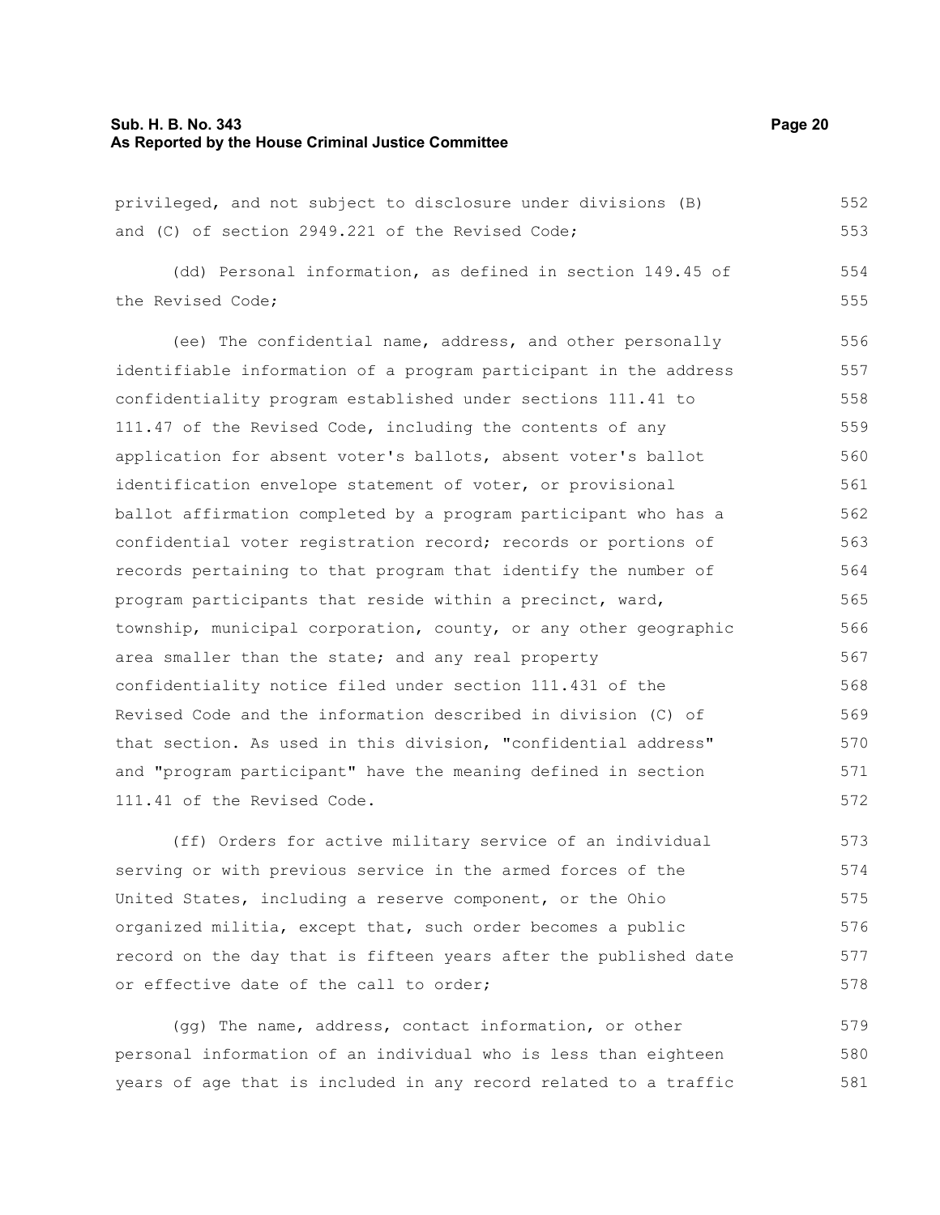privileged, and not subject to disclosure under divisions (B) and (C) of section 2949.221 of the Revised Code;

(dd) Personal information, as defined in section 149.45 of the Revised Code;

(ee) The confidential name, address, and other personally identifiable information of a program participant in the address confidentiality program established under sections 111.41 to 111.47 of the Revised Code, including the contents of any application for absent voter's ballots, absent voter's ballot identification envelope statement of voter, or provisional ballot affirmation completed by a program participant who has a confidential voter registration record; records or portions of records pertaining to that program that identify the number of program participants that reside within a precinct, ward, township, municipal corporation, county, or any other geographic area smaller than the state; and any real property confidentiality notice filed under section 111.431 of the Revised Code and the information described in division (C) of that section. As used in this division, "confidential address" and "program participant" have the meaning defined in section 111.41 of the Revised Code.

(ff) Orders for active military service of an individual serving or with previous service in the armed forces of the United States, including a reserve component, or the Ohio organized militia, except that, such order becomes a public record on the day that is fifteen years after the published date or effective date of the call to order;

(gg) The name, address, contact information, or other personal information of an individual who is less than eighteen years of age that is included in any record related to a traffic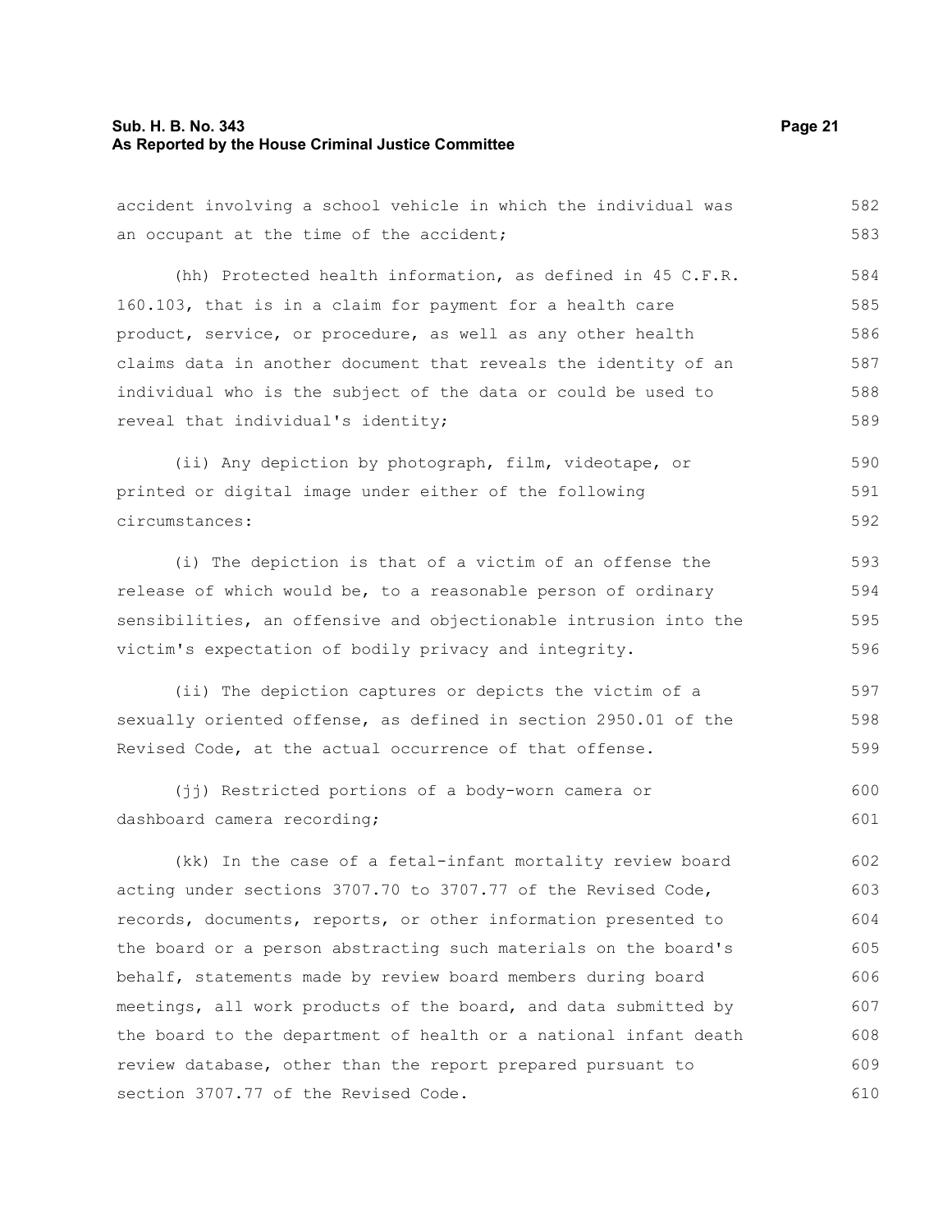accident involving a school vehicle in which the individual was an occupant at the time of the accident;

(hh) Protected health information, as defined in 45 C.F.R. 160.103, that is in a claim for payment for a health care product, service, or procedure, as well as any other health claims data in another document that reveals the identity of an individual who is the subject of the data or could be used to reveal that individual's identity;

(ii) Any depiction by photograph, film, videotape, or printed or digital image under either of the following circumstances:

(i) The depiction is that of a victim of an offense the release of which would be, to a reasonable person of ordinary sensibilities, an offensive and objectionable intrusion into the victim's expectation of bodily privacy and integrity.

(ii) The depiction captures or depicts the victim of a sexually oriented offense, as defined in section 2950.01 of the Revised Code, at the actual occurrence of that offense.

(jj) Restricted portions of a body-worn camera or dashboard camera recording;

(kk) In the case of a fetal-infant mortality review board acting under sections 3707.70 to 3707.77 of the Revised Code, records, documents, reports, or other information presented to the board or a person abstracting such materials on the board's behalf, statements made by review board members during board meetings, all work products of the board, and data submitted by the board to the department of health or a national infant death review database, other than the report prepared pursuant to section 3707.77 of the Revised Code.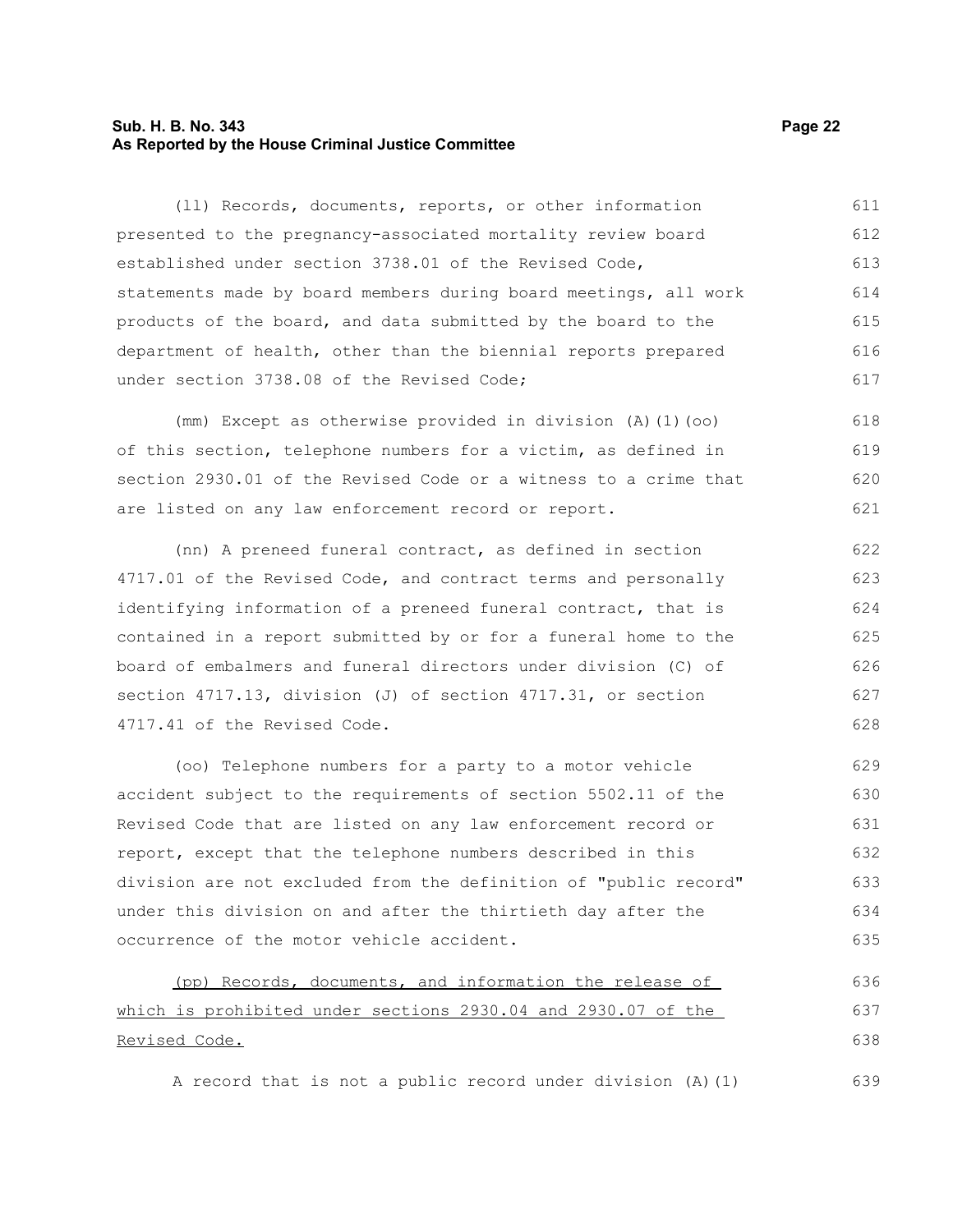(ll) Records, documents, reports, or other information presented to the pregnancy-associated mortality review board established under section 3738.01 of the Revised Code, statements made by board members during board meetings, all work products of the board, and data submitted by the board to the department of health, other than the biennial reports prepared under section 3738.08 of the Revised Code;

(mm) Except as otherwise provided in division (A)(1)(oo) of this section, telephone numbers for a victim, as defined in section 2930.01 of the Revised Code or a witness to a crime that are listed on any law enforcement record or report.

(nn) A preneed funeral contract, as defined in section 4717.01 of the Revised Code, and contract terms and personally identifying information of a preneed funeral contract, that is contained in a report submitted by or for a funeral home to the board of embalmers and funeral directors under division (C) of section 4717.13, division (J) of section 4717.31, or section 4717.41 of the Revised Code.

(oo) Telephone numbers for a party to a motor vehicle accident subject to the requirements of section 5502.11 of the Revised Code that are listed on any law enforcement record or report, except that the telephone numbers described in this division are not excluded from the definition of "public record" under this division on and after the thirtieth day after the occurrence of the motor vehicle accident.

<u>(pp) Records, documents, and information the release of which is prohibited under sections 2930.04 and 2930.07 of the Revised Code.</u>

A record that is not a public record under division (A)(1)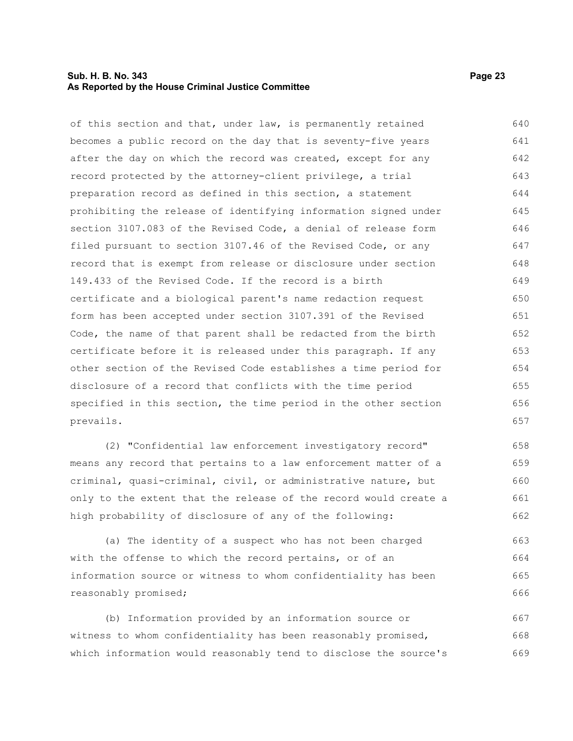of this section and that, under law, is permanently retained becomes a public record on the day that is seventy-five years after the day on which the record was created, except for any record protected by the attorney-client privilege, a trial preparation record as defined in this section, a statement prohibiting the release of identifying information signed under section 3107.083 of the Revised Code, a denial of release form filed pursuant to section 3107.46 of the Revised Code, or any record that is exempt from release or disclosure under section 149.433 of the Revised Code. If the record is a birth certificate and a biological parent's name redaction request form has been accepted under section 3107.391 of the Revised Code, the name of that parent shall be redacted from the birth certificate before it is released under this paragraph. If any other section of the Revised Code establishes a time period for disclosure of a record that conflicts with the time period specified in this section, the time period in the other section prevails.

(2) "Confidential law enforcement investigatory record" means any record that pertains to a law enforcement matter of a criminal, quasi-criminal, civil, or administrative nature, but only to the extent that the release of the record would create a high probability of disclosure of any of the following:

(a) The identity of a suspect who has not been charged with the offense to which the record pertains, or of an information source or witness to whom confidentiality has been reasonably promised;

(b) Information provided by an information source or witness to whom confidentiality has been reasonably promised, which information would reasonably tend to disclose the source's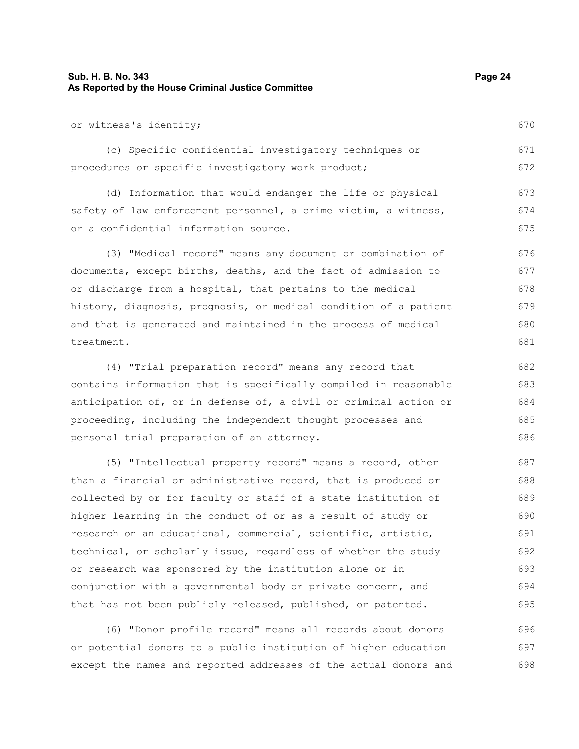or witness's identity;

(c) Specific confidential investigatory techniques or procedures or specific investigatory work product;

(d) Information that would endanger the life or physical safety of law enforcement personnel, a crime victim, a witness, or a confidential information source.

(3) "Medical record" means any document or combination of documents, except births, deaths, and the fact of admission to or discharge from a hospital, that pertains to the medical history, diagnosis, prognosis, or medical condition of a patient and that is generated and maintained in the process of medical treatment.

(4) "Trial preparation record" means any record that contains information that is specifically compiled in reasonable anticipation of, or in defense of, a civil or criminal action or proceeding, including the independent thought processes and personal trial preparation of an attorney.

(5) "Intellectual property record" means a record, other than a financial or administrative record, that is produced or collected by or for faculty or staff of a state institution of higher learning in the conduct of or as a result of study or research on an educational, commercial, scientific, artistic, technical, or scholarly issue, regardless of whether the study or research was sponsored by the institution alone or in conjunction with a governmental body or private concern, and that has not been publicly released, published, or patented.

(6) "Donor profile record" means all records about donors or potential donors to a public institution of higher education except the names and reported addresses of the actual donors and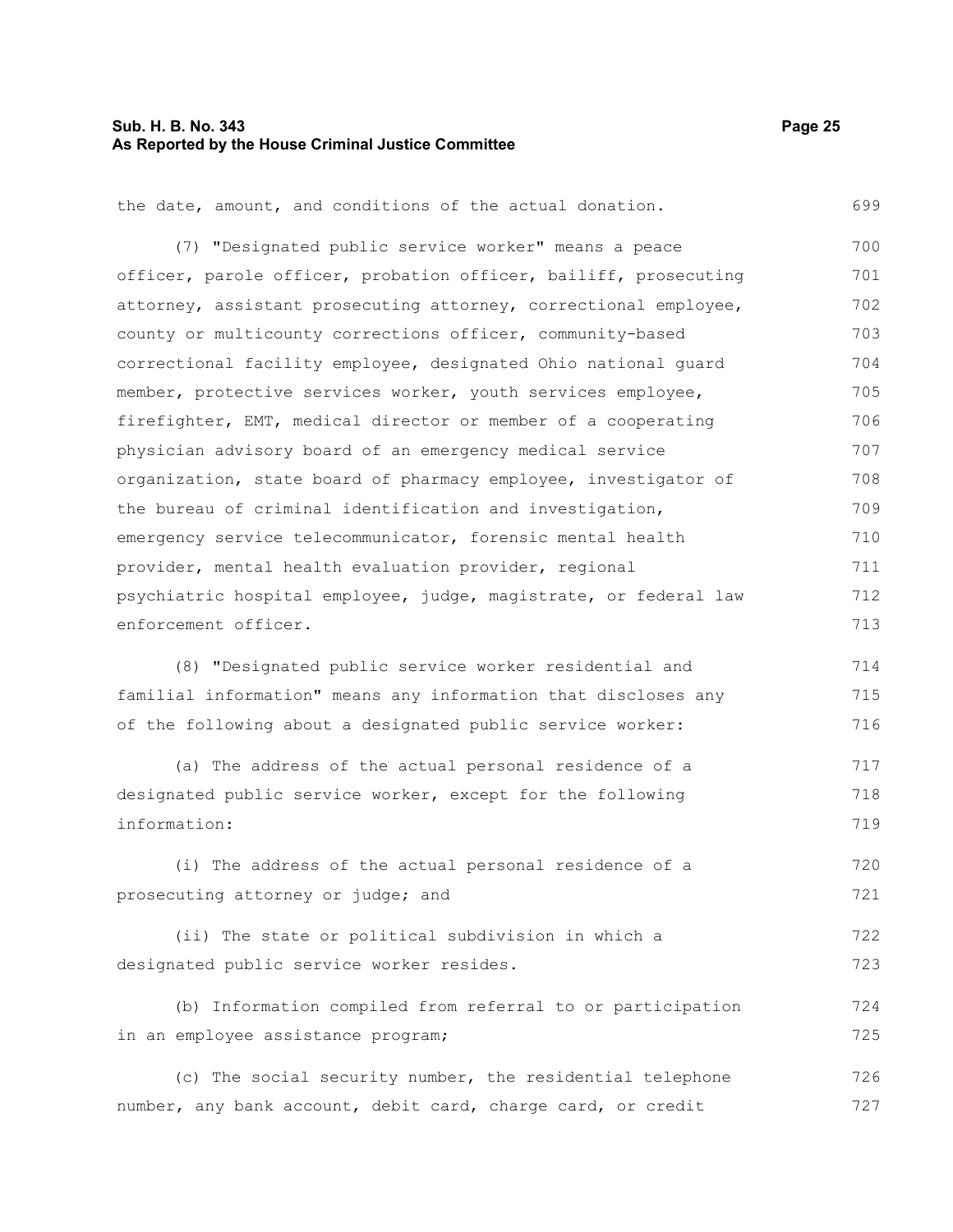the date, amount, and conditions of the actual donation.

(7) "Designated public service worker" means a peace officer, parole officer, probation officer, bailiff, prosecuting attorney, assistant prosecuting attorney, correctional employee, county or multicounty corrections officer, community-based correctional facility employee, designated Ohio national guard member, protective services worker, youth services employee, firefighter, EMT, medical director or member of a cooperating physician advisory board of an emergency medical service organization, state board of pharmacy employee, investigator of the bureau of criminal identification and investigation, emergency service telecommunicator, forensic mental health provider, mental health evaluation provider, regional psychiatric hospital employee, judge, magistrate, or federal law enforcement officer.

(8) "Designated public service worker residential and familial information" means any information that discloses any of the following about a designated public service worker:

(a) The address of the actual personal residence of a designated public service worker, except for the following information:

(i) The address of the actual personal residence of a prosecuting attorney or judge; and

(ii) The state or political subdivision in which a designated public service worker resides.

(b) Information compiled from referral to or participation in an employee assistance program;

(c) The social security number, the residential telephone number, any bank account, debit card, charge card, or credit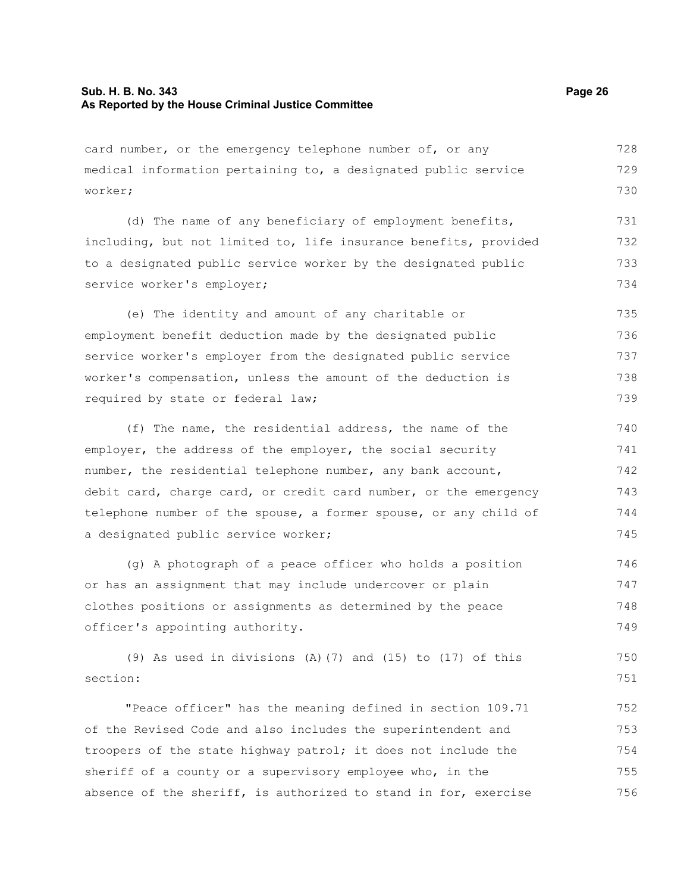card number, or the emergency telephone number of, or any medical information pertaining to, a designated public service worker;

(d) The name of any beneficiary of employment benefits, including, but not limited to, life insurance benefits, provided to a designated public service worker by the designated public service worker's employer;

(e) The identity and amount of any charitable or employment benefit deduction made by the designated public service worker's employer from the designated public service worker's compensation, unless the amount of the deduction is required by state or federal law;

(f) The name, the residential address, the name of the employer, the address of the employer, the social security number, the residential telephone number, any bank account, debit card, charge card, or credit card number, or the emergency telephone number of the spouse, a former spouse, or any child of a designated public service worker;

(g) A photograph of a peace officer who holds a position or has an assignment that may include undercover or plain clothes positions or assignments as determined by the peace officer's appointing authority.

(9) As used in divisions (A)(7) and (15) to (17) of this section:

"Peace officer" has the meaning defined in section 109.71 of the Revised Code and also includes the superintendent and troopers of the state highway patrol; it does not include the sheriff of a county or a supervisory employee who, in the absence of the sheriff, is authorized to stand in for, exercise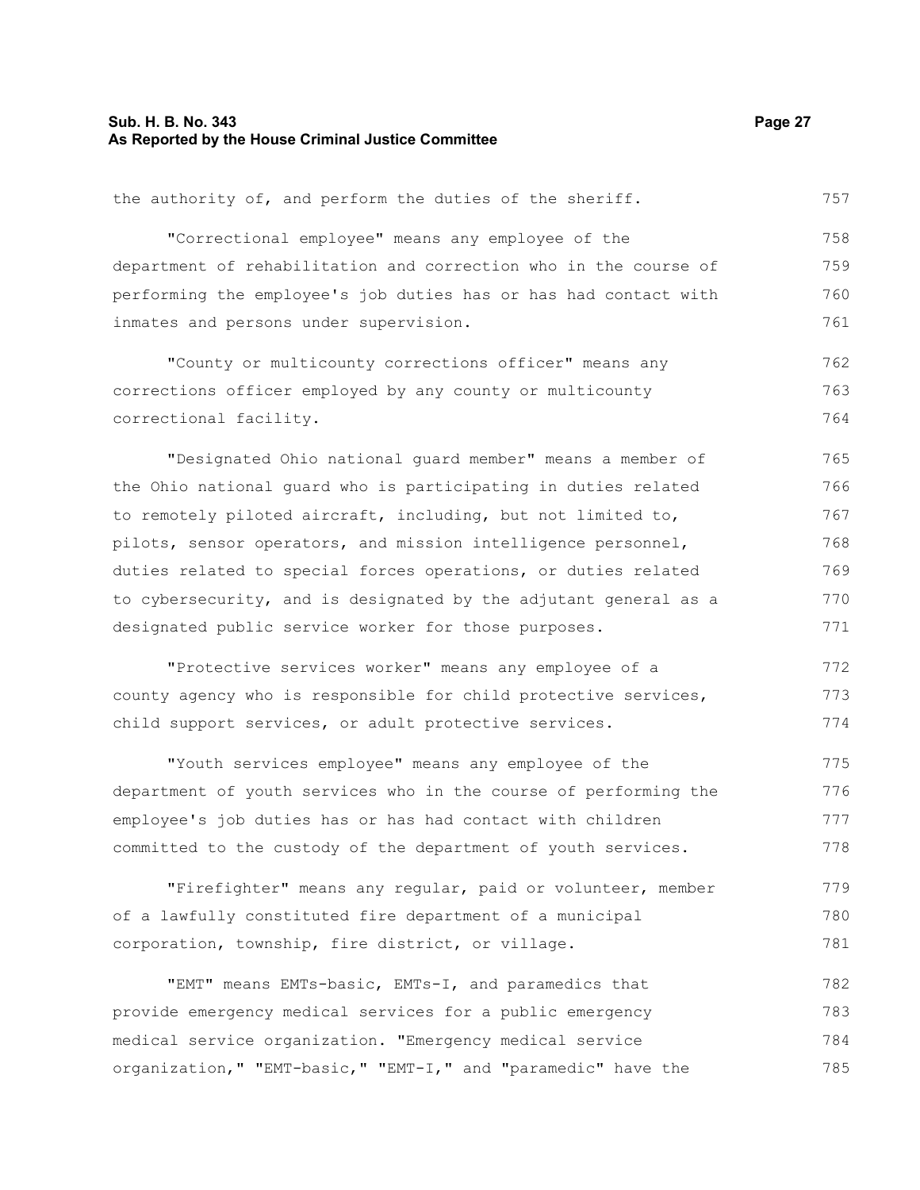the authority of, and perform the duties of the sheriff.

"Correctional employee" means any employee of the department of rehabilitation and correction who in the course of performing the employee's job duties has or has had contact with inmates and persons under supervision.

"County or multicounty corrections officer" means any corrections officer employed by any county or multicounty correctional facility.

"Designated Ohio national guard member" means a member of the Ohio national guard who is participating in duties related to remotely piloted aircraft, including, but not limited to, pilots, sensor operators, and mission intelligence personnel, duties related to special forces operations, or duties related to cybersecurity, and is designated by the adjutant general as a designated public service worker for those purposes.

"Protective services worker" means any employee of a county agency who is responsible for child protective services, child support services, or adult protective services.

"Youth services employee" means any employee of the department of youth services who in the course of performing the employee's job duties has or has had contact with children committed to the custody of the department of youth services.

"Firefighter" means any regular, paid or volunteer, member of a lawfully constituted fire department of a municipal corporation, township, fire district, or village.

"EMT" means EMTs-basic, EMTs-I, and paramedics that provide emergency medical services for a public emergency medical service organization. "Emergency medical service organization," "EMT-basic," "EMT-I," and "paramedic" have the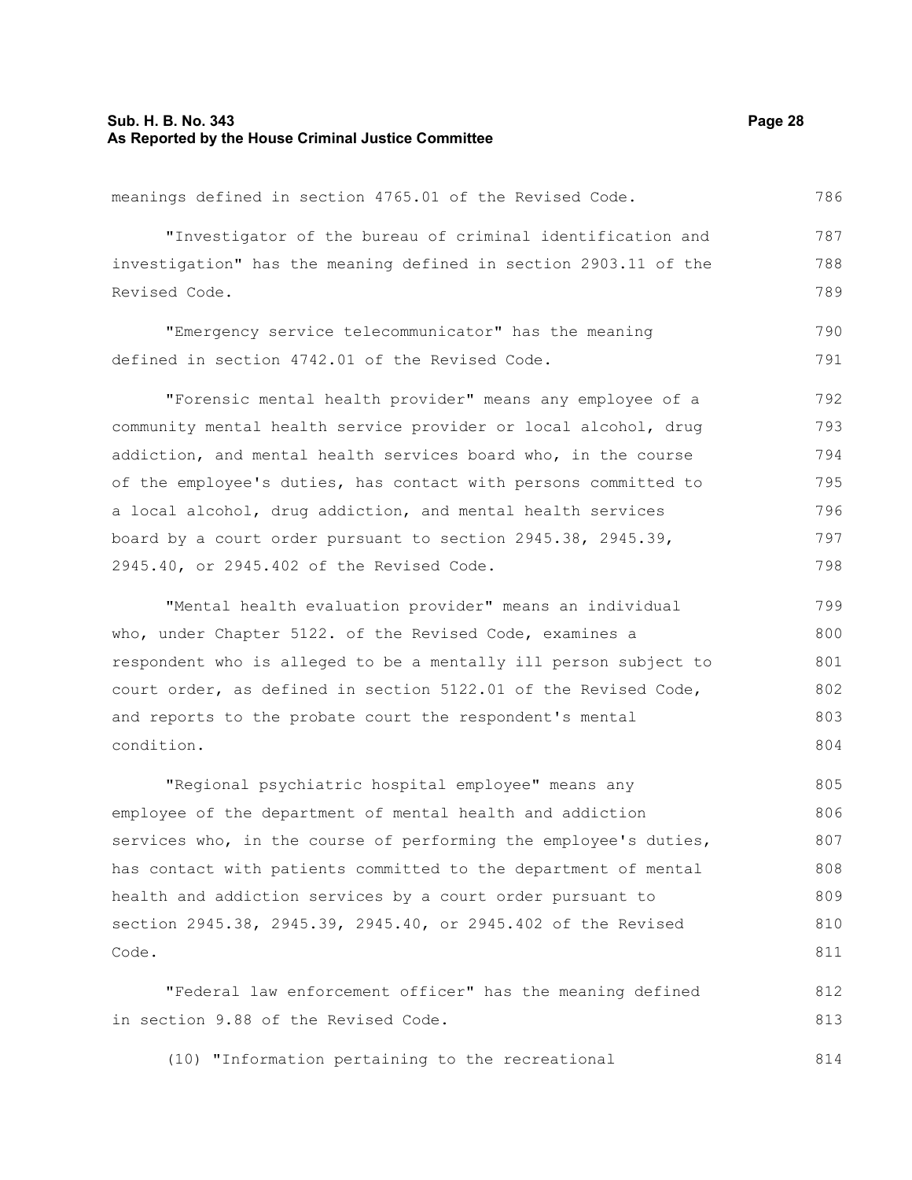meanings defined in section 4765.01 of the Revised Code.

"Investigator of the bureau of criminal identification and investigation" has the meaning defined in section 2903.11 of the Revised Code.

"Emergency service telecommunicator" has the meaning defined in section 4742.01 of the Revised Code.

"Forensic mental health provider" means any employee of a community mental health service provider or local alcohol, drug addiction, and mental health services board who, in the course of the employee's duties, has contact with persons committed to a local alcohol, drug addiction, and mental health services board by a court order pursuant to section 2945.38, 2945.39, 2945.40, or 2945.402 of the Revised Code.

"Mental health evaluation provider" means an individual who, under Chapter 5122. of the Revised Code, examines a respondent who is alleged to be a mentally ill person subject to court order, as defined in section 5122.01 of the Revised Code, and reports to the probate court the respondent's mental condition.

"Regional psychiatric hospital employee" means any employee of the department of mental health and addiction services who, in the course of performing the employee's duties, has contact with patients committed to the department of mental health and addiction services by a court order pursuant to section 2945.38, 2945.39, 2945.40, or 2945.402 of the Revised Code.

"Federal law enforcement officer" has the meaning defined in section 9.88 of the Revised Code.

(10) "Information pertaining to the recreational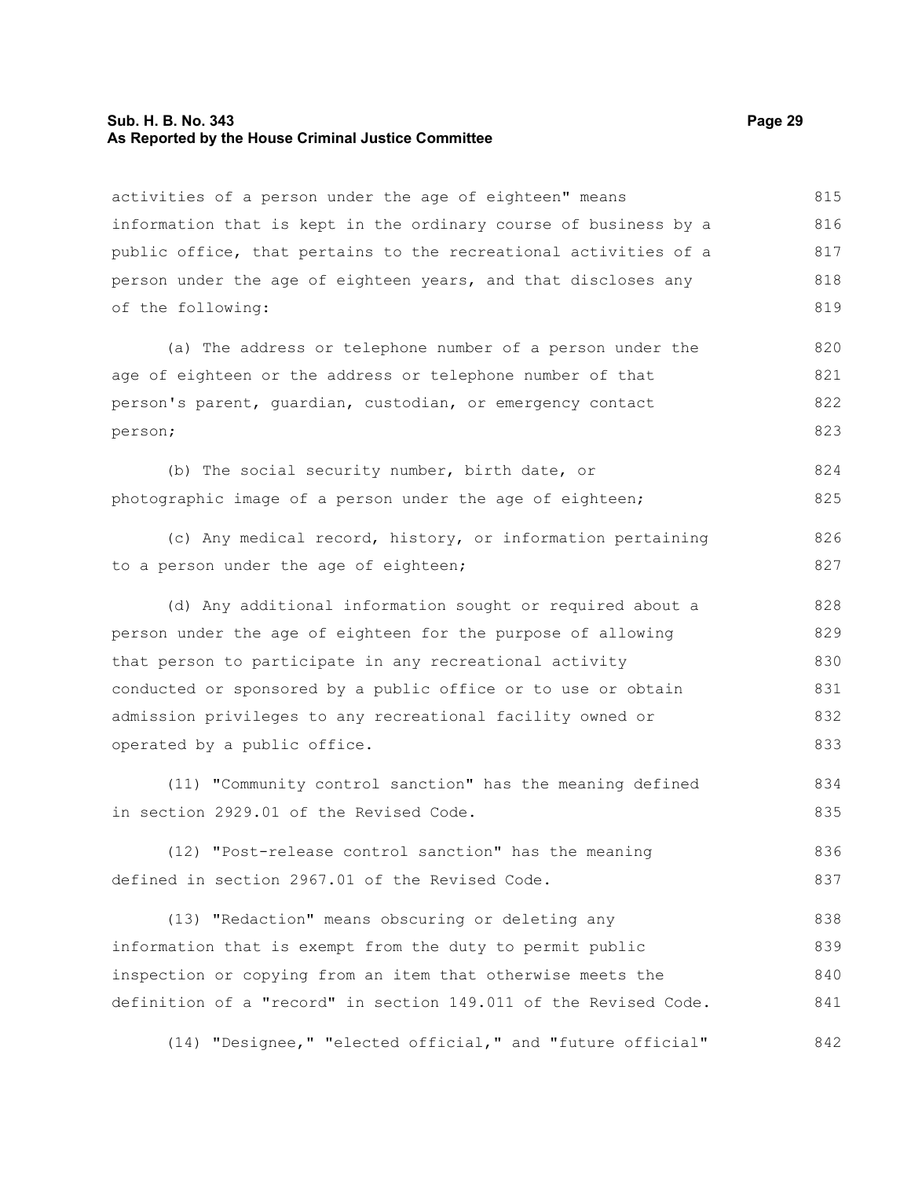activities of a person under the age of eighteen" means information that is kept in the ordinary course of business by a public office, that pertains to the recreational activities of a person under the age of eighteen years, and that discloses any of the following:

(a) The address or telephone number of a person under the age of eighteen or the address or telephone number of that person's parent, guardian, custodian, or emergency contact person;

(b) The social security number, birth date, or photographic image of a person under the age of eighteen;

(c) Any medical record, history, or information pertaining to a person under the age of eighteen;

(d) Any additional information sought or required about a person under the age of eighteen for the purpose of allowing that person to participate in any recreational activity conducted or sponsored by a public office or to use or obtain admission privileges to any recreational facility owned or operated by a public office.

(11) "Community control sanction" has the meaning defined in section 2929.01 of the Revised Code.

(12) "Post-release control sanction" has the meaning defined in section 2967.01 of the Revised Code.

(13) "Redaction" means obscuring or deleting any information that is exempt from the duty to permit public inspection or copying from an item that otherwise meets the definition of a "record" in section 149.011 of the Revised Code.

(14) "Designee," "elected official," and "future official"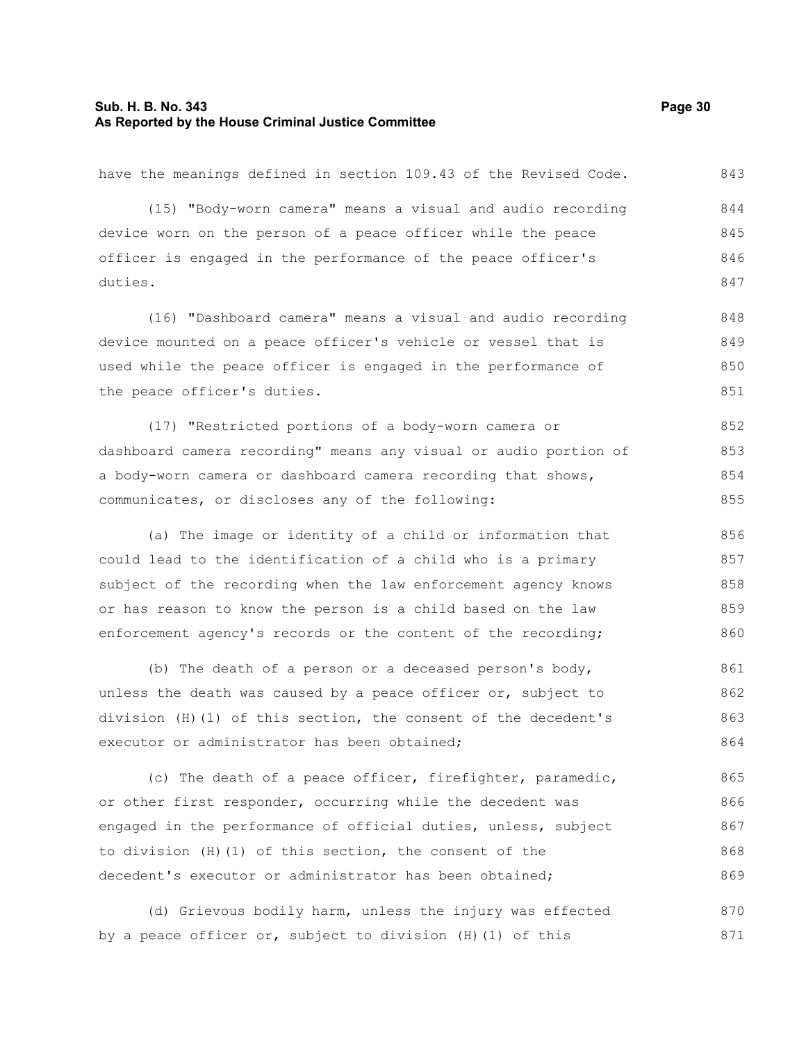have the meanings defined in section 109.43 of the Revised Code.

(15) "Body-worn camera" means a visual and audio recording device worn on the person of a peace officer while the peace officer is engaged in the performance of the peace officer's duties.

(16) "Dashboard camera" means a visual and audio recording device mounted on a peace officer's vehicle or vessel that is used while the peace officer is engaged in the performance of the peace officer's duties.

(17) "Restricted portions of a body-worn camera or dashboard camera recording" means any visual or audio portion of a body-worn camera or dashboard camera recording that shows, communicates, or discloses any of the following:

(a) The image or identity of a child or information that could lead to the identification of a child who is a primary subject of the recording when the law enforcement agency knows or has reason to know the person is a child based on the law enforcement agency's records or the content of the recording;

(b) The death of a person or a deceased person's body, unless the death was caused by a peace officer or, subject to division (H)(1) of this section, the consent of the decedent's executor or administrator has been obtained;

(c) The death of a peace officer, firefighter, paramedic, or other first responder, occurring while the decedent was engaged in the performance of official duties, unless, subject to division (H)(1) of this section, the consent of the decedent's executor or administrator has been obtained;

(d) Grievous bodily harm, unless the injury was effected by a peace officer or, subject to division (H)(1) of this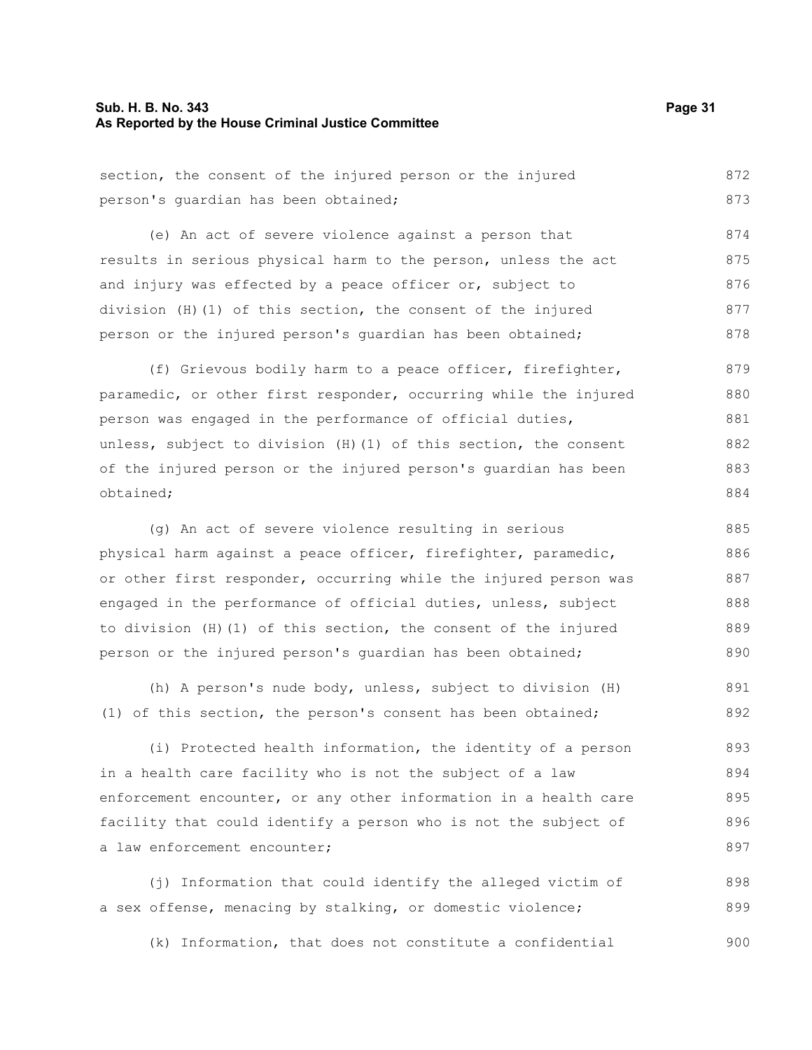section, the consent of the injured person or the injured person's guardian has been obtained;

(e) An act of severe violence against a person that results in serious physical harm to the person, unless the act and injury was effected by a peace officer or, subject to division (H)(1) of this section, the consent of the injured person or the injured person's guardian has been obtained;

(f) Grievous bodily harm to a peace officer, firefighter, paramedic, or other first responder, occurring while the injured person was engaged in the performance of official duties, unless, subject to division (H)(1) of this section, the consent of the injured person or the injured person's guardian has been obtained;

(g) An act of severe violence resulting in serious physical harm against a peace officer, firefighter, paramedic, or other first responder, occurring while the injured person was engaged in the performance of official duties, unless, subject to division (H)(1) of this section, the consent of the injured person or the injured person's guardian has been obtained;

(h) A person's nude body, unless, subject to division (H)(1) of this section, the person's consent has been obtained;

(i) Protected health information, the identity of a person in a health care facility who is not the subject of a law enforcement encounter, or any other information in a health care facility that could identify a person who is not the subject of a law enforcement encounter;

(j) Information that could identify the alleged victim of a sex offense, menacing by stalking, or domestic violence;

(k) Information, that does not constitute a confidential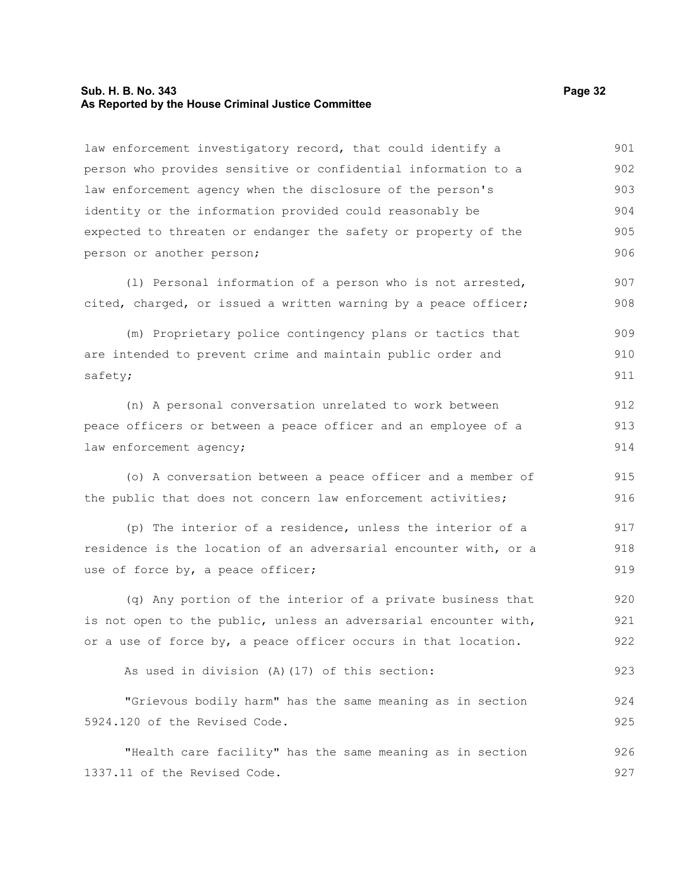law enforcement investigatory record, that could identify a person who provides sensitive or confidential information to a law enforcement agency when the disclosure of the person's identity or the information provided could reasonably be expected to threaten or endanger the safety or property of the person or another person;

(l) Personal information of a person who is not arrested, cited, charged, or issued a written warning by a peace officer;

(m) Proprietary police contingency plans or tactics that are intended to prevent crime and maintain public order and safety;

(n) A personal conversation unrelated to work between peace officers or between a peace officer and an employee of a law enforcement agency;

(o) A conversation between a peace officer and a member of the public that does not concern law enforcement activities;

(p) The interior of a residence, unless the interior of a residence is the location of an adversarial encounter with, or a use of force by, a peace officer;

(q) Any portion of the interior of a private business that is not open to the public, unless an adversarial encounter with, or a use of force by, a peace officer occurs in that location.

As used in division (A)(17) of this section:

"Grievous bodily harm" has the same meaning as in section 5924.120 of the Revised Code.

"Health care facility" has the same meaning as in section 1337.11 of the Revised Code.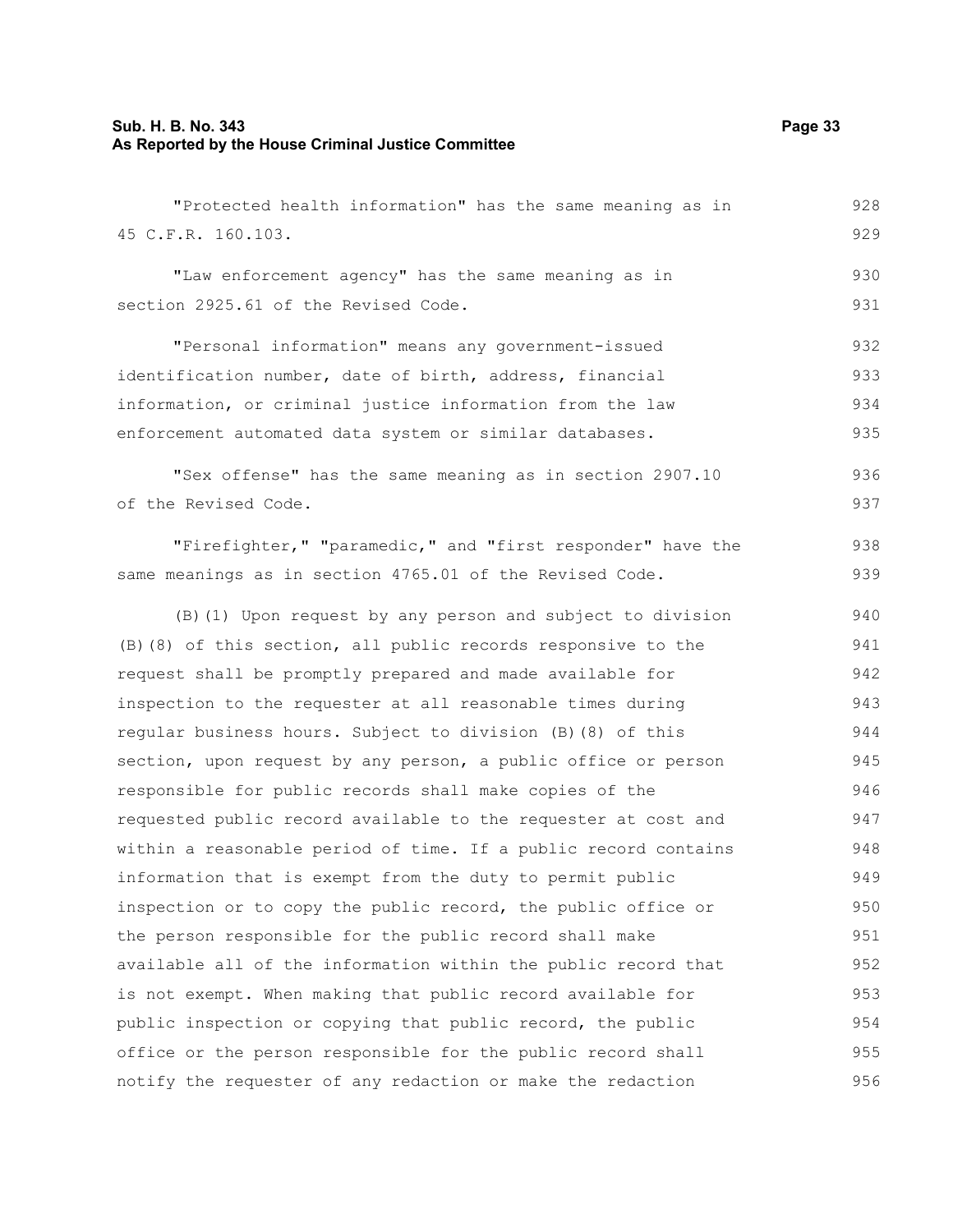"Protected health information" has the same meaning as in 45 C.F.R. 160.103.

"Law enforcement agency" has the same meaning as in section 2925.61 of the Revised Code.

"Personal information" means any government-issued identification number, date of birth, address, financial information, or criminal justice information from the law enforcement automated data system or similar databases.

"Sex offense" has the same meaning as in section 2907.10 of the Revised Code.

"Firefighter," "paramedic," and "first responder" have the same meanings as in section 4765.01 of the Revised Code.

(B)(1) Upon request by any person and subject to division (B)(8) of this section, all public records responsive to the request shall be promptly prepared and made available for inspection to the requester at all reasonable times during regular business hours. Subject to division (B)(8) of this section, upon request by any person, a public office or person responsible for public records shall make copies of the requested public record available to the requester at cost and within a reasonable period of time. If a public record contains information that is exempt from the duty to permit public inspection or to copy the public record, the public office or the person responsible for the public record shall make available all of the information within the public record that is not exempt. When making that public record available for public inspection or copying that public record, the public office or the person responsible for the public record shall notify the requester of any redaction or make the redaction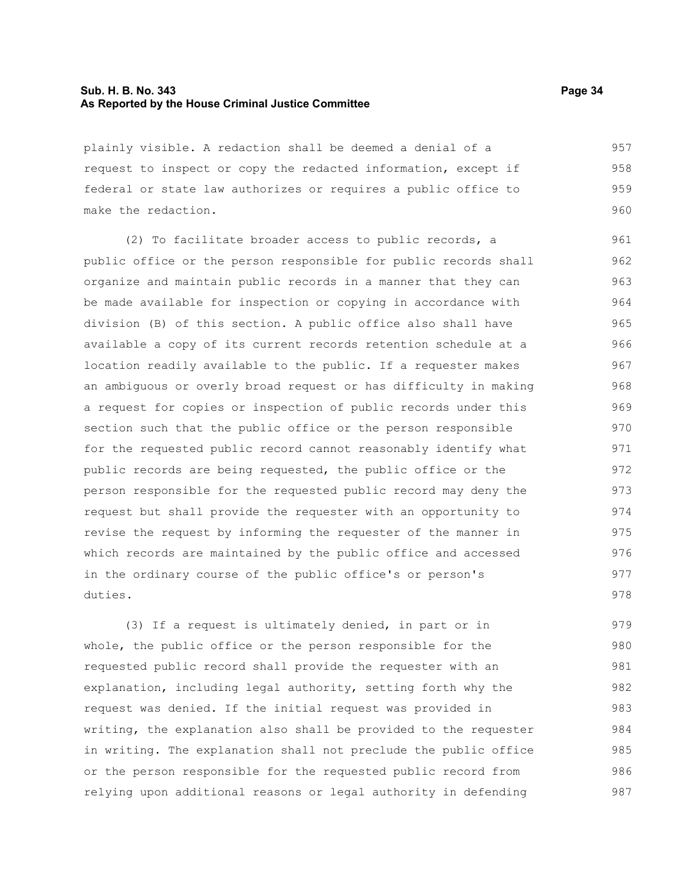plainly visible. A redaction shall be deemed a denial of a request to inspect or copy the redacted information, except if federal or state law authorizes or requires a public office to make the redaction.

(2) To facilitate broader access to public records, a public office or the person responsible for public records shall organize and maintain public records in a manner that they can be made available for inspection or copying in accordance with division (B) of this section. A public office also shall have available a copy of its current records retention schedule at a location readily available to the public. If a requester makes an ambiguous or overly broad request or has difficulty in making a request for copies or inspection of public records under this section such that the public office or the person responsible for the requested public record cannot reasonably identify what public records are being requested, the public office or the person responsible for the requested public record may deny the request but shall provide the requester with an opportunity to revise the request by informing the requester of the manner in which records are maintained by the public office and accessed in the ordinary course of the public office's or person's duties.

(3) If a request is ultimately denied, in part or in whole, the public office or the person responsible for the requested public record shall provide the requester with an explanation, including legal authority, setting forth why the request was denied. If the initial request was provided in writing, the explanation also shall be provided to the requester in writing. The explanation shall not preclude the public office or the person responsible for the requested public record from relying upon additional reasons or legal authority in defending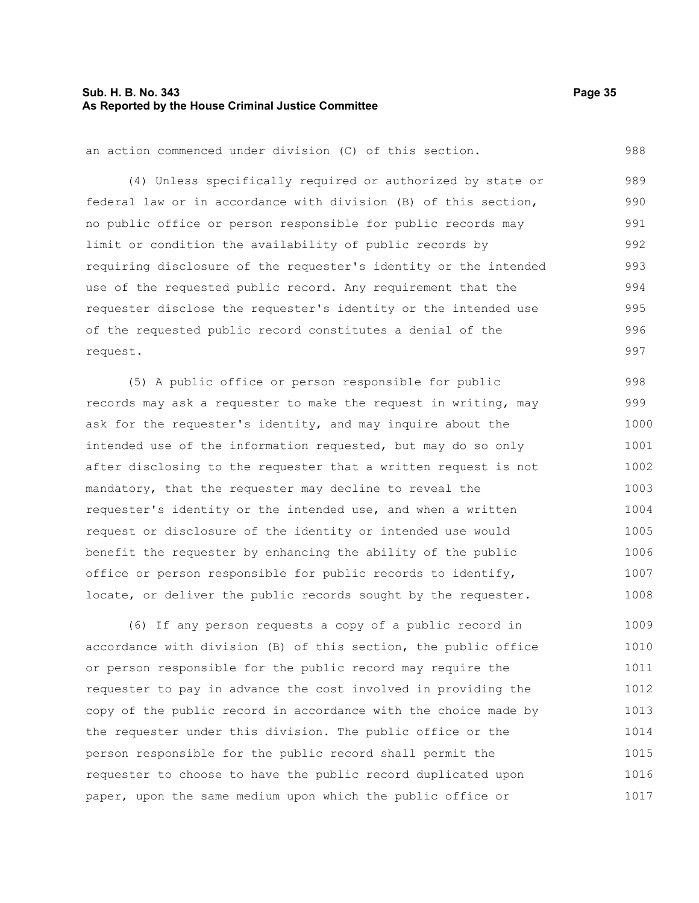an action commenced under division (C) of this section.

(4) Unless specifically required or authorized by state or federal law or in accordance with division (B) of this section, no public office or person responsible for public records may limit or condition the availability of public records by requiring disclosure of the requester's identity or the intended use of the requested public record. Any requirement that the requester disclose the requester's identity or the intended use of the requested public record constitutes a denial of the request.

(5) A public office or person responsible for public records may ask a requester to make the request in writing, may ask for the requester's identity, and may inquire about the intended use of the information requested, but may do so only after disclosing to the requester that a written request is not mandatory, that the requester may decline to reveal the requester's identity or the intended use, and when a written request or disclosure of the identity or intended use would benefit the requester by enhancing the ability of the public office or person responsible for public records to identify, locate, or deliver the public records sought by the requester.

(6) If any person requests a copy of a public record in accordance with division (B) of this section, the public office or person responsible for the public record may require the requester to pay in advance the cost involved in providing the copy of the public record in accordance with the choice made by the requester under this division. The public office or the person responsible for the public record shall permit the requester to choose to have the public record duplicated upon paper, upon the same medium upon which the public office or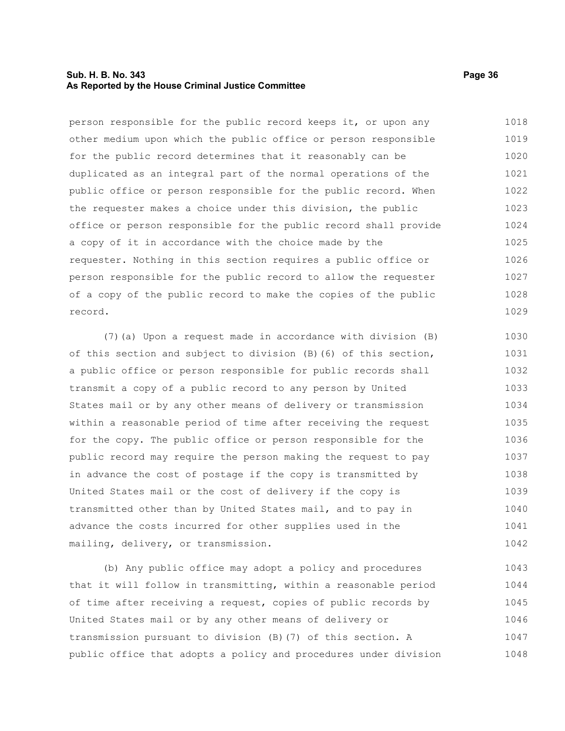person responsible for the public record keeps it, or upon any other medium upon which the public office or person responsible for the public record determines that it reasonably can be duplicated as an integral part of the normal operations of the public office or person responsible for the public record. When the requester makes a choice under this division, the public office or person responsible for the public record shall provide a copy of it in accordance with the choice made by the requester. Nothing in this section requires a public office or person responsible for the public record to allow the requester of a copy of the public record to make the copies of the public record.

(7)(a) Upon a request made in accordance with division (B) of this section and subject to division (B)(6) of this section, a public office or person responsible for public records shall transmit a copy of a public record to any person by United States mail or by any other means of delivery or transmission within a reasonable period of time after receiving the request for the copy. The public office or person responsible for the public record may require the person making the request to pay in advance the cost of postage if the copy is transmitted by United States mail or the cost of delivery if the copy is transmitted other than by United States mail, and to pay in advance the costs incurred for other supplies used in the mailing, delivery, or transmission.

(b) Any public office may adopt a policy and procedures that it will follow in transmitting, within a reasonable period of time after receiving a request, copies of public records by United States mail or by any other means of delivery or transmission pursuant to division (B)(7) of this section. A public office that adopts a policy and procedures under division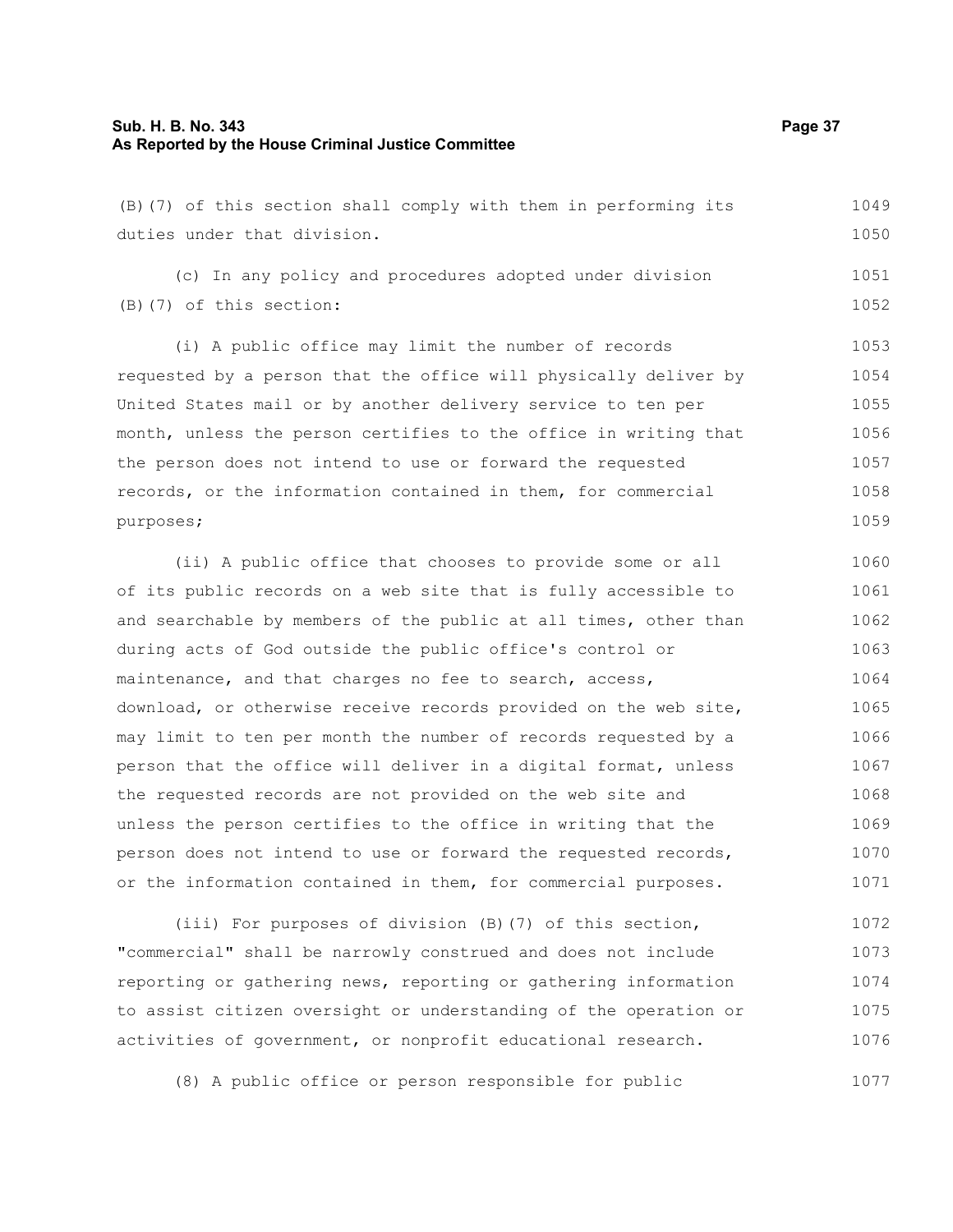(B)(7) of this section shall comply with them in performing its duties under that division.

(c) In any policy and procedures adopted under division (B)(7) of this section:

(i) A public office may limit the number of records requested by a person that the office will physically deliver by United States mail or by another delivery service to ten per month, unless the person certifies to the office in writing that the person does not intend to use or forward the requested records, or the information contained in them, for commercial purposes;

(ii) A public office that chooses to provide some or all of its public records on a web site that is fully accessible to and searchable by members of the public at all times, other than during acts of God outside the public office's control or maintenance, and that charges no fee to search, access, download, or otherwise receive records provided on the web site, may limit to ten per month the number of records requested by a person that the office will deliver in a digital format, unless the requested records are not provided on the web site and unless the person certifies to the office in writing that the person does not intend to use or forward the requested records, or the information contained in them, for commercial purposes.

(iii) For purposes of division (B)(7) of this section, "commercial" shall be narrowly construed and does not include reporting or gathering news, reporting or gathering information to assist citizen oversight or understanding of the operation or activities of government, or nonprofit educational research.

(8) A public office or person responsible for public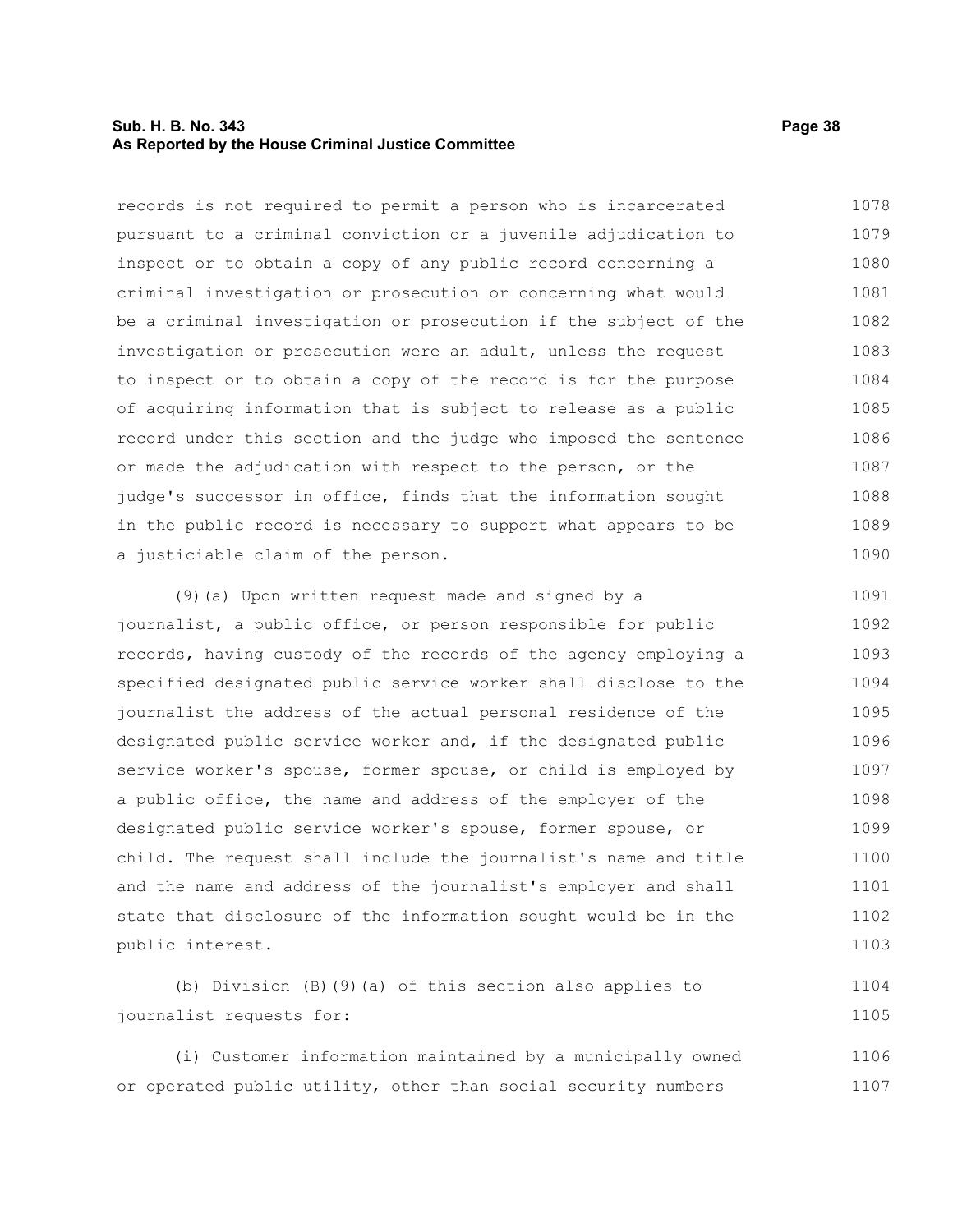records is not required to permit a person who is incarcerated pursuant to a criminal conviction or a juvenile adjudication to inspect or to obtain a copy of any public record concerning a criminal investigation or prosecution or concerning what would be a criminal investigation or prosecution if the subject of the investigation or prosecution were an adult, unless the request to inspect or to obtain a copy of the record is for the purpose of acquiring information that is subject to release as a public record under this section and the judge who imposed the sentence or made the adjudication with respect to the person, or the judge's successor in office, finds that the information sought in the public record is necessary to support what appears to be a justiciable claim of the person.

(9)(a) Upon written request made and signed by a journalist, a public office, or person responsible for public records, having custody of the records of the agency employing a specified designated public service worker shall disclose to the journalist the address of the actual personal residence of the designated public service worker and, if the designated public service worker's spouse, former spouse, or child is employed by a public office, the name and address of the employer of the designated public service worker's spouse, former spouse, or child. The request shall include the journalist's name and title and the name and address of the journalist's employer and shall state that disclosure of the information sought would be in the public interest.

(b) Division (B)(9)(a) of this section also applies to journalist requests for:

(i) Customer information maintained by a municipally owned or operated public utility, other than social security numbers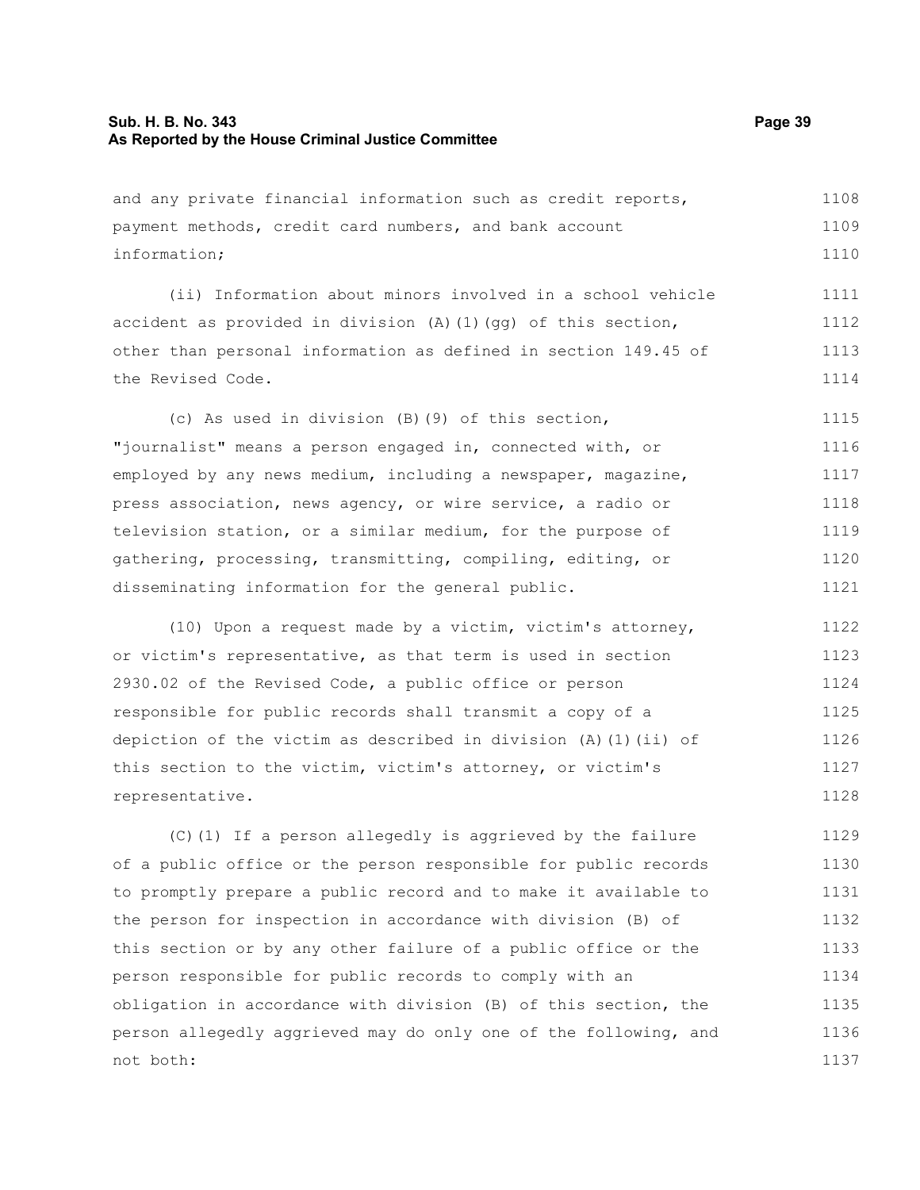and any private financial information such as credit reports, payment methods, credit card numbers, and bank account information;

(ii) Information about minors involved in a school vehicle accident as provided in division (A)(1)(gg) of this section, other than personal information as defined in section 149.45 of the Revised Code.

(c) As used in division (B)(9) of this section, "journalist" means a person engaged in, connected with, or employed by any news medium, including a newspaper, magazine, press association, news agency, or wire service, a radio or television station, or a similar medium, for the purpose of gathering, processing, transmitting, compiling, editing, or disseminating information for the general public.

(10) Upon a request made by a victim, victim's attorney, or victim's representative, as that term is used in section 2930.02 of the Revised Code, a public office or person responsible for public records shall transmit a copy of a depiction of the victim as described in division (A)(1)(ii) of this section to the victim, victim's attorney, or victim's representative.

(C)(1) If a person allegedly is aggrieved by the failure of a public office or the person responsible for public records to promptly prepare a public record and to make it available to the person for inspection in accordance with division (B) of this section or by any other failure of a public office or the person responsible for public records to comply with an obligation in accordance with division (B) of this section, the person allegedly aggrieved may do only one of the following, and not both: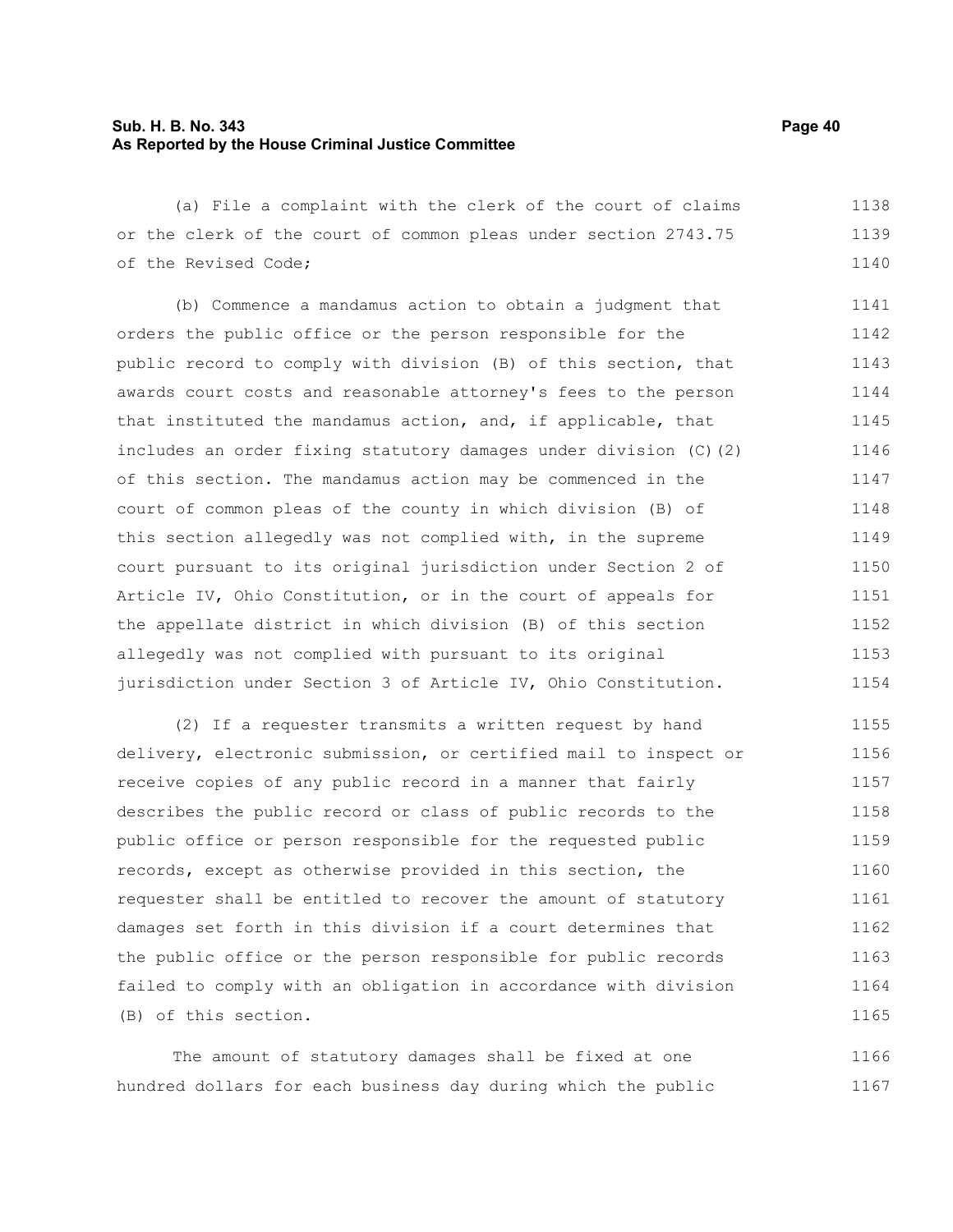(a) File a complaint with the clerk of the court of claims or the clerk of the court of common pleas under section 2743.75 of the Revised Code;

(b) Commence a mandamus action to obtain a judgment that orders the public office or the person responsible for the public record to comply with division (B) of this section, that awards court costs and reasonable attorney's fees to the person that instituted the mandamus action, and, if applicable, that includes an order fixing statutory damages under division (C)(2) of this section. The mandamus action may be commenced in the court of common pleas of the county in which division (B) of this section allegedly was not complied with, in the supreme court pursuant to its original jurisdiction under Section 2 of Article IV, Ohio Constitution, or in the court of appeals for the appellate district in which division (B) of this section allegedly was not complied with pursuant to its original jurisdiction under Section 3 of Article IV, Ohio Constitution.

(2) If a requester transmits a written request by hand delivery, electronic submission, or certified mail to inspect or receive copies of any public record in a manner that fairly describes the public record or class of public records to the public office or person responsible for the requested public records, except as otherwise provided in this section, the requester shall be entitled to recover the amount of statutory damages set forth in this division if a court determines that the public office or the person responsible for public records failed to comply with an obligation in accordance with division (B) of this section.

The amount of statutory damages shall be fixed at one hundred dollars for each business day during which the public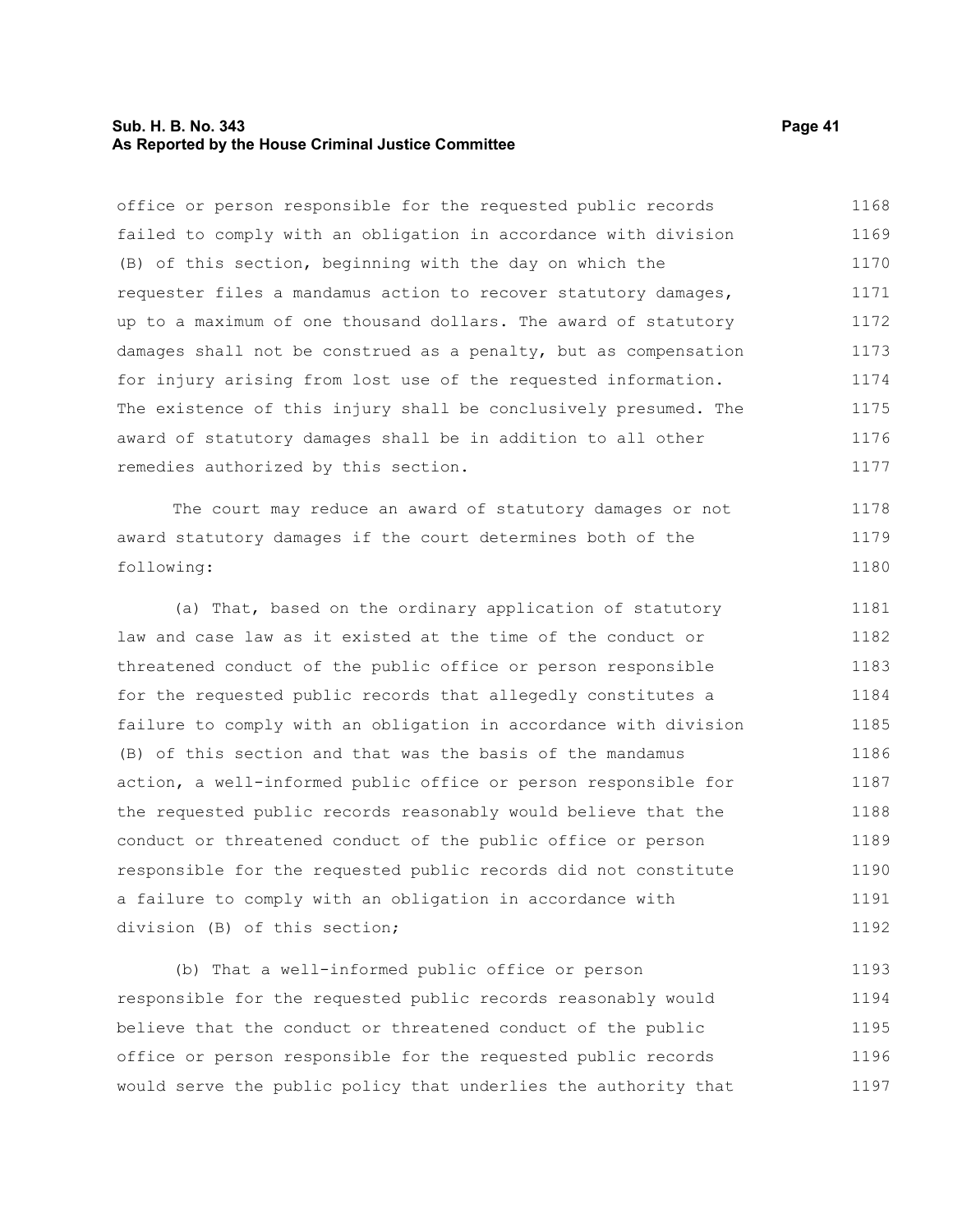office or person responsible for the requested public records failed to comply with an obligation in accordance with division (B) of this section, beginning with the day on which the requester files a mandamus action to recover statutory damages, up to a maximum of one thousand dollars. The award of statutory damages shall not be construed as a penalty, but as compensation for injury arising from lost use of the requested information. The existence of this injury shall be conclusively presumed. The award of statutory damages shall be in addition to all other remedies authorized by this section.

The court may reduce an award of statutory damages or not award statutory damages if the court determines both of the following:

(a) That, based on the ordinary application of statutory law and case law as it existed at the time of the conduct or threatened conduct of the public office or person responsible for the requested public records that allegedly constitutes a failure to comply with an obligation in accordance with division (B) of this section and that was the basis of the mandamus action, a well-informed public office or person responsible for the requested public records reasonably would believe that the conduct or threatened conduct of the public office or person responsible for the requested public records did not constitute a failure to comply with an obligation in accordance with division (B) of this section;

(b) That a well-informed public office or person responsible for the requested public records reasonably would believe that the conduct or threatened conduct of the public office or person responsible for the requested public records would serve the public policy that underlies the authority that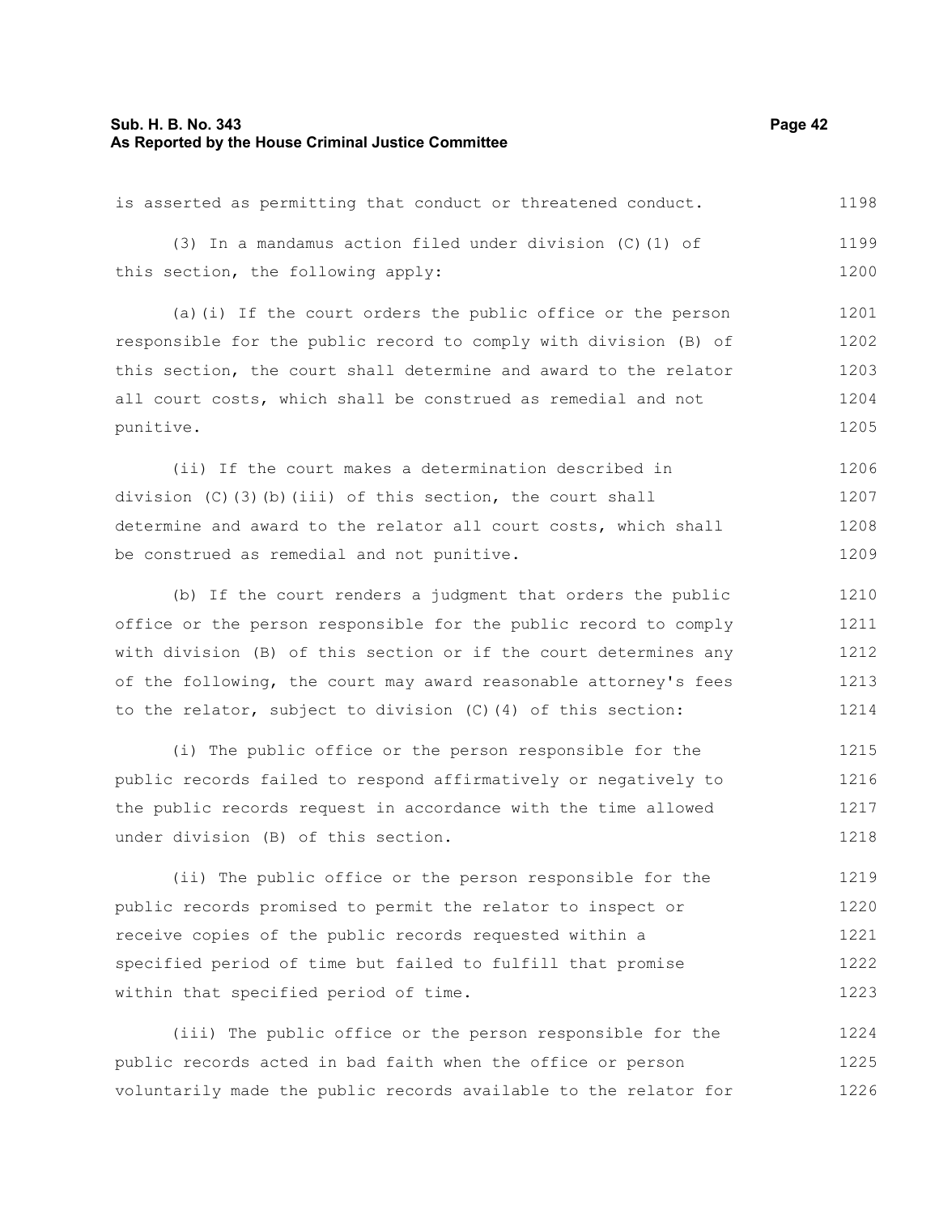is asserted as permitting that conduct or threatened conduct.

(3) In a mandamus action filed under division (C)(1) of this section, the following apply:

(a)(i) If the court orders the public office or the person responsible for the public record to comply with division (B) of this section, the court shall determine and award to the relator all court costs, which shall be construed as remedial and not punitive.

(ii) If the court makes a determination described in division (C)(3)(b)(iii) of this section, the court shall determine and award to the relator all court costs, which shall be construed as remedial and not punitive.

(b) If the court renders a judgment that orders the public office or the person responsible for the public record to comply with division (B) of this section or if the court determines any of the following, the court may award reasonable attorney's fees to the relator, subject to division (C)(4) of this section:

(i) The public office or the person responsible for the public records failed to respond affirmatively or negatively to the public records request in accordance with the time allowed under division (B) of this section.

(ii) The public office or the person responsible for the public records promised to permit the relator to inspect or receive copies of the public records requested within a specified period of time but failed to fulfill that promise within that specified period of time.

(iii) The public office or the person responsible for the public records acted in bad faith when the office or person voluntarily made the public records available to the relator for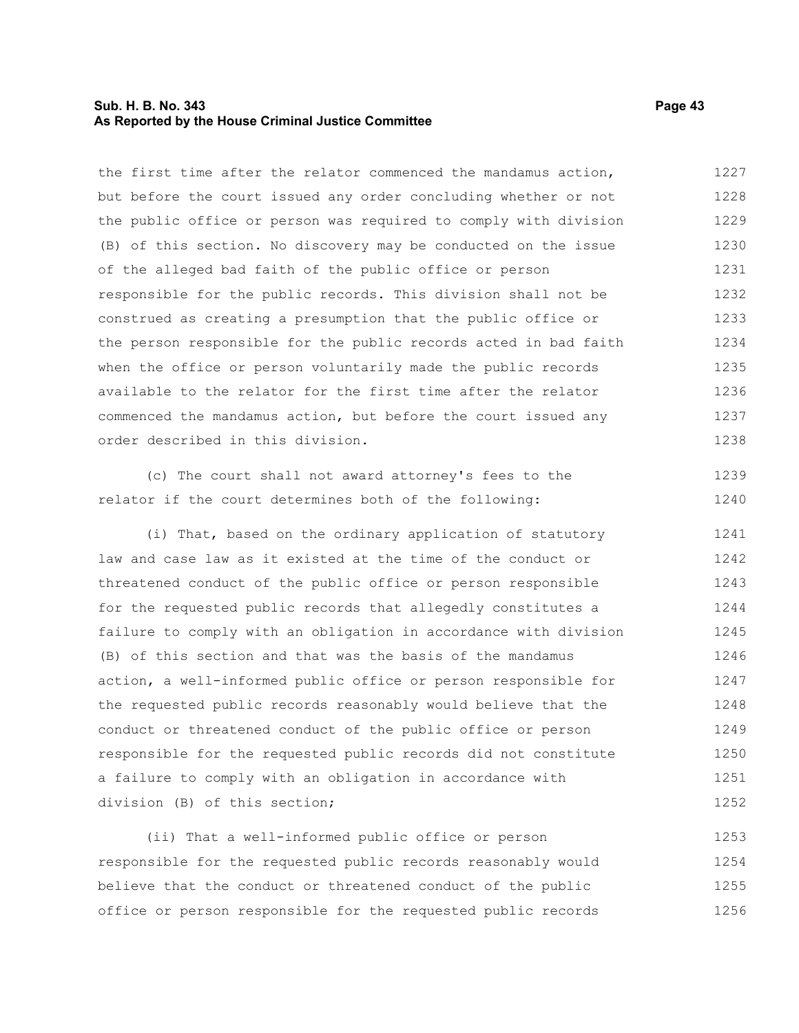the first time after the relator commenced the mandamus action, but before the court issued any order concluding whether or not the public office or person was required to comply with division (B) of this section. No discovery may be conducted on the issue of the alleged bad faith of the public office or person responsible for the public records. This division shall not be construed as creating a presumption that the public office or the person responsible for the public records acted in bad faith when the office or person voluntarily made the public records available to the relator for the first time after the relator commenced the mandamus action, but before the court issued any order described in this division.

(c) The court shall not award attorney's fees to the relator if the court determines both of the following:

(i) That, based on the ordinary application of statutory law and case law as it existed at the time of the conduct or threatened conduct of the public office or person responsible for the requested public records that allegedly constitutes a failure to comply with an obligation in accordance with division (B) of this section and that was the basis of the mandamus action, a well-informed public office or person responsible for the requested public records reasonably would believe that the conduct or threatened conduct of the public office or person responsible for the requested public records did not constitute a failure to comply with an obligation in accordance with division (B) of this section;

(ii) That a well-informed public office or person responsible for the requested public records reasonably would believe that the conduct or threatened conduct of the public office or person responsible for the requested public records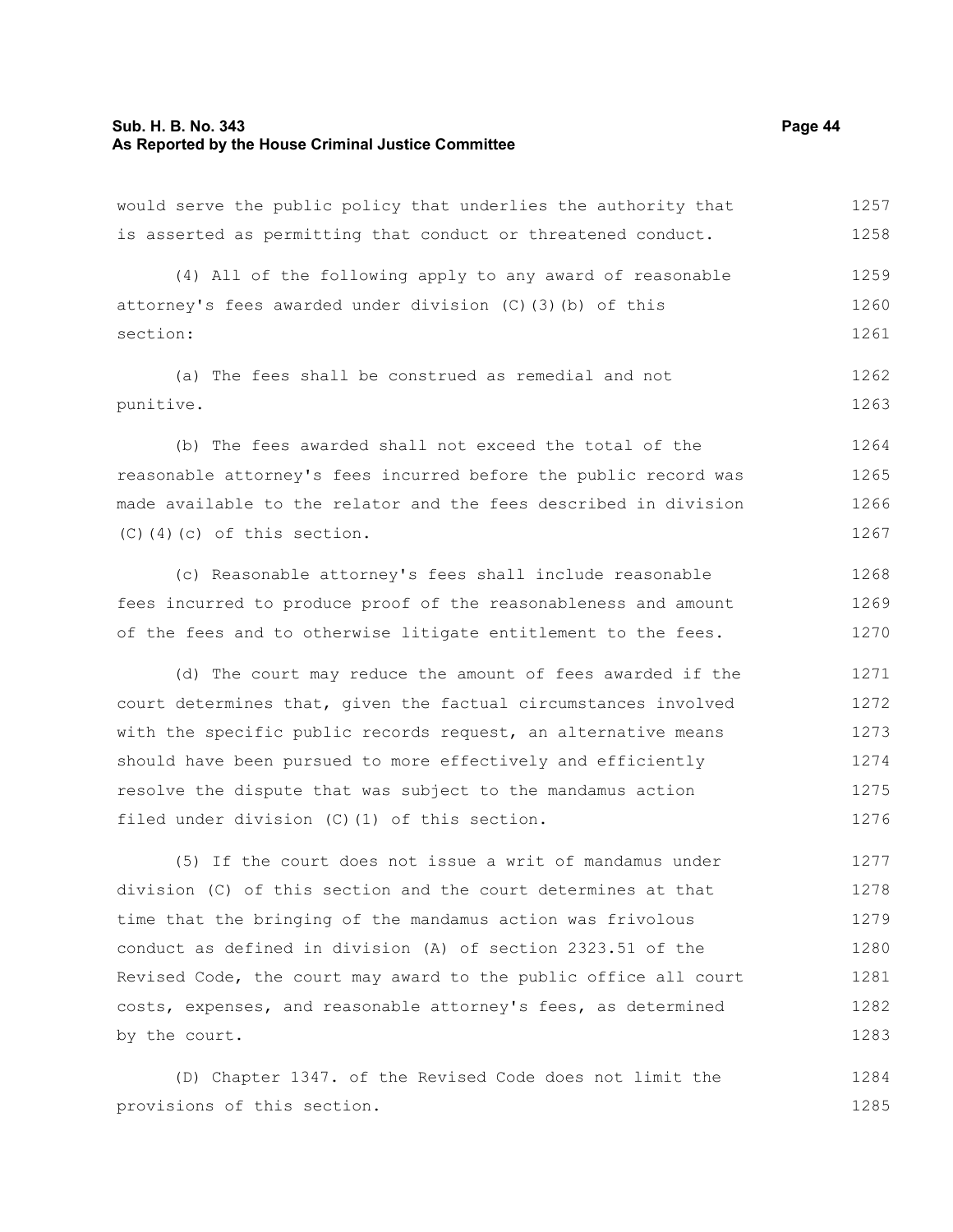would serve the public policy that underlies the authority that is asserted as permitting that conduct or threatened conduct.

(4) All of the following apply to any award of reasonable attorney's fees awarded under division (C)(3)(b) of this section:

(a) The fees shall be construed as remedial and not punitive.

(b) The fees awarded shall not exceed the total of the reasonable attorney's fees incurred before the public record was made available to the relator and the fees described in division (C)(4)(c) of this section.

(c) Reasonable attorney's fees shall include reasonable fees incurred to produce proof of the reasonableness and amount of the fees and to otherwise litigate entitlement to the fees.

(d) The court may reduce the amount of fees awarded if the court determines that, given the factual circumstances involved with the specific public records request, an alternative means should have been pursued to more effectively and efficiently resolve the dispute that was subject to the mandamus action filed under division (C)(1) of this section.

(5) If the court does not issue a writ of mandamus under division (C) of this section and the court determines at that time that the bringing of the mandamus action was frivolous conduct as defined in division (A) of section 2323.51 of the Revised Code, the court may award to the public office all court costs, expenses, and reasonable attorney's fees, as determined by the court.

(D) Chapter 1347. of the Revised Code does not limit the provisions of this section.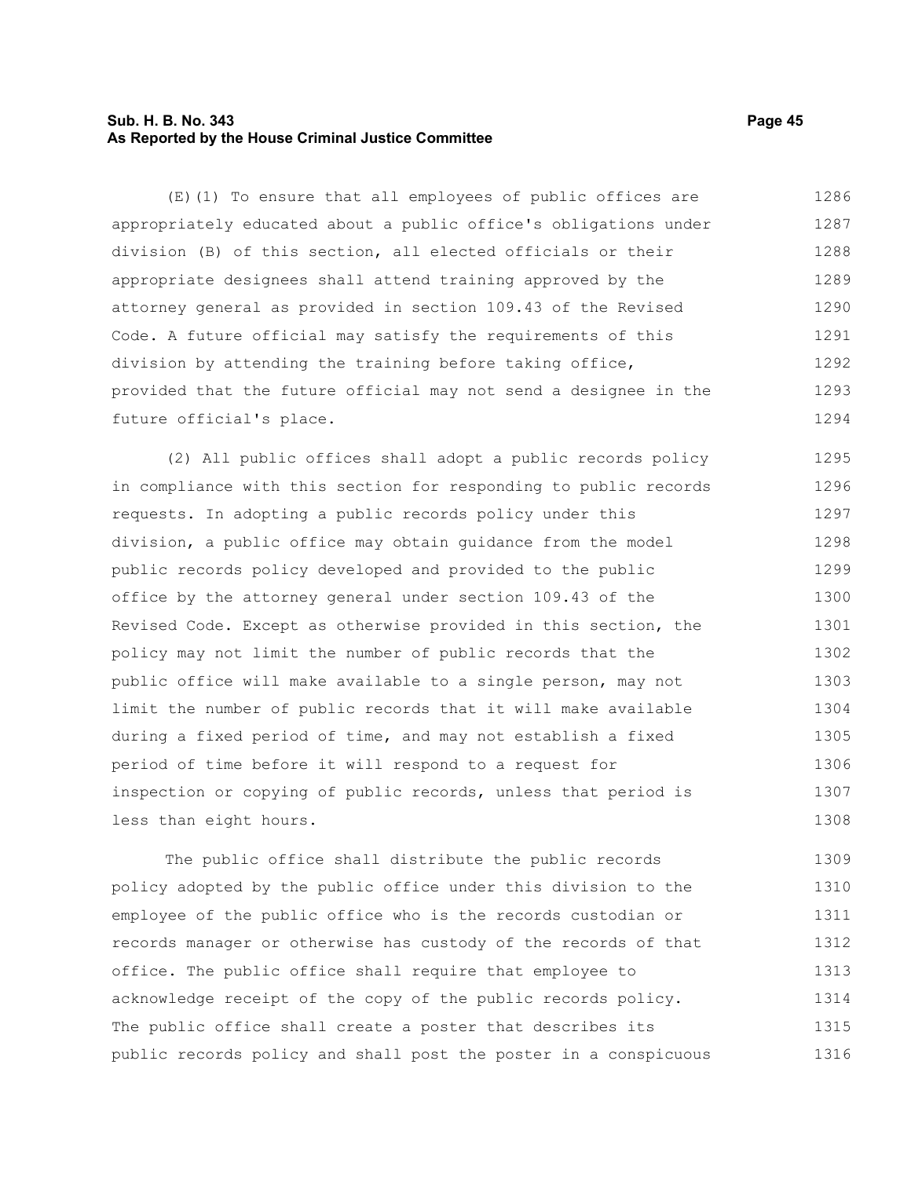(E)(1) To ensure that all employees of public offices are appropriately educated about a public office's obligations under division (B) of this section, all elected officials or their appropriate designees shall attend training approved by the attorney general as provided in section 109.43 of the Revised Code. A future official may satisfy the requirements of this division by attending the training before taking office, provided that the future official may not send a designee in the future official's place.

(2) All public offices shall adopt a public records policy in compliance with this section for responding to public records requests. In adopting a public records policy under this division, a public office may obtain guidance from the model public records policy developed and provided to the public office by the attorney general under section 109.43 of the Revised Code. Except as otherwise provided in this section, the policy may not limit the number of public records that the public office will make available to a single person, may not limit the number of public records that it will make available during a fixed period of time, and may not establish a fixed period of time before it will respond to a request for inspection or copying of public records, unless that period is less than eight hours.

The public office shall distribute the public records policy adopted by the public office under this division to the employee of the public office who is the records custodian or records manager or otherwise has custody of the records of that office. The public office shall require that employee to acknowledge receipt of the copy of the public records policy. The public office shall create a poster that describes its public records policy and shall post the poster in a conspicuous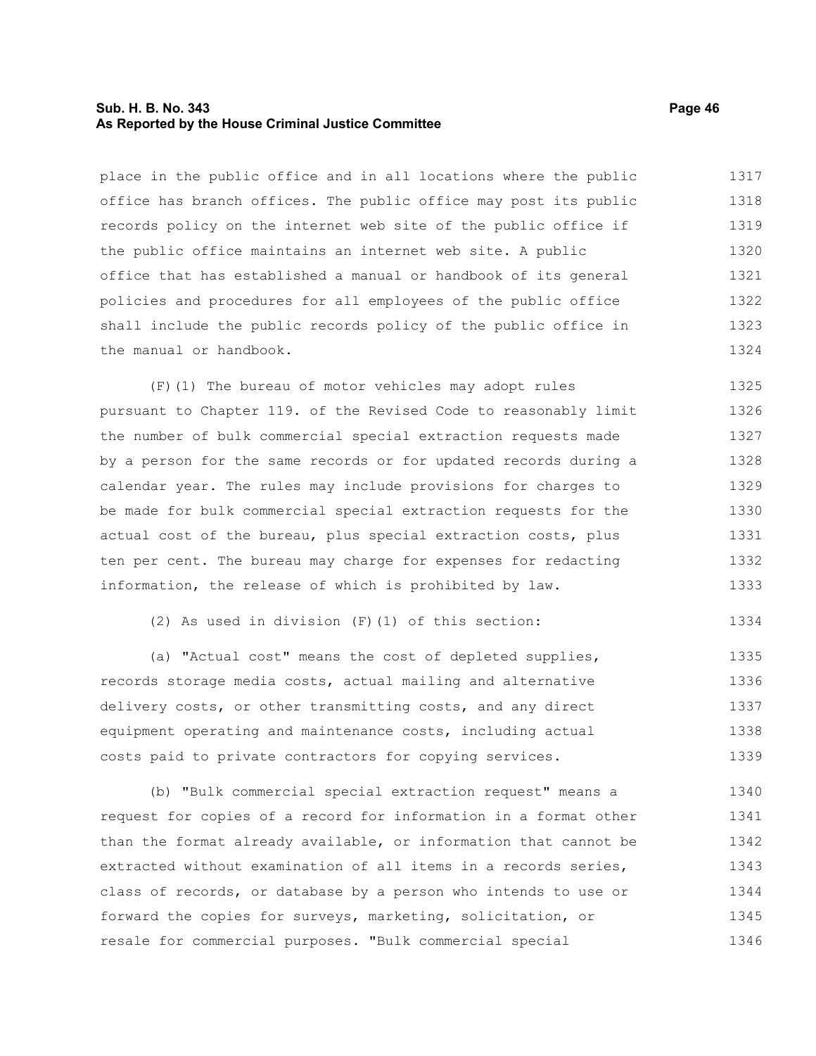place in the public office and in all locations where the public office has branch offices. The public office may post its public records policy on the internet web site of the public office if the public office maintains an internet web site. A public office that has established a manual or handbook of its general policies and procedures for all employees of the public office shall include the public records policy of the public office in the manual or handbook.

(F)(1) The bureau of motor vehicles may adopt rules pursuant to Chapter 119. of the Revised Code to reasonably limit the number of bulk commercial special extraction requests made by a person for the same records or for updated records during a calendar year. The rules may include provisions for charges to be made for bulk commercial special extraction requests for the actual cost of the bureau, plus special extraction costs, plus ten per cent. The bureau may charge for expenses for redacting information, the release of which is prohibited by law.

(2) As used in division (F)(1) of this section:

(a) "Actual cost" means the cost of depleted supplies, records storage media costs, actual mailing and alternative delivery costs, or other transmitting costs, and any direct equipment operating and maintenance costs, including actual costs paid to private contractors for copying services.

(b) "Bulk commercial special extraction request" means a request for copies of a record for information in a format other than the format already available, or information that cannot be extracted without examination of all items in a records series, class of records, or database by a person who intends to use or forward the copies for surveys, marketing, solicitation, or resale for commercial purposes. "Bulk commercial special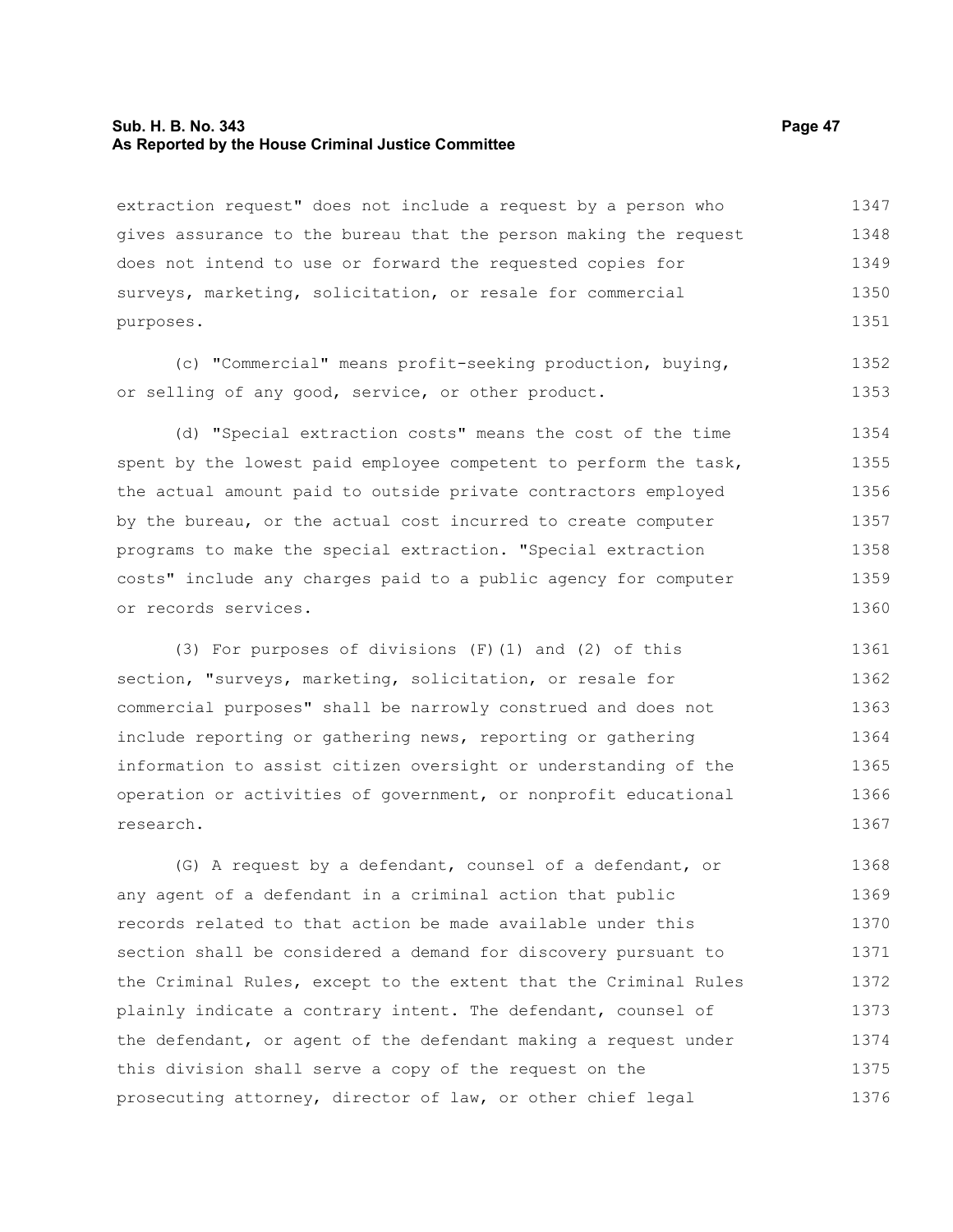extraction request" does not include a request by a person who gives assurance to the bureau that the person making the request does not intend to use or forward the requested copies for surveys, marketing, solicitation, or resale for commercial purposes.

(c) "Commercial" means profit-seeking production, buying, or selling of any good, service, or other product.

(d) "Special extraction costs" means the cost of the time spent by the lowest paid employee competent to perform the task, the actual amount paid to outside private contractors employed by the bureau, or the actual cost incurred to create computer programs to make the special extraction. "Special extraction costs" include any charges paid to a public agency for computer or records services.

(3) For purposes of divisions (F)(1) and (2) of this section, "surveys, marketing, solicitation, or resale for commercial purposes" shall be narrowly construed and does not include reporting or gathering news, reporting or gathering information to assist citizen oversight or understanding of the operation or activities of government, or nonprofit educational research.

(G) A request by a defendant, counsel of a defendant, or any agent of a defendant in a criminal action that public records related to that action be made available under this section shall be considered a demand for discovery pursuant to the Criminal Rules, except to the extent that the Criminal Rules plainly indicate a contrary intent. The defendant, counsel of the defendant, or agent of the defendant making a request under this division shall serve a copy of the request on the prosecuting attorney, director of law, or other chief legal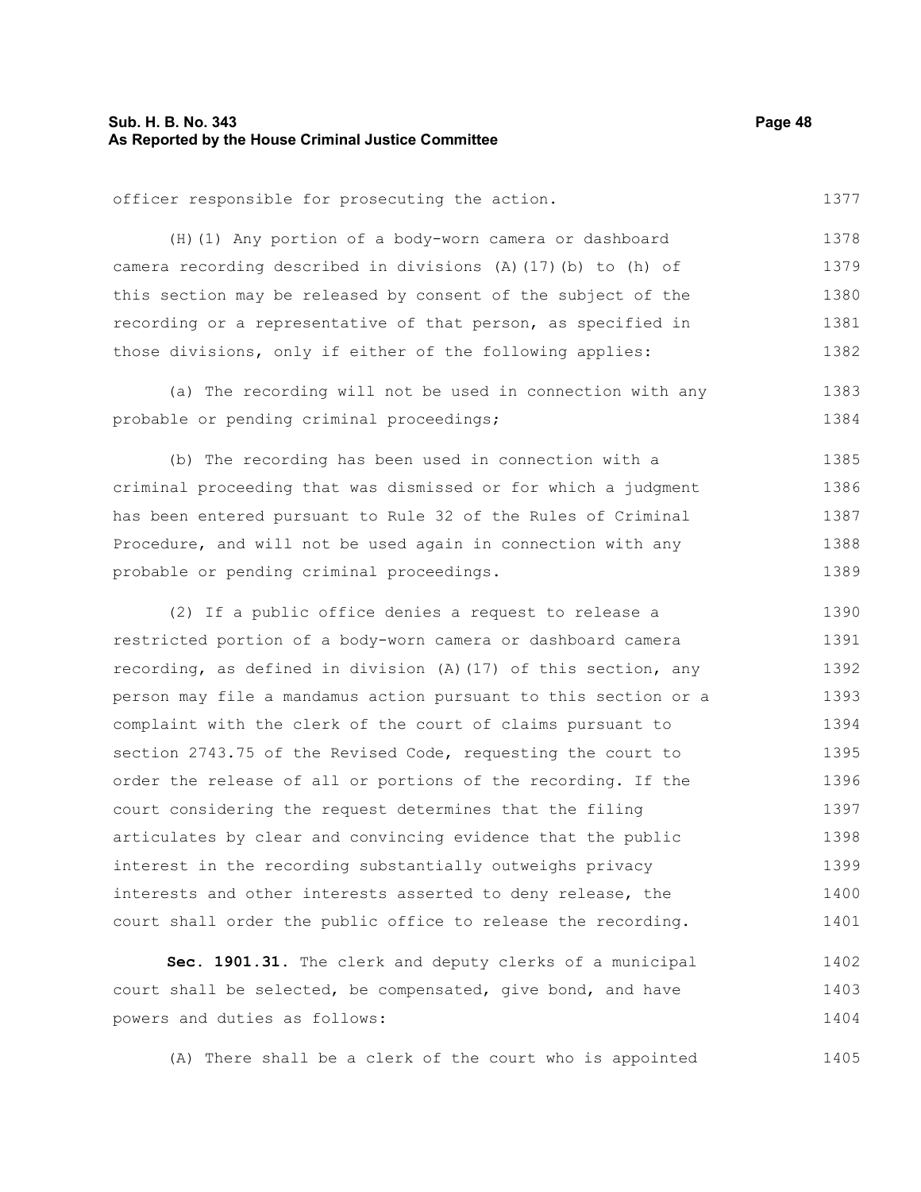officer responsible for prosecuting the action.

(H)(1) Any portion of a body-worn camera or dashboard camera recording described in divisions (A)(17)(b) to (h) of this section may be released by consent of the subject of the recording or a representative of that person, as specified in those divisions, only if either of the following applies:

(a) The recording will not be used in connection with any probable or pending criminal proceedings;

(b) The recording has been used in connection with a criminal proceeding that was dismissed or for which a judgment has been entered pursuant to Rule 32 of the Rules of Criminal Procedure, and will not be used again in connection with any probable or pending criminal proceedings.

(2) If a public office denies a request to release a restricted portion of a body-worn camera or dashboard camera recording, as defined in division (A)(17) of this section, any person may file a mandamus action pursuant to this section or a complaint with the clerk of the court of claims pursuant to section 2743.75 of the Revised Code, requesting the court to order the release of all or portions of the recording. If the court considering the request determines that the filing articulates by clear and convincing evidence that the public interest in the recording substantially outweighs privacy interests and other interests asserted to deny release, the court shall order the public office to release the recording.

**Sec. 1901.31.** The clerk and deputy clerks of a municipal court shall be selected, be compensated, give bond, and have powers and duties as follows:

(A) There shall be a clerk of the court who is appointed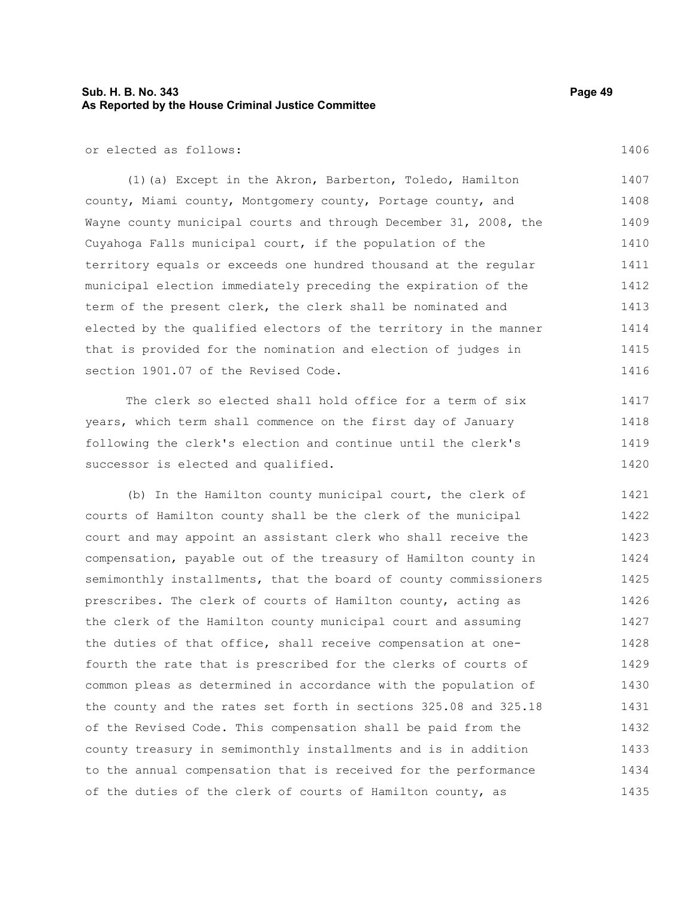or elected as follows:

(1)(a) Except in the Akron, Barberton, Toledo, Hamilton county, Miami county, Montgomery county, Portage county, and Wayne county municipal courts and through December 31, 2008, the Cuyahoga Falls municipal court, if the population of the territory equals or exceeds one hundred thousand at the regular municipal election immediately preceding the expiration of the term of the present clerk, the clerk shall be nominated and elected by the qualified electors of the territory in the manner that is provided for the nomination and election of judges in section 1901.07 of the Revised Code.

The clerk so elected shall hold office for a term of six years, which term shall commence on the first day of January following the clerk's election and continue until the clerk's successor is elected and qualified.

(b) In the Hamilton county municipal court, the clerk of courts of Hamilton county shall be the clerk of the municipal court and may appoint an assistant clerk who shall receive the compensation, payable out of the treasury of Hamilton county in semimonthly installments, that the board of county commissioners prescribes. The clerk of courts of Hamilton county, acting as the clerk of the Hamilton county municipal court and assuming the duties of that office, shall receive compensation at one-fourth the rate that is prescribed for the clerks of courts of common pleas as determined in accordance with the population of the county and the rates set forth in sections 325.08 and 325.18 of the Revised Code. This compensation shall be paid from the county treasury in semimonthly installments and is in addition to the annual compensation that is received for the performance of the duties of the clerk of courts of Hamilton county, as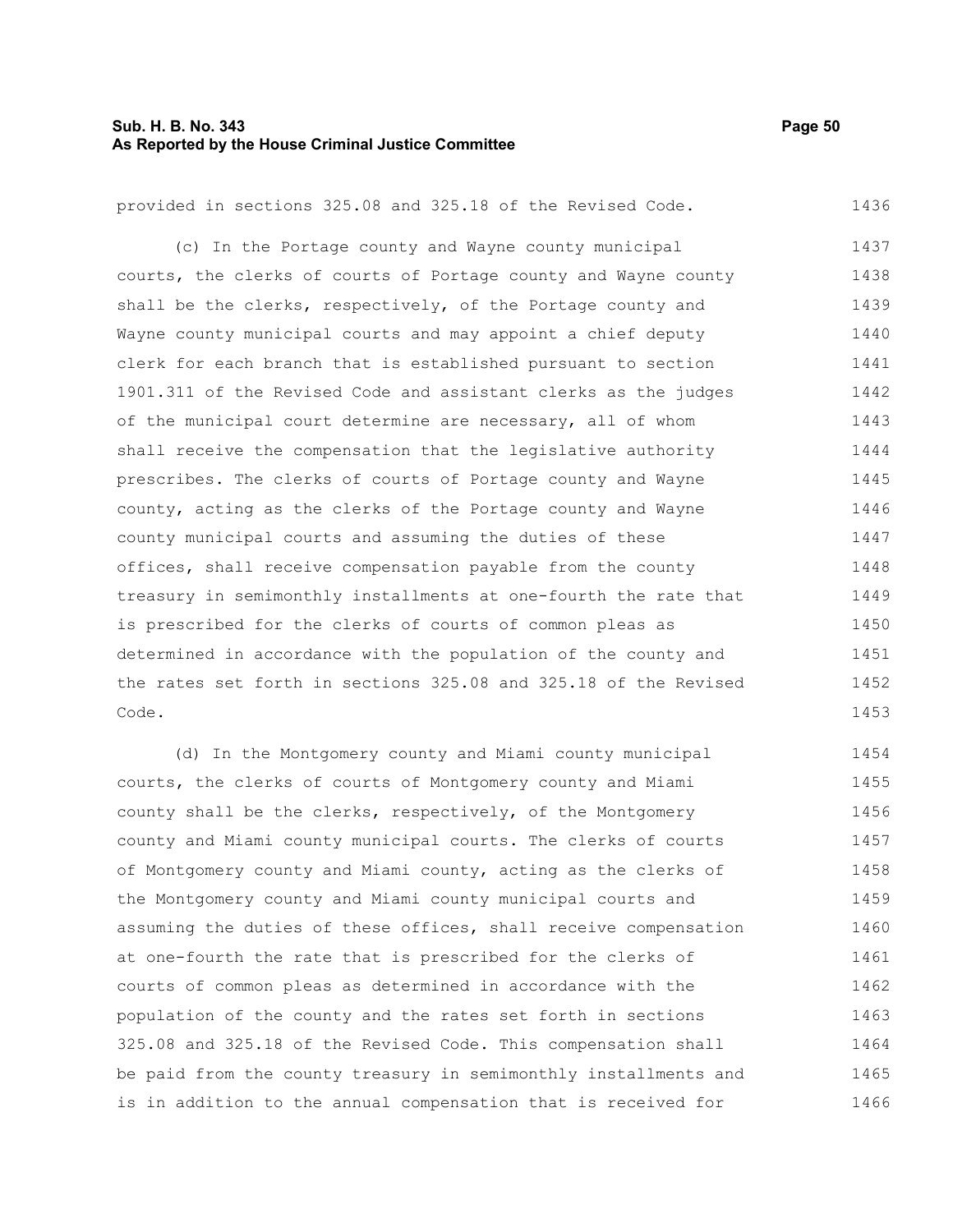provided in sections 325.08 and 325.18 of the Revised Code.

(c) In the Portage county and Wayne county municipal courts, the clerks of courts of Portage county and Wayne county shall be the clerks, respectively, of the Portage county and Wayne county municipal courts and may appoint a chief deputy clerk for each branch that is established pursuant to section 1901.311 of the Revised Code and assistant clerks as the judges of the municipal court determine are necessary, all of whom shall receive the compensation that the legislative authority prescribes. The clerks of courts of Portage county and Wayne county, acting as the clerks of the Portage county and Wayne county municipal courts and assuming the duties of these offices, shall receive compensation payable from the county treasury in semimonthly installments at one-fourth the rate that is prescribed for the clerks of courts of common pleas as determined in accordance with the population of the county and the rates set forth in sections 325.08 and 325.18 of the Revised Code.

(d) In the Montgomery county and Miami county municipal courts, the clerks of courts of Montgomery county and Miami county shall be the clerks, respectively, of the Montgomery county and Miami county municipal courts. The clerks of courts of Montgomery county and Miami county, acting as the clerks of the Montgomery county and Miami county municipal courts and assuming the duties of these offices, shall receive compensation at one-fourth the rate that is prescribed for the clerks of courts of common pleas as determined in accordance with the population of the county and the rates set forth in sections 325.08 and 325.18 of the Revised Code. This compensation shall be paid from the county treasury in semimonthly installments and is in addition to the annual compensation that is received for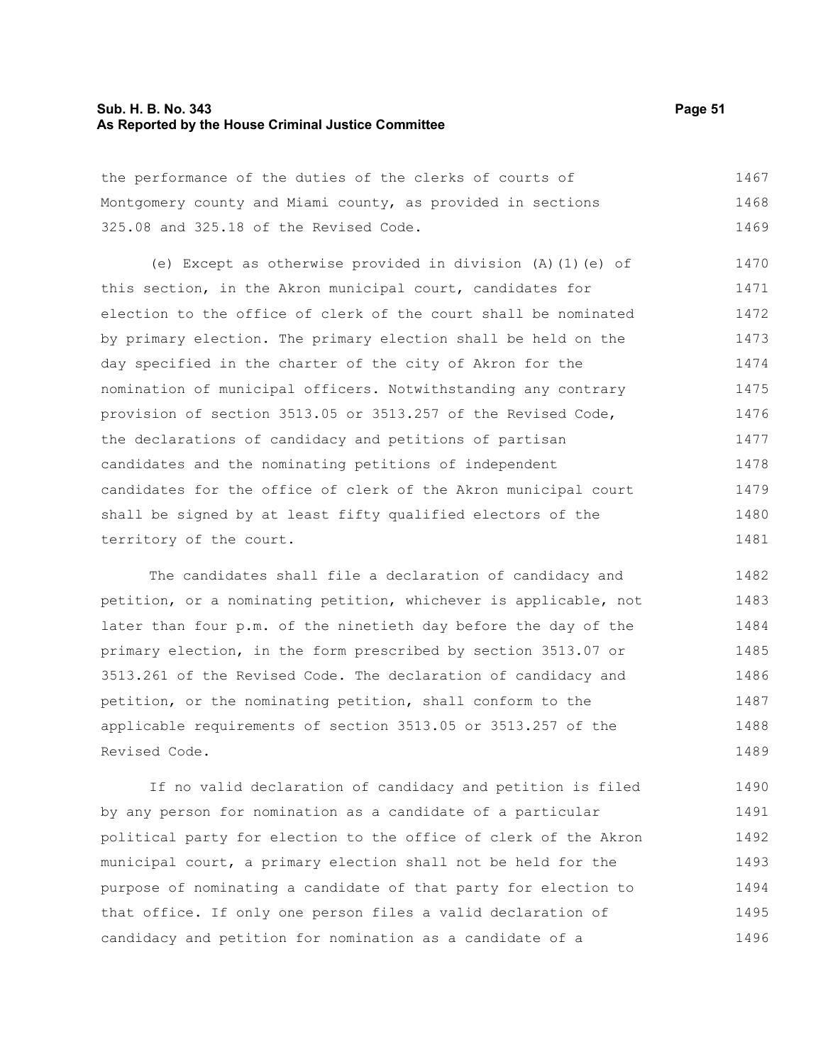the performance of the duties of the clerks of courts of Montgomery county and Miami county, as provided in sections 325.08 and 325.18 of the Revised Code.

(e) Except as otherwise provided in division (A)(1)(e) of this section, in the Akron municipal court, candidates for election to the office of clerk of the court shall be nominated by primary election. The primary election shall be held on the day specified in the charter of the city of Akron for the nomination of municipal officers. Notwithstanding any contrary provision of section 3513.05 or 3513.257 of the Revised Code, the declarations of candidacy and petitions of partisan candidates and the nominating petitions of independent candidates for the office of clerk of the Akron municipal court shall be signed by at least fifty qualified electors of the territory of the court.

The candidates shall file a declaration of candidacy and petition, or a nominating petition, whichever is applicable, not later than four p.m. of the ninetieth day before the day of the primary election, in the form prescribed by section 3513.07 or 3513.261 of the Revised Code. The declaration of candidacy and petition, or the nominating petition, shall conform to the applicable requirements of section 3513.05 or 3513.257 of the Revised Code.

If no valid declaration of candidacy and petition is filed by any person for nomination as a candidate of a particular political party for election to the office of clerk of the Akron municipal court, a primary election shall not be held for the purpose of nominating a candidate of that party for election to that office. If only one person files a valid declaration of candidacy and petition for nomination as a candidate of a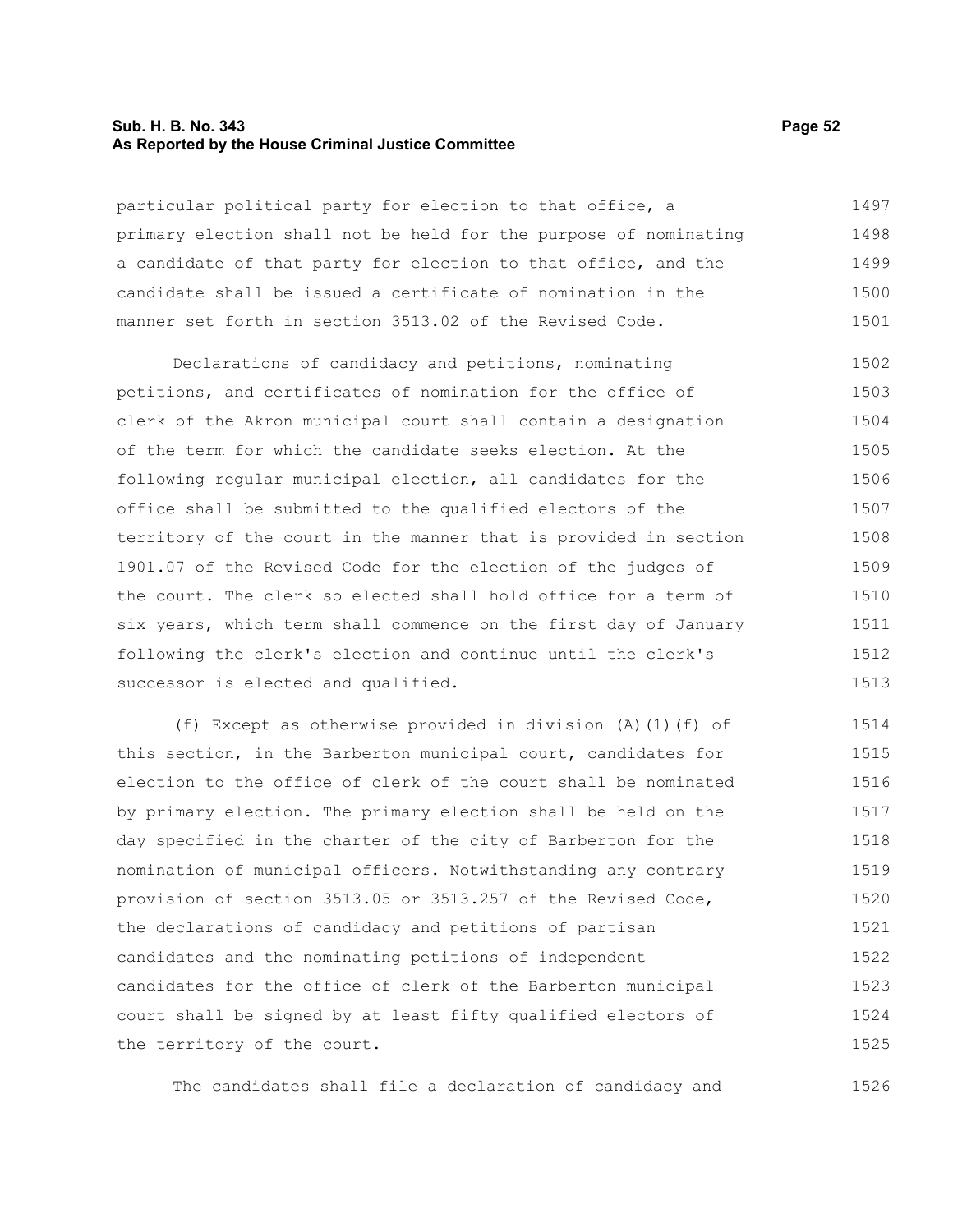particular political party for election to that office, a primary election shall not be held for the purpose of nominating a candidate of that party for election to that office, and the candidate shall be issued a certificate of nomination in the manner set forth in section 3513.02 of the Revised Code.

Declarations of candidacy and petitions, nominating petitions, and certificates of nomination for the office of clerk of the Akron municipal court shall contain a designation of the term for which the candidate seeks election. At the following regular municipal election, all candidates for the office shall be submitted to the qualified electors of the territory of the court in the manner that is provided in section 1901.07 of the Revised Code for the election of the judges of the court. The clerk so elected shall hold office for a term of six years, which term shall commence on the first day of January following the clerk's election and continue until the clerk's successor is elected and qualified.

(f) Except as otherwise provided in division (A)(1)(f) of this section, in the Barberton municipal court, candidates for election to the office of clerk of the court shall be nominated by primary election. The primary election shall be held on the day specified in the charter of the city of Barberton for the nomination of municipal officers. Notwithstanding any contrary provision of section 3513.05 or 3513.257 of the Revised Code, the declarations of candidacy and petitions of partisan candidates and the nominating petitions of independent candidates for the office of clerk of the Barberton municipal court shall be signed by at least fifty qualified electors of the territory of the court.

The candidates shall file a declaration of candidacy and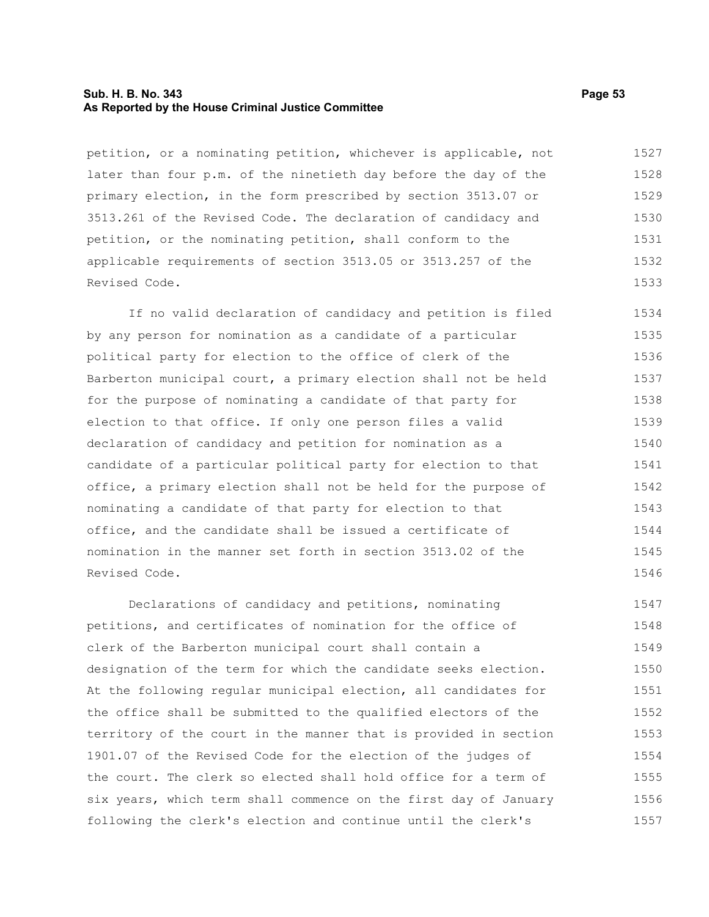petition, or a nominating petition, whichever is applicable, not later than four p.m. of the ninetieth day before the day of the primary election, in the form prescribed by section 3513.07 or 3513.261 of the Revised Code. The declaration of candidacy and petition, or the nominating petition, shall conform to the applicable requirements of section 3513.05 or 3513.257 of the Revised Code.

If no valid declaration of candidacy and petition is filed by any person for nomination as a candidate of a particular political party for election to the office of clerk of the Barberton municipal court, a primary election shall not be held for the purpose of nominating a candidate of that party for election to that office. If only one person files a valid declaration of candidacy and petition for nomination as a candidate of a particular political party for election to that office, a primary election shall not be held for the purpose of nominating a candidate of that party for election to that office, and the candidate shall be issued a certificate of nomination in the manner set forth in section 3513.02 of the Revised Code.

Declarations of candidacy and petitions, nominating petitions, and certificates of nomination for the office of clerk of the Barberton municipal court shall contain a designation of the term for which the candidate seeks election. At the following regular municipal election, all candidates for the office shall be submitted to the qualified electors of the territory of the court in the manner that is provided in section 1901.07 of the Revised Code for the election of the judges of the court. The clerk so elected shall hold office for a term of six years, which term shall commence on the first day of January following the clerk's election and continue until the clerk's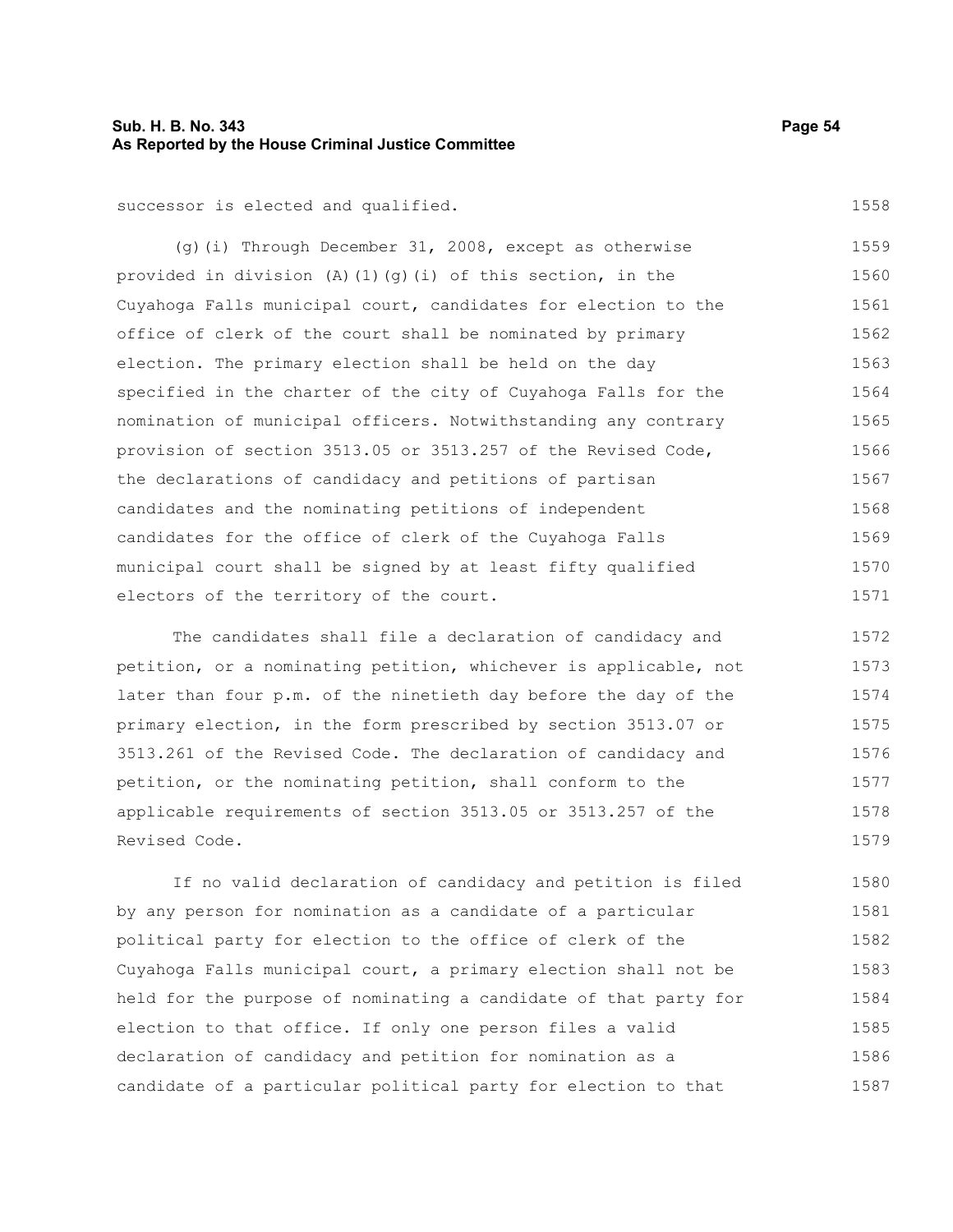successor is elected and qualified.

(g)(i) Through December 31, 2008, except as otherwise provided in division (A)(1)(g)(i) of this section, in the Cuyahoga Falls municipal court, candidates for election to the office of clerk of the court shall be nominated by primary election. The primary election shall be held on the day specified in the charter of the city of Cuyahoga Falls for the nomination of municipal officers. Notwithstanding any contrary provision of section 3513.05 or 3513.257 of the Revised Code, the declarations of candidacy and petitions of partisan candidates and the nominating petitions of independent candidates for the office of clerk of the Cuyahoga Falls municipal court shall be signed by at least fifty qualified electors of the territory of the court.

The candidates shall file a declaration of candidacy and petition, or a nominating petition, whichever is applicable, not later than four p.m. of the ninetieth day before the day of the primary election, in the form prescribed by section 3513.07 or 3513.261 of the Revised Code. The declaration of candidacy and petition, or the nominating petition, shall conform to the applicable requirements of section 3513.05 or 3513.257 of the Revised Code.

If no valid declaration of candidacy and petition is filed by any person for nomination as a candidate of a particular political party for election to the office of clerk of the Cuyahoga Falls municipal court, a primary election shall not be held for the purpose of nominating a candidate of that party for election to that office. If only one person files a valid declaration of candidacy and petition for nomination as a candidate of a particular political party for election to that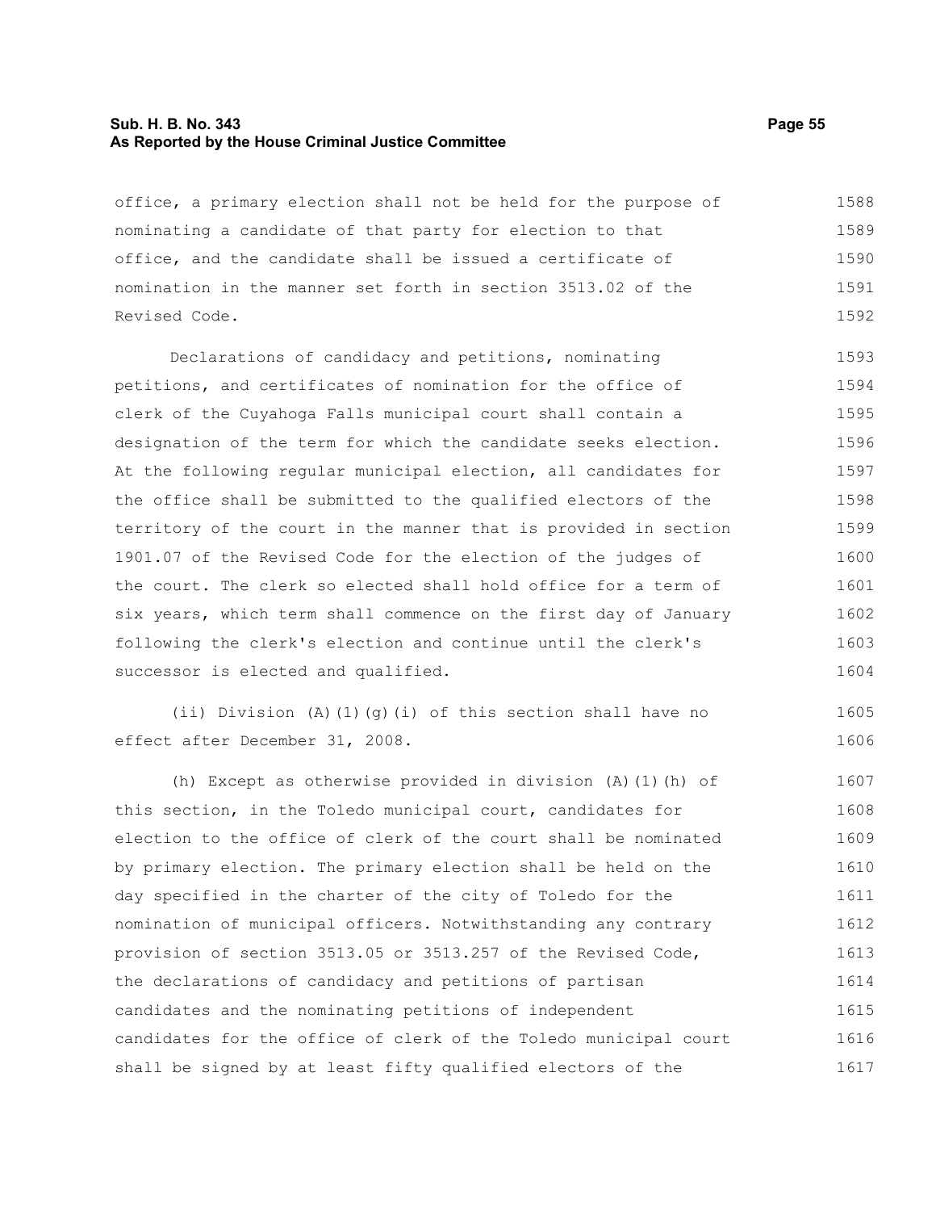office, a primary election shall not be held for the purpose of nominating a candidate of that party for election to that office, and the candidate shall be issued a certificate of nomination in the manner set forth in section 3513.02 of the Revised Code.

Declarations of candidacy and petitions, nominating petitions, and certificates of nomination for the office of clerk of the Cuyahoga Falls municipal court shall contain a designation of the term for which the candidate seeks election. At the following regular municipal election, all candidates for the office shall be submitted to the qualified electors of the territory of the court in the manner that is provided in section 1901.07 of the Revised Code for the election of the judges of the court. The clerk so elected shall hold office for a term of six years, which term shall commence on the first day of January following the clerk's election and continue until the clerk's successor is elected and qualified.

(ii) Division (A)(1)(g)(i) of this section shall have no effect after December 31, 2008.

(h) Except as otherwise provided in division (A)(1)(h) of this section, in the Toledo municipal court, candidates for election to the office of clerk of the court shall be nominated by primary election. The primary election shall be held on the day specified in the charter of the city of Toledo for the nomination of municipal officers. Notwithstanding any contrary provision of section 3513.05 or 3513.257 of the Revised Code, the declarations of candidacy and petitions of partisan candidates and the nominating petitions of independent candidates for the office of clerk of the Toledo municipal court shall be signed by at least fifty qualified electors of the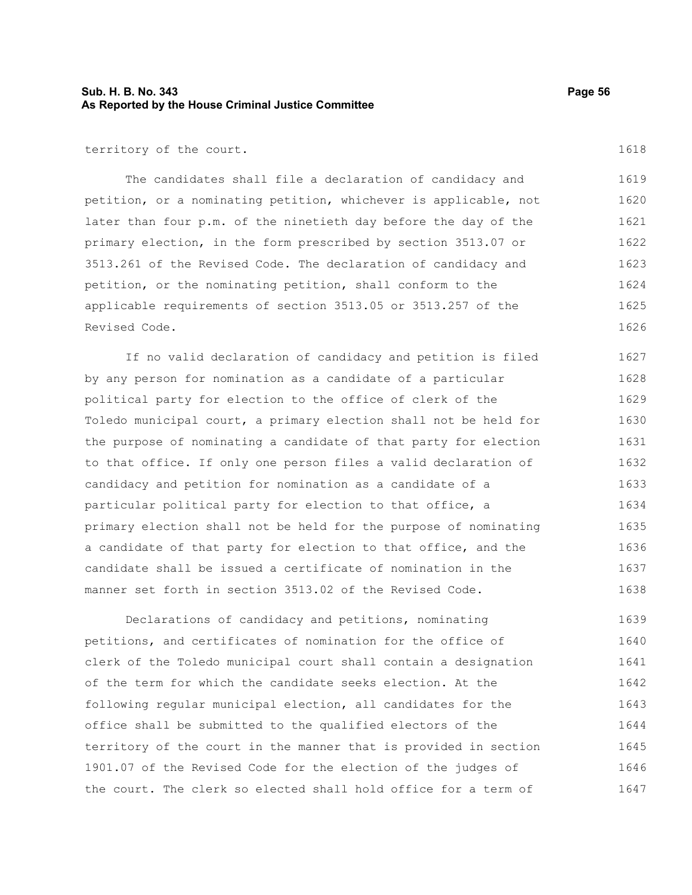territory of the court.

The candidates shall file a declaration of candidacy and petition, or a nominating petition, whichever is applicable, not later than four p.m. of the ninetieth day before the day of the primary election, in the form prescribed by section 3513.07 or 3513.261 of the Revised Code. The declaration of candidacy and petition, or the nominating petition, shall conform to the applicable requirements of section 3513.05 or 3513.257 of the Revised Code.

If no valid declaration of candidacy and petition is filed by any person for nomination as a candidate of a particular political party for election to the office of clerk of the Toledo municipal court, a primary election shall not be held for the purpose of nominating a candidate of that party for election to that office. If only one person files a valid declaration of candidacy and petition for nomination as a candidate of a particular political party for election to that office, a primary election shall not be held for the purpose of nominating a candidate of that party for election to that office, and the candidate shall be issued a certificate of nomination in the manner set forth in section 3513.02 of the Revised Code.

Declarations of candidacy and petitions, nominating petitions, and certificates of nomination for the office of clerk of the Toledo municipal court shall contain a designation of the term for which the candidate seeks election. At the following regular municipal election, all candidates for the office shall be submitted to the qualified electors of the territory of the court in the manner that is provided in section 1901.07 of the Revised Code for the election of the judges of the court. The clerk so elected shall hold office for a term of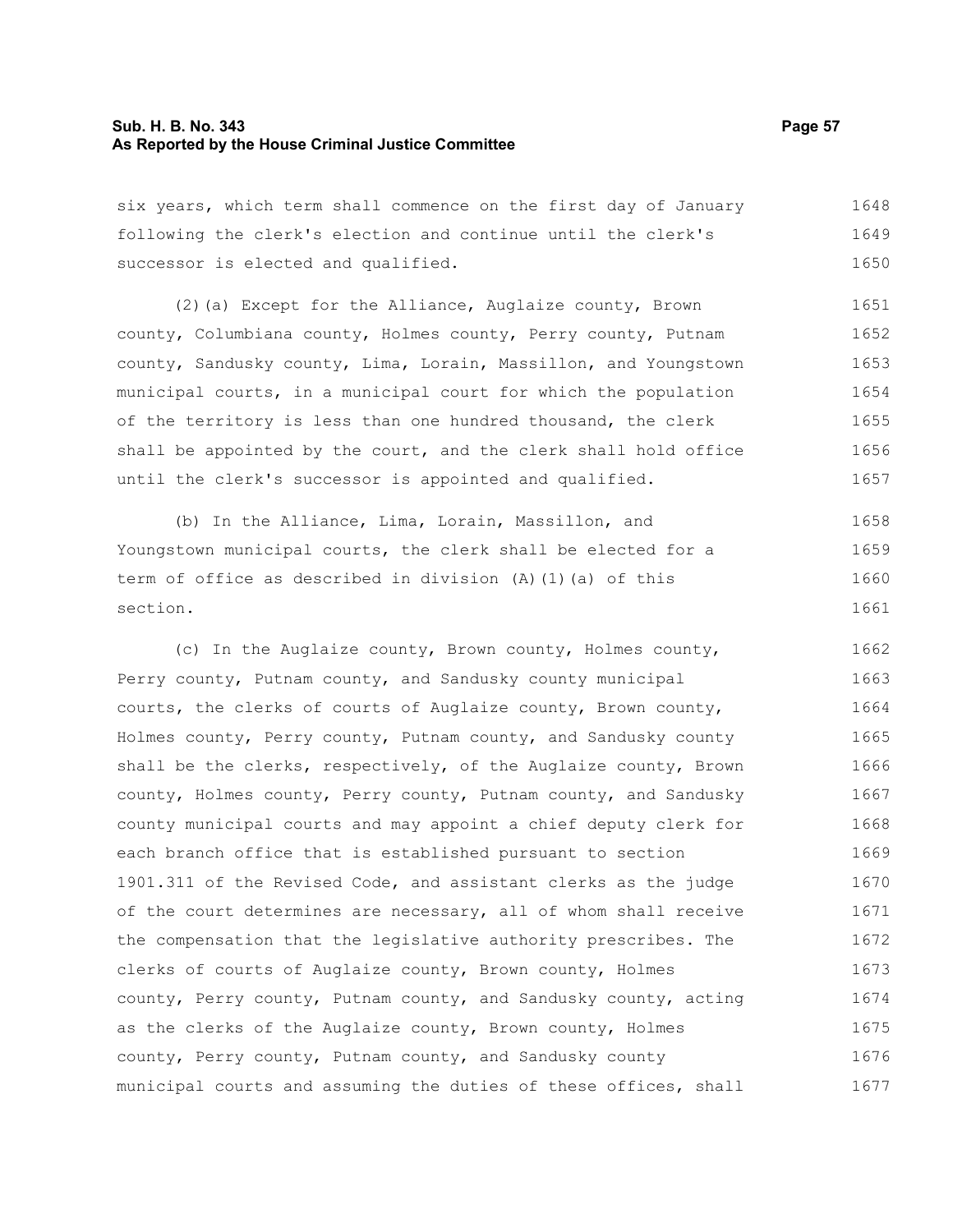six years, which term shall commence on the first day of January following the clerk's election and continue until the clerk's successor is elected and qualified.

(2)(a) Except for the Alliance, Auglaize county, Brown county, Columbiana county, Holmes county, Perry county, Putnam county, Sandusky county, Lima, Lorain, Massillon, and Youngstown municipal courts, in a municipal court for which the population of the territory is less than one hundred thousand, the clerk shall be appointed by the court, and the clerk shall hold office until the clerk's successor is appointed and qualified.

(b) In the Alliance, Lima, Lorain, Massillon, and Youngstown municipal courts, the clerk shall be elected for a term of office as described in division (A)(1)(a) of this section.

(c) In the Auglaize county, Brown county, Holmes county, Perry county, Putnam county, and Sandusky county municipal courts, the clerks of courts of Auglaize county, Brown county, Holmes county, Perry county, Putnam county, and Sandusky county shall be the clerks, respectively, of the Auglaize county, Brown county, Holmes county, Perry county, Putnam county, and Sandusky county municipal courts and may appoint a chief deputy clerk for each branch office that is established pursuant to section 1901.311 of the Revised Code, and assistant clerks as the judge of the court determines are necessary, all of whom shall receive the compensation that the legislative authority prescribes. The clerks of courts of Auglaize county, Brown county, Holmes county, Perry county, Putnam county, and Sandusky county, acting as the clerks of the Auglaize county, Brown county, Holmes county, Perry county, Putnam county, and Sandusky county municipal courts and assuming the duties of these offices, shall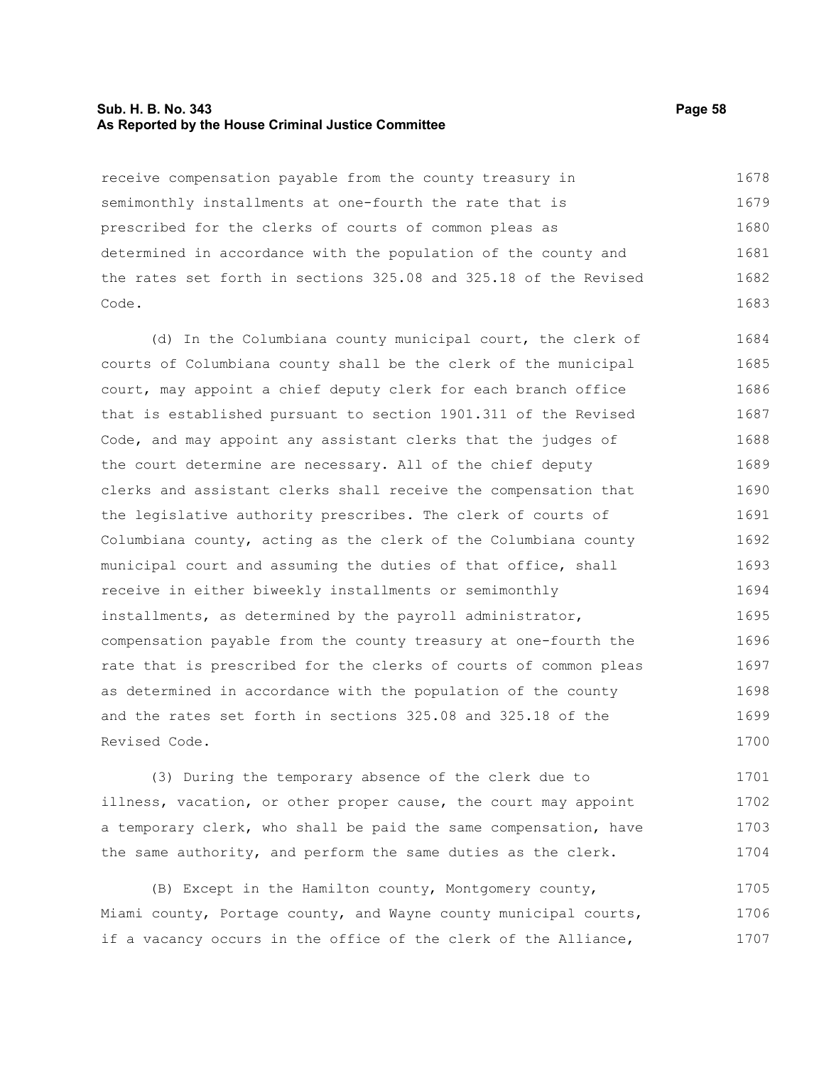receive compensation payable from the county treasury in semimonthly installments at one-fourth the rate that is prescribed for the clerks of courts of common pleas as determined in accordance with the population of the county and the rates set forth in sections 325.08 and 325.18 of the Revised Code.

(d) In the Columbiana county municipal court, the clerk of courts of Columbiana county shall be the clerk of the municipal court, may appoint a chief deputy clerk for each branch office that is established pursuant to section 1901.311 of the Revised Code, and may appoint any assistant clerks that the judges of the court determine are necessary. All of the chief deputy clerks and assistant clerks shall receive the compensation that the legislative authority prescribes. The clerk of courts of Columbiana county, acting as the clerk of the Columbiana county municipal court and assuming the duties of that office, shall receive in either biweekly installments or semimonthly installments, as determined by the payroll administrator, compensation payable from the county treasury at one-fourth the rate that is prescribed for the clerks of courts of common pleas as determined in accordance with the population of the county and the rates set forth in sections 325.08 and 325.18 of the Revised Code.

(3) During the temporary absence of the clerk due to illness, vacation, or other proper cause, the court may appoint a temporary clerk, who shall be paid the same compensation, have the same authority, and perform the same duties as the clerk.

(B) Except in the Hamilton county, Montgomery county, Miami county, Portage county, and Wayne county municipal courts, if a vacancy occurs in the office of the clerk of the Alliance,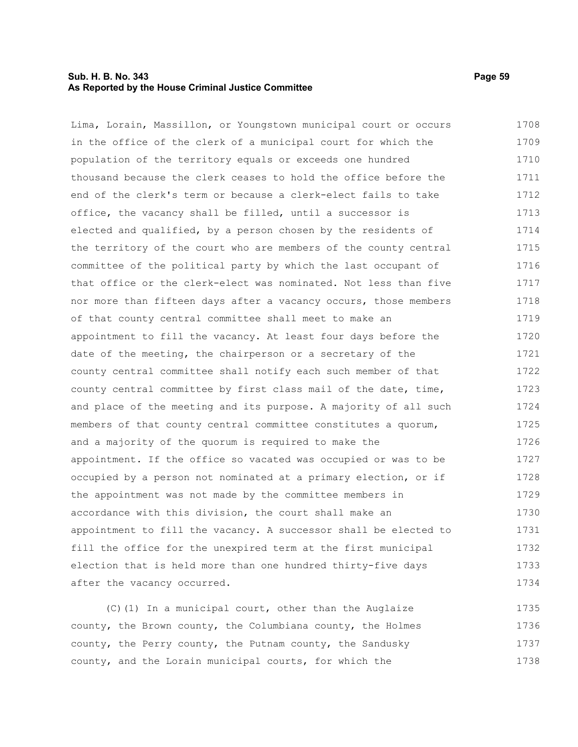Lima, Lorain, Massillon, or Youngstown municipal court or occurs in the office of the clerk of a municipal court for which the population of the territory equals or exceeds one hundred thousand because the clerk ceases to hold the office before the end of the clerk's term or because a clerk-elect fails to take office, the vacancy shall be filled, until a successor is elected and qualified, by a person chosen by the residents of the territory of the court who are members of the county central committee of the political party by which the last occupant of that office or the clerk-elect was nominated. Not less than five nor more than fifteen days after a vacancy occurs, those members of that county central committee shall meet to make an appointment to fill the vacancy. At least four days before the date of the meeting, the chairperson or a secretary of the county central committee shall notify each such member of that county central committee by first class mail of the date, time, and place of the meeting and its purpose. A majority of all such members of that county central committee constitutes a quorum, and a majority of the quorum is required to make the appointment. If the office so vacated was occupied or was to be occupied by a person not nominated at a primary election, or if the appointment was not made by the committee members in accordance with this division, the court shall make an appointment to fill the vacancy. A successor shall be elected to fill the office for the unexpired term at the first municipal election that is held more than one hundred thirty-five days after the vacancy occurred.

(C)(1) In a municipal court, other than the Auglaize county, the Brown county, the Columbiana county, the Holmes county, the Perry county, the Putnam county, the Sandusky county, and the Lorain municipal courts, for which the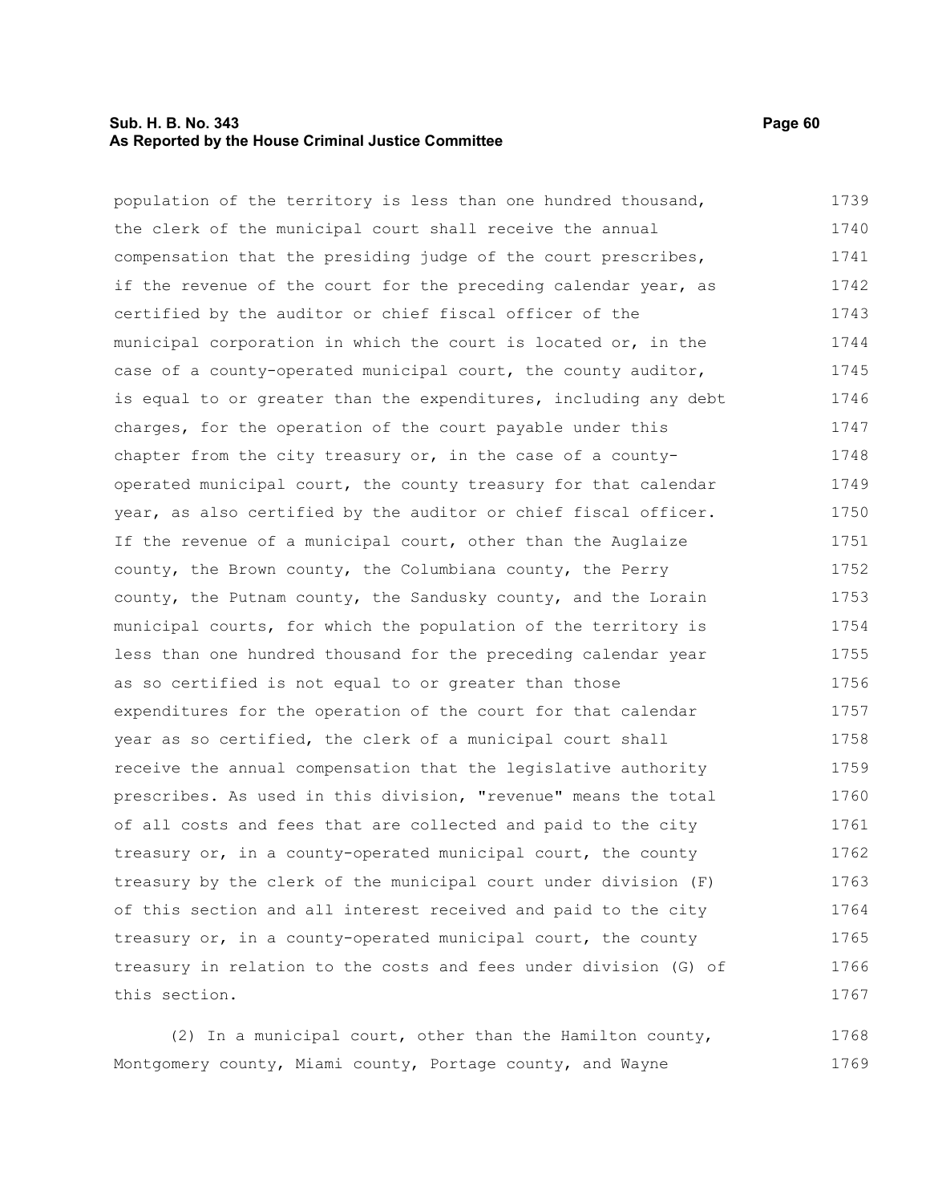population of the territory is less than one hundred thousand, the clerk of the municipal court shall receive the annual compensation that the presiding judge of the court prescribes, if the revenue of the court for the preceding calendar year, as certified by the auditor or chief fiscal officer of the municipal corporation in which the court is located or, in the case of a county-operated municipal court, the county auditor, is equal to or greater than the expenditures, including any debt charges, for the operation of the court payable under this chapter from the city treasury or, in the case of a county-operated municipal court, the county treasury for that calendar year, as also certified by the auditor or chief fiscal officer. If the revenue of a municipal court, other than the Auglaize county, the Brown county, the Columbiana county, the Perry county, the Putnam county, the Sandusky county, and the Lorain municipal courts, for which the population of the territory is less than one hundred thousand for the preceding calendar year as so certified is not equal to or greater than those expenditures for the operation of the court for that calendar year as so certified, the clerk of a municipal court shall receive the annual compensation that the legislative authority prescribes. As used in this division, "revenue" means the total of all costs and fees that are collected and paid to the city treasury or, in a county-operated municipal court, the county treasury by the clerk of the municipal court under division (F) of this section and all interest received and paid to the city treasury or, in a county-operated municipal court, the county treasury in relation to the costs and fees under division (G) of this section.

(2) In a municipal court, other than the Hamilton county, Montgomery county, Miami county, Portage county, and Wayne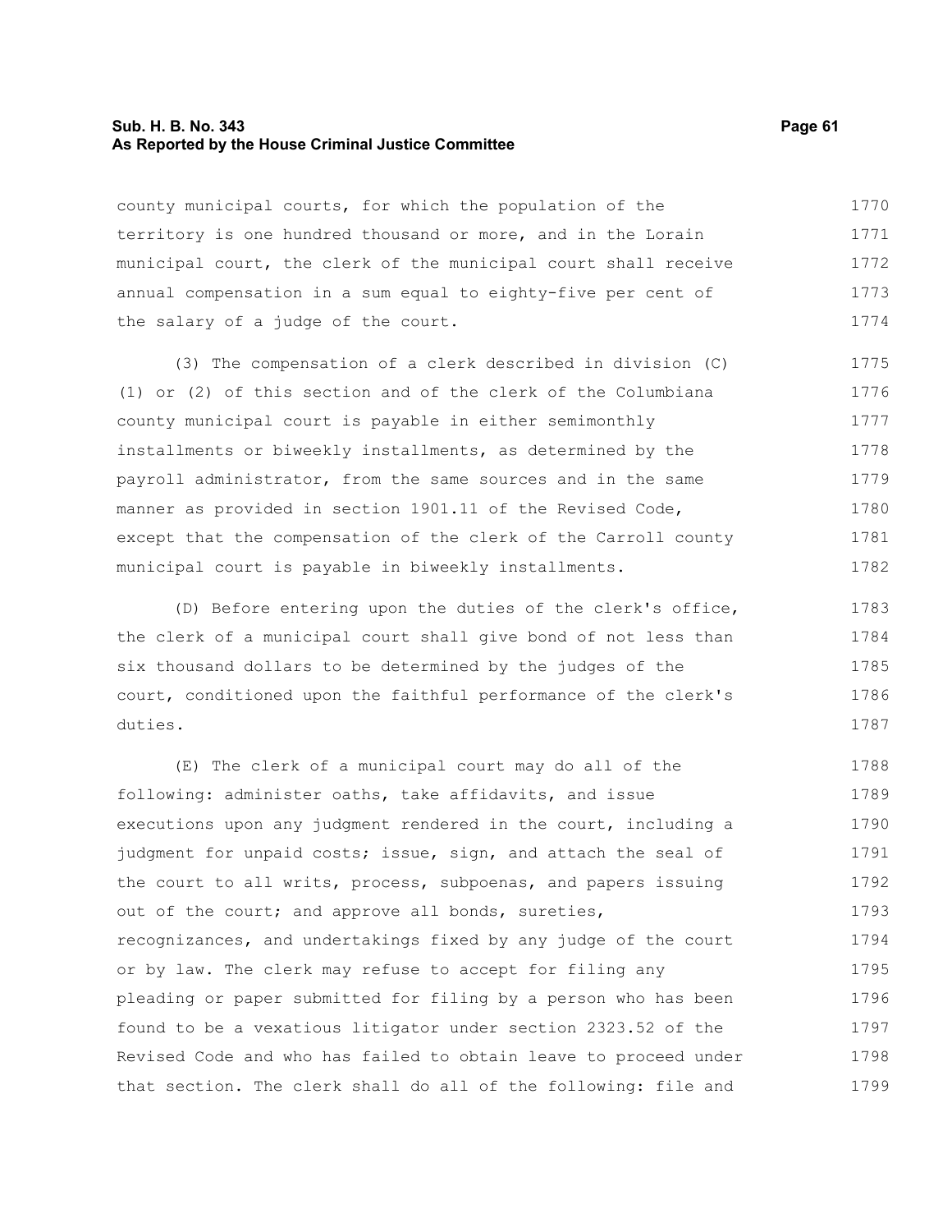county municipal courts, for which the population of the territory is one hundred thousand or more, and in the Lorain municipal court, the clerk of the municipal court shall receive annual compensation in a sum equal to eighty-five per cent of the salary of a judge of the court.

(3) The compensation of a clerk described in division (C)(1) or (2) of this section and of the clerk of the Columbiana county municipal court is payable in either semimonthly installments or biweekly installments, as determined by the payroll administrator, from the same sources and in the same manner as provided in section 1901.11 of the Revised Code, except that the compensation of the clerk of the Carroll county municipal court is payable in biweekly installments.

(D) Before entering upon the duties of the clerk's office, the clerk of a municipal court shall give bond of not less than six thousand dollars to be determined by the judges of the court, conditioned upon the faithful performance of the clerk's duties.

(E) The clerk of a municipal court may do all of the following: administer oaths, take affidavits, and issue executions upon any judgment rendered in the court, including a judgment for unpaid costs; issue, sign, and attach the seal of the court to all writs, process, subpoenas, and papers issuing out of the court; and approve all bonds, sureties, recognizances, and undertakings fixed by any judge of the court or by law. The clerk may refuse to accept for filing any pleading or paper submitted for filing by a person who has been found to be a vexatious litigator under section 2323.52 of the Revised Code and who has failed to obtain leave to proceed under that section. The clerk shall do all of the following: file and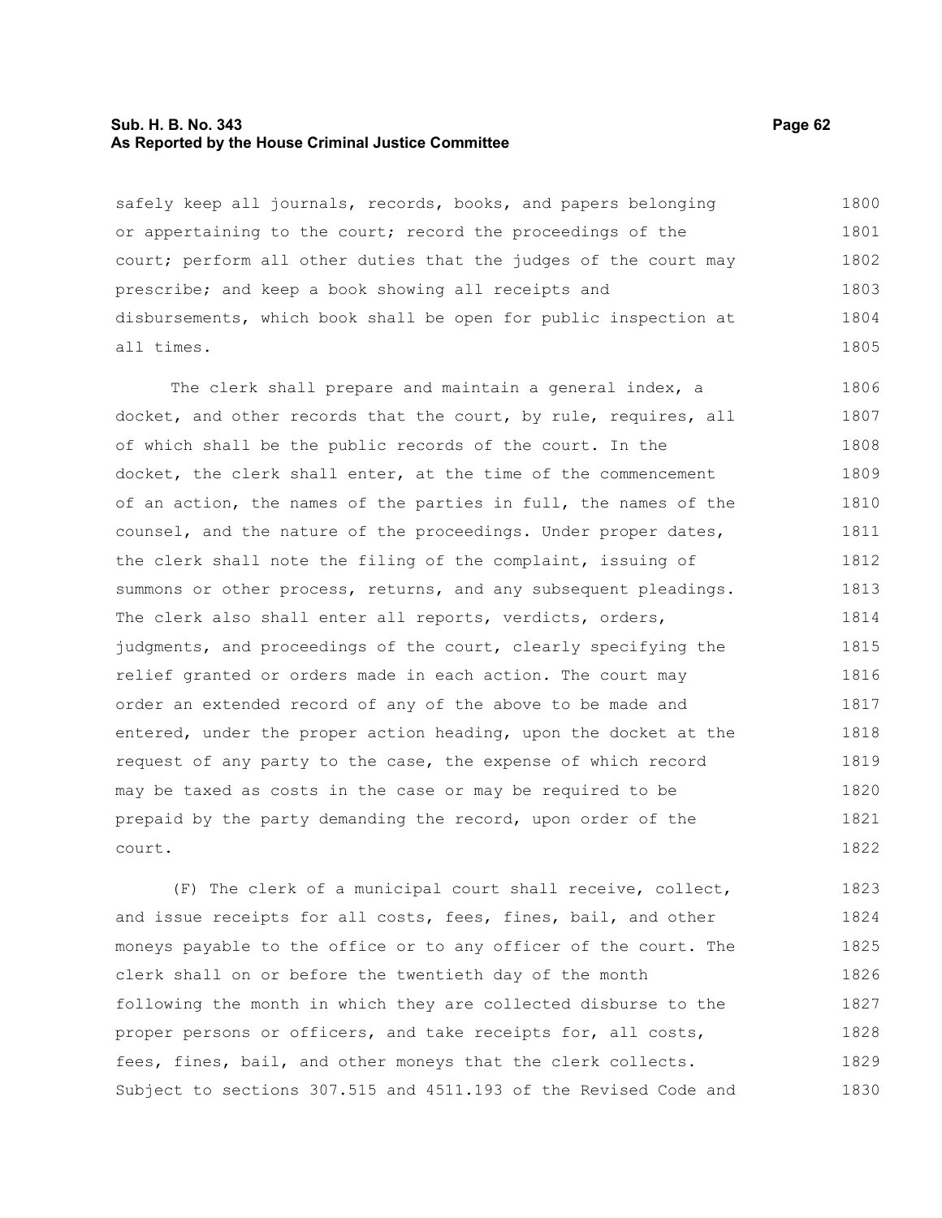safely keep all journals, records, books, and papers belonging or appertaining to the court; record the proceedings of the court; perform all other duties that the judges of the court may prescribe; and keep a book showing all receipts and disbursements, which book shall be open for public inspection at all times.

The clerk shall prepare and maintain a general index, a docket, and other records that the court, by rule, requires, all of which shall be the public records of the court. In the docket, the clerk shall enter, at the time of the commencement of an action, the names of the parties in full, the names of the counsel, and the nature of the proceedings. Under proper dates, the clerk shall note the filing of the complaint, issuing of summons or other process, returns, and any subsequent pleadings. The clerk also shall enter all reports, verdicts, orders, judgments, and proceedings of the court, clearly specifying the relief granted or orders made in each action. The court may order an extended record of any of the above to be made and entered, under the proper action heading, upon the docket at the request of any party to the case, the expense of which record may be taxed as costs in the case or may be required to be prepaid by the party demanding the record, upon order of the court.

(F) The clerk of a municipal court shall receive, collect, and issue receipts for all costs, fees, fines, bail, and other moneys payable to the office or to any officer of the court. The clerk shall on or before the twentieth day of the month following the month in which they are collected disburse to the proper persons or officers, and take receipts for, all costs, fees, fines, bail, and other moneys that the clerk collects. Subject to sections 307.515 and 4511.193 of the Revised Code and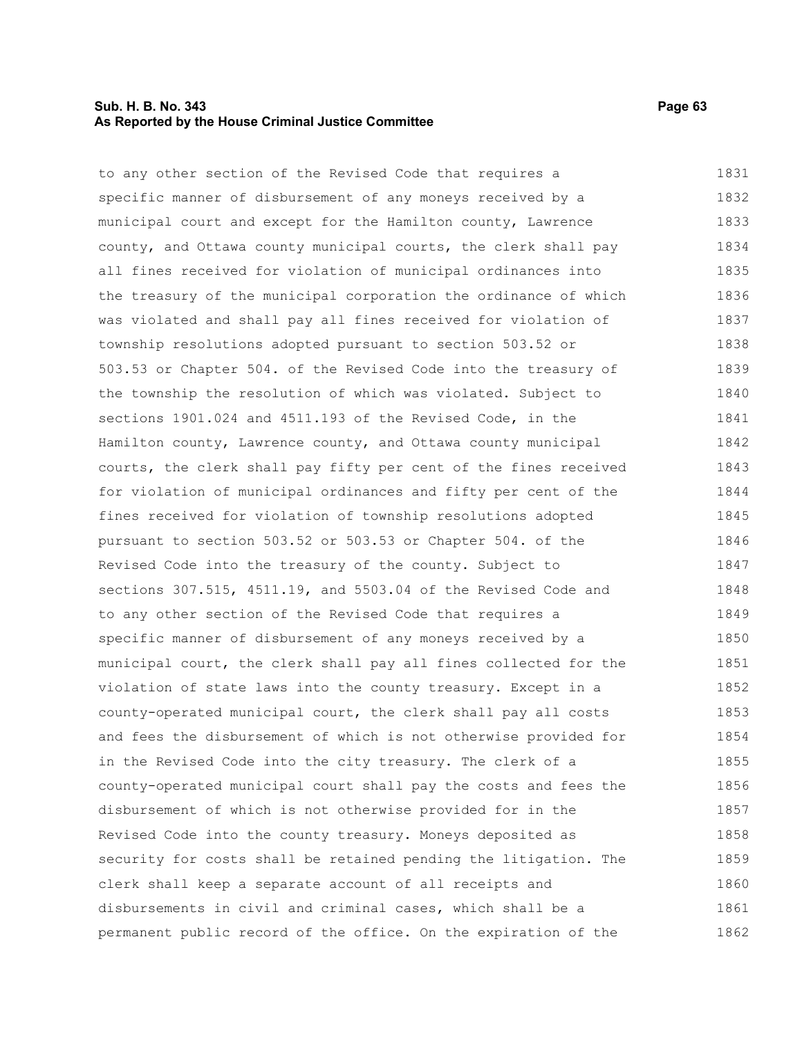to any other section of the Revised Code that requires a specific manner of disbursement of any moneys received by a municipal court and except for the Hamilton county, Lawrence county, and Ottawa county municipal courts, the clerk shall pay all fines received for violation of municipal ordinances into the treasury of the municipal corporation the ordinance of which was violated and shall pay all fines received for violation of township resolutions adopted pursuant to section 503.52 or 503.53 or Chapter 504. of the Revised Code into the treasury of the township the resolution of which was violated. Subject to sections 1901.024 and 4511.193 of the Revised Code, in the Hamilton county, Lawrence county, and Ottawa county municipal courts, the clerk shall pay fifty per cent of the fines received for violation of municipal ordinances and fifty per cent of the fines received for violation of township resolutions adopted pursuant to section 503.52 or 503.53 or Chapter 504. of the Revised Code into the treasury of the county. Subject to sections 307.515, 4511.19, and 5503.04 of the Revised Code and to any other section of the Revised Code that requires a specific manner of disbursement of any moneys received by a municipal court, the clerk shall pay all fines collected for the violation of state laws into the county treasury. Except in a county-operated municipal court, the clerk shall pay all costs and fees the disbursement of which is not otherwise provided for in the Revised Code into the city treasury. The clerk of a county-operated municipal court shall pay the costs and fees the disbursement of which is not otherwise provided for in the Revised Code into the county treasury. Moneys deposited as security for costs shall be retained pending the litigation. The clerk shall keep a separate account of all receipts and disbursements in civil and criminal cases, which shall be a permanent public record of the office. On the expiration of the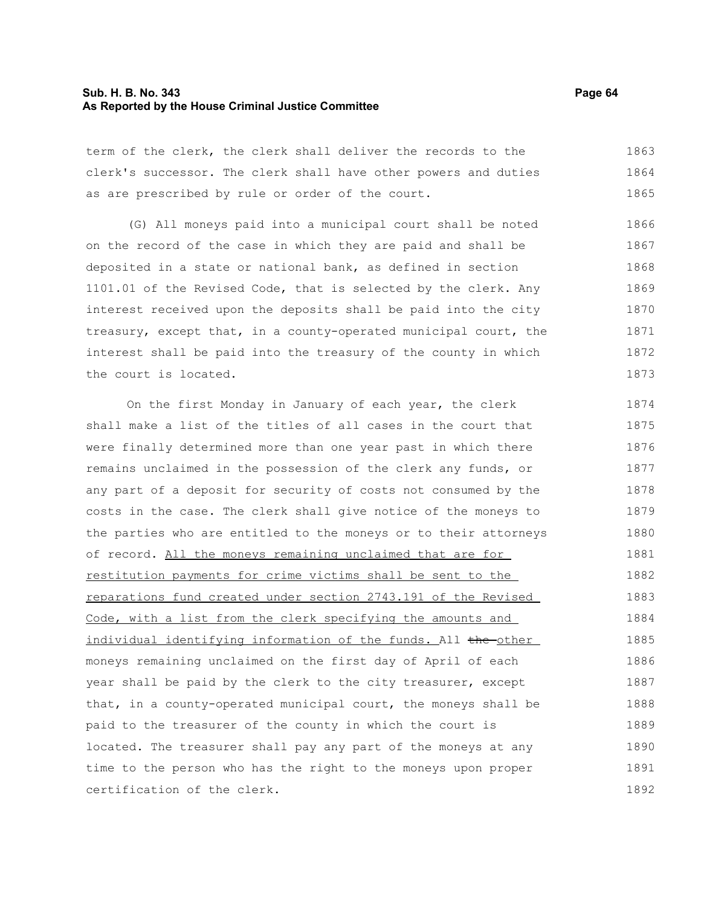term of the clerk, the clerk shall deliver the records to the clerk's successor. The clerk shall have other powers and duties as are prescribed by rule or order of the court.

(G) All moneys paid into a municipal court shall be noted on the record of the case in which they are paid and shall be deposited in a state or national bank, as defined in section 1101.01 of the Revised Code, that is selected by the clerk. Any interest received upon the deposits shall be paid into the city treasury, except that, in a county-operated municipal court, the interest shall be paid into the treasury of the county in which the court is located.

On the first Monday in January of each year, the clerk shall make a list of the titles of all cases in the court that were finally determined more than one year past in which there remains unclaimed in the possession of the clerk any funds, or any part of a deposit for security of costs not consumed by the costs in the case. The clerk shall give notice of the moneys to the parties who are entitled to the moneys or to their attorneys of record. <u>All the moneys remaining unclaimed that are for restitution payments for crime victims shall be sent to the reparations fund created under section 2743.191 of the Revised Code, with a list from the clerk specifying the amounts and individual identifying information of the funds.</u> All ~~the~~ <u>other</u> moneys remaining unclaimed on the first day of April of each year shall be paid by the clerk to the city treasurer, except that, in a county-operated municipal court, the moneys shall be paid to the treasurer of the county in which the court is located. The treasurer shall pay any part of the moneys at any time to the person who has the right to the moneys upon proper certification of the clerk.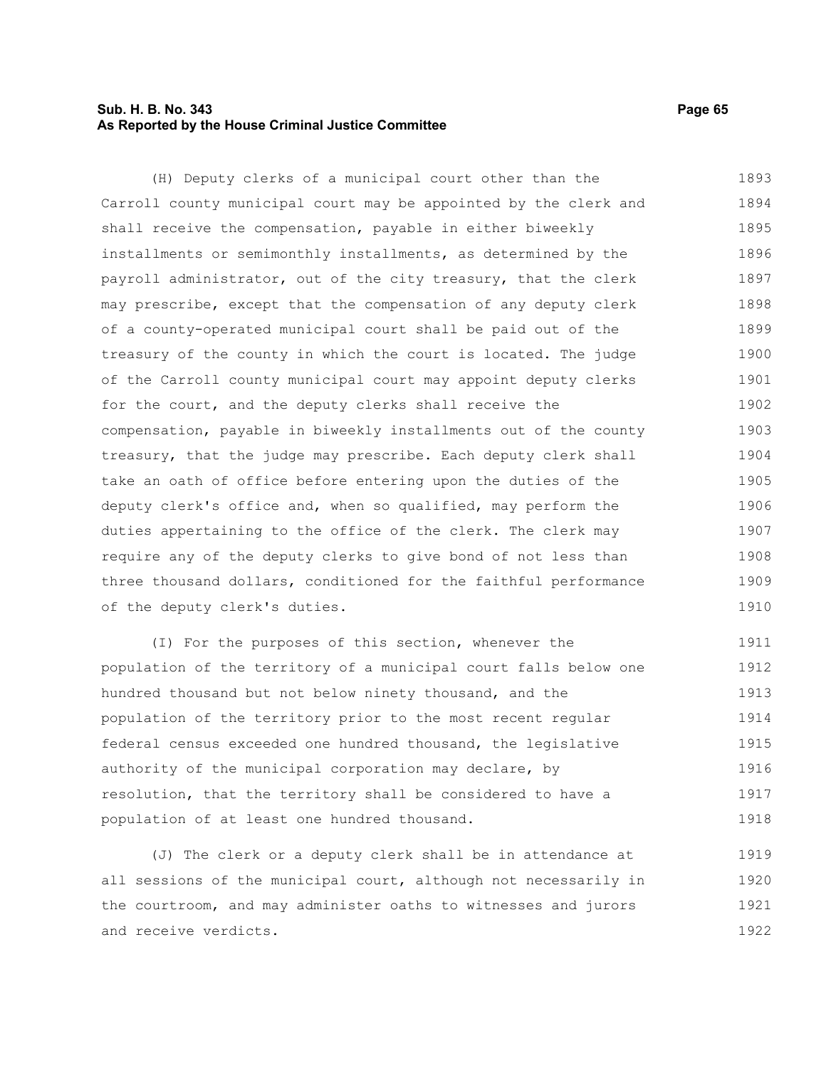(H) Deputy clerks of a municipal court other than the Carroll county municipal court may be appointed by the clerk and shall receive the compensation, payable in either biweekly installments or semimonthly installments, as determined by the payroll administrator, out of the city treasury, that the clerk may prescribe, except that the compensation of any deputy clerk of a county-operated municipal court shall be paid out of the treasury of the county in which the court is located. The judge of the Carroll county municipal court may appoint deputy clerks for the court, and the deputy clerks shall receive the compensation, payable in biweekly installments out of the county treasury, that the judge may prescribe. Each deputy clerk shall take an oath of office before entering upon the duties of the deputy clerk's office and, when so qualified, may perform the duties appertaining to the office of the clerk. The clerk may require any of the deputy clerks to give bond of not less than three thousand dollars, conditioned for the faithful performance of the deputy clerk's duties.

(I) For the purposes of this section, whenever the population of the territory of a municipal court falls below one hundred thousand but not below ninety thousand, and the population of the territory prior to the most recent regular federal census exceeded one hundred thousand, the legislative authority of the municipal corporation may declare, by resolution, that the territory shall be considered to have a population of at least one hundred thousand.

(J) The clerk or a deputy clerk shall be in attendance at all sessions of the municipal court, although not necessarily in the courtroom, and may administer oaths to witnesses and jurors and receive verdicts.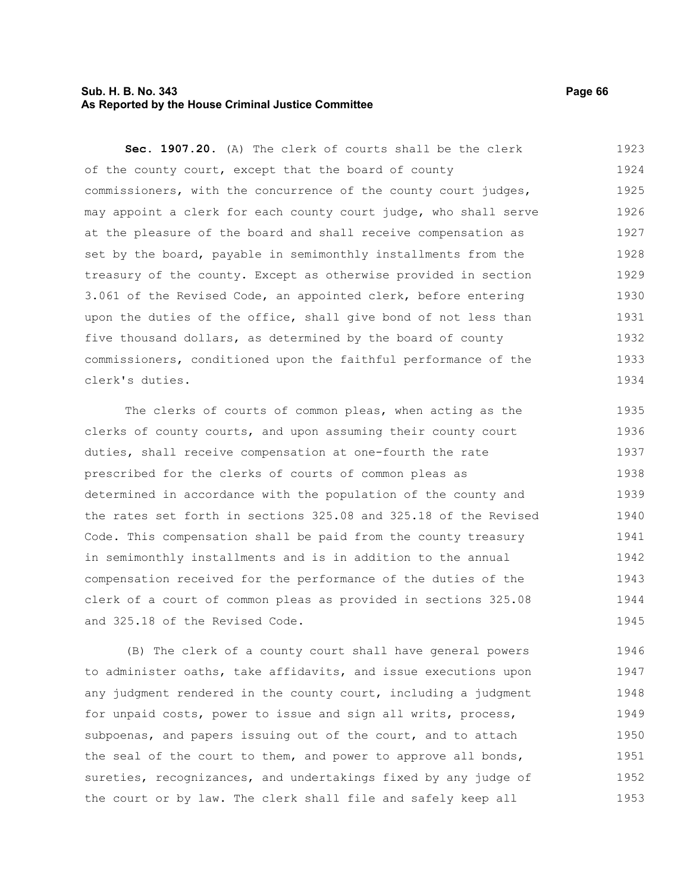**Sec. 1907.20.** (A) The clerk of courts shall be the clerk of the county court, except that the board of county commissioners, with the concurrence of the county court judges, may appoint a clerk for each county court judge, who shall serve at the pleasure of the board and shall receive compensation as set by the board, payable in semimonthly installments from the treasury of the county. Except as otherwise provided in section 3.061 of the Revised Code, an appointed clerk, before entering upon the duties of the office, shall give bond of not less than five thousand dollars, as determined by the board of county commissioners, conditioned upon the faithful performance of the clerk's duties.

The clerks of courts of common pleas, when acting as the clerks of county courts, and upon assuming their county court duties, shall receive compensation at one-fourth the rate prescribed for the clerks of courts of common pleas as determined in accordance with the population of the county and the rates set forth in sections 325.08 and 325.18 of the Revised Code. This compensation shall be paid from the county treasury in semimonthly installments and is in addition to the annual compensation received for the performance of the duties of the clerk of a court of common pleas as provided in sections 325.08 and 325.18 of the Revised Code.

(B) The clerk of a county court shall have general powers to administer oaths, take affidavits, and issue executions upon any judgment rendered in the county court, including a judgment for unpaid costs, power to issue and sign all writs, process, subpoenas, and papers issuing out of the court, and to attach the seal of the court to them, and power to approve all bonds, sureties, recognizances, and undertakings fixed by any judge of the court or by law. The clerk shall file and safely keep all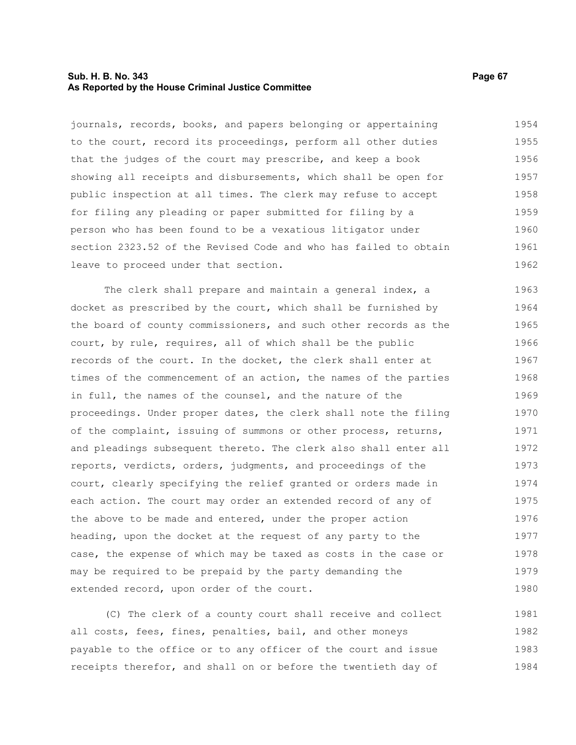journals, records, books, and papers belonging or appertaining to the court, record its proceedings, perform all other duties that the judges of the court may prescribe, and keep a book showing all receipts and disbursements, which shall be open for public inspection at all times. The clerk may refuse to accept for filing any pleading or paper submitted for filing by a person who has been found to be a vexatious litigator under section 2323.52 of the Revised Code and who has failed to obtain leave to proceed under that section.

The clerk shall prepare and maintain a general index, a docket as prescribed by the court, which shall be furnished by the board of county commissioners, and such other records as the court, by rule, requires, all of which shall be the public records of the court. In the docket, the clerk shall enter at times of the commencement of an action, the names of the parties in full, the names of the counsel, and the nature of the proceedings. Under proper dates, the clerk shall note the filing of the complaint, issuing of summons or other process, returns, and pleadings subsequent thereto. The clerk also shall enter all reports, verdicts, orders, judgments, and proceedings of the court, clearly specifying the relief granted or orders made in each action. The court may order an extended record of any of the above to be made and entered, under the proper action heading, upon the docket at the request of any party to the case, the expense of which may be taxed as costs in the case or may be required to be prepaid by the party demanding the extended record, upon order of the court.

(C) The clerk of a county court shall receive and collect all costs, fees, fines, penalties, bail, and other moneys payable to the office or to any officer of the court and issue receipts therefor, and shall on or before the twentieth day of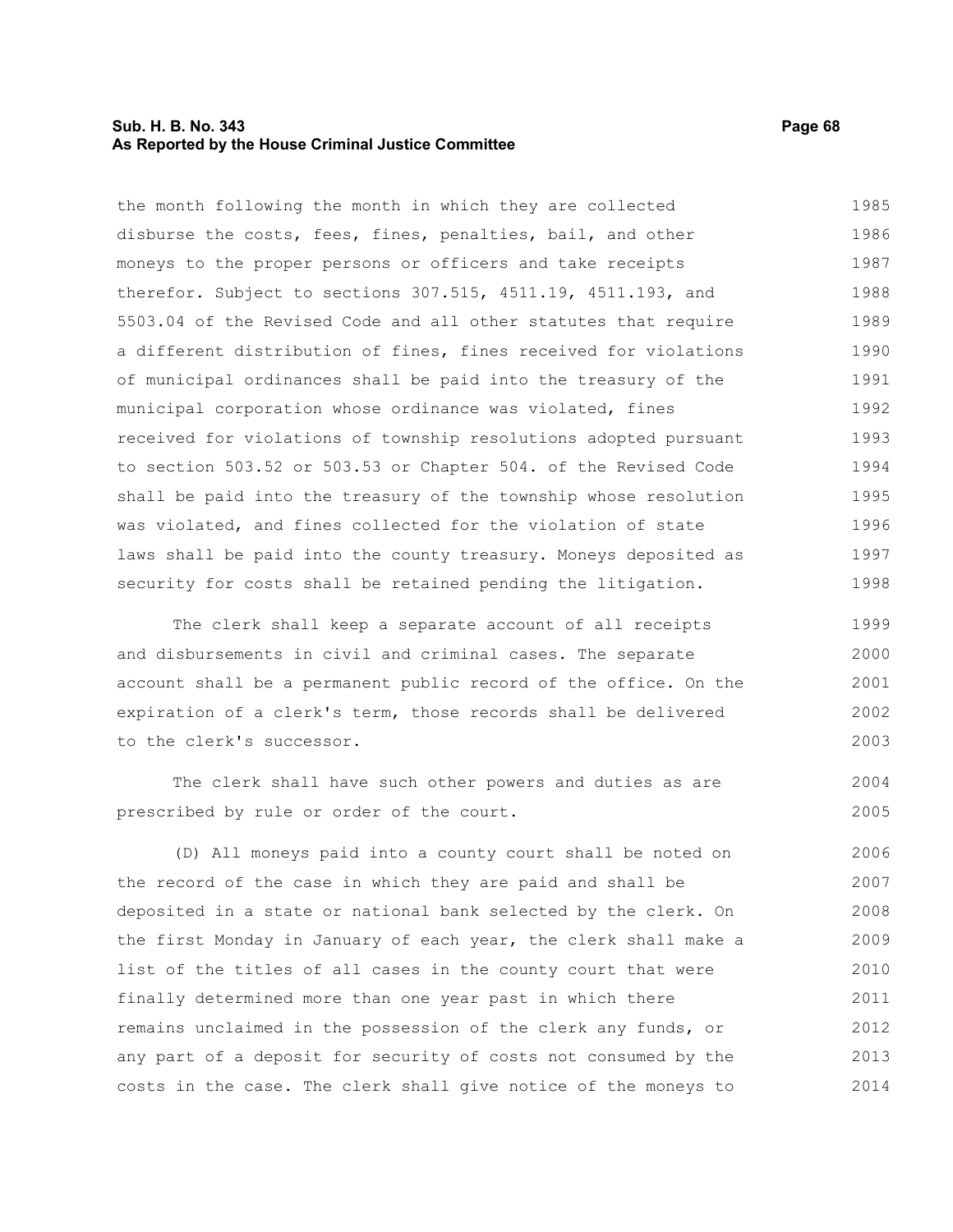the month following the month in which they are collected disburse the costs, fees, fines, penalties, bail, and other moneys to the proper persons or officers and take receipts therefor. Subject to sections 307.515, 4511.19, 4511.193, and 5503.04 of the Revised Code and all other statutes that require a different distribution of fines, fines received for violations of municipal ordinances shall be paid into the treasury of the municipal corporation whose ordinance was violated, fines received for violations of township resolutions adopted pursuant to section 503.52 or 503.53 or Chapter 504. of the Revised Code shall be paid into the treasury of the township whose resolution was violated, and fines collected for the violation of state laws shall be paid into the county treasury. Moneys deposited as security for costs shall be retained pending the litigation.

The clerk shall keep a separate account of all receipts and disbursements in civil and criminal cases. The separate account shall be a permanent public record of the office. On the expiration of a clerk's term, those records shall be delivered to the clerk's successor.

The clerk shall have such other powers and duties as are prescribed by rule or order of the court.

(D) All moneys paid into a county court shall be noted on the record of the case in which they are paid and shall be deposited in a state or national bank selected by the clerk. On the first Monday in January of each year, the clerk shall make a list of the titles of all cases in the county court that were finally determined more than one year past in which there remains unclaimed in the possession of the clerk any funds, or any part of a deposit for security of costs not consumed by the costs in the case. The clerk shall give notice of the moneys to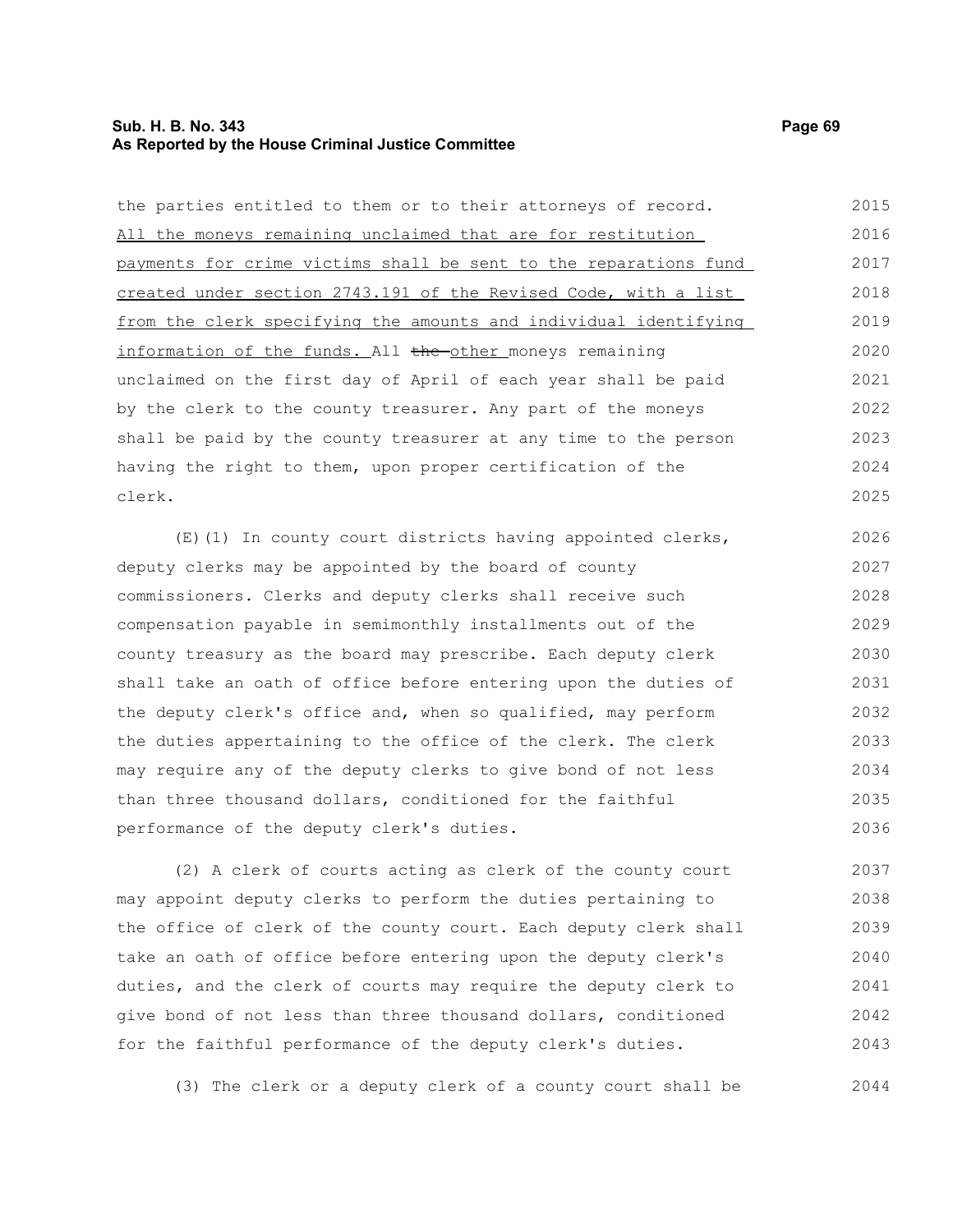the parties entitled to them or to their attorneys of record. All the moneys remaining unclaimed that are for restitution payments for crime victims shall be sent to the reparations fund created under section 2743.191 of the Revised Code, with a list from the clerk specifying the amounts and individual identifying information of the funds. All ~~the~~ other moneys remaining unclaimed on the first day of April of each year shall be paid by the clerk to the county treasurer. Any part of the moneys shall be paid by the county treasurer at any time to the person having the right to them, upon proper certification of the clerk.

(E)(1) In county court districts having appointed clerks, deputy clerks may be appointed by the board of county commissioners. Clerks and deputy clerks shall receive such compensation payable in semimonthly installments out of the county treasury as the board may prescribe. Each deputy clerk shall take an oath of office before entering upon the duties of the deputy clerk's office and, when so qualified, may perform the duties appertaining to the office of the clerk. The clerk may require any of the deputy clerks to give bond of not less than three thousand dollars, conditioned for the faithful performance of the deputy clerk's duties.

(2) A clerk of courts acting as clerk of the county court may appoint deputy clerks to perform the duties pertaining to the office of clerk of the county court. Each deputy clerk shall take an oath of office before entering upon the deputy clerk's duties, and the clerk of courts may require the deputy clerk to give bond of not less than three thousand dollars, conditioned for the faithful performance of the deputy clerk's duties.

(3) The clerk or a deputy clerk of a county court shall be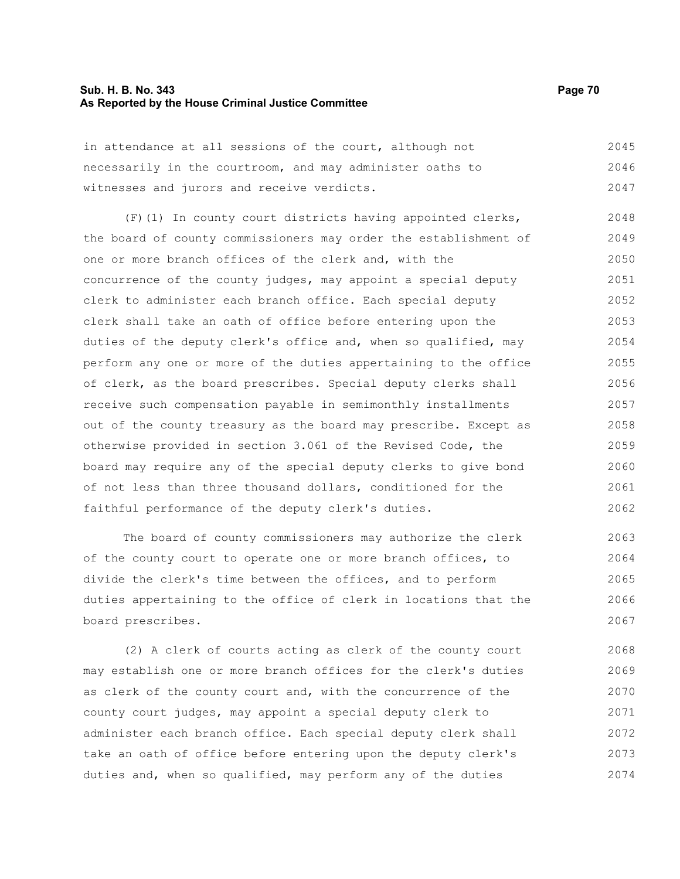in attendance at all sessions of the court, although not necessarily in the courtroom, and may administer oaths to witnesses and jurors and receive verdicts.

(F)(1) In county court districts having appointed clerks, the board of county commissioners may order the establishment of one or more branch offices of the clerk and, with the concurrence of the county judges, may appoint a special deputy clerk to administer each branch office. Each special deputy clerk shall take an oath of office before entering upon the duties of the deputy clerk's office and, when so qualified, may perform any one or more of the duties appertaining to the office of clerk, as the board prescribes. Special deputy clerks shall receive such compensation payable in semimonthly installments out of the county treasury as the board may prescribe. Except as otherwise provided in section 3.061 of the Revised Code, the board may require any of the special deputy clerks to give bond of not less than three thousand dollars, conditioned for the faithful performance of the deputy clerk's duties.

The board of county commissioners may authorize the clerk of the county court to operate one or more branch offices, to divide the clerk's time between the offices, and to perform duties appertaining to the office of clerk in locations that the board prescribes.

(2) A clerk of courts acting as clerk of the county court may establish one or more branch offices for the clerk's duties as clerk of the county court and, with the concurrence of the county court judges, may appoint a special deputy clerk to administer each branch office. Each special deputy clerk shall take an oath of office before entering upon the deputy clerk's duties and, when so qualified, may perform any of the duties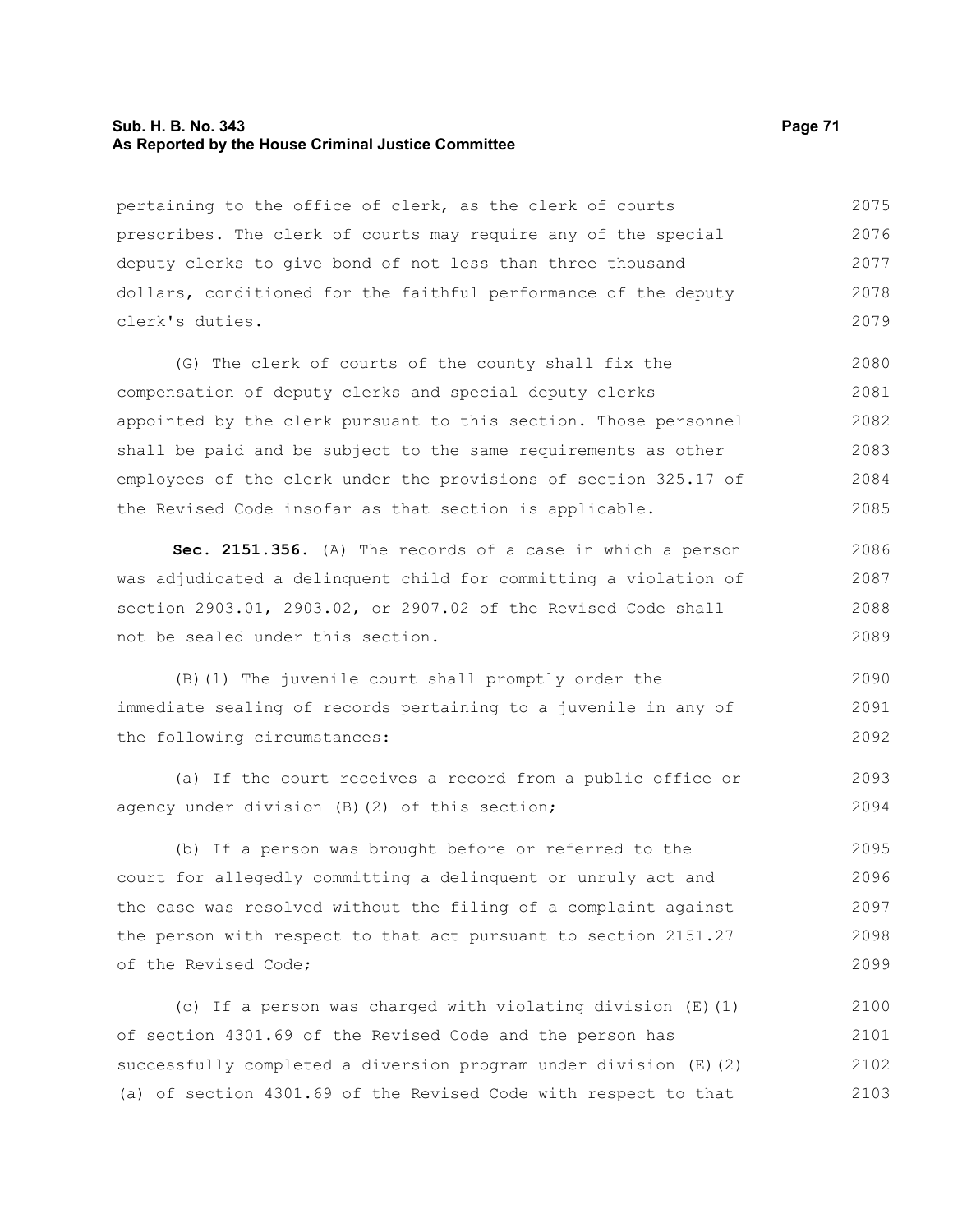pertaining to the office of clerk, as the clerk of courts prescribes. The clerk of courts may require any of the special deputy clerks to give bond of not less than three thousand dollars, conditioned for the faithful performance of the deputy clerk's duties.

(G) The clerk of courts of the county shall fix the compensation of deputy clerks and special deputy clerks appointed by the clerk pursuant to this section. Those personnel shall be paid and be subject to the same requirements as other employees of the clerk under the provisions of section 325.17 of the Revised Code insofar as that section is applicable.

**Sec. 2151.356.** (A) The records of a case in which a person was adjudicated a delinquent child for committing a violation of section 2903.01, 2903.02, or 2907.02 of the Revised Code shall not be sealed under this section.

(B)(1) The juvenile court shall promptly order the immediate sealing of records pertaining to a juvenile in any of the following circumstances:

(a) If the court receives a record from a public office or agency under division (B)(2) of this section;

(b) If a person was brought before or referred to the court for allegedly committing a delinquent or unruly act and the case was resolved without the filing of a complaint against the person with respect to that act pursuant to section 2151.27 of the Revised Code;

(c) If a person was charged with violating division (E)(1) of section 4301.69 of the Revised Code and the person has successfully completed a diversion program under division (E)(2)(a) of section 4301.69 of the Revised Code with respect to that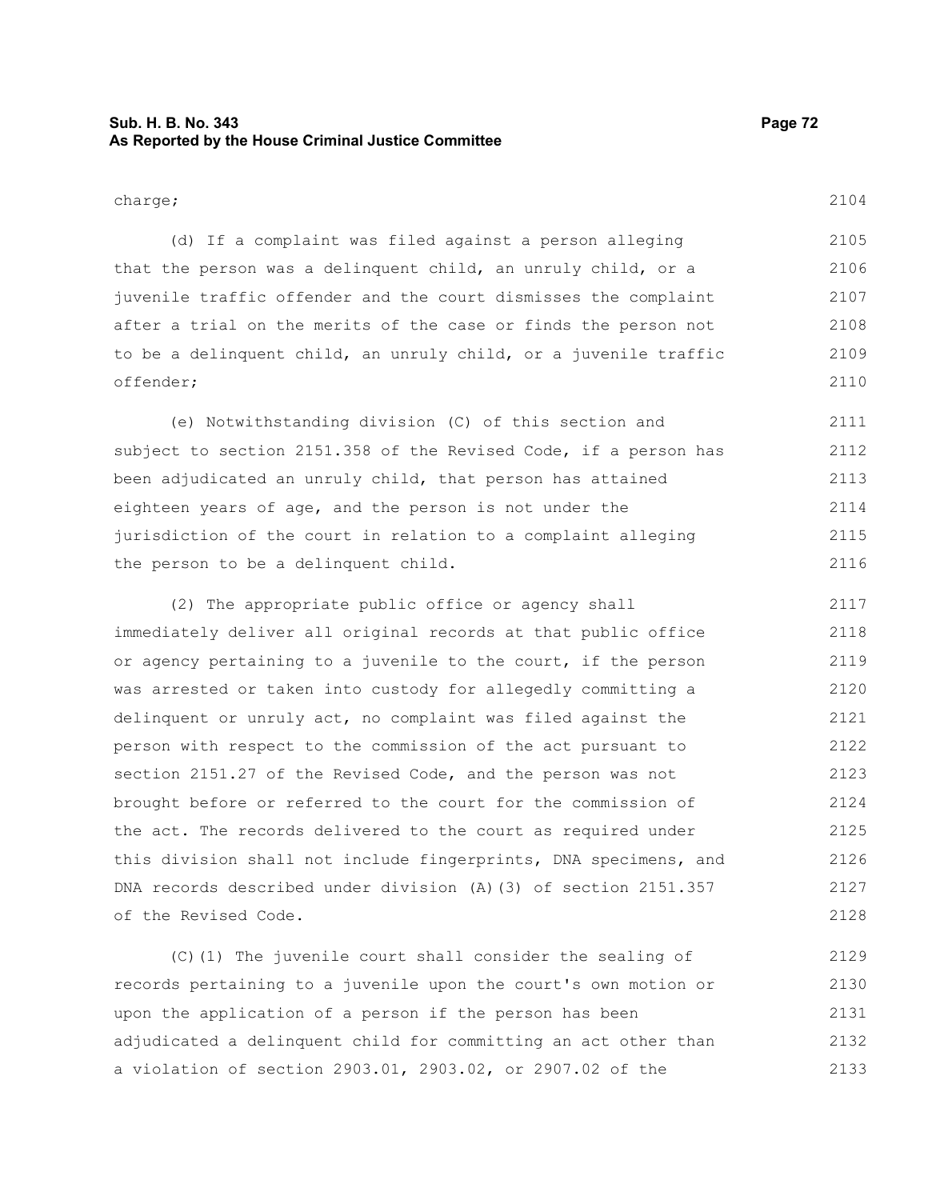charge;

(d) If a complaint was filed against a person alleging that the person was a delinquent child, an unruly child, or a juvenile traffic offender and the court dismisses the complaint after a trial on the merits of the case or finds the person not to be a delinquent child, an unruly child, or a juvenile traffic offender;

(e) Notwithstanding division (C) of this section and subject to section 2151.358 of the Revised Code, if a person has been adjudicated an unruly child, that person has attained eighteen years of age, and the person is not under the jurisdiction of the court in relation to a complaint alleging the person to be a delinquent child.

(2) The appropriate public office or agency shall immediately deliver all original records at that public office or agency pertaining to a juvenile to the court, if the person was arrested or taken into custody for allegedly committing a delinquent or unruly act, no complaint was filed against the person with respect to the commission of the act pursuant to section 2151.27 of the Revised Code, and the person was not brought before or referred to the court for the commission of the act. The records delivered to the court as required under this division shall not include fingerprints, DNA specimens, and DNA records described under division (A)(3) of section 2151.357 of the Revised Code.

(C)(1) The juvenile court shall consider the sealing of records pertaining to a juvenile upon the court's own motion or upon the application of a person if the person has been adjudicated a delinquent child for committing an act other than a violation of section 2903.01, 2903.02, or 2907.02 of the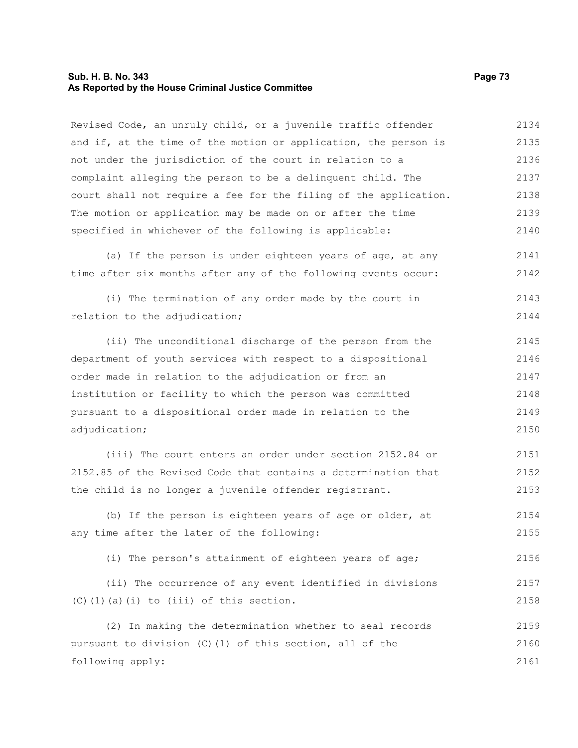Revised Code, an unruly child, or a juvenile traffic offender and if, at the time of the motion or application, the person is not under the jurisdiction of the court in relation to a complaint alleging the person to be a delinquent child. The court shall not require a fee for the filing of the application. The motion or application may be made on or after the time specified in whichever of the following is applicable:

(a) If the person is under eighteen years of age, at any time after six months after any of the following events occur:

(i) The termination of any order made by the court in relation to the adjudication;

(ii) The unconditional discharge of the person from the department of youth services with respect to a dispositional order made in relation to the adjudication or from an institution or facility to which the person was committed pursuant to a dispositional order made in relation to the adjudication;

(iii) The court enters an order under section 2152.84 or 2152.85 of the Revised Code that contains a determination that the child is no longer a juvenile offender registrant.

(b) If the person is eighteen years of age or older, at any time after the later of the following:

(i) The person's attainment of eighteen years of age;

(ii) The occurrence of any event identified in divisions (C)(1)(a)(i) to (iii) of this section.

(2) In making the determination whether to seal records pursuant to division (C)(1) of this section, all of the following apply: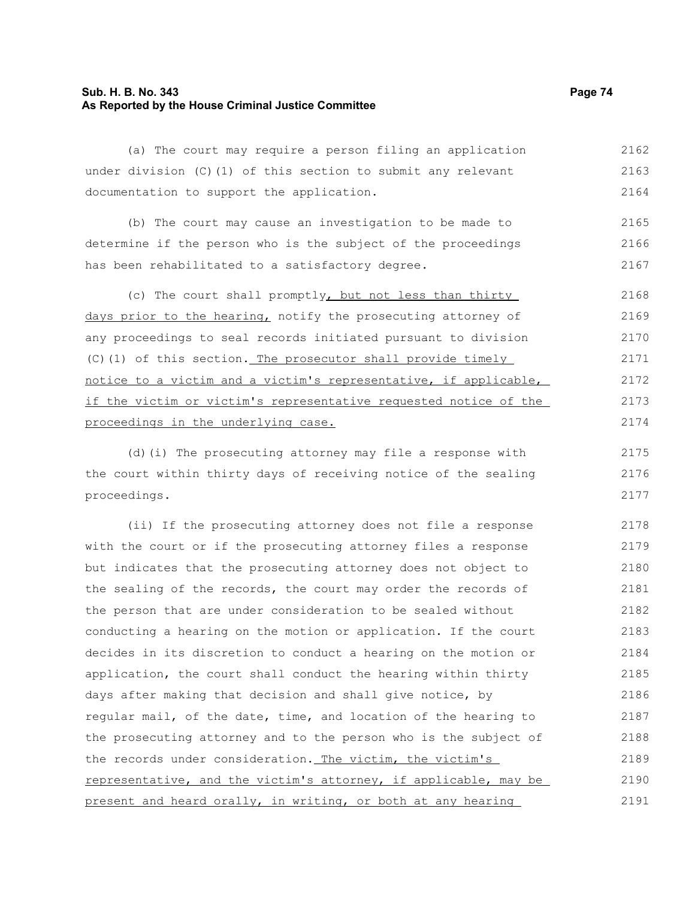(a) The court may require a person filing an application under division (C)(1) of this section to submit any relevant documentation to support the application.

(b) The court may cause an investigation to be made to determine if the person who is the subject of the proceedings has been rehabilitated to a satisfactory degree.

(c) The court shall promptly, but not less than thirty days prior to the hearing, notify the prosecuting attorney of any proceedings to seal records initiated pursuant to division (C)(1) of this section. The prosecutor shall provide timely notice to a victim and a victim's representative, if applicable, if the victim or victim's representative requested notice of the proceedings in the underlying case.

(d)(i) The prosecuting attorney may file a response with the court within thirty days of receiving notice of the sealing proceedings.

(ii) If the prosecuting attorney does not file a response with the court or if the prosecuting attorney files a response but indicates that the prosecuting attorney does not object to the sealing of the records, the court may order the records of the person that are under consideration to be sealed without conducting a hearing on the motion or application. If the court decides in its discretion to conduct a hearing on the motion or application, the court shall conduct the hearing within thirty days after making that decision and shall give notice, by regular mail, of the date, time, and location of the hearing to the prosecuting attorney and to the person who is the subject of the records under consideration. The victim, the victim's representative, and the victim's attorney, if applicable, may be present and heard orally, in writing, or both at any hearing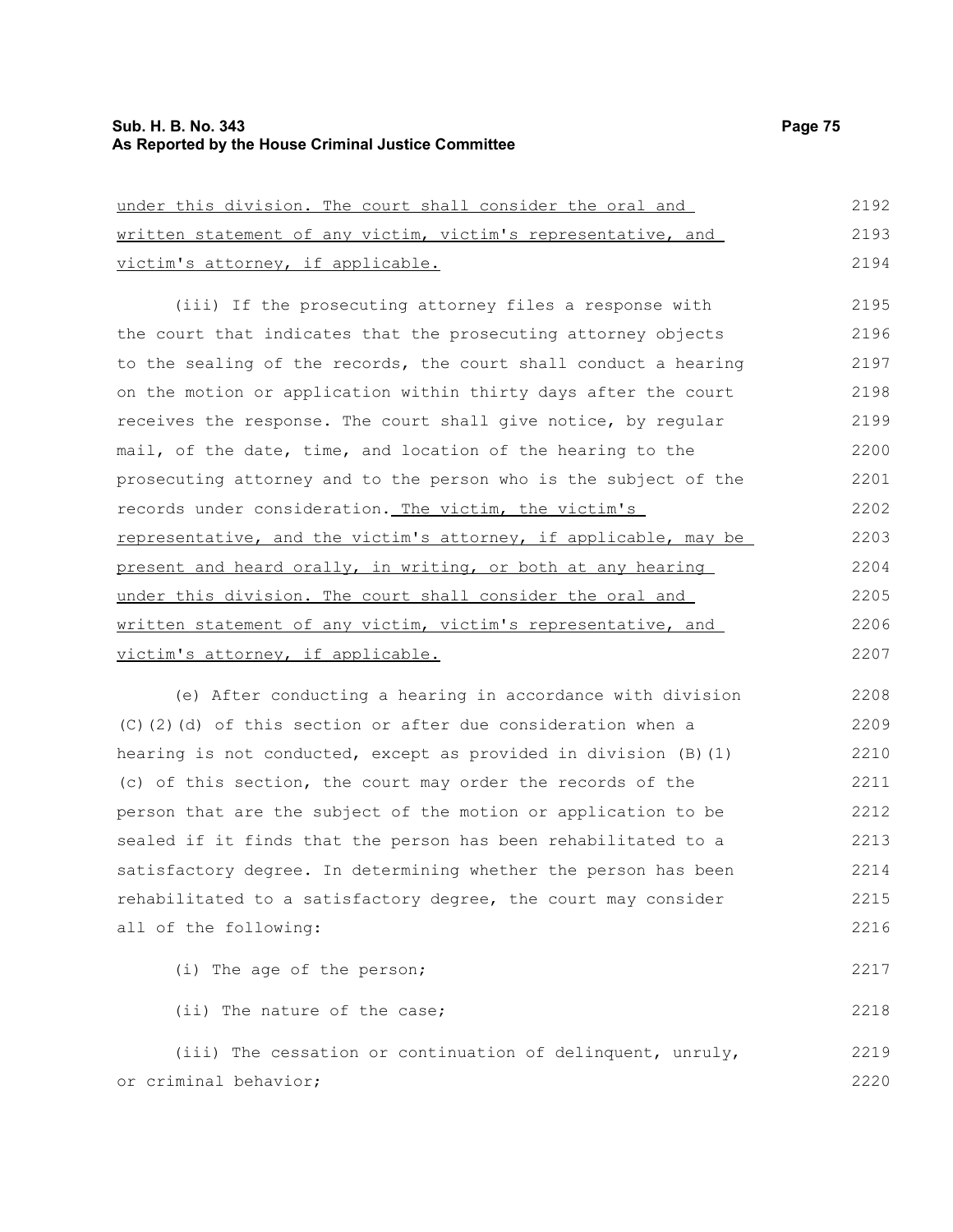under this division. The court shall consider the oral and written statement of any victim, victim's representative, and victim's attorney, if applicable.

(iii) If the prosecuting attorney files a response with the court that indicates that the prosecuting attorney objects to the sealing of the records, the court shall conduct a hearing on the motion or application within thirty days after the court receives the response. The court shall give notice, by regular mail, of the date, time, and location of the hearing to the prosecuting attorney and to the person who is the subject of the records under consideration. The victim, the victim's representative, and the victim's attorney, if applicable, may be present and heard orally, in writing, or both at any hearing under this division. The court shall consider the oral and written statement of any victim, victim's representative, and victim's attorney, if applicable.

(e) After conducting a hearing in accordance with division (C)(2)(d) of this section or after due consideration when a hearing is not conducted, except as provided in division (B)(1)(c) of this section, the court may order the records of the person that are the subject of the motion or application to be sealed if it finds that the person has been rehabilitated to a satisfactory degree. In determining whether the person has been rehabilitated to a satisfactory degree, the court may consider all of the following:

(i) The age of the person;

(ii) The nature of the case;

(iii) The cessation or continuation of delinquent, unruly, or criminal behavior;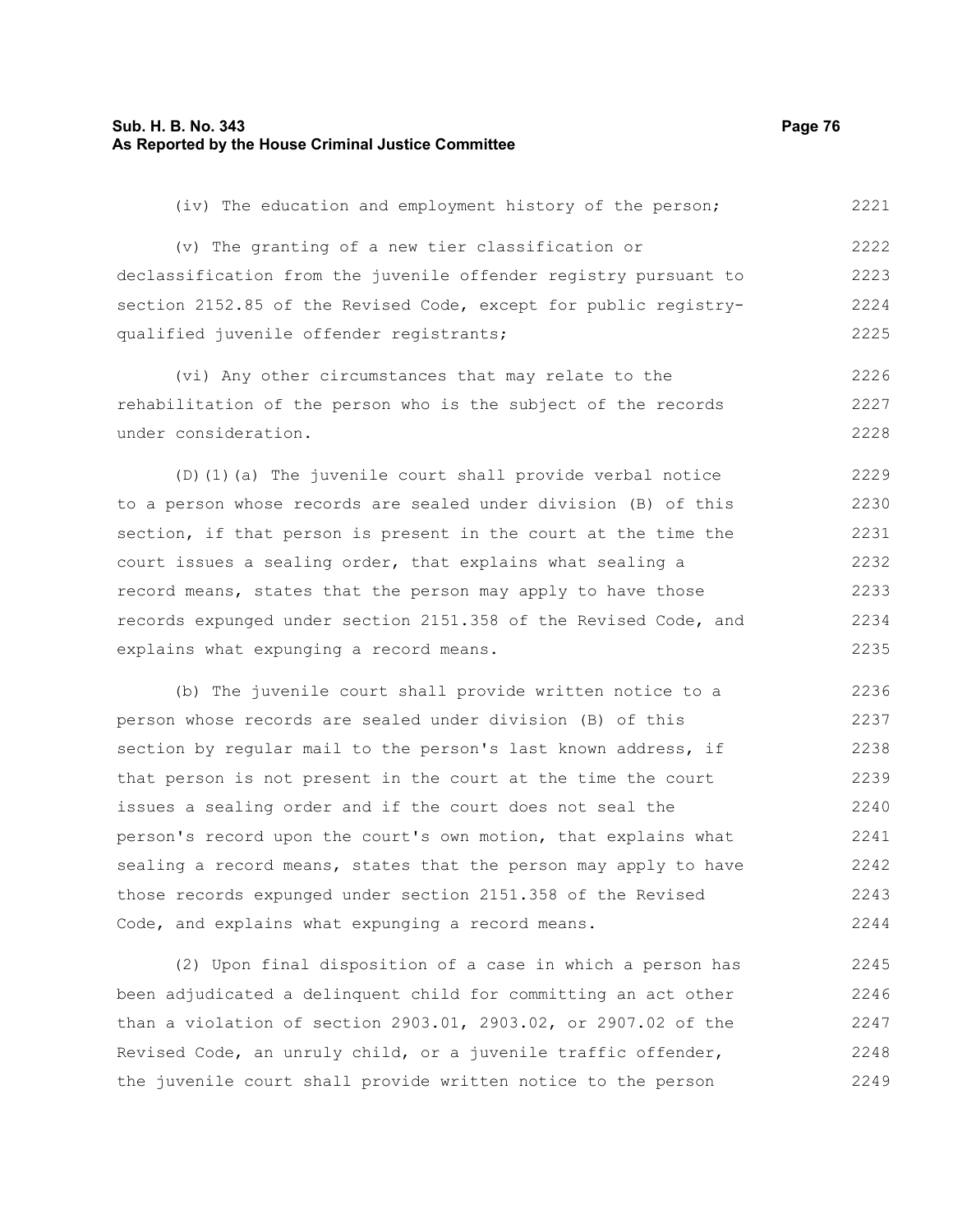(iv) The education and employment history of the person;

(v) The granting of a new tier classification or declassification from the juvenile offender registry pursuant to section 2152.85 of the Revised Code, except for public registry-qualified juvenile offender registrants;

(vi) Any other circumstances that may relate to the rehabilitation of the person who is the subject of the records under consideration.

(D)(1)(a) The juvenile court shall provide verbal notice to a person whose records are sealed under division (B) of this section, if that person is present in the court at the time the court issues a sealing order, that explains what sealing a record means, states that the person may apply to have those records expunged under section 2151.358 of the Revised Code, and explains what expunging a record means.

(b) The juvenile court shall provide written notice to a person whose records are sealed under division (B) of this section by regular mail to the person's last known address, if that person is not present in the court at the time the court issues a sealing order and if the court does not seal the person's record upon the court's own motion, that explains what sealing a record means, states that the person may apply to have those records expunged under section 2151.358 of the Revised Code, and explains what expunging a record means.

(2) Upon final disposition of a case in which a person has been adjudicated a delinquent child for committing an act other than a violation of section 2903.01, 2903.02, or 2907.02 of the Revised Code, an unruly child, or a juvenile traffic offender, the juvenile court shall provide written notice to the person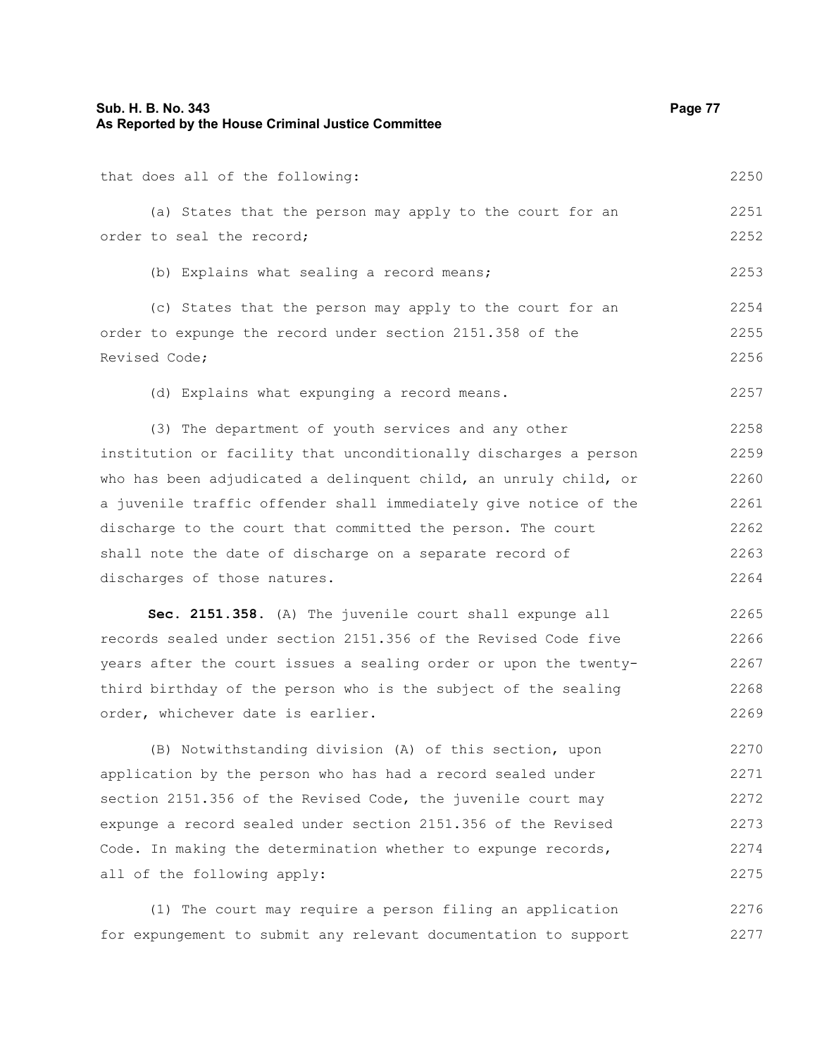that does all of the following:

(a) States that the person may apply to the court for an order to seal the record;

(b) Explains what sealing a record means;

(c) States that the person may apply to the court for an order to expunge the record under section 2151.358 of the Revised Code;

(d) Explains what expunging a record means.

(3) The department of youth services and any other institution or facility that unconditionally discharges a person who has been adjudicated a delinquent child, an unruly child, or a juvenile traffic offender shall immediately give notice of the discharge to the court that committed the person. The court shall note the date of discharge on a separate record of discharges of those natures.

**Sec. 2151.358.** (A) The juvenile court shall expunge all records sealed under section 2151.356 of the Revised Code five years after the court issues a sealing order or upon the twenty-third birthday of the person who is the subject of the sealing order, whichever date is earlier.

(B) Notwithstanding division (A) of this section, upon application by the person who has had a record sealed under section 2151.356 of the Revised Code, the juvenile court may expunge a record sealed under section 2151.356 of the Revised Code. In making the determination whether to expunge records, all of the following apply:

(1) The court may require a person filing an application for expungement to submit any relevant documentation to support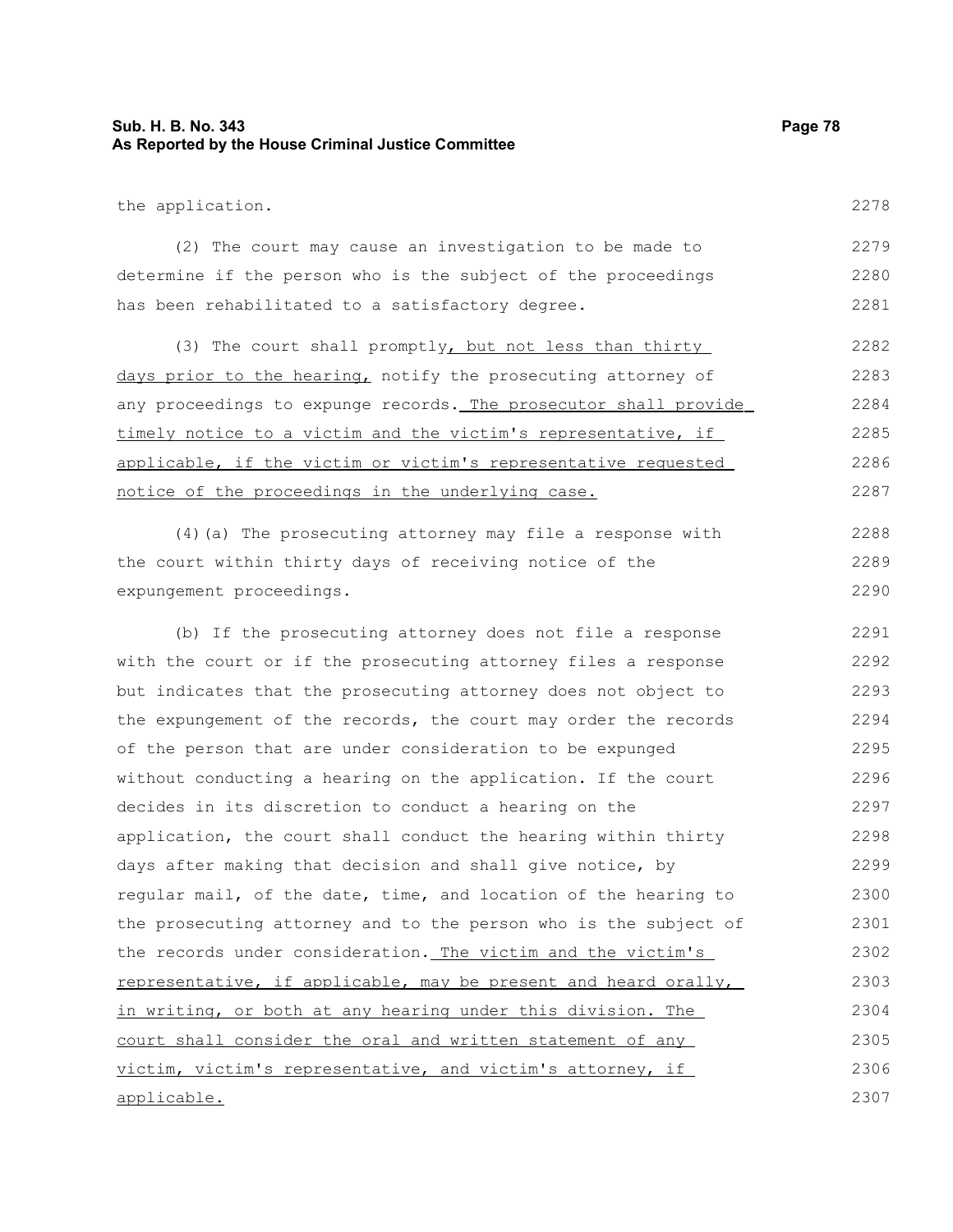the application.

(2) The court may cause an investigation to be made to determine if the person who is the subject of the proceedings has been rehabilitated to a satisfactory degree.

(3) The court shall promptly, but not less than thirty days prior to the hearing, notify the prosecuting attorney of any proceedings to expunge records. The prosecutor shall provide timely notice to a victim and the victim's representative, if applicable, if the victim or victim's representative requested notice of the proceedings in the underlying case.

(4)(a) The prosecuting attorney may file a response with the court within thirty days of receiving notice of the expungement proceedings.

(b) If the prosecuting attorney does not file a response with the court or if the prosecuting attorney files a response but indicates that the prosecuting attorney does not object to the expungement of the records, the court may order the records of the person that are under consideration to be expunged without conducting a hearing on the application. If the court decides in its discretion to conduct a hearing on the application, the court shall conduct the hearing within thirty days after making that decision and shall give notice, by regular mail, of the date, time, and location of the hearing to the prosecuting attorney and to the person who is the subject of the records under consideration. The victim and the victim's representative, if applicable, may be present and heard orally, in writing, or both at any hearing under this division. The court shall consider the oral and written statement of any victim, victim's representative, and victim's attorney, if applicable.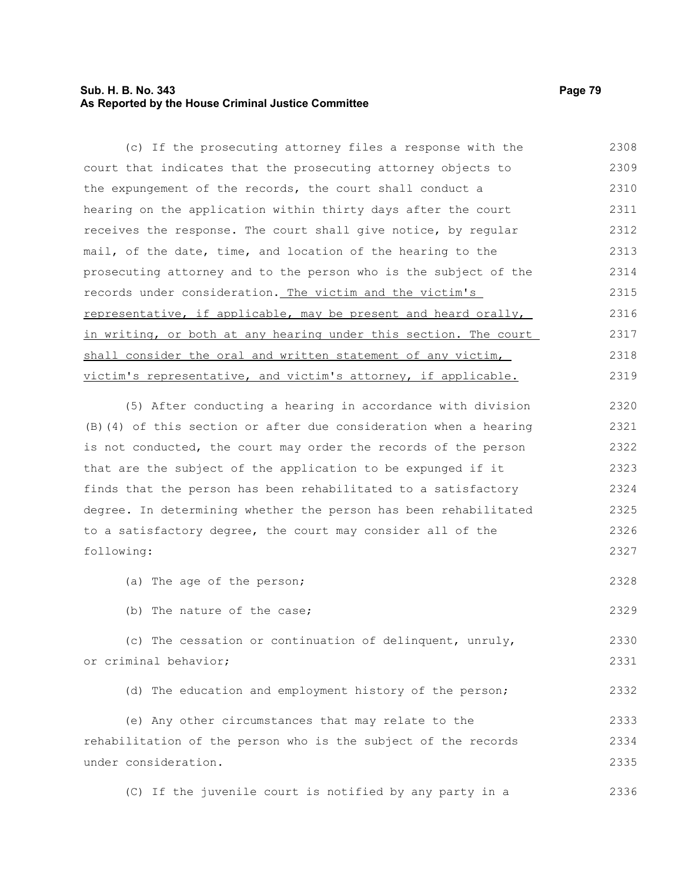(c) If the prosecuting attorney files a response with the court that indicates that the prosecuting attorney objects to the expungement of the records, the court shall conduct a hearing on the application within thirty days after the court receives the response. The court shall give notice, by regular mail, of the date, time, and location of the hearing to the prosecuting attorney and to the person who is the subject of the records under consideration. <u>The victim and the victim's representative, if applicable, may be present and heard orally, in writing, or both at any hearing under this section. The court shall consider the oral and written statement of any victim, victim's representative, and victim's attorney, if applicable.</u>

(5) After conducting a hearing in accordance with division (B)(4) of this section or after due consideration when a hearing is not conducted, the court may order the records of the person that are the subject of the application to be expunged if it finds that the person has been rehabilitated to a satisfactory degree. In determining whether the person has been rehabilitated to a satisfactory degree, the court may consider all of the following:

(a) The age of the person;

(b) The nature of the case;

(c) The cessation or continuation of delinquent, unruly, or criminal behavior;

(d) The education and employment history of the person;

(e) Any other circumstances that may relate to the rehabilitation of the person who is the subject of the records under consideration.

(C) If the juvenile court is notified by any party in a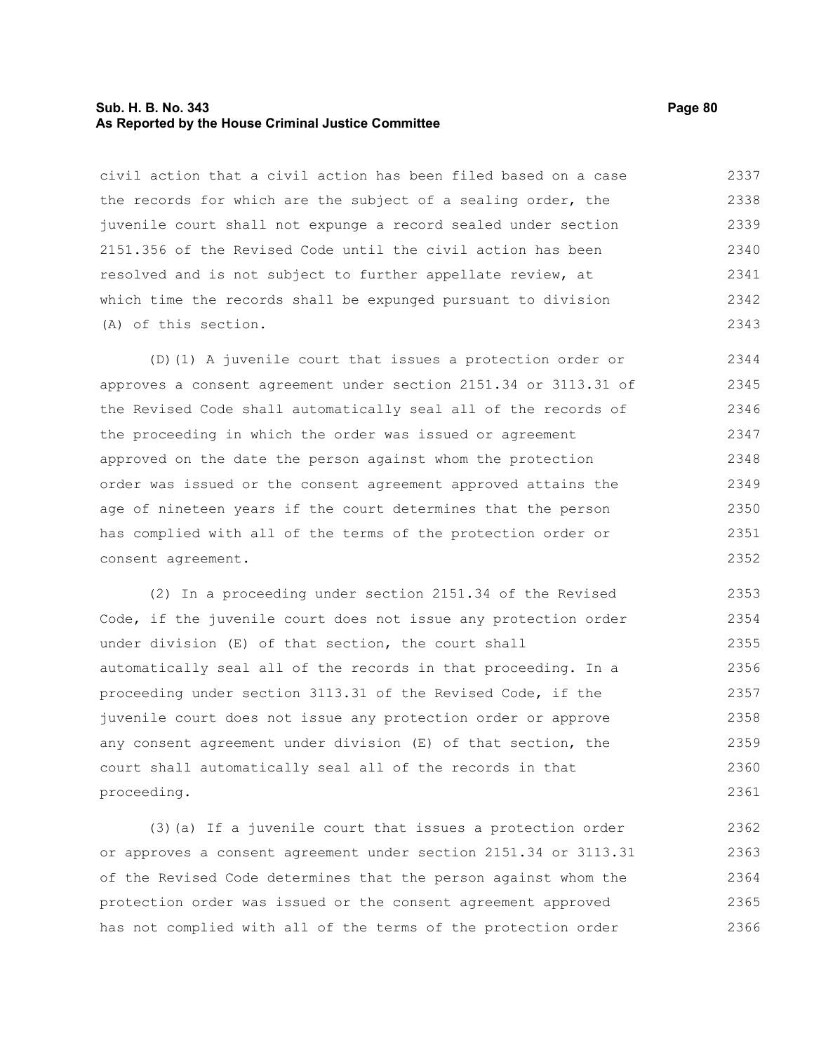civil action that a civil action has been filed based on a case the records for which are the subject of a sealing order, the juvenile court shall not expunge a record sealed under section 2151.356 of the Revised Code until the civil action has been resolved and is not subject to further appellate review, at which time the records shall be expunged pursuant to division (A) of this section.

(D)(1) A juvenile court that issues a protection order or approves a consent agreement under section 2151.34 or 3113.31 of the Revised Code shall automatically seal all of the records of the proceeding in which the order was issued or agreement approved on the date the person against whom the protection order was issued or the consent agreement approved attains the age of nineteen years if the court determines that the person has complied with all of the terms of the protection order or consent agreement.

(2) In a proceeding under section 2151.34 of the Revised Code, if the juvenile court does not issue any protection order under division (E) of that section, the court shall automatically seal all of the records in that proceeding. In a proceeding under section 3113.31 of the Revised Code, if the juvenile court does not issue any protection order or approve any consent agreement under division (E) of that section, the court shall automatically seal all of the records in that proceeding.

(3)(a) If a juvenile court that issues a protection order or approves a consent agreement under section 2151.34 or 3113.31 of the Revised Code determines that the person against whom the protection order was issued or the consent agreement approved has not complied with all of the terms of the protection order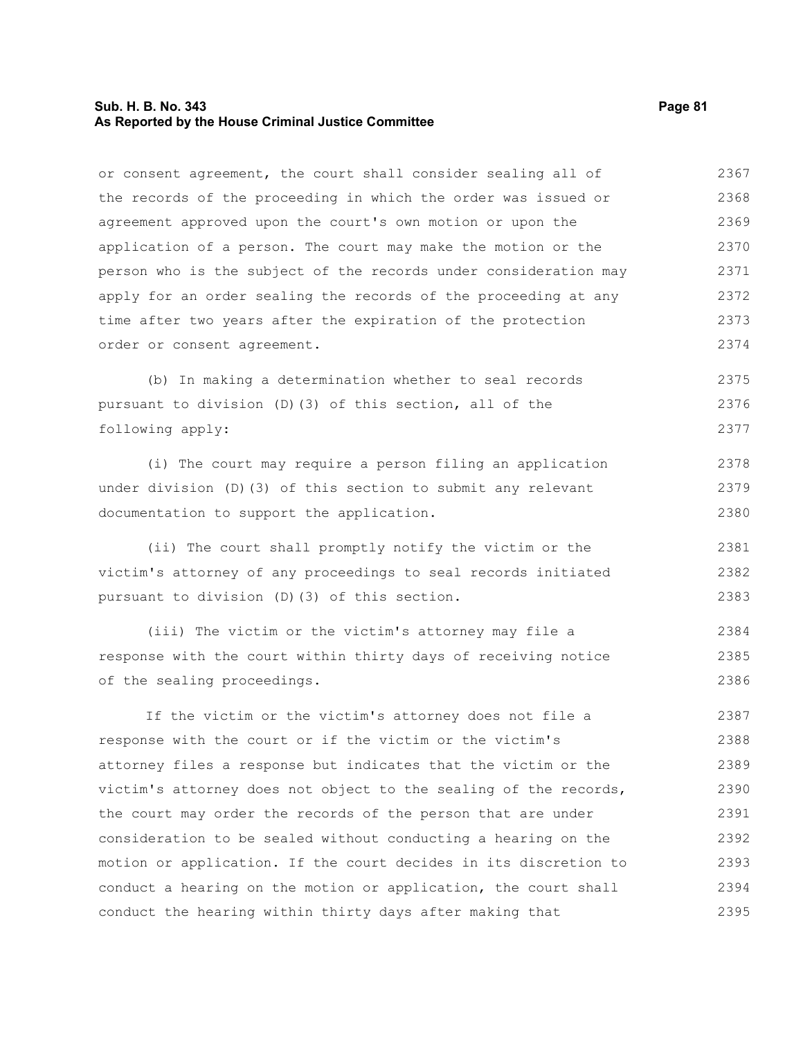or consent agreement, the court shall consider sealing all of the records of the proceeding in which the order was issued or agreement approved upon the court's own motion or upon the application of a person. The court may make the motion or the person who is the subject of the records under consideration may apply for an order sealing the records of the proceeding at any time after two years after the expiration of the protection order or consent agreement.

(b) In making a determination whether to seal records pursuant to division (D)(3) of this section, all of the following apply:

(i) The court may require a person filing an application under division (D)(3) of this section to submit any relevant documentation to support the application.

(ii) The court shall promptly notify the victim or the victim's attorney of any proceedings to seal records initiated pursuant to division (D)(3) of this section.

(iii) The victim or the victim's attorney may file a response with the court within thirty days of receiving notice of the sealing proceedings.

If the victim or the victim's attorney does not file a response with the court or if the victim or the victim's attorney files a response but indicates that the victim or the victim's attorney does not object to the sealing of the records, the court may order the records of the person that are under consideration to be sealed without conducting a hearing on the motion or application. If the court decides in its discretion to conduct a hearing on the motion or application, the court shall conduct the hearing within thirty days after making that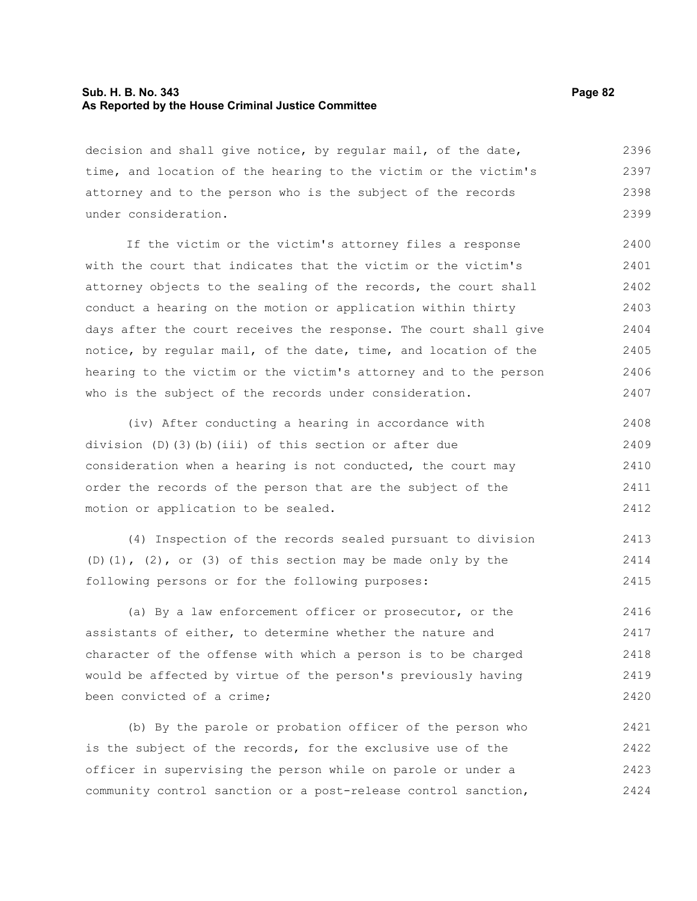decision and shall give notice, by regular mail, of the date, time, and location of the hearing to the victim or the victim's attorney and to the person who is the subject of the records under consideration.

If the victim or the victim's attorney files a response with the court that indicates that the victim or the victim's attorney objects to the sealing of the records, the court shall conduct a hearing on the motion or application within thirty days after the court receives the response. The court shall give notice, by regular mail, of the date, time, and location of the hearing to the victim or the victim's attorney and to the person who is the subject of the records under consideration.

(iv) After conducting a hearing in accordance with division (D)(3)(b)(iii) of this section or after due consideration when a hearing is not conducted, the court may order the records of the person that are the subject of the motion or application to be sealed.

(4) Inspection of the records sealed pursuant to division (D)(1), (2), or (3) of this section may be made only by the following persons or for the following purposes:

(a) By a law enforcement officer or prosecutor, or the assistants of either, to determine whether the nature and character of the offense with which a person is to be charged would be affected by virtue of the person's previously having been convicted of a crime;

(b) By the parole or probation officer of the person who is the subject of the records, for the exclusive use of the officer in supervising the person while on parole or under a community control sanction or a post-release control sanction,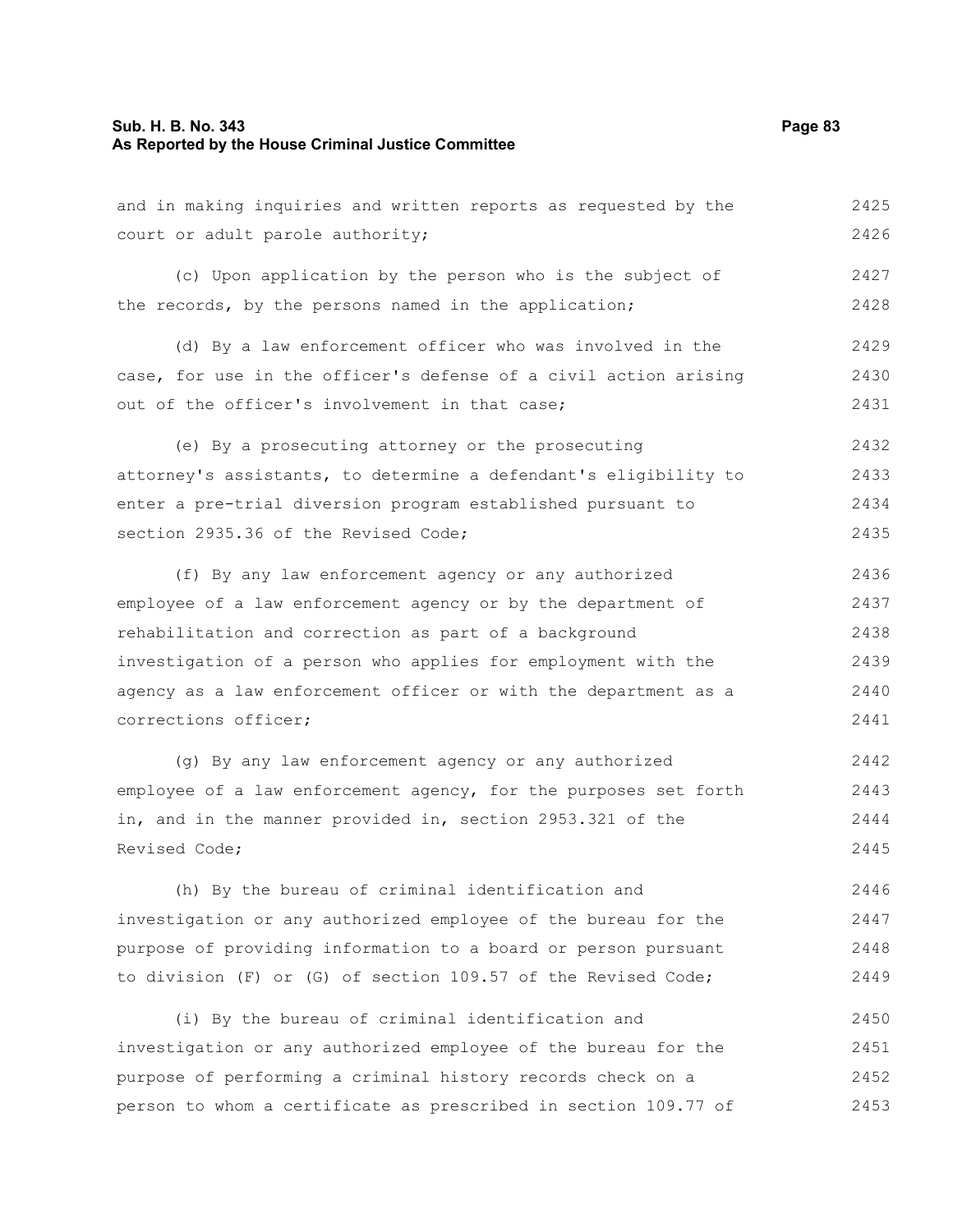and in making inquiries and written reports as requested by the court or adult parole authority;

(c) Upon application by the person who is the subject of the records, by the persons named in the application;

(d) By a law enforcement officer who was involved in the case, for use in the officer's defense of a civil action arising out of the officer's involvement in that case;

(e) By a prosecuting attorney or the prosecuting attorney's assistants, to determine a defendant's eligibility to enter a pre-trial diversion program established pursuant to section 2935.36 of the Revised Code;

(f) By any law enforcement agency or any authorized employee of a law enforcement agency or by the department of rehabilitation and correction as part of a background investigation of a person who applies for employment with the agency as a law enforcement officer or with the department as a corrections officer;

(g) By any law enforcement agency or any authorized employee of a law enforcement agency, for the purposes set forth in, and in the manner provided in, section 2953.321 of the Revised Code;

(h) By the bureau of criminal identification and investigation or any authorized employee of the bureau for the purpose of providing information to a board or person pursuant to division (F) or (G) of section 109.57 of the Revised Code;

(i) By the bureau of criminal identification and investigation or any authorized employee of the bureau for the purpose of performing a criminal history records check on a person to whom a certificate as prescribed in section 109.77 of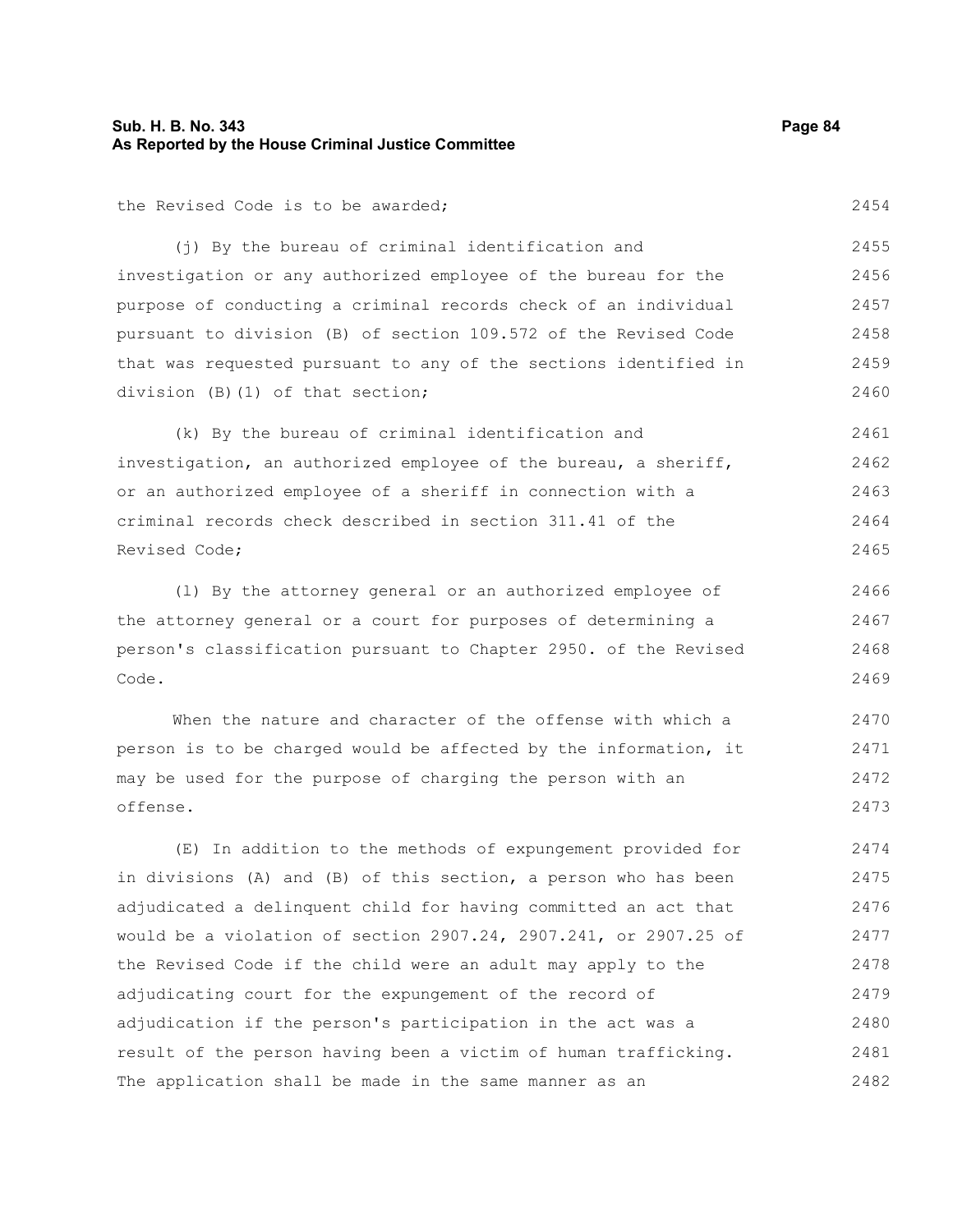the Revised Code is to be awarded;

(j) By the bureau of criminal identification and investigation or any authorized employee of the bureau for the purpose of conducting a criminal records check of an individual pursuant to division (B) of section 109.572 of the Revised Code that was requested pursuant to any of the sections identified in division (B)(1) of that section;

(k) By the bureau of criminal identification and investigation, an authorized employee of the bureau, a sheriff, or an authorized employee of a sheriff in connection with a criminal records check described in section 311.41 of the Revised Code;

(l) By the attorney general or an authorized employee of the attorney general or a court for purposes of determining a person's classification pursuant to Chapter 2950. of the Revised Code.

When the nature and character of the offense with which a person is to be charged would be affected by the information, it may be used for the purpose of charging the person with an offense.

(E) In addition to the methods of expungement provided for in divisions (A) and (B) of this section, a person who has been adjudicated a delinquent child for having committed an act that would be a violation of section 2907.24, 2907.241, or 2907.25 of the Revised Code if the child were an adult may apply to the adjudicating court for the expungement of the record of adjudication if the person's participation in the act was a result of the person having been a victim of human trafficking. The application shall be made in the same manner as an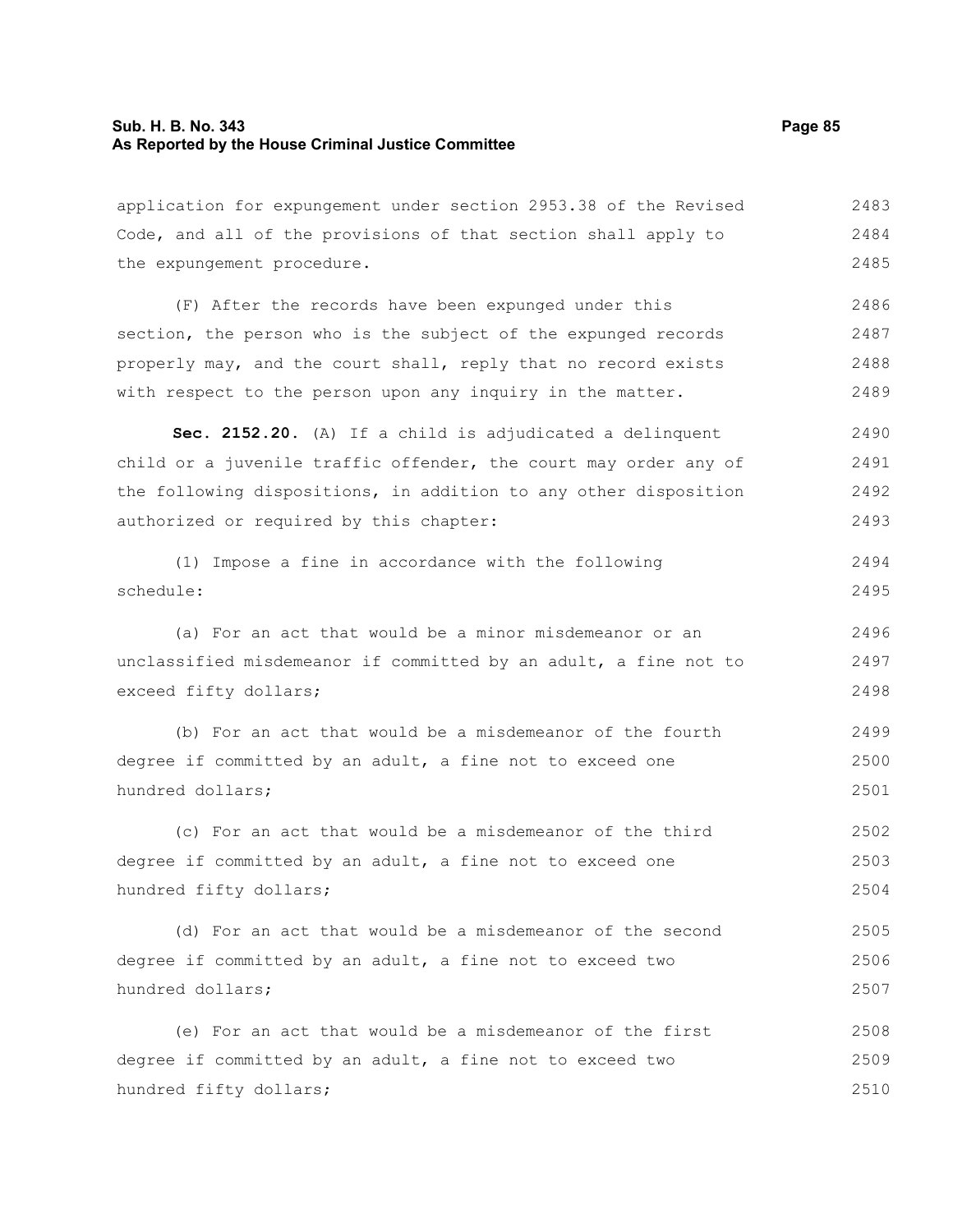application for expungement under section 2953.38 of the Revised Code, and all of the provisions of that section shall apply to the expungement procedure.

(F) After the records have been expunged under this section, the person who is the subject of the expunged records properly may, and the court shall, reply that no record exists with respect to the person upon any inquiry in the matter.

**Sec. 2152.20.** (A) If a child is adjudicated a delinquent child or a juvenile traffic offender, the court may order any of the following dispositions, in addition to any other disposition authorized or required by this chapter:

(1) Impose a fine in accordance with the following schedule:

(a) For an act that would be a minor misdemeanor or an unclassified misdemeanor if committed by an adult, a fine not to exceed fifty dollars;

(b) For an act that would be a misdemeanor of the fourth degree if committed by an adult, a fine not to exceed one hundred dollars;

(c) For an act that would be a misdemeanor of the third degree if committed by an adult, a fine not to exceed one hundred fifty dollars;

(d) For an act that would be a misdemeanor of the second degree if committed by an adult, a fine not to exceed two hundred dollars;

(e) For an act that would be a misdemeanor of the first degree if committed by an adult, a fine not to exceed two hundred fifty dollars;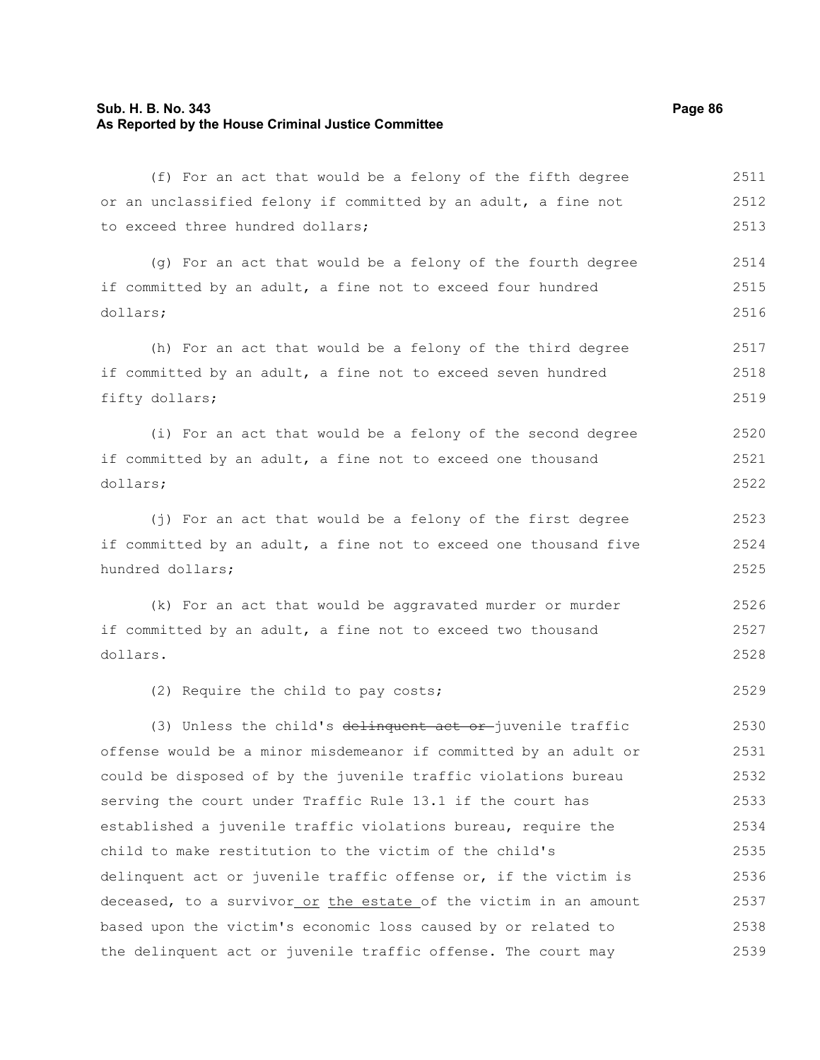(f) For an act that would be a felony of the fifth degree or an unclassified felony if committed by an adult, a fine not to exceed three hundred dollars;

(g) For an act that would be a felony of the fourth degree if committed by an adult, a fine not to exceed four hundred dollars;

(h) For an act that would be a felony of the third degree if committed by an adult, a fine not to exceed seven hundred fifty dollars;

(i) For an act that would be a felony of the second degree if committed by an adult, a fine not to exceed one thousand dollars;

(j) For an act that would be a felony of the first degree if committed by an adult, a fine not to exceed one thousand five hundred dollars;

(k) For an act that would be aggravated murder or murder if committed by an adult, a fine not to exceed two thousand dollars.

(2) Require the child to pay costs;

(3) Unless the child's ~~delinquent act or~~ juvenile traffic offense would be a minor misdemeanor if committed by an adult or could be disposed of by the juvenile traffic violations bureau serving the court under Traffic Rule 13.1 if the court has established a juvenile traffic violations bureau, require the child to make restitution to the victim of the child's delinquent act or juvenile traffic offense or, if the victim is deceased, to a survivor <u>or the estate</u> of the victim in an amount based upon the victim's economic loss caused by or related to the delinquent act or juvenile traffic offense. The court may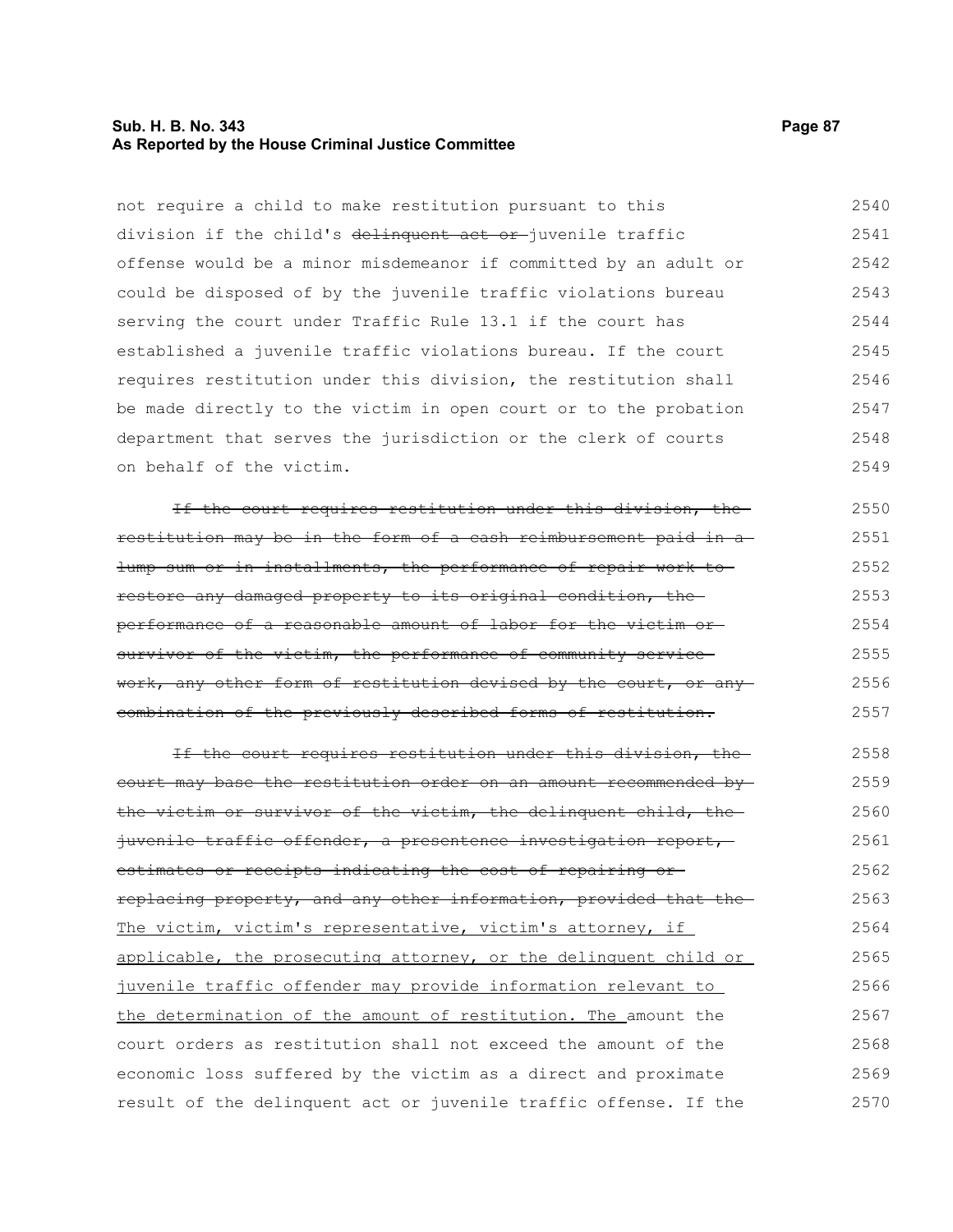not require a child to make restitution pursuant to this division if the child's ~~delinquent act or~~ juvenile traffic offense would be a minor misdemeanor if committed by an adult or could be disposed of by the juvenile traffic violations bureau serving the court under Traffic Rule 13.1 if the court has established a juvenile traffic violations bureau. If the court requires restitution under this division, the restitution shall be made directly to the victim in open court or to the probation department that serves the jurisdiction or the clerk of courts on behalf of the victim.

~~If the court requires restitution under this division, the restitution may be in the form of a cash reimbursement paid in a lump sum or in installments, the performance of repair work to restore any damaged property to its original condition, the performance of a reasonable amount of labor for the victim or survivor of the victim, the performance of community service work, any other form of restitution devised by the court, or any combination of the previously described forms of restitution.~~

~~If the court requires restitution under this division, the court may base the restitution order on an amount recommended by the victim or survivor of the victim, the delinquent child, the juvenile traffic offender, a presentence investigation report, estimates or receipts indicating the cost of repairing or replacing property, and any other information, provided that the~~ <u>The victim, victim's representative, victim's attorney, if applicable, the prosecuting attorney, or the delinquent child or juvenile traffic offender may provide information relevant to the determination of the amount of restitution. The</u> amount the court orders as restitution shall not exceed the amount of the economic loss suffered by the victim as a direct and proximate result of the delinquent act or juvenile traffic offense. If the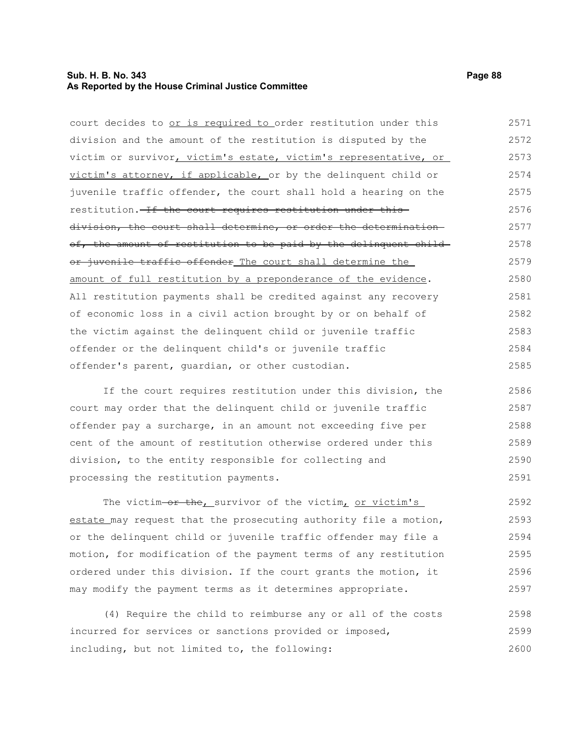court decides to or is required to order restitution under this division and the amount of the restitution is disputed by the victim or survivor, victim's estate, victim's representative, or victim's attorney, if applicable, or by the delinquent child or juvenile traffic offender, the court shall hold a hearing on the restitution. If the court requires restitution under this division, the court shall determine, or order the determination of, the amount of restitution to be paid by the delinquent child or juvenile traffic offender The court shall determine the amount of full restitution by a preponderance of the evidence. All restitution payments shall be credited against any recovery of economic loss in a civil action brought by or on behalf of the victim against the delinquent child or juvenile traffic offender or the delinquent child's or juvenile traffic offender's parent, guardian, or other custodian.

If the court requires restitution under this division, the court may order that the delinquent child or juvenile traffic offender pay a surcharge, in an amount not exceeding five per cent of the amount of restitution otherwise ordered under this division, to the entity responsible for collecting and processing the restitution payments.

The victim or the, survivor of the victim, or victim's estate may request that the prosecuting authority file a motion, or the delinquent child or juvenile traffic offender may file a motion, for modification of the payment terms of any restitution ordered under this division. If the court grants the motion, it may modify the payment terms as it determines appropriate.

(4) Require the child to reimburse any or all of the costs incurred for services or sanctions provided or imposed, including, but not limited to, the following: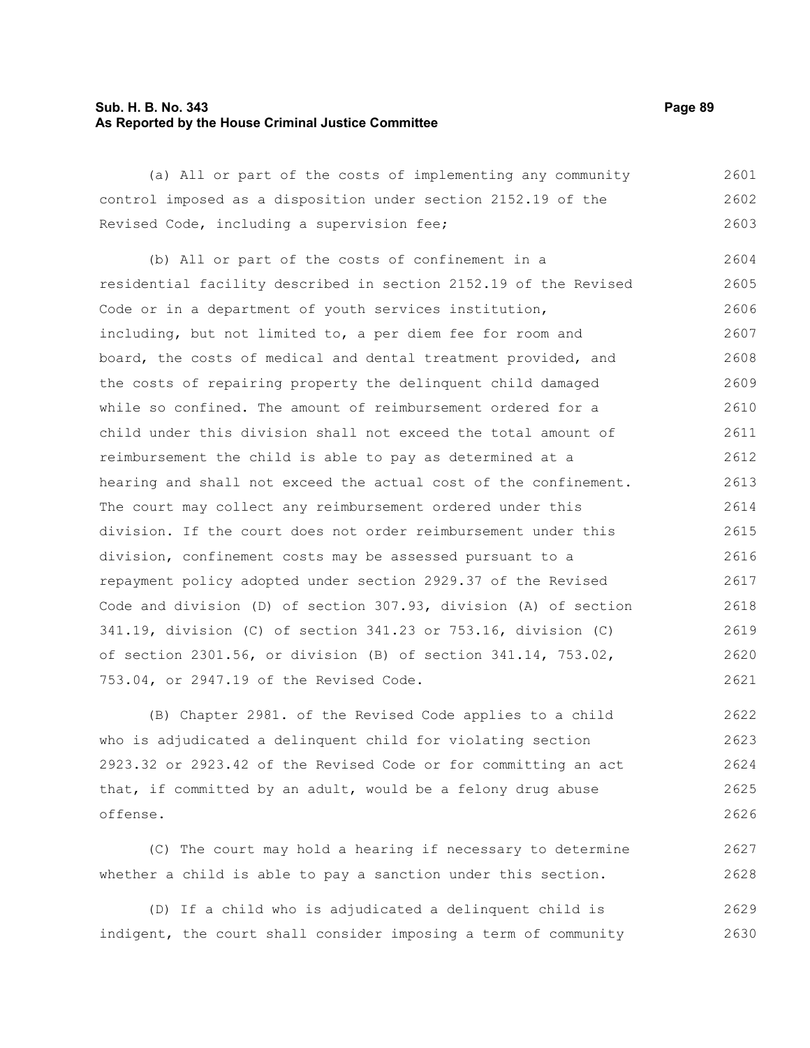(a) All or part of the costs of implementing any community control imposed as a disposition under section 2152.19 of the Revised Code, including a supervision fee;

(b) All or part of the costs of confinement in a residential facility described in section 2152.19 of the Revised Code or in a department of youth services institution, including, but not limited to, a per diem fee for room and board, the costs of medical and dental treatment provided, and the costs of repairing property the delinquent child damaged while so confined. The amount of reimbursement ordered for a child under this division shall not exceed the total amount of reimbursement the child is able to pay as determined at a hearing and shall not exceed the actual cost of the confinement. The court may collect any reimbursement ordered under this division. If the court does not order reimbursement under this division, confinement costs may be assessed pursuant to a repayment policy adopted under section 2929.37 of the Revised Code and division (D) of section 307.93, division (A) of section 341.19, division (C) of section 341.23 or 753.16, division (C) of section 2301.56, or division (B) of section 341.14, 753.02, 753.04, or 2947.19 of the Revised Code.

(B) Chapter 2981. of the Revised Code applies to a child who is adjudicated a delinquent child for violating section 2923.32 or 2923.42 of the Revised Code or for committing an act that, if committed by an adult, would be a felony drug abuse offense.

(C) The court may hold a hearing if necessary to determine whether a child is able to pay a sanction under this section.

(D) If a child who is adjudicated a delinquent child is indigent, the court shall consider imposing a term of community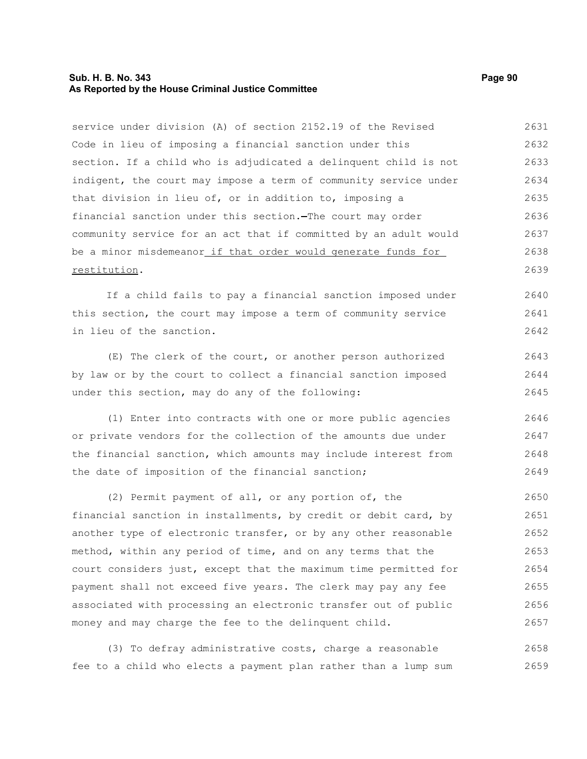service under division (A) of section 2152.19 of the Revised Code in lieu of imposing a financial sanction under this section. If a child who is adjudicated a delinquent child is not indigent, the court may impose a term of community service under that division in lieu of, or in addition to, imposing a financial sanction under this section. The court may order community service for an act that if committed by an adult would be a minor misdemeanor if that order would generate funds for restitution.

If a child fails to pay a financial sanction imposed under this section, the court may impose a term of community service in lieu of the sanction.

(E) The clerk of the court, or another person authorized by law or by the court to collect a financial sanction imposed under this section, may do any of the following:

(1) Enter into contracts with one or more public agencies or private vendors for the collection of the amounts due under the financial sanction, which amounts may include interest from the date of imposition of the financial sanction;

(2) Permit payment of all, or any portion of, the financial sanction in installments, by credit or debit card, by another type of electronic transfer, or by any other reasonable method, within any period of time, and on any terms that the court considers just, except that the maximum time permitted for payment shall not exceed five years. The clerk may pay any fee associated with processing an electronic transfer out of public money and may charge the fee to the delinquent child.

(3) To defray administrative costs, charge a reasonable fee to a child who elects a payment plan rather than a lump sum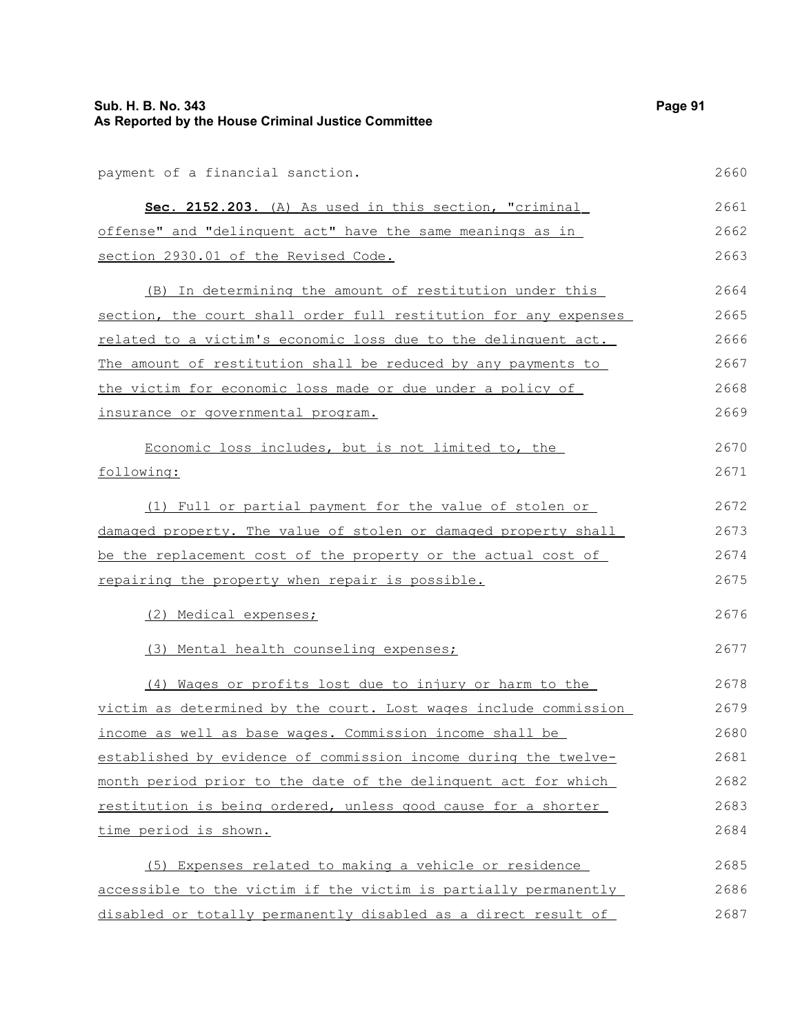payment of a financial sanction.

**Sec. 2152.203.** (A) As used in this section, "criminal offense" and "delinquent act" have the same meanings as in section 2930.01 of the Revised Code.

(B) In determining the amount of restitution under this section, the court shall order full restitution for any expenses related to a victim's economic loss due to the delinquent act. The amount of restitution shall be reduced by any payments to the victim for economic loss made or due under a policy of insurance or governmental program.

Economic loss includes, but is not limited to, the following:

(1) Full or partial payment for the value of stolen or damaged property. The value of stolen or damaged property shall be the replacement cost of the property or the actual cost of repairing the property when repair is possible.

(2) Medical expenses;

(3) Mental health counseling expenses;

(4) Wages or profits lost due to injury or harm to the victim as determined by the court. Lost wages include commission income as well as base wages. Commission income shall be established by evidence of commission income during the twelve-month period prior to the date of the delinquent act for which restitution is being ordered, unless good cause for a shorter time period is shown.

(5) Expenses related to making a vehicle or residence accessible to the victim if the victim is partially permanently disabled or totally permanently disabled as a direct result of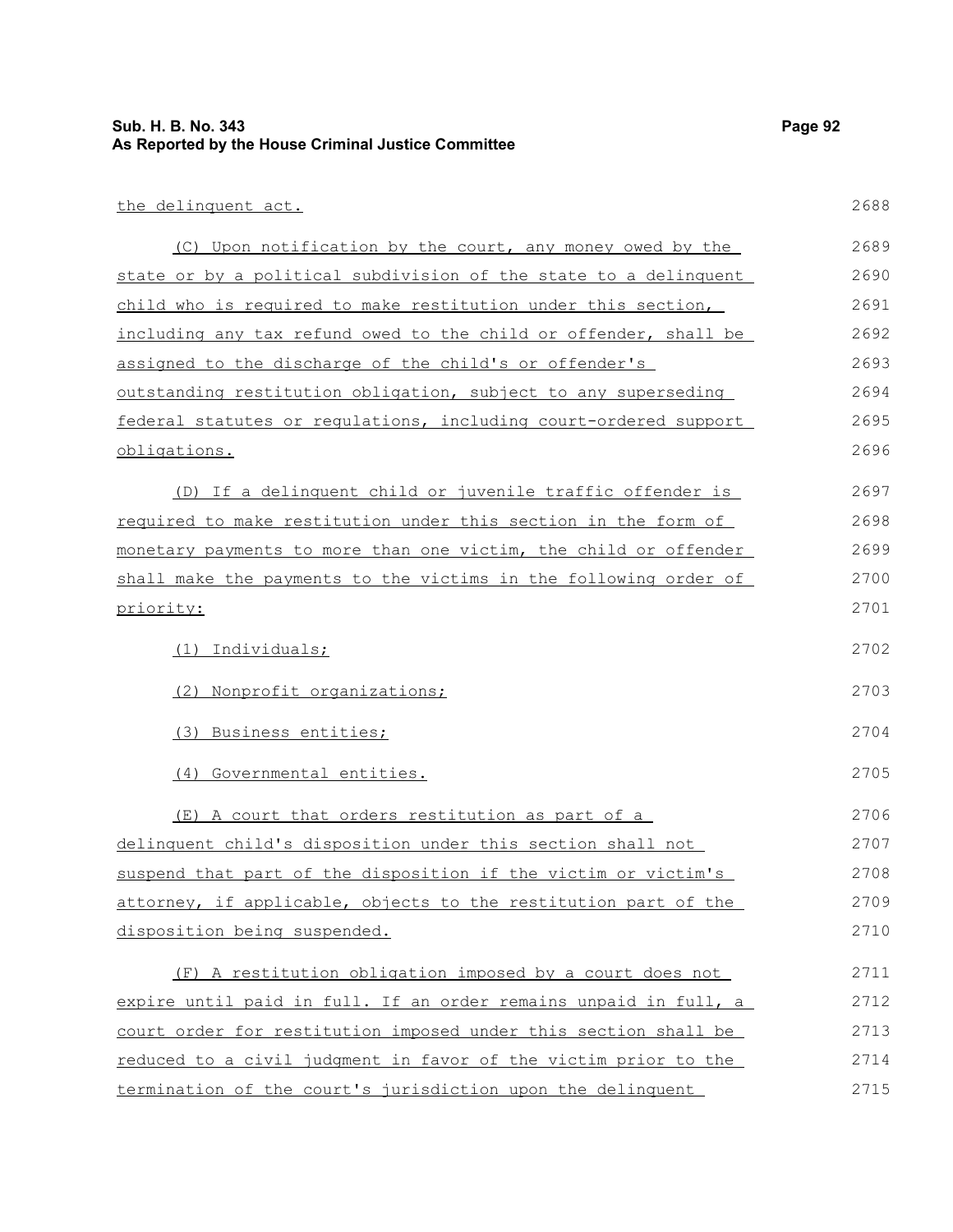the delinquent act.

(C) Upon notification by the court, any money owed by the state or by a political subdivision of the state to a delinquent child who is required to make restitution under this section, including any tax refund owed to the child or offender, shall be assigned to the discharge of the child's or offender's outstanding restitution obligation, subject to any superseding federal statutes or regulations, including court-ordered support obligations.

(D) If a delinquent child or juvenile traffic offender is required to make restitution under this section in the form of monetary payments to more than one victim, the child or offender shall make the payments to the victims in the following order of priority:

(1) Individuals;

(2) Nonprofit organizations;

(3) Business entities;

(4) Governmental entities.

(E) A court that orders restitution as part of a delinquent child's disposition under this section shall not suspend that part of the disposition if the victim or victim's attorney, if applicable, objects to the restitution part of the disposition being suspended.

(F) A restitution obligation imposed by a court does not expire until paid in full. If an order remains unpaid in full, a court order for restitution imposed under this section shall be reduced to a civil judgment in favor of the victim prior to the termination of the court's jurisdiction upon the delinquent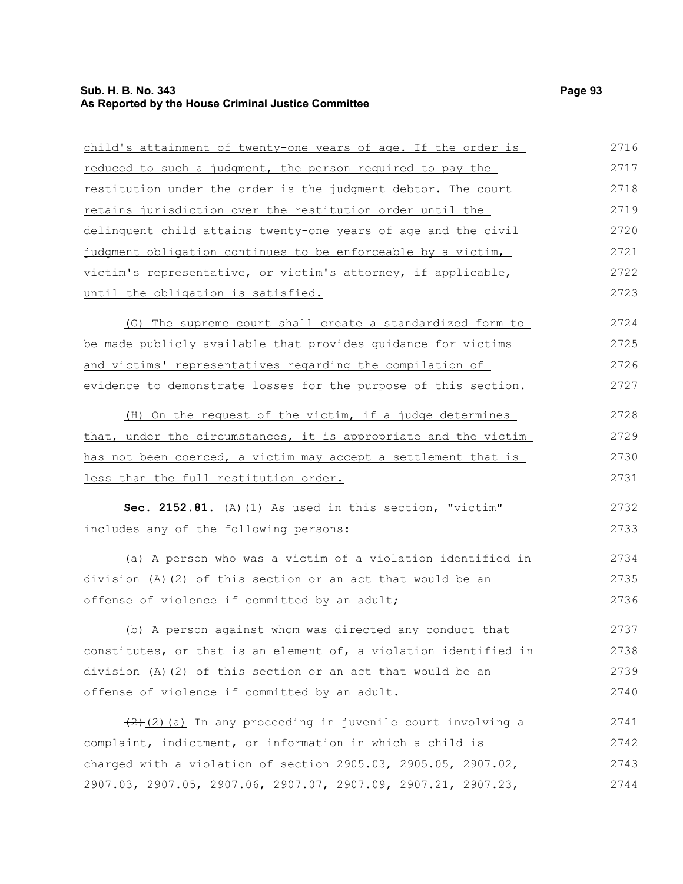child's attainment of twenty-one years of age. If the order is reduced to such a judgment, the person required to pay the restitution under the order is the judgment debtor. The court retains jurisdiction over the restitution order until the delinquent child attains twenty-one years of age and the civil judgment obligation continues to be enforceable by a victim, victim's representative, or victim's attorney, if applicable, until the obligation is satisfied.

(G) The supreme court shall create a standardized form to be made publicly available that provides guidance for victims and victims' representatives regarding the compilation of evidence to demonstrate losses for the purpose of this section.

(H) On the request of the victim, if a judge determines that, under the circumstances, it is appropriate and the victim has not been coerced, a victim may accept a settlement that is less than the full restitution order.

**Sec. 2152.81.** (A)(1) As used in this section, "victim" includes any of the following persons:

(a) A person who was a victim of a violation identified in division (A)(2) of this section or an act that would be an offense of violence if committed by an adult;

(b) A person against whom was directed any conduct that constitutes, or that is an element of, a violation identified in division (A)(2) of this section or an act that would be an offense of violence if committed by an adult.

~~(2)~~(2)(a) In any proceeding in juvenile court involving a complaint, indictment, or information in which a child is charged with a violation of section 2905.03, 2905.05, 2907.02, 2907.03, 2907.05, 2907.06, 2907.07, 2907.09, 2907.21, 2907.23,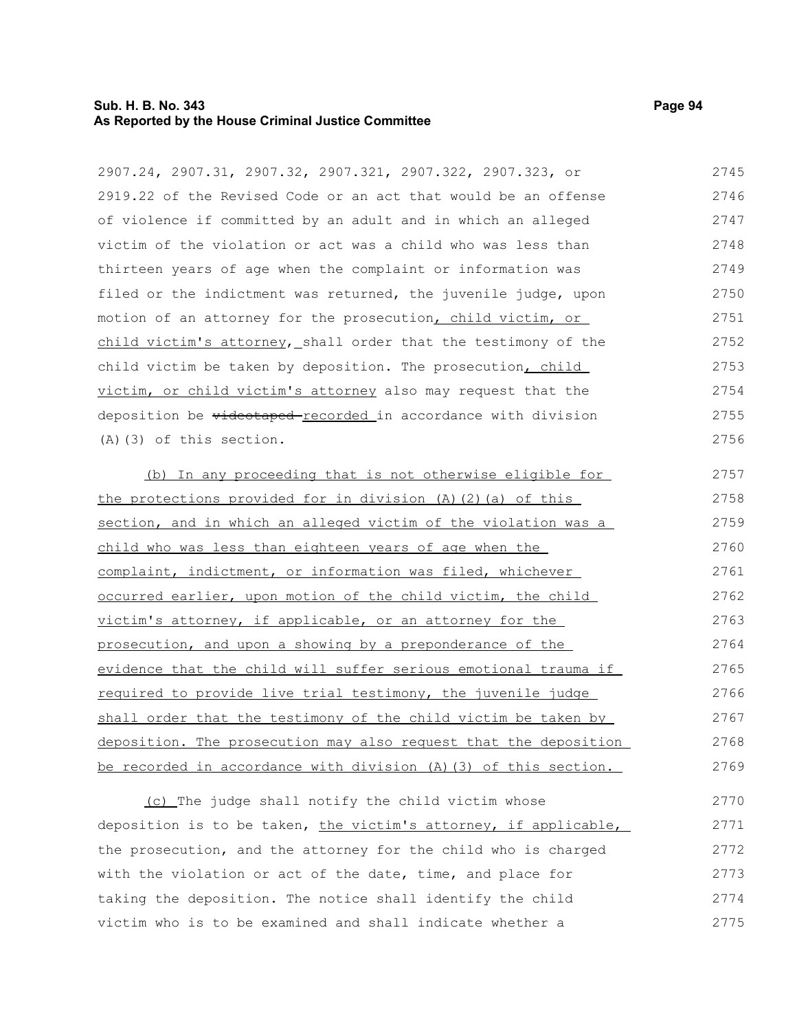2907.24, 2907.31, 2907.32, 2907.321, 2907.322, 2907.323, or 2919.22 of the Revised Code or an act that would be an offense of violence if committed by an adult and in which an alleged victim of the violation or act was a child who was less than thirteen years of age when the complaint or information was filed or the indictment was returned, the juvenile judge, upon motion of an attorney for the prosecution, child victim, or child victim's attorney, shall order that the testimony of the child victim be taken by deposition. The prosecution, child victim, or child victim's attorney also may request that the deposition be ~~videotaped~~ recorded in accordance with division (A)(3) of this section.

(b) In any proceeding that is not otherwise eligible for the protections provided for in division (A)(2)(a) of this section, and in which an alleged victim of the violation was a child who was less than eighteen years of age when the complaint, indictment, or information was filed, whichever occurred earlier, upon motion of the child victim, the child victim's attorney, if applicable, or an attorney for the prosecution, and upon a showing by a preponderance of the evidence that the child will suffer serious emotional trauma if required to provide live trial testimony, the juvenile judge shall order that the testimony of the child victim be taken by deposition. The prosecution may also request that the deposition be recorded in accordance with division (A)(3) of this section.

(c) The judge shall notify the child victim whose deposition is to be taken, the victim's attorney, if applicable, the prosecution, and the attorney for the child who is charged with the violation or act of the date, time, and place for taking the deposition. The notice shall identify the child victim who is to be examined and shall indicate whether a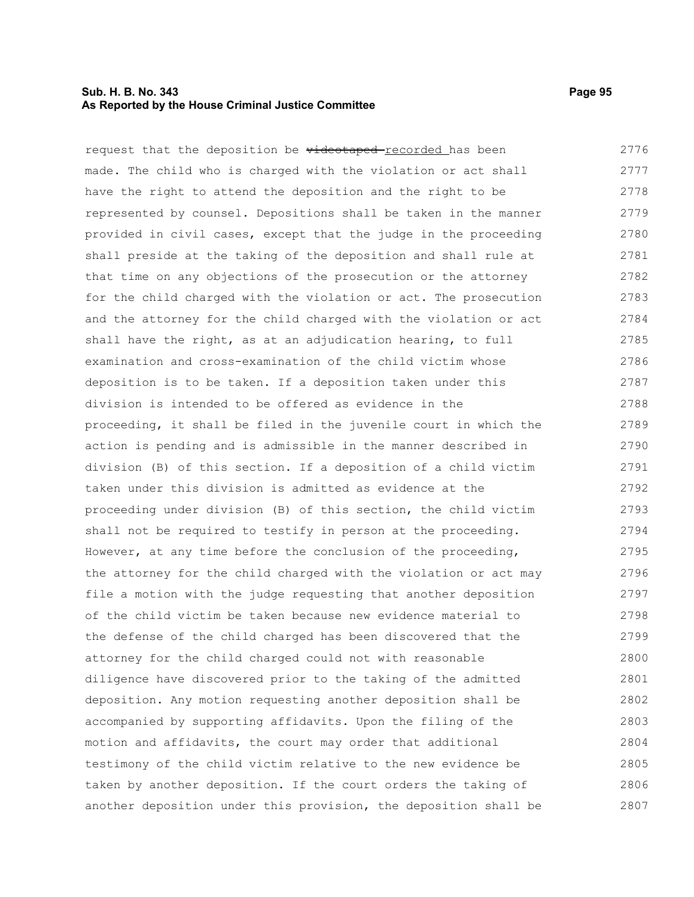request that the deposition be ~~videotaped~~ recorded has been made. The child who is charged with the violation or act shall have the right to attend the deposition and the right to be represented by counsel. Depositions shall be taken in the manner provided in civil cases, except that the judge in the proceeding shall preside at the taking of the deposition and shall rule at that time on any objections of the prosecution or the attorney for the child charged with the violation or act. The prosecution and the attorney for the child charged with the violation or act shall have the right, as at an adjudication hearing, to full examination and cross-examination of the child victim whose deposition is to be taken. If a deposition taken under this division is intended to be offered as evidence in the proceeding, it shall be filed in the juvenile court in which the action is pending and is admissible in the manner described in division (B) of this section. If a deposition of a child victim taken under this division is admitted as evidence at the proceeding under division (B) of this section, the child victim shall not be required to testify in person at the proceeding. However, at any time before the conclusion of the proceeding, the attorney for the child charged with the violation or act may file a motion with the judge requesting that another deposition of the child victim be taken because new evidence material to the defense of the child charged has been discovered that the attorney for the child charged could not with reasonable diligence have discovered prior to the taking of the admitted deposition. Any motion requesting another deposition shall be accompanied by supporting affidavits. Upon the filing of the motion and affidavits, the court may order that additional testimony of the child victim relative to the new evidence be taken by another deposition. If the court orders the taking of another deposition under this provision, the deposition shall be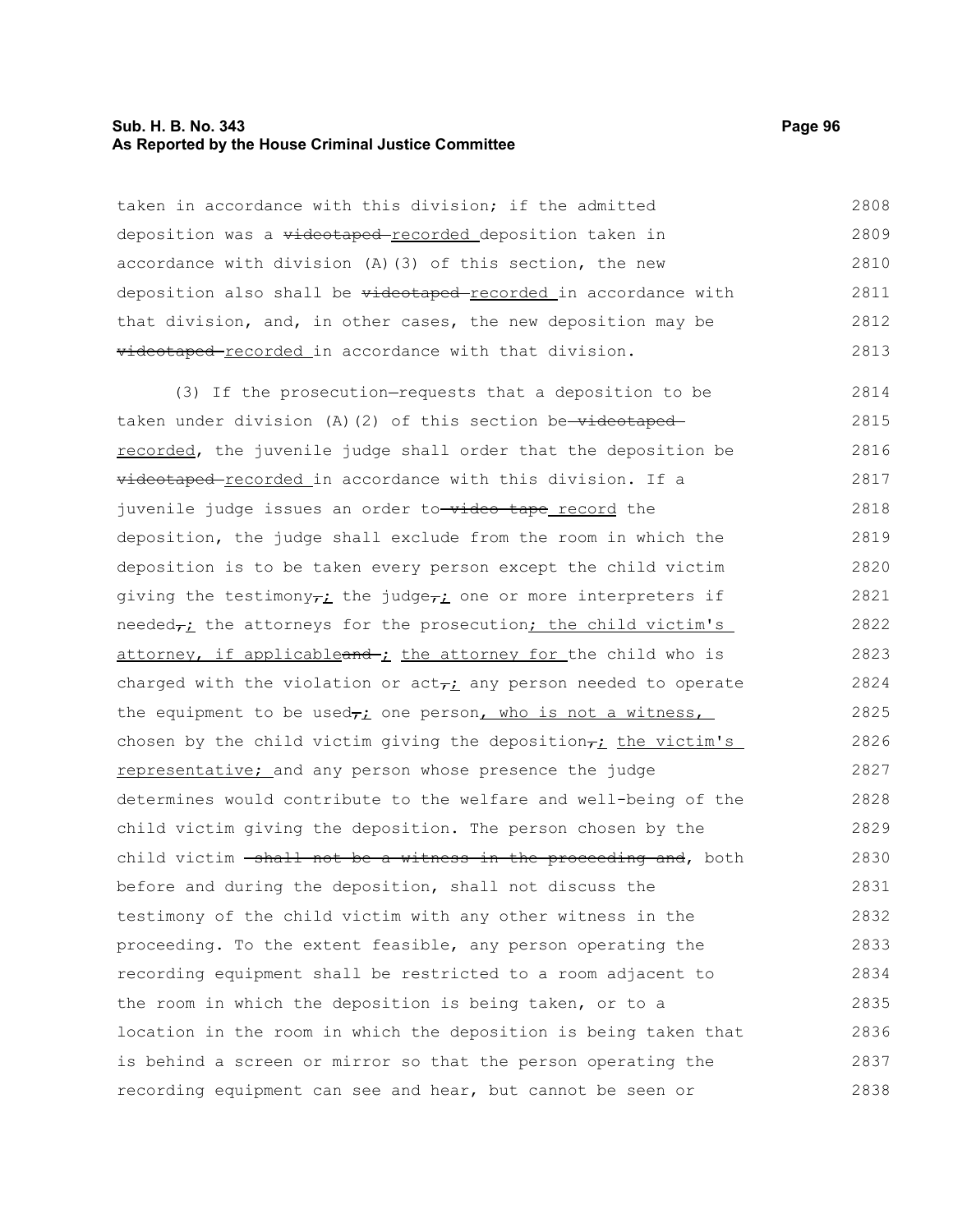taken in accordance with this division; if the admitted deposition was a ~~videotaped~~ recorded deposition taken in accordance with division (A)(3) of this section, the new deposition also shall be ~~videotaped~~ recorded in accordance with that division, and, in other cases, the new deposition may be ~~videotaped~~ recorded in accordance with that division.

(3) If the prosecution requests that a deposition to be taken under division (A)(2) of this section be ~~videotaped~~ recorded, the juvenile judge shall order that the deposition be ~~videotaped~~ recorded in accordance with this division. If a juvenile judge issues an order to ~~video tape~~ record the deposition, the judge shall exclude from the room in which the deposition is to be taken every person except the child victim giving the testimony~~,~~; the judge~~,~~; one or more interpreters if needed~~,~~; the attorneys for the prosecution; the child victim's attorney, if applicable~~and~~; the attorney for the child who is charged with the violation or act~~,~~; any person needed to operate the equipment to be used~~,~~; one person, who is not a witness, chosen by the child victim giving the deposition~~,~~; the victim's representative; and any person whose presence the judge determines would contribute to the welfare and well-being of the child victim giving the deposition. The person chosen by the child victim ~~shall not be a witness in the proceeding and~~, both before and during the deposition, shall not discuss the testimony of the child victim with any other witness in the proceeding. To the extent feasible, any person operating the recording equipment shall be restricted to a room adjacent to the room in which the deposition is being taken, or to a location in the room in which the deposition is being taken that is behind a screen or mirror so that the person operating the recording equipment can see and hear, but cannot be seen or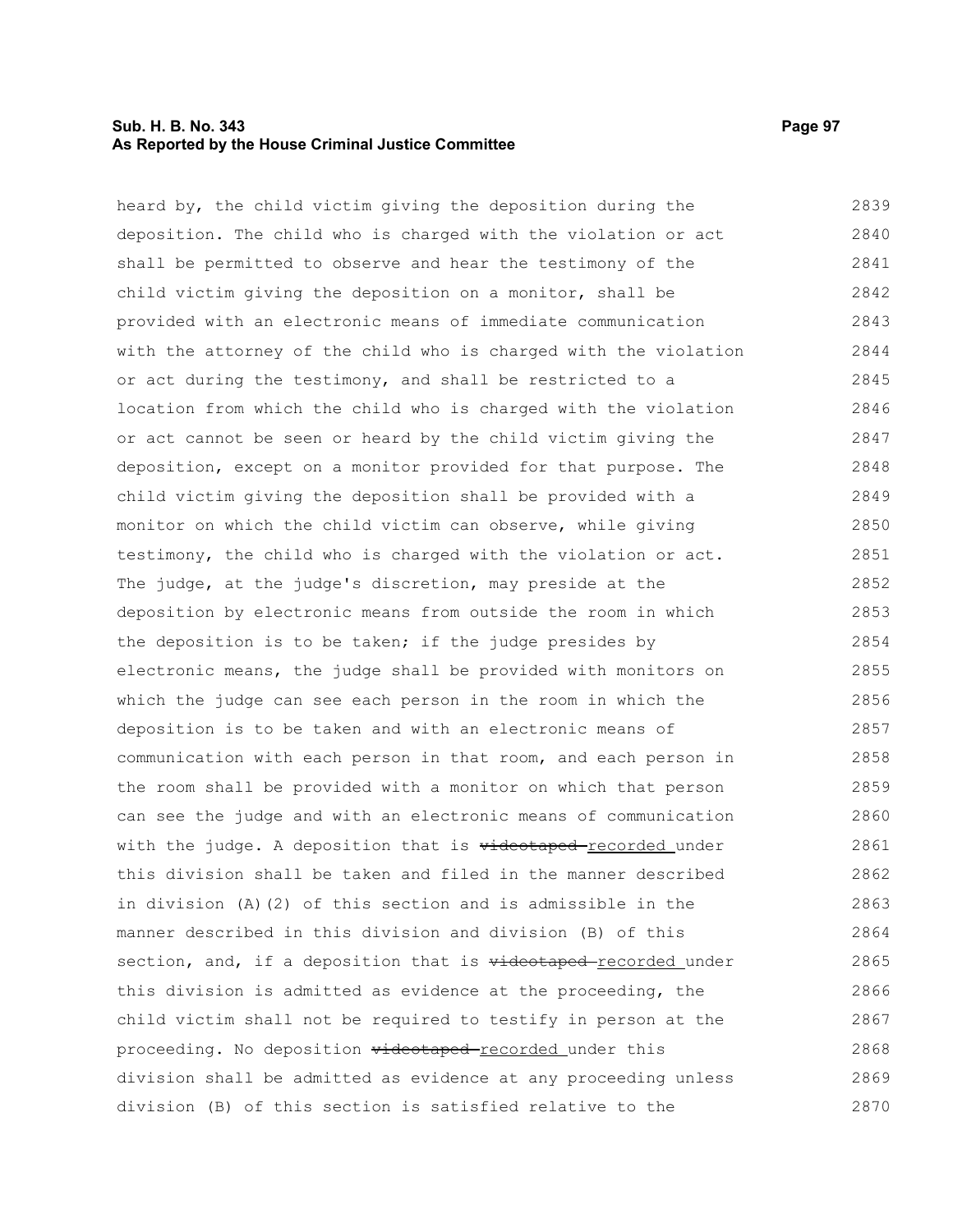heard by, the child victim giving the deposition during the deposition. The child who is charged with the violation or act shall be permitted to observe and hear the testimony of the child victim giving the deposition on a monitor, shall be provided with an electronic means of immediate communication with the attorney of the child who is charged with the violation or act during the testimony, and shall be restricted to a location from which the child who is charged with the violation or act cannot be seen or heard by the child victim giving the deposition, except on a monitor provided for that purpose. The child victim giving the deposition shall be provided with a monitor on which the child victim can observe, while giving testimony, the child who is charged with the violation or act. The judge, at the judge's discretion, may preside at the deposition by electronic means from outside the room in which the deposition is to be taken; if the judge presides by electronic means, the judge shall be provided with monitors on which the judge can see each person in the room in which the deposition is to be taken and with an electronic means of communication with each person in that room, and each person in the room shall be provided with a monitor on which that person can see the judge and with an electronic means of communication with the judge. A deposition that is ~~videotaped~~ recorded under this division shall be taken and filed in the manner described in division (A)(2) of this section and is admissible in the manner described in this division and division (B) of this section, and, if a deposition that is ~~videotaped~~ recorded under this division is admitted as evidence at the proceeding, the child victim shall not be required to testify in person at the proceeding. No deposition ~~videotaped~~ recorded under this division shall be admitted as evidence at any proceeding unless division (B) of this section is satisfied relative to the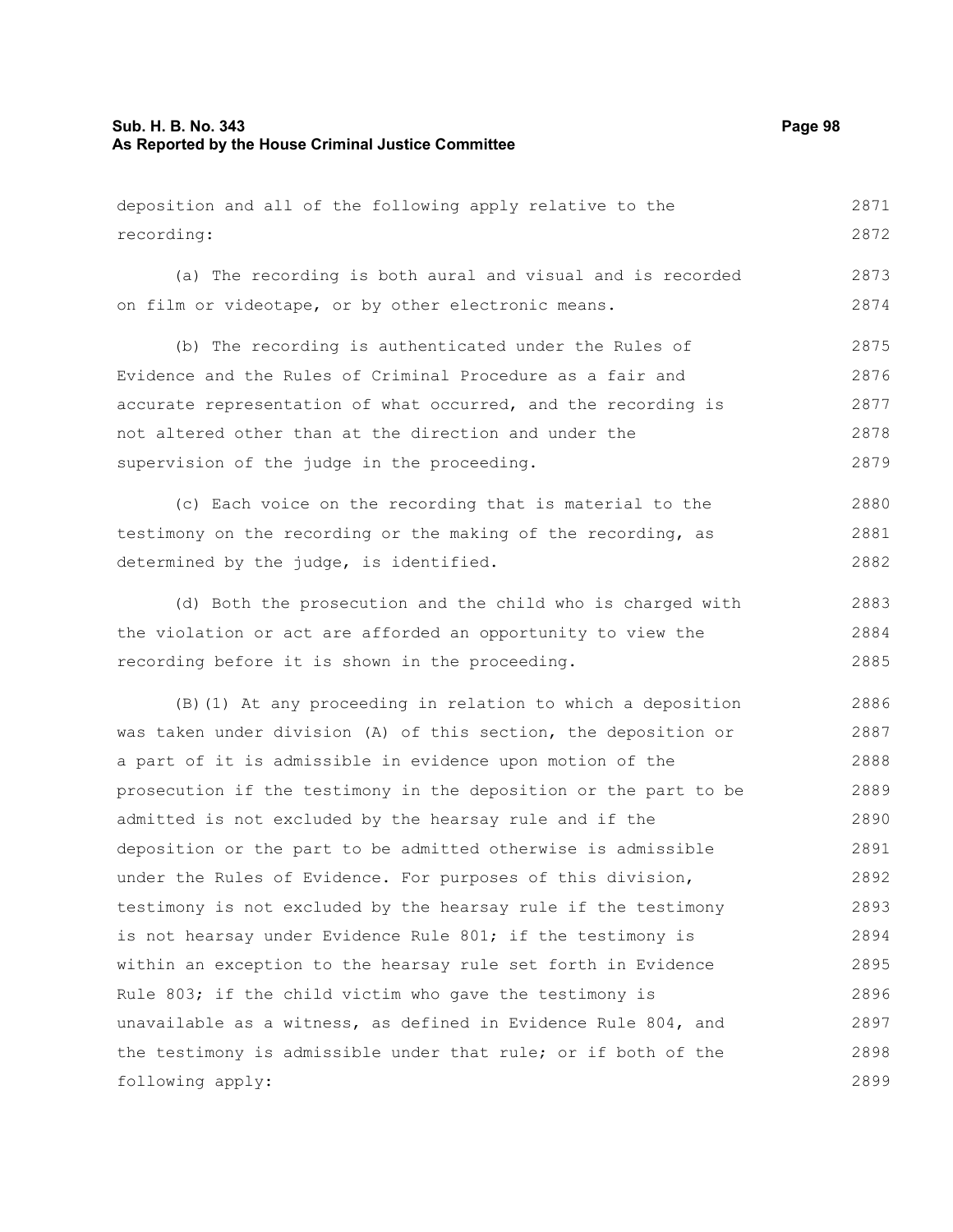deposition and all of the following apply relative to the recording:

(a) The recording is both aural and visual and is recorded on film or videotape, or by other electronic means.

(b) The recording is authenticated under the Rules of Evidence and the Rules of Criminal Procedure as a fair and accurate representation of what occurred, and the recording is not altered other than at the direction and under the supervision of the judge in the proceeding.

(c) Each voice on the recording that is material to the testimony on the recording or the making of the recording, as determined by the judge, is identified.

(d) Both the prosecution and the child who is charged with the violation or act are afforded an opportunity to view the recording before it is shown in the proceeding.

(B)(1) At any proceeding in relation to which a deposition was taken under division (A) of this section, the deposition or a part of it is admissible in evidence upon motion of the prosecution if the testimony in the deposition or the part to be admitted is not excluded by the hearsay rule and if the deposition or the part to be admitted otherwise is admissible under the Rules of Evidence. For purposes of this division, testimony is not excluded by the hearsay rule if the testimony is not hearsay under Evidence Rule 801; if the testimony is within an exception to the hearsay rule set forth in Evidence Rule 803; if the child victim who gave the testimony is unavailable as a witness, as defined in Evidence Rule 804, and the testimony is admissible under that rule; or if both of the following apply: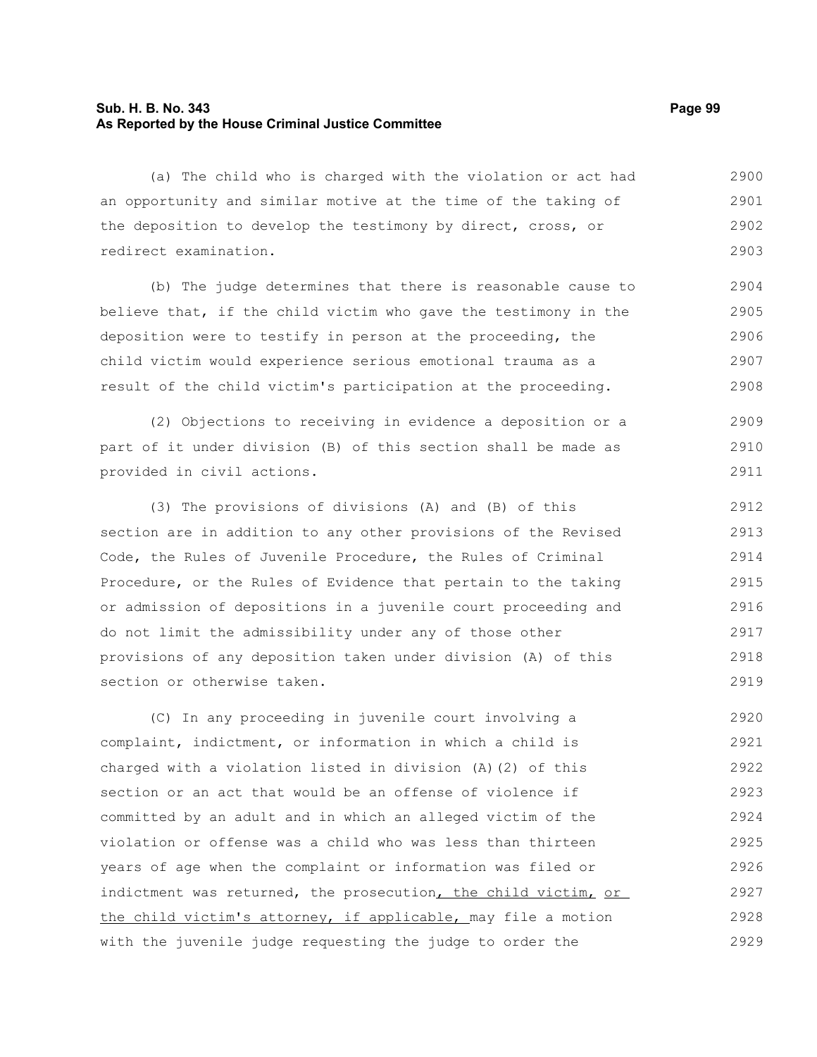(a) The child who is charged with the violation or act had an opportunity and similar motive at the time of the taking of the deposition to develop the testimony by direct, cross, or redirect examination.

(b) The judge determines that there is reasonable cause to believe that, if the child victim who gave the testimony in the deposition were to testify in person at the proceeding, the child victim would experience serious emotional trauma as a result of the child victim's participation at the proceeding.

(2) Objections to receiving in evidence a deposition or a part of it under division (B) of this section shall be made as provided in civil actions.

(3) The provisions of divisions (A) and (B) of this section are in addition to any other provisions of the Revised Code, the Rules of Juvenile Procedure, the Rules of Criminal Procedure, or the Rules of Evidence that pertain to the taking or admission of depositions in a juvenile court proceeding and do not limit the admissibility under any of those other provisions of any deposition taken under division (A) of this section or otherwise taken.

(C) In any proceeding in juvenile court involving a complaint, indictment, or information in which a child is charged with a violation listed in division (A)(2) of this section or an act that would be an offense of violence if committed by an adult and in which an alleged victim of the violation or offense was a child who was less than thirteen years of age when the complaint or information was filed or indictment was returned, the prosecution, the child victim, or the child victim's attorney, if applicable, may file a motion with the juvenile judge requesting the judge to order the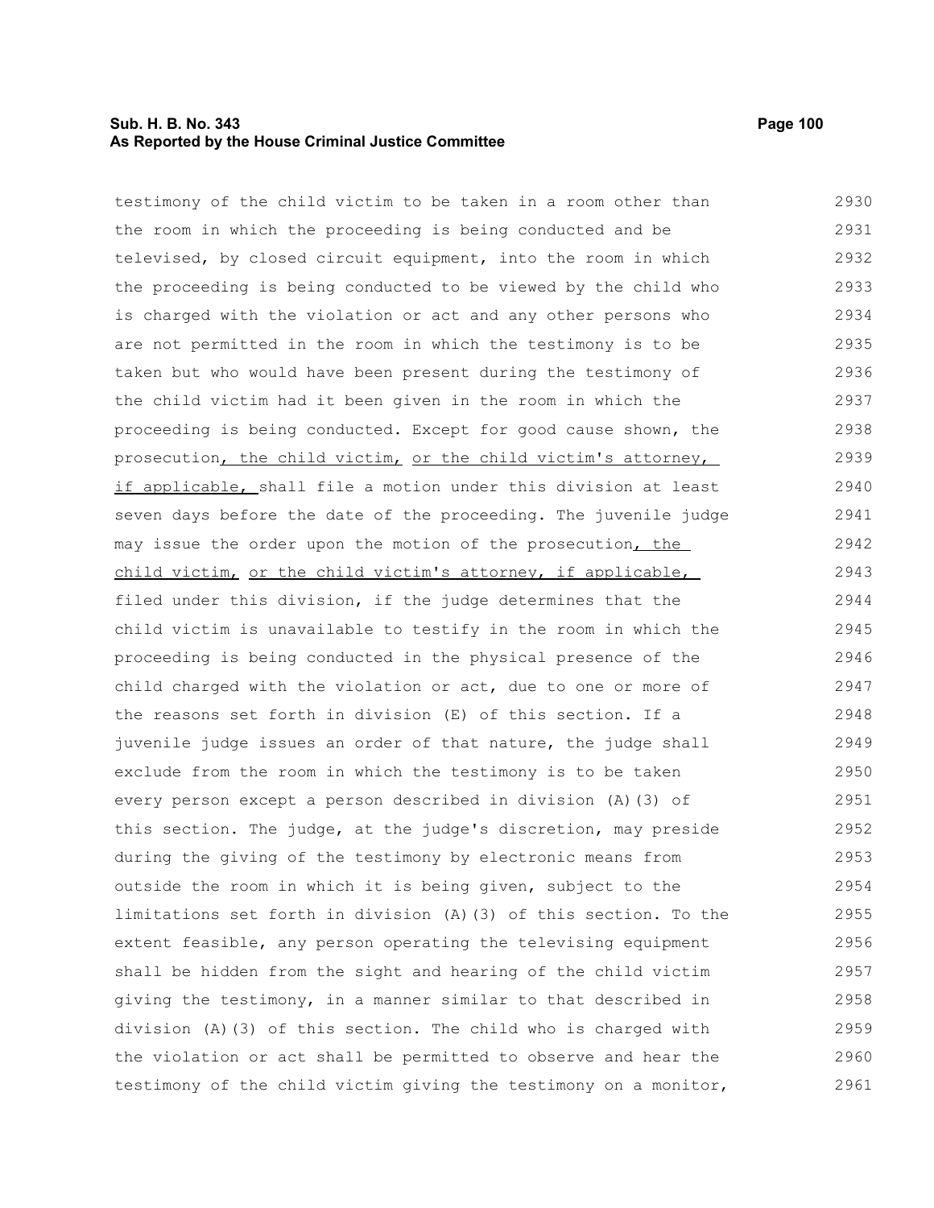testimony of the child victim to be taken in a room other than the room in which the proceeding is being conducted and be televised, by closed circuit equipment, into the room in which the proceeding is being conducted to be viewed by the child who is charged with the violation or act and any other persons who are not permitted in the room in which the testimony is to be taken but who would have been present during the testimony of the child victim had it been given in the room in which the proceeding is being conducted. Except for good cause shown, the prosecution, the child victim, or the child victim's attorney, if applicable, shall file a motion under this division at least seven days before the date of the proceeding. The juvenile judge may issue the order upon the motion of the prosecution, the child victim, or the child victim's attorney, if applicable, filed under this division, if the judge determines that the child victim is unavailable to testify in the room in which the proceeding is being conducted in the physical presence of the child charged with the violation or act, due to one or more of the reasons set forth in division (E) of this section. If a juvenile judge issues an order of that nature, the judge shall exclude from the room in which the testimony is to be taken every person except a person described in division (A)(3) of this section. The judge, at the judge's discretion, may preside during the giving of the testimony by electronic means from outside the room in which it is being given, subject to the limitations set forth in division (A)(3) of this section. To the extent feasible, any person operating the televising equipment shall be hidden from the sight and hearing of the child victim giving the testimony, in a manner similar to that described in division (A)(3) of this section. The child who is charged with the violation or act shall be permitted to observe and hear the testimony of the child victim giving the testimony on a monitor,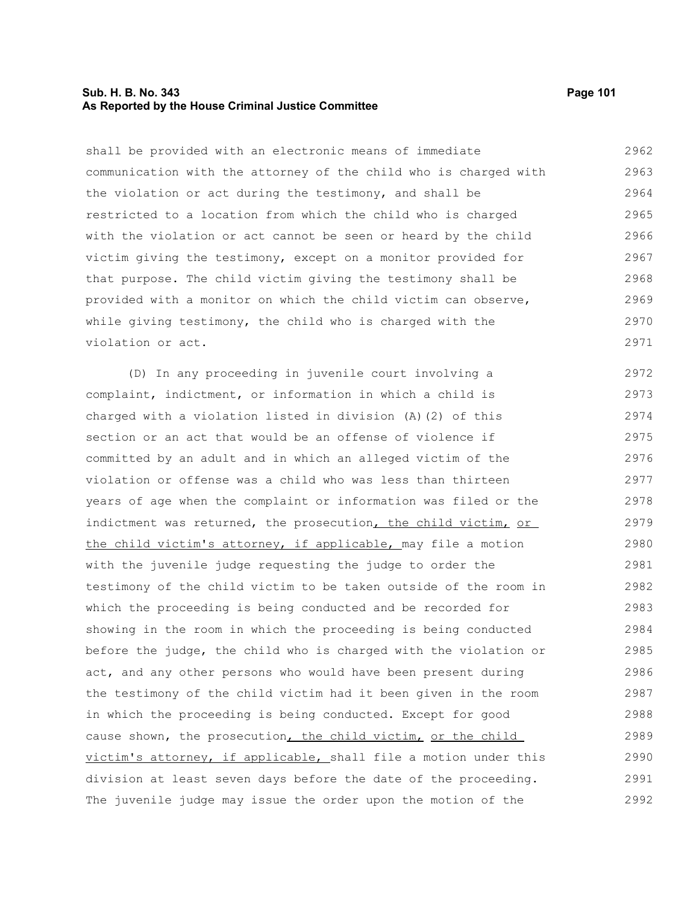shall be provided with an electronic means of immediate communication with the attorney of the child who is charged with the violation or act during the testimony, and shall be restricted to a location from which the child who is charged with the violation or act cannot be seen or heard by the child victim giving the testimony, except on a monitor provided for that purpose. The child victim giving the testimony shall be provided with a monitor on which the child victim can observe, while giving testimony, the child who is charged with the violation or act.

(D) In any proceeding in juvenile court involving a complaint, indictment, or information in which a child is charged with a violation listed in division (A)(2) of this section or an act that would be an offense of violence if committed by an adult and in which an alleged victim of the violation or offense was a child who was less than thirteen years of age when the complaint or information was filed or the indictment was returned, the prosecution, the child victim, or the child victim's attorney, if applicable, may file a motion with the juvenile judge requesting the judge to order the testimony of the child victim to be taken outside of the room in which the proceeding is being conducted and be recorded for showing in the room in which the proceeding is being conducted before the judge, the child who is charged with the violation or act, and any other persons who would have been present during the testimony of the child victim had it been given in the room in which the proceeding is being conducted. Except for good cause shown, the prosecution, the child victim, or the child victim's attorney, if applicable, shall file a motion under this division at least seven days before the date of the proceeding. The juvenile judge may issue the order upon the motion of the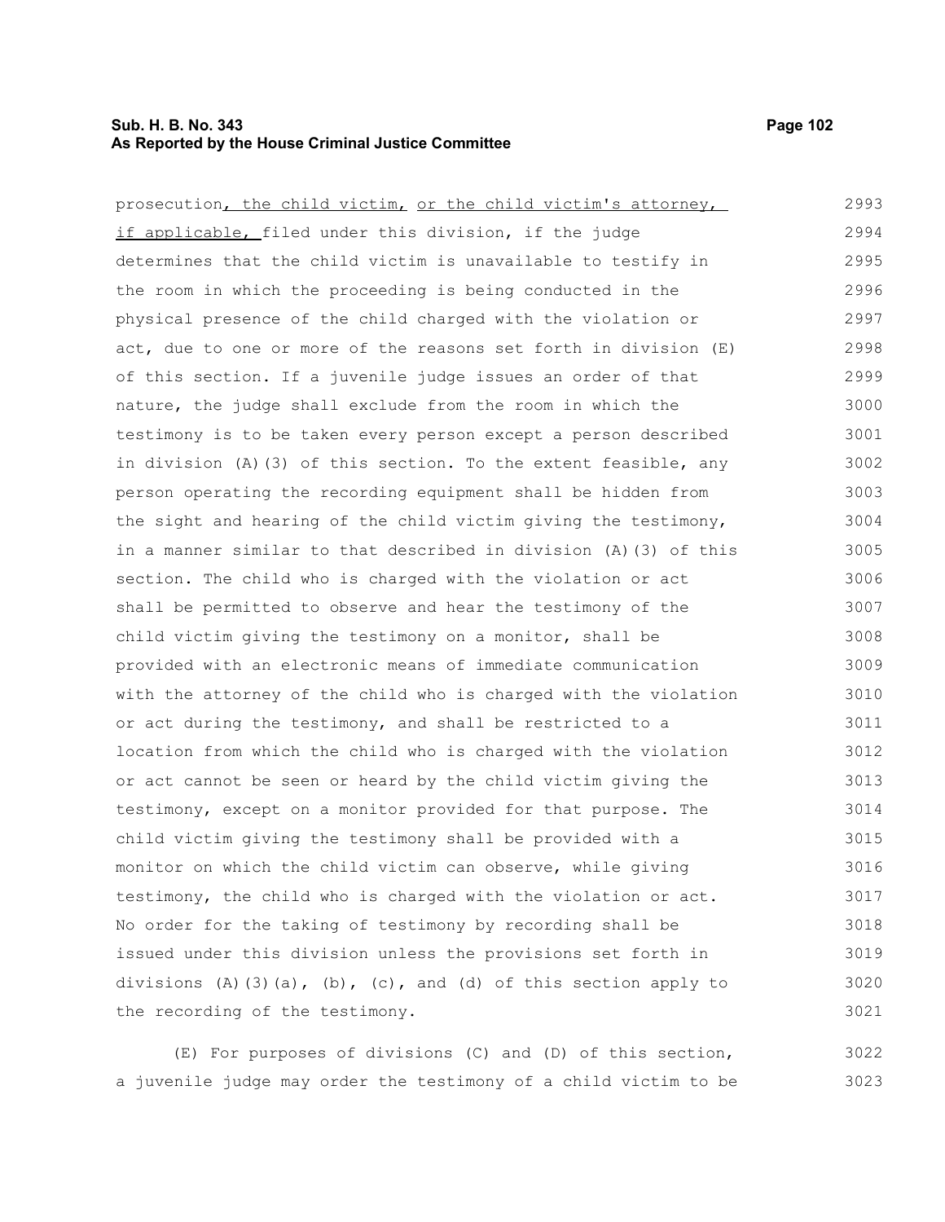prosecution, the child victim, or the child victim's attorney, if applicable, filed under this division, if the judge determines that the child victim is unavailable to testify in the room in which the proceeding is being conducted in the physical presence of the child charged with the violation or act, due to one or more of the reasons set forth in division (E) of this section. If a juvenile judge issues an order of that nature, the judge shall exclude from the room in which the testimony is to be taken every person except a person described in division (A)(3) of this section. To the extent feasible, any person operating the recording equipment shall be hidden from the sight and hearing of the child victim giving the testimony, in a manner similar to that described in division (A)(3) of this section. The child who is charged with the violation or act shall be permitted to observe and hear the testimony of the child victim giving the testimony on a monitor, shall be provided with an electronic means of immediate communication with the attorney of the child who is charged with the violation or act during the testimony, and shall be restricted to a location from which the child who is charged with the violation or act cannot be seen or heard by the child victim giving the testimony, except on a monitor provided for that purpose. The child victim giving the testimony shall be provided with a monitor on which the child victim can observe, while giving testimony, the child who is charged with the violation or act. No order for the taking of testimony by recording shall be issued under this division unless the provisions set forth in divisions (A)(3)(a), (b), (c), and (d) of this section apply to the recording of the testimony.

(E) For purposes of divisions (C) and (D) of this section, a juvenile judge may order the testimony of a child victim to be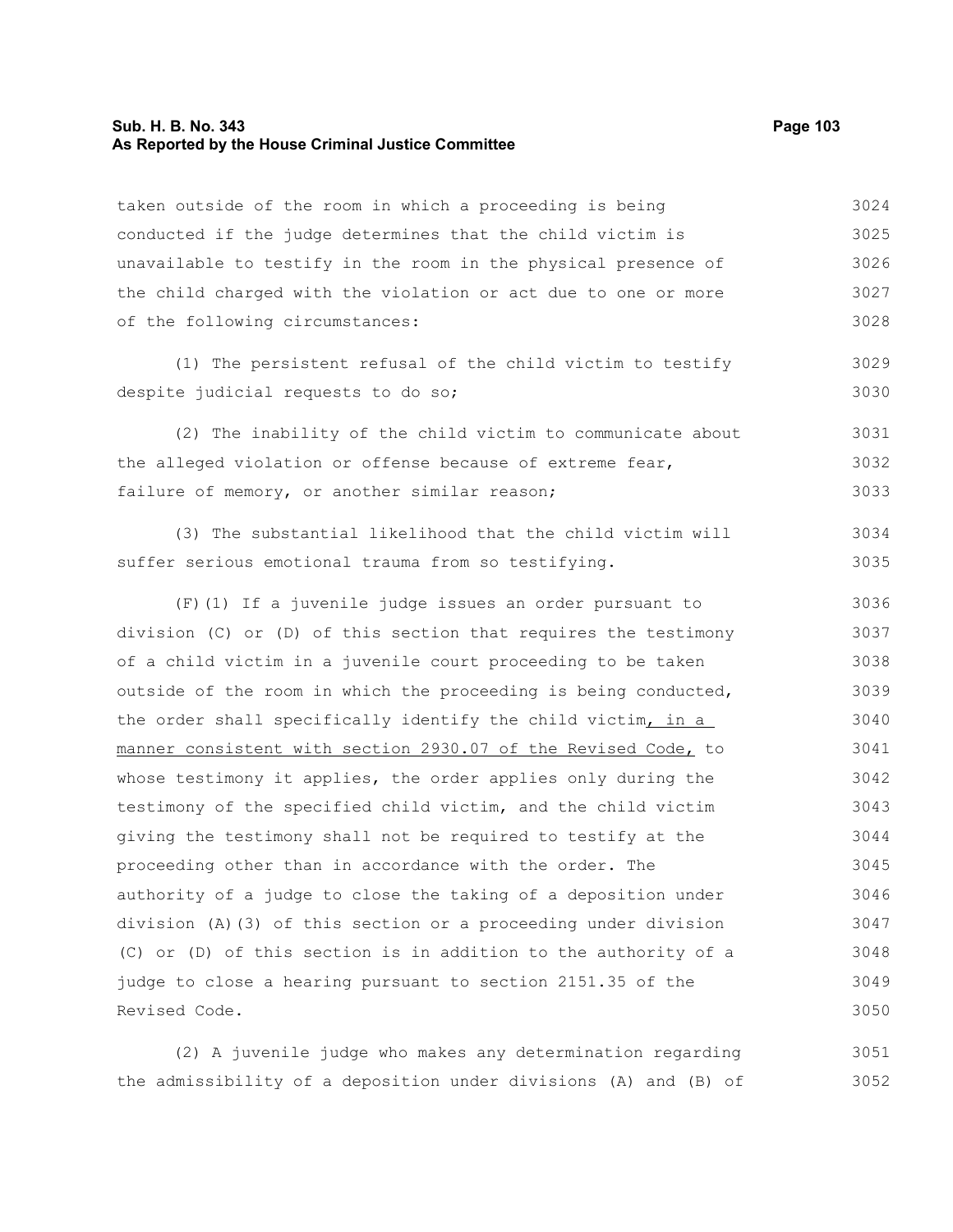taken outside of the room in which a proceeding is being conducted if the judge determines that the child victim is unavailable to testify in the room in the physical presence of the child charged with the violation or act due to one or more of the following circumstances:

(1) The persistent refusal of the child victim to testify despite judicial requests to do so;

(2) The inability of the child victim to communicate about the alleged violation or offense because of extreme fear, failure of memory, or another similar reason;

(3) The substantial likelihood that the child victim will suffer serious emotional trauma from so testifying.

(F)(1) If a juvenile judge issues an order pursuant to division (C) or (D) of this section that requires the testimony of a child victim in a juvenile court proceeding to be taken outside of the room in which the proceeding is being conducted, the order shall specifically identify the child victim, in a manner consistent with section 2930.07 of the Revised Code, to whose testimony it applies, the order applies only during the testimony of the specified child victim, and the child victim giving the testimony shall not be required to testify at the proceeding other than in accordance with the order. The authority of a judge to close the taking of a deposition under division (A)(3) of this section or a proceeding under division (C) or (D) of this section is in addition to the authority of a judge to close a hearing pursuant to section 2151.35 of the Revised Code.

(2) A juvenile judge who makes any determination regarding the admissibility of a deposition under divisions (A) and (B) of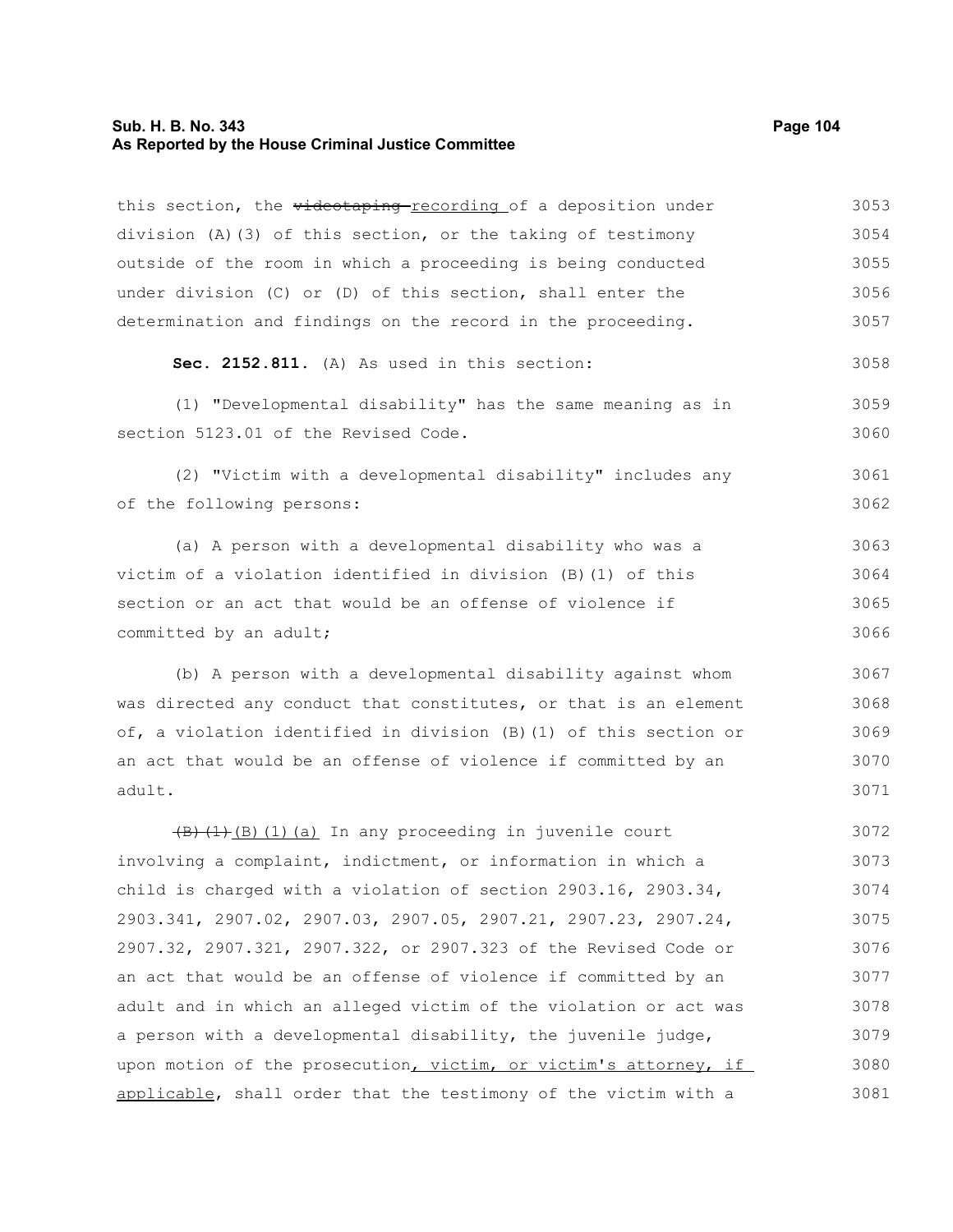this section, the ~~videotaping~~ recording of a deposition under division (A)(3) of this section, or the taking of testimony outside of the room in which a proceeding is being conducted under division (C) or (D) of this section, shall enter the determination and findings on the record in the proceeding.

**Sec. 2152.811.** (A) As used in this section:

(1) "Developmental disability" has the same meaning as in section 5123.01 of the Revised Code.

(2) "Victim with a developmental disability" includes any of the following persons:

(a) A person with a developmental disability who was a victim of a violation identified in division (B)(1) of this section or an act that would be an offense of violence if committed by an adult;

(b) A person with a developmental disability against whom was directed any conduct that constitutes, or that is an element of, a violation identified in division (B)(1) of this section or an act that would be an offense of violence if committed by an adult.

~~(B)(1)~~ (B)(1)(a) In any proceeding in juvenile court involving a complaint, indictment, or information in which a child is charged with a violation of section 2903.16, 2903.34, 2903.341, 2907.02, 2907.03, 2907.05, 2907.21, 2907.23, 2907.24, 2907.32, 2907.321, 2907.322, or 2907.323 of the Revised Code or an act that would be an offense of violence if committed by an adult and in which an alleged victim of the violation or act was a person with a developmental disability, the juvenile judge, upon motion of the prosecution, victim, or victim's attorney, if applicable, shall order that the testimony of the victim with a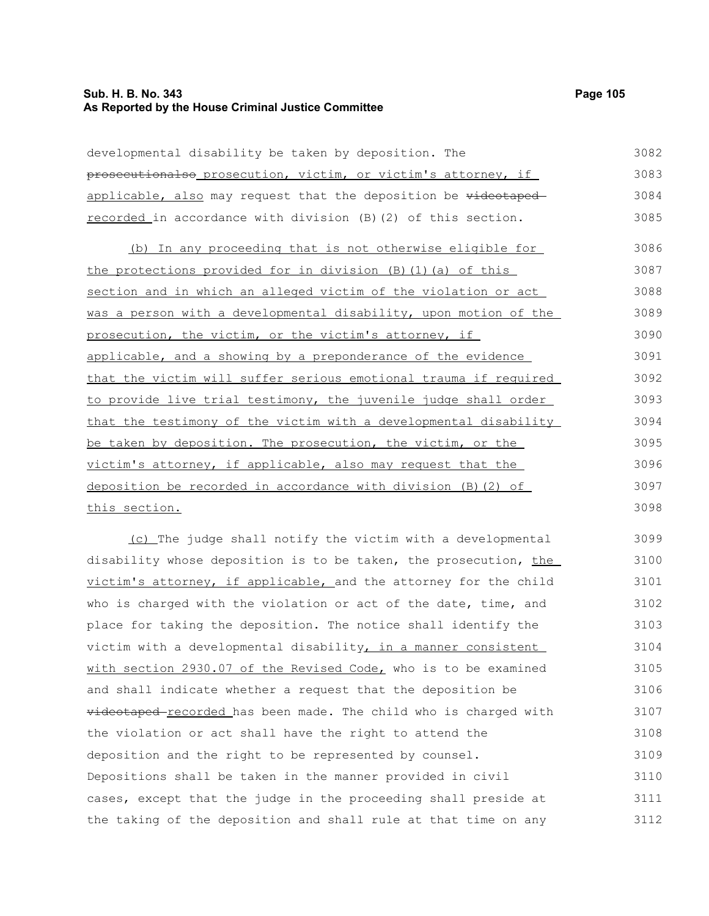developmental disability be taken by deposition. The ~~prosecutionalso~~ prosecution, victim, or victim's attorney, if applicable, also may request that the deposition be ~~videotaped~~ recorded in accordance with division (B)(2) of this section.

(b) In any proceeding that is not otherwise eligible for the protections provided for in division (B)(1)(a) of this section and in which an alleged victim of the violation or act was a person with a developmental disability, upon motion of the prosecution, the victim, or the victim's attorney, if applicable, and a showing by a preponderance of the evidence that the victim will suffer serious emotional trauma if required to provide live trial testimony, the juvenile judge shall order that the testimony of the victim with a developmental disability be taken by deposition. The prosecution, the victim, or the victim's attorney, if applicable, also may request that the deposition be recorded in accordance with division (B)(2) of this section.

(c) The judge shall notify the victim with a developmental disability whose deposition is to be taken, the prosecution, the victim's attorney, if applicable, and the attorney for the child who is charged with the violation or act of the date, time, and place for taking the deposition. The notice shall identify the victim with a developmental disability, in a manner consistent with section 2930.07 of the Revised Code, who is to be examined and shall indicate whether a request that the deposition be ~~videotaped~~ recorded has been made. The child who is charged with the violation or act shall have the right to attend the deposition and the right to be represented by counsel. Depositions shall be taken in the manner provided in civil cases, except that the judge in the proceeding shall preside at the taking of the deposition and shall rule at that time on any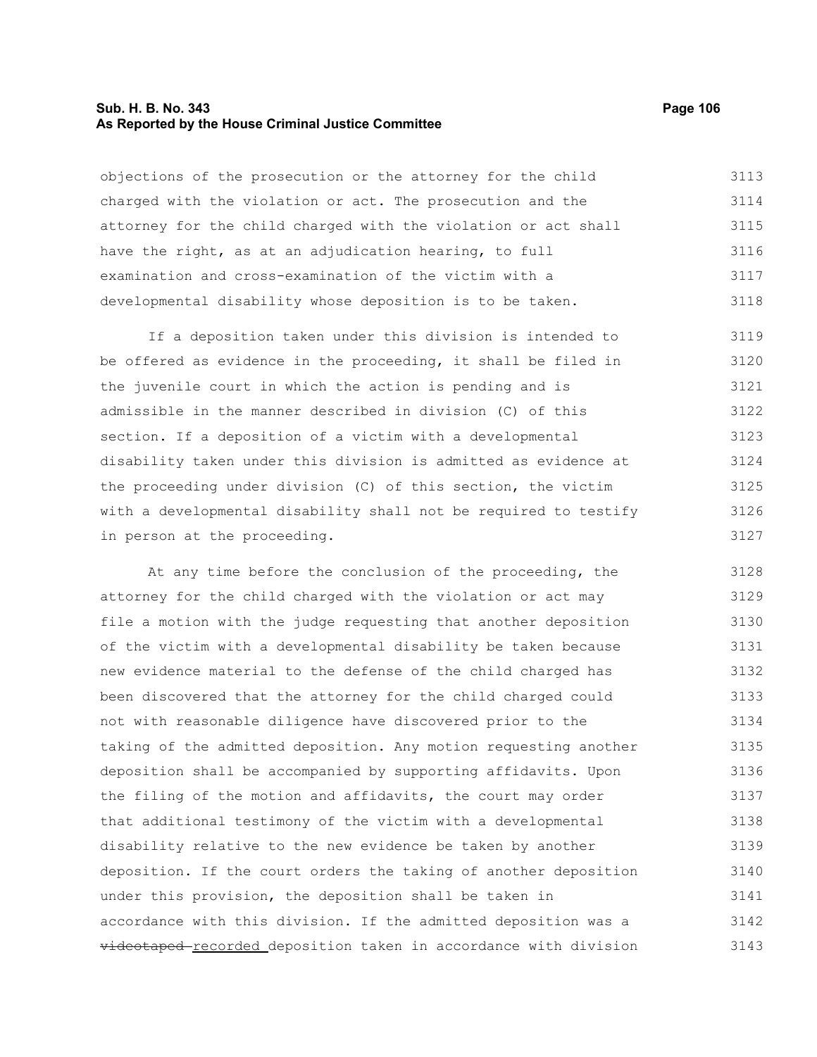objections of the prosecution or the attorney for the child charged with the violation or act. The prosecution and the attorney for the child charged with the violation or act shall have the right, as at an adjudication hearing, to full examination and cross-examination of the victim with a developmental disability whose deposition is to be taken.

If a deposition taken under this division is intended to be offered as evidence in the proceeding, it shall be filed in the juvenile court in which the action is pending and is admissible in the manner described in division (C) of this section. If a deposition of a victim with a developmental disability taken under this division is admitted as evidence at the proceeding under division (C) of this section, the victim with a developmental disability shall not be required to testify in person at the proceeding.

At any time before the conclusion of the proceeding, the attorney for the child charged with the violation or act may file a motion with the judge requesting that another deposition of the victim with a developmental disability be taken because new evidence material to the defense of the child charged has been discovered that the attorney for the child charged could not with reasonable diligence have discovered prior to the taking of the admitted deposition. Any motion requesting another deposition shall be accompanied by supporting affidavits. Upon the filing of the motion and affidavits, the court may order that additional testimony of the victim with a developmental disability relative to the new evidence be taken by another deposition. If the court orders the taking of another deposition under this provision, the deposition shall be taken in accordance with this division. If the admitted deposition was a ~~videotaped~~ recorded deposition taken in accordance with division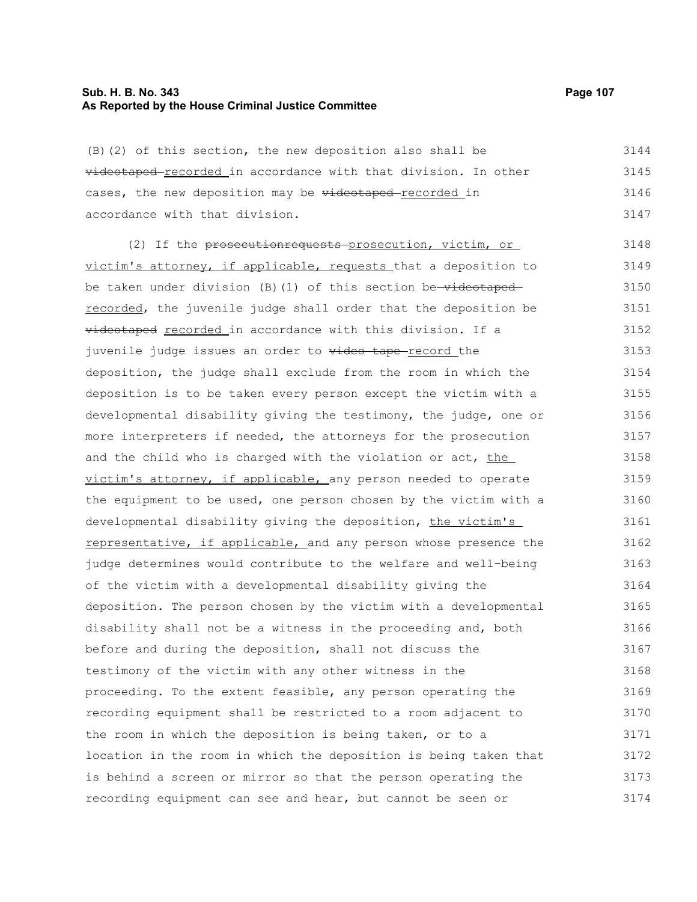(B)(2) of this section, the new deposition also shall be ~~videotaped~~ recorded in accordance with that division. In other cases, the new deposition may be ~~videotaped~~ recorded in accordance with that division.

(2) If the ~~prosecutionrequests~~ prosecution, victim, or victim's attorney, if applicable, requests that a deposition to be taken under division (B)(1) of this section be ~~videotaped~~ recorded, the juvenile judge shall order that the deposition be ~~videotaped~~ recorded in accordance with this division. If a juvenile judge issues an order to ~~video tape~~ record the deposition, the judge shall exclude from the room in which the deposition is to be taken every person except the victim with a developmental disability giving the testimony, the judge, one or more interpreters if needed, the attorneys for the prosecution and the child who is charged with the violation or act, the victim's attorney, if applicable, any person needed to operate the equipment to be used, one person chosen by the victim with a developmental disability giving the deposition, the victim's representative, if applicable, and any person whose presence the judge determines would contribute to the welfare and well-being of the victim with a developmental disability giving the deposition. The person chosen by the victim with a developmental disability shall not be a witness in the proceeding and, both before and during the deposition, shall not discuss the testimony of the victim with any other witness in the proceeding. To the extent feasible, any person operating the recording equipment shall be restricted to a room adjacent to the room in which the deposition is being taken, or to a location in the room in which the deposition is being taken that is behind a screen or mirror so that the person operating the recording equipment can see and hear, but cannot be seen or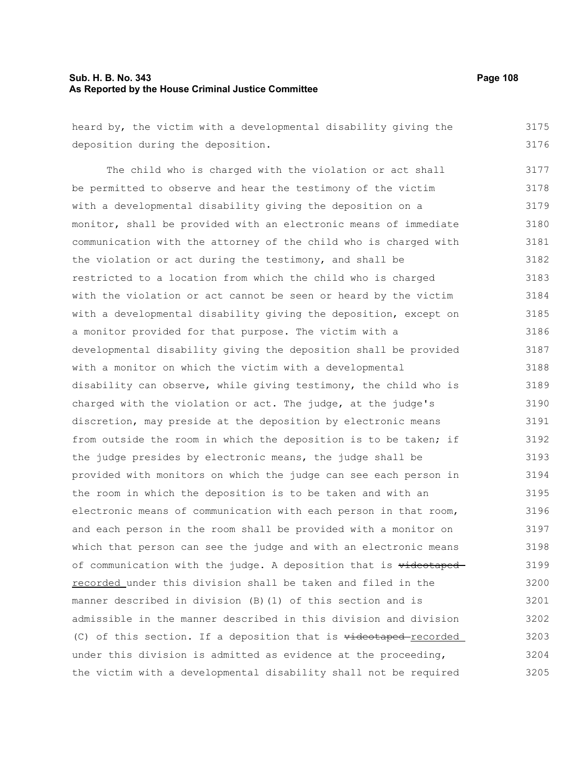heard by, the victim with a developmental disability giving the deposition during the deposition.

The child who is charged with the violation or act shall be permitted to observe and hear the testimony of the victim with a developmental disability giving the deposition on a monitor, shall be provided with an electronic means of immediate communication with the attorney of the child who is charged with the violation or act during the testimony, and shall be restricted to a location from which the child who is charged with the violation or act cannot be seen or heard by the victim with a developmental disability giving the deposition, except on a monitor provided for that purpose. The victim with a developmental disability giving the deposition shall be provided with a monitor on which the victim with a developmental disability can observe, while giving testimony, the child who is charged with the violation or act. The judge, at the judge's discretion, may preside at the deposition by electronic means from outside the room in which the deposition is to be taken; if the judge presides by electronic means, the judge shall be provided with monitors on which the judge can see each person in the room in which the deposition is to be taken and with an electronic means of communication with each person in that room, and each person in the room shall be provided with a monitor on which that person can see the judge and with an electronic means of communication with the judge. A deposition that is ~~videotaped~~ recorded under this division shall be taken and filed in the manner described in division (B)(1) of this section and is admissible in the manner described in this division and division (C) of this section. If a deposition that is ~~videotaped~~ recorded under this division is admitted as evidence at the proceeding, the victim with a developmental disability shall not be required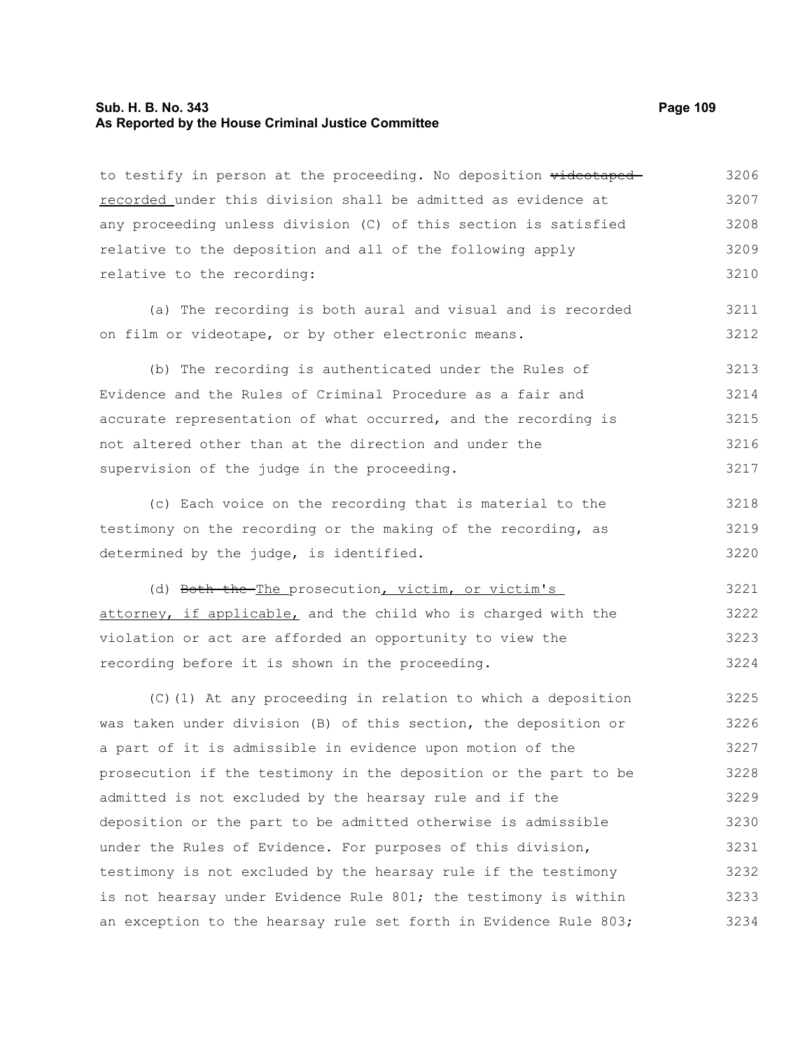to testify in person at the proceeding. No deposition ~~videotaped~~ recorded under this division shall be admitted as evidence at any proceeding unless division (C) of this section is satisfied relative to the deposition and all of the following apply relative to the recording:

(a) The recording is both aural and visual and is recorded on film or videotape, or by other electronic means.

(b) The recording is authenticated under the Rules of Evidence and the Rules of Criminal Procedure as a fair and accurate representation of what occurred, and the recording is not altered other than at the direction and under the supervision of the judge in the proceeding.

(c) Each voice on the recording that is material to the testimony on the recording or the making of the recording, as determined by the judge, is identified.

(d) ~~Both the~~ The prosecution, victim, or victim's attorney, if applicable, and the child who is charged with the violation or act are afforded an opportunity to view the recording before it is shown in the proceeding.

(C)(1) At any proceeding in relation to which a deposition was taken under division (B) of this section, the deposition or a part of it is admissible in evidence upon motion of the prosecution if the testimony in the deposition or the part to be admitted is not excluded by the hearsay rule and if the deposition or the part to be admitted otherwise is admissible under the Rules of Evidence. For purposes of this division, testimony is not excluded by the hearsay rule if the testimony is not hearsay under Evidence Rule 801; the testimony is within an exception to the hearsay rule set forth in Evidence Rule 803;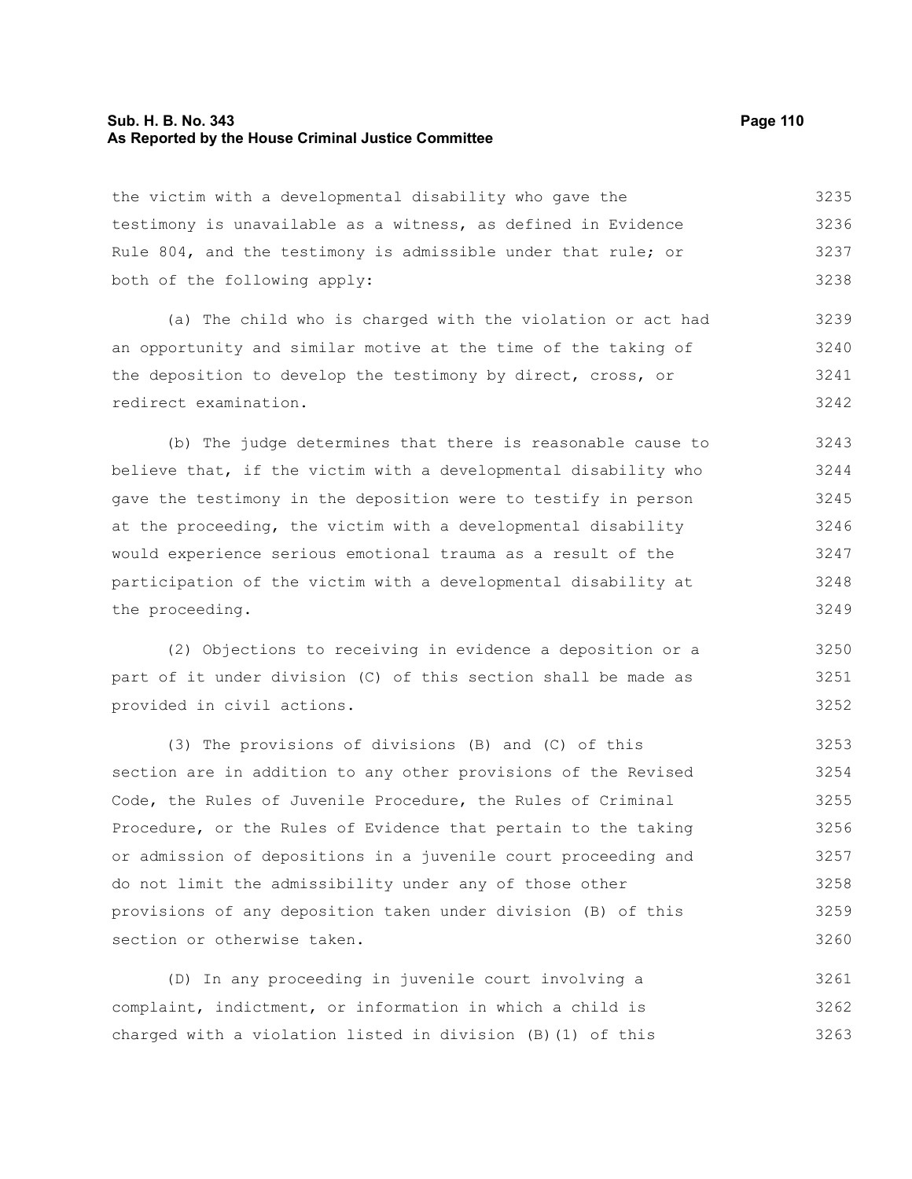the victim with a developmental disability who gave the testimony is unavailable as a witness, as defined in Evidence Rule 804, and the testimony is admissible under that rule; or both of the following apply:

(a) The child who is charged with the violation or act had an opportunity and similar motive at the time of the taking of the deposition to develop the testimony by direct, cross, or redirect examination.

(b) The judge determines that there is reasonable cause to believe that, if the victim with a developmental disability who gave the testimony in the deposition were to testify in person at the proceeding, the victim with a developmental disability would experience serious emotional trauma as a result of the participation of the victim with a developmental disability at the proceeding.

(2) Objections to receiving in evidence a deposition or a part of it under division (C) of this section shall be made as provided in civil actions.

(3) The provisions of divisions (B) and (C) of this section are in addition to any other provisions of the Revised Code, the Rules of Juvenile Procedure, the Rules of Criminal Procedure, or the Rules of Evidence that pertain to the taking or admission of depositions in a juvenile court proceeding and do not limit the admissibility under any of those other provisions of any deposition taken under division (B) of this section or otherwise taken.

(D) In any proceeding in juvenile court involving a complaint, indictment, or information in which a child is charged with a violation listed in division (B)(1) of this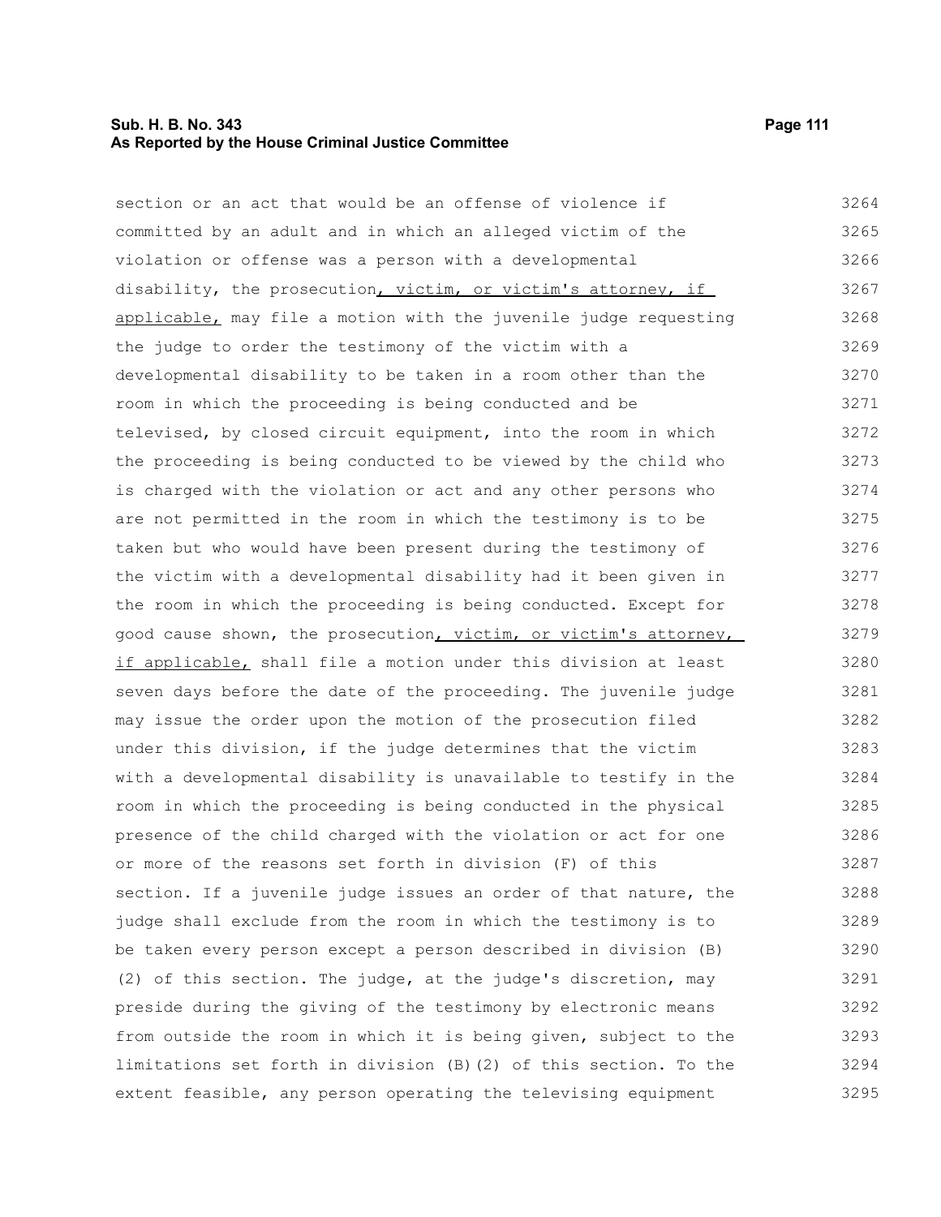section or an act that would be an offense of violence if committed by an adult and in which an alleged victim of the violation or offense was a person with a developmental disability, the prosecution, victim, or victim's attorney, if applicable, may file a motion with the juvenile judge requesting the judge to order the testimony of the victim with a developmental disability to be taken in a room other than the room in which the proceeding is being conducted and be televised, by closed circuit equipment, into the room in which the proceeding is being conducted to be viewed by the child who is charged with the violation or act and any other persons who are not permitted in the room in which the testimony is to be taken but who would have been present during the testimony of the victim with a developmental disability had it been given in the room in which the proceeding is being conducted. Except for good cause shown, the prosecution, victim, or victim's attorney, if applicable, shall file a motion under this division at least seven days before the date of the proceeding. The juvenile judge may issue the order upon the motion of the prosecution filed under this division, if the judge determines that the victim with a developmental disability is unavailable to testify in the room in which the proceeding is being conducted in the physical presence of the child charged with the violation or act for one or more of the reasons set forth in division (F) of this section. If a juvenile judge issues an order of that nature, the judge shall exclude from the room in which the testimony is to be taken every person except a person described in division (B)(2) of this section. The judge, at the judge's discretion, may preside during the giving of the testimony by electronic means from outside the room in which it is being given, subject to the limitations set forth in division (B)(2) of this section. To the extent feasible, any person operating the televising equipment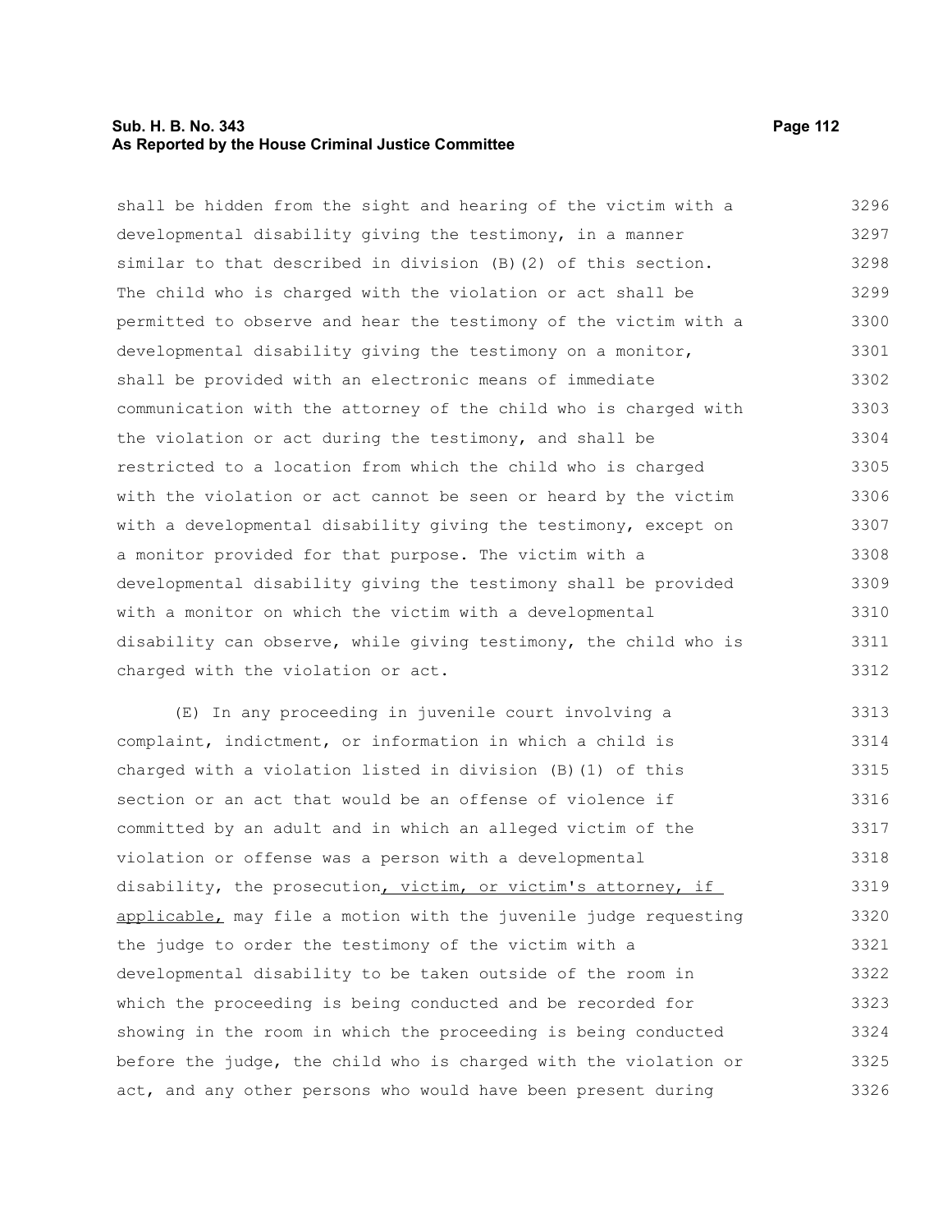shall be hidden from the sight and hearing of the victim with a developmental disability giving the testimony, in a manner similar to that described in division (B)(2) of this section. The child who is charged with the violation or act shall be permitted to observe and hear the testimony of the victim with a developmental disability giving the testimony on a monitor, shall be provided with an electronic means of immediate communication with the attorney of the child who is charged with the violation or act during the testimony, and shall be restricted to a location from which the child who is charged with the violation or act cannot be seen or heard by the victim with a developmental disability giving the testimony, except on a monitor provided for that purpose. The victim with a developmental disability giving the testimony shall be provided with a monitor on which the victim with a developmental disability can observe, while giving testimony, the child who is charged with the violation or act.

(E) In any proceeding in juvenile court involving a complaint, indictment, or information in which a child is charged with a violation listed in division (B)(1) of this section or an act that would be an offense of violence if committed by an adult and in which an alleged victim of the violation or offense was a person with a developmental disability, the prosecution, victim, or victim's attorney, if applicable, may file a motion with the juvenile judge requesting the judge to order the testimony of the victim with a developmental disability to be taken outside of the room in which the proceeding is being conducted and be recorded for showing in the room in which the proceeding is being conducted before the judge, the child who is charged with the violation or act, and any other persons who would have been present during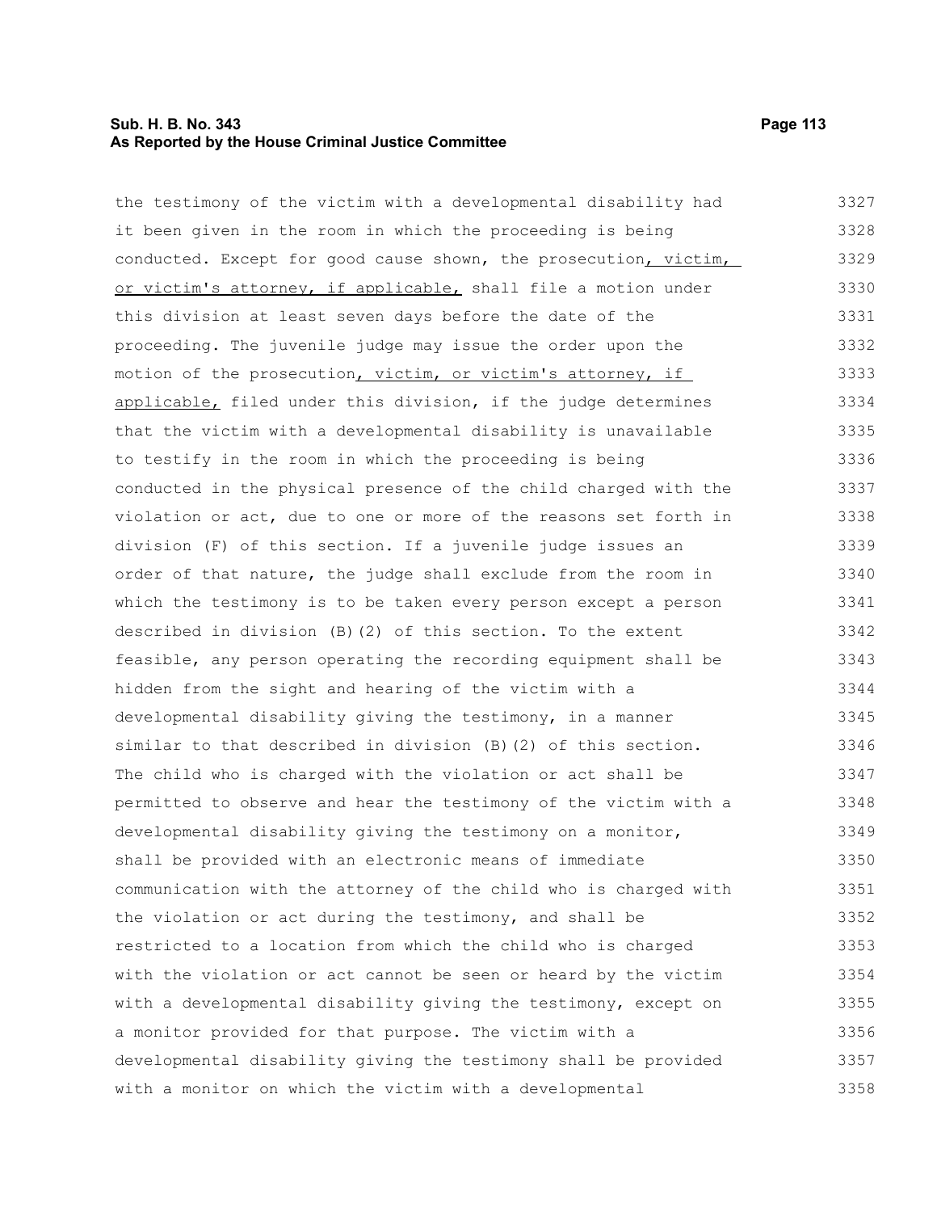the testimony of the victim with a developmental disability had it been given in the room in which the proceeding is being conducted. Except for good cause shown, the prosecution, victim, or victim's attorney, if applicable, shall file a motion under this division at least seven days before the date of the proceeding. The juvenile judge may issue the order upon the motion of the prosecution, victim, or victim's attorney, if applicable, filed under this division, if the judge determines that the victim with a developmental disability is unavailable to testify in the room in which the proceeding is being conducted in the physical presence of the child charged with the violation or act, due to one or more of the reasons set forth in division (F) of this section. If a juvenile judge issues an order of that nature, the judge shall exclude from the room in which the testimony is to be taken every person except a person described in division (B)(2) of this section. To the extent feasible, any person operating the recording equipment shall be hidden from the sight and hearing of the victim with a developmental disability giving the testimony, in a manner similar to that described in division (B)(2) of this section. The child who is charged with the violation or act shall be permitted to observe and hear the testimony of the victim with a developmental disability giving the testimony on a monitor, shall be provided with an electronic means of immediate communication with the attorney of the child who is charged with the violation or act during the testimony, and shall be restricted to a location from which the child who is charged with the violation or act cannot be seen or heard by the victim with a developmental disability giving the testimony, except on a monitor provided for that purpose. The victim with a developmental disability giving the testimony shall be provided with a monitor on which the victim with a developmental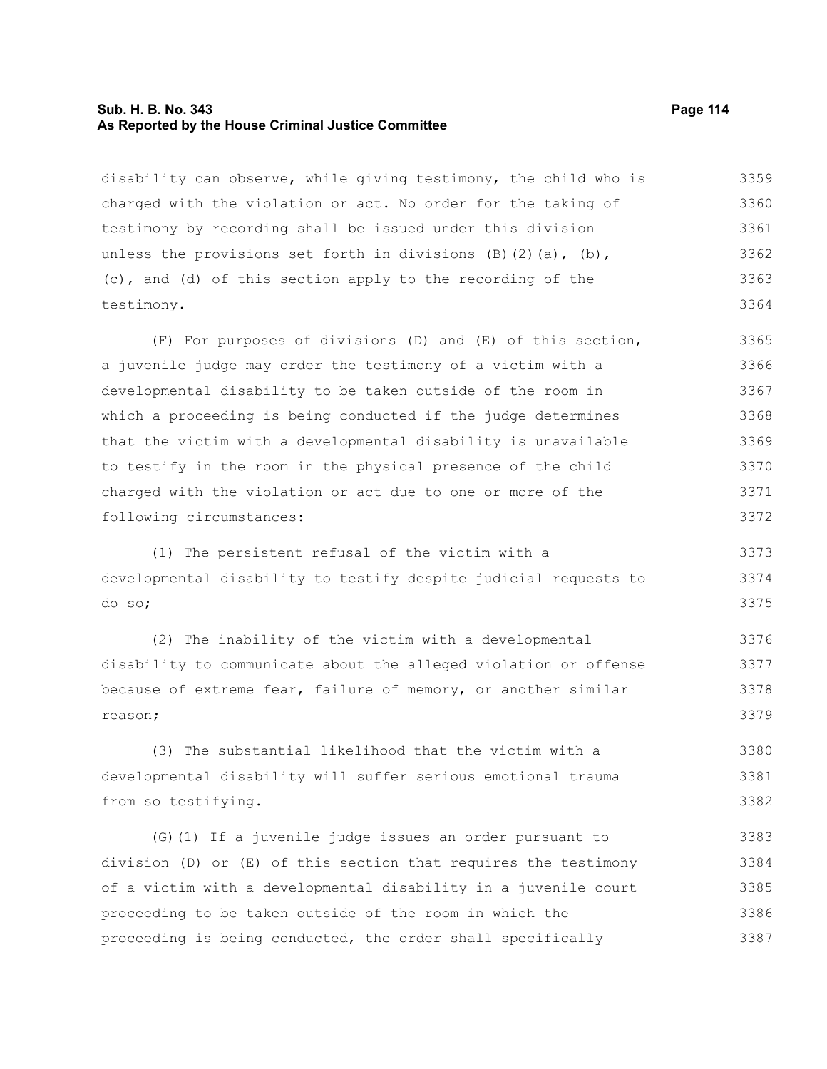disability can observe, while giving testimony, the child who is charged with the violation or act. No order for the taking of testimony by recording shall be issued under this division unless the provisions set forth in divisions (B)(2)(a), (b), (c), and (d) of this section apply to the recording of the testimony.

(F) For purposes of divisions (D) and (E) of this section, a juvenile judge may order the testimony of a victim with a developmental disability to be taken outside of the room in which a proceeding is being conducted if the judge determines that the victim with a developmental disability is unavailable to testify in the room in the physical presence of the child charged with the violation or act due to one or more of the following circumstances:

(1) The persistent refusal of the victim with a developmental disability to testify despite judicial requests to do so;

(2) The inability of the victim with a developmental disability to communicate about the alleged violation or offense because of extreme fear, failure of memory, or another similar reason;

(3) The substantial likelihood that the victim with a developmental disability will suffer serious emotional trauma from so testifying.

(G)(1) If a juvenile judge issues an order pursuant to division (D) or (E) of this section that requires the testimony of a victim with a developmental disability in a juvenile court proceeding to be taken outside of the room in which the proceeding is being conducted, the order shall specifically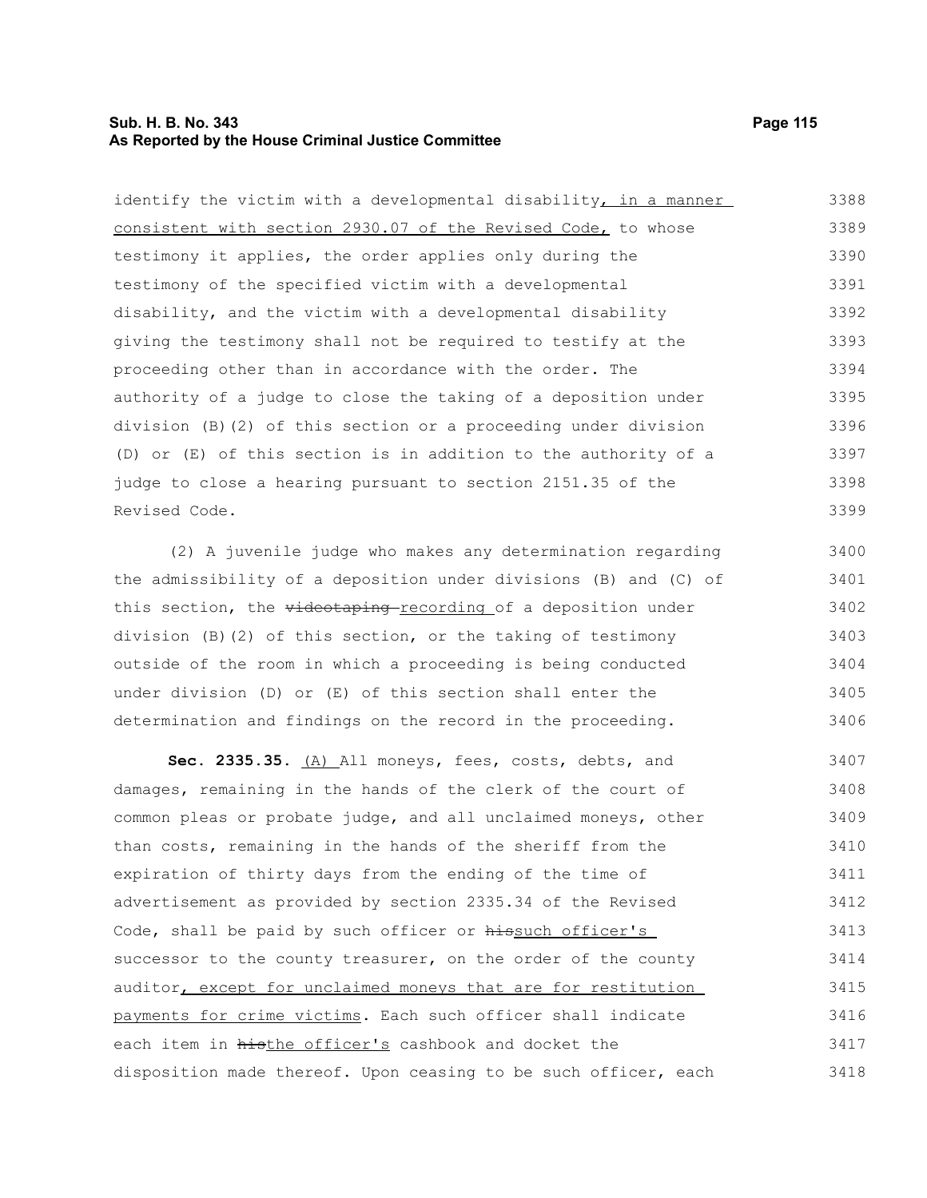identify the victim with a developmental disability, in a manner consistent with section 2930.07 of the Revised Code, to whose testimony it applies, the order applies only during the testimony of the specified victim with a developmental disability, and the victim with a developmental disability giving the testimony shall not be required to testify at the proceeding other than in accordance with the order. The authority of a judge to close the taking of a deposition under division (B)(2) of this section or a proceeding under division (D) or (E) of this section is in addition to the authority of a judge to close a hearing pursuant to section 2151.35 of the Revised Code.

(2) A juvenile judge who makes any determination regarding the admissibility of a deposition under divisions (B) and (C) of this section, the ~~videotaping~~ recording of a deposition under division (B)(2) of this section, or the taking of testimony outside of the room in which a proceeding is being conducted under division (D) or (E) of this section shall enter the determination and findings on the record in the proceeding.

**Sec. 2335.35.** (A) All moneys, fees, costs, debts, and damages, remaining in the hands of the clerk of the court of common pleas or probate judge, and all unclaimed moneys, other than costs, remaining in the hands of the sheriff from the expiration of thirty days from the ending of the time of advertisement as provided by section 2335.34 of the Revised Code, shall be paid by such officer or ~~his~~such officer's successor to the county treasurer, on the order of the county auditor, except for unclaimed moneys that are for restitution payments for crime victims. Each such officer shall indicate each item in ~~his~~the officer's cashbook and docket the disposition made thereof. Upon ceasing to be such officer, each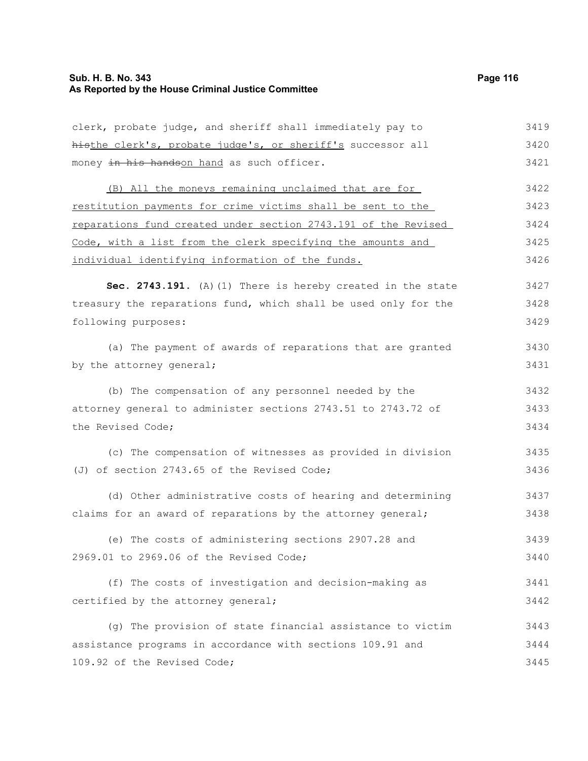clerk, probate judge, and sheriff shall immediately pay to ~~his~~the clerk's, probate judge's, or sheriff's successor all money ~~in his hands~~on hand as such officer.

(B) All the moneys remaining unclaimed that are for restitution payments for crime victims shall be sent to the reparations fund created under section 2743.191 of the Revised Code, with a list from the clerk specifying the amounts and individual identifying information of the funds.

**Sec. 2743.191.** (A)(1) There is hereby created in the state treasury the reparations fund, which shall be used only for the following purposes:

(a) The payment of awards of reparations that are granted by the attorney general;

(b) The compensation of any personnel needed by the attorney general to administer sections 2743.51 to 2743.72 of the Revised Code;

(c) The compensation of witnesses as provided in division (J) of section 2743.65 of the Revised Code;

(d) Other administrative costs of hearing and determining claims for an award of reparations by the attorney general;

(e) The costs of administering sections 2907.28 and 2969.01 to 2969.06 of the Revised Code;

(f) The costs of investigation and decision-making as certified by the attorney general;

(g) The provision of state financial assistance to victim assistance programs in accordance with sections 109.91 and 109.92 of the Revised Code;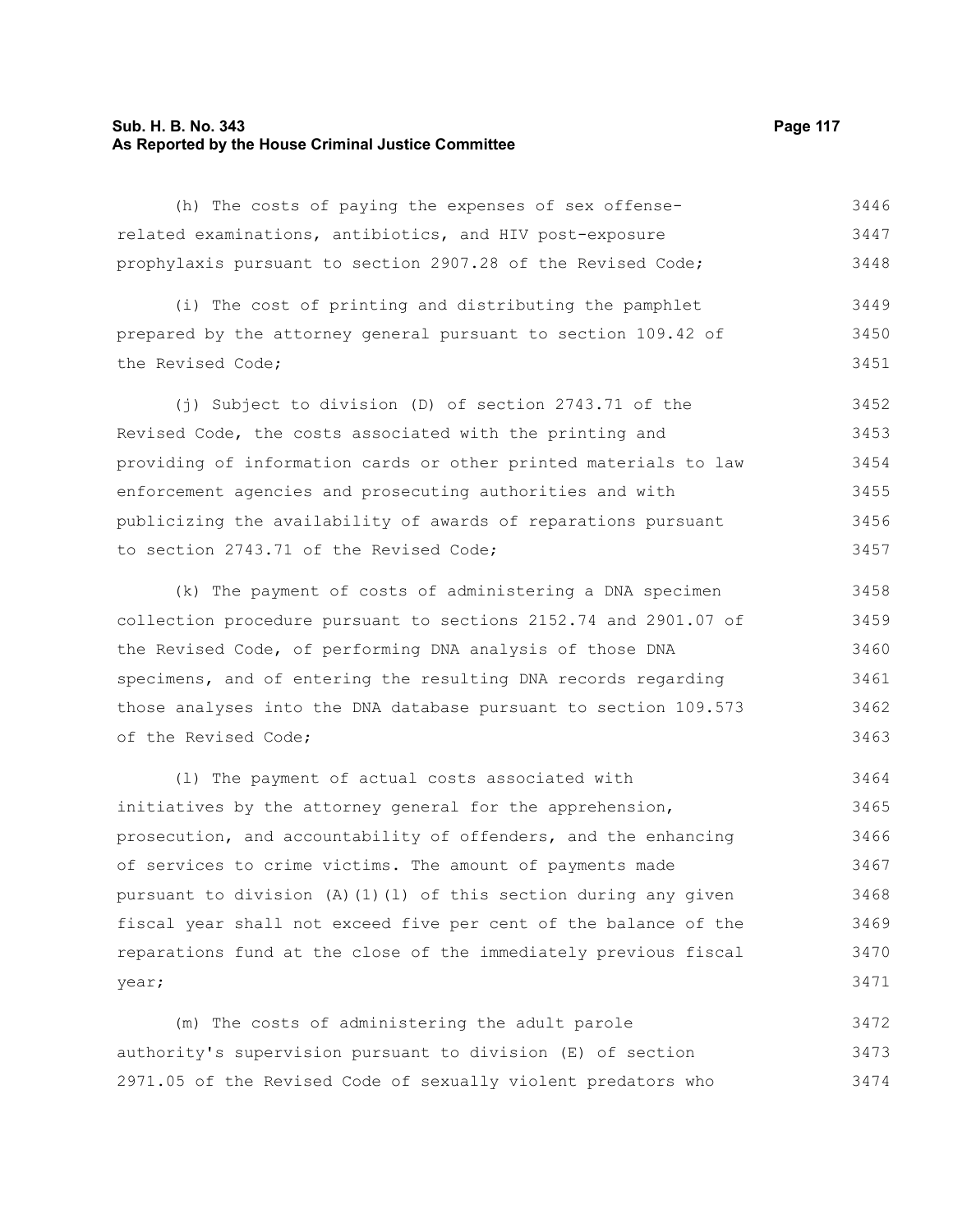(h) The costs of paying the expenses of sex offense-related examinations, antibiotics, and HIV post-exposure prophylaxis pursuant to section 2907.28 of the Revised Code;

(i) The cost of printing and distributing the pamphlet prepared by the attorney general pursuant to section 109.42 of the Revised Code;

(j) Subject to division (D) of section 2743.71 of the Revised Code, the costs associated with the printing and providing of information cards or other printed materials to law enforcement agencies and prosecuting authorities and with publicizing the availability of awards of reparations pursuant to section 2743.71 of the Revised Code;

(k) The payment of costs of administering a DNA specimen collection procedure pursuant to sections 2152.74 and 2901.07 of the Revised Code, of performing DNA analysis of those DNA specimens, and of entering the resulting DNA records regarding those analyses into the DNA database pursuant to section 109.573 of the Revised Code;

(l) The payment of actual costs associated with initiatives by the attorney general for the apprehension, prosecution, and accountability of offenders, and the enhancing of services to crime victims. The amount of payments made pursuant to division (A)(1)(l) of this section during any given fiscal year shall not exceed five per cent of the balance of the reparations fund at the close of the immediately previous fiscal year;

(m) The costs of administering the adult parole authority's supervision pursuant to division (E) of section 2971.05 of the Revised Code of sexually violent predators who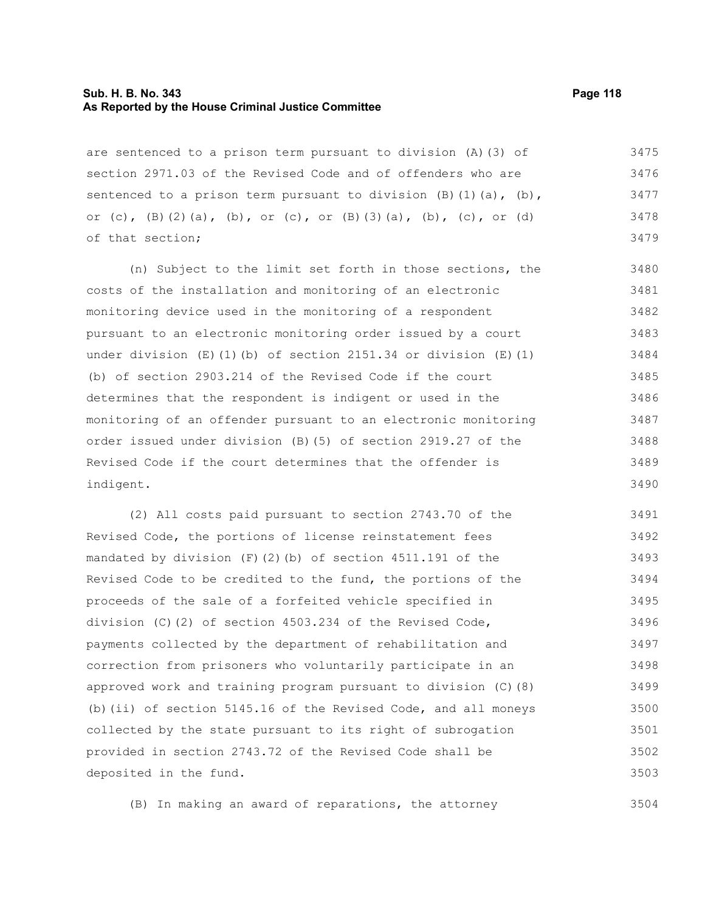are sentenced to a prison term pursuant to division (A)(3) of section 2971.03 of the Revised Code and of offenders who are sentenced to a prison term pursuant to division (B)(1)(a), (b), or (c), (B)(2)(a), (b), or (c), or (B)(3)(a), (b), (c), or (d) of that section;

(n) Subject to the limit set forth in those sections, the costs of the installation and monitoring of an electronic monitoring device used in the monitoring of a respondent pursuant to an electronic monitoring order issued by a court under division (E)(1)(b) of section 2151.34 or division (E)(1)(b) of section 2903.214 of the Revised Code if the court determines that the respondent is indigent or used in the monitoring of an offender pursuant to an electronic monitoring order issued under division (B)(5) of section 2919.27 of the Revised Code if the court determines that the offender is indigent.

(2) All costs paid pursuant to section 2743.70 of the Revised Code, the portions of license reinstatement fees mandated by division (F)(2)(b) of section 4511.191 of the Revised Code to be credited to the fund, the portions of the proceeds of the sale of a forfeited vehicle specified in division (C)(2) of section 4503.234 of the Revised Code, payments collected by the department of rehabilitation and correction from prisoners who voluntarily participate in an approved work and training program pursuant to division (C)(8)(b)(ii) of section 5145.16 of the Revised Code, and all moneys collected by the state pursuant to its right of subrogation provided in section 2743.72 of the Revised Code shall be deposited in the fund.

(B) In making an award of reparations, the attorney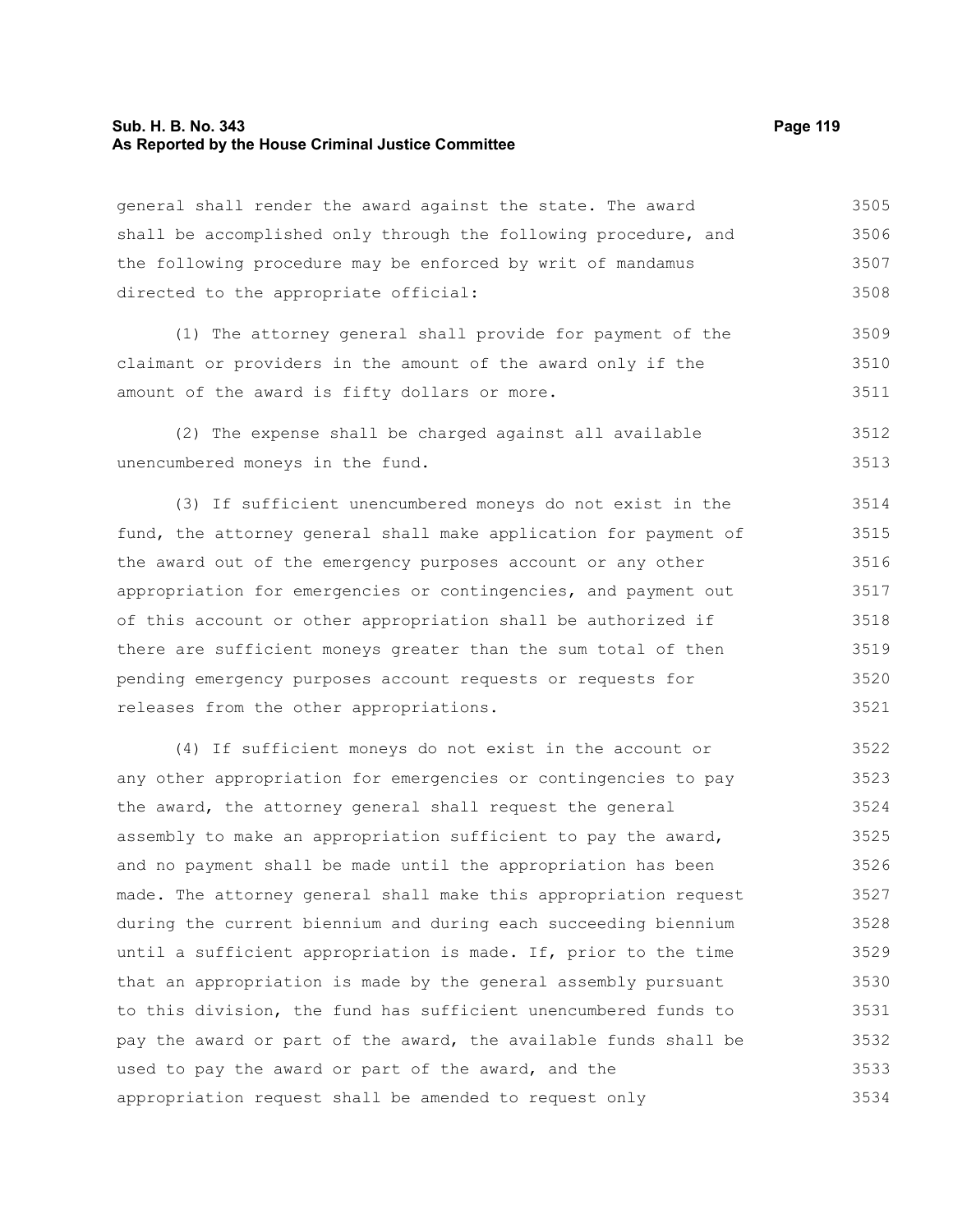general shall render the award against the state. The award shall be accomplished only through the following procedure, and the following procedure may be enforced by writ of mandamus directed to the appropriate official:

(1) The attorney general shall provide for payment of the claimant or providers in the amount of the award only if the amount of the award is fifty dollars or more.

(2) The expense shall be charged against all available unencumbered moneys in the fund.

(3) If sufficient unencumbered moneys do not exist in the fund, the attorney general shall make application for payment of the award out of the emergency purposes account or any other appropriation for emergencies or contingencies, and payment out of this account or other appropriation shall be authorized if there are sufficient moneys greater than the sum total of then pending emergency purposes account requests or requests for releases from the other appropriations.

(4) If sufficient moneys do not exist in the account or any other appropriation for emergencies or contingencies to pay the award, the attorney general shall request the general assembly to make an appropriation sufficient to pay the award, and no payment shall be made until the appropriation has been made. The attorney general shall make this appropriation request during the current biennium and during each succeeding biennium until a sufficient appropriation is made. If, prior to the time that an appropriation is made by the general assembly pursuant to this division, the fund has sufficient unencumbered funds to pay the award or part of the award, the available funds shall be used to pay the award or part of the award, and the appropriation request shall be amended to request only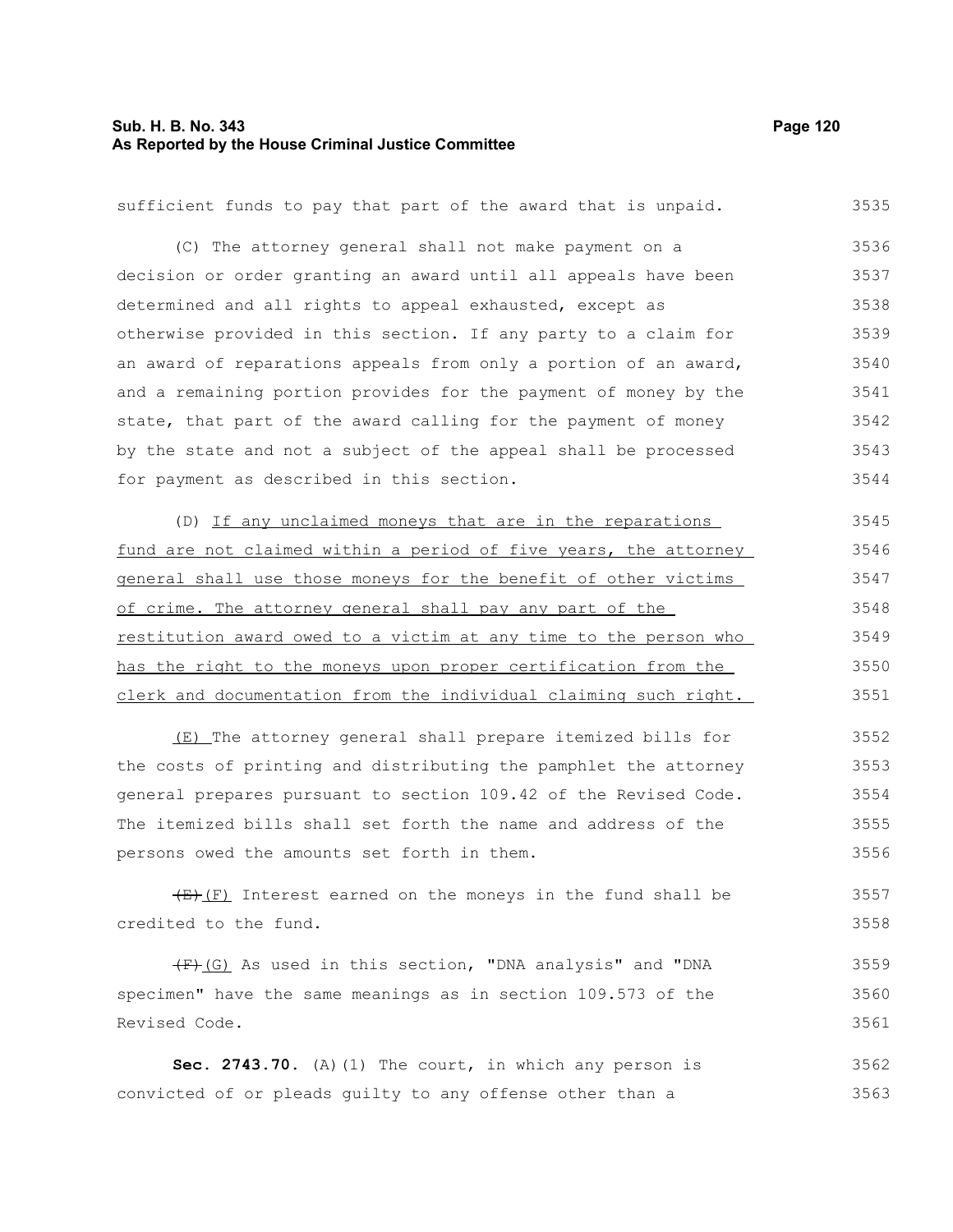sufficient funds to pay that part of the award that is unpaid.

(C) The attorney general shall not make payment on a decision or order granting an award until all appeals have been determined and all rights to appeal exhausted, except as otherwise provided in this section. If any party to a claim for an award of reparations appeals from only a portion of an award, and a remaining portion provides for the payment of money by the state, that part of the award calling for the payment of money by the state and not a subject of the appeal shall be processed for payment as described in this section.

(D) If any unclaimed moneys that are in the reparations fund are not claimed within a period of five years, the attorney general shall use those moneys for the benefit of other victims of crime. The attorney general shall pay any part of the restitution award owed to a victim at any time to the person who has the right to the moneys upon proper certification from the clerk and documentation from the individual claiming such right.

(E) The attorney general shall prepare itemized bills for the costs of printing and distributing the pamphlet the attorney general prepares pursuant to section 109.42 of the Revised Code. The itemized bills shall set forth the name and address of the persons owed the amounts set forth in them.

~~(E)~~ (F) Interest earned on the moneys in the fund shall be credited to the fund.

~~(F)~~ (G) As used in this section, "DNA analysis" and "DNA specimen" have the same meanings as in section 109.573 of the Revised Code.

**Sec. 2743.70.** (A)(1) The court, in which any person is convicted of or pleads guilty to any offense other than a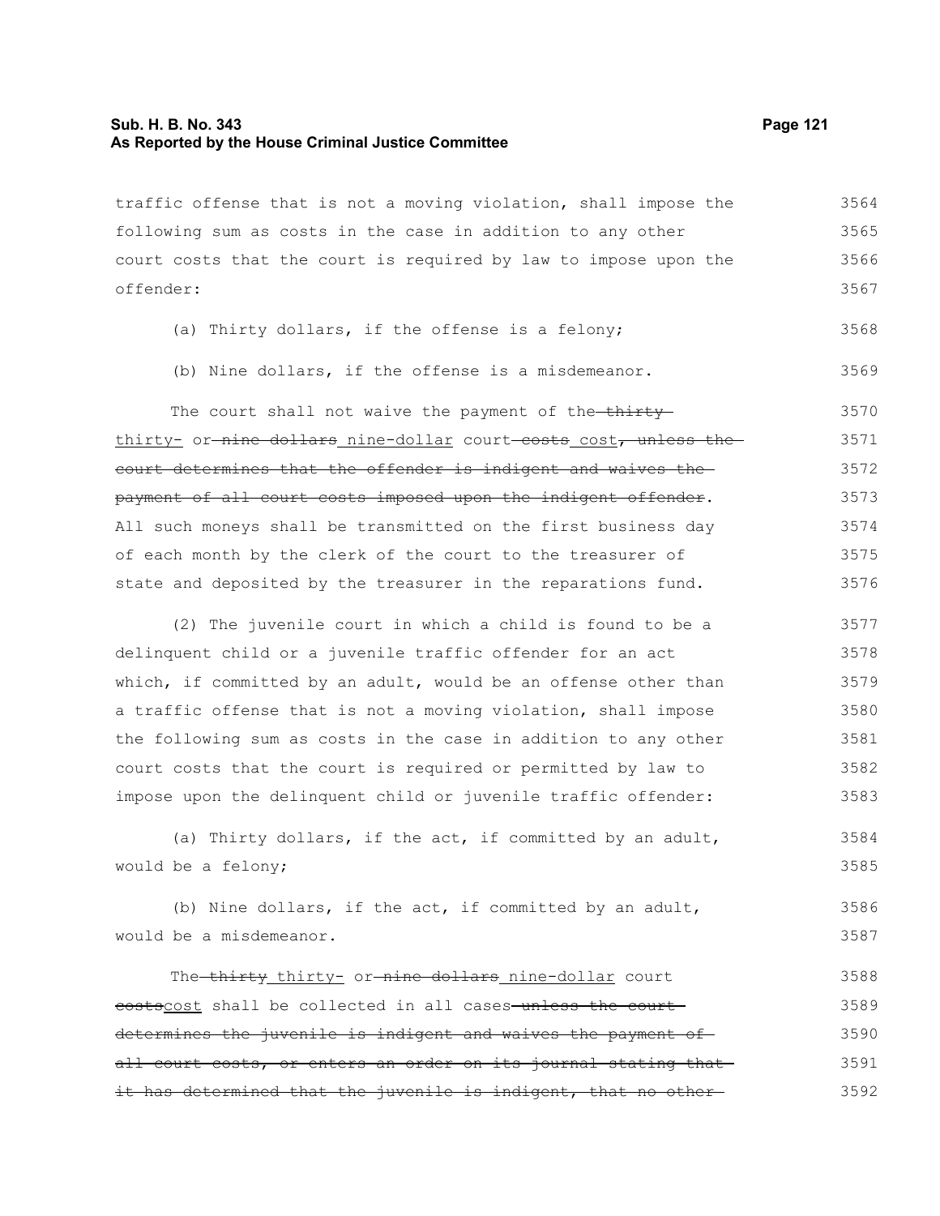traffic offense that is not a moving violation, shall impose the following sum as costs in the case in addition to any other court costs that the court is required by law to impose upon the offender:

(a) Thirty dollars, if the offense is a felony;

(b) Nine dollars, if the offense is a misdemeanor.

The court shall not waive the payment of the ~~thirty~~ thirty- or ~~nine dollars~~ nine-dollar court ~~costs~~ cost~~, unless the court determines that the offender is indigent and waives the payment of all court costs imposed upon the indigent offender~~. All such moneys shall be transmitted on the first business day of each month by the clerk of the court to the treasurer of state and deposited by the treasurer in the reparations fund.

(2) The juvenile court in which a child is found to be a delinquent child or a juvenile traffic offender for an act which, if committed by an adult, would be an offense other than a traffic offense that is not a moving violation, shall impose the following sum as costs in the case in addition to any other court costs that the court is required or permitted by law to impose upon the delinquent child or juvenile traffic offender:

(a) Thirty dollars, if the act, if committed by an adult, would be a felony;

(b) Nine dollars, if the act, if committed by an adult, would be a misdemeanor.

The ~~thirty~~ thirty- or ~~nine dollars~~ nine-dollar court ~~costs~~cost shall be collected in all cases ~~unless the court determines the juvenile is indigent and waives the payment of all court costs, or enters an order on its journal stating that it has determined that the juvenile is indigent, that no other~~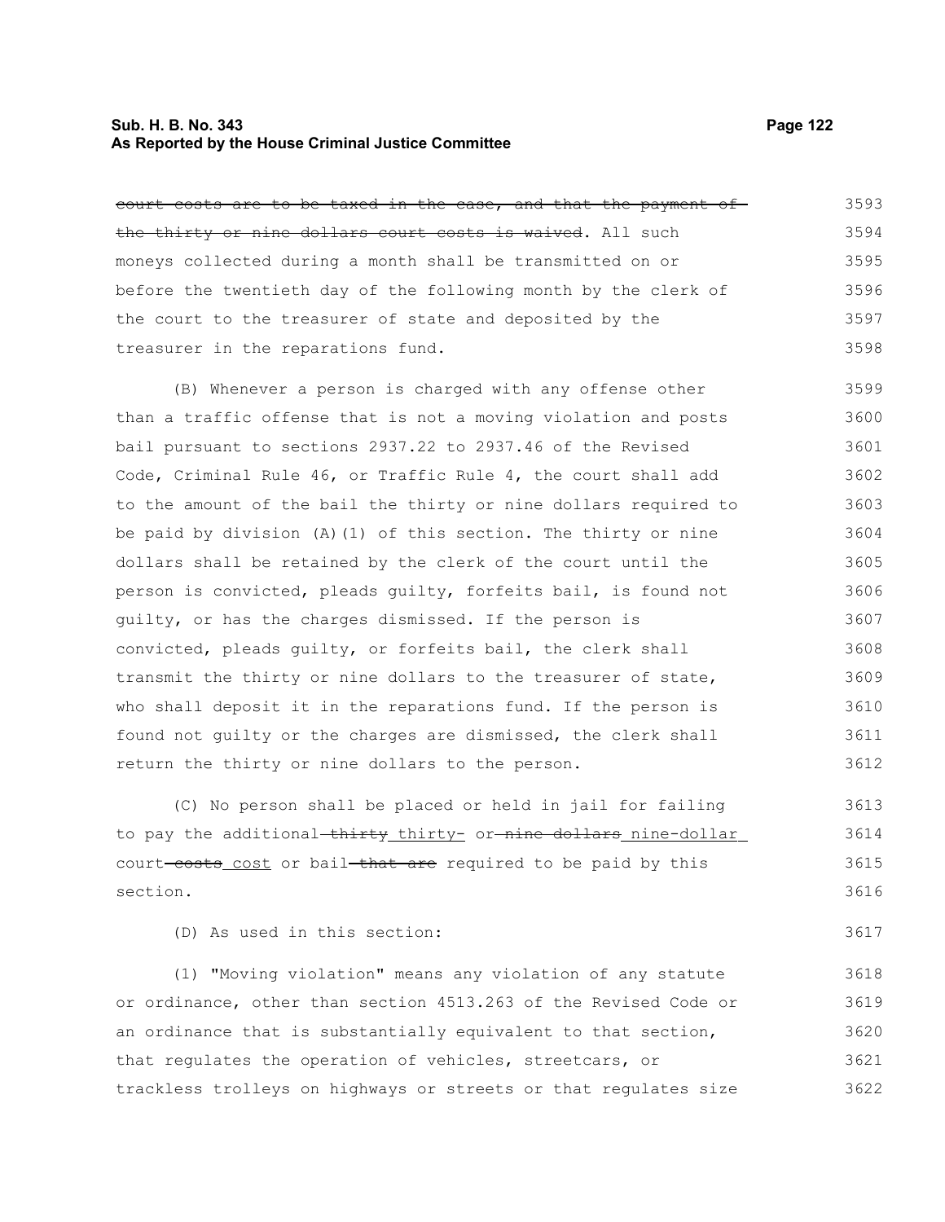~~court costs are to be taxed in the case, and that the payment of the thirty or nine dollars court costs is waived~~. All such moneys collected during a month shall be transmitted on or before the twentieth day of the following month by the clerk of the court to the treasurer of state and deposited by the treasurer in the reparations fund.

(B) Whenever a person is charged with any offense other than a traffic offense that is not a moving violation and posts bail pursuant to sections 2937.22 to 2937.46 of the Revised Code, Criminal Rule 46, or Traffic Rule 4, the court shall add to the amount of the bail the thirty or nine dollars required to be paid by division (A)(1) of this section. The thirty or nine dollars shall be retained by the clerk of the court until the person is convicted, pleads guilty, forfeits bail, is found not guilty, or has the charges dismissed. If the person is convicted, pleads guilty, or forfeits bail, the clerk shall transmit the thirty or nine dollars to the treasurer of state, who shall deposit it in the reparations fund. If the person is found not guilty or the charges are dismissed, the clerk shall return the thirty or nine dollars to the person.

(C) No person shall be placed or held in jail for failing to pay the additional ~~thirty~~ <u>thirty-</u> or ~~nine dollars~~ <u>nine-dollar</u> court ~~costs~~ <u>cost</u> or bail ~~that are~~ required to be paid by this section.

(D) As used in this section:

(1) "Moving violation" means any violation of any statute or ordinance, other than section 4513.263 of the Revised Code or an ordinance that is substantially equivalent to that section, that regulates the operation of vehicles, streetcars, or trackless trolleys on highways or streets or that regulates size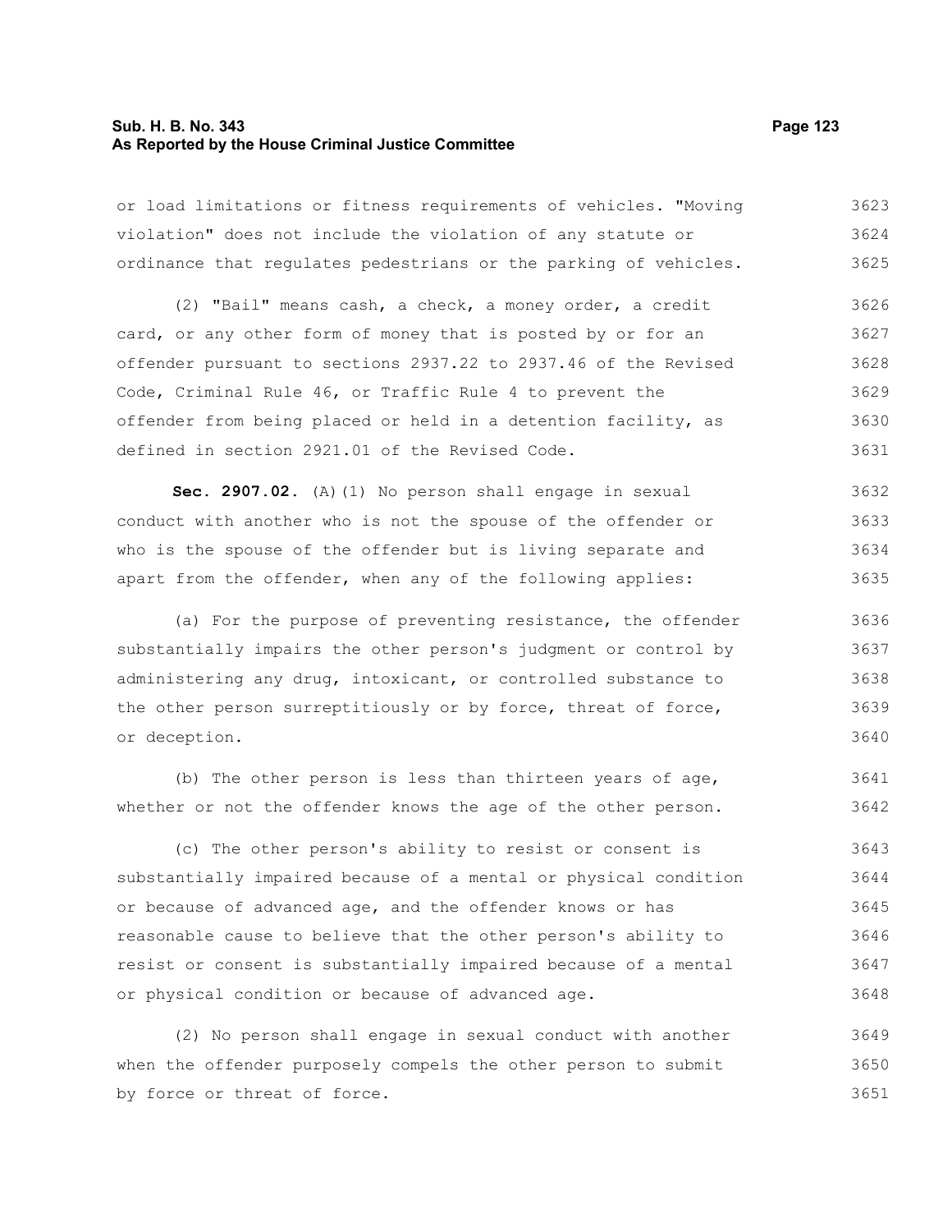or load limitations or fitness requirements of vehicles. "Moving violation" does not include the violation of any statute or ordinance that regulates pedestrians or the parking of vehicles.

(2) "Bail" means cash, a check, a money order, a credit card, or any other form of money that is posted by or for an offender pursuant to sections 2937.22 to 2937.46 of the Revised Code, Criminal Rule 46, or Traffic Rule 4 to prevent the offender from being placed or held in a detention facility, as defined in section 2921.01 of the Revised Code.

**Sec. 2907.02.** (A)(1) No person shall engage in sexual conduct with another who is not the spouse of the offender or who is the spouse of the offender but is living separate and apart from the offender, when any of the following applies:

(a) For the purpose of preventing resistance, the offender substantially impairs the other person's judgment or control by administering any drug, intoxicant, or controlled substance to the other person surreptitiously or by force, threat of force, or deception.

(b) The other person is less than thirteen years of age, whether or not the offender knows the age of the other person.

(c) The other person's ability to resist or consent is substantially impaired because of a mental or physical condition or because of advanced age, and the offender knows or has reasonable cause to believe that the other person's ability to resist or consent is substantially impaired because of a mental or physical condition or because of advanced age.

(2) No person shall engage in sexual conduct with another when the offender purposely compels the other person to submit by force or threat of force.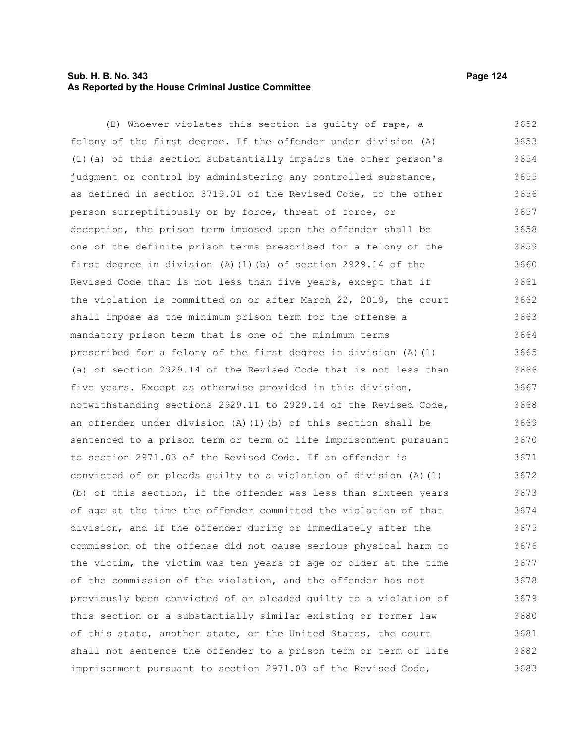(B) Whoever violates this section is guilty of rape, a felony of the first degree. If the offender under division (A)(1)(a) of this section substantially impairs the other person's judgment or control by administering any controlled substance, as defined in section 3719.01 of the Revised Code, to the other person surreptitiously or by force, threat of force, or deception, the prison term imposed upon the offender shall be one of the definite prison terms prescribed for a felony of the first degree in division (A)(1)(b) of section 2929.14 of the Revised Code that is not less than five years, except that if the violation is committed on or after March 22, 2019, the court shall impose as the minimum prison term for the offense a mandatory prison term that is one of the minimum terms prescribed for a felony of the first degree in division (A)(1)(a) of section 2929.14 of the Revised Code that is not less than five years. Except as otherwise provided in this division, notwithstanding sections 2929.11 to 2929.14 of the Revised Code, an offender under division (A)(1)(b) of this section shall be sentenced to a prison term or term of life imprisonment pursuant to section 2971.03 of the Revised Code. If an offender is convicted of or pleads guilty to a violation of division (A)(1)(b) of this section, if the offender was less than sixteen years of age at the time the offender committed the violation of that division, and if the offender during or immediately after the commission of the offense did not cause serious physical harm to the victim, the victim was ten years of age or older at the time of the commission of the violation, and the offender has not previously been convicted of or pleaded guilty to a violation of this section or a substantially similar existing or former law of this state, another state, or the United States, the court shall not sentence the offender to a prison term or term of life imprisonment pursuant to section 2971.03 of the Revised Code,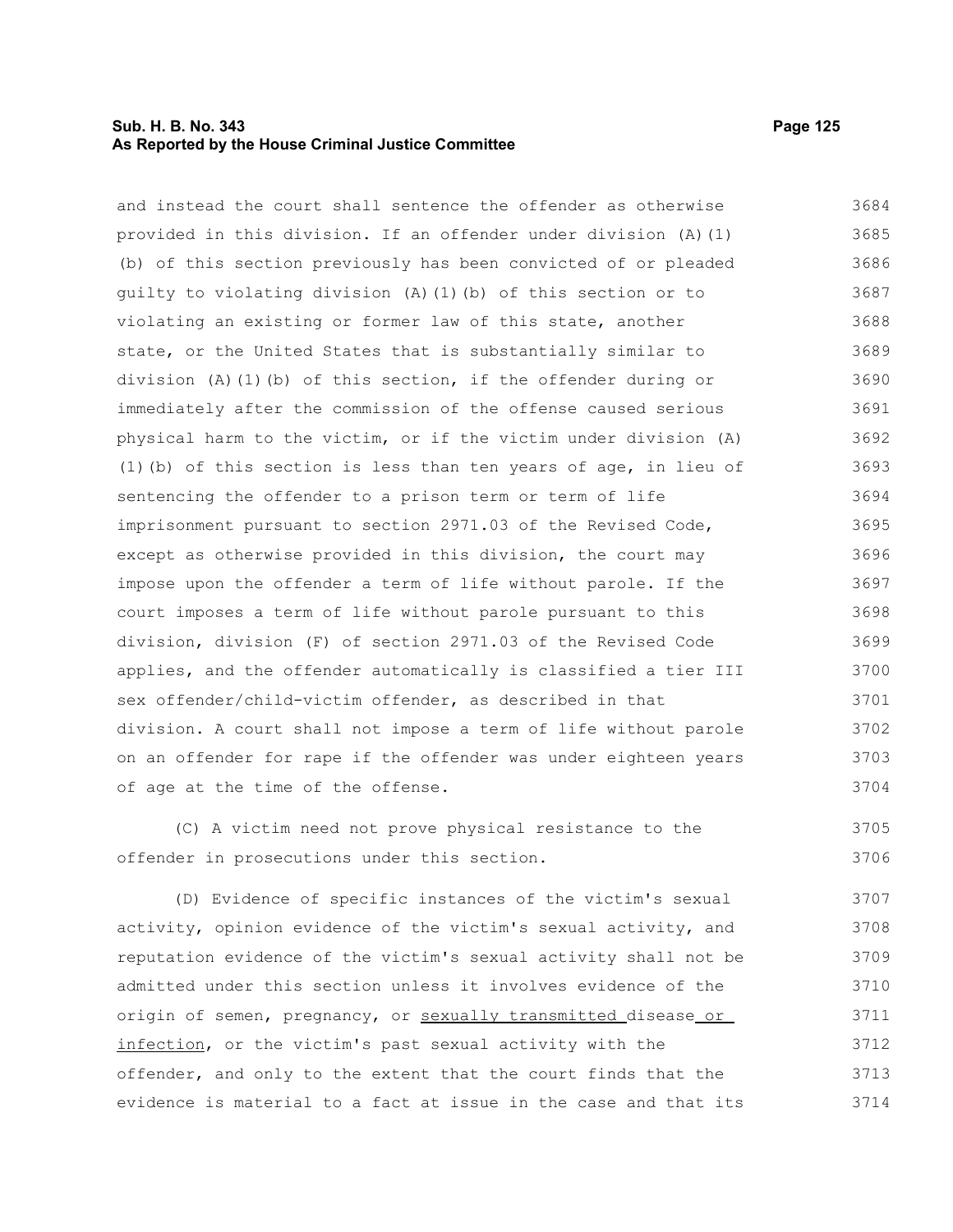and instead the court shall sentence the offender as otherwise provided in this division. If an offender under division (A)(1)(b) of this section previously has been convicted of or pleaded guilty to violating division (A)(1)(b) of this section or to violating an existing or former law of this state, another state, or the United States that is substantially similar to division (A)(1)(b) of this section, if the offender during or immediately after the commission of the offense caused serious physical harm to the victim, or if the victim under division (A)(1)(b) of this section is less than ten years of age, in lieu of sentencing the offender to a prison term or term of life imprisonment pursuant to section 2971.03 of the Revised Code, except as otherwise provided in this division, the court may impose upon the offender a term of life without parole. If the court imposes a term of life without parole pursuant to this division, division (F) of section 2971.03 of the Revised Code applies, and the offender automatically is classified a tier III sex offender/child-victim offender, as described in that division. A court shall not impose a term of life without parole on an offender for rape if the offender was under eighteen years of age at the time of the offense.

(C) A victim need not prove physical resistance to the offender in prosecutions under this section.

(D) Evidence of specific instances of the victim's sexual activity, opinion evidence of the victim's sexual activity, and reputation evidence of the victim's sexual activity shall not be admitted under this section unless it involves evidence of the origin of semen, pregnancy, or sexually transmitted disease or infection, or the victim's past sexual activity with the offender, and only to the extent that the court finds that the evidence is material to a fact at issue in the case and that its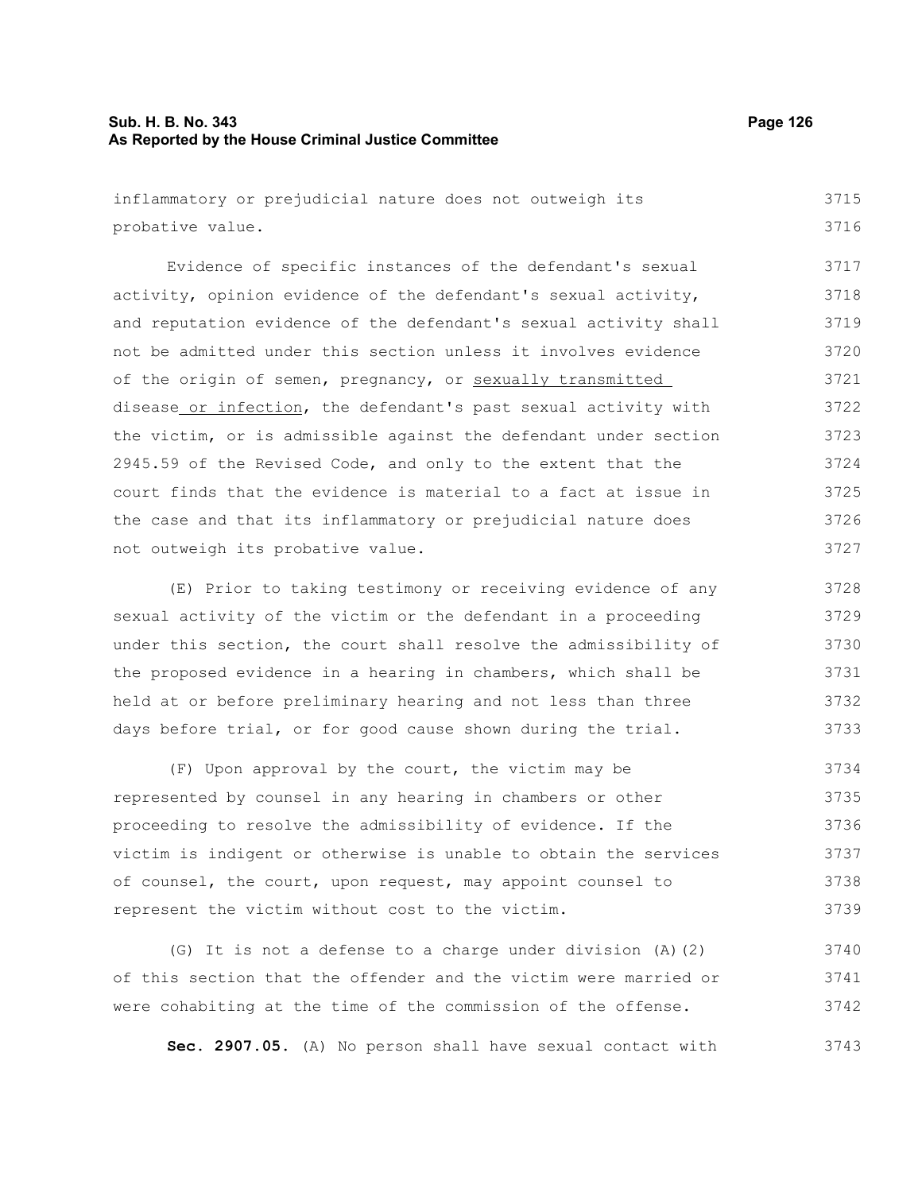inflammatory or prejudicial nature does not outweigh its probative value.

Evidence of specific instances of the defendant's sexual activity, opinion evidence of the defendant's sexual activity, and reputation evidence of the defendant's sexual activity shall not be admitted under this section unless it involves evidence of the origin of semen, pregnancy, or sexually transmitted disease or infection, the defendant's past sexual activity with the victim, or is admissible against the defendant under section 2945.59 of the Revised Code, and only to the extent that the court finds that the evidence is material to a fact at issue in the case and that its inflammatory or prejudicial nature does not outweigh its probative value.

(E) Prior to taking testimony or receiving evidence of any sexual activity of the victim or the defendant in a proceeding under this section, the court shall resolve the admissibility of the proposed evidence in a hearing in chambers, which shall be held at or before preliminary hearing and not less than three days before trial, or for good cause shown during the trial.

(F) Upon approval by the court, the victim may be represented by counsel in any hearing in chambers or other proceeding to resolve the admissibility of evidence. If the victim is indigent or otherwise is unable to obtain the services of counsel, the court, upon request, may appoint counsel to represent the victim without cost to the victim.

(G) It is not a defense to a charge under division (A)(2) of this section that the offender and the victim were married or were cohabiting at the time of the commission of the offense.

**Sec. 2907.05.** (A) No person shall have sexual contact with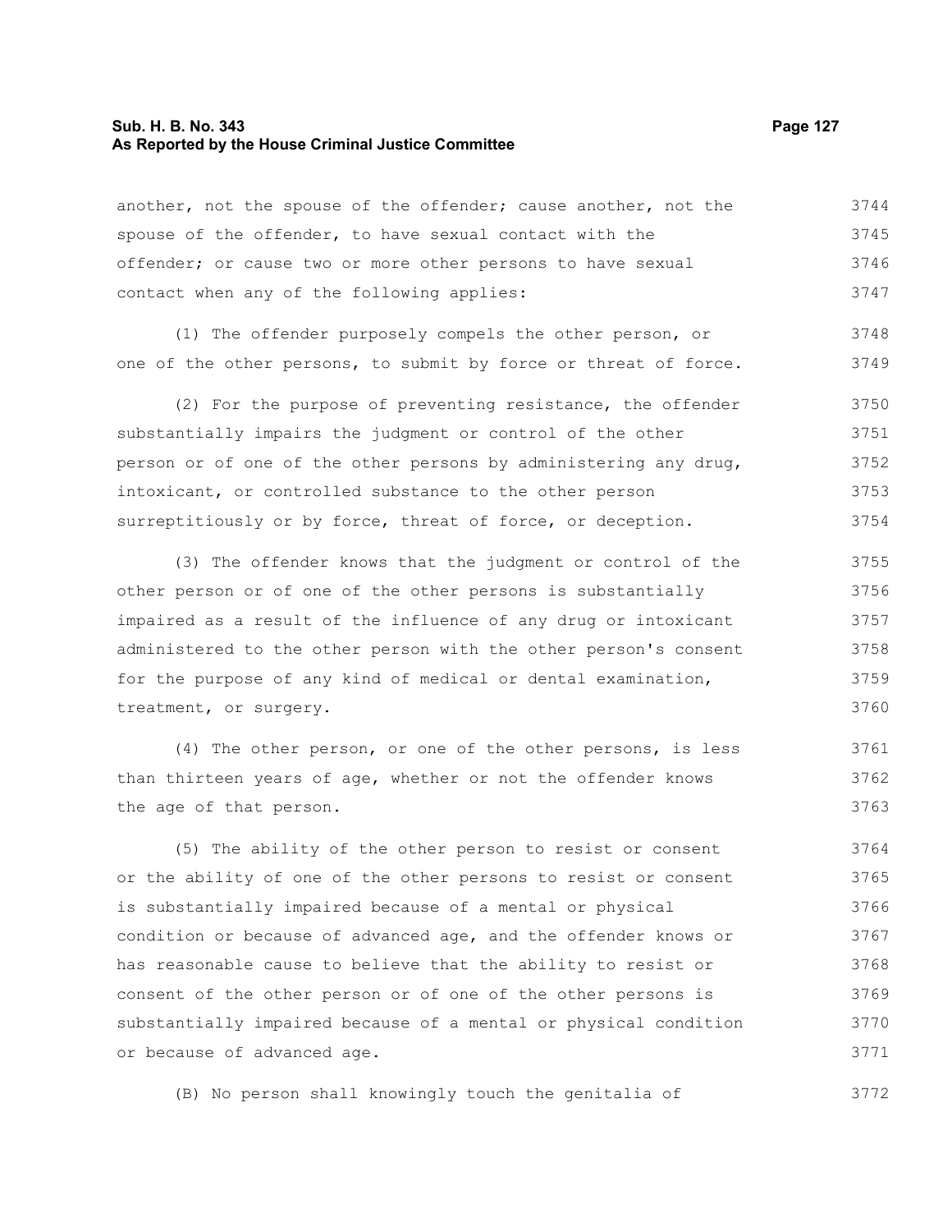another, not the spouse of the offender; cause another, not the spouse of the offender, to have sexual contact with the offender; or cause two or more other persons to have sexual contact when any of the following applies:

(1) The offender purposely compels the other person, or one of the other persons, to submit by force or threat of force.

(2) For the purpose of preventing resistance, the offender substantially impairs the judgment or control of the other person or of one of the other persons by administering any drug, intoxicant, or controlled substance to the other person surreptitiously or by force, threat of force, or deception.

(3) The offender knows that the judgment or control of the other person or of one of the other persons is substantially impaired as a result of the influence of any drug or intoxicant administered to the other person with the other person's consent for the purpose of any kind of medical or dental examination, treatment, or surgery.

(4) The other person, or one of the other persons, is less than thirteen years of age, whether or not the offender knows the age of that person.

(5) The ability of the other person to resist or consent or the ability of one of the other persons to resist or consent is substantially impaired because of a mental or physical condition or because of advanced age, and the offender knows or has reasonable cause to believe that the ability to resist or consent of the other person or of one of the other persons is substantially impaired because of a mental or physical condition or because of advanced age.

(B) No person shall knowingly touch the genitalia of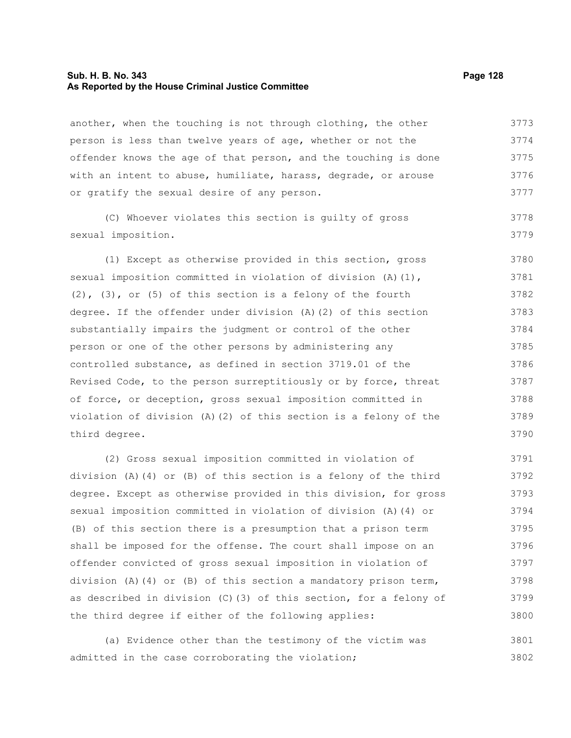another, when the touching is not through clothing, the other person is less than twelve years of age, whether or not the offender knows the age of that person, and the touching is done with an intent to abuse, humiliate, harass, degrade, or arouse or gratify the sexual desire of any person.

(C) Whoever violates this section is guilty of gross sexual imposition.

(1) Except as otherwise provided in this section, gross sexual imposition committed in violation of division (A)(1), (2), (3), or (5) of this section is a felony of the fourth degree. If the offender under division (A)(2) of this section substantially impairs the judgment or control of the other person or one of the other persons by administering any controlled substance, as defined in section 3719.01 of the Revised Code, to the person surreptitiously or by force, threat of force, or deception, gross sexual imposition committed in violation of division (A)(2) of this section is a felony of the third degree.

(2) Gross sexual imposition committed in violation of division (A)(4) or (B) of this section is a felony of the third degree. Except as otherwise provided in this division, for gross sexual imposition committed in violation of division (A)(4) or (B) of this section there is a presumption that a prison term shall be imposed for the offense. The court shall impose on an offender convicted of gross sexual imposition in violation of division (A)(4) or (B) of this section a mandatory prison term, as described in division (C)(3) of this section, for a felony of the third degree if either of the following applies:

(a) Evidence other than the testimony of the victim was admitted in the case corroborating the violation;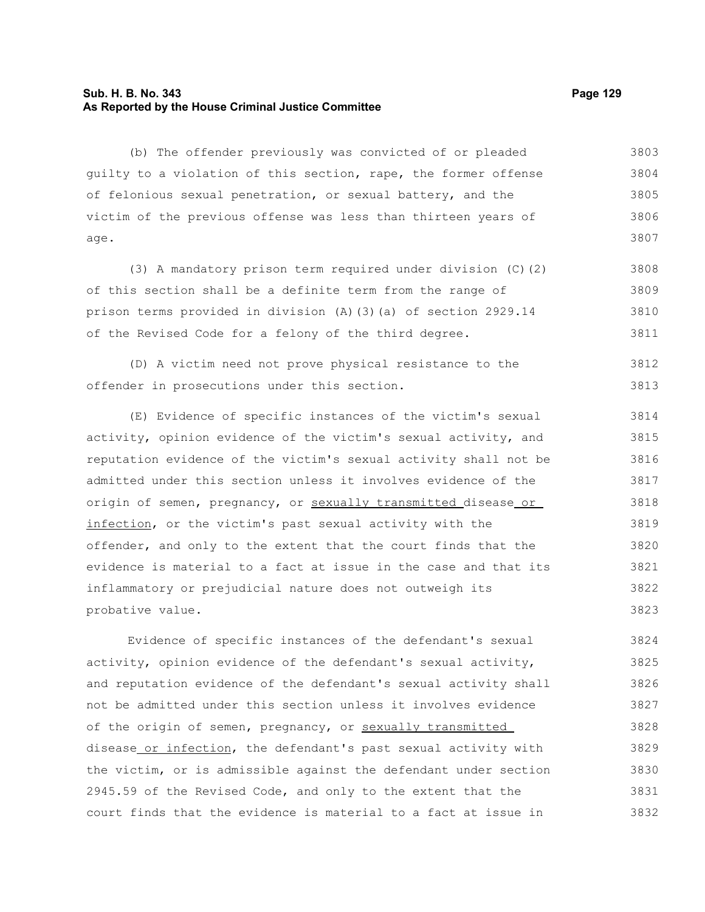(b) The offender previously was convicted of or pleaded guilty to a violation of this section, rape, the former offense of felonious sexual penetration, or sexual battery, and the victim of the previous offense was less than thirteen years of age.

(3) A mandatory prison term required under division (C)(2) of this section shall be a definite term from the range of prison terms provided in division (A)(3)(a) of section 2929.14 of the Revised Code for a felony of the third degree.

(D) A victim need not prove physical resistance to the offender in prosecutions under this section.

(E) Evidence of specific instances of the victim's sexual activity, opinion evidence of the victim's sexual activity, and reputation evidence of the victim's sexual activity shall not be admitted under this section unless it involves evidence of the origin of semen, pregnancy, or sexually transmitted disease or infection, or the victim's past sexual activity with the offender, and only to the extent that the court finds that the evidence is material to a fact at issue in the case and that its inflammatory or prejudicial nature does not outweigh its probative value.

Evidence of specific instances of the defendant's sexual activity, opinion evidence of the defendant's sexual activity, and reputation evidence of the defendant's sexual activity shall not be admitted under this section unless it involves evidence of the origin of semen, pregnancy, or sexually transmitted disease or infection, the defendant's past sexual activity with the victim, or is admissible against the defendant under section 2945.59 of the Revised Code, and only to the extent that the court finds that the evidence is material to a fact at issue in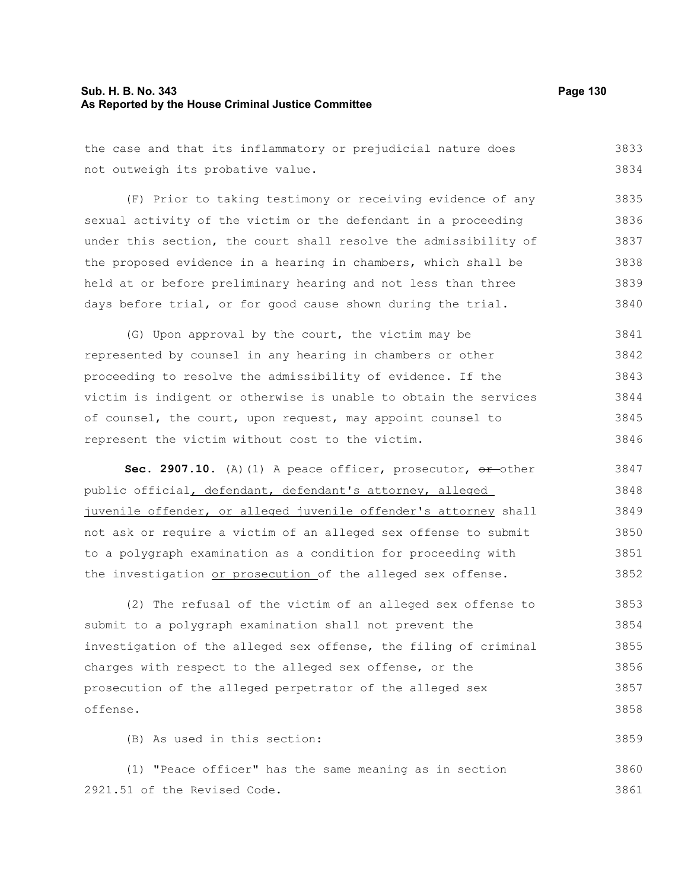the case and that its inflammatory or prejudicial nature does not outweigh its probative value.

(F) Prior to taking testimony or receiving evidence of any sexual activity of the victim or the defendant in a proceeding under this section, the court shall resolve the admissibility of the proposed evidence in a hearing in chambers, which shall be held at or before preliminary hearing and not less than three days before trial, or for good cause shown during the trial.

(G) Upon approval by the court, the victim may be represented by counsel in any hearing in chambers or other proceeding to resolve the admissibility of evidence. If the victim is indigent or otherwise is unable to obtain the services of counsel, the court, upon request, may appoint counsel to represent the victim without cost to the victim.

**Sec. 2907.10.** (A)(1) A peace officer, prosecutor, ~~or~~ other public official, defendant, defendant's attorney, alleged juvenile offender, or alleged juvenile offender's attorney shall not ask or require a victim of an alleged sex offense to submit to a polygraph examination as a condition for proceeding with the investigation or prosecution of the alleged sex offense.

(2) The refusal of the victim of an alleged sex offense to submit to a polygraph examination shall not prevent the investigation of the alleged sex offense, the filing of criminal charges with respect to the alleged sex offense, or the prosecution of the alleged perpetrator of the alleged sex offense.

(B) As used in this section:

(1) "Peace officer" has the same meaning as in section 2921.51 of the Revised Code.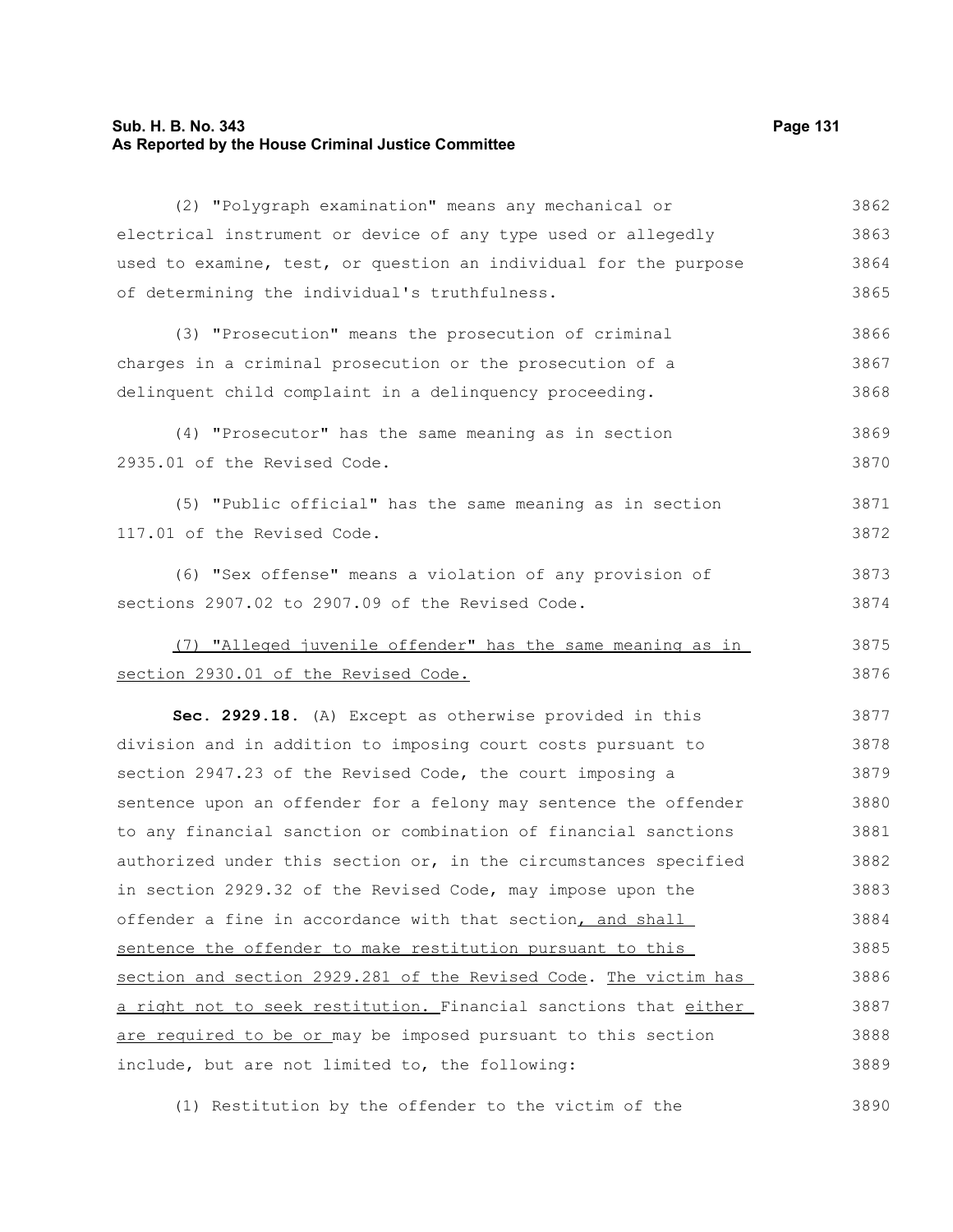(2) "Polygraph examination" means any mechanical or electrical instrument or device of any type used or allegedly used to examine, test, or question an individual for the purpose of determining the individual's truthfulness.

(3) "Prosecution" means the prosecution of criminal charges in a criminal prosecution or the prosecution of a delinquent child complaint in a delinquency proceeding.

(4) "Prosecutor" has the same meaning as in section 2935.01 of the Revised Code.

(5) "Public official" has the same meaning as in section 117.01 of the Revised Code.

(6) "Sex offense" means a violation of any provision of sections 2907.02 to 2907.09 of the Revised Code.

(7) "Alleged juvenile offender" has the same meaning as in section 2930.01 of the Revised Code.

**Sec. 2929.18.** (A) Except as otherwise provided in this division and in addition to imposing court costs pursuant to section 2947.23 of the Revised Code, the court imposing a sentence upon an offender for a felony may sentence the offender to any financial sanction or combination of financial sanctions authorized under this section or, in the circumstances specified in section 2929.32 of the Revised Code, may impose upon the offender a fine in accordance with that section, and shall sentence the offender to make restitution pursuant to this section and section 2929.281 of the Revised Code. The victim has a right not to seek restitution. Financial sanctions that either are required to be or may be imposed pursuant to this section include, but are not limited to, the following:

(1) Restitution by the offender to the victim of the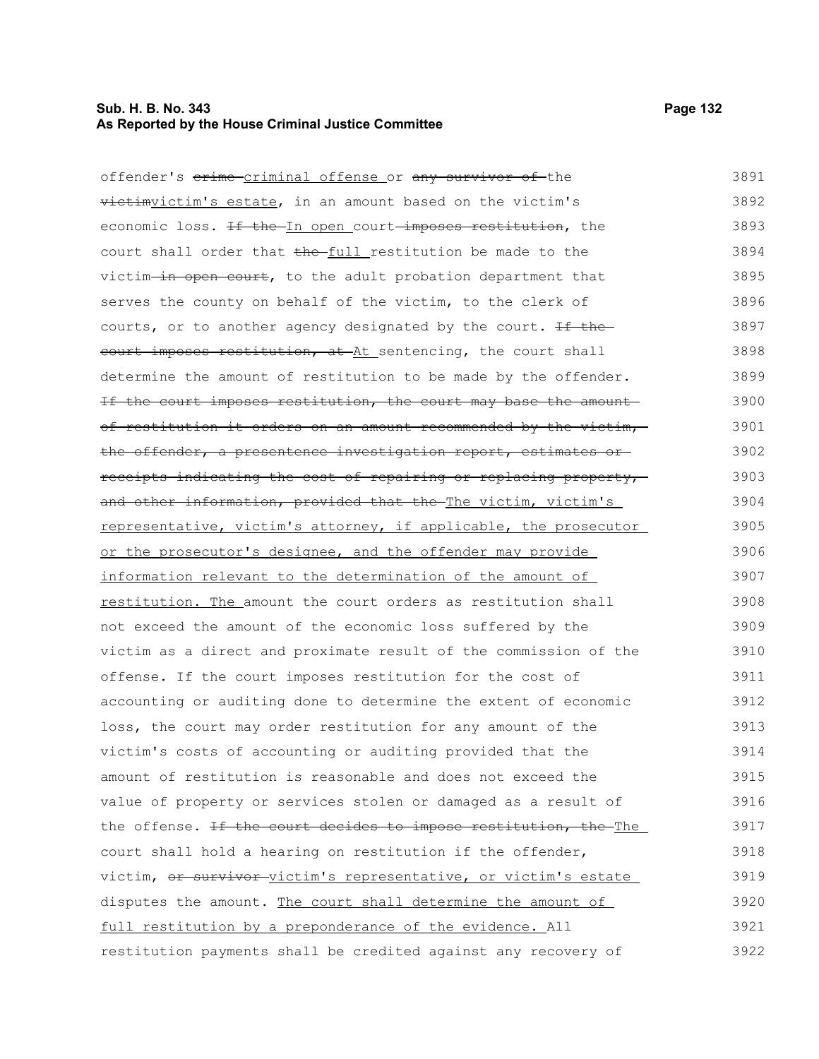offender's ~~crime~~ <u>criminal offense</u> or ~~any survivor of~~ the ~~victim~~<u>victim's estate</u>, in an amount based on the victim's economic loss. ~~If the~~ <u>In open</u> court ~~imposes restitution~~, the court shall order that ~~the~~ <u>full</u> restitution be made to the victim ~~in open court~~, to the adult probation department that serves the county on behalf of the victim, to the clerk of courts, or to another agency designated by the court. ~~If the court imposes restitution, at~~ <u>At</u> sentencing, the court shall determine the amount of restitution to be made by the offender. ~~If the court imposes restitution, the court may base the amount of restitution it orders on an amount recommended by the victim, the offender, a presentence investigation report, estimates or receipts indicating the cost of repairing or replacing property, and other information, provided that the~~ <u>The victim, victim's representative, victim's attorney, if applicable, the prosecutor or the prosecutor's designee, and the offender may provide information relevant to the determination of the amount of restitution. The</u> amount the court orders as restitution shall not exceed the amount of the economic loss suffered by the victim as a direct and proximate result of the commission of the offense. If the court imposes restitution for the cost of accounting or auditing done to determine the extent of economic loss, the court may order restitution for any amount of the victim's costs of accounting or auditing provided that the amount of restitution is reasonable and does not exceed the value of property or services stolen or damaged as a result of the offense. ~~If the court decides to impose restitution, the~~ <u>The</u> court shall hold a hearing on restitution if the offender, victim, ~~or survivor~~ <u>victim's representative, or victim's estate</u> disputes the amount. <u>The court shall determine the amount of full restitution by a preponderance of the evidence.</u> All restitution payments shall be credited against any recovery of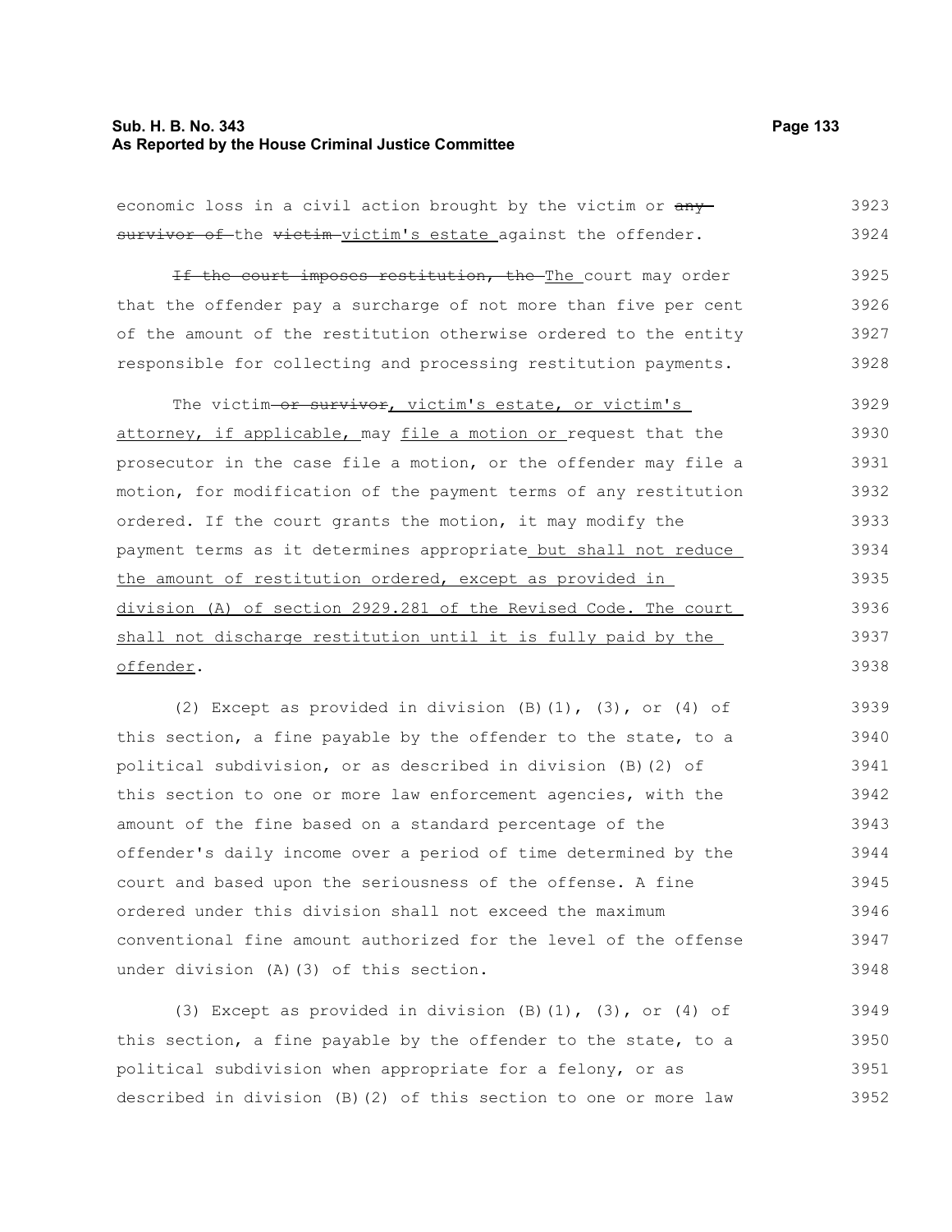economic loss in a civil action brought by the victim or ~~any survivor of~~ the ~~victim~~ victim's estate against the offender.

~~If the court imposes restitution, the~~ The court may order that the offender pay a surcharge of not more than five per cent of the amount of the restitution otherwise ordered to the entity responsible for collecting and processing restitution payments.

The victim ~~or survivor~~, victim's estate, or victim's attorney, if applicable, may file a motion or request that the prosecutor in the case file a motion, or the offender may file a motion, for modification of the payment terms of any restitution ordered. If the court grants the motion, it may modify the payment terms as it determines appropriate but shall not reduce the amount of restitution ordered, except as provided in division (A) of section 2929.281 of the Revised Code. The court shall not discharge restitution until it is fully paid by the offender.

(2) Except as provided in division (B)(1), (3), or (4) of this section, a fine payable by the offender to the state, to a political subdivision, or as described in division (B)(2) of this section to one or more law enforcement agencies, with the amount of the fine based on a standard percentage of the offender's daily income over a period of time determined by the court and based upon the seriousness of the offense. A fine ordered under this division shall not exceed the maximum conventional fine amount authorized for the level of the offense under division (A)(3) of this section.

(3) Except as provided in division (B)(1), (3), or (4) of this section, a fine payable by the offender to the state, to a political subdivision when appropriate for a felony, or as described in division (B)(2) of this section to one or more law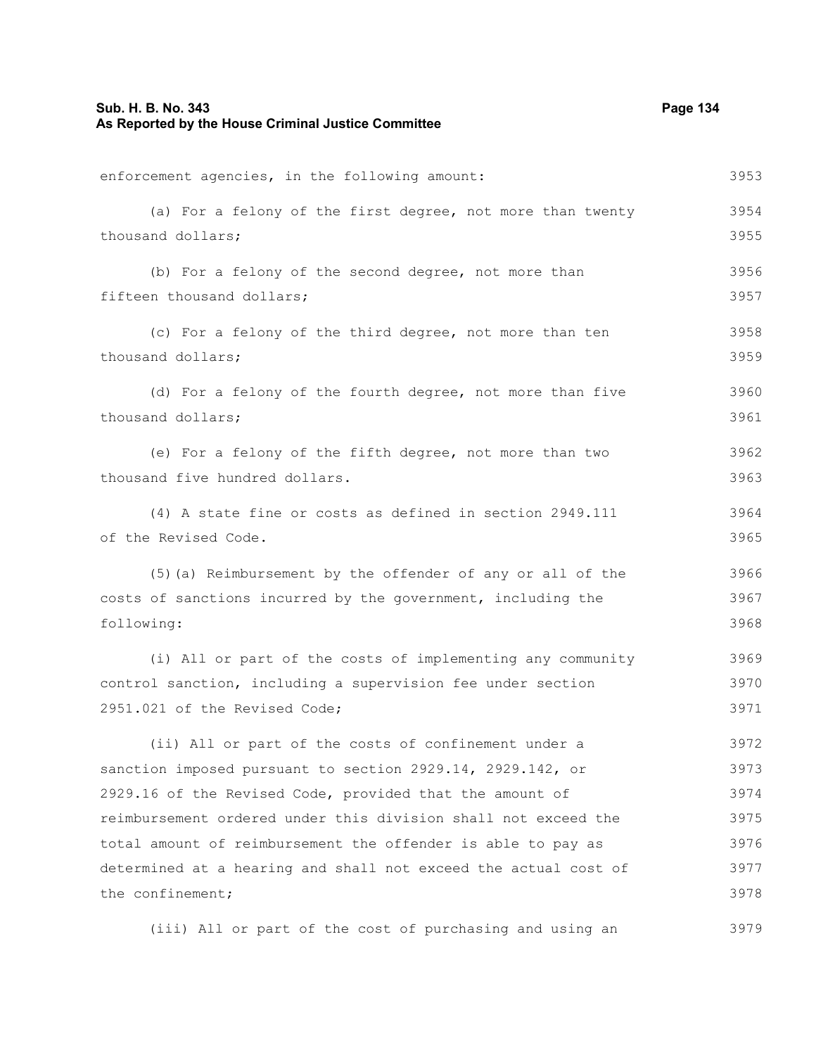enforcement agencies, in the following amount:

(a) For a felony of the first degree, not more than twenty thousand dollars;

(b) For a felony of the second degree, not more than fifteen thousand dollars;

(c) For a felony of the third degree, not more than ten thousand dollars;

(d) For a felony of the fourth degree, not more than five thousand dollars;

(e) For a felony of the fifth degree, not more than two thousand five hundred dollars.

(4) A state fine or costs as defined in section 2949.111 of the Revised Code.

(5)(a) Reimbursement by the offender of any or all of the costs of sanctions incurred by the government, including the following:

(i) All or part of the costs of implementing any community control sanction, including a supervision fee under section 2951.021 of the Revised Code;

(ii) All or part of the costs of confinement under a sanction imposed pursuant to section 2929.14, 2929.142, or 2929.16 of the Revised Code, provided that the amount of reimbursement ordered under this division shall not exceed the total amount of reimbursement the offender is able to pay as determined at a hearing and shall not exceed the actual cost of the confinement;

(iii) All or part of the cost of purchasing and using an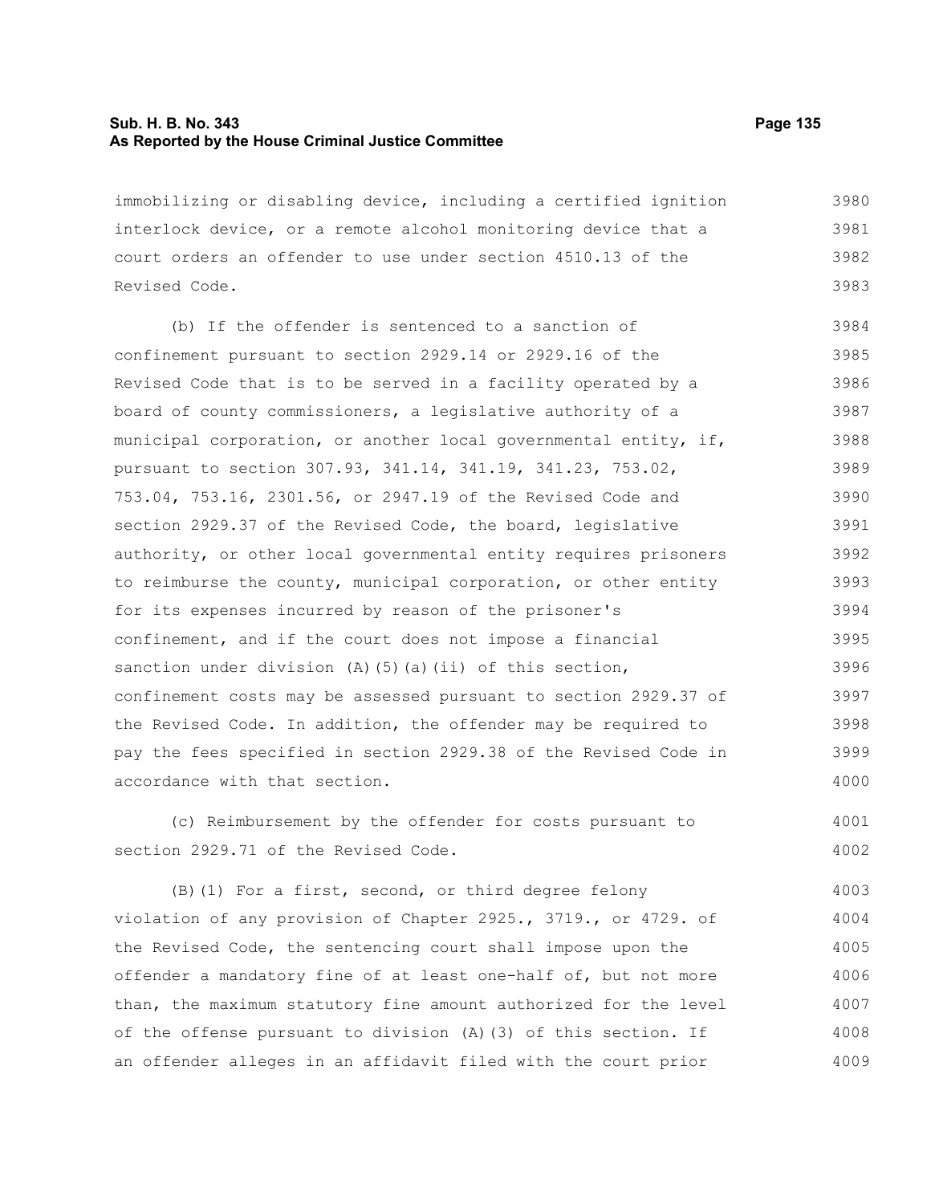immobilizing or disabling device, including a certified ignition interlock device, or a remote alcohol monitoring device that a court orders an offender to use under section 4510.13 of the Revised Code.

(b) If the offender is sentenced to a sanction of confinement pursuant to section 2929.14 or 2929.16 of the Revised Code that is to be served in a facility operated by a board of county commissioners, a legislative authority of a municipal corporation, or another local governmental entity, if, pursuant to section 307.93, 341.14, 341.19, 341.23, 753.02, 753.04, 753.16, 2301.56, or 2947.19 of the Revised Code and section 2929.37 of the Revised Code, the board, legislative authority, or other local governmental entity requires prisoners to reimburse the county, municipal corporation, or other entity for its expenses incurred by reason of the prisoner's confinement, and if the court does not impose a financial sanction under division (A)(5)(a)(ii) of this section, confinement costs may be assessed pursuant to section 2929.37 of the Revised Code. In addition, the offender may be required to pay the fees specified in section 2929.38 of the Revised Code in accordance with that section.

(c) Reimbursement by the offender for costs pursuant to section 2929.71 of the Revised Code.

(B)(1) For a first, second, or third degree felony violation of any provision of Chapter 2925., 3719., or 4729. of the Revised Code, the sentencing court shall impose upon the offender a mandatory fine of at least one-half of, but not more than, the maximum statutory fine amount authorized for the level of the offense pursuant to division (A)(3) of this section. If an offender alleges in an affidavit filed with the court prior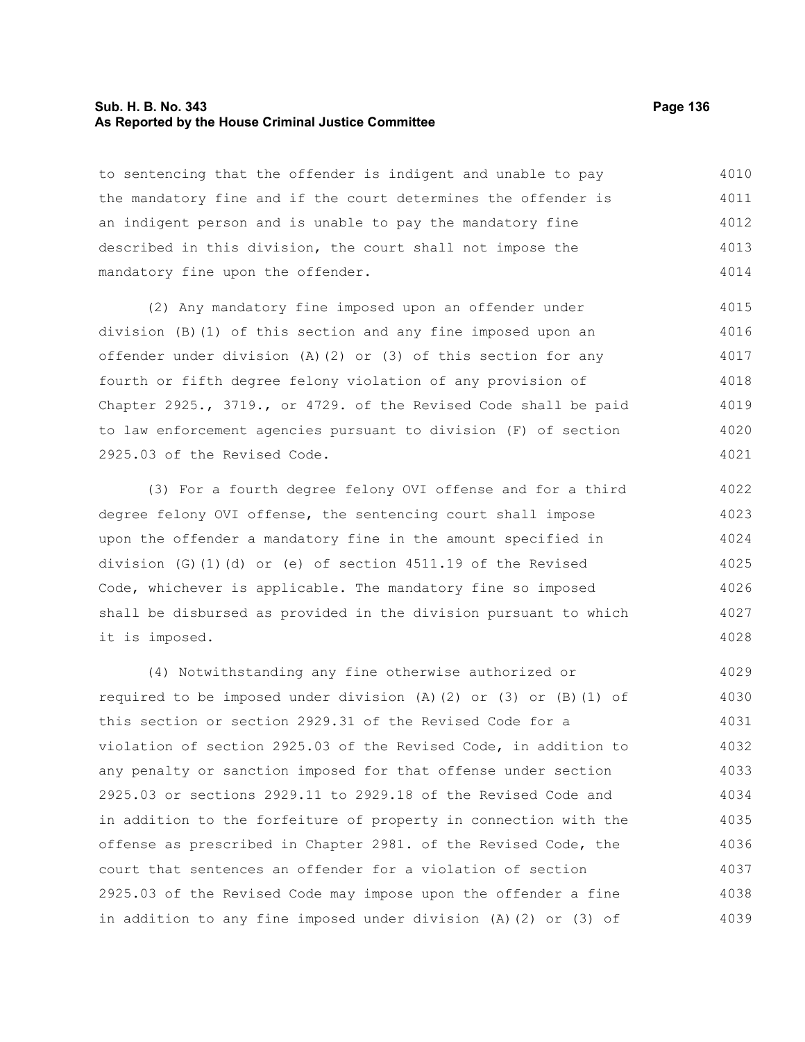to sentencing that the offender is indigent and unable to pay the mandatory fine and if the court determines the offender is an indigent person and is unable to pay the mandatory fine described in this division, the court shall not impose the mandatory fine upon the offender.

(2) Any mandatory fine imposed upon an offender under division (B)(1) of this section and any fine imposed upon an offender under division (A)(2) or (3) of this section for any fourth or fifth degree felony violation of any provision of Chapter 2925., 3719., or 4729. of the Revised Code shall be paid to law enforcement agencies pursuant to division (F) of section 2925.03 of the Revised Code.

(3) For a fourth degree felony OVI offense and for a third degree felony OVI offense, the sentencing court shall impose upon the offender a mandatory fine in the amount specified in division (G)(1)(d) or (e) of section 4511.19 of the Revised Code, whichever is applicable. The mandatory fine so imposed shall be disbursed as provided in the division pursuant to which it is imposed.

(4) Notwithstanding any fine otherwise authorized or required to be imposed under division (A)(2) or (3) or (B)(1) of this section or section 2929.31 of the Revised Code for a violation of section 2925.03 of the Revised Code, in addition to any penalty or sanction imposed for that offense under section 2925.03 or sections 2929.11 to 2929.18 of the Revised Code and in addition to the forfeiture of property in connection with the offense as prescribed in Chapter 2981. of the Revised Code, the court that sentences an offender for a violation of section 2925.03 of the Revised Code may impose upon the offender a fine in addition to any fine imposed under division (A)(2) or (3) of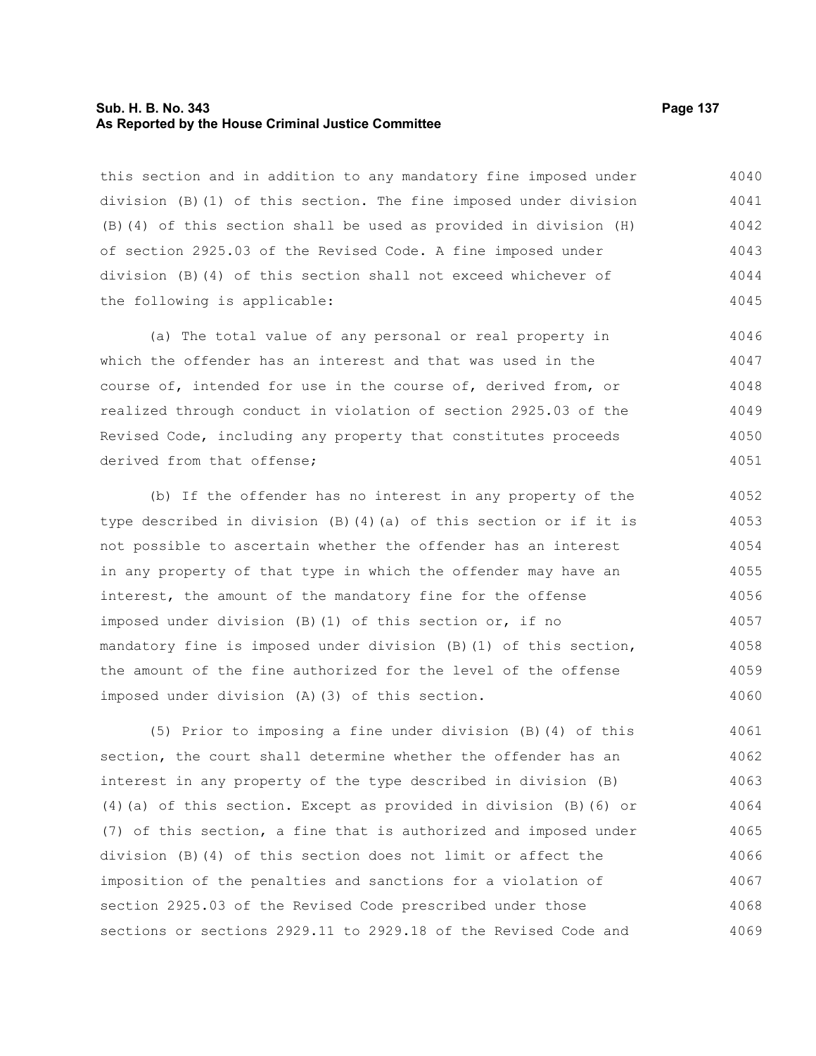this section and in addition to any mandatory fine imposed under division (B)(1) of this section. The fine imposed under division (B)(4) of this section shall be used as provided in division (H) of section 2925.03 of the Revised Code. A fine imposed under division (B)(4) of this section shall not exceed whichever of the following is applicable:

(a) The total value of any personal or real property in which the offender has an interest and that was used in the course of, intended for use in the course of, derived from, or realized through conduct in violation of section 2925.03 of the Revised Code, including any property that constitutes proceeds derived from that offense;

(b) If the offender has no interest in any property of the type described in division (B)(4)(a) of this section or if it is not possible to ascertain whether the offender has an interest in any property of that type in which the offender may have an interest, the amount of the mandatory fine for the offense imposed under division (B)(1) of this section or, if no mandatory fine is imposed under division (B)(1) of this section, the amount of the fine authorized for the level of the offense imposed under division (A)(3) of this section.

(5) Prior to imposing a fine under division (B)(4) of this section, the court shall determine whether the offender has an interest in any property of the type described in division (B)(4)(a) of this section. Except as provided in division (B)(6) or (7) of this section, a fine that is authorized and imposed under division (B)(4) of this section does not limit or affect the imposition of the penalties and sanctions for a violation of section 2925.03 of the Revised Code prescribed under those sections or sections 2929.11 to 2929.18 of the Revised Code and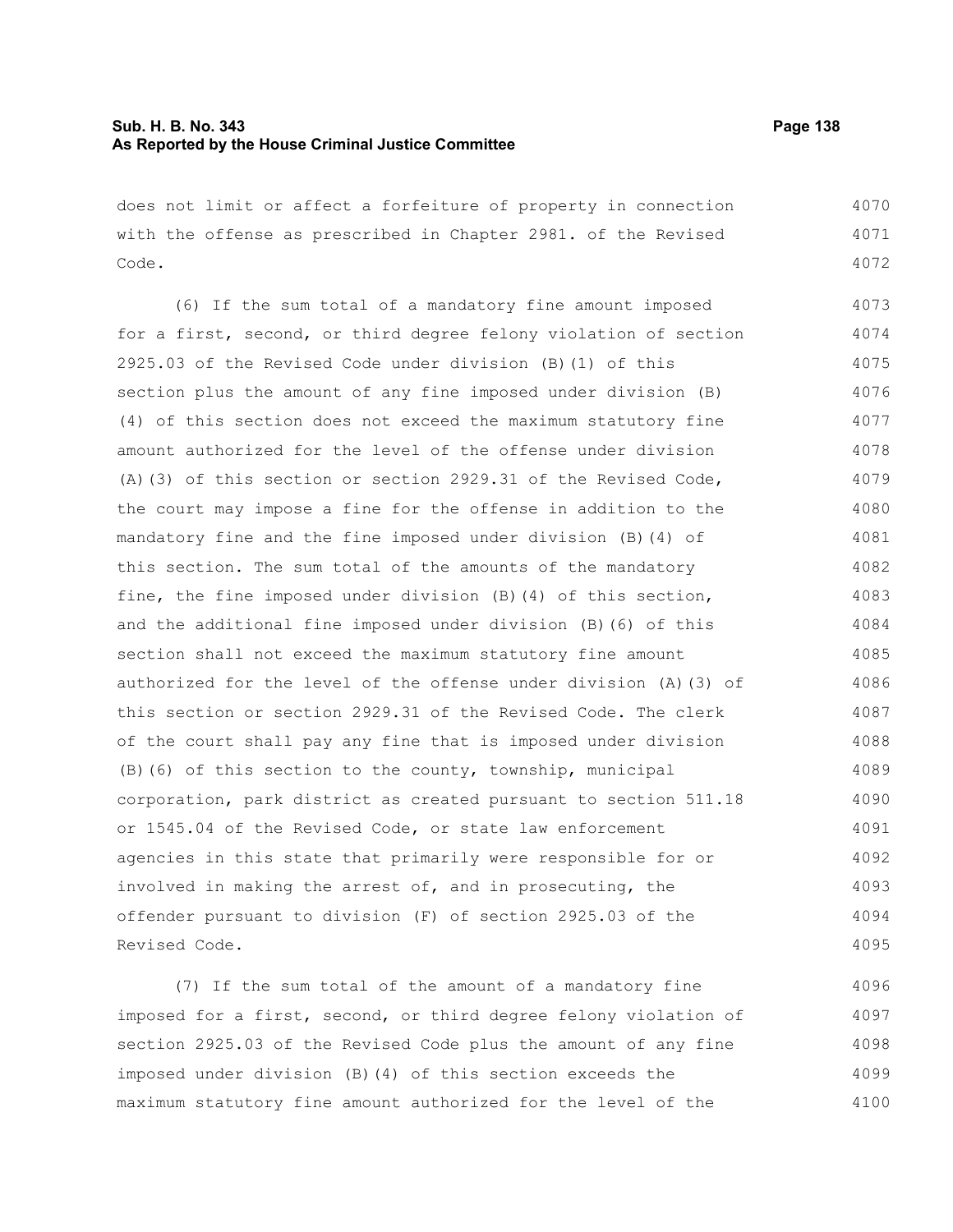does not limit or affect a forfeiture of property in connection with the offense as prescribed in Chapter 2981. of the Revised Code.

(6) If the sum total of a mandatory fine amount imposed for a first, second, or third degree felony violation of section 2925.03 of the Revised Code under division (B)(1) of this section plus the amount of any fine imposed under division (B)(4) of this section does not exceed the maximum statutory fine amount authorized for the level of the offense under division (A)(3) of this section or section 2929.31 of the Revised Code, the court may impose a fine for the offense in addition to the mandatory fine and the fine imposed under division (B)(4) of this section. The sum total of the amounts of the mandatory fine, the fine imposed under division (B)(4) of this section, and the additional fine imposed under division (B)(6) of this section shall not exceed the maximum statutory fine amount authorized for the level of the offense under division (A)(3) of this section or section 2929.31 of the Revised Code. The clerk of the court shall pay any fine that is imposed under division (B)(6) of this section to the county, township, municipal corporation, park district as created pursuant to section 511.18 or 1545.04 of the Revised Code, or state law enforcement agencies in this state that primarily were responsible for or involved in making the arrest of, and in prosecuting, the offender pursuant to division (F) of section 2925.03 of the Revised Code.

(7) If the sum total of the amount of a mandatory fine imposed for a first, second, or third degree felony violation of section 2925.03 of the Revised Code plus the amount of any fine imposed under division (B)(4) of this section exceeds the maximum statutory fine amount authorized for the level of the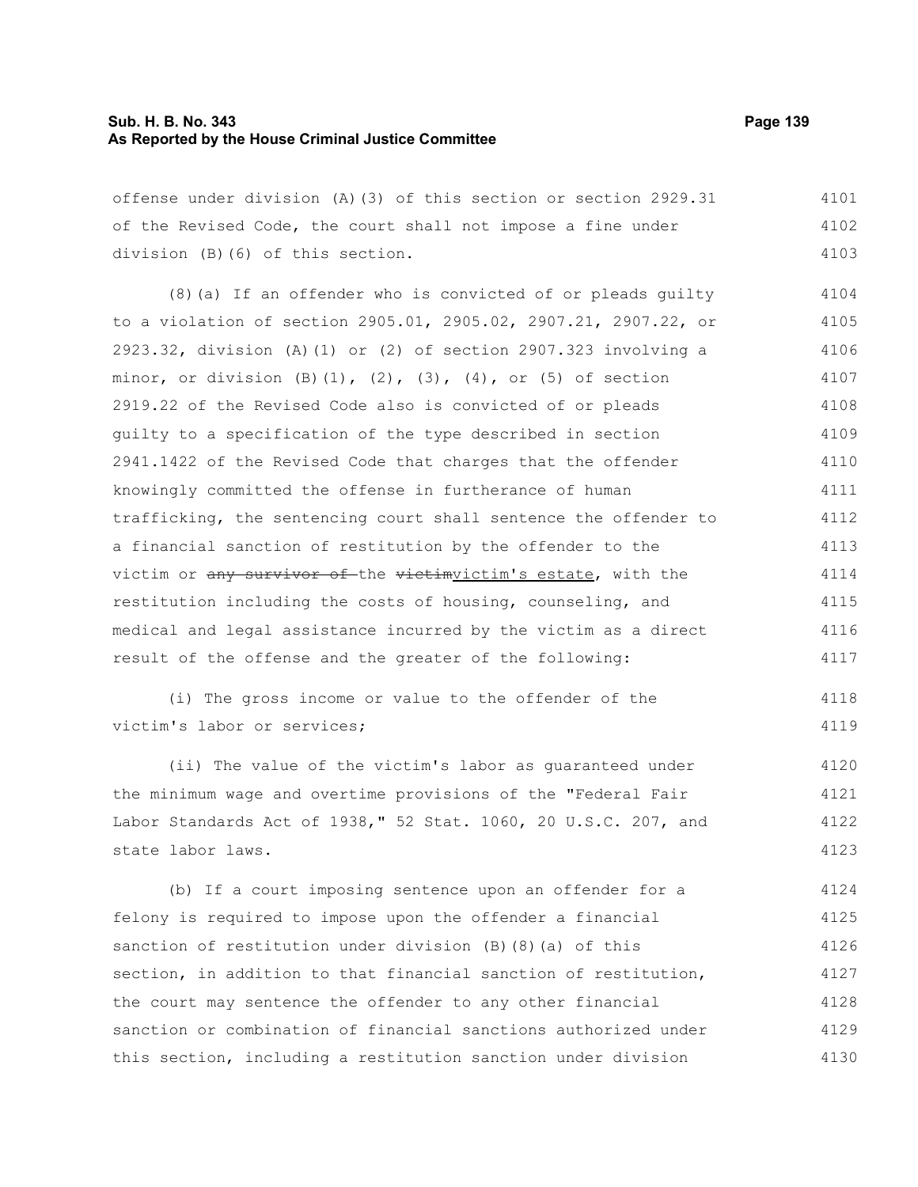offense under division (A)(3) of this section or section 2929.31 of the Revised Code, the court shall not impose a fine under division (B)(6) of this section.

(8)(a) If an offender who is convicted of or pleads guilty to a violation of section 2905.01, 2905.02, 2907.21, 2907.22, or 2923.32, division (A)(1) or (2) of section 2907.323 involving a minor, or division (B)(1), (2), (3), (4), or (5) of section 2919.22 of the Revised Code also is convicted of or pleads guilty to a specification of the type described in section 2941.1422 of the Revised Code that charges that the offender knowingly committed the offense in furtherance of human trafficking, the sentencing court shall sentence the offender to a financial sanction of restitution by the offender to the victim or ~~any survivor of~~ the ~~victim~~victim's estate, with the restitution including the costs of housing, counseling, and medical and legal assistance incurred by the victim as a direct result of the offense and the greater of the following:

(i) The gross income or value to the offender of the victim's labor or services;

(ii) The value of the victim's labor as guaranteed under the minimum wage and overtime provisions of the "Federal Fair Labor Standards Act of 1938," 52 Stat. 1060, 20 U.S.C. 207, and state labor laws.

(b) If a court imposing sentence upon an offender for a felony is required to impose upon the offender a financial sanction of restitution under division (B)(8)(a) of this section, in addition to that financial sanction of restitution, the court may sentence the offender to any other financial sanction or combination of financial sanctions authorized under this section, including a restitution sanction under division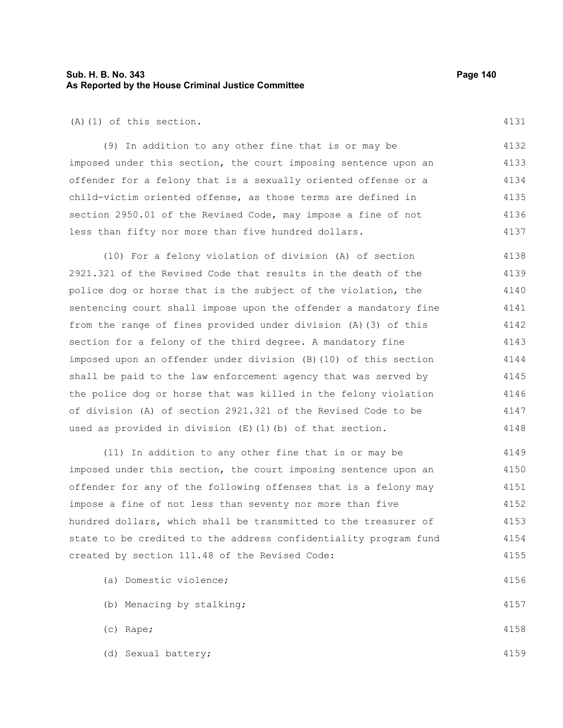(A)(1) of this section.

(9) In addition to any other fine that is or may be imposed under this section, the court imposing sentence upon an offender for a felony that is a sexually oriented offense or a child-victim oriented offense, as those terms are defined in section 2950.01 of the Revised Code, may impose a fine of not less than fifty nor more than five hundred dollars.

(10) For a felony violation of division (A) of section 2921.321 of the Revised Code that results in the death of the police dog or horse that is the subject of the violation, the sentencing court shall impose upon the offender a mandatory fine from the range of fines provided under division (A)(3) of this section for a felony of the third degree. A mandatory fine imposed upon an offender under division (B)(10) of this section shall be paid to the law enforcement agency that was served by the police dog or horse that was killed in the felony violation of division (A) of section 2921.321 of the Revised Code to be used as provided in division (E)(1)(b) of that section.

(11) In addition to any other fine that is or may be imposed under this section, the court imposing sentence upon an offender for any of the following offenses that is a felony may impose a fine of not less than seventy nor more than five hundred dollars, which shall be transmitted to the treasurer of state to be credited to the address confidentiality program fund created by section 111.48 of the Revised Code:

(a) Domestic violence;

(b) Menacing by stalking;

(c) Rape;

(d) Sexual battery;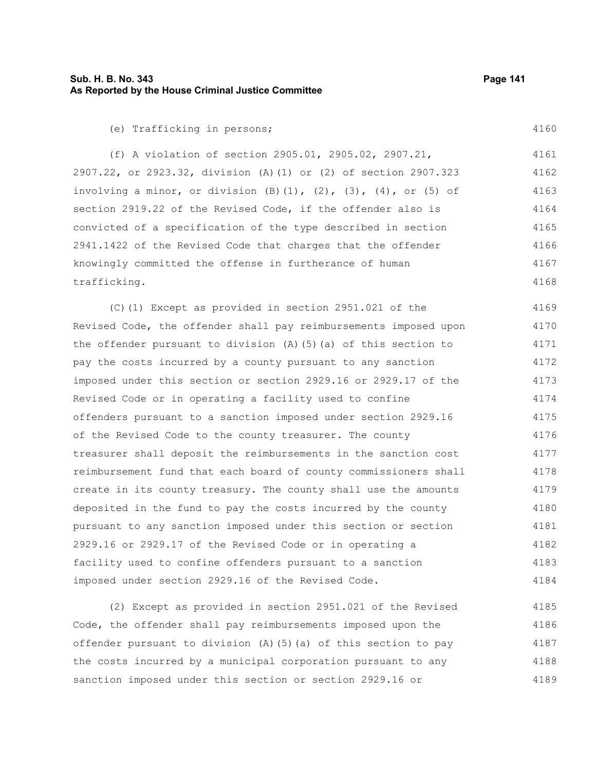(e) Trafficking in persons;

(f) A violation of section 2905.01, 2905.02, 2907.21, 2907.22, or 2923.32, division (A)(1) or (2) of section 2907.323 involving a minor, or division (B)(1), (2), (3), (4), or (5) of section 2919.22 of the Revised Code, if the offender also is convicted of a specification of the type described in section 2941.1422 of the Revised Code that charges that the offender knowingly committed the offense in furtherance of human trafficking.

(C)(1) Except as provided in section 2951.021 of the Revised Code, the offender shall pay reimbursements imposed upon the offender pursuant to division (A)(5)(a) of this section to pay the costs incurred by a county pursuant to any sanction imposed under this section or section 2929.16 or 2929.17 of the Revised Code or in operating a facility used to confine offenders pursuant to a sanction imposed under section 2929.16 of the Revised Code to the county treasurer. The county treasurer shall deposit the reimbursements in the sanction cost reimbursement fund that each board of county commissioners shall create in its county treasury. The county shall use the amounts deposited in the fund to pay the costs incurred by the county pursuant to any sanction imposed under this section or section 2929.16 or 2929.17 of the Revised Code or in operating a facility used to confine offenders pursuant to a sanction imposed under section 2929.16 of the Revised Code.

(2) Except as provided in section 2951.021 of the Revised Code, the offender shall pay reimbursements imposed upon the offender pursuant to division (A)(5)(a) of this section to pay the costs incurred by a municipal corporation pursuant to any sanction imposed under this section or section 2929.16 or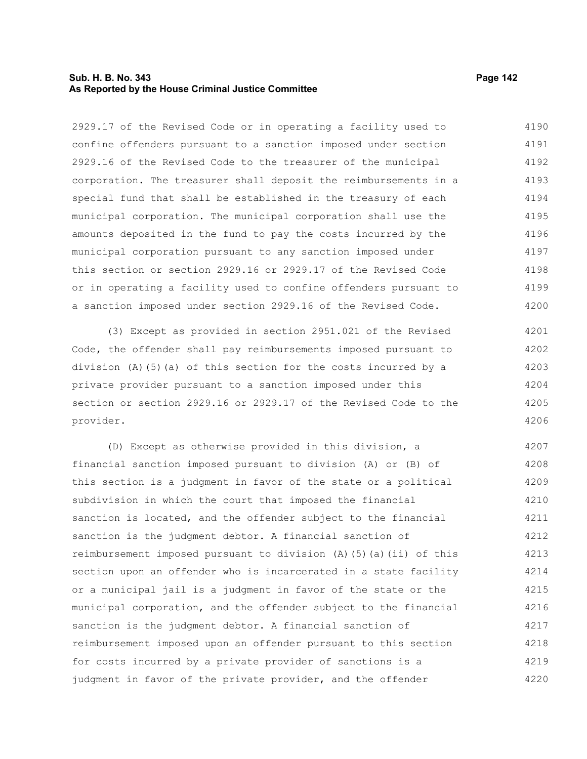2929.17 of the Revised Code or in operating a facility used to confine offenders pursuant to a sanction imposed under section 2929.16 of the Revised Code to the treasurer of the municipal corporation. The treasurer shall deposit the reimbursements in a special fund that shall be established in the treasury of each municipal corporation. The municipal corporation shall use the amounts deposited in the fund to pay the costs incurred by the municipal corporation pursuant to any sanction imposed under this section or section 2929.16 or 2929.17 of the Revised Code or in operating a facility used to confine offenders pursuant to a sanction imposed under section 2929.16 of the Revised Code.

(3) Except as provided in section 2951.021 of the Revised Code, the offender shall pay reimbursements imposed pursuant to division (A)(5)(a) of this section for the costs incurred by a private provider pursuant to a sanction imposed under this section or section 2929.16 or 2929.17 of the Revised Code to the provider.

(D) Except as otherwise provided in this division, a financial sanction imposed pursuant to division (A) or (B) of this section is a judgment in favor of the state or a political subdivision in which the court that imposed the financial sanction is located, and the offender subject to the financial sanction is the judgment debtor. A financial sanction of reimbursement imposed pursuant to division (A)(5)(a)(ii) of this section upon an offender who is incarcerated in a state facility or a municipal jail is a judgment in favor of the state or the municipal corporation, and the offender subject to the financial sanction is the judgment debtor. A financial sanction of reimbursement imposed upon an offender pursuant to this section for costs incurred by a private provider of sanctions is a judgment in favor of the private provider, and the offender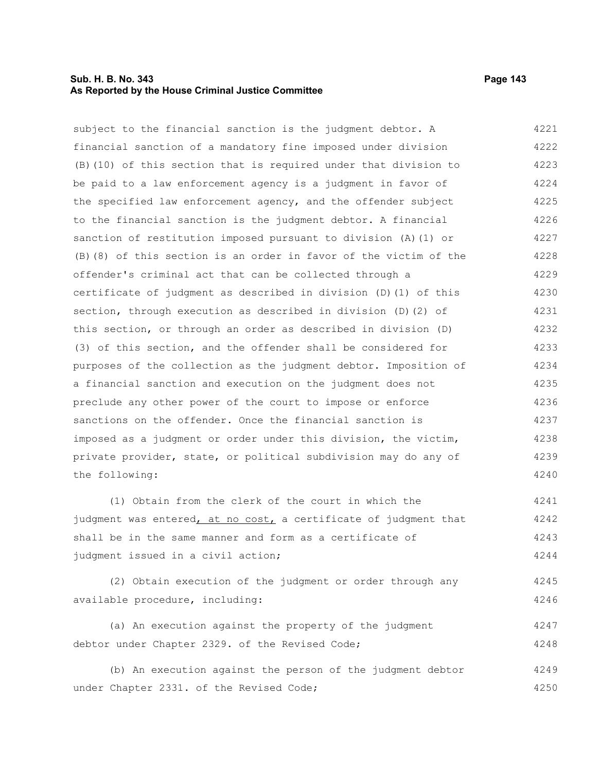subject to the financial sanction is the judgment debtor. A financial sanction of a mandatory fine imposed under division (B)(10) of this section that is required under that division to be paid to a law enforcement agency is a judgment in favor of the specified law enforcement agency, and the offender subject to the financial sanction is the judgment debtor. A financial sanction of restitution imposed pursuant to division (A)(1) or (B)(8) of this section is an order in favor of the victim of the offender's criminal act that can be collected through a certificate of judgment as described in division (D)(1) of this section, through execution as described in division (D)(2) of this section, or through an order as described in division (D)(3) of this section, and the offender shall be considered for purposes of the collection as the judgment debtor. Imposition of a financial sanction and execution on the judgment does not preclude any other power of the court to impose or enforce sanctions on the offender. Once the financial sanction is imposed as a judgment or order under this division, the victim, private provider, state, or political subdivision may do any of the following:

(1) Obtain from the clerk of the court in which the judgment was entered, at no cost, a certificate of judgment that shall be in the same manner and form as a certificate of judgment issued in a civil action;

(2) Obtain execution of the judgment or order through any available procedure, including:

(a) An execution against the property of the judgment debtor under Chapter 2329. of the Revised Code;

(b) An execution against the person of the judgment debtor under Chapter 2331. of the Revised Code;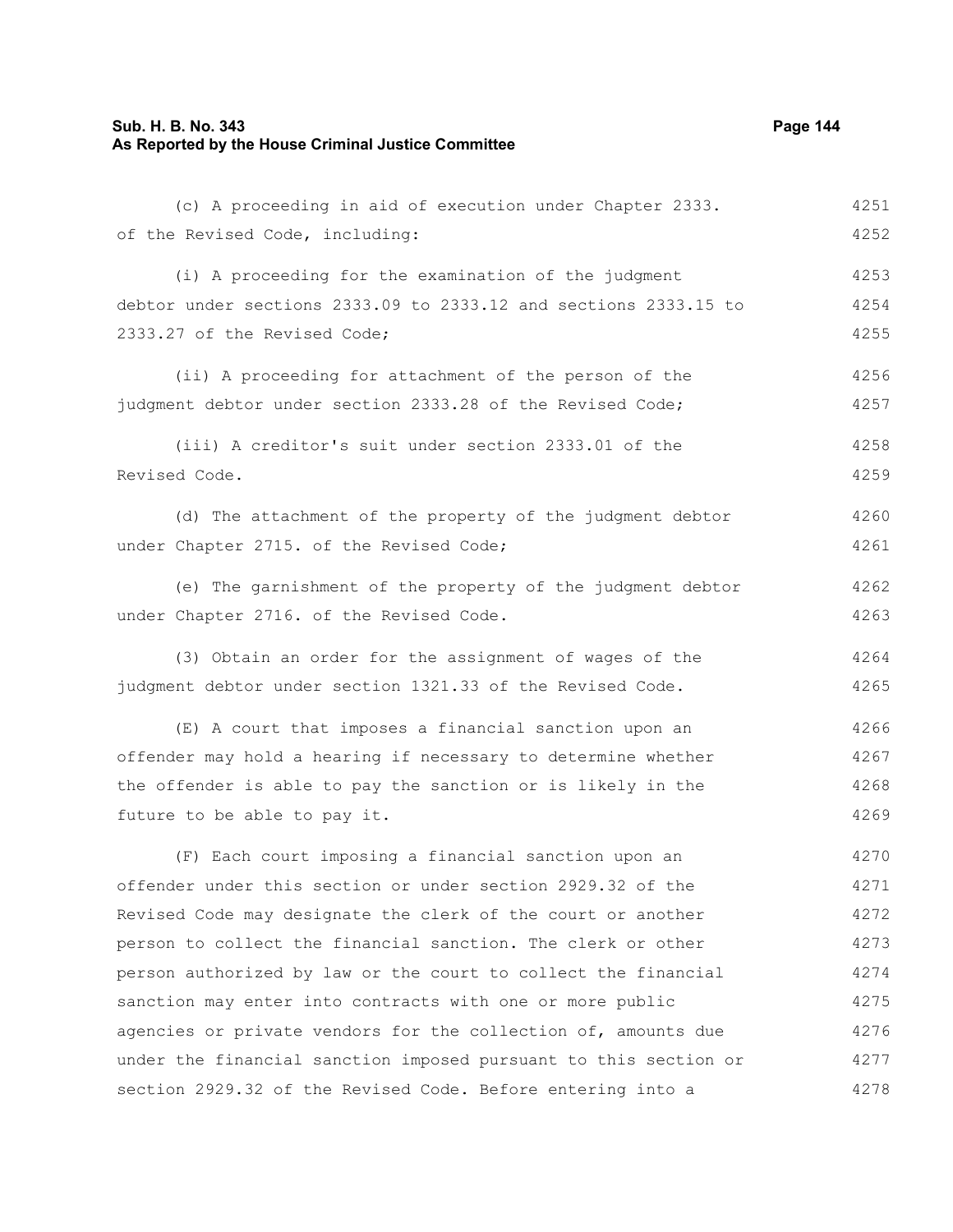(c) A proceeding in aid of execution under Chapter 2333. of the Revised Code, including:

(i) A proceeding for the examination of the judgment debtor under sections 2333.09 to 2333.12 and sections 2333.15 to 2333.27 of the Revised Code;

(ii) A proceeding for attachment of the person of the judgment debtor under section 2333.28 of the Revised Code;

(iii) A creditor's suit under section 2333.01 of the Revised Code.

(d) The attachment of the property of the judgment debtor under Chapter 2715. of the Revised Code;

(e) The garnishment of the property of the judgment debtor under Chapter 2716. of the Revised Code.

(3) Obtain an order for the assignment of wages of the judgment debtor under section 1321.33 of the Revised Code.

(E) A court that imposes a financial sanction upon an offender may hold a hearing if necessary to determine whether the offender is able to pay the sanction or is likely in the future to be able to pay it.

(F) Each court imposing a financial sanction upon an offender under this section or under section 2929.32 of the Revised Code may designate the clerk of the court or another person to collect the financial sanction. The clerk or other person authorized by law or the court to collect the financial sanction may enter into contracts with one or more public agencies or private vendors for the collection of, amounts due under the financial sanction imposed pursuant to this section or section 2929.32 of the Revised Code. Before entering into a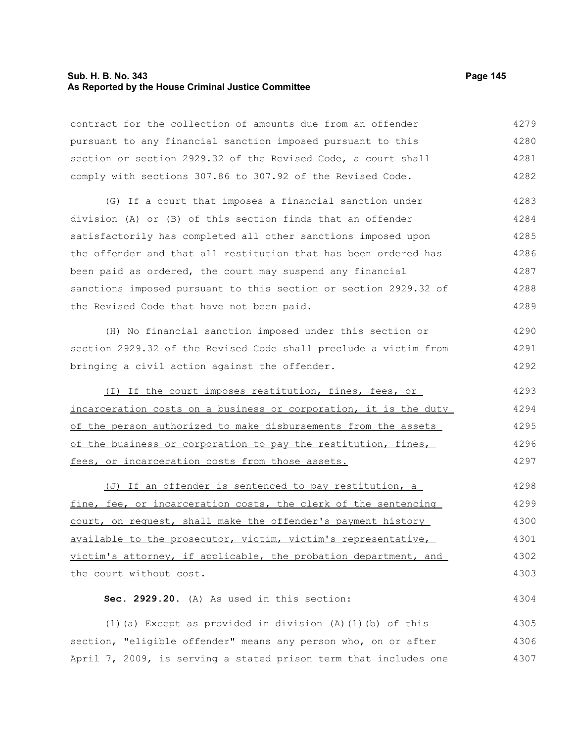contract for the collection of amounts due from an offender pursuant to any financial sanction imposed pursuant to this section or section 2929.32 of the Revised Code, a court shall comply with sections 307.86 to 307.92 of the Revised Code.

(G) If a court that imposes a financial sanction under division (A) or (B) of this section finds that an offender satisfactorily has completed all other sanctions imposed upon the offender and that all restitution that has been ordered has been paid as ordered, the court may suspend any financial sanctions imposed pursuant to this section or section 2929.32 of the Revised Code that have not been paid.

(H) No financial sanction imposed under this section or section 2929.32 of the Revised Code shall preclude a victim from bringing a civil action against the offender.

<u>(I) If the court imposes restitution, fines, fees, or incarceration costs on a business or corporation, it is the duty of the person authorized to make disbursements from the assets of the business or corporation to pay the restitution, fines, fees, or incarceration costs from those assets.</u>

<u>(J) If an offender is sentenced to pay restitution, a fine, fee, or incarceration costs, the clerk of the sentencing court, on request, shall make the offender's payment history available to the prosecutor, victim, victim's representative, victim's attorney, if applicable, the probation department, and the court without cost.</u>

**Sec. 2929.20.** (A) As used in this section:

(1)(a) Except as provided in division (A)(1)(b) of this section, "eligible offender" means any person who, on or after April 7, 2009, is serving a stated prison term that includes one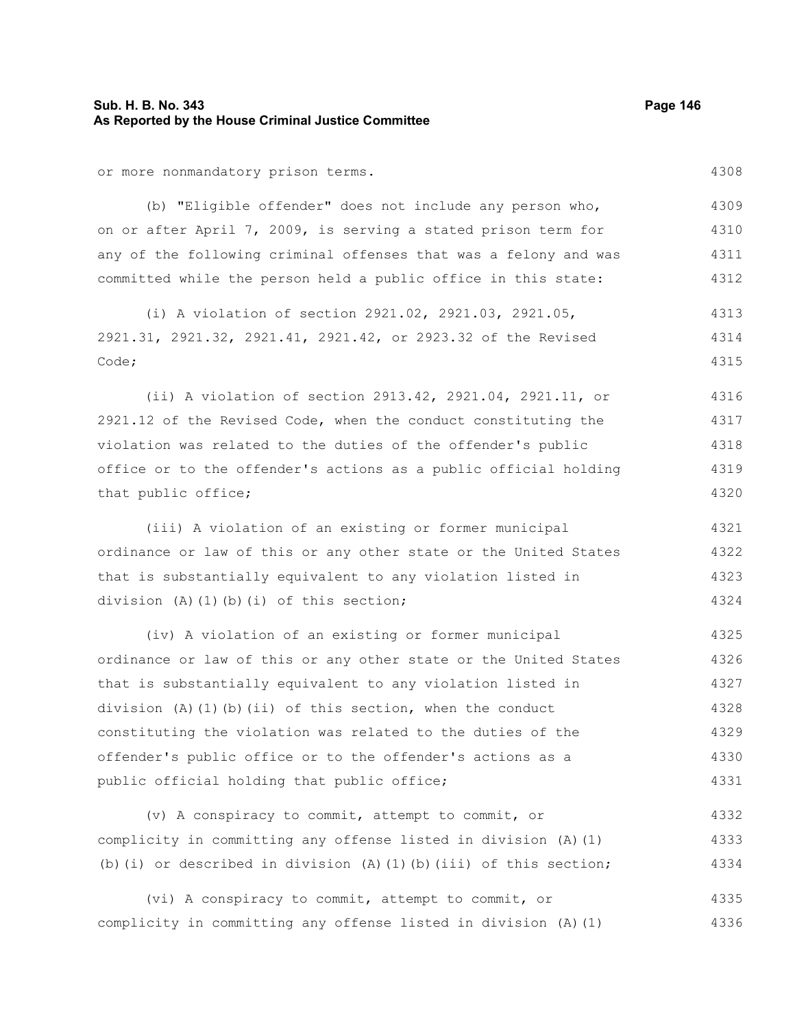or more nonmandatory prison terms.

(b) "Eligible offender" does not include any person who, on or after April 7, 2009, is serving a stated prison term for any of the following criminal offenses that was a felony and was committed while the person held a public office in this state:

(i) A violation of section 2921.02, 2921.03, 2921.05, 2921.31, 2921.32, 2921.41, 2921.42, or 2923.32 of the Revised Code;

(ii) A violation of section 2913.42, 2921.04, 2921.11, or 2921.12 of the Revised Code, when the conduct constituting the violation was related to the duties of the offender's public office or to the offender's actions as a public official holding that public office;

(iii) A violation of an existing or former municipal ordinance or law of this or any other state or the United States that is substantially equivalent to any violation listed in division (A)(1)(b)(i) of this section;

(iv) A violation of an existing or former municipal ordinance or law of this or any other state or the United States that is substantially equivalent to any violation listed in division (A)(1)(b)(ii) of this section, when the conduct constituting the violation was related to the duties of the offender's public office or to the offender's actions as a public official holding that public office;

(v) A conspiracy to commit, attempt to commit, or complicity in committing any offense listed in division (A)(1)(b)(i) or described in division (A)(1)(b)(iii) of this section;

(vi) A conspiracy to commit, attempt to commit, or complicity in committing any offense listed in division (A)(1)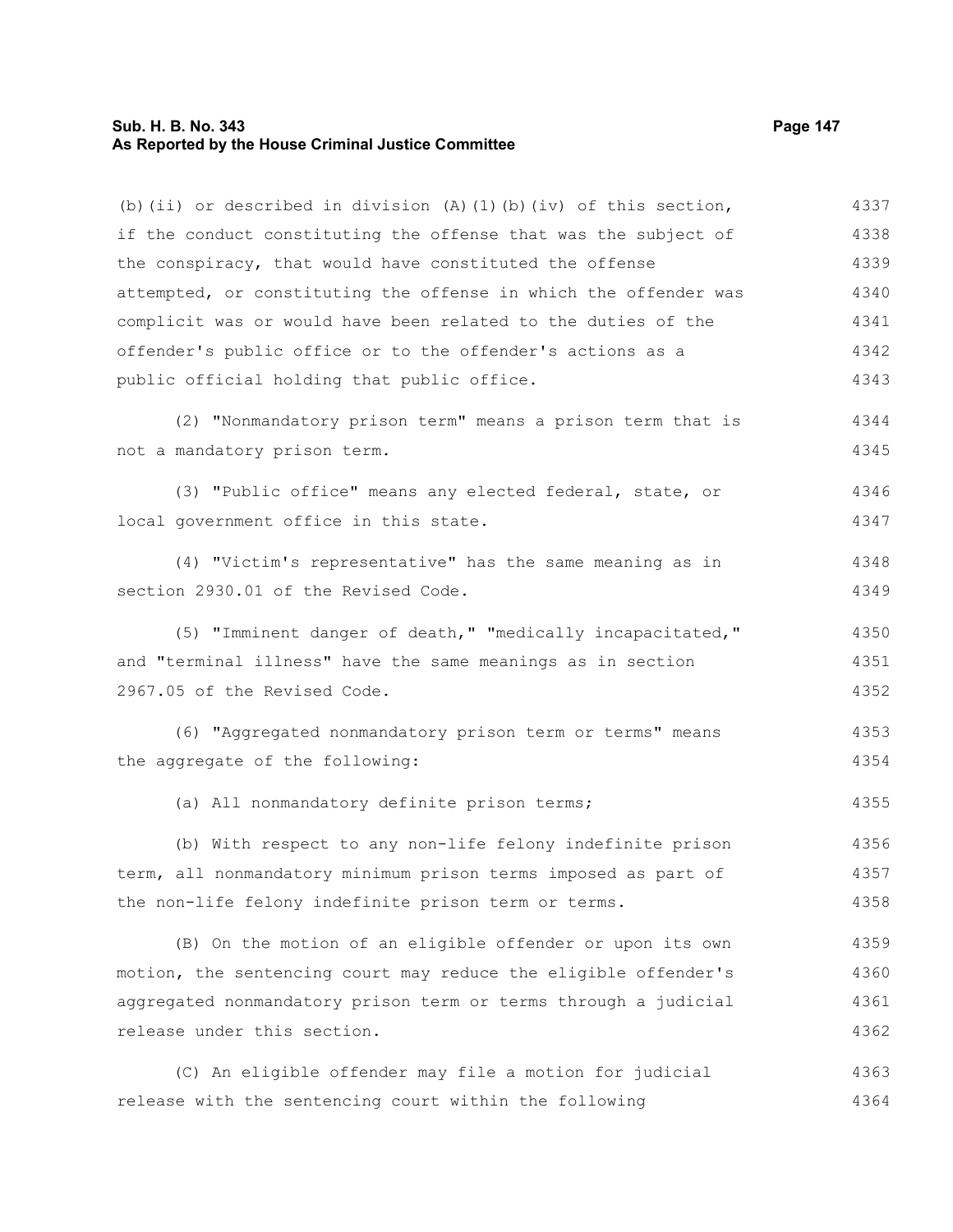(b)(ii) or described in division (A)(1)(b)(iv) of this section, if the conduct constituting the offense that was the subject of the conspiracy, that would have constituted the offense attempted, or constituting the offense in which the offender was complicit was or would have been related to the duties of the offender's public office or to the offender's actions as a public official holding that public office.

(2) "Nonmandatory prison term" means a prison term that is not a mandatory prison term.

(3) "Public office" means any elected federal, state, or local government office in this state.

(4) "Victim's representative" has the same meaning as in section 2930.01 of the Revised Code.

(5) "Imminent danger of death," "medically incapacitated," and "terminal illness" have the same meanings as in section 2967.05 of the Revised Code.

(6) "Aggregated nonmandatory prison term or terms" means the aggregate of the following:

(a) All nonmandatory definite prison terms;

(b) With respect to any non-life felony indefinite prison term, all nonmandatory minimum prison terms imposed as part of the non-life felony indefinite prison term or terms.

(B) On the motion of an eligible offender or upon its own motion, the sentencing court may reduce the eligible offender's aggregated nonmandatory prison term or terms through a judicial release under this section.

(C) An eligible offender may file a motion for judicial release with the sentencing court within the following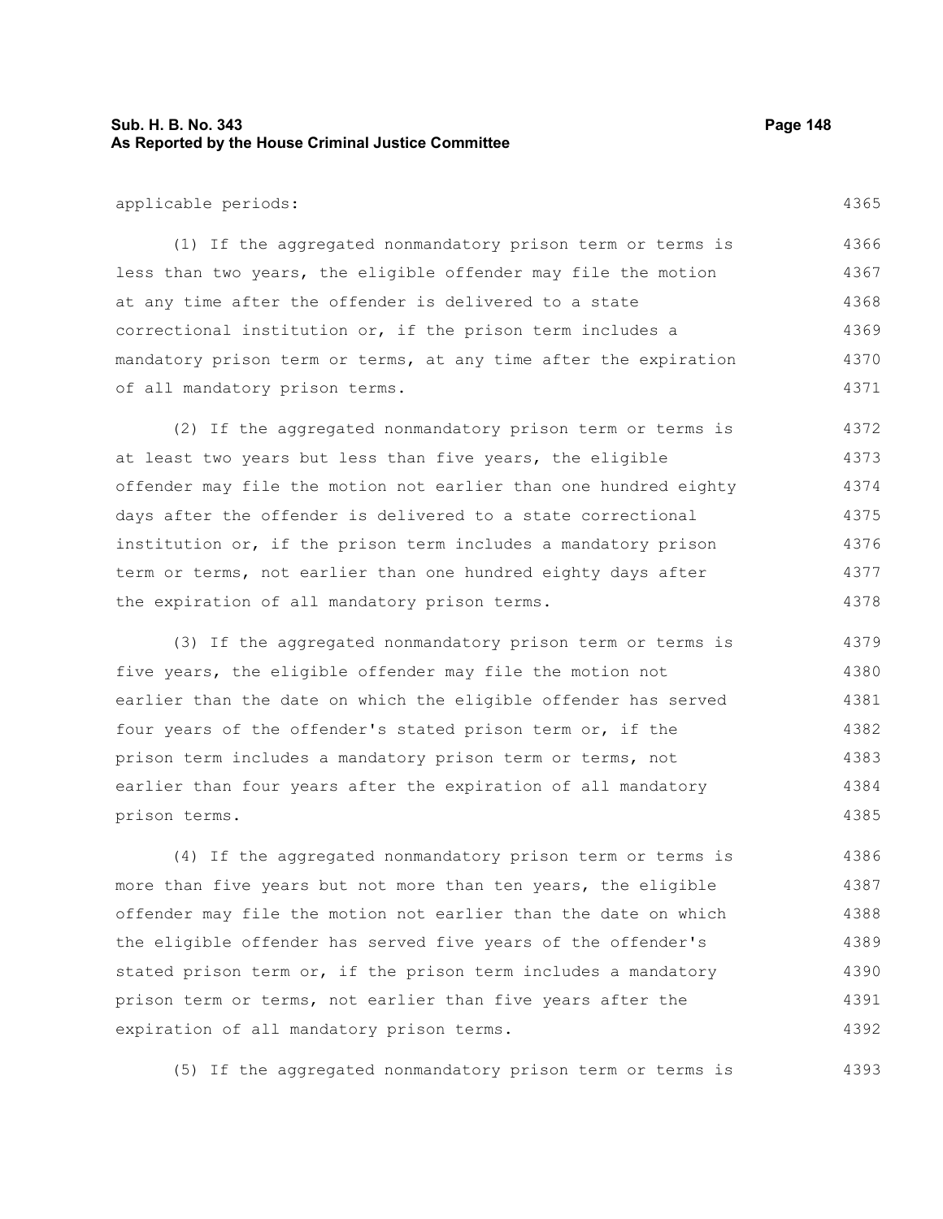applicable periods:

(1) If the aggregated nonmandatory prison term or terms is less than two years, the eligible offender may file the motion at any time after the offender is delivered to a state correctional institution or, if the prison term includes a mandatory prison term or terms, at any time after the expiration of all mandatory prison terms.

(2) If the aggregated nonmandatory prison term or terms is at least two years but less than five years, the eligible offender may file the motion not earlier than one hundred eighty days after the offender is delivered to a state correctional institution or, if the prison term includes a mandatory prison term or terms, not earlier than one hundred eighty days after the expiration of all mandatory prison terms.

(3) If the aggregated nonmandatory prison term or terms is five years, the eligible offender may file the motion not earlier than the date on which the eligible offender has served four years of the offender's stated prison term or, if the prison term includes a mandatory prison term or terms, not earlier than four years after the expiration of all mandatory prison terms.

(4) If the aggregated nonmandatory prison term or terms is more than five years but not more than ten years, the eligible offender may file the motion not earlier than the date on which the eligible offender has served five years of the offender's stated prison term or, if the prison term includes a mandatory prison term or terms, not earlier than five years after the expiration of all mandatory prison terms.

(5) If the aggregated nonmandatory prison term or terms is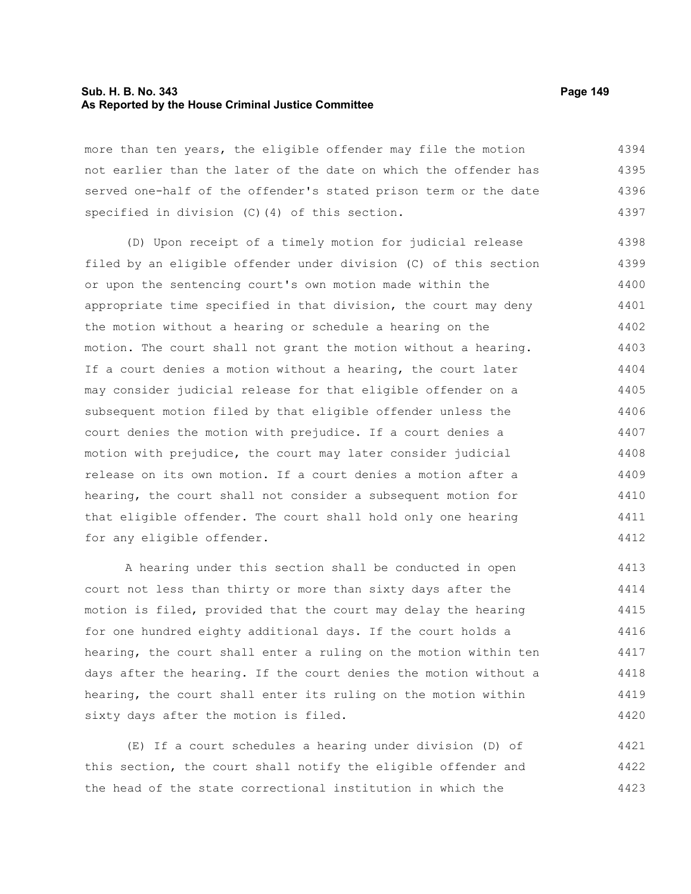more than ten years, the eligible offender may file the motion not earlier than the later of the date on which the offender has served one-half of the offender's stated prison term or the date specified in division (C)(4) of this section.

(D) Upon receipt of a timely motion for judicial release filed by an eligible offender under division (C) of this section or upon the sentencing court's own motion made within the appropriate time specified in that division, the court may deny the motion without a hearing or schedule a hearing on the motion. The court shall not grant the motion without a hearing. If a court denies a motion without a hearing, the court later may consider judicial release for that eligible offender on a subsequent motion filed by that eligible offender unless the court denies the motion with prejudice. If a court denies a motion with prejudice, the court may later consider judicial release on its own motion. If a court denies a motion after a hearing, the court shall not consider a subsequent motion for that eligible offender. The court shall hold only one hearing for any eligible offender.

A hearing under this section shall be conducted in open court not less than thirty or more than sixty days after the motion is filed, provided that the court may delay the hearing for one hundred eighty additional days. If the court holds a hearing, the court shall enter a ruling on the motion within ten days after the hearing. If the court denies the motion without a hearing, the court shall enter its ruling on the motion within sixty days after the motion is filed.

(E) If a court schedules a hearing under division (D) of this section, the court shall notify the eligible offender and the head of the state correctional institution in which the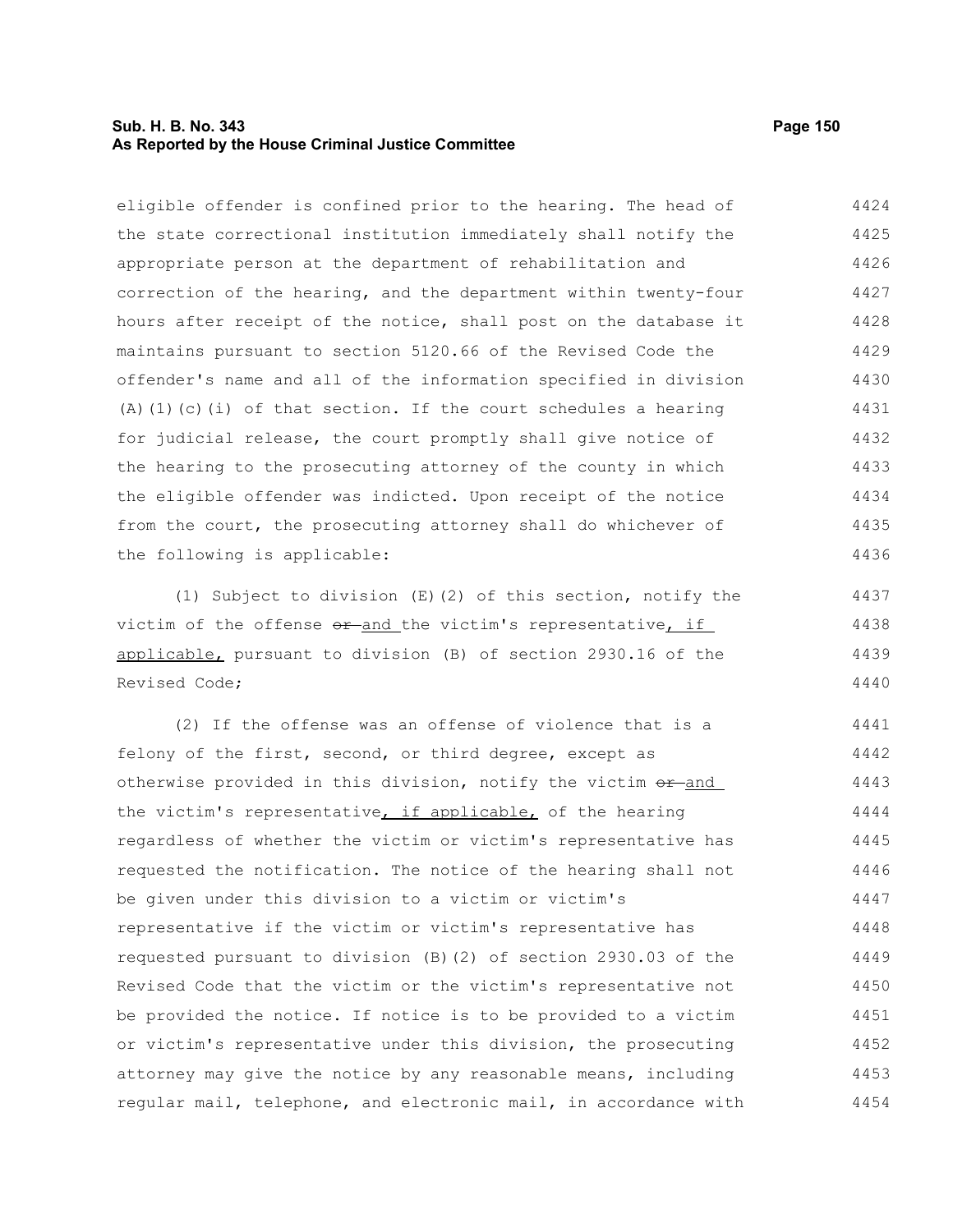eligible offender is confined prior to the hearing. The head of the state correctional institution immediately shall notify the appropriate person at the department of rehabilitation and correction of the hearing, and the department within twenty-four hours after receipt of the notice, shall post on the database it maintains pursuant to section 5120.66 of the Revised Code the offender's name and all of the information specified in division (A)(1)(c)(i) of that section. If the court schedules a hearing for judicial release, the court promptly shall give notice of the hearing to the prosecuting attorney of the county in which the eligible offender was indicted. Upon receipt of the notice from the court, the prosecuting attorney shall do whichever of the following is applicable:

(1) Subject to division (E)(2) of this section, notify the victim of the offense ~~or~~ and the victim's representative, if applicable, pursuant to division (B) of section 2930.16 of the Revised Code;

(2) If the offense was an offense of violence that is a felony of the first, second, or third degree, except as otherwise provided in this division, notify the victim ~~or~~ and the victim's representative, if applicable, of the hearing regardless of whether the victim or victim's representative has requested the notification. The notice of the hearing shall not be given under this division to a victim or victim's representative if the victim or victim's representative has requested pursuant to division (B)(2) of section 2930.03 of the Revised Code that the victim or the victim's representative not be provided the notice. If notice is to be provided to a victim or victim's representative under this division, the prosecuting attorney may give the notice by any reasonable means, including regular mail, telephone, and electronic mail, in accordance with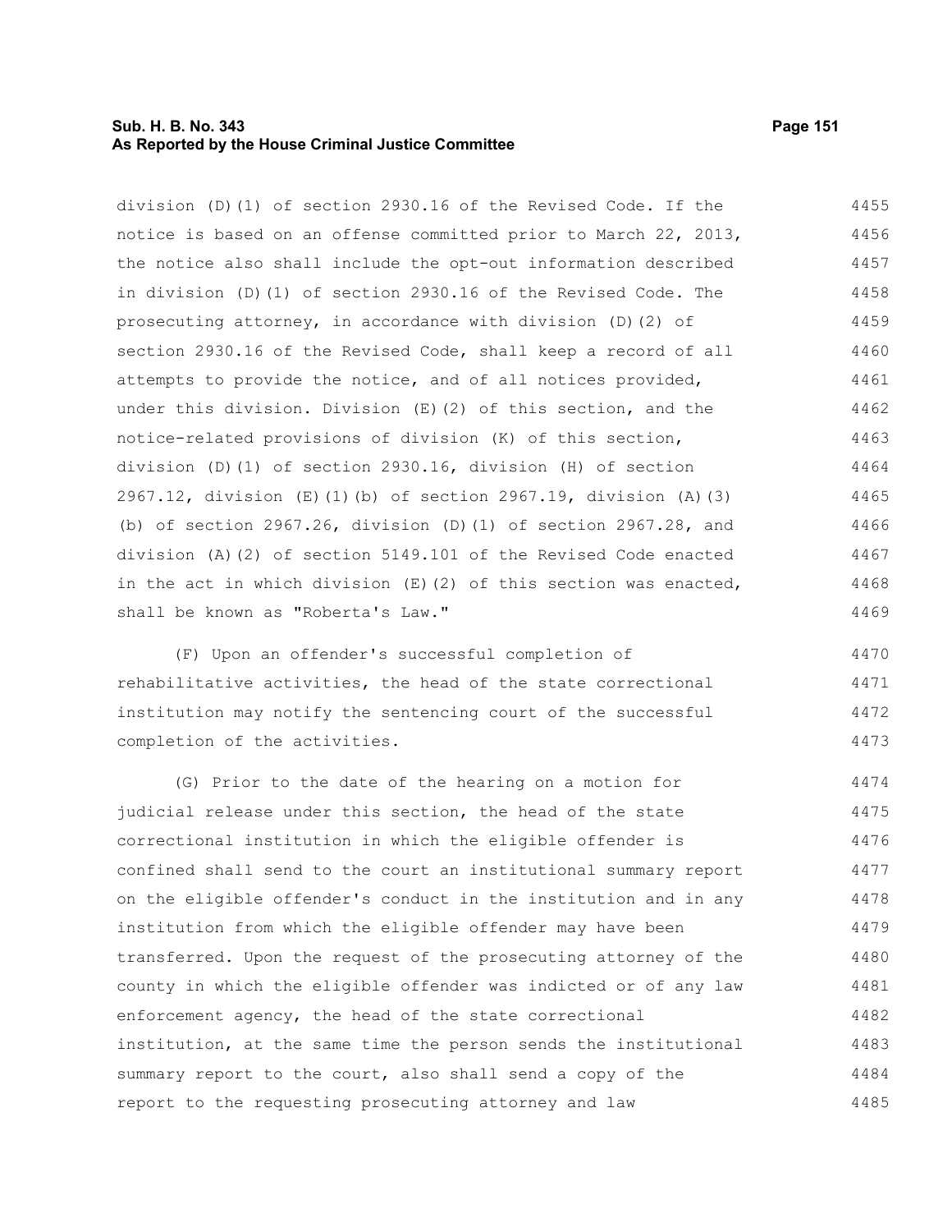division (D)(1) of section 2930.16 of the Revised Code. If the notice is based on an offense committed prior to March 22, 2013, the notice also shall include the opt-out information described in division (D)(1) of section 2930.16 of the Revised Code. The prosecuting attorney, in accordance with division (D)(2) of section 2930.16 of the Revised Code, shall keep a record of all attempts to provide the notice, and of all notices provided, under this division. Division (E)(2) of this section, and the notice-related provisions of division (K) of this section, division (D)(1) of section 2930.16, division (H) of section 2967.12, division (E)(1)(b) of section 2967.19, division (A)(3)(b) of section 2967.26, division (D)(1) of section 2967.28, and division (A)(2) of section 5149.101 of the Revised Code enacted in the act in which division (E)(2) of this section was enacted, shall be known as "Roberta's Law."

(F) Upon an offender's successful completion of rehabilitative activities, the head of the state correctional institution may notify the sentencing court of the successful completion of the activities.

(G) Prior to the date of the hearing on a motion for judicial release under this section, the head of the state correctional institution in which the eligible offender is confined shall send to the court an institutional summary report on the eligible offender's conduct in the institution and in any institution from which the eligible offender may have been transferred. Upon the request of the prosecuting attorney of the county in which the eligible offender was indicted or of any law enforcement agency, the head of the state correctional institution, at the same time the person sends the institutional summary report to the court, also shall send a copy of the report to the requesting prosecuting attorney and law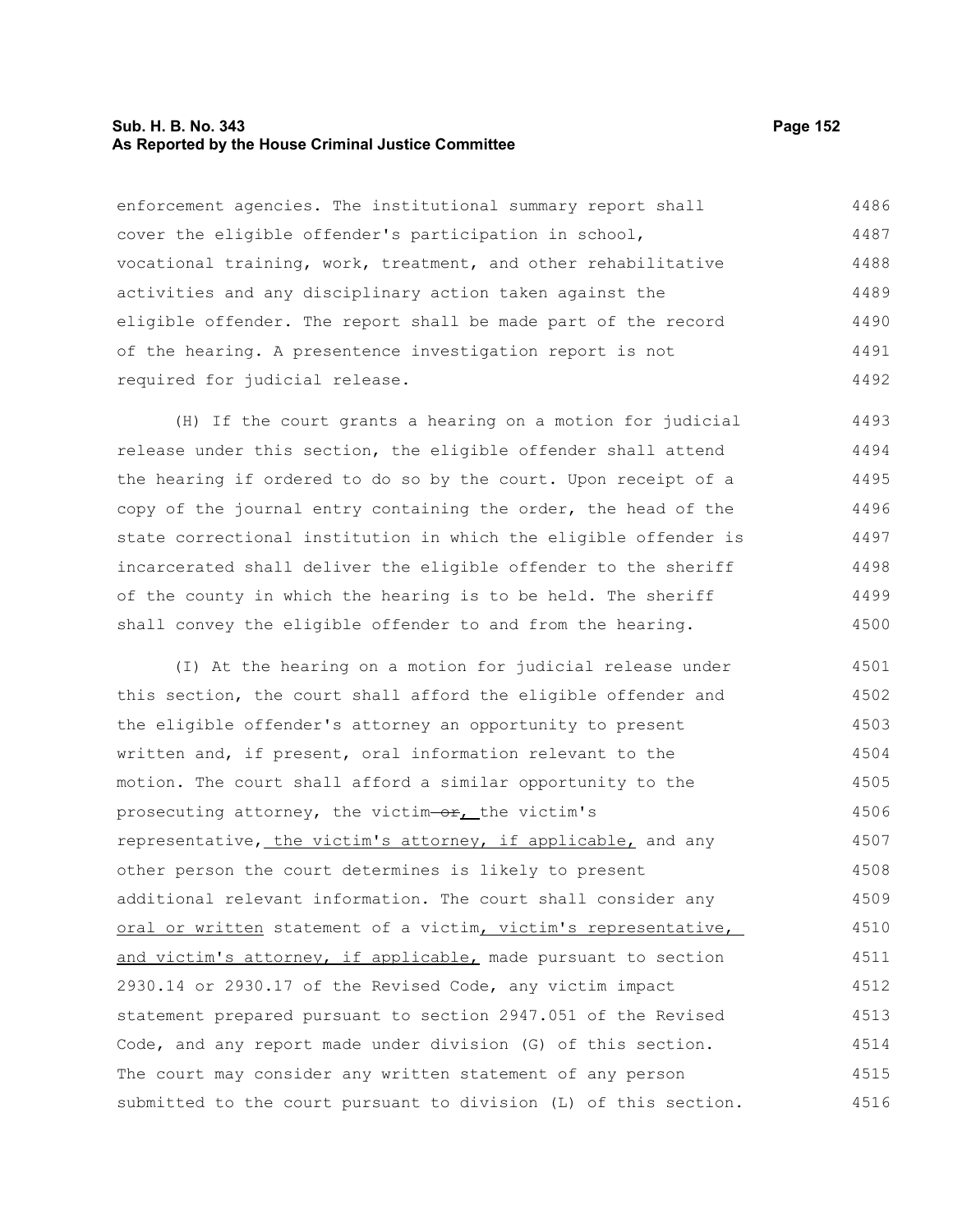enforcement agencies. The institutional summary report shall cover the eligible offender's participation in school, vocational training, work, treatment, and other rehabilitative activities and any disciplinary action taken against the eligible offender. The report shall be made part of the record of the hearing. A presentence investigation report is not required for judicial release.

(H) If the court grants a hearing on a motion for judicial release under this section, the eligible offender shall attend the hearing if ordered to do so by the court. Upon receipt of a copy of the journal entry containing the order, the head of the state correctional institution in which the eligible offender is incarcerated shall deliver the eligible offender to the sheriff of the county in which the hearing is to be held. The sheriff shall convey the eligible offender to and from the hearing.

(I) At the hearing on a motion for judicial release under this section, the court shall afford the eligible offender and the eligible offender's attorney an opportunity to present written and, if present, oral information relevant to the motion. The court shall afford a similar opportunity to the prosecuting attorney, the victim ~~or~~, the victim's representative, the victim's attorney, if applicable, and any other person the court determines is likely to present additional relevant information. The court shall consider any oral or written statement of a victim, victim's representative, and victim's attorney, if applicable, made pursuant to section 2930.14 or 2930.17 of the Revised Code, any victim impact statement prepared pursuant to section 2947.051 of the Revised Code, and any report made under division (G) of this section. The court may consider any written statement of any person submitted to the court pursuant to division (L) of this section.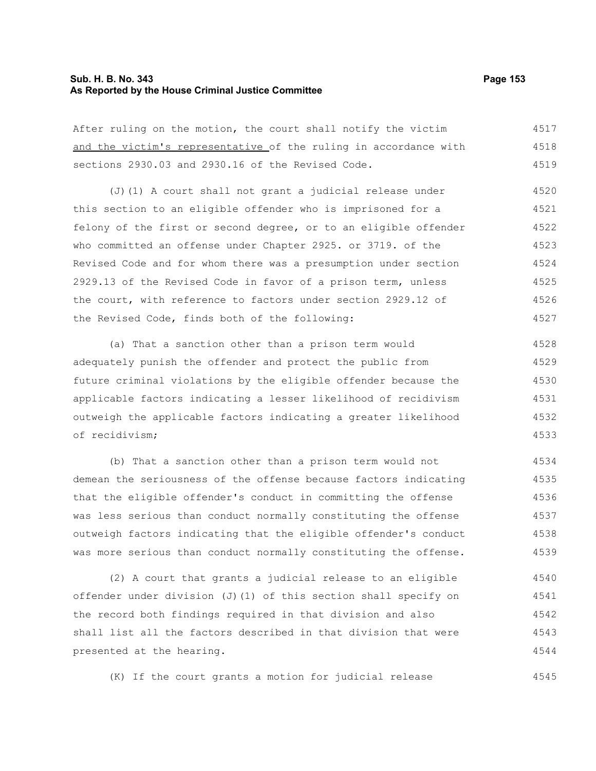After ruling on the motion, the court shall notify the victim <u>and the victim's representative</u> of the ruling in accordance with sections 2930.03 and 2930.16 of the Revised Code.

(J)(1) A court shall not grant a judicial release under this section to an eligible offender who is imprisoned for a felony of the first or second degree, or to an eligible offender who committed an offense under Chapter 2925. or 3719. of the Revised Code and for whom there was a presumption under section 2929.13 of the Revised Code in favor of a prison term, unless the court, with reference to factors under section 2929.12 of the Revised Code, finds both of the following:

(a) That a sanction other than a prison term would adequately punish the offender and protect the public from future criminal violations by the eligible offender because the applicable factors indicating a lesser likelihood of recidivism outweigh the applicable factors indicating a greater likelihood of recidivism;

(b) That a sanction other than a prison term would not demean the seriousness of the offense because factors indicating that the eligible offender's conduct in committing the offense was less serious than conduct normally constituting the offense outweigh factors indicating that the eligible offender's conduct was more serious than conduct normally constituting the offense.

(2) A court that grants a judicial release to an eligible offender under division (J)(1) of this section shall specify on the record both findings required in that division and also shall list all the factors described in that division that were presented at the hearing.

(K) If the court grants a motion for judicial release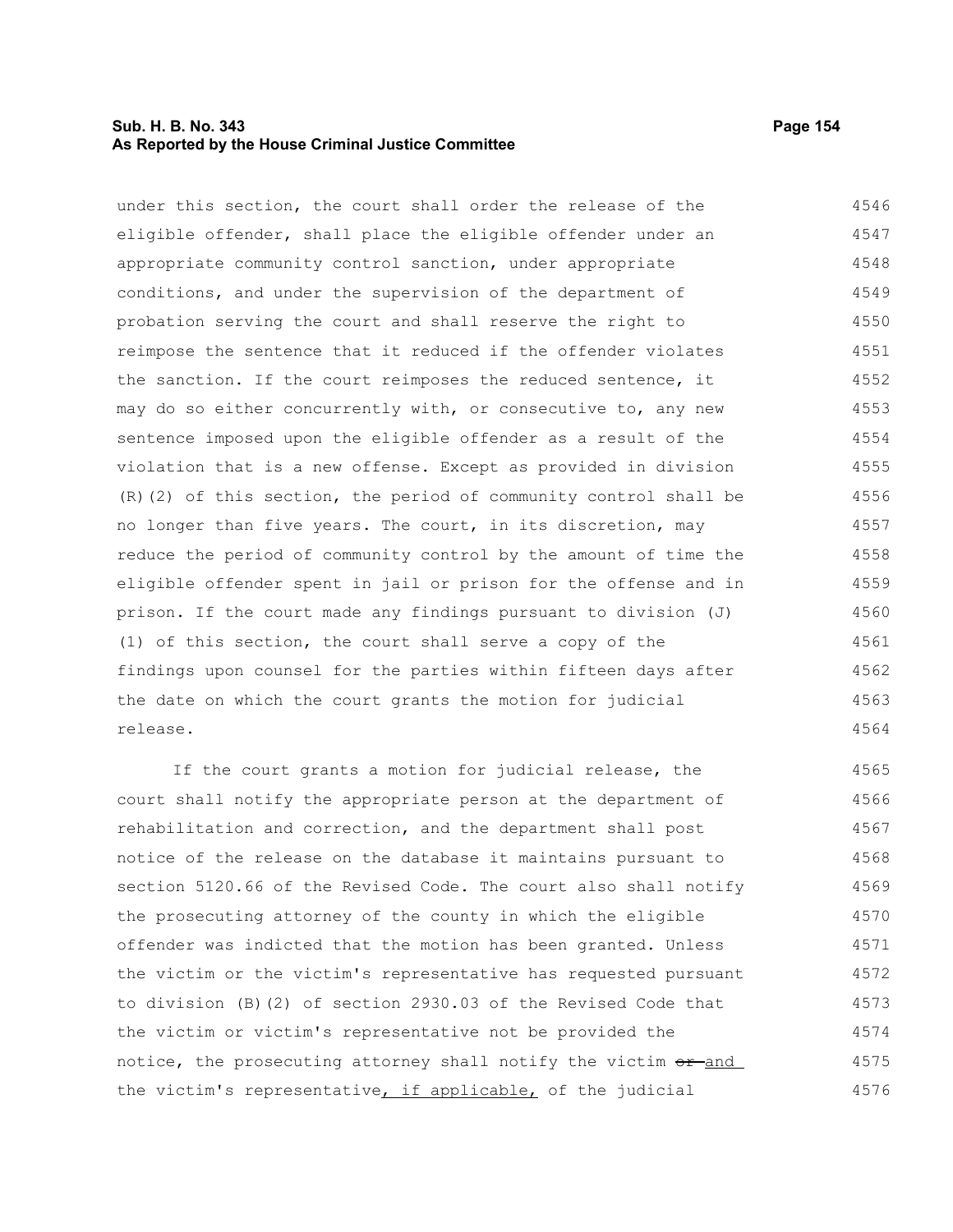under this section, the court shall order the release of the eligible offender, shall place the eligible offender under an appropriate community control sanction, under appropriate conditions, and under the supervision of the department of probation serving the court and shall reserve the right to reimpose the sentence that it reduced if the offender violates the sanction. If the court reimposes the reduced sentence, it may do so either concurrently with, or consecutive to, any new sentence imposed upon the eligible offender as a result of the violation that is a new offense. Except as provided in division (R)(2) of this section, the period of community control shall be no longer than five years. The court, in its discretion, may reduce the period of community control by the amount of time the eligible offender spent in jail or prison for the offense and in prison. If the court made any findings pursuant to division (J)(1) of this section, the court shall serve a copy of the findings upon counsel for the parties within fifteen days after the date on which the court grants the motion for judicial release.

If the court grants a motion for judicial release, the court shall notify the appropriate person at the department of rehabilitation and correction, and the department shall post notice of the release on the database it maintains pursuant to section 5120.66 of the Revised Code. The court also shall notify the prosecuting attorney of the county in which the eligible offender was indicted that the motion has been granted. Unless the victim or the victim's representative has requested pursuant to division (B)(2) of section 2930.03 of the Revised Code that the victim or victim's representative not be provided the notice, the prosecuting attorney shall notify the victim ~~or~~ and the victim's representative, if applicable, of the judicial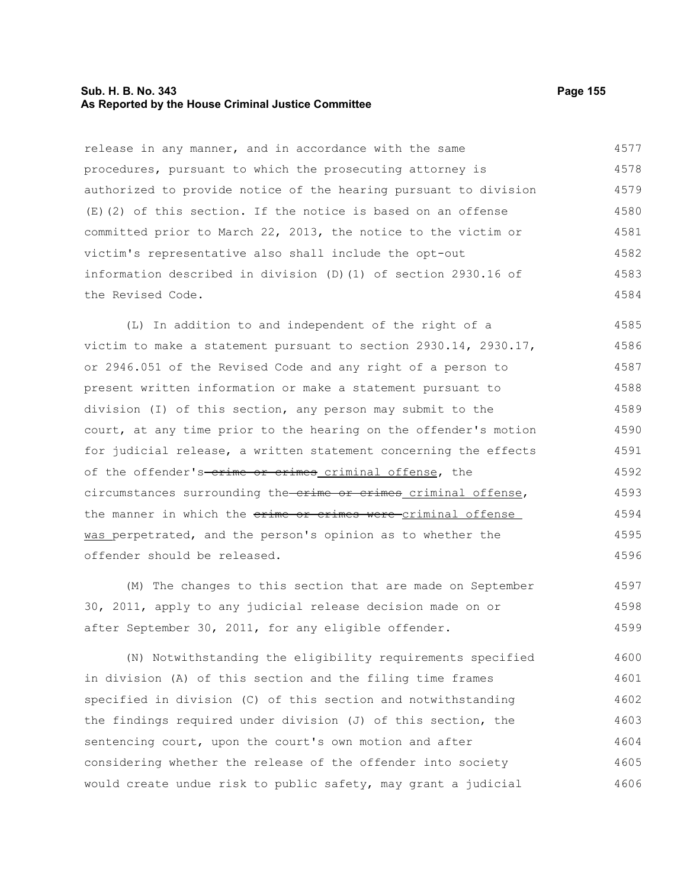release in any manner, and in accordance with the same procedures, pursuant to which the prosecuting attorney is authorized to provide notice of the hearing pursuant to division (E)(2) of this section. If the notice is based on an offense committed prior to March 22, 2013, the notice to the victim or victim's representative also shall include the opt-out information described in division (D)(1) of section 2930.16 of the Revised Code.

(L) In addition to and independent of the right of a victim to make a statement pursuant to section 2930.14, 2930.17, or 2946.051 of the Revised Code and any right of a person to present written information or make a statement pursuant to division (I) of this section, any person may submit to the court, at any time prior to the hearing on the offender's motion for judicial release, a written statement concerning the effects of the offender's ~~crime or crimes~~ <u>criminal offense</u>, the circumstances surrounding the ~~crime or crimes~~ <u>criminal offense</u>, the manner in which the ~~crime or crimes were~~ <u>criminal offense was</u> perpetrated, and the person's opinion as to whether the offender should be released.

(M) The changes to this section that are made on September 30, 2011, apply to any judicial release decision made on or after September 30, 2011, for any eligible offender.

(N) Notwithstanding the eligibility requirements specified in division (A) of this section and the filing time frames specified in division (C) of this section and notwithstanding the findings required under division (J) of this section, the sentencing court, upon the court's own motion and after considering whether the release of the offender into society would create undue risk to public safety, may grant a judicial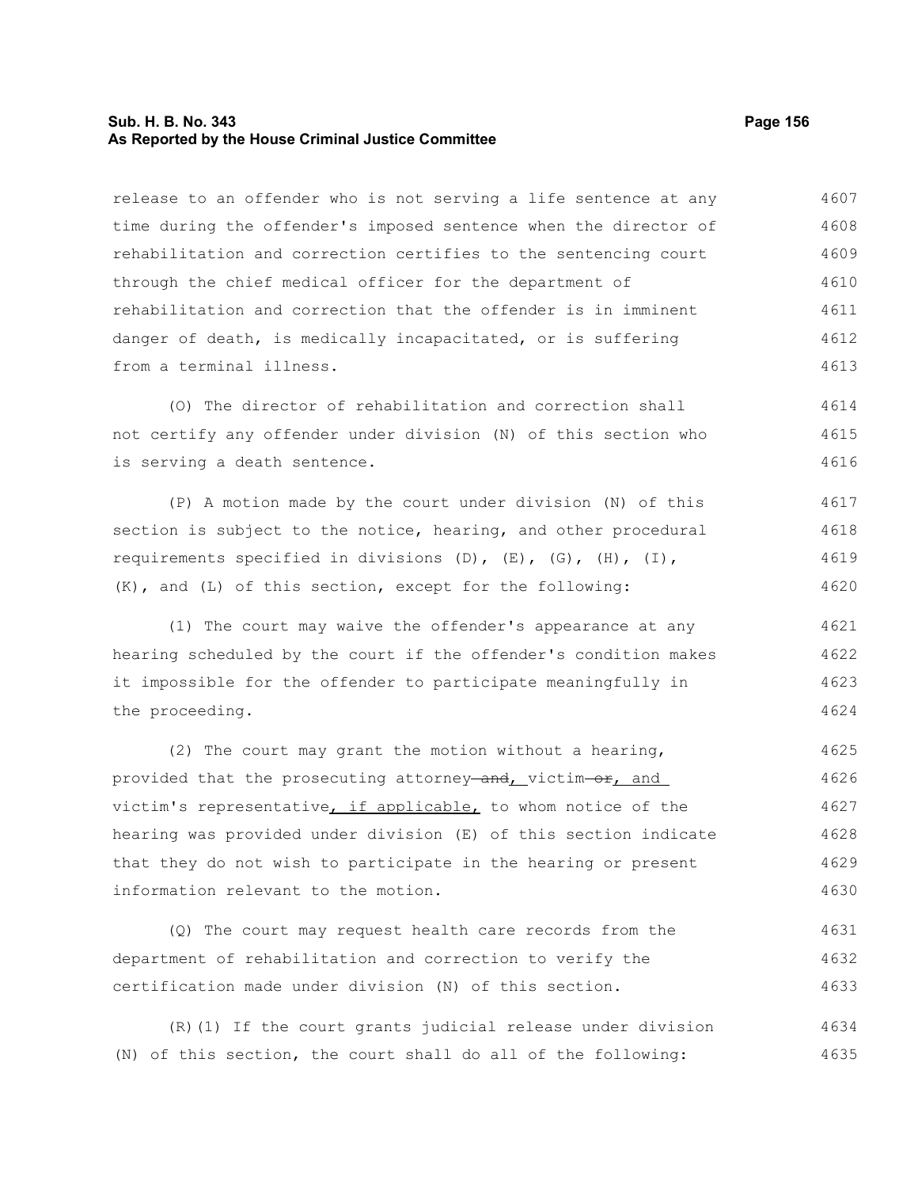release to an offender who is not serving a life sentence at any time during the offender's imposed sentence when the director of rehabilitation and correction certifies to the sentencing court through the chief medical officer for the department of rehabilitation and correction that the offender is in imminent danger of death, is medically incapacitated, or is suffering from a terminal illness.

(O) The director of rehabilitation and correction shall not certify any offender under division (N) of this section who is serving a death sentence.

(P) A motion made by the court under division (N) of this section is subject to the notice, hearing, and other procedural requirements specified in divisions (D), (E), (G), (H), (I), (K), and (L) of this section, except for the following:

(1) The court may waive the offender's appearance at any hearing scheduled by the court if the offender's condition makes it impossible for the offender to participate meaningfully in the proceeding.

(2) The court may grant the motion without a hearing, provided that the prosecuting attorney ~~and~~, victim ~~or~~, and victim's representative, if applicable, to whom notice of the hearing was provided under division (E) of this section indicate that they do not wish to participate in the hearing or present information relevant to the motion.

(Q) The court may request health care records from the department of rehabilitation and correction to verify the certification made under division (N) of this section.

(R)(1) If the court grants judicial release under division (N) of this section, the court shall do all of the following: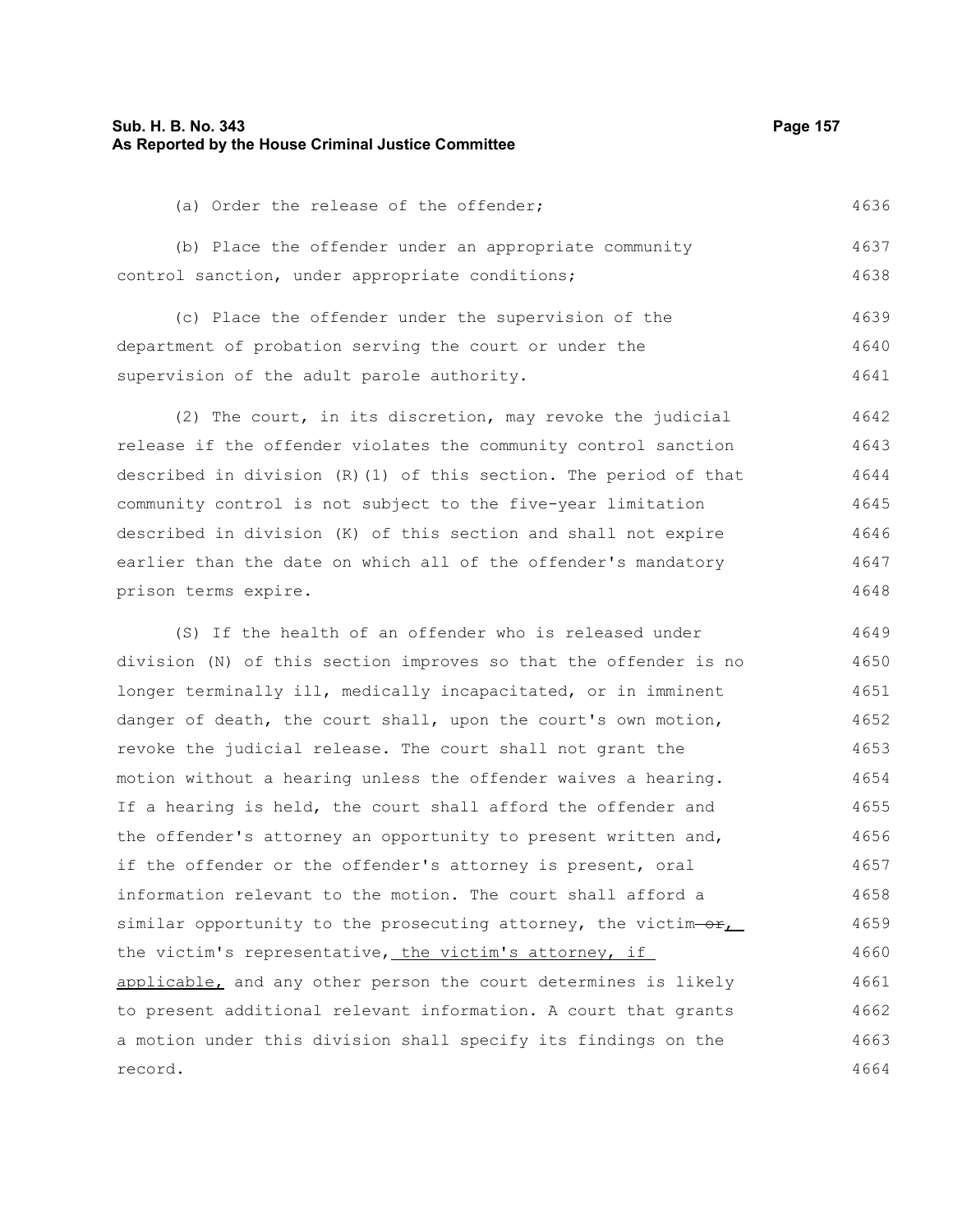(a) Order the release of the offender;

(b) Place the offender under an appropriate community control sanction, under appropriate conditions;

(c) Place the offender under the supervision of the department of probation serving the court or under the supervision of the adult parole authority.

(2) The court, in its discretion, may revoke the judicial release if the offender violates the community control sanction described in division (R)(1) of this section. The period of that community control is not subject to the five-year limitation described in division (K) of this section and shall not expire earlier than the date on which all of the offender's mandatory prison terms expire.

(S) If the health of an offender who is released under division (N) of this section improves so that the offender is no longer terminally ill, medically incapacitated, or in imminent danger of death, the court shall, upon the court's own motion, revoke the judicial release. The court shall not grant the motion without a hearing unless the offender waives a hearing. If a hearing is held, the court shall afford the offender and the offender's attorney an opportunity to present written and, if the offender or the offender's attorney is present, oral information relevant to the motion. The court shall afford a similar opportunity to the prosecuting attorney, the victim ~~or~~, the victim's representative, the victim's attorney, if applicable, and any other person the court determines is likely to present additional relevant information. A court that grants a motion under this division shall specify its findings on the record.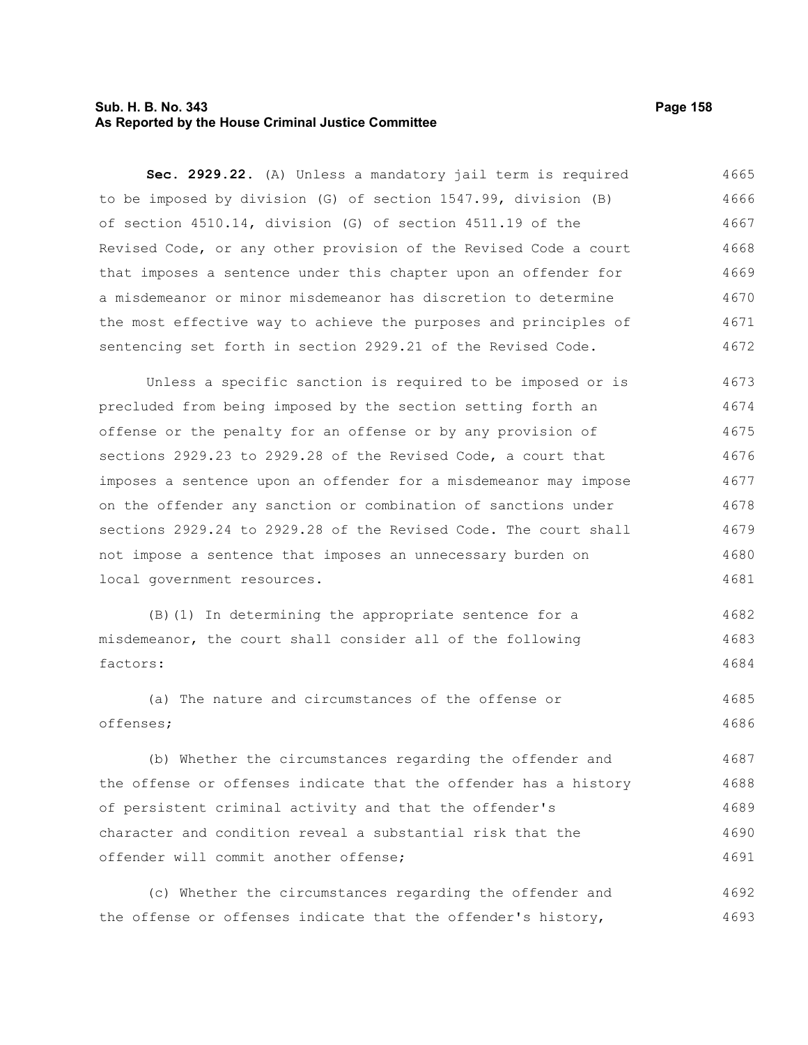**Sec. 2929.22.** (A) Unless a mandatory jail term is required to be imposed by division (G) of section 1547.99, division (B) of section 4510.14, division (G) of section 4511.19 of the Revised Code, or any other provision of the Revised Code a court that imposes a sentence under this chapter upon an offender for a misdemeanor or minor misdemeanor has discretion to determine the most effective way to achieve the purposes and principles of sentencing set forth in section 2929.21 of the Revised Code.

Unless a specific sanction is required to be imposed or is precluded from being imposed by the section setting forth an offense or the penalty for an offense or by any provision of sections 2929.23 to 2929.28 of the Revised Code, a court that imposes a sentence upon an offender for a misdemeanor may impose on the offender any sanction or combination of sanctions under sections 2929.24 to 2929.28 of the Revised Code. The court shall not impose a sentence that imposes an unnecessary burden on local government resources.

(B)(1) In determining the appropriate sentence for a misdemeanor, the court shall consider all of the following factors:

(a) The nature and circumstances of the offense or offenses;

(b) Whether the circumstances regarding the offender and the offense or offenses indicate that the offender has a history of persistent criminal activity and that the offender's character and condition reveal a substantial risk that the offender will commit another offense;

(c) Whether the circumstances regarding the offender and the offense or offenses indicate that the offender's history,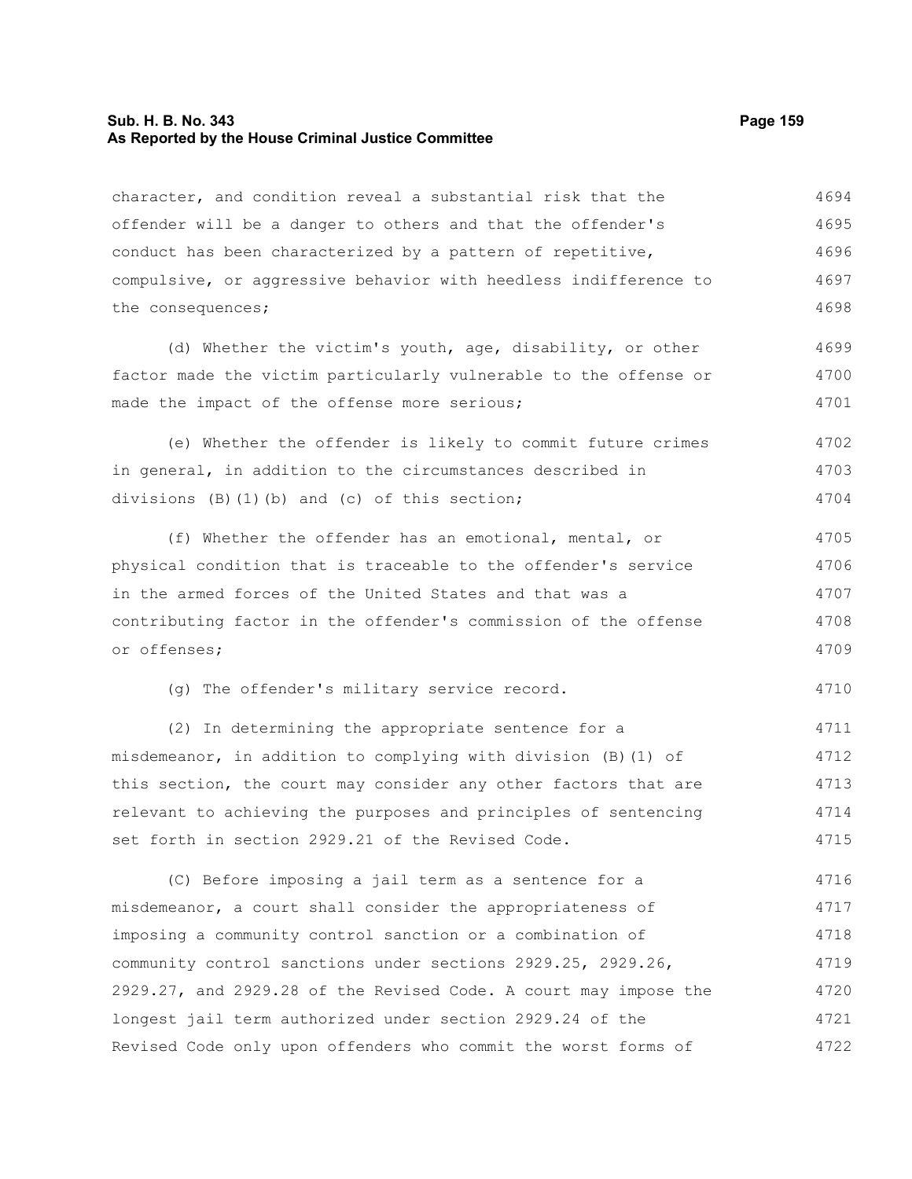character, and condition reveal a substantial risk that the offender will be a danger to others and that the offender's conduct has been characterized by a pattern of repetitive, compulsive, or aggressive behavior with heedless indifference to the consequences;

(d) Whether the victim's youth, age, disability, or other factor made the victim particularly vulnerable to the offense or made the impact of the offense more serious;

(e) Whether the offender is likely to commit future crimes in general, in addition to the circumstances described in divisions (B)(1)(b) and (c) of this section;

(f) Whether the offender has an emotional, mental, or physical condition that is traceable to the offender's service in the armed forces of the United States and that was a contributing factor in the offender's commission of the offense or offenses;

(g) The offender's military service record.

(2) In determining the appropriate sentence for a misdemeanor, in addition to complying with division (B)(1) of this section, the court may consider any other factors that are relevant to achieving the purposes and principles of sentencing set forth in section 2929.21 of the Revised Code.

(C) Before imposing a jail term as a sentence for a misdemeanor, a court shall consider the appropriateness of imposing a community control sanction or a combination of community control sanctions under sections 2929.25, 2929.26, 2929.27, and 2929.28 of the Revised Code. A court may impose the longest jail term authorized under section 2929.24 of the Revised Code only upon offenders who commit the worst forms of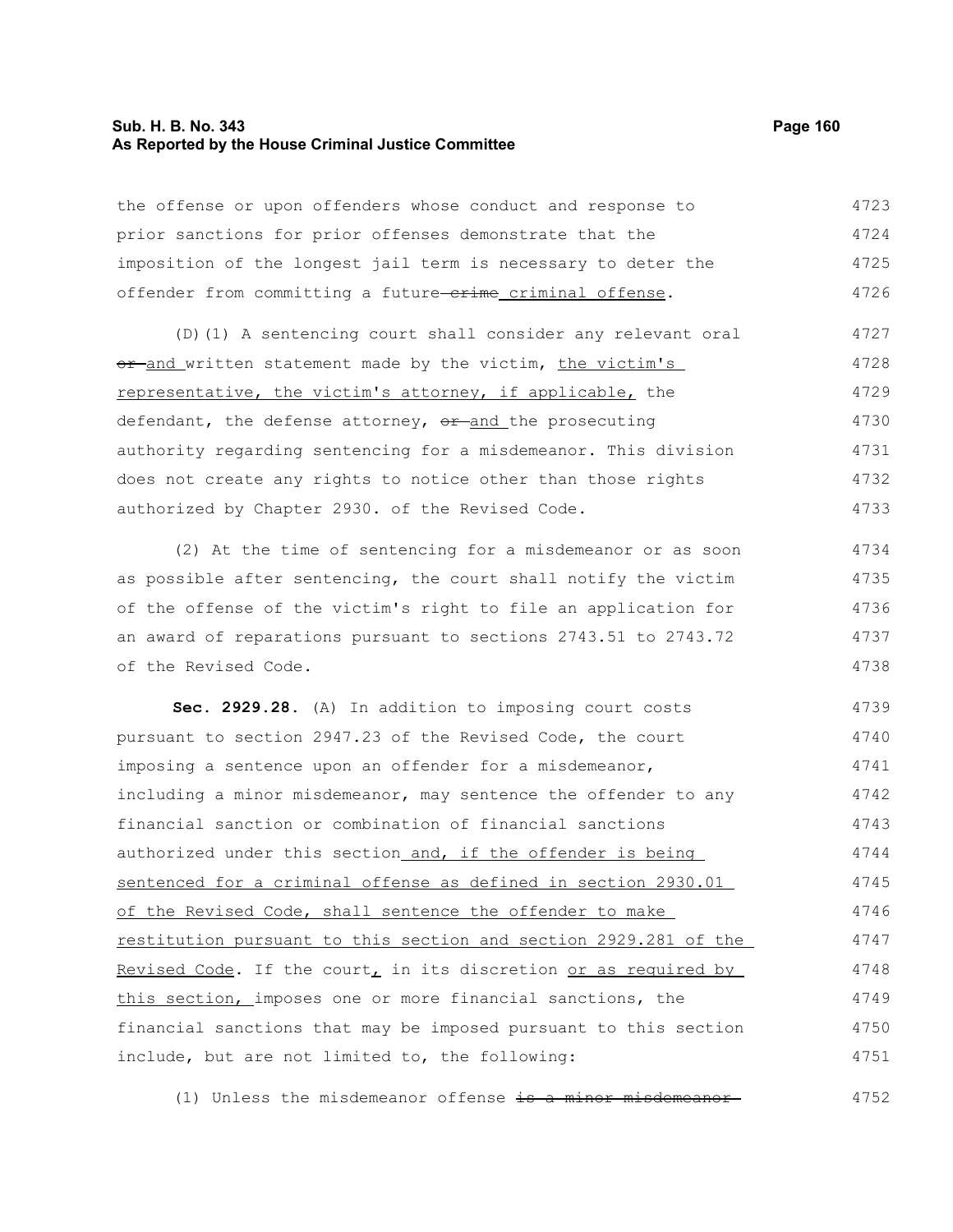the offense or upon offenders whose conduct and response to prior sanctions for prior offenses demonstrate that the imposition of the longest jail term is necessary to deter the offender from committing a future ~~crime~~ criminal offense.

(D)(1) A sentencing court shall consider any relevant oral ~~or~~ and written statement made by the victim, the victim's representative, the victim's attorney, if applicable, the defendant, the defense attorney, ~~or~~ and the prosecuting authority regarding sentencing for a misdemeanor. This division does not create any rights to notice other than those rights authorized by Chapter 2930. of the Revised Code.

(2) At the time of sentencing for a misdemeanor or as soon as possible after sentencing, the court shall notify the victim of the offense of the victim's right to file an application for an award of reparations pursuant to sections 2743.51 to 2743.72 of the Revised Code.

**Sec. 2929.28.** (A) In addition to imposing court costs pursuant to section 2947.23 of the Revised Code, the court imposing a sentence upon an offender for a misdemeanor, including a minor misdemeanor, may sentence the offender to any financial sanction or combination of financial sanctions authorized under this section and, if the offender is being sentenced for a criminal offense as defined in section 2930.01 of the Revised Code, shall sentence the offender to make restitution pursuant to this section and section 2929.281 of the Revised Code. If the court, in its discretion or as required by this section, imposes one or more financial sanctions, the financial sanctions that may be imposed pursuant to this section include, but are not limited to, the following:

(1) Unless the misdemeanor offense ~~is a minor misdemeanor~~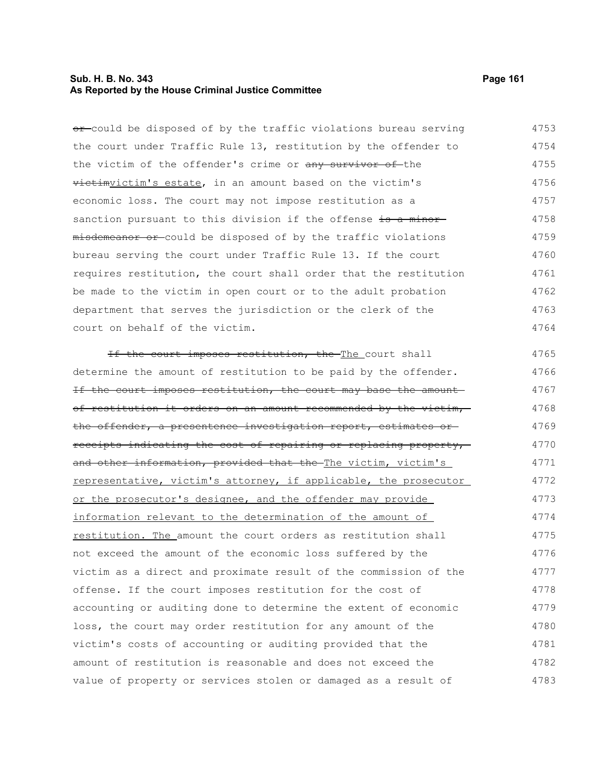~~or~~ could be disposed of by the traffic violations bureau serving the court under Traffic Rule 13, restitution by the offender to the victim of the offender's crime or ~~any survivor of~~ the ~~victim~~victim's estate, in an amount based on the victim's economic loss. The court may not impose restitution as a sanction pursuant to this division if the offense ~~is a minor misdemeanor or~~ could be disposed of by the traffic violations bureau serving the court under Traffic Rule 13. If the court requires restitution, the court shall order that the restitution be made to the victim in open court or to the adult probation department that serves the jurisdiction or the clerk of the court on behalf of the victim.

~~If the court imposes restitution, the~~ The court shall determine the amount of restitution to be paid by the offender. ~~If the court imposes restitution, the court may base the amount of restitution it orders on an amount recommended by the victim, the offender, a presentence investigation report, estimates or receipts indicating the cost of repairing or replacing property, and other information, provided that the~~ The victim, victim's representative, victim's attorney, if applicable, the prosecutor or the prosecutor's designee, and the offender may provide information relevant to the determination of the amount of restitution. The amount the court orders as restitution shall not exceed the amount of the economic loss suffered by the victim as a direct and proximate result of the commission of the offense. If the court imposes restitution for the cost of accounting or auditing done to determine the extent of economic loss, the court may order restitution for any amount of the victim's costs of accounting or auditing provided that the amount of restitution is reasonable and does not exceed the value of property or services stolen or damaged as a result of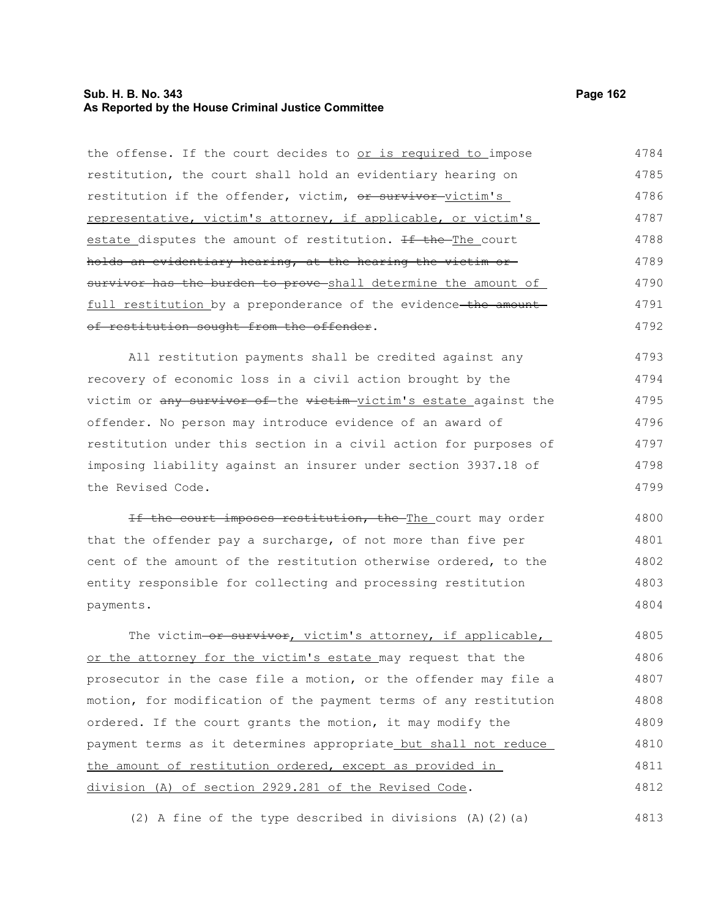the offense. If the court decides to or is required to impose restitution, the court shall hold an evidentiary hearing on restitution if the offender, victim, ~~or survivor~~ victim's representative, victim's attorney, if applicable, or victim's estate disputes the amount of restitution. ~~If the~~ The court ~~holds an evidentiary hearing, at the hearing the victim or survivor has the burden to prove~~ shall determine the amount of full restitution by a preponderance of the evidence ~~the amount of restitution sought from the offender~~.

All restitution payments shall be credited against any recovery of economic loss in a civil action brought by the victim or ~~any survivor of~~ the ~~victim~~ victim's estate against the offender. No person may introduce evidence of an award of restitution under this section in a civil action for purposes of imposing liability against an insurer under section 3937.18 of the Revised Code.

~~If the court imposes restitution, the~~ The court may order that the offender pay a surcharge, of not more than five per cent of the amount of the restitution otherwise ordered, to the entity responsible for collecting and processing restitution payments.

The victim ~~or survivor~~, victim's attorney, if applicable, or the attorney for the victim's estate may request that the prosecutor in the case file a motion, or the offender may file a motion, for modification of the payment terms of any restitution ordered. If the court grants the motion, it may modify the payment terms as it determines appropriate but shall not reduce the amount of restitution ordered, except as provided in division (A) of section 2929.281 of the Revised Code.

(2) A fine of the type described in divisions (A)(2)(a)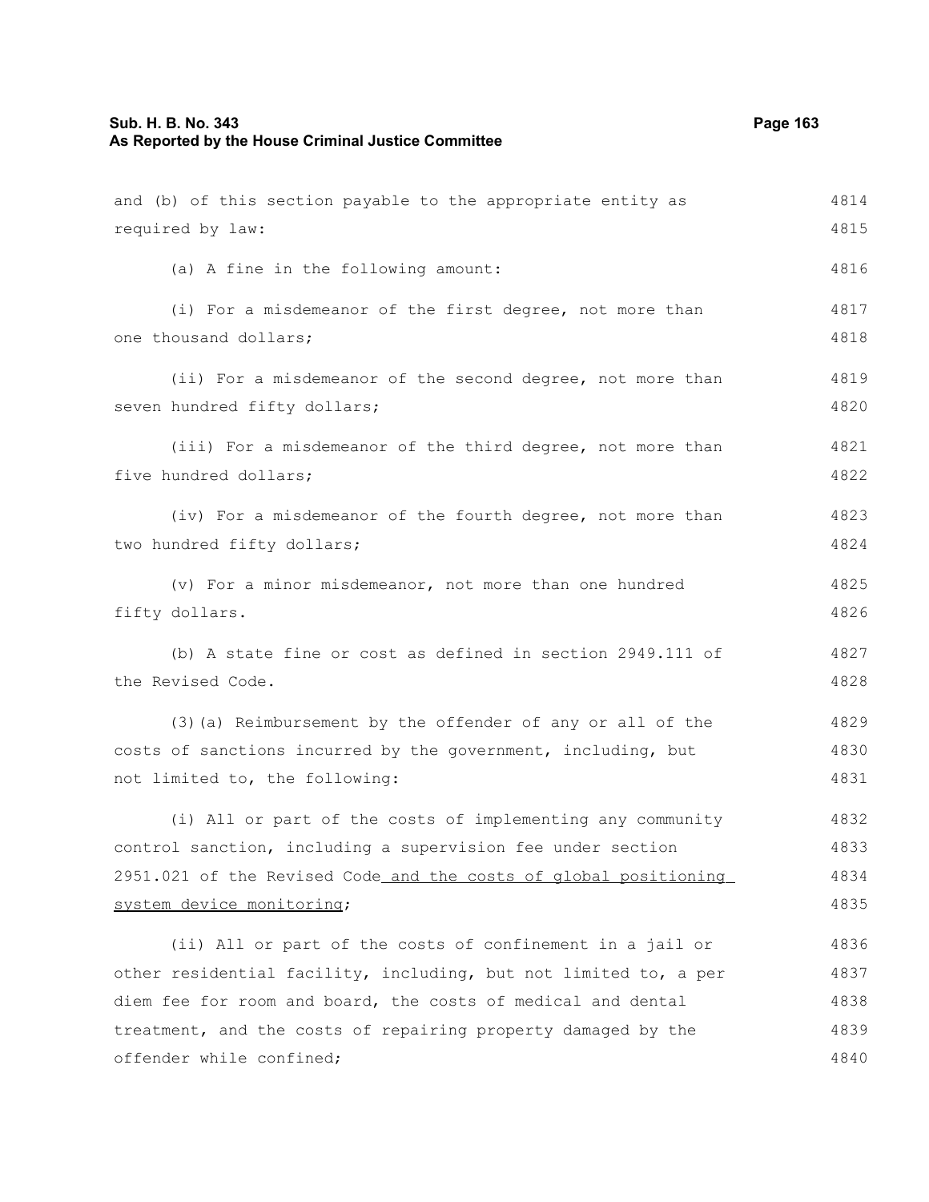and (b) of this section payable to the appropriate entity as required by law:

(a) A fine in the following amount:

(i) For a misdemeanor of the first degree, not more than one thousand dollars;

(ii) For a misdemeanor of the second degree, not more than seven hundred fifty dollars;

(iii) For a misdemeanor of the third degree, not more than five hundred dollars;

(iv) For a misdemeanor of the fourth degree, not more than two hundred fifty dollars;

(v) For a minor misdemeanor, not more than one hundred fifty dollars.

(b) A state fine or cost as defined in section 2949.111 of the Revised Code.

(3)(a) Reimbursement by the offender of any or all of the costs of sanctions incurred by the government, including, but not limited to, the following:

(i) All or part of the costs of implementing any community control sanction, including a supervision fee under section 2951.021 of the Revised Code and the costs of global positioning system device monitoring;

(ii) All or part of the costs of confinement in a jail or other residential facility, including, but not limited to, a per diem fee for room and board, the costs of medical and dental treatment, and the costs of repairing property damaged by the offender while confined;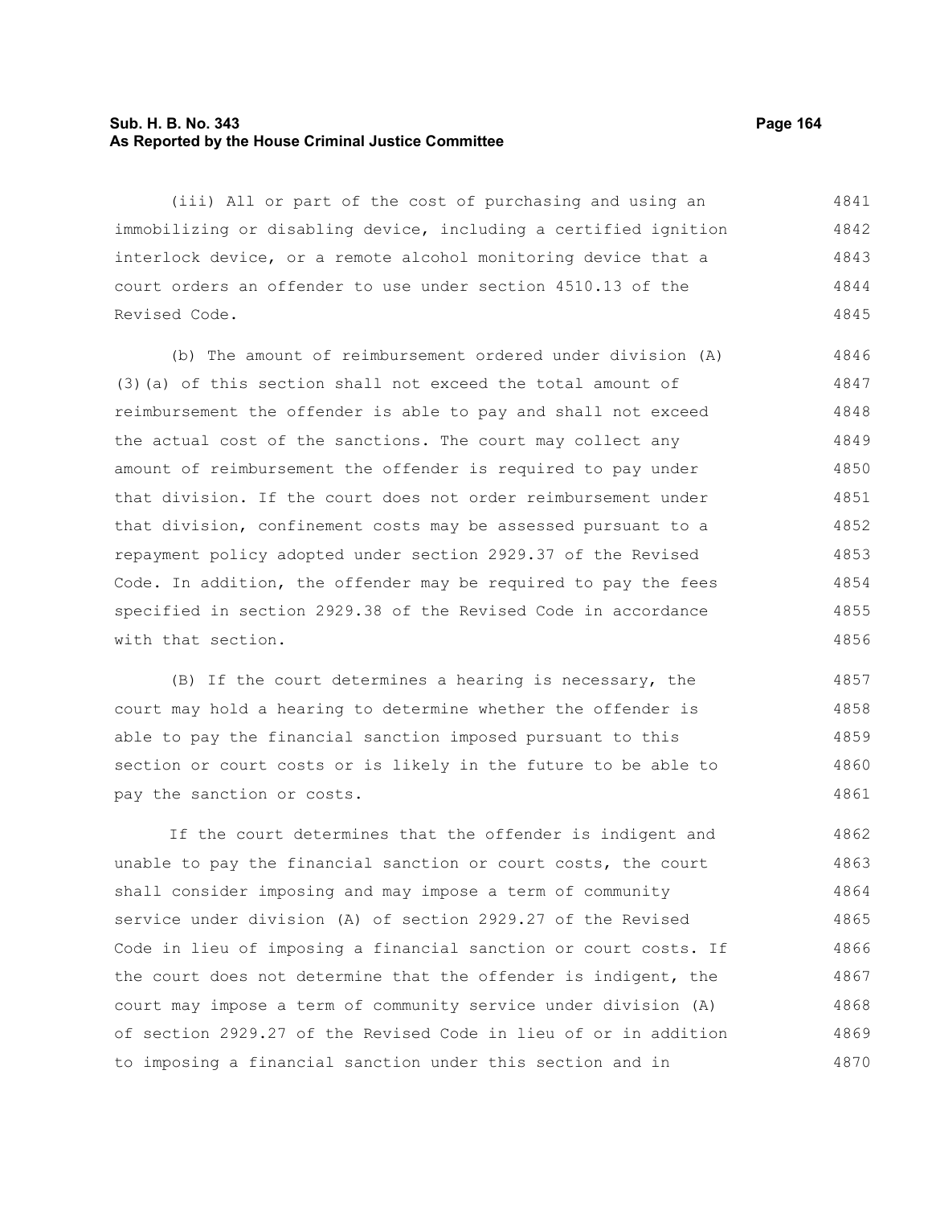(iii) All or part of the cost of purchasing and using an immobilizing or disabling device, including a certified ignition interlock device, or a remote alcohol monitoring device that a court orders an offender to use under section 4510.13 of the Revised Code.

(b) The amount of reimbursement ordered under division (A)(3)(a) of this section shall not exceed the total amount of reimbursement the offender is able to pay and shall not exceed the actual cost of the sanctions. The court may collect any amount of reimbursement the offender is required to pay under that division. If the court does not order reimbursement under that division, confinement costs may be assessed pursuant to a repayment policy adopted under section 2929.37 of the Revised Code. In addition, the offender may be required to pay the fees specified in section 2929.38 of the Revised Code in accordance with that section.

(B) If the court determines a hearing is necessary, the court may hold a hearing to determine whether the offender is able to pay the financial sanction imposed pursuant to this section or court costs or is likely in the future to be able to pay the sanction or costs.

If the court determines that the offender is indigent and unable to pay the financial sanction or court costs, the court shall consider imposing and may impose a term of community service under division (A) of section 2929.27 of the Revised Code in lieu of imposing a financial sanction or court costs. If the court does not determine that the offender is indigent, the court may impose a term of community service under division (A) of section 2929.27 of the Revised Code in lieu of or in addition to imposing a financial sanction under this section and in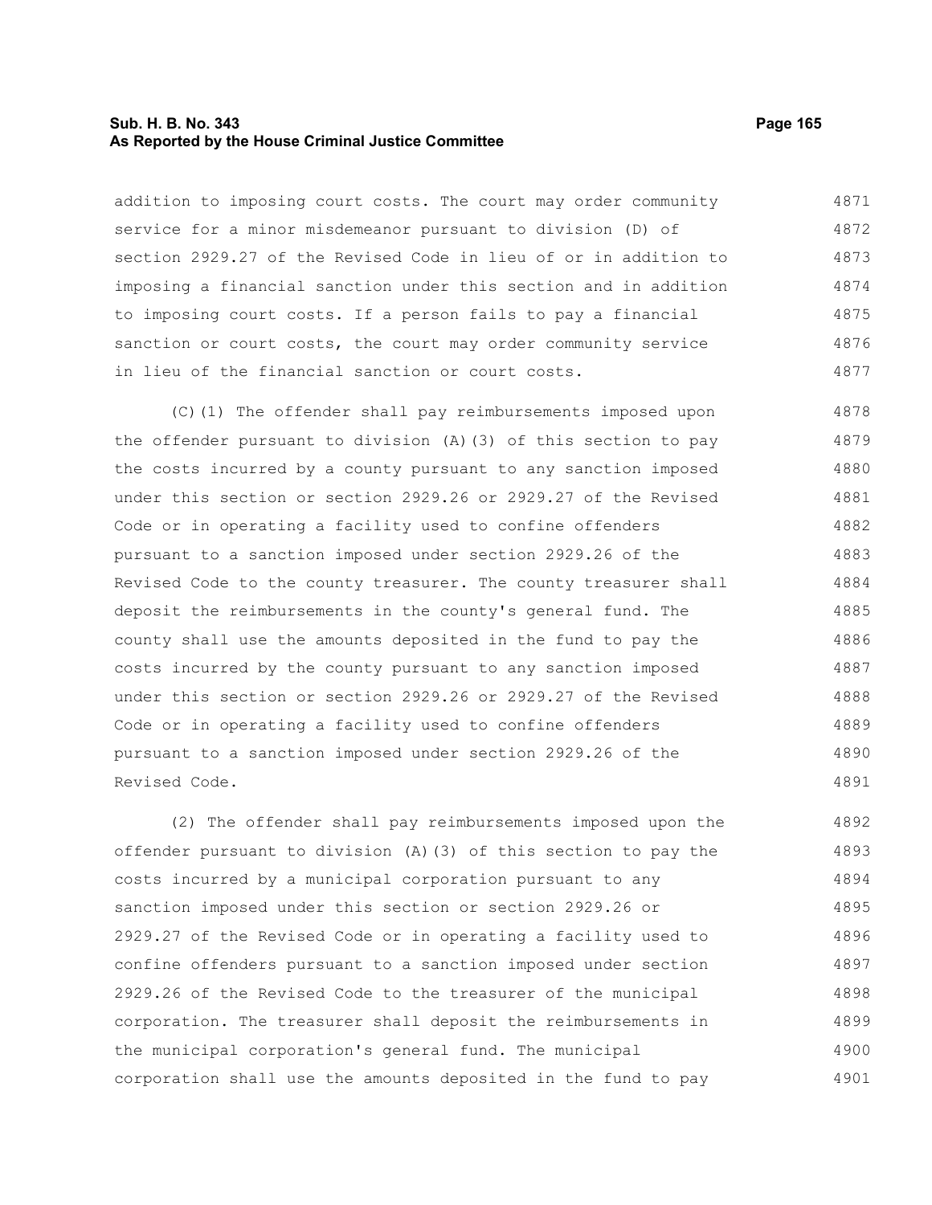addition to imposing court costs. The court may order community service for a minor misdemeanor pursuant to division (D) of section 2929.27 of the Revised Code in lieu of or in addition to imposing a financial sanction under this section and in addition to imposing court costs. If a person fails to pay a financial sanction or court costs, the court may order community service in lieu of the financial sanction or court costs.

(C)(1) The offender shall pay reimbursements imposed upon the offender pursuant to division (A)(3) of this section to pay the costs incurred by a county pursuant to any sanction imposed under this section or section 2929.26 or 2929.27 of the Revised Code or in operating a facility used to confine offenders pursuant to a sanction imposed under section 2929.26 of the Revised Code to the county treasurer. The county treasurer shall deposit the reimbursements in the county's general fund. The county shall use the amounts deposited in the fund to pay the costs incurred by the county pursuant to any sanction imposed under this section or section 2929.26 or 2929.27 of the Revised Code or in operating a facility used to confine offenders pursuant to a sanction imposed under section 2929.26 of the Revised Code.

(2) The offender shall pay reimbursements imposed upon the offender pursuant to division (A)(3) of this section to pay the costs incurred by a municipal corporation pursuant to any sanction imposed under this section or section 2929.26 or 2929.27 of the Revised Code or in operating a facility used to confine offenders pursuant to a sanction imposed under section 2929.26 of the Revised Code to the treasurer of the municipal corporation. The treasurer shall deposit the reimbursements in the municipal corporation's general fund. The municipal corporation shall use the amounts deposited in the fund to pay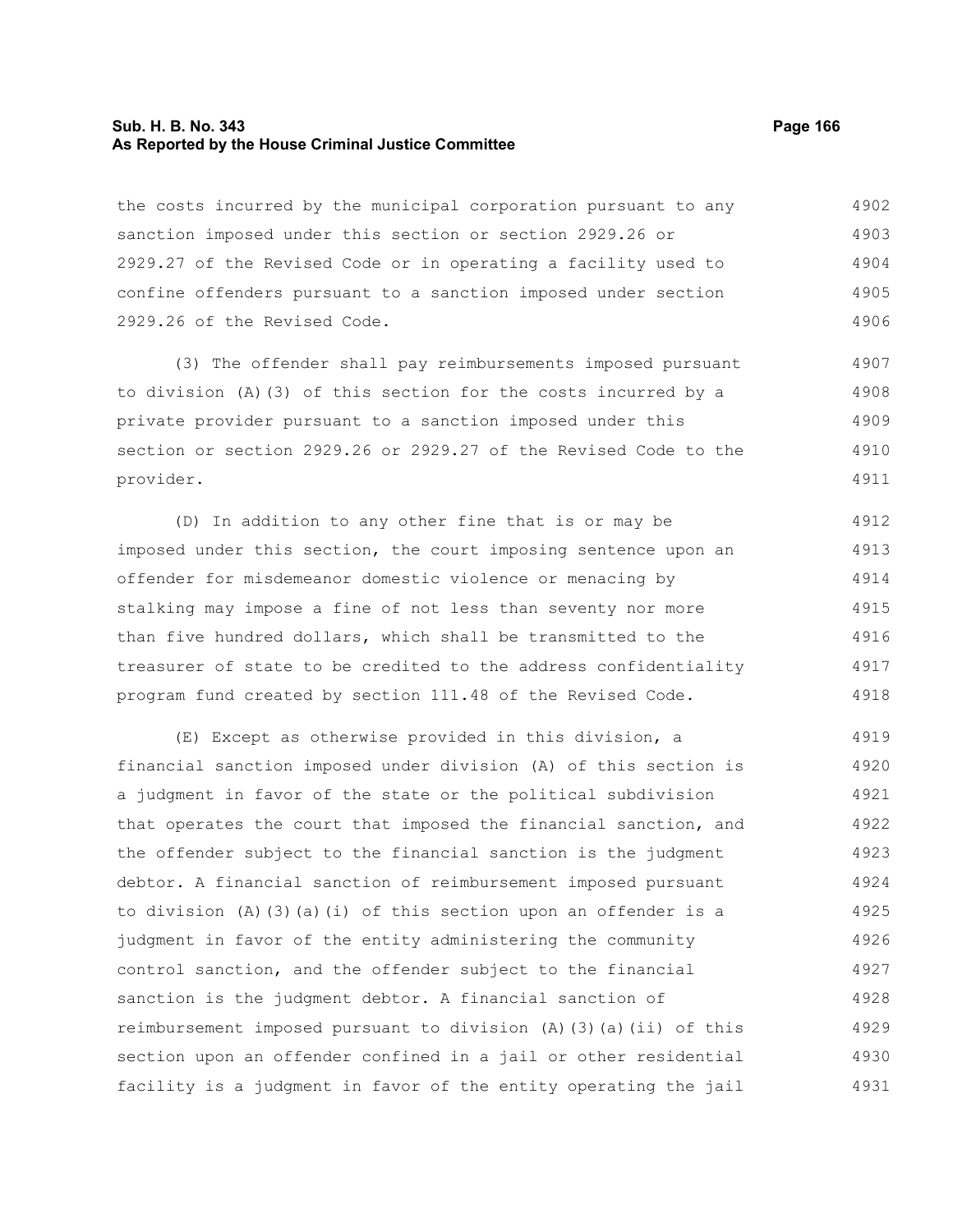the costs incurred by the municipal corporation pursuant to any sanction imposed under this section or section 2929.26 or 2929.27 of the Revised Code or in operating a facility used to confine offenders pursuant to a sanction imposed under section 2929.26 of the Revised Code.

(3) The offender shall pay reimbursements imposed pursuant to division (A)(3) of this section for the costs incurred by a private provider pursuant to a sanction imposed under this section or section 2929.26 or 2929.27 of the Revised Code to the provider.

(D) In addition to any other fine that is or may be imposed under this section, the court imposing sentence upon an offender for misdemeanor domestic violence or menacing by stalking may impose a fine of not less than seventy nor more than five hundred dollars, which shall be transmitted to the treasurer of state to be credited to the address confidentiality program fund created by section 111.48 of the Revised Code.

(E) Except as otherwise provided in this division, a financial sanction imposed under division (A) of this section is a judgment in favor of the state or the political subdivision that operates the court that imposed the financial sanction, and the offender subject to the financial sanction is the judgment debtor. A financial sanction of reimbursement imposed pursuant to division (A)(3)(a)(i) of this section upon an offender is a judgment in favor of the entity administering the community control sanction, and the offender subject to the financial sanction is the judgment debtor. A financial sanction of reimbursement imposed pursuant to division (A)(3)(a)(ii) of this section upon an offender confined in a jail or other residential facility is a judgment in favor of the entity operating the jail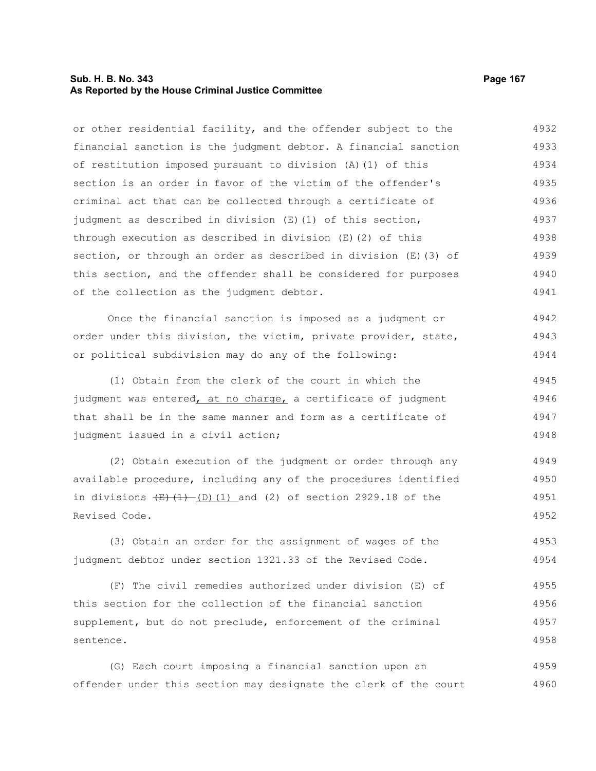or other residential facility, and the offender subject to the financial sanction is the judgment debtor. A financial sanction of restitution imposed pursuant to division (A)(1) of this section is an order in favor of the victim of the offender's criminal act that can be collected through a certificate of judgment as described in division (E)(1) of this section, through execution as described in division (E)(2) of this section, or through an order as described in division (E)(3) of this section, and the offender shall be considered for purposes of the collection as the judgment debtor.

Once the financial sanction is imposed as a judgment or order under this division, the victim, private provider, state, or political subdivision may do any of the following:

(1) Obtain from the clerk of the court in which the judgment was entered, at no charge, a certificate of judgment that shall be in the same manner and form as a certificate of judgment issued in a civil action;

(2) Obtain execution of the judgment or order through any available procedure, including any of the procedures identified in divisions ~~(E)(1)~~ (D)(1) and (2) of section 2929.18 of the Revised Code.

(3) Obtain an order for the assignment of wages of the judgment debtor under section 1321.33 of the Revised Code.

(F) The civil remedies authorized under division (E) of this section for the collection of the financial sanction supplement, but do not preclude, enforcement of the criminal sentence.

(G) Each court imposing a financial sanction upon an offender under this section may designate the clerk of the court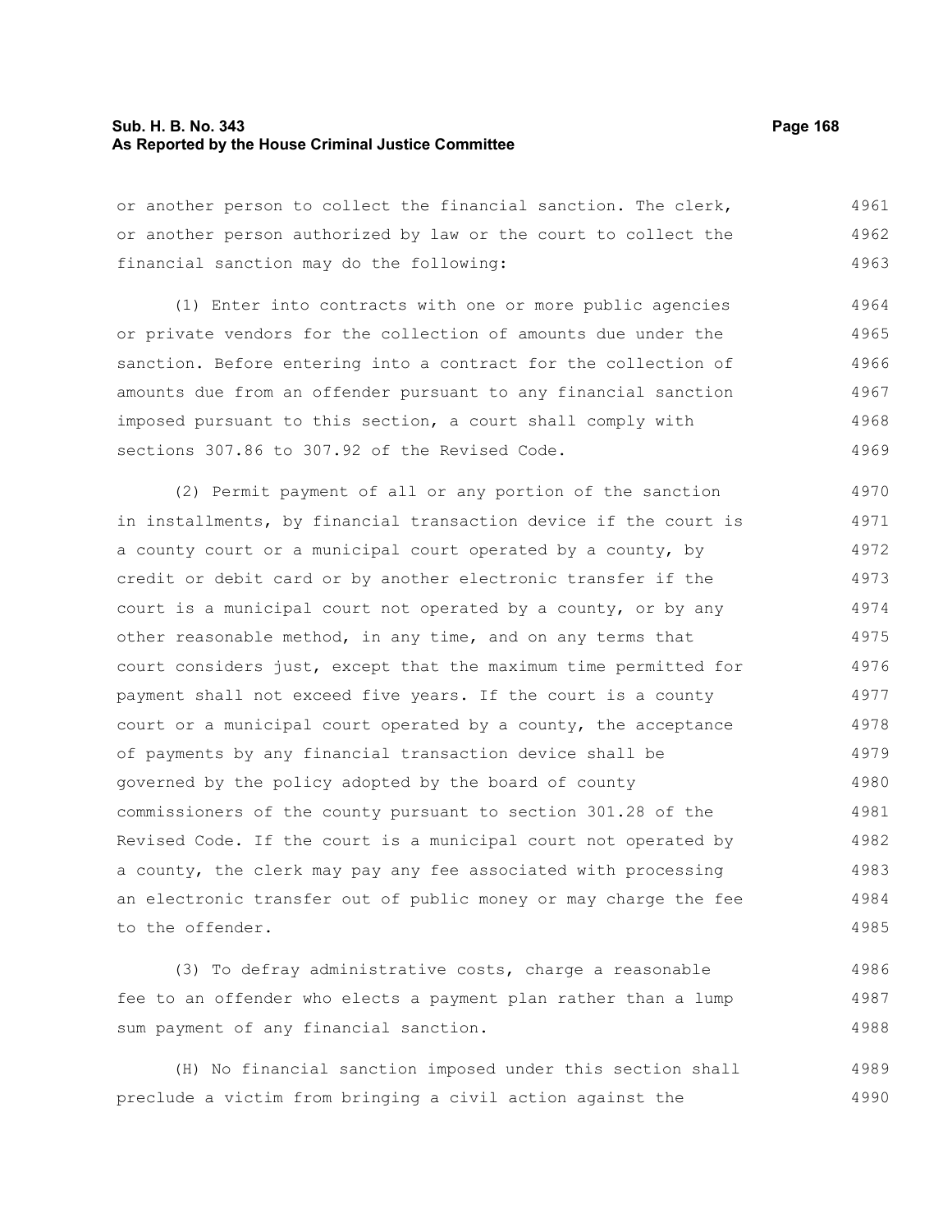or another person to collect the financial sanction. The clerk, or another person authorized by law or the court to collect the financial sanction may do the following:

(1) Enter into contracts with one or more public agencies or private vendors for the collection of amounts due under the sanction. Before entering into a contract for the collection of amounts due from an offender pursuant to any financial sanction imposed pursuant to this section, a court shall comply with sections 307.86 to 307.92 of the Revised Code.

(2) Permit payment of all or any portion of the sanction in installments, by financial transaction device if the court is a county court or a municipal court operated by a county, by credit or debit card or by another electronic transfer if the court is a municipal court not operated by a county, or by any other reasonable method, in any time, and on any terms that court considers just, except that the maximum time permitted for payment shall not exceed five years. If the court is a county court or a municipal court operated by a county, the acceptance of payments by any financial transaction device shall be governed by the policy adopted by the board of county commissioners of the county pursuant to section 301.28 of the Revised Code. If the court is a municipal court not operated by a county, the clerk may pay any fee associated with processing an electronic transfer out of public money or may charge the fee to the offender.

(3) To defray administrative costs, charge a reasonable fee to an offender who elects a payment plan rather than a lump sum payment of any financial sanction.

(H) No financial sanction imposed under this section shall preclude a victim from bringing a civil action against the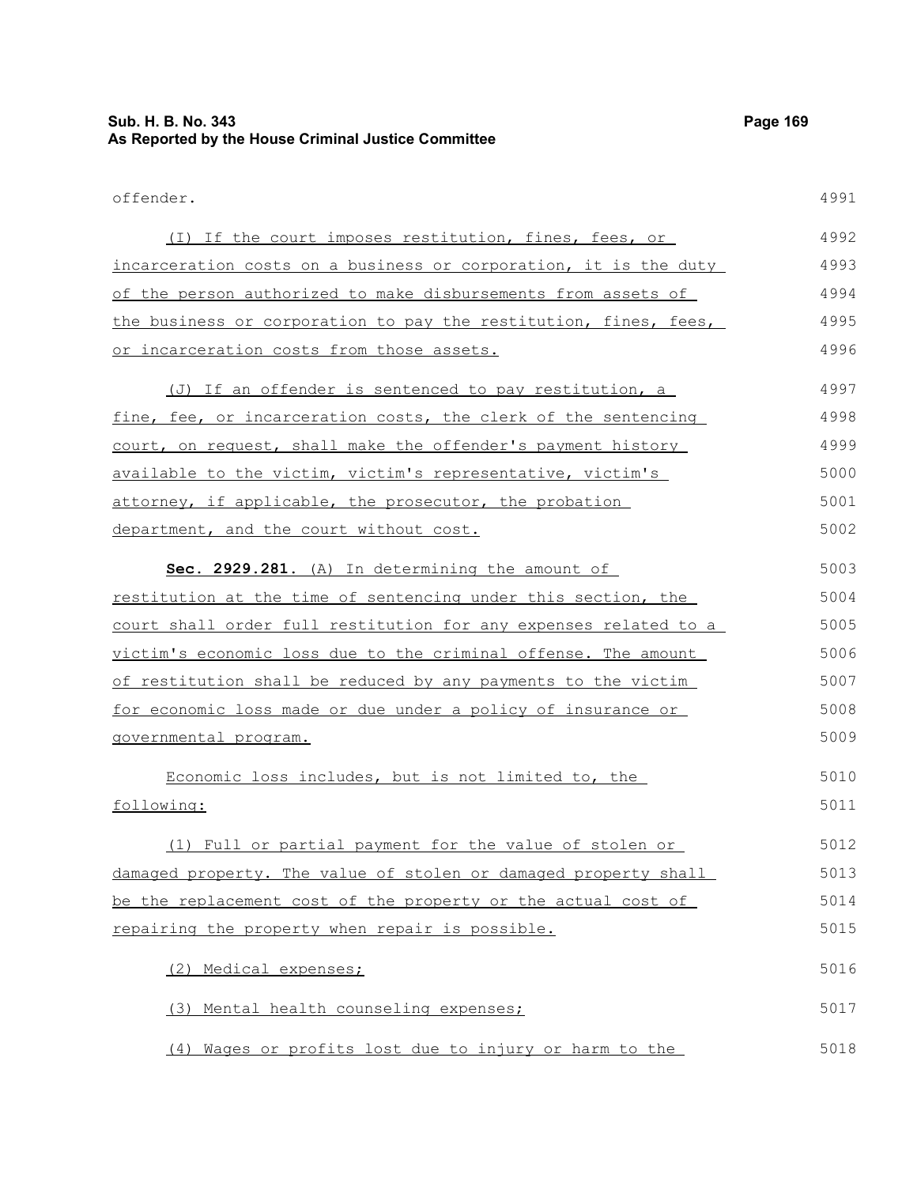offender.

(I) If the court imposes restitution, fines, fees, or incarceration costs on a business or corporation, it is the duty of the person authorized to make disbursements from assets of the business or corporation to pay the restitution, fines, fees, or incarceration costs from those assets.

(J) If an offender is sentenced to pay restitution, a fine, fee, or incarceration costs, the clerk of the sentencing court, on request, shall make the offender's payment history available to the victim, victim's representative, victim's attorney, if applicable, the prosecutor, the probation department, and the court without cost.

**Sec. 2929.281.** (A) In determining the amount of restitution at the time of sentencing under this section, the court shall order full restitution for any expenses related to a victim's economic loss due to the criminal offense. The amount of restitution shall be reduced by any payments to the victim for economic loss made or due under a policy of insurance or governmental program.

Economic loss includes, but is not limited to, the following:

(1) Full or partial payment for the value of stolen or damaged property. The value of stolen or damaged property shall be the replacement cost of the property or the actual cost of repairing the property when repair is possible.

(2) Medical expenses;

(3) Mental health counseling expenses;

(4) Wages or profits lost due to injury or harm to the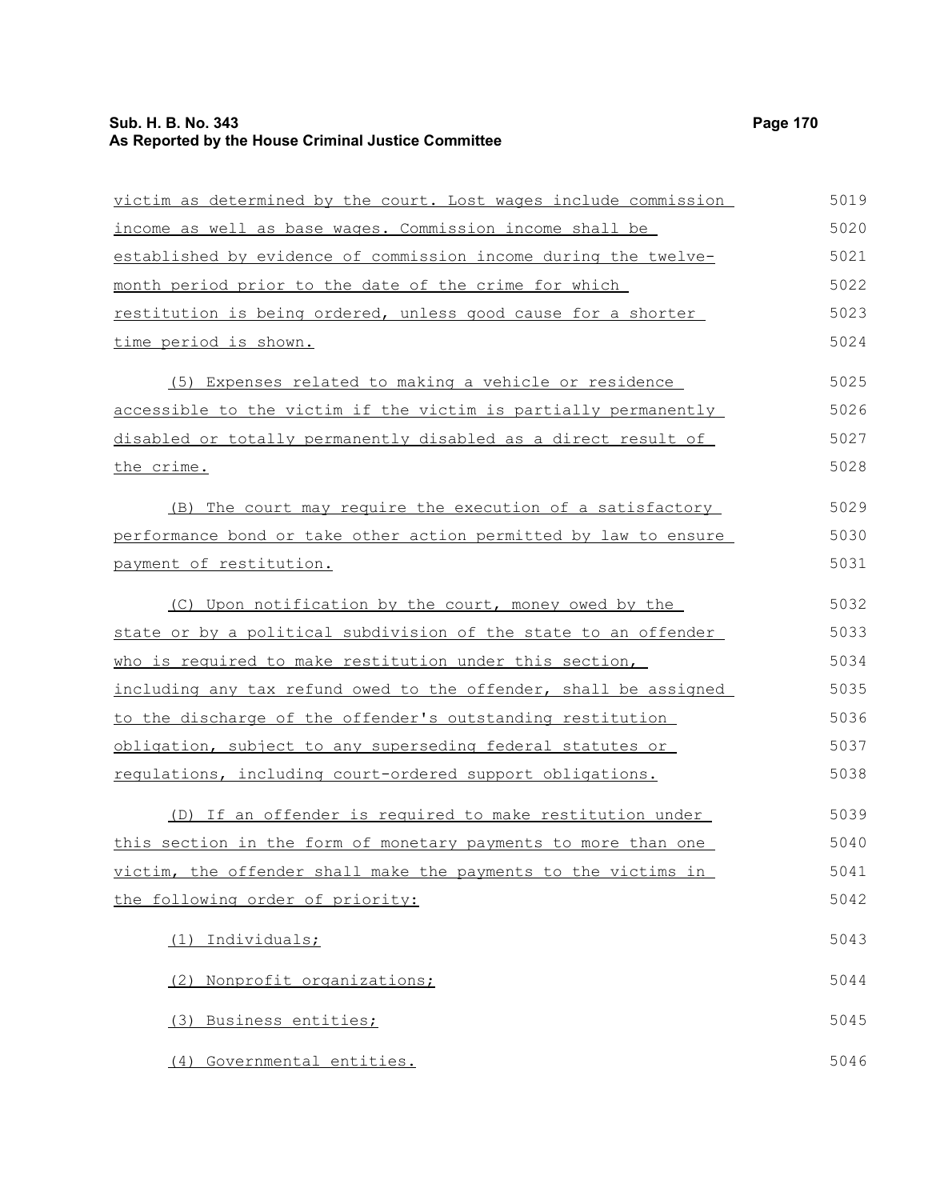victim as determined by the court. Lost wages include commission income as well as base wages. Commission income shall be established by evidence of commission income during the twelve-month period prior to the date of the crime for which restitution is being ordered, unless good cause for a shorter time period is shown.

(5) Expenses related to making a vehicle or residence accessible to the victim if the victim is partially permanently disabled or totally permanently disabled as a direct result of the crime.

(B) The court may require the execution of a satisfactory performance bond or take other action permitted by law to ensure payment of restitution.

(C) Upon notification by the court, money owed by the state or by a political subdivision of the state to an offender who is required to make restitution under this section, including any tax refund owed to the offender, shall be assigned to the discharge of the offender's outstanding restitution obligation, subject to any superseding federal statutes or regulations, including court-ordered support obligations.

(D) If an offender is required to make restitution under this section in the form of monetary payments to more than one victim, the offender shall make the payments to the victims in the following order of priority:

(1) Individuals;

(2) Nonprofit organizations;

(3) Business entities;

(4) Governmental entities.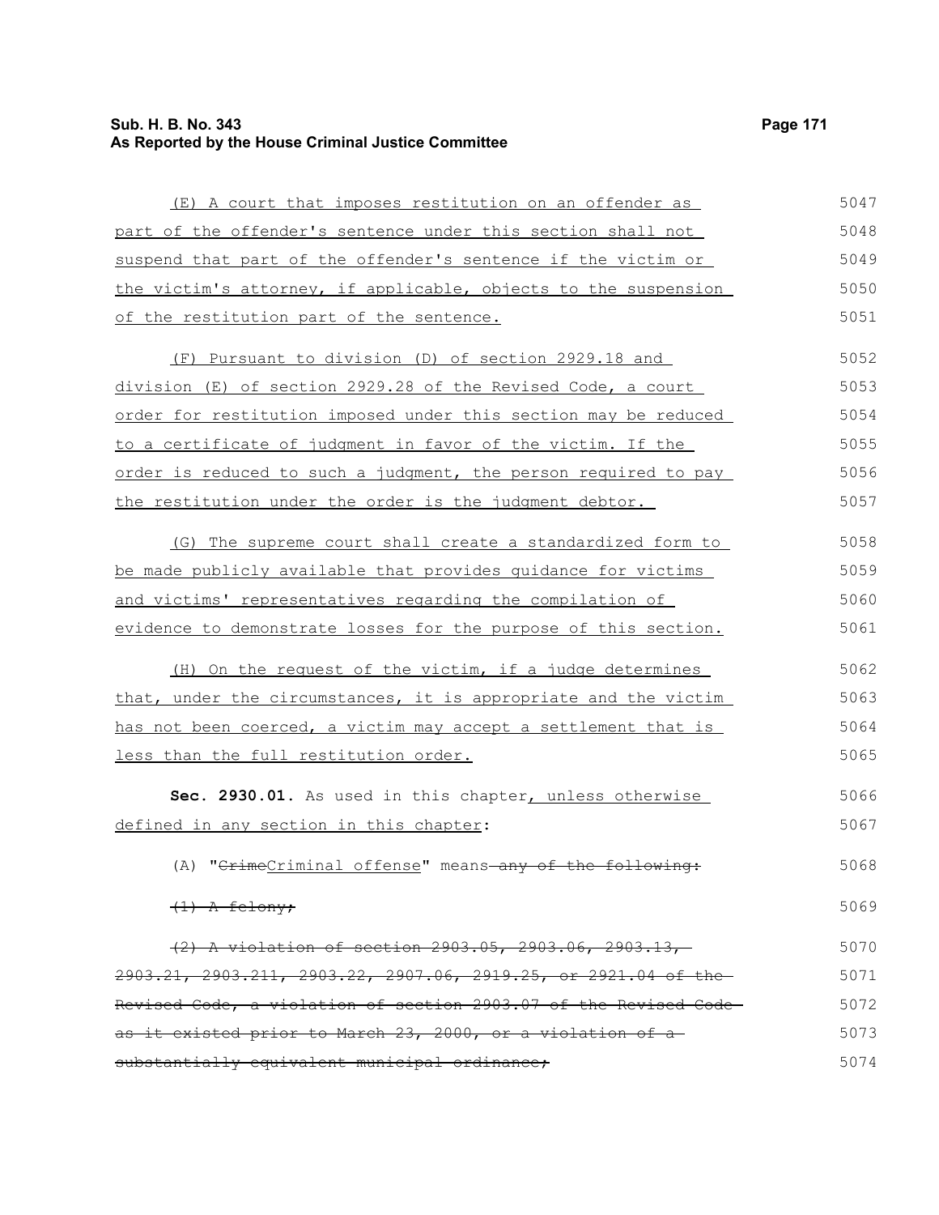(E) A court that imposes restitution on an offender as part of the offender's sentence under this section shall not suspend that part of the offender's sentence if the victim or the victim's attorney, if applicable, objects to the suspension of the restitution part of the sentence.

(F) Pursuant to division (D) of section 2929.18 and division (E) of section 2929.28 of the Revised Code, a court order for restitution imposed under this section may be reduced to a certificate of judgment in favor of the victim. If the order is reduced to such a judgment, the person required to pay the restitution under the order is the judgment debtor.

(G) The supreme court shall create a standardized form to be made publicly available that provides guidance for victims and victims' representatives regarding the compilation of evidence to demonstrate losses for the purpose of this section.

(H) On the request of the victim, if a judge determines that, under the circumstances, it is appropriate and the victim has not been coerced, a victim may accept a settlement that is less than the full restitution order.

**Sec. 2930.01.** As used in this chapter, unless otherwise defined in any section in this chapter:

(A) "~~Crime~~Criminal offense" means ~~any of the following:~~

~~(1) A felony;~~

~~(2) A violation of section 2903.05, 2903.06, 2903.13, 2903.21, 2903.211, 2903.22, 2907.06, 2919.25, or 2921.04 of the Revised Code, a violation of section 2903.07 of the Revised Code as it existed prior to March 23, 2000, or a violation of a substantially equivalent municipal ordinance;~~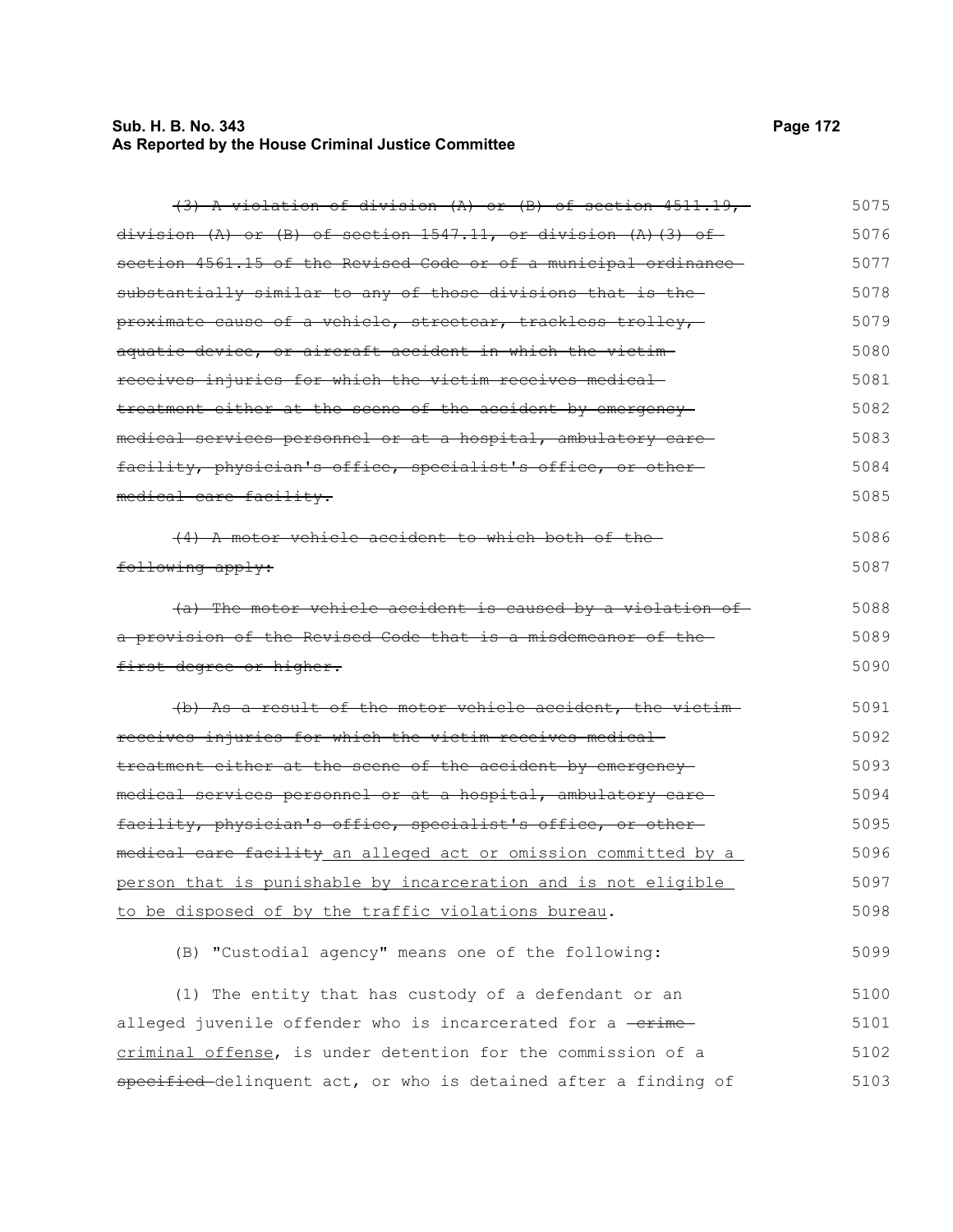~~(3) A violation of division (A) or (B) of section 4511.19, division (A) or (B) of section 1547.11, or division (A)(3) of section 4561.15 of the Revised Code or of a municipal ordinance substantially similar to any of those divisions that is the proximate cause of a vehicle, streetcar, trackless trolley, aquatic device, or aircraft accident in which the victim receives injuries for which the victim receives medical treatment either at the scene of the accident by emergency medical services personnel or at a hospital, ambulatory care facility, physician's office, specialist's office, or other medical care facility.~~

~~(4) A motor vehicle accident to which both of the following apply:~~

~~(a) The motor vehicle accident is caused by a violation of a provision of the Revised Code that is a misdemeanor of the first degree or higher.~~

~~(b) As a result of the motor vehicle accident, the victim receives injuries for which the victim receives medical treatment either at the scene of the accident by emergency medical services personnel or at a hospital, ambulatory care facility, physician's office, specialist's office, or other medical care facility~~ <u>an alleged act or omission committed by a person that is punishable by incarceration and is not eligible to be disposed of by the traffic violations bureau</u>.

(B) "Custodial agency" means one of the following:

(1) The entity that has custody of a defendant or an alleged juvenile offender who is incarcerated for a ~~crime~~ <u>criminal offense</u>, is under detention for the commission of a ~~specified~~ delinquent act, or who is detained after a finding of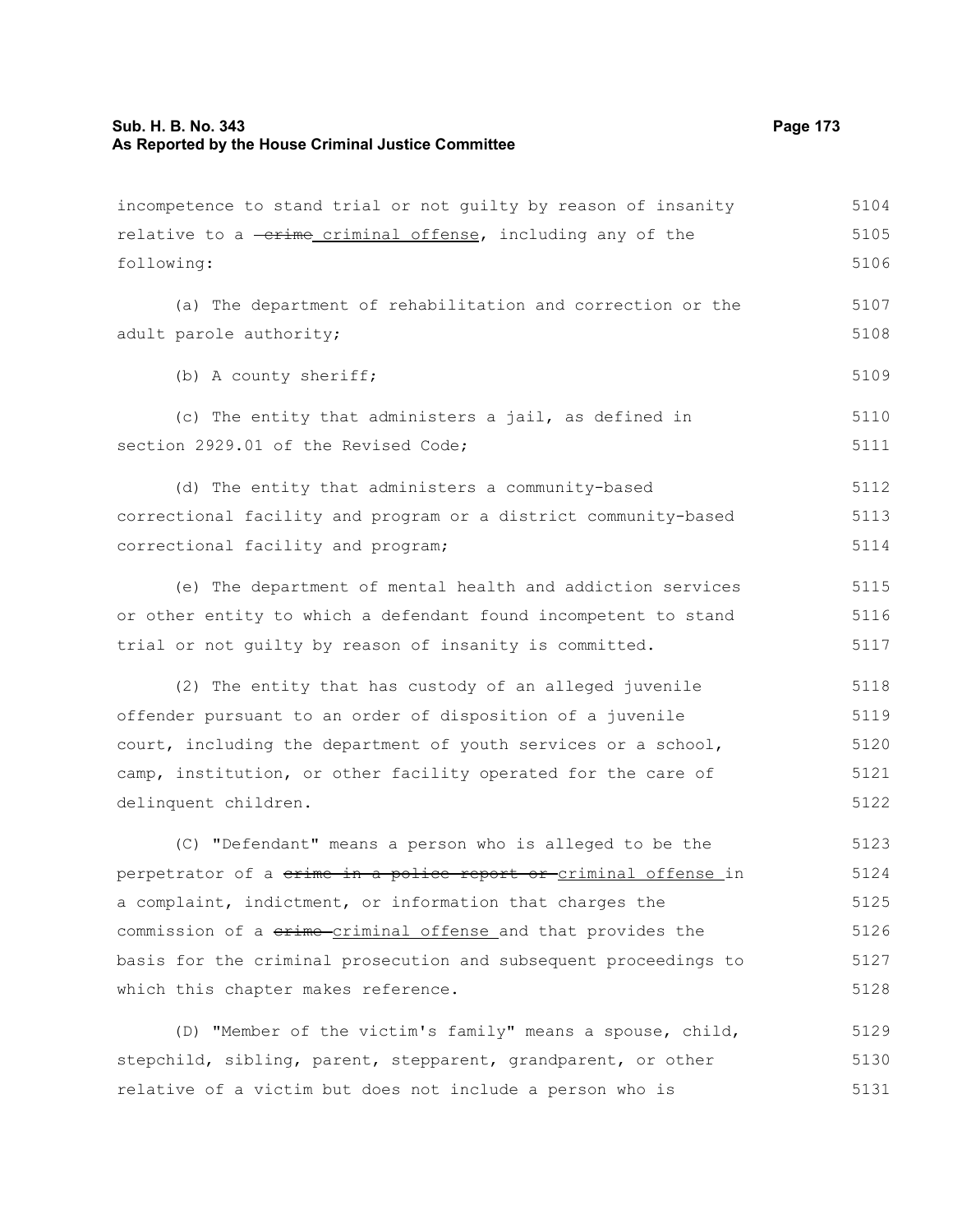incompetence to stand trial or not guilty by reason of insanity relative to a ~~crime~~ criminal offense, including any of the following:

(a) The department of rehabilitation and correction or the adult parole authority;

(b) A county sheriff;

(c) The entity that administers a jail, as defined in section 2929.01 of the Revised Code;

(d) The entity that administers a community-based correctional facility and program or a district community-based correctional facility and program;

(e) The department of mental health and addiction services or other entity to which a defendant found incompetent to stand trial or not guilty by reason of insanity is committed.

(2) The entity that has custody of an alleged juvenile offender pursuant to an order of disposition of a juvenile court, including the department of youth services or a school, camp, institution, or other facility operated for the care of delinquent children.

(C) "Defendant" means a person who is alleged to be the perpetrator of a ~~crime in a police report or~~ criminal offense in a complaint, indictment, or information that charges the commission of a ~~crime~~ criminal offense and that provides the basis for the criminal prosecution and subsequent proceedings to which this chapter makes reference.

(D) "Member of the victim's family" means a spouse, child, stepchild, sibling, parent, stepparent, grandparent, or other relative of a victim but does not include a person who is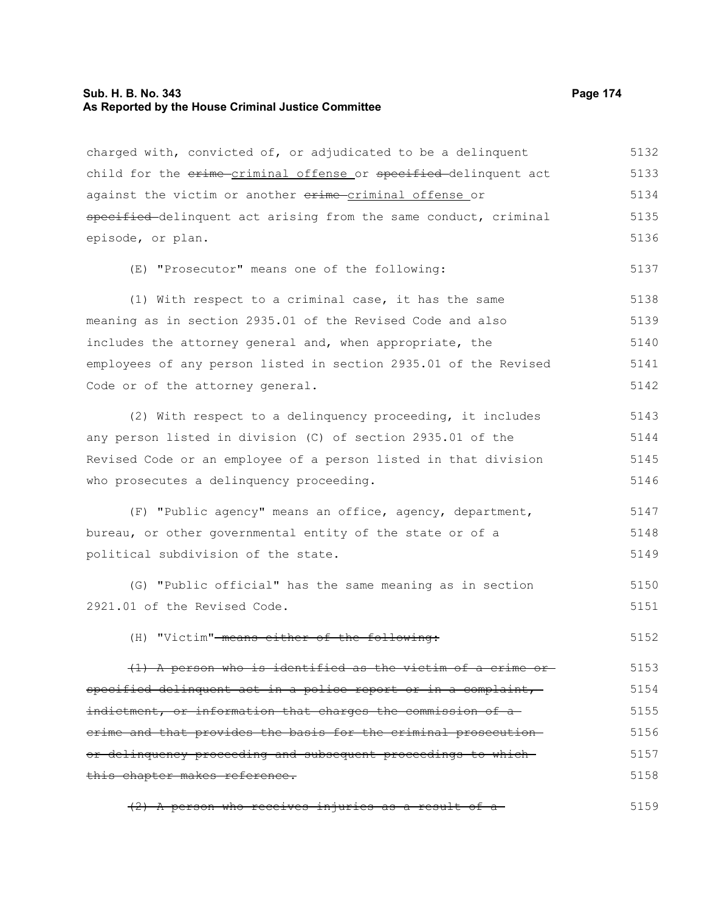charged with, convicted of, or adjudicated to be a delinquent child for the ~~crime~~ criminal offense or ~~specified~~ delinquent act against the victim or another ~~crime~~ criminal offense or ~~specified~~ delinquent act arising from the same conduct, criminal episode, or plan.

(E) "Prosecutor" means one of the following:

(1) With respect to a criminal case, it has the same meaning as in section 2935.01 of the Revised Code and also includes the attorney general and, when appropriate, the employees of any person listed in section 2935.01 of the Revised Code or of the attorney general.

(2) With respect to a delinquency proceeding, it includes any person listed in division (C) of section 2935.01 of the Revised Code or an employee of a person listed in that division who prosecutes a delinquency proceeding.

(F) "Public agency" means an office, agency, department, bureau, or other governmental entity of the state or of a political subdivision of the state.

(G) "Public official" has the same meaning as in section 2921.01 of the Revised Code.

(H) "Victim" ~~means either of the following:~~

~~(1) A person who is identified as the victim of a crime or specified delinquent act in a police report or in a complaint, indictment, or information that charges the commission of a crime and that provides the basis for the criminal prosecution or delinquency proceeding and subsequent proceedings to which this chapter makes reference.~~

~~(2) A person who receives injuries as a result of a~~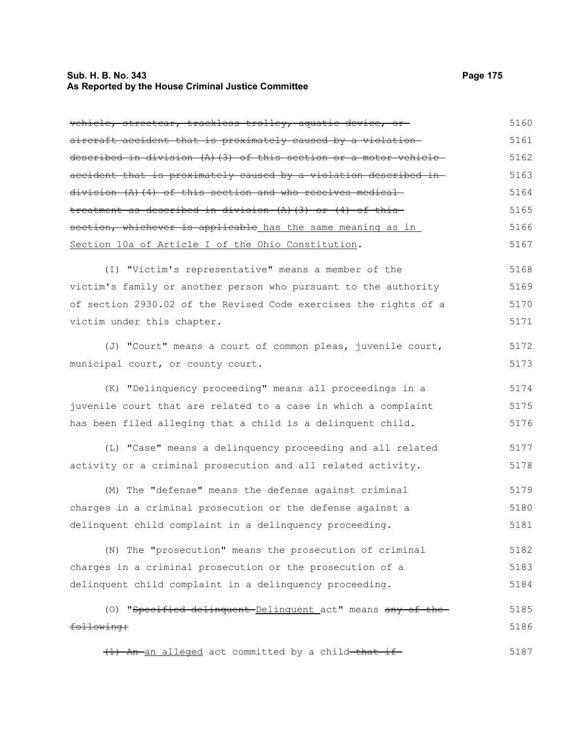~~vehicle, streetcar, trackless trolley, aquatic device, or aircraft accident that is proximately caused by a violation described in division (A)(3) of this section or a motor vehicle accident that is proximately caused by a violation described in division (A)(4) of this section and who receives medical treatment as described in division (A)(3) or (4) of this section, whichever is applicable~~ has the same meaning as in Section 10a of Article I of the Ohio Constitution.

(I) "Victim's representative" means a member of the victim's family or another person who pursuant to the authority of section 2930.02 of the Revised Code exercises the rights of a victim under this chapter.

(J) "Court" means a court of common pleas, juvenile court, municipal court, or county court.

(K) "Delinquency proceeding" means all proceedings in a juvenile court that are related to a case in which a complaint has been filed alleging that a child is a delinquent child.

(L) "Case" means a delinquency proceeding and all related activity or a criminal prosecution and all related activity.

(M) The "defense" means the defense against criminal charges in a criminal prosecution or the defense against a delinquent child complaint in a delinquency proceeding.

(N) The "prosecution" means the prosecution of criminal charges in a criminal prosecution or the prosecution of a delinquent child complaint in a delinquency proceeding.

(O) "~~Specified delinquent~~ Delinquent act" means ~~any of the following:~~

~~(1) An~~ an alleged act committed by a child ~~that if~~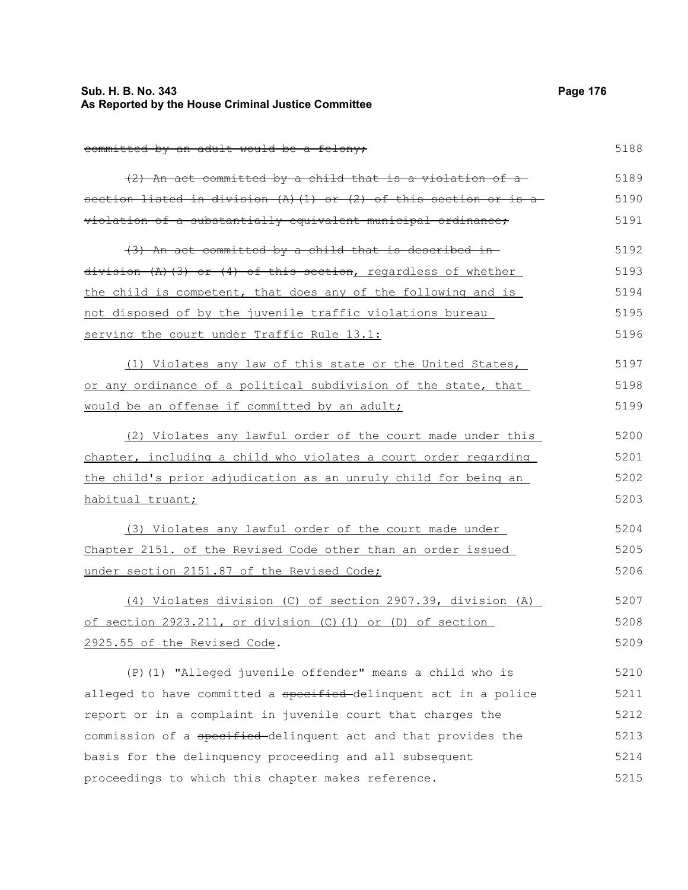~~committed by an adult would be a felony;~~ 5188

~~(2) An act committed by a child that is a violation of a section listed in division (A)(1) or (2) of this section or is a violation of a substantially equivalent municipal ordinance;~~ 5189 5190 5191

~~(3) An act committed by a child that is described in division (A)(3) or (4) of this section~~<u>, regardless of whether the child is competent, that does any of the following and is not disposed of by the juvenile traffic violations bureau serving the court under Traffic Rule 13.1:</u> 5192 5193 5194 5195 5196

<u>(1) Violates any law of this state or the United States, or any ordinance of a political subdivision of the state, that would be an offense if committed by an adult;</u> 5197 5198 5199

<u>(2) Violates any lawful order of the court made under this chapter, including a child who violates a court order regarding the child's prior adjudication as an unruly child for being an habitual truant;</u> 5200 5201 5202 5203

<u>(3) Violates any lawful order of the court made under Chapter 2151. of the Revised Code other than an order issued under section 2151.87 of the Revised Code;</u> 5204 5205 5206

<u>(4) Violates division (C) of section 2907.39, division (A) of section 2923.211, or division (C)(1) or (D) of section 2925.55 of the Revised Code</u>. 5207 5208 5209

(P)(1) "Alleged juvenile offender" means a child who is alleged to have committed a ~~specified~~ delinquent act in a police report or in a complaint in juvenile court that charges the commission of a ~~specified~~ delinquent act and that provides the basis for the delinquency proceeding and all subsequent proceedings to which this chapter makes reference. 5210 5211 5212 5213 5214 5215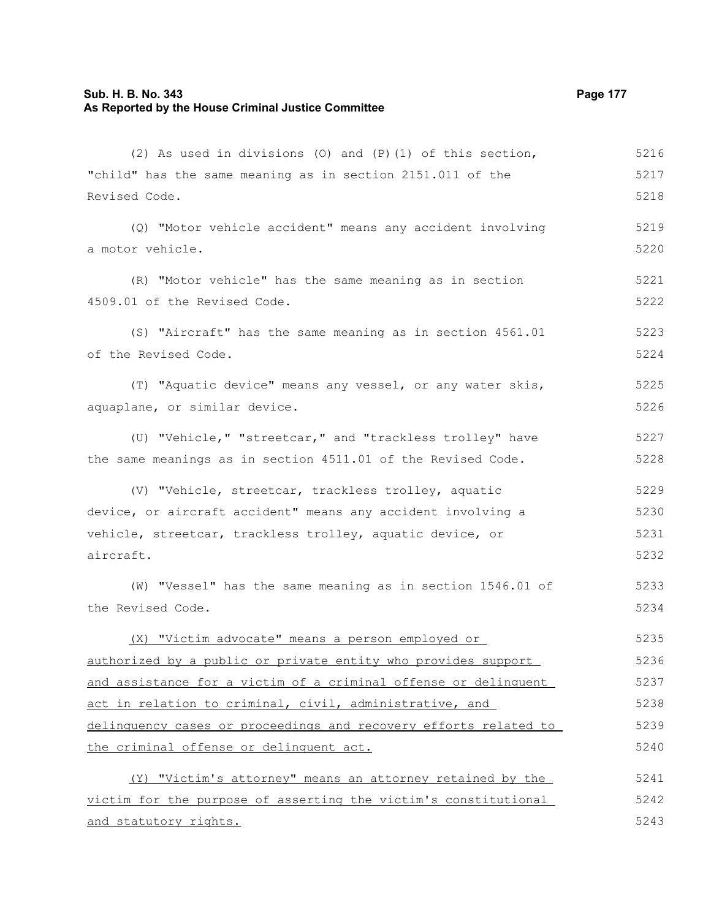(2) As used in divisions (O) and (P)(1) of this section, "child" has the same meaning as in section 2151.011 of the Revised Code.

(Q) "Motor vehicle accident" means any accident involving a motor vehicle.

(R) "Motor vehicle" has the same meaning as in section 4509.01 of the Revised Code.

(S) "Aircraft" has the same meaning as in section 4561.01 of the Revised Code.

(T) "Aquatic device" means any vessel, or any water skis, aquaplane, or similar device.

(U) "Vehicle," "streetcar," and "trackless trolley" have the same meanings as in section 4511.01 of the Revised Code.

(V) "Vehicle, streetcar, trackless trolley, aquatic device, or aircraft accident" means any accident involving a vehicle, streetcar, trackless trolley, aquatic device, or aircraft.

(W) "Vessel" has the same meaning as in section 1546.01 of the Revised Code.

<u>(X) "Victim advocate" means a person employed or authorized by a public or private entity who provides support and assistance for a victim of a criminal offense or delinquent act in relation to criminal, civil, administrative, and delinquency cases or proceedings and recovery efforts related to the criminal offense or delinquent act.</u>

<u>(Y) "Victim's attorney" means an attorney retained by the victim for the purpose of asserting the victim's constitutional and statutory rights.</u>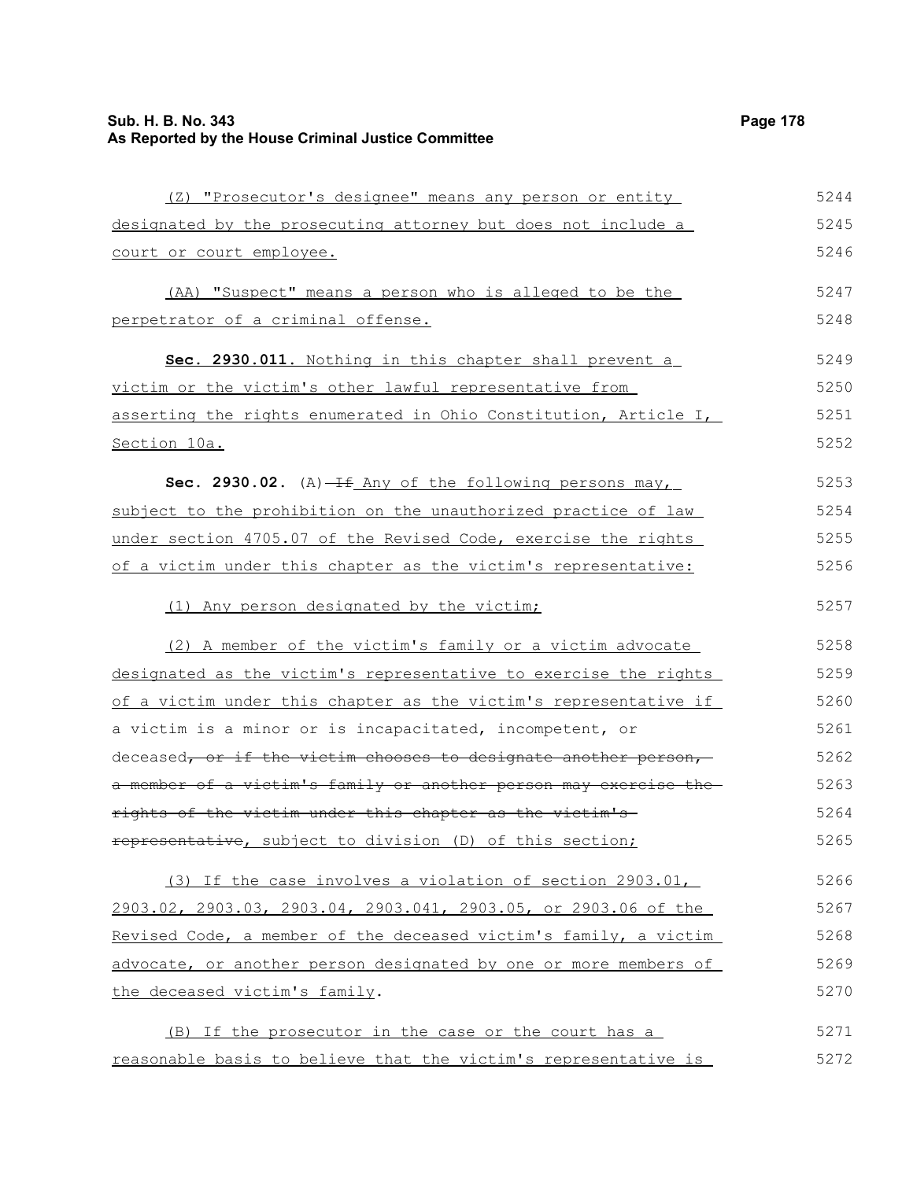(Z) "Prosecutor's designee" means any person or entity designated by the prosecuting attorney but does not include a court or court employee.

(AA) "Suspect" means a person who is alleged to be the perpetrator of a criminal offense.

**Sec. 2930.011.** Nothing in this chapter shall prevent a victim or the victim's other lawful representative from asserting the rights enumerated in Ohio Constitution, Article I, Section 10a.

**Sec. 2930.02.** (A) ~~If~~ Any of the following persons may, subject to the prohibition on the unauthorized practice of law under section 4705.07 of the Revised Code, exercise the rights of a victim under this chapter as the victim's representative:

(1) Any person designated by the victim;

(2) A member of the victim's family or a victim advocate designated as the victim's representative to exercise the rights of a victim under this chapter as the victim's representative if a victim is a minor or is incapacitated, incompetent, or deceased~~, or if the victim chooses to designate another person, a member of a victim's family or another person may exercise the rights of the victim under this chapter as the victim's representative~~, subject to division (D) of this section;

(3) If the case involves a violation of section 2903.01, 2903.02, 2903.03, 2903.04, 2903.041, 2903.05, or 2903.06 of the Revised Code, a member of the deceased victim's family, a victim advocate, or another person designated by one or more members of the deceased victim's family.

(B) If the prosecutor in the case or the court has a reasonable basis to believe that the victim's representative is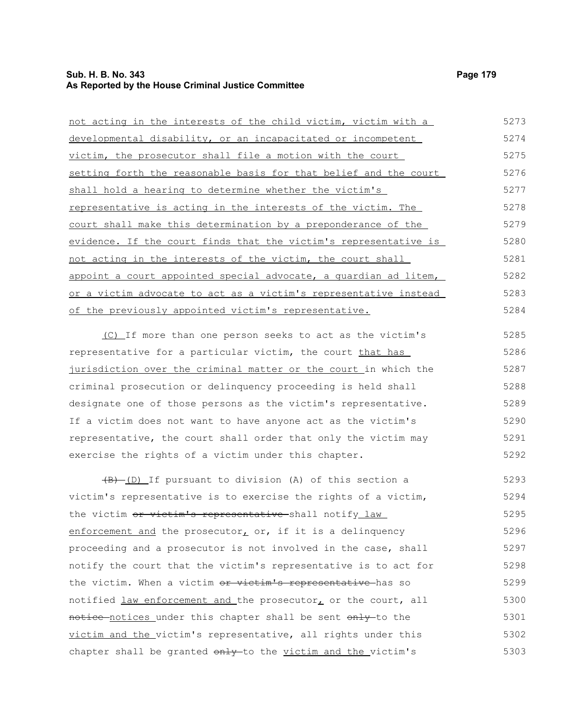not acting in the interests of the child victim, victim with a developmental disability, or an incapacitated or incompetent victim, the prosecutor shall file a motion with the court setting forth the reasonable basis for that belief and the court shall hold a hearing to determine whether the victim's representative is acting in the interests of the victim. The court shall make this determination by a preponderance of the evidence. If the court finds that the victim's representative is not acting in the interests of the victim, the court shall appoint a court appointed special advocate, a guardian ad litem, or a victim advocate to act as a victim's representative instead of the previously appointed victim's representative.

(C) If more than one person seeks to act as the victim's representative for a particular victim, the court that has jurisdiction over the criminal matter or the court in which the criminal prosecution or delinquency proceeding is held shall designate one of those persons as the victim's representative. If a victim does not want to have anyone act as the victim's representative, the court shall order that only the victim may exercise the rights of a victim under this chapter.

~~(B)~~ (D) If pursuant to division (A) of this section a victim's representative is to exercise the rights of a victim, the victim ~~or victim's representative~~ shall notify law enforcement and the prosecutor, or, if it is a delinquency proceeding and a prosecutor is not involved in the case, shall notify the court that the victim's representative is to act for the victim. When a victim ~~or victim's representative~~ has so notified law enforcement and the prosecutor, or the court, all ~~notice~~ notices under this chapter shall be sent ~~only~~ to the victim and the victim's representative, all rights under this chapter shall be granted ~~only~~ to the victim and the victim's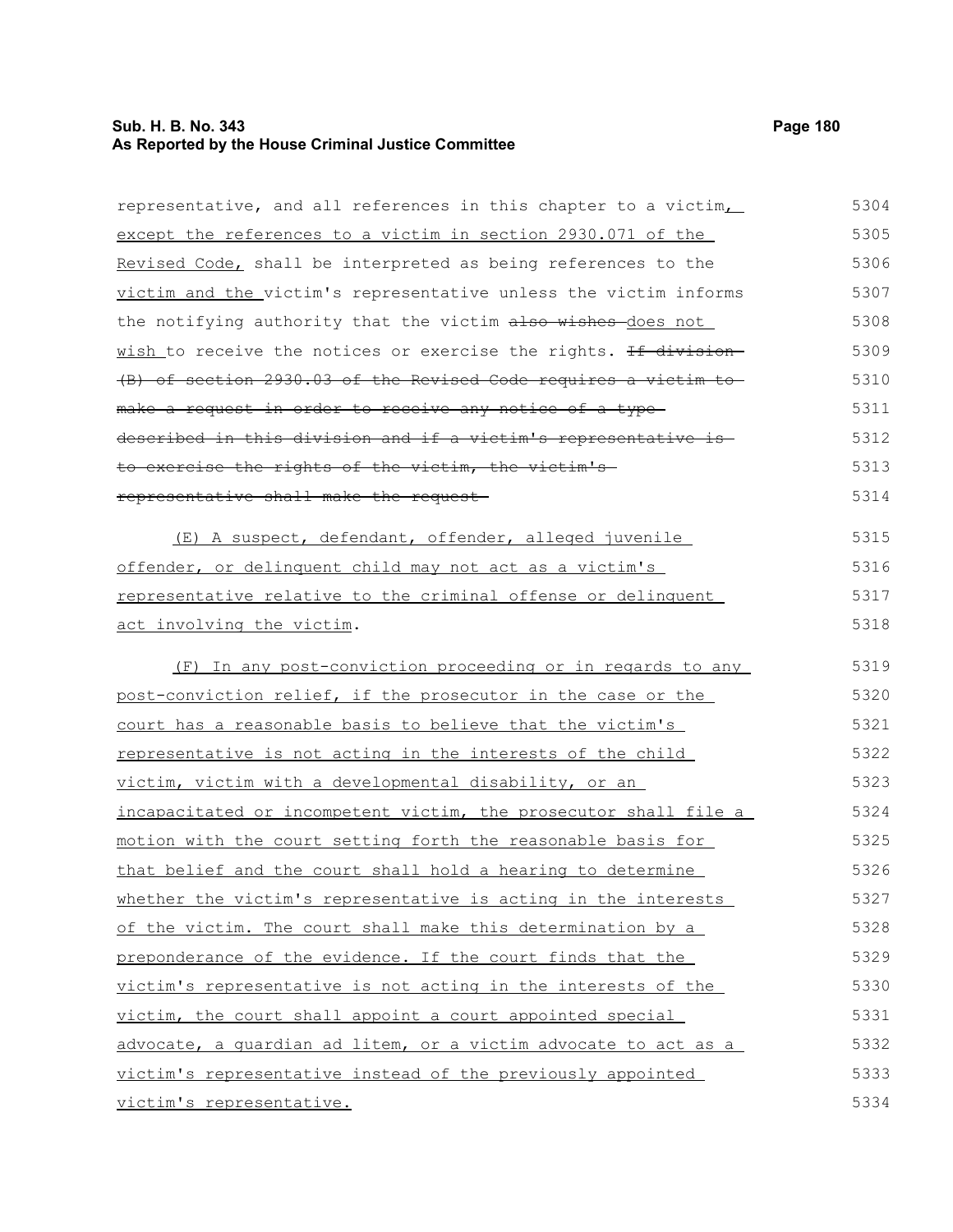representative, and all references in this chapter to a victim, except the references to a victim in section 2930.071 of the Revised Code, shall be interpreted as being references to the victim and the victim's representative unless the victim informs the notifying authority that the victim ~~also wishes~~ does not wish to receive the notices or exercise the rights. ~~If division (B) of section 2930.03 of the Revised Code requires a victim to make a request in order to receive any notice of a type described in this division and if a victim's representative is to exercise the rights of the victim, the victim's representative shall make the request.~~

(E) A suspect, defendant, offender, alleged juvenile offender, or delinquent child may not act as a victim's representative relative to the criminal offense or delinquent act involving the victim.

(F) In any post-conviction proceeding or in regards to any post-conviction relief, if the prosecutor in the case or the court has a reasonable basis to believe that the victim's representative is not acting in the interests of the child victim, victim with a developmental disability, or an incapacitated or incompetent victim, the prosecutor shall file a motion with the court setting forth the reasonable basis for that belief and the court shall hold a hearing to determine whether the victim's representative is acting in the interests of the victim. The court shall make this determination by a preponderance of the evidence. If the court finds that the victim's representative is not acting in the interests of the victim, the court shall appoint a court appointed special advocate, a guardian ad litem, or a victim advocate to act as a victim's representative instead of the previously appointed victim's representative.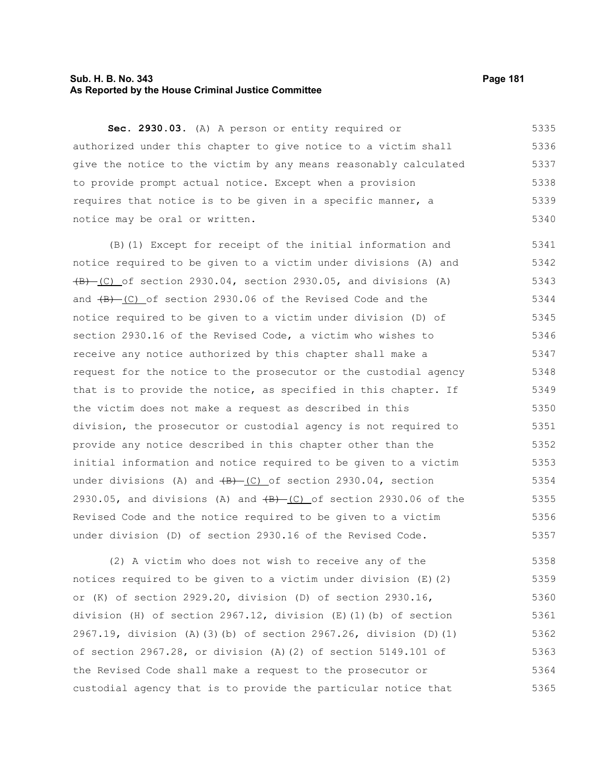**Sec. 2930.03.** (A) A person or entity required or authorized under this chapter to give notice to a victim shall give the notice to the victim by any means reasonably calculated to provide prompt actual notice. Except when a provision requires that notice is to be given in a specific manner, a notice may be oral or written.

(B)(1) Except for receipt of the initial information and notice required to be given to a victim under divisions (A) and ~~(B)~~ (C) of section 2930.04, section 2930.05, and divisions (A) and ~~(B)~~ (C) of section 2930.06 of the Revised Code and the notice required to be given to a victim under division (D) of section 2930.16 of the Revised Code, a victim who wishes to receive any notice authorized by this chapter shall make a request for the notice to the prosecutor or the custodial agency that is to provide the notice, as specified in this chapter. If the victim does not make a request as described in this division, the prosecutor or custodial agency is not required to provide any notice described in this chapter other than the initial information and notice required to be given to a victim under divisions (A) and ~~(B)~~ (C) of section 2930.04, section 2930.05, and divisions (A) and ~~(B)~~ (C) of section 2930.06 of the Revised Code and the notice required to be given to a victim under division (D) of section 2930.16 of the Revised Code.

(2) A victim who does not wish to receive any of the notices required to be given to a victim under division (E)(2) or (K) of section 2929.20, division (D) of section 2930.16, division (H) of section 2967.12, division (E)(1)(b) of section 2967.19, division (A)(3)(b) of section 2967.26, division (D)(1) of section 2967.28, or division (A)(2) of section 5149.101 of the Revised Code shall make a request to the prosecutor or custodial agency that is to provide the particular notice that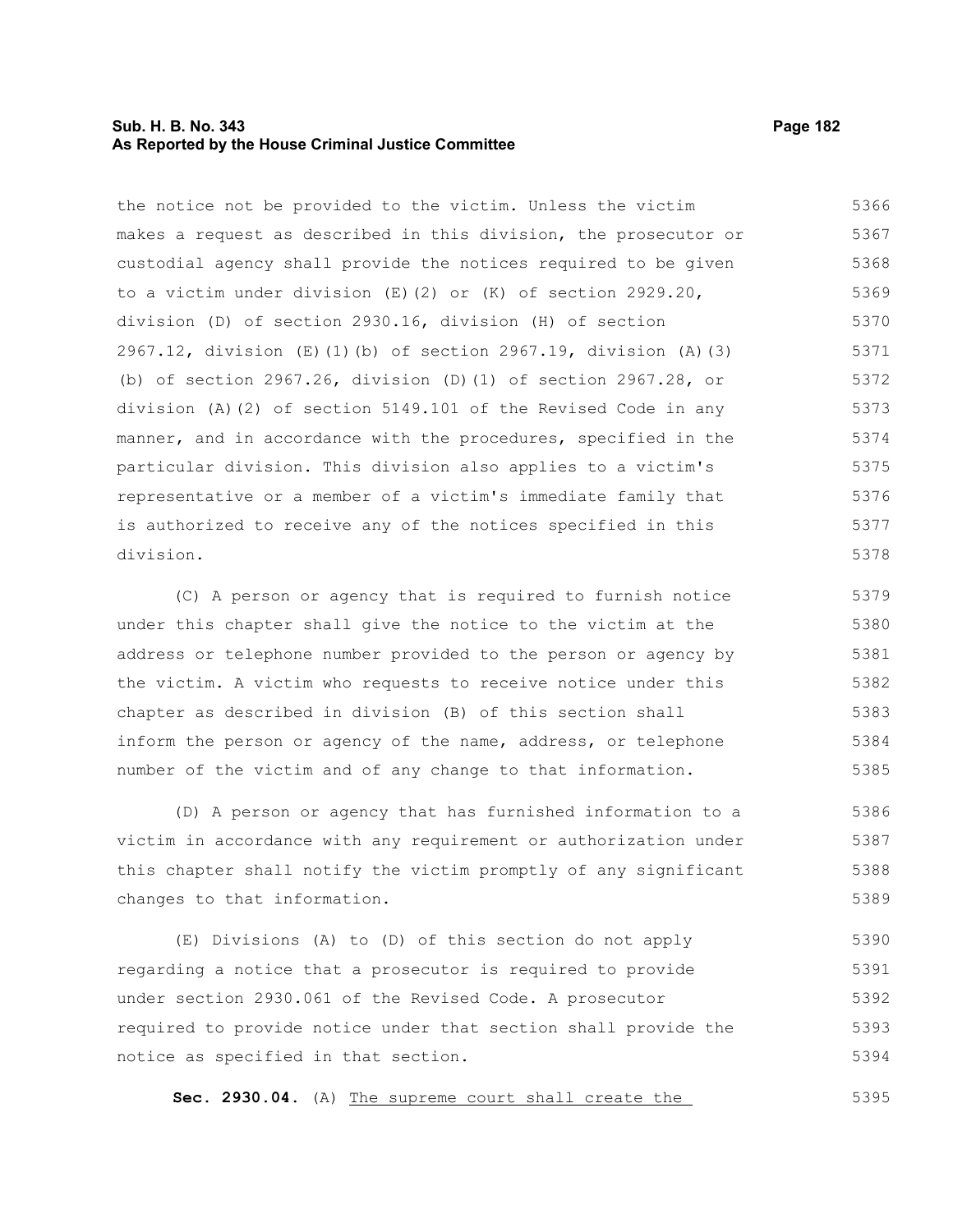the notice not be provided to the victim. Unless the victim makes a request as described in this division, the prosecutor or custodial agency shall provide the notices required to be given to a victim under division (E)(2) or (K) of section 2929.20, division (D) of section 2930.16, division (H) of section 2967.12, division (E)(1)(b) of section 2967.19, division (A)(3)(b) of section 2967.26, division (D)(1) of section 2967.28, or division (A)(2) of section 5149.101 of the Revised Code in any manner, and in accordance with the procedures, specified in the particular division. This division also applies to a victim's representative or a member of a victim's immediate family that is authorized to receive any of the notices specified in this division.

(C) A person or agency that is required to furnish notice under this chapter shall give the notice to the victim at the address or telephone number provided to the person or agency by the victim. A victim who requests to receive notice under this chapter as described in division (B) of this section shall inform the person or agency of the name, address, or telephone number of the victim and of any change to that information.

(D) A person or agency that has furnished information to a victim in accordance with any requirement or authorization under this chapter shall notify the victim promptly of any significant changes to that information.

(E) Divisions (A) to (D) of this section do not apply regarding a notice that a prosecutor is required to provide under section 2930.061 of the Revised Code. A prosecutor required to provide notice under that section shall provide the notice as specified in that section.

**Sec. 2930.04.** (A) The supreme court shall create the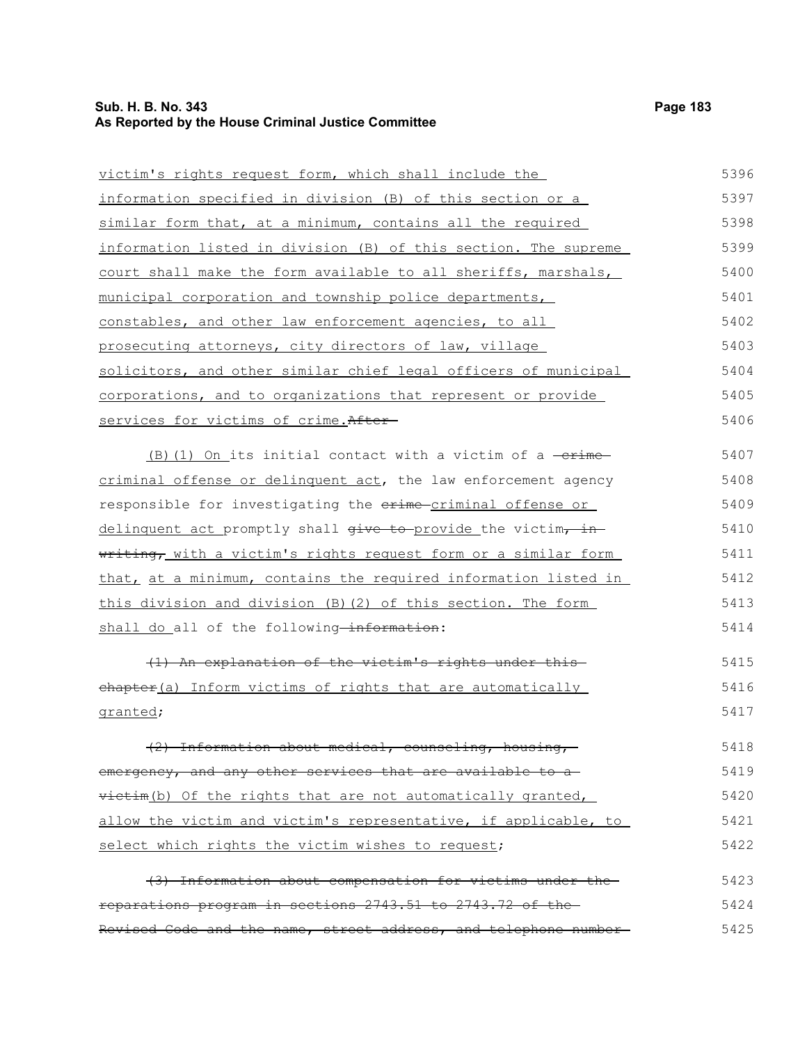victim's rights request form, which shall include the information specified in division (B) of this section or a similar form that, at a minimum, contains all the required information listed in division (B) of this section. The supreme court shall make the form available to all sheriffs, marshals, municipal corporation and township police departments, constables, and other law enforcement agencies, to all prosecuting attorneys, city directors of law, village solicitors, and other similar chief legal officers of municipal corporations, and to organizations that represent or provide services for victims of crime.~~After~~

(B)(1) On its initial contact with a victim of a ~~crime~~ criminal offense or delinquent act, the law enforcement agency responsible for investigating the ~~crime~~ criminal offense or delinquent act promptly shall ~~give to~~ provide the victim~~, in writing,~~ with a victim's rights request form or a similar form that, at a minimum, contains the required information listed in this division and division (B)(2) of this section. The form shall do all of the following~~ information~~:

~~(1) An explanation of the victim's rights under this chapter~~(a) Inform victims of rights that are automatically granted;

~~(2) Information about medical, counseling, housing, emergency, and any other services that are available to a victim~~(b) Of the rights that are not automatically granted, allow the victim and victim's representative, if applicable, to select which rights the victim wishes to request;

~~(3) Information about compensation for victims under the reparations program in sections 2743.51 to 2743.72 of the Revised Code and the name, street address, and telephone number~~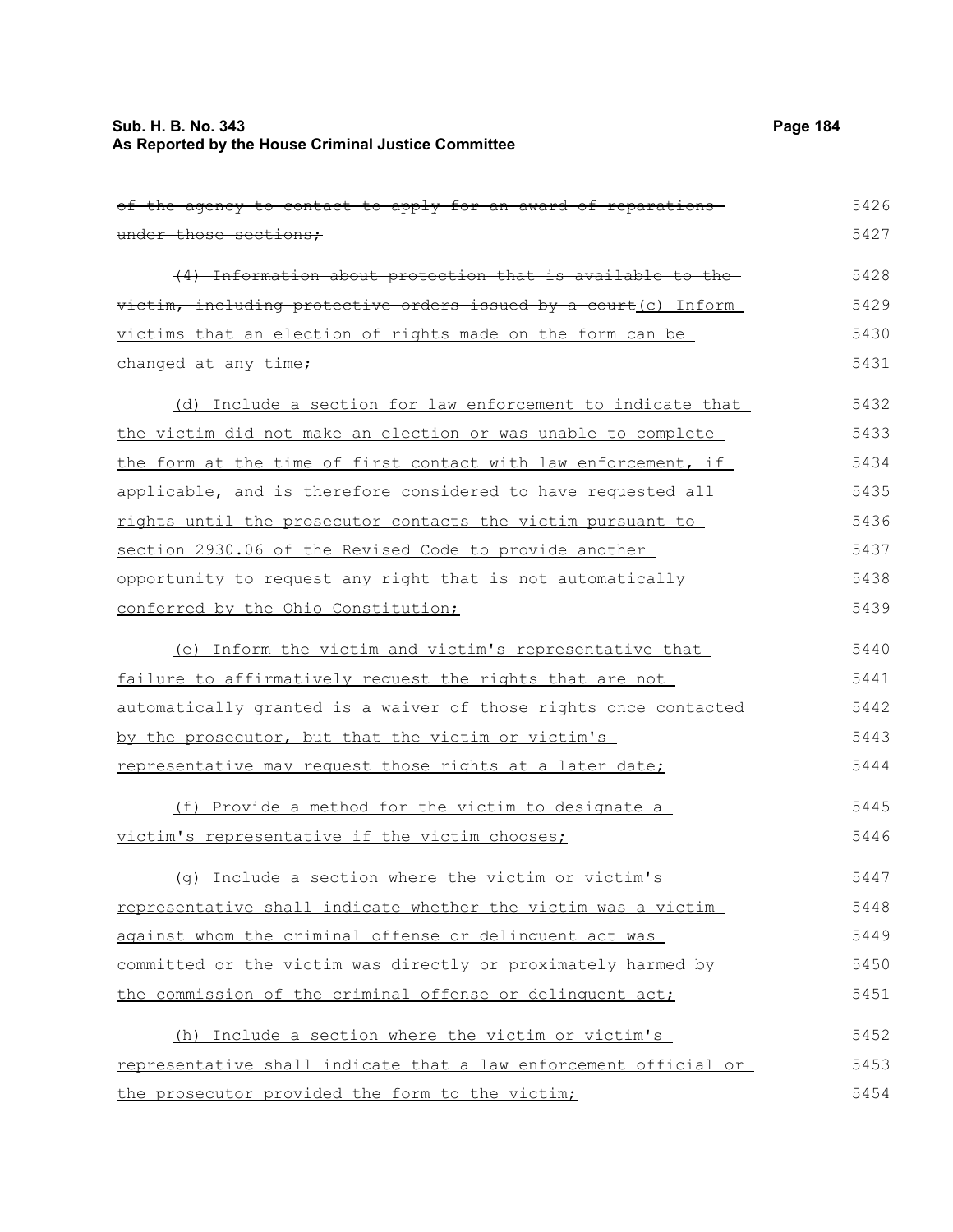~~of the agency to contact to apply for an award of reparations under those sections;~~

~~(4) Information about protection that is available to the victim, including protective orders issued by a court~~(c) Inform victims that an election of rights made on the form can be changed at any time;

(d) Include a section for law enforcement to indicate that the victim did not make an election or was unable to complete the form at the time of first contact with law enforcement, if applicable, and is therefore considered to have requested all rights until the prosecutor contacts the victim pursuant to section 2930.06 of the Revised Code to provide another opportunity to request any right that is not automatically conferred by the Ohio Constitution;

(e) Inform the victim and victim's representative that failure to affirmatively request the rights that are not automatically granted is a waiver of those rights once contacted by the prosecutor, but that the victim or victim's representative may request those rights at a later date;

(f) Provide a method for the victim to designate a victim's representative if the victim chooses;

(g) Include a section where the victim or victim's representative shall indicate whether the victim was a victim against whom the criminal offense or delinquent act was committed or the victim was directly or proximately harmed by the commission of the criminal offense or delinquent act;

(h) Include a section where the victim or victim's representative shall indicate that a law enforcement official or the prosecutor provided the form to the victim;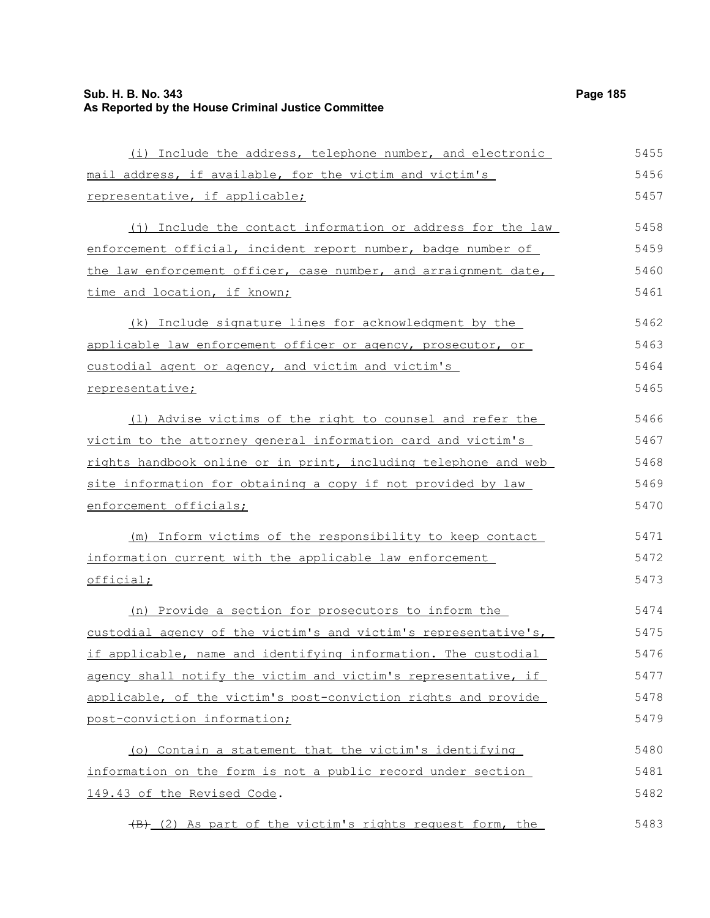(i) Include the address, telephone number, and electronic mail address, if available, for the victim and victim's representative, if applicable;

(j) Include the contact information or address for the law enforcement official, incident report number, badge number of the law enforcement officer, case number, and arraignment date, time and location, if known;

(k) Include signature lines for acknowledgment by the applicable law enforcement officer or agency, prosecutor, or custodial agent or agency, and victim and victim's representative;

(l) Advise victims of the right to counsel and refer the victim to the attorney general information card and victim's rights handbook online or in print, including telephone and web site information for obtaining a copy if not provided by law enforcement officials;

(m) Inform victims of the responsibility to keep contact information current with the applicable law enforcement official;

(n) Provide a section for prosecutors to inform the custodial agency of the victim's and victim's representative's, if applicable, name and identifying information. The custodial agency shall notify the victim and victim's representative, if applicable, of the victim's post-conviction rights and provide post-conviction information;

(o) Contain a statement that the victim's identifying information on the form is not a public record under section 149.43 of the Revised Code.

~~(B)~~ (2) As part of the victim's rights request form, the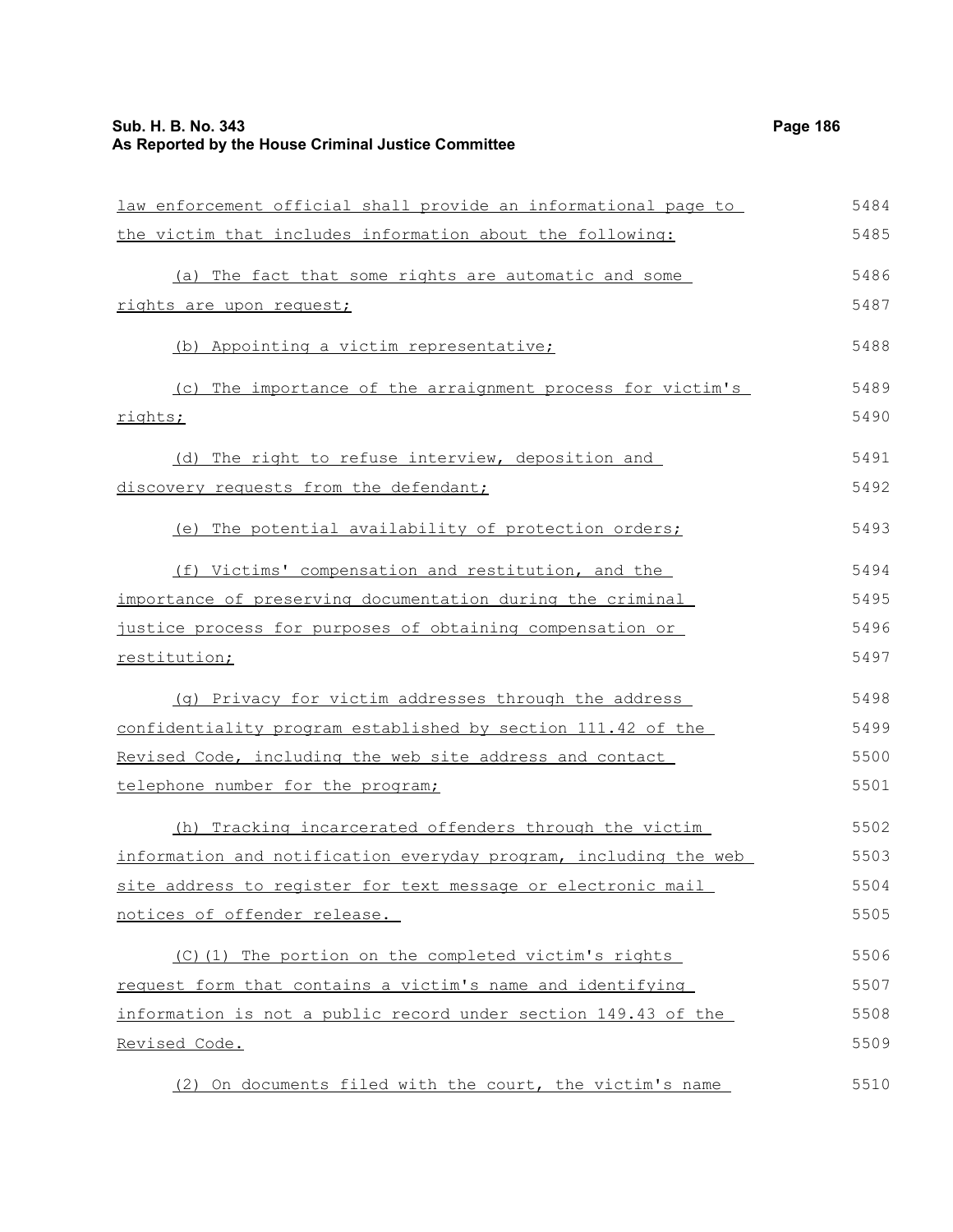law enforcement official shall provide an informational page to the victim that includes information about the following:

(a) The fact that some rights are automatic and some rights are upon request;

(b) Appointing a victim representative;

(c) The importance of the arraignment process for victim's rights;

(d) The right to refuse interview, deposition and discovery requests from the defendant;

(e) The potential availability of protection orders;

(f) Victims' compensation and restitution, and the importance of preserving documentation during the criminal justice process for purposes of obtaining compensation or restitution;

(g) Privacy for victim addresses through the address confidentiality program established by section 111.42 of the Revised Code, including the web site address and contact telephone number for the program;

(h) Tracking incarcerated offenders through the victim information and notification everyday program, including the web site address to register for text message or electronic mail notices of offender release.

(C)(1) The portion on the completed victim's rights request form that contains a victim's name and identifying information is not a public record under section 149.43 of the Revised Code.

(2) On documents filed with the court, the victim's name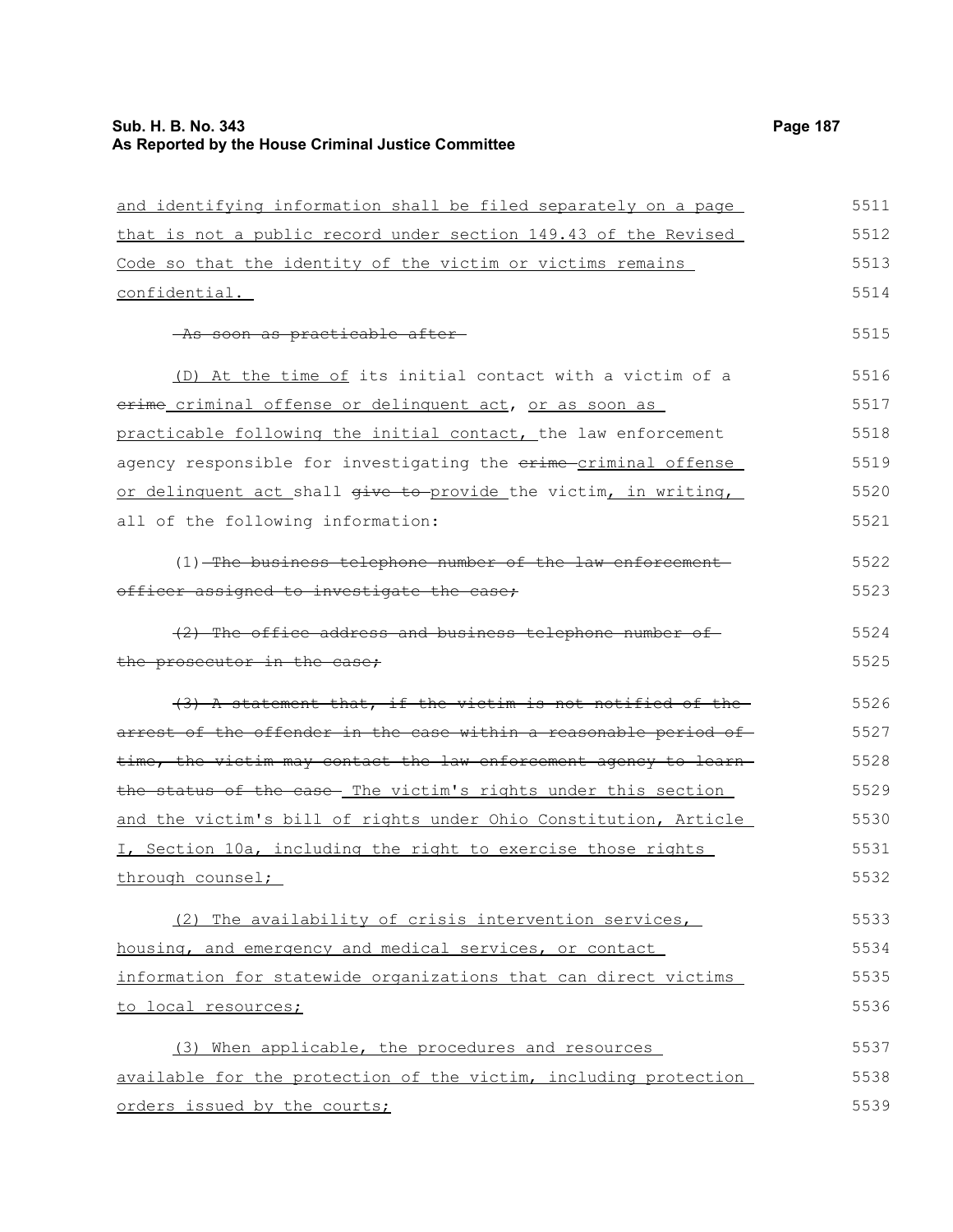and identifying information shall be filed separately on a page that is not a public record under section 149.43 of the Revised Code so that the identity of the victim or victims remains confidential.

~~As soon as practicable after~~

(D) At the time of its initial contact with a victim of a ~~crime~~ criminal offense or delinquent act, or as soon as practicable following the initial contact, the law enforcement agency responsible for investigating the ~~crime~~ criminal offense or delinquent act shall ~~give to~~ provide the victim, in writing, all of the following information:

(1) ~~The business telephone number of the law enforcement officer assigned to investigate the case;~~

~~(2) The office address and business telephone number of the prosecutor in the case;~~

~~(3) A statement that, if the victim is not notified of the arrest of the offender in the case within a reasonable period of time, the victim may contact the law enforcement agency to learn the status of the case.~~ The victim's rights under this section and the victim's bill of rights under Ohio Constitution, Article I, Section 10a, including the right to exercise those rights through counsel;

(2) The availability of crisis intervention services, housing, and emergency and medical services, or contact information for statewide organizations that can direct victims to local resources;

(3) When applicable, the procedures and resources available for the protection of the victim, including protection orders issued by the courts;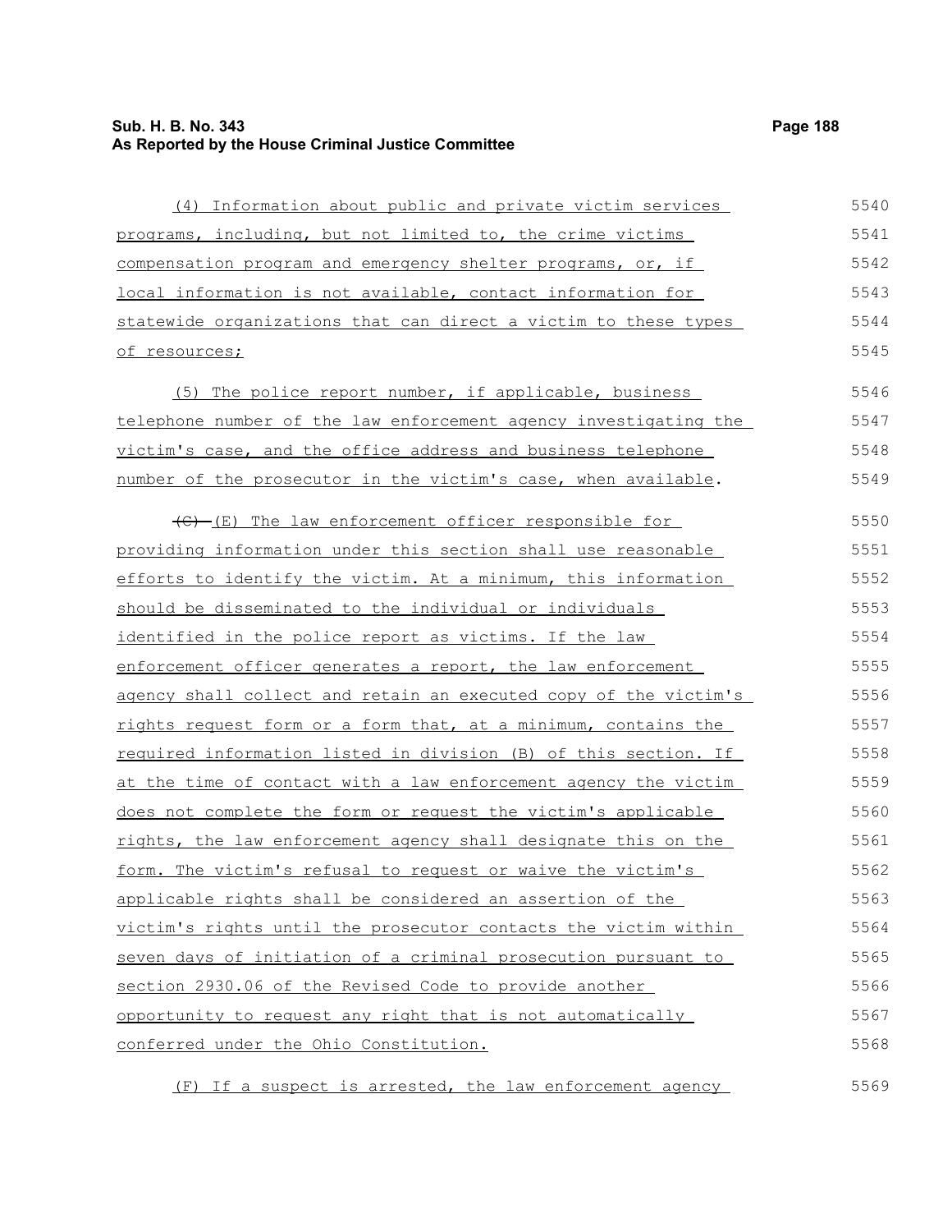(4) Information about public and private victim services programs, including, but not limited to, the crime victims compensation program and emergency shelter programs, or, if local information is not available, contact information for statewide organizations that can direct a victim to these types of resources;

(5) The police report number, if applicable, business telephone number of the law enforcement agency investigating the victim's case, and the office address and business telephone number of the prosecutor in the victim's case, when available.

~~(C)~~ (E) The law enforcement officer responsible for providing information under this section shall use reasonable efforts to identify the victim. At a minimum, this information should be disseminated to the individual or individuals identified in the police report as victims. If the law enforcement officer generates a report, the law enforcement agency shall collect and retain an executed copy of the victim's rights request form or a form that, at a minimum, contains the required information listed in division (B) of this section. If at the time of contact with a law enforcement agency the victim does not complete the form or request the victim's applicable rights, the law enforcement agency shall designate this on the form. The victim's refusal to request or waive the victim's applicable rights shall be considered an assertion of the victim's rights until the prosecutor contacts the victim within seven days of initiation of a criminal prosecution pursuant to section 2930.06 of the Revised Code to provide another opportunity to request any right that is not automatically conferred under the Ohio Constitution.

(F) If a suspect is arrested, the law enforcement agency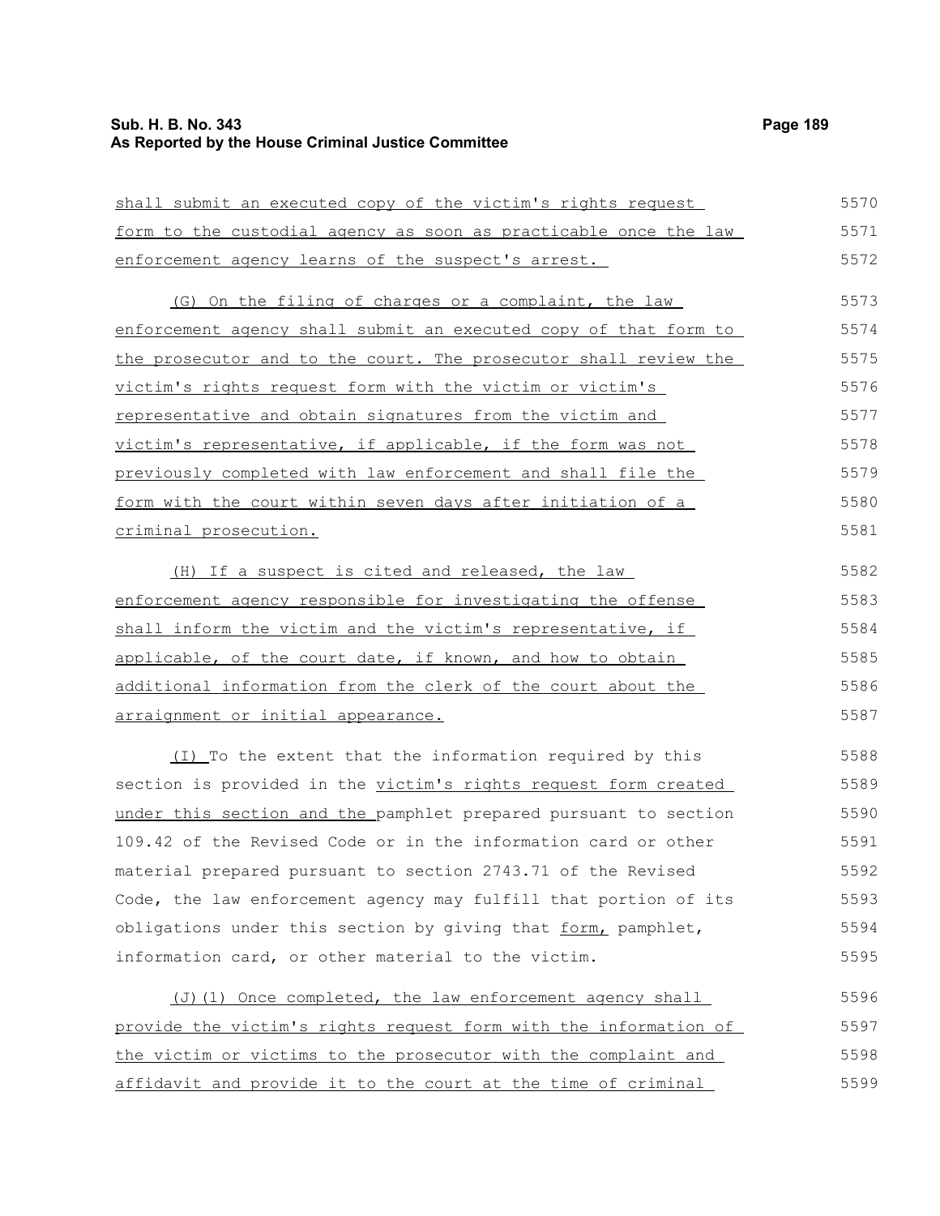shall submit an executed copy of the victim's rights request form to the custodial agency as soon as practicable once the law enforcement agency learns of the suspect's arrest.

(G) On the filing of charges or a complaint, the law enforcement agency shall submit an executed copy of that form to the prosecutor and to the court. The prosecutor shall review the victim's rights request form with the victim or victim's representative and obtain signatures from the victim and victim's representative, if applicable, if the form was not previously completed with law enforcement and shall file the form with the court within seven days after initiation of a criminal prosecution.

(H) If a suspect is cited and released, the law enforcement agency responsible for investigating the offense shall inform the victim and the victim's representative, if applicable, of the court date, if known, and how to obtain additional information from the clerk of the court about the arraignment or initial appearance.

(I) To the extent that the information required by this section is provided in the victim's rights request form created under this section and the pamphlet prepared pursuant to section 109.42 of the Revised Code or in the information card or other material prepared pursuant to section 2743.71 of the Revised Code, the law enforcement agency may fulfill that portion of its obligations under this section by giving that form, pamphlet, information card, or other material to the victim.

(J)(1) Once completed, the law enforcement agency shall provide the victim's rights request form with the information of the victim or victims to the prosecutor with the complaint and affidavit and provide it to the court at the time of criminal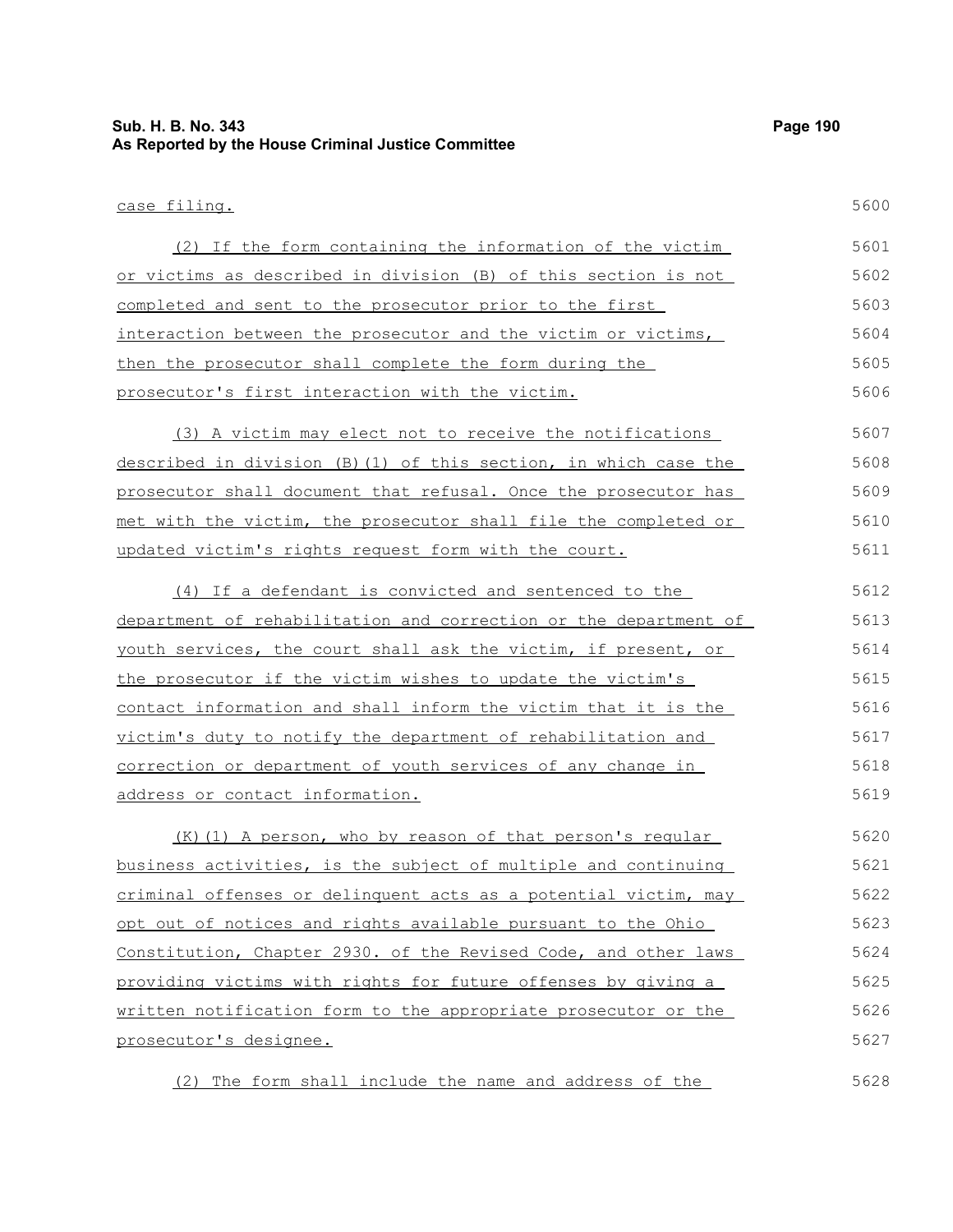case filing.

(2) If the form containing the information of the victim or victims as described in division (B) of this section is not completed and sent to the prosecutor prior to the first interaction between the prosecutor and the victim or victims, then the prosecutor shall complete the form during the prosecutor's first interaction with the victim.

(3) A victim may elect not to receive the notifications described in division (B)(1) of this section, in which case the prosecutor shall document that refusal. Once the prosecutor has met with the victim, the prosecutor shall file the completed or updated victim's rights request form with the court.

(4) If a defendant is convicted and sentenced to the department of rehabilitation and correction or the department of youth services, the court shall ask the victim, if present, or the prosecutor if the victim wishes to update the victim's contact information and shall inform the victim that it is the victim's duty to notify the department of rehabilitation and correction or department of youth services of any change in address or contact information.

(K)(1) A person, who by reason of that person's regular business activities, is the subject of multiple and continuing criminal offenses or delinquent acts as a potential victim, may opt out of notices and rights available pursuant to the Ohio Constitution, Chapter 2930. of the Revised Code, and other laws providing victims with rights for future offenses by giving a written notification form to the appropriate prosecutor or the prosecutor's designee.

(2) The form shall include the name and address of the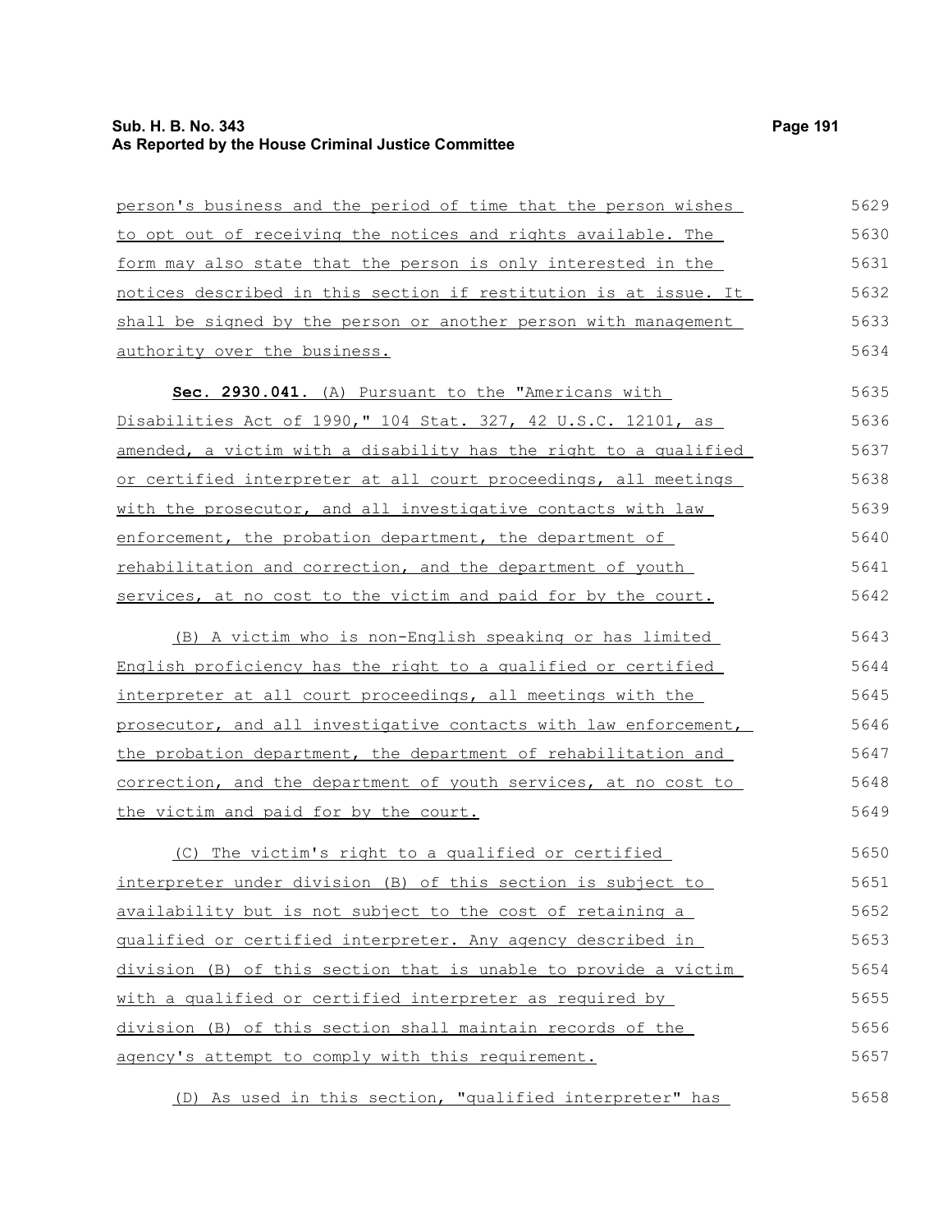person's business and the period of time that the person wishes to opt out of receiving the notices and rights available. The form may also state that the person is only interested in the notices described in this section if restitution is at issue. It shall be signed by the person or another person with management authority over the business.

**Sec. 2930.041.** (A) Pursuant to the "Americans with Disabilities Act of 1990," 104 Stat. 327, 42 U.S.C. 12101, as amended, a victim with a disability has the right to a qualified or certified interpreter at all court proceedings, all meetings with the prosecutor, and all investigative contacts with law enforcement, the probation department, the department of rehabilitation and correction, and the department of youth services, at no cost to the victim and paid for by the court.

(B) A victim who is non-English speaking or has limited English proficiency has the right to a qualified or certified interpreter at all court proceedings, all meetings with the prosecutor, and all investigative contacts with law enforcement, the probation department, the department of rehabilitation and correction, and the department of youth services, at no cost to the victim and paid for by the court.

(C) The victim's right to a qualified or certified interpreter under division (B) of this section is subject to availability but is not subject to the cost of retaining a qualified or certified interpreter. Any agency described in division (B) of this section that is unable to provide a victim with a qualified or certified interpreter as required by division (B) of this section shall maintain records of the agency's attempt to comply with this requirement.

(D) As used in this section, "qualified interpreter" has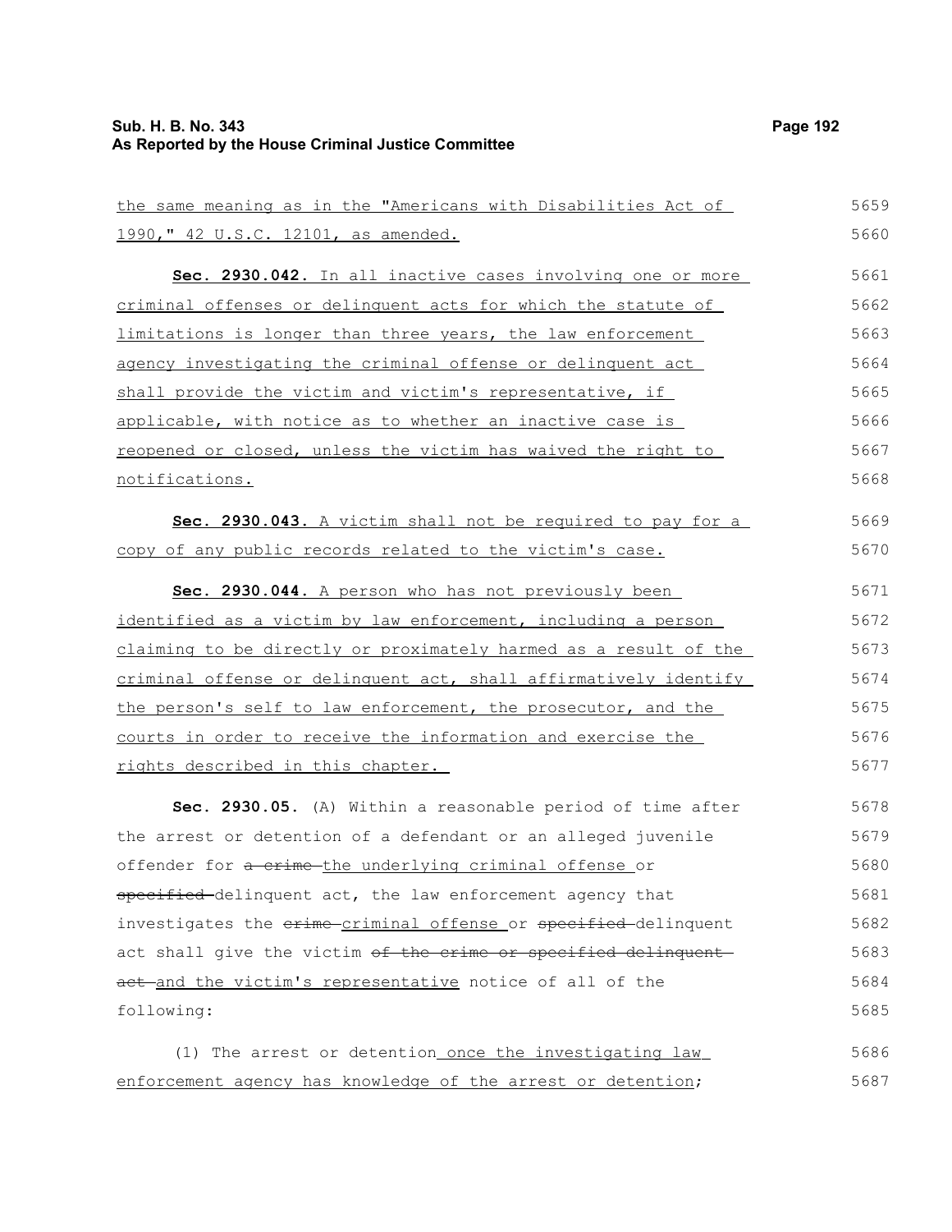the same meaning as in the "Americans with Disabilities Act of 1990," 42 U.S.C. 12101, as amended.

**Sec. 2930.042.** In all inactive cases involving one or more criminal offenses or delinquent acts for which the statute of limitations is longer than three years, the law enforcement agency investigating the criminal offense or delinquent act shall provide the victim and victim's representative, if applicable, with notice as to whether an inactive case is reopened or closed, unless the victim has waived the right to notifications.

**Sec. 2930.043.** A victim shall not be required to pay for a copy of any public records related to the victim's case.

**Sec. 2930.044.** A person who has not previously been identified as a victim by law enforcement, including a person claiming to be directly or proximately harmed as a result of the criminal offense or delinquent act, shall affirmatively identify the person's self to law enforcement, the prosecutor, and the courts in order to receive the information and exercise the rights described in this chapter.

**Sec. 2930.05.** (A) Within a reasonable period of time after the arrest or detention of a defendant or an alleged juvenile offender for ~~a crime~~ the underlying criminal offense or ~~specified~~ delinquent act, the law enforcement agency that investigates the ~~crime~~ criminal offense or ~~specified~~ delinquent act shall give the victim ~~of the crime or specified delinquent act~~ and the victim's representative notice of all of the following:

(1) The arrest or detention once the investigating law enforcement agency has knowledge of the arrest or detention;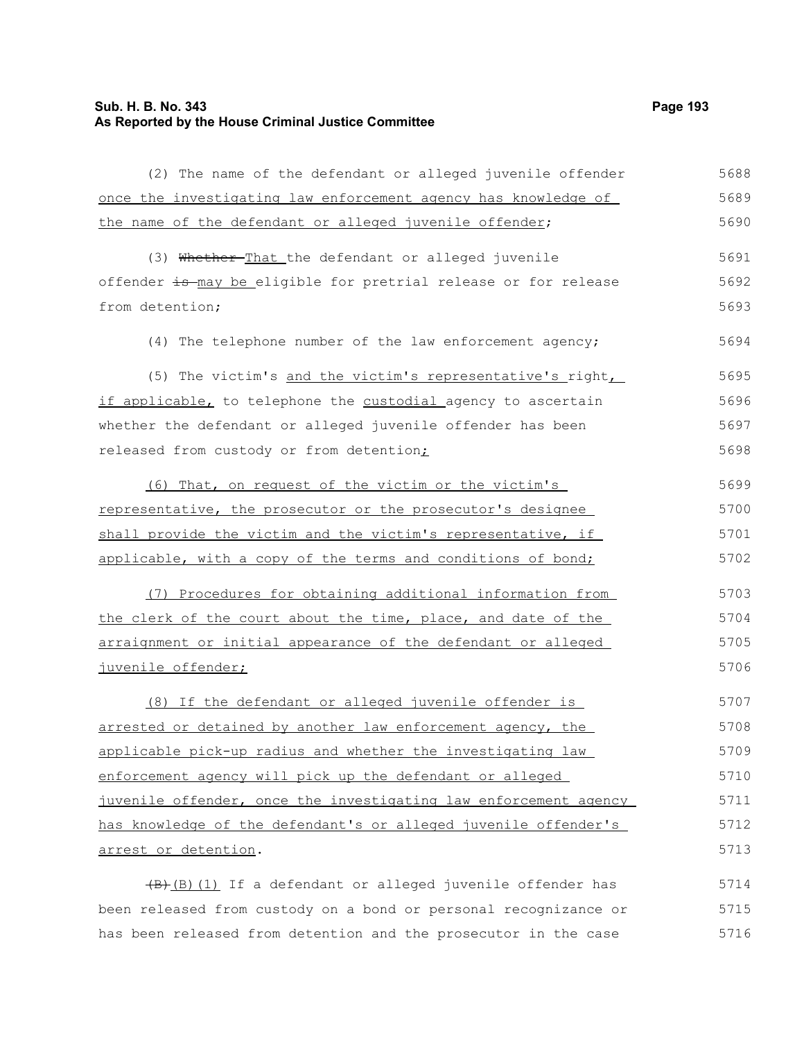(2) The name of the defendant or alleged juvenile offender once the investigating law enforcement agency has knowledge of the name of the defendant or alleged juvenile offender;

(3) ~~Whether~~ That the defendant or alleged juvenile offender ~~is~~ may be eligible for pretrial release or for release from detention;

(4) The telephone number of the law enforcement agency;

(5) The victim's and the victim's representative's right, if applicable, to telephone the custodial agency to ascertain whether the defendant or alleged juvenile offender has been released from custody or from detention;

(6) That, on request of the victim or the victim's representative, the prosecutor or the prosecutor's designee shall provide the victim and the victim's representative, if applicable, with a copy of the terms and conditions of bond;

(7) Procedures for obtaining additional information from the clerk of the court about the time, place, and date of the arraignment or initial appearance of the defendant or alleged juvenile offender;

(8) If the defendant or alleged juvenile offender is arrested or detained by another law enforcement agency, the applicable pick-up radius and whether the investigating law enforcement agency will pick up the defendant or alleged juvenile offender, once the investigating law enforcement agency has knowledge of the defendant's or alleged juvenile offender's arrest or detention.

~~(B)~~ (B)(1) If a defendant or alleged juvenile offender has been released from custody on a bond or personal recognizance or has been released from detention and the prosecutor in the case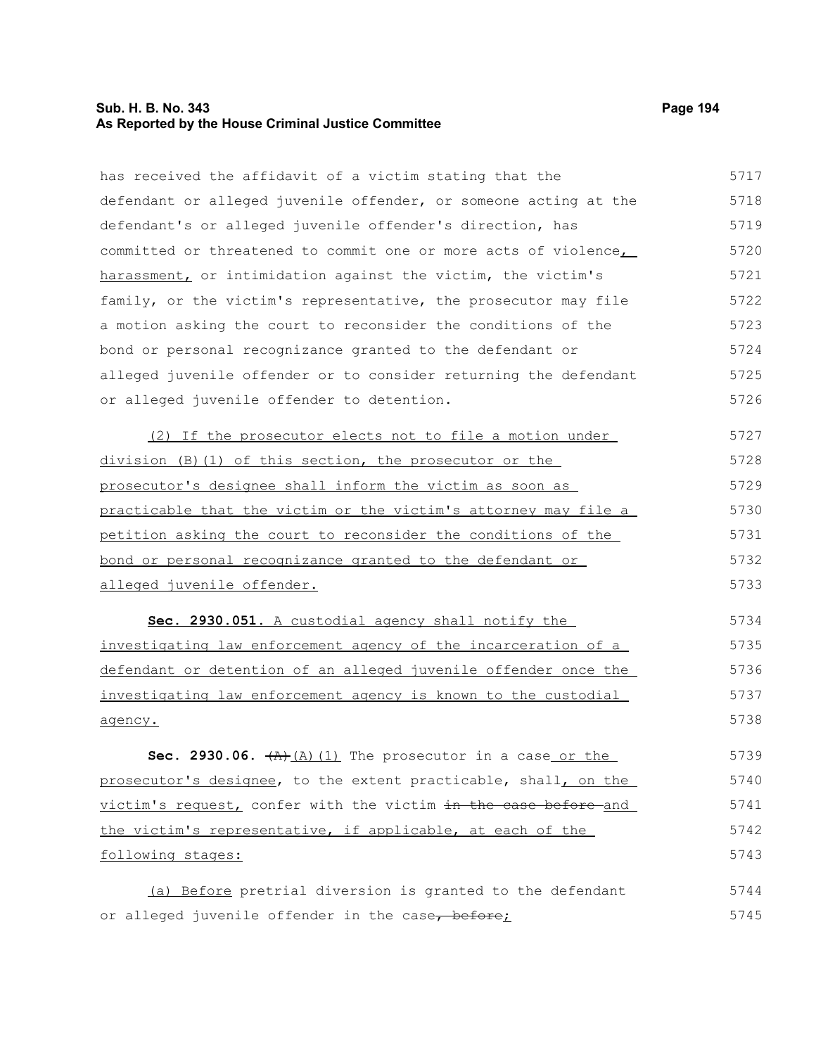has received the affidavit of a victim stating that the defendant or alleged juvenile offender, or someone acting at the defendant's or alleged juvenile offender's direction, has committed or threatened to commit one or more acts of violence, harassment, or intimidation against the victim, the victim's family, or the victim's representative, the prosecutor may file a motion asking the court to reconsider the conditions of the bond or personal recognizance granted to the defendant or alleged juvenile offender or to consider returning the defendant or alleged juvenile offender to detention.

(2) If the prosecutor elects not to file a motion under division (B)(1) of this section, the prosecutor or the prosecutor's designee shall inform the victim as soon as practicable that the victim or the victim's attorney may file a petition asking the court to reconsider the conditions of the bond or personal recognizance granted to the defendant or alleged juvenile offender.

**Sec. 2930.051.** A custodial agency shall notify the investigating law enforcement agency of the incarceration of a defendant or detention of an alleged juvenile offender once the investigating law enforcement agency is known to the custodial agency.

**Sec. 2930.06.** ~~(A)~~ (A)(1) The prosecutor in a case or the prosecutor's designee, to the extent practicable, shall, on the victim's request, confer with the victim ~~in the case before~~ and the victim's representative, if applicable, at each of the following stages:

(a) Before pretrial diversion is granted to the defendant or alleged juvenile offender in the case~~, before~~;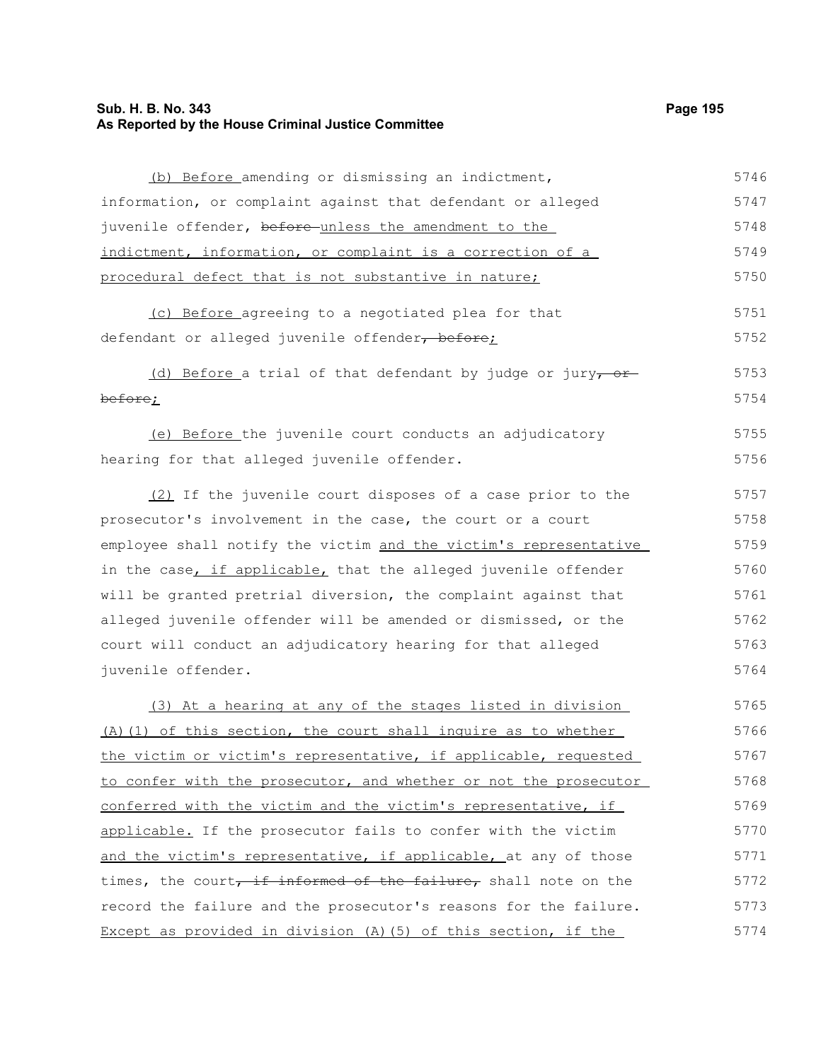(b) Before amending or dismissing an indictment, information, or complaint against that defendant or alleged juvenile offender, before unless the amendment to the indictment, information, or complaint is a correction of a procedural defect that is not substantive in nature;

(c) Before agreeing to a negotiated plea for that defendant or alleged juvenile offender, before;

(d) Before a trial of that defendant by judge or jury, or before;

(e) Before the juvenile court conducts an adjudicatory hearing for that alleged juvenile offender.

(2) If the juvenile court disposes of a case prior to the prosecutor's involvement in the case, the court or a court employee shall notify the victim and the victim's representative in the case, if applicable, that the alleged juvenile offender will be granted pretrial diversion, the complaint against that alleged juvenile offender will be amended or dismissed, or the court will conduct an adjudicatory hearing for that alleged juvenile offender.

(3) At a hearing at any of the stages listed in division (A)(1) of this section, the court shall inquire as to whether the victim or victim's representative, if applicable, requested to confer with the prosecutor, and whether or not the prosecutor conferred with the victim and the victim's representative, if applicable. If the prosecutor fails to confer with the victim and the victim's representative, if applicable, at any of those times, the court, if informed of the failure, shall note on the record the failure and the prosecutor's reasons for the failure. Except as provided in division (A)(5) of this section, if the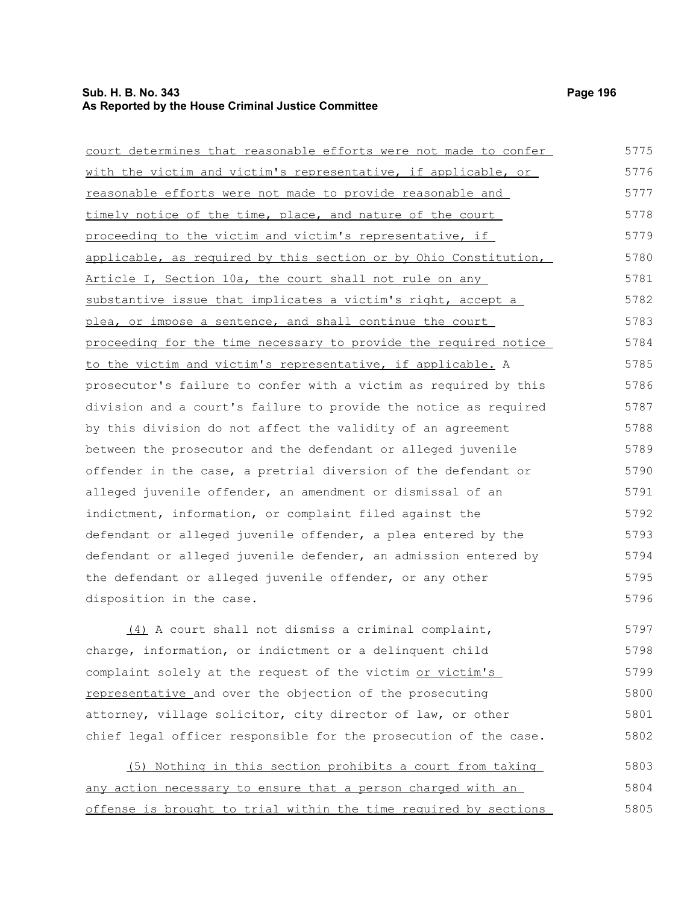court determines that reasonable efforts were not made to confer with the victim and victim's representative, if applicable, or reasonable efforts were not made to provide reasonable and timely notice of the time, place, and nature of the court proceeding to the victim and victim's representative, if applicable, as required by this section or by Ohio Constitution, Article I, Section 10a, the court shall not rule on any substantive issue that implicates a victim's right, accept a plea, or impose a sentence, and shall continue the court proceeding for the time necessary to provide the required notice to the victim and victim's representative, if applicable. A prosecutor's failure to confer with a victim as required by this division and a court's failure to provide the notice as required by this division do not affect the validity of an agreement between the prosecutor and the defendant or alleged juvenile offender in the case, a pretrial diversion of the defendant or alleged juvenile offender, an amendment or dismissal of an indictment, information, or complaint filed against the defendant or alleged juvenile offender, a plea entered by the defendant or alleged juvenile defender, an admission entered by the defendant or alleged juvenile offender, or any other disposition in the case.

(4) A court shall not dismiss a criminal complaint, charge, information, or indictment or a delinquent child complaint solely at the request of the victim or victim's representative and over the objection of the prosecuting attorney, village solicitor, city director of law, or other chief legal officer responsible for the prosecution of the case.

(5) Nothing in this section prohibits a court from taking any action necessary to ensure that a person charged with an offense is brought to trial within the time required by sections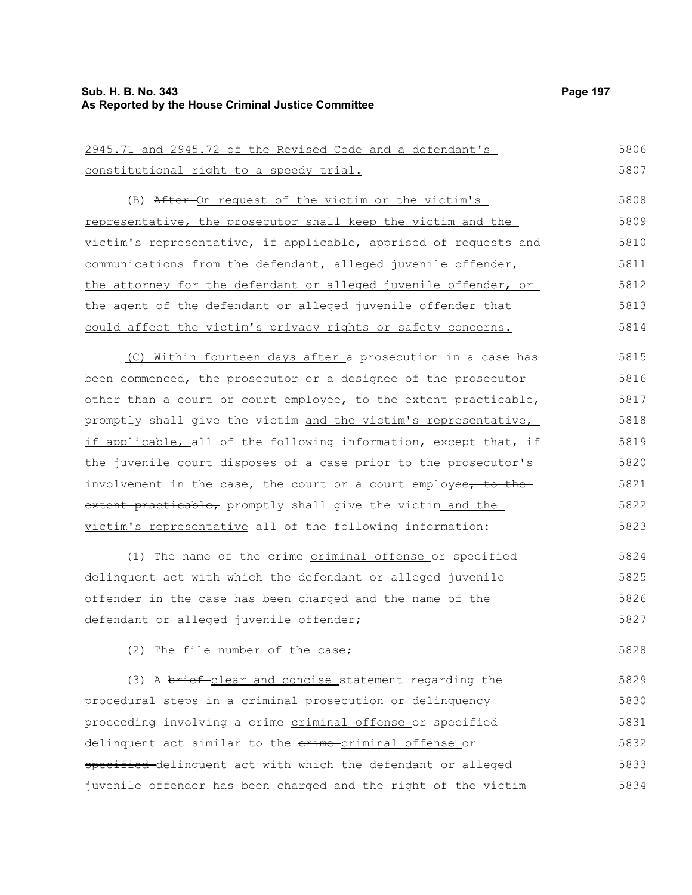2945.71 and 2945.72 of the Revised Code and a defendant's constitutional right to a speedy trial.

(B) ~~After~~ On request of the victim or the victim's representative, the prosecutor shall keep the victim and the victim's representative, if applicable, apprised of requests and communications from the defendant, alleged juvenile offender, the attorney for the defendant or alleged juvenile offender, or the agent of the defendant or alleged juvenile offender that could affect the victim's privacy rights or safety concerns.

(C) Within fourteen days after a prosecution in a case has been commenced, the prosecutor or a designee of the prosecutor other than a court or court employee~~, to the extent practicable,~~ promptly shall give the victim and the victim's representative, if applicable, all of the following information, except that, if the juvenile court disposes of a case prior to the prosecutor's involvement in the case, the court or a court employee~~, to the extent practicable,~~ promptly shall give the victim and the victim's representative all of the following information:

(1) The name of the ~~crime~~ criminal offense or ~~specified~~ delinquent act with which the defendant or alleged juvenile offender in the case has been charged and the name of the defendant or alleged juvenile offender;

(2) The file number of the case;

(3) A ~~brief~~ clear and concise statement regarding the procedural steps in a criminal prosecution or delinquency proceeding involving a ~~crime~~ criminal offense or ~~specified~~ delinquent act similar to the ~~crime~~ criminal offense or ~~specified~~ delinquent act with which the defendant or alleged juvenile offender has been charged and the right of the victim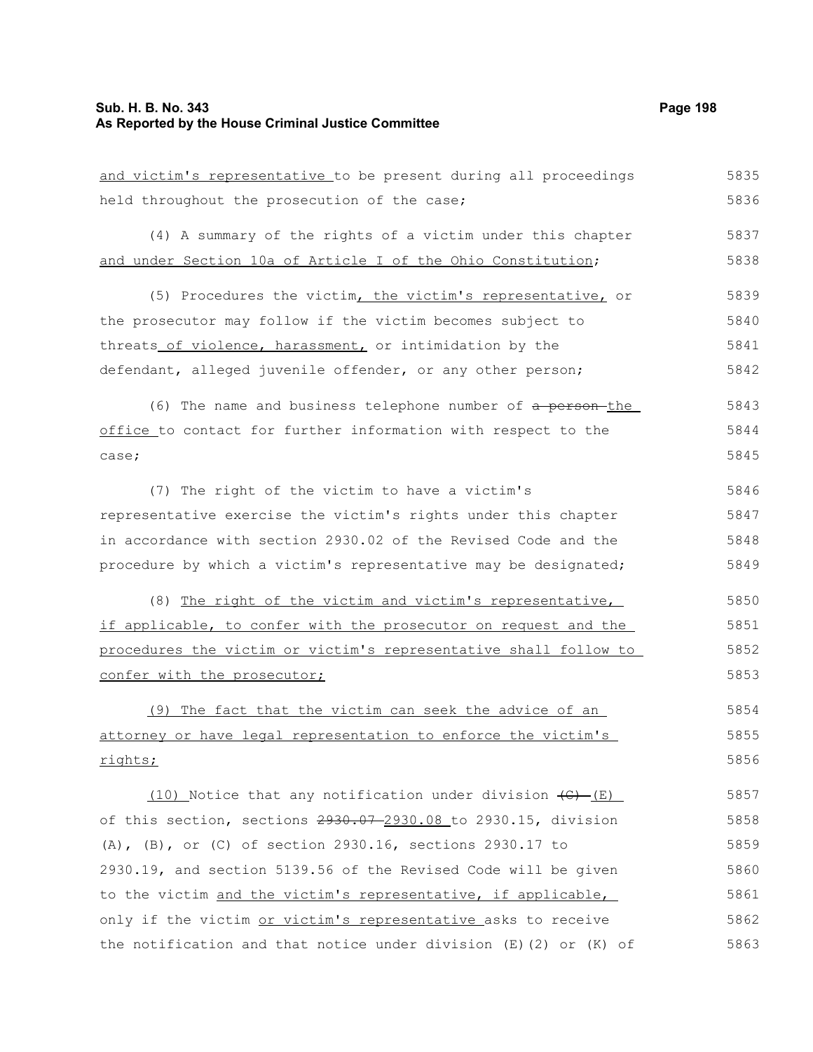and victim's representative to be present during all proceedings held throughout the prosecution of the case;

(4) A summary of the rights of a victim under this chapter and under Section 10a of Article I of the Ohio Constitution;

(5) Procedures the victim, the victim's representative, or the prosecutor may follow if the victim becomes subject to threats of violence, harassment, or intimidation by the defendant, alleged juvenile offender, or any other person;

(6) The name and business telephone number of ~~a person~~ the office to contact for further information with respect to the case;

(7) The right of the victim to have a victim's representative exercise the victim's rights under this chapter in accordance with section 2930.02 of the Revised Code and the procedure by which a victim's representative may be designated;

(8) The right of the victim and victim's representative, if applicable, to confer with the prosecutor on request and the procedures the victim or victim's representative shall follow to confer with the prosecutor;

(9) The fact that the victim can seek the advice of an attorney or have legal representation to enforce the victim's rights;

(10) Notice that any notification under division ~~(C)~~ (E) of this section, sections ~~2930.07~~ 2930.08 to 2930.15, division (A), (B), or (C) of section 2930.16, sections 2930.17 to 2930.19, and section 5139.56 of the Revised Code will be given to the victim and the victim's representative, if applicable, only if the victim or victim's representative asks to receive the notification and that notice under division (E)(2) or (K) of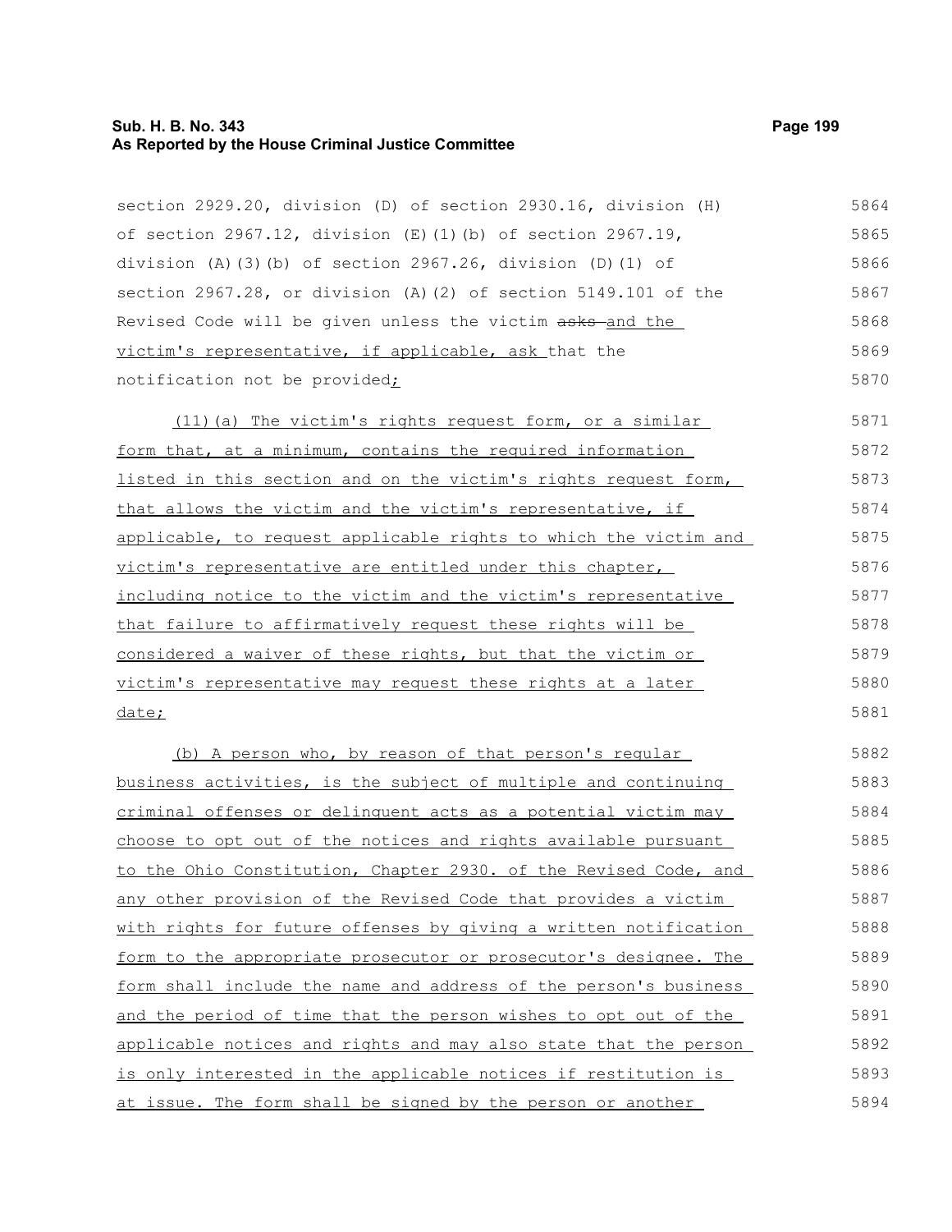section 2929.20, division (D) of section 2930.16, division (H) of section 2967.12, division (E)(1)(b) of section 2967.19, division (A)(3)(b) of section 2967.26, division (D)(1) of section 2967.28, or division (A)(2) of section 5149.101 of the Revised Code will be given unless the victim ~~asks~~ and the victim's representative, if applicable, ask that the notification not be provided;

(11)(a) The victim's rights request form, or a similar form that, at a minimum, contains the required information listed in this section and on the victim's rights request form, that allows the victim and the victim's representative, if applicable, to request applicable rights to which the victim and victim's representative are entitled under this chapter, including notice to the victim and the victim's representative that failure to affirmatively request these rights will be considered a waiver of these rights, but that the victim or victim's representative may request these rights at a later date;

(b) A person who, by reason of that person's regular business activities, is the subject of multiple and continuing criminal offenses or delinquent acts as a potential victim may choose to opt out of the notices and rights available pursuant to the Ohio Constitution, Chapter 2930. of the Revised Code, and any other provision of the Revised Code that provides a victim with rights for future offenses by giving a written notification form to the appropriate prosecutor or prosecutor's designee. The form shall include the name and address of the person's business and the period of time that the person wishes to opt out of the applicable notices and rights and may also state that the person is only interested in the applicable notices if restitution is at issue. The form shall be signed by the person or another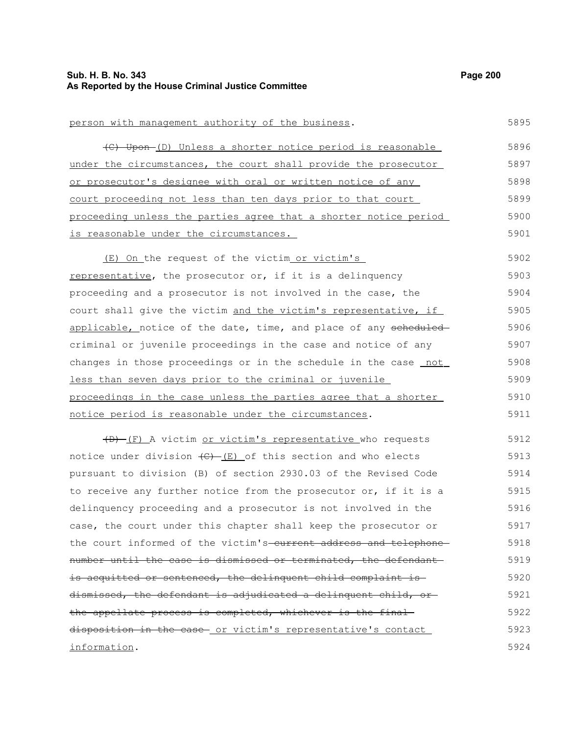person with management authority of the business.

~~(C) Upon~~ (D) Unless a shorter notice period is reasonable under the circumstances, the court shall provide the prosecutor or prosecutor's designee with oral or written notice of any court proceeding not less than ten days prior to that court proceeding unless the parties agree that a shorter notice period is reasonable under the circumstances.

(E) On the request of the victim or victim's representative, the prosecutor or, if it is a delinquency proceeding and a prosecutor is not involved in the case, the court shall give the victim and the victim's representative, if applicable, notice of the date, time, and place of any ~~scheduled~~ criminal or juvenile proceedings in the case and notice of any changes in those proceedings or in the schedule in the case not less than seven days prior to the criminal or juvenile proceedings in the case unless the parties agree that a shorter notice period is reasonable under the circumstances.

~~(D)~~ (F) A victim or victim's representative who requests notice under division ~~(C)~~ (E) of this section and who elects pursuant to division (B) of section 2930.03 of the Revised Code to receive any further notice from the prosecutor or, if it is a delinquency proceeding and a prosecutor is not involved in the case, the court under this chapter shall keep the prosecutor or the court informed of the victim's ~~current address and telephone number until the case is dismissed or terminated, the defendant is acquitted or sentenced, the delinquent child complaint is dismissed, the defendant is adjudicated a delinquent child, or the appellate process is completed, whichever is the final disposition in the case~~ or victim's representative's contact information.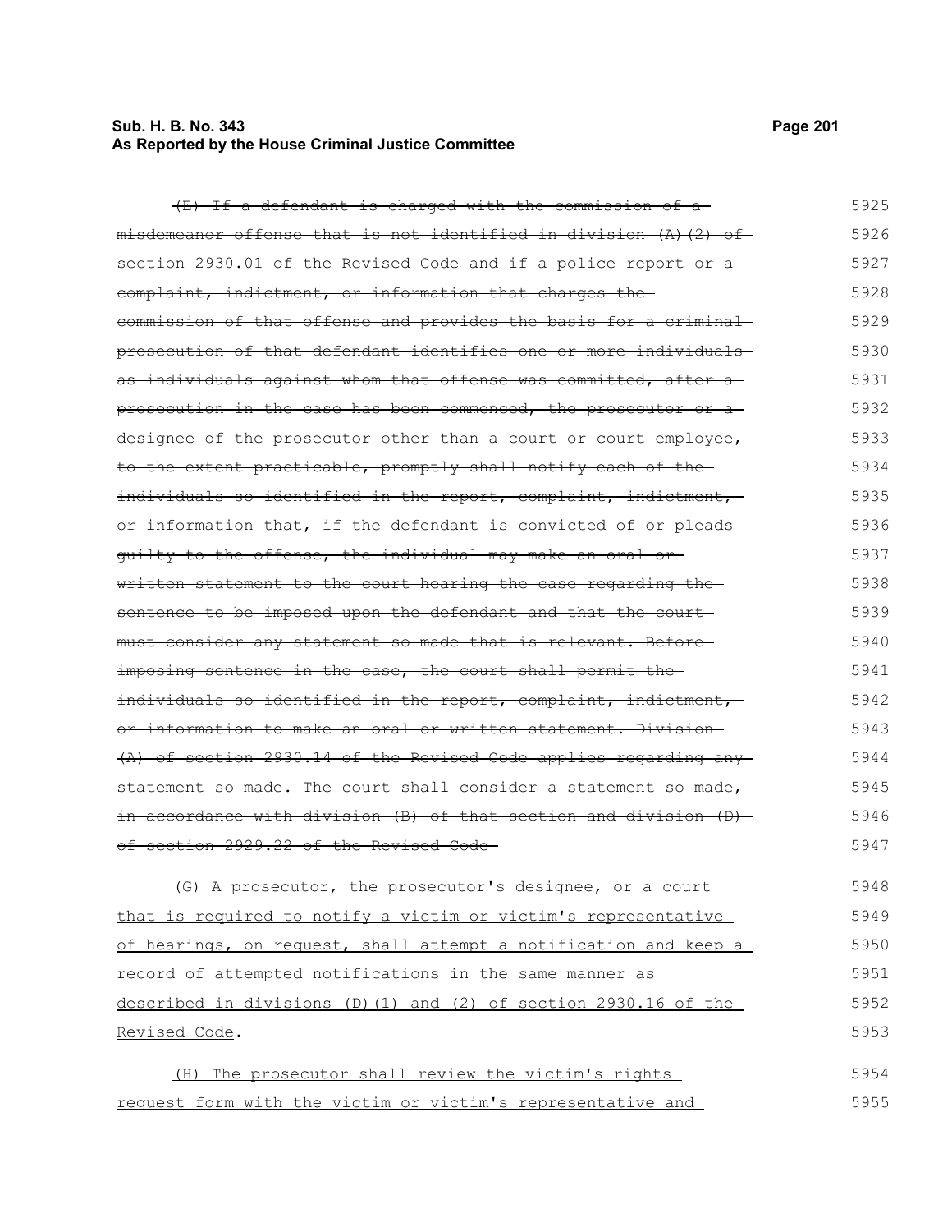~~(E) If a defendant is charged with the commission of a misdemeanor offense that is not identified in division (A)(2) of section 2930.01 of the Revised Code and if a police report or a complaint, indictment, or information that charges the commission of that offense and provides the basis for a criminal prosecution of that defendant identifies one or more individuals as individuals against whom that offense was committed, after a prosecution in the case has been commenced, the prosecutor or a designee of the prosecutor other than a court or court employee, to the extent practicable, promptly shall notify each of the individuals so identified in the report, complaint, indictment, or information that, if the defendant is convicted of or pleads guilty to the offense, the individual may make an oral or written statement to the court hearing the case regarding the sentence to be imposed upon the defendant and that the court must consider any statement so made that is relevant. Before imposing sentence in the case, the court shall permit the individuals so identified in the report, complaint, indictment, or information to make an oral or written statement. Division (A) of section 2930.14 of the Revised Code applies regarding any statement so made. The court shall consider a statement so made, in accordance with division (B) of that section and division (D) of section 2929.22 of the Revised Code.~~

<u>(G) A prosecutor, the prosecutor's designee, or a court that is required to notify a victim or victim's representative of hearings, on request, shall attempt a notification and keep a record of attempted notifications in the same manner as described in divisions (D)(1) and (2) of section 2930.16 of the Revised Code</u>.

<u>(H) The prosecutor shall review the victim's rights request form with the victim or victim's representative and</u>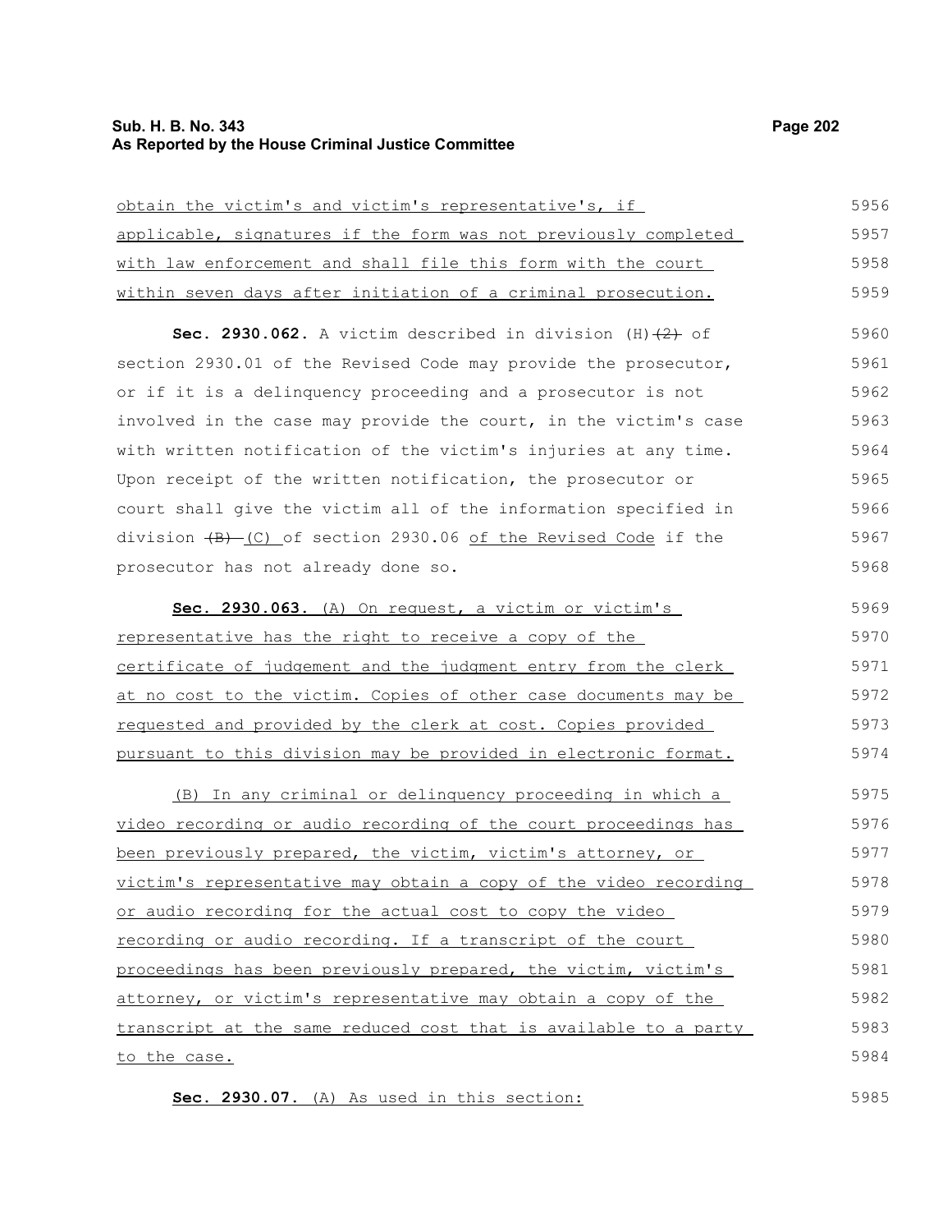obtain the victim's and victim's representative's, if applicable, signatures if the form was not previously completed with law enforcement and shall file this form with the court within seven days after initiation of a criminal prosecution.

**Sec. 2930.062.** A victim described in division (H)~~(2)~~ of section 2930.01 of the Revised Code may provide the prosecutor, or if it is a delinquency proceeding and a prosecutor is not involved in the case may provide the court, in the victim's case with written notification of the victim's injuries at any time. Upon receipt of the written notification, the prosecutor or court shall give the victim all of the information specified in division ~~(B)~~ (C) of section 2930.06 of the Revised Code if the prosecutor has not already done so.

**Sec. 2930.063.** (A) On request, a victim or victim's representative has the right to receive a copy of the certificate of judgement and the judgment entry from the clerk at no cost to the victim. Copies of other case documents may be requested and provided by the clerk at cost. Copies provided pursuant to this division may be provided in electronic format.

(B) In any criminal or delinquency proceeding in which a video recording or audio recording of the court proceedings has been previously prepared, the victim, victim's attorney, or victim's representative may obtain a copy of the video recording or audio recording for the actual cost to copy the video recording or audio recording. If a transcript of the court proceedings has been previously prepared, the victim, victim's attorney, or victim's representative may obtain a copy of the transcript at the same reduced cost that is available to a party to the case.

**Sec. 2930.07.** (A) As used in this section: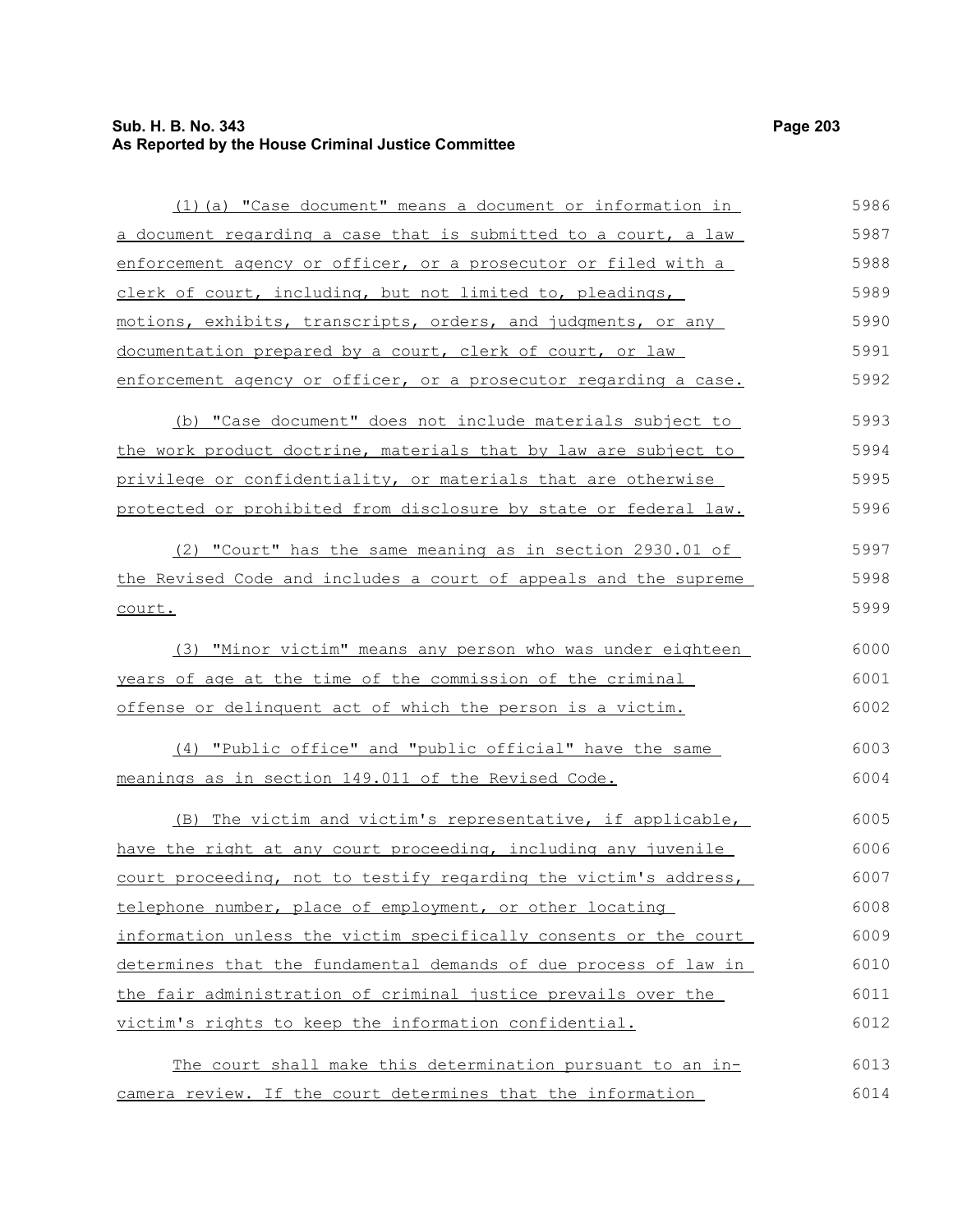(1)(a) "Case document" means a document or information in a document regarding a case that is submitted to a court, a law enforcement agency or officer, or a prosecutor or filed with a clerk of court, including, but not limited to, pleadings, motions, exhibits, transcripts, orders, and judgments, or any documentation prepared by a court, clerk of court, or law enforcement agency or officer, or a prosecutor regarding a case.

(b) "Case document" does not include materials subject to the work product doctrine, materials that by law are subject to privilege or confidentiality, or materials that are otherwise protected or prohibited from disclosure by state or federal law.

(2) "Court" has the same meaning as in section 2930.01 of the Revised Code and includes a court of appeals and the supreme court.

(3) "Minor victim" means any person who was under eighteen years of age at the time of the commission of the criminal offense or delinquent act of which the person is a victim.

(4) "Public office" and "public official" have the same meanings as in section 149.011 of the Revised Code.

(B) The victim and victim's representative, if applicable, have the right at any court proceeding, including any juvenile court proceeding, not to testify regarding the victim's address, telephone number, place of employment, or other locating information unless the victim specifically consents or the court determines that the fundamental demands of due process of law in the fair administration of criminal justice prevails over the victim's rights to keep the information confidential.

The court shall make this determination pursuant to an in-camera review. If the court determines that the information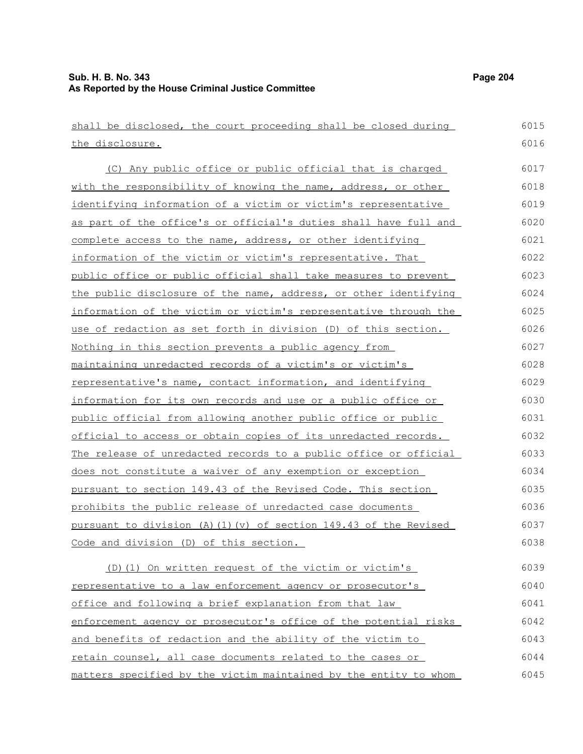shall be disclosed, the court proceeding shall be closed during the disclosure.

(C) Any public office or public official that is charged with the responsibility of knowing the name, address, or other identifying information of a victim or victim's representative as part of the office's or official's duties shall have full and complete access to the name, address, or other identifying information of the victim or victim's representative. That public office or public official shall take measures to prevent the public disclosure of the name, address, or other identifying information of the victim or victim's representative through the use of redaction as set forth in division (D) of this section. Nothing in this section prevents a public agency from maintaining unredacted records of a victim's or victim's representative's name, contact information, and identifying information for its own records and use or a public office or public official from allowing another public office or public official to access or obtain copies of its unredacted records. The release of unredacted records to a public office or official does not constitute a waiver of any exemption or exception pursuant to section 149.43 of the Revised Code. This section prohibits the public release of unredacted case documents pursuant to division (A)(1)(v) of section 149.43 of the Revised Code and division (D) of this section.

(D)(1) On written request of the victim or victim's representative to a law enforcement agency or prosecutor's office and following a brief explanation from that law enforcement agency or prosecutor's office of the potential risks and benefits of redaction and the ability of the victim to retain counsel, all case documents related to the cases or matters specified by the victim maintained by the entity to whom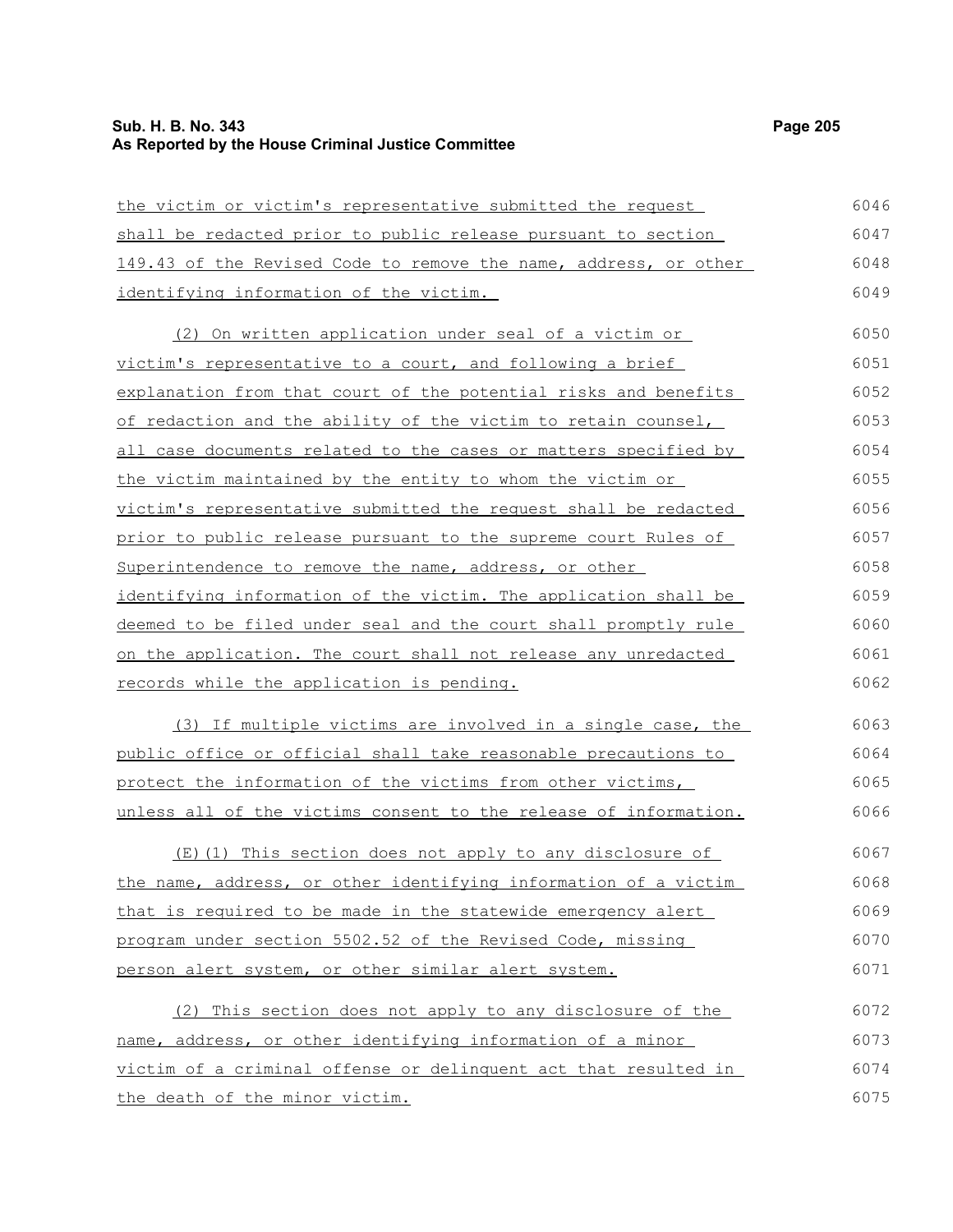the victim or victim's representative submitted the request shall be redacted prior to public release pursuant to section 149.43 of the Revised Code to remove the name, address, or other identifying information of the victim.

(2) On written application under seal of a victim or victim's representative to a court, and following a brief explanation from that court of the potential risks and benefits of redaction and the ability of the victim to retain counsel, all case documents related to the cases or matters specified by the victim maintained by the entity to whom the victim or victim's representative submitted the request shall be redacted prior to public release pursuant to the supreme court Rules of Superintendence to remove the name, address, or other identifying information of the victim. The application shall be deemed to be filed under seal and the court shall promptly rule on the application. The court shall not release any unredacted records while the application is pending.

(3) If multiple victims are involved in a single case, the public office or official shall take reasonable precautions to protect the information of the victims from other victims, unless all of the victims consent to the release of information.

(E)(1) This section does not apply to any disclosure of the name, address, or other identifying information of a victim that is required to be made in the statewide emergency alert program under section 5502.52 of the Revised Code, missing person alert system, or other similar alert system.

(2) This section does not apply to any disclosure of the name, address, or other identifying information of a minor victim of a criminal offense or delinquent act that resulted in the death of the minor victim.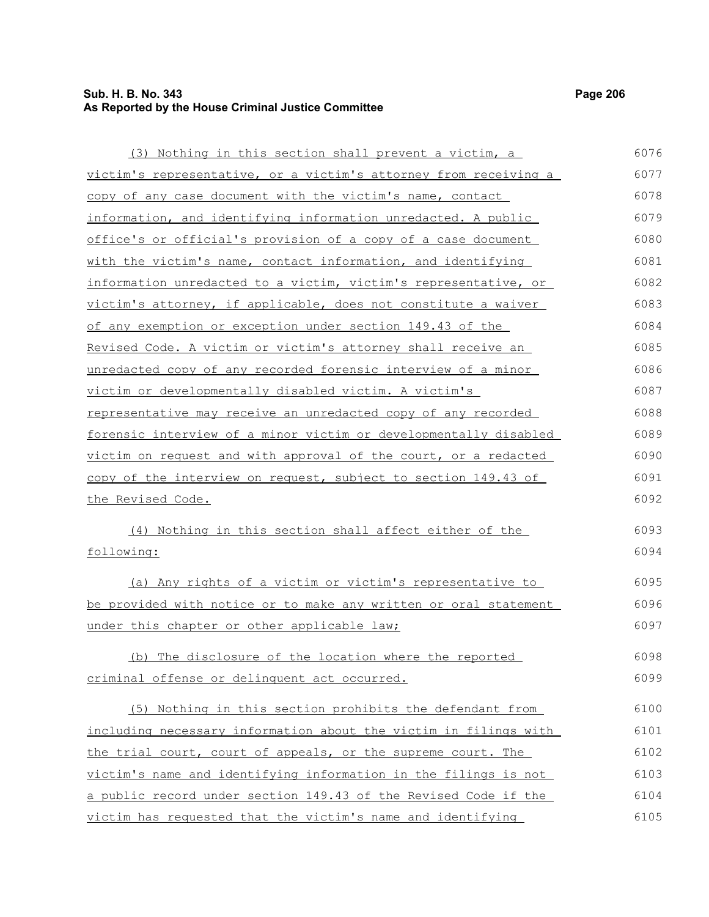(3) Nothing in this section shall prevent a victim, a victim's representative, or a victim's attorney from receiving a copy of any case document with the victim's name, contact information, and identifying information unredacted. A public office's or official's provision of a copy of a case document with the victim's name, contact information, and identifying information unredacted to a victim, victim's representative, or victim's attorney, if applicable, does not constitute a waiver of any exemption or exception under section 149.43 of the Revised Code. A victim or victim's attorney shall receive an unredacted copy of any recorded forensic interview of a minor victim or developmentally disabled victim. A victim's representative may receive an unredacted copy of any recorded forensic interview of a minor victim or developmentally disabled victim on request and with approval of the court, or a redacted copy of the interview on request, subject to section 149.43 of the Revised Code.

(4) Nothing in this section shall affect either of the following:

(a) Any rights of a victim or victim's representative to be provided with notice or to make any written or oral statement under this chapter or other applicable law;

(b) The disclosure of the location where the reported criminal offense or delinquent act occurred.

(5) Nothing in this section prohibits the defendant from including necessary information about the victim in filings with the trial court, court of appeals, or the supreme court. The victim's name and identifying information in the filings is not a public record under section 149.43 of the Revised Code if the victim has requested that the victim's name and identifying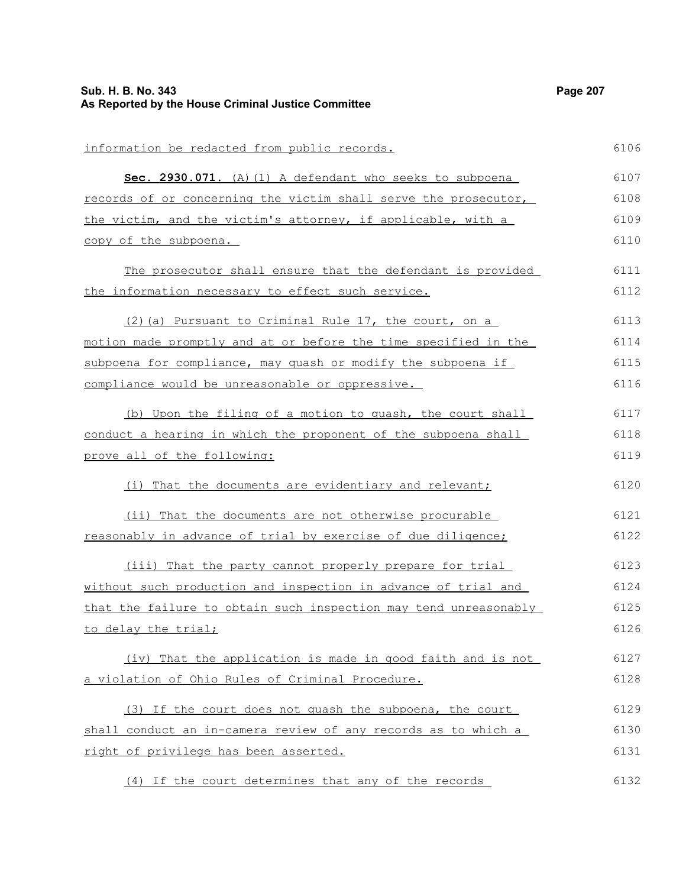information be redacted from public records.

**Sec. 2930.071.** (A)(1) A defendant who seeks to subpoena records of or concerning the victim shall serve the prosecutor, the victim, and the victim's attorney, if applicable, with a copy of the subpoena.

The prosecutor shall ensure that the defendant is provided the information necessary to effect such service.

(2)(a) Pursuant to Criminal Rule 17, the court, on a motion made promptly and at or before the time specified in the subpoena for compliance, may quash or modify the subpoena if compliance would be unreasonable or oppressive.

(b) Upon the filing of a motion to quash, the court shall conduct a hearing in which the proponent of the subpoena shall prove all of the following:

(i) That the documents are evidentiary and relevant;

(ii) That the documents are not otherwise procurable reasonably in advance of trial by exercise of due diligence;

(iii) That the party cannot properly prepare for trial without such production and inspection in advance of trial and that the failure to obtain such inspection may tend unreasonably to delay the trial;

(iv) That the application is made in good faith and is not a violation of Ohio Rules of Criminal Procedure.

(3) If the court does not quash the subpoena, the court shall conduct an in-camera review of any records as to which a right of privilege has been asserted.

(4) If the court determines that any of the records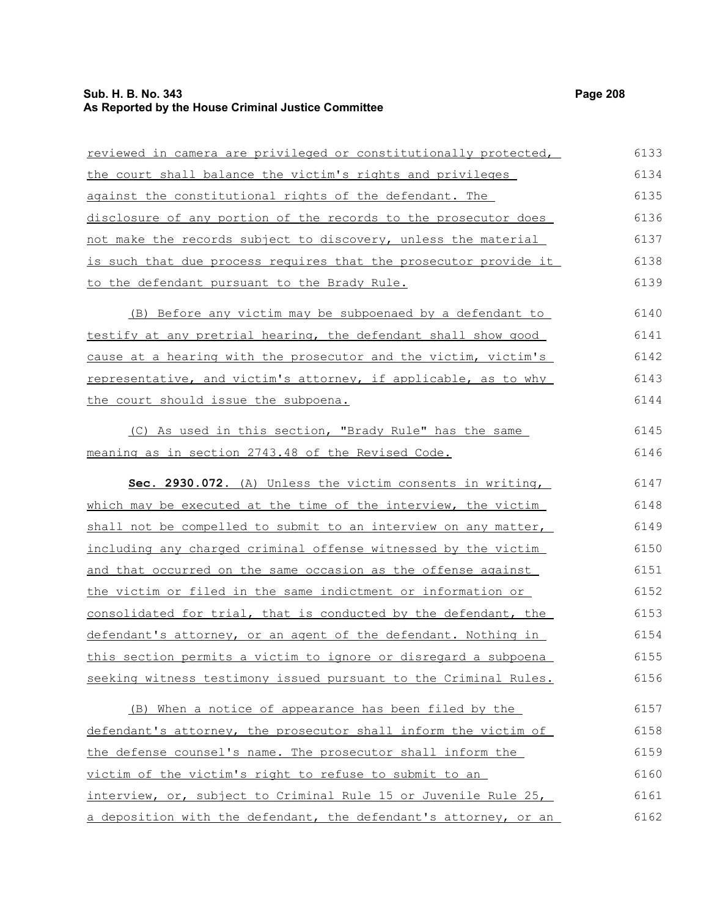reviewed in camera are privileged or constitutionally protected, the court shall balance the victim's rights and privileges against the constitutional rights of the defendant. The disclosure of any portion of the records to the prosecutor does not make the records subject to discovery, unless the material is such that due process requires that the prosecutor provide it to the defendant pursuant to the Brady Rule.

(B) Before any victim may be subpoenaed by a defendant to testify at any pretrial hearing, the defendant shall show good cause at a hearing with the prosecutor and the victim, victim's representative, and victim's attorney, if applicable, as to why the court should issue the subpoena.

(C) As used in this section, "Brady Rule" has the same meaning as in section 2743.48 of the Revised Code.

**Sec. 2930.072.** (A) Unless the victim consents in writing, which may be executed at the time of the interview, the victim shall not be compelled to submit to an interview on any matter, including any charged criminal offense witnessed by the victim and that occurred on the same occasion as the offense against the victim or filed in the same indictment or information or consolidated for trial, that is conducted by the defendant, the defendant's attorney, or an agent of the defendant. Nothing in this section permits a victim to ignore or disregard a subpoena seeking witness testimony issued pursuant to the Criminal Rules.

(B) When a notice of appearance has been filed by the defendant's attorney, the prosecutor shall inform the victim of the defense counsel's name. The prosecutor shall inform the victim of the victim's right to refuse to submit to an interview, or, subject to Criminal Rule 15 or Juvenile Rule 25, a deposition with the defendant, the defendant's attorney, or an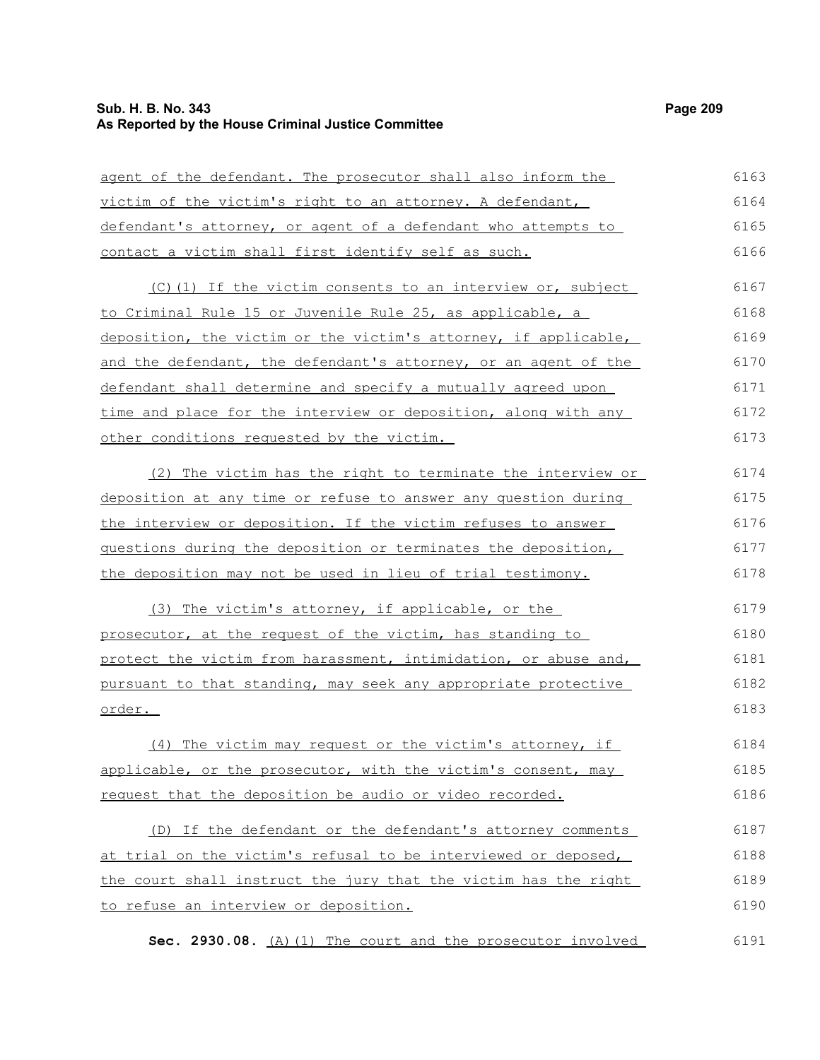agent of the defendant. The prosecutor shall also inform the victim of the victim's right to an attorney. A defendant, defendant's attorney, or agent of a defendant who attempts to contact a victim shall first identify self as such.

(C)(1) If the victim consents to an interview or, subject to Criminal Rule 15 or Juvenile Rule 25, as applicable, a deposition, the victim or the victim's attorney, if applicable, and the defendant, the defendant's attorney, or an agent of the defendant shall determine and specify a mutually agreed upon time and place for the interview or deposition, along with any other conditions requested by the victim.

(2) The victim has the right to terminate the interview or deposition at any time or refuse to answer any question during the interview or deposition. If the victim refuses to answer questions during the deposition or terminates the deposition, the deposition may not be used in lieu of trial testimony.

(3) The victim's attorney, if applicable, or the prosecutor, at the request of the victim, has standing to protect the victim from harassment, intimidation, or abuse and, pursuant to that standing, may seek any appropriate protective order.

(4) The victim may request or the victim's attorney, if applicable, or the prosecutor, with the victim's consent, may request that the deposition be audio or video recorded.

(D) If the defendant or the defendant's attorney comments at trial on the victim's refusal to be interviewed or deposed, the court shall instruct the jury that the victim has the right to refuse an interview or deposition.

**Sec. 2930.08.** (A)(1) The court and the prosecutor involved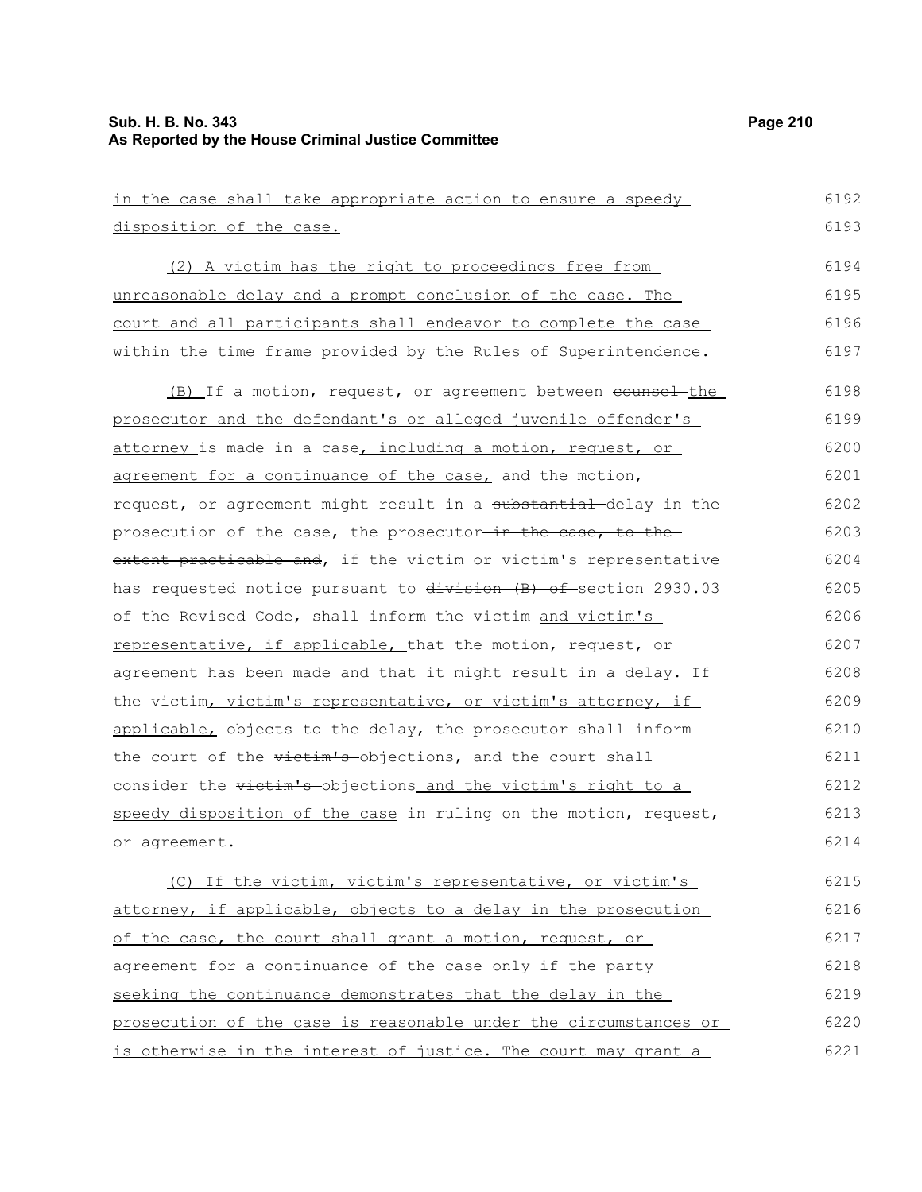in the case shall take appropriate action to ensure a speedy disposition of the case.

(2) A victim has the right to proceedings free from unreasonable delay and a prompt conclusion of the case. The court and all participants shall endeavor to complete the case within the time frame provided by the Rules of Superintendence.

(B) If a motion, request, or agreement between ~~counsel~~ the prosecutor and the defendant's or alleged juvenile offender's attorney is made in a case, including a motion, request, or agreement for a continuance of the case, and the motion, request, or agreement might result in a ~~substantial~~ delay in the prosecution of the case, the prosecutor ~~in the case, to the extent practicable and~~, if the victim or victim's representative has requested notice pursuant to ~~division (B) of~~ section 2930.03 of the Revised Code, shall inform the victim and victim's representative, if applicable, that the motion, request, or agreement has been made and that it might result in a delay. If the victim, victim's representative, or victim's attorney, if applicable, objects to the delay, the prosecutor shall inform the court of the ~~victim's~~ objections, and the court shall consider the ~~victim's~~ objections and the victim's right to a speedy disposition of the case in ruling on the motion, request, or agreement.

(C) If the victim, victim's representative, or victim's attorney, if applicable, objects to a delay in the prosecution of the case, the court shall grant a motion, request, or agreement for a continuance of the case only if the party seeking the continuance demonstrates that the delay in the prosecution of the case is reasonable under the circumstances or is otherwise in the interest of justice. The court may grant a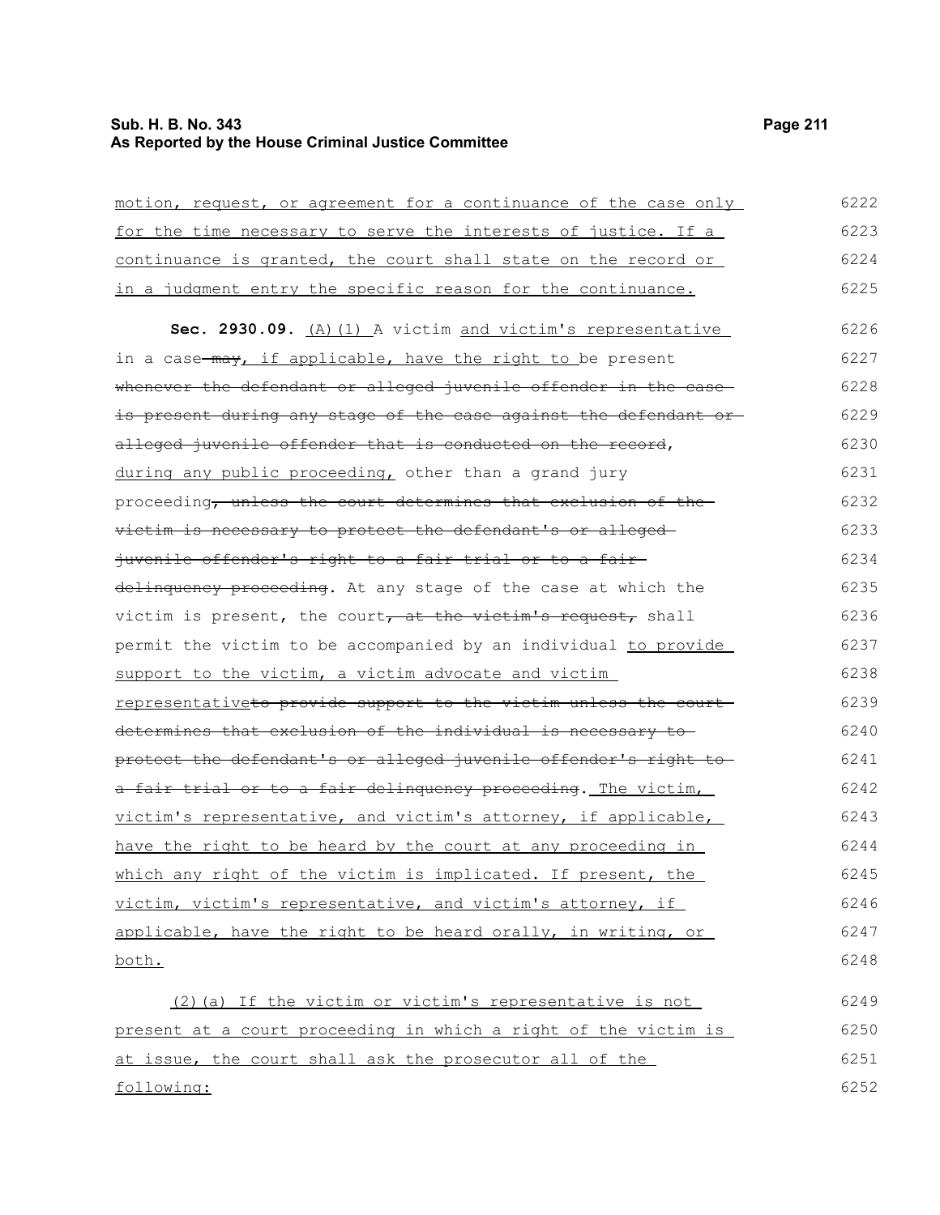motion, request, or agreement for a continuance of the case only for the time necessary to serve the interests of justice. If a continuance is granted, the court shall state on the record or in a judgment entry the specific reason for the continuance.

**Sec. 2930.09.** (A)(1) A victim and victim's representative in a case may, if applicable, have the right to be present whenever the defendant or alleged juvenile offender in the case is present during any stage of the case against the defendant or alleged juvenile offender that is conducted on the record, during any public proceeding, other than a grand jury proceeding, unless the court determines that exclusion of the victim is necessary to protect the defendant's or alleged juvenile offender's right to a fair trial or to a fair delinquency proceeding. At any stage of the case at which the victim is present, the court, at the victim's request, shall permit the victim to be accompanied by an individual to provide support to the victim, a victim advocate and victim representativeto provide support to the victim unless the court determines that exclusion of the individual is necessary to protect the defendant's or alleged juvenile offender's right to a fair trial or to a fair delinquency proceeding. The victim, victim's representative, and victim's attorney, if applicable, have the right to be heard by the court at any proceeding in which any right of the victim is implicated. If present, the victim, victim's representative, and victim's attorney, if applicable, have the right to be heard orally, in writing, or both.

(2)(a) If the victim or victim's representative is not present at a court proceeding in which a right of the victim is at issue, the court shall ask the prosecutor all of the following: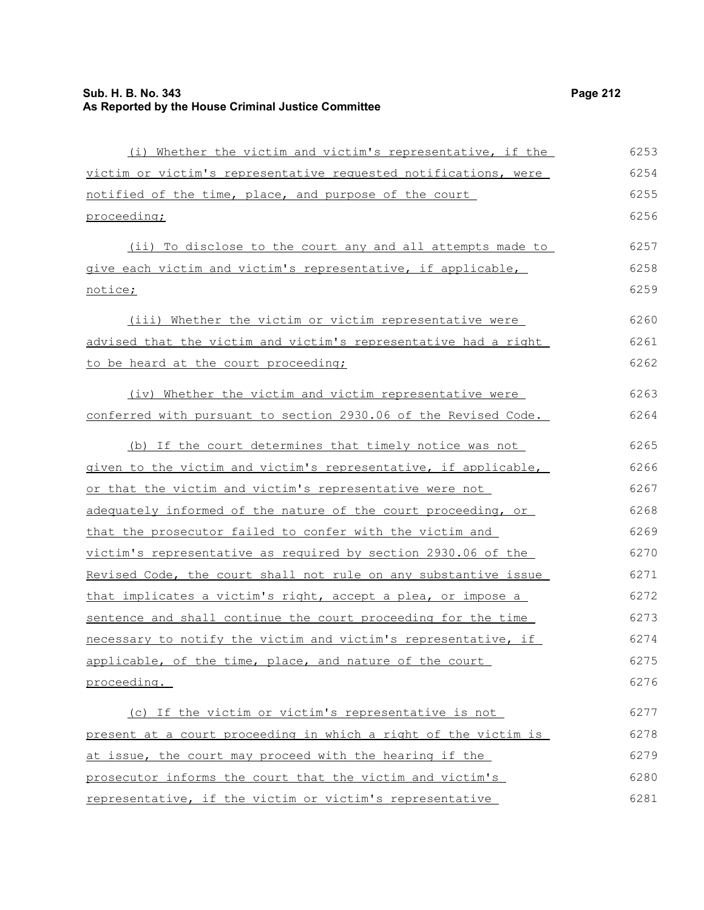(i) Whether the victim and victim's representative, if the victim or victim's representative requested notifications, were notified of the time, place, and purpose of the court proceeding;

(ii) To disclose to the court any and all attempts made to give each victim and victim's representative, if applicable, notice;

(iii) Whether the victim or victim representative were advised that the victim and victim's representative had a right to be heard at the court proceeding;

(iv) Whether the victim and victim representative were conferred with pursuant to section 2930.06 of the Revised Code.

(b) If the court determines that timely notice was not given to the victim and victim's representative, if applicable, or that the victim and victim's representative were not adequately informed of the nature of the court proceeding, or that the prosecutor failed to confer with the victim and victim's representative as required by section 2930.06 of the Revised Code, the court shall not rule on any substantive issue that implicates a victim's right, accept a plea, or impose a sentence and shall continue the court proceeding for the time necessary to notify the victim and victim's representative, if applicable, of the time, place, and nature of the court proceeding.

(c) If the victim or victim's representative is not present at a court proceeding in which a right of the victim is at issue, the court may proceed with the hearing if the prosecutor informs the court that the victim and victim's representative, if the victim or victim's representative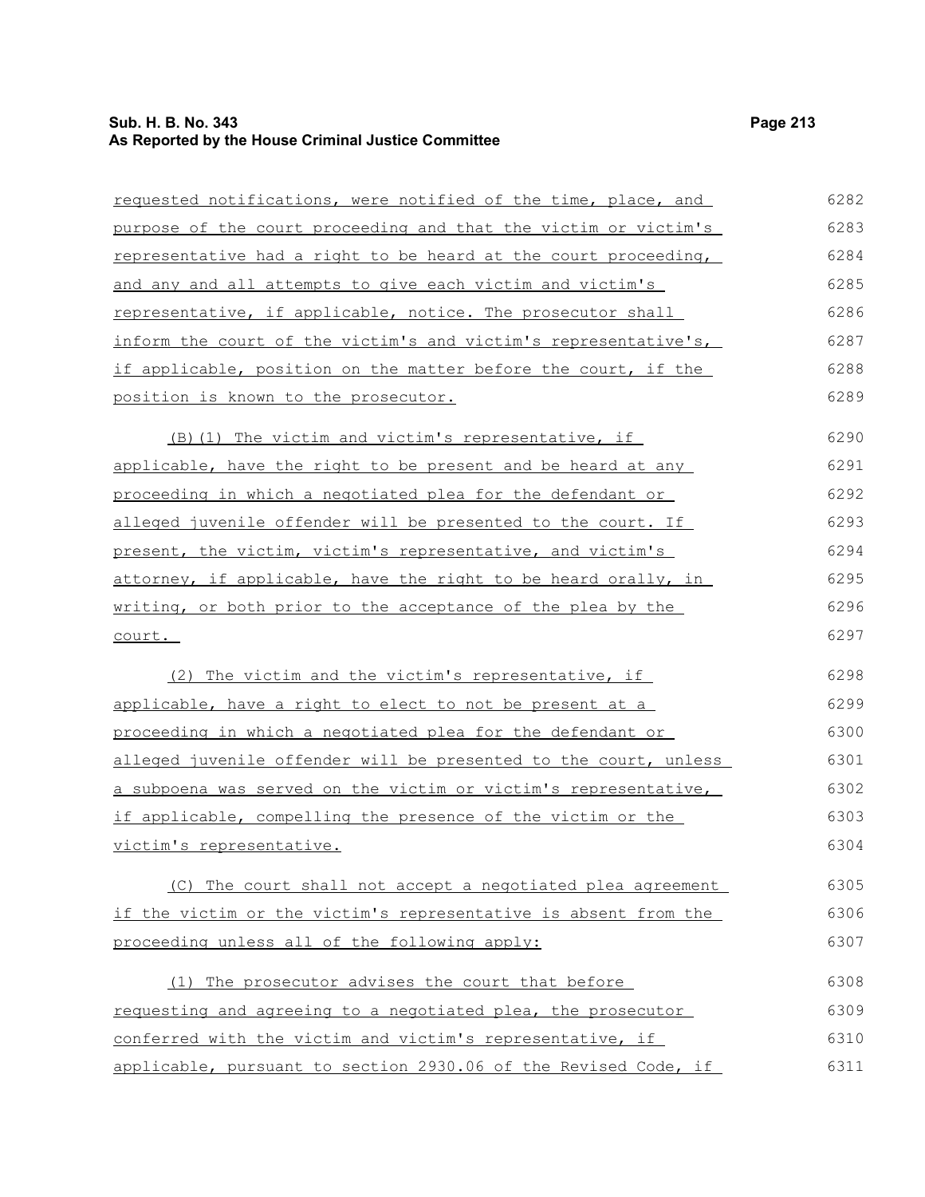requested notifications, were notified of the time, place, and purpose of the court proceeding and that the victim or victim's representative had a right to be heard at the court proceeding, and any and all attempts to give each victim and victim's representative, if applicable, notice. The prosecutor shall inform the court of the victim's and victim's representative's, if applicable, position on the matter before the court, if the position is known to the prosecutor.

(B)(1) The victim and victim's representative, if applicable, have the right to be present and be heard at any proceeding in which a negotiated plea for the defendant or alleged juvenile offender will be presented to the court. If present, the victim, victim's representative, and victim's attorney, if applicable, have the right to be heard orally, in writing, or both prior to the acceptance of the plea by the court.

(2) The victim and the victim's representative, if applicable, have a right to elect to not be present at a proceeding in which a negotiated plea for the defendant or alleged juvenile offender will be presented to the court, unless a subpoena was served on the victim or victim's representative, if applicable, compelling the presence of the victim or the victim's representative.

(C) The court shall not accept a negotiated plea agreement if the victim or the victim's representative is absent from the proceeding unless all of the following apply:

(1) The prosecutor advises the court that before requesting and agreeing to a negotiated plea, the prosecutor conferred with the victim and victim's representative, if applicable, pursuant to section 2930.06 of the Revised Code, if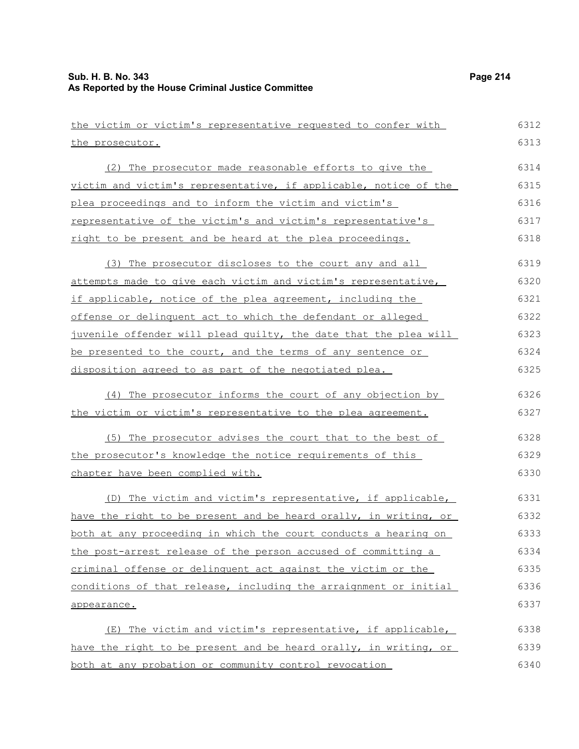the victim or victim's representative requested to confer with the prosecutor.

(2) The prosecutor made reasonable efforts to give the victim and victim's representative, if applicable, notice of the plea proceedings and to inform the victim and victim's representative of the victim's and victim's representative's right to be present and be heard at the plea proceedings.

(3) The prosecutor discloses to the court any and all attempts made to give each victim and victim's representative, if applicable, notice of the plea agreement, including the offense or delinquent act to which the defendant or alleged juvenile offender will plead guilty, the date that the plea will be presented to the court, and the terms of any sentence or disposition agreed to as part of the negotiated plea.

(4) The prosecutor informs the court of any objection by the victim or victim's representative to the plea agreement.

(5) The prosecutor advises the court that to the best of the prosecutor's knowledge the notice requirements of this chapter have been complied with.

(D) The victim and victim's representative, if applicable, have the right to be present and be heard orally, in writing, or both at any proceeding in which the court conducts a hearing on the post-arrest release of the person accused of committing a criminal offense or delinquent act against the victim or the conditions of that release, including the arraignment or initial appearance.

(E) The victim and victim's representative, if applicable, have the right to be present and be heard orally, in writing, or both at any probation or community control revocation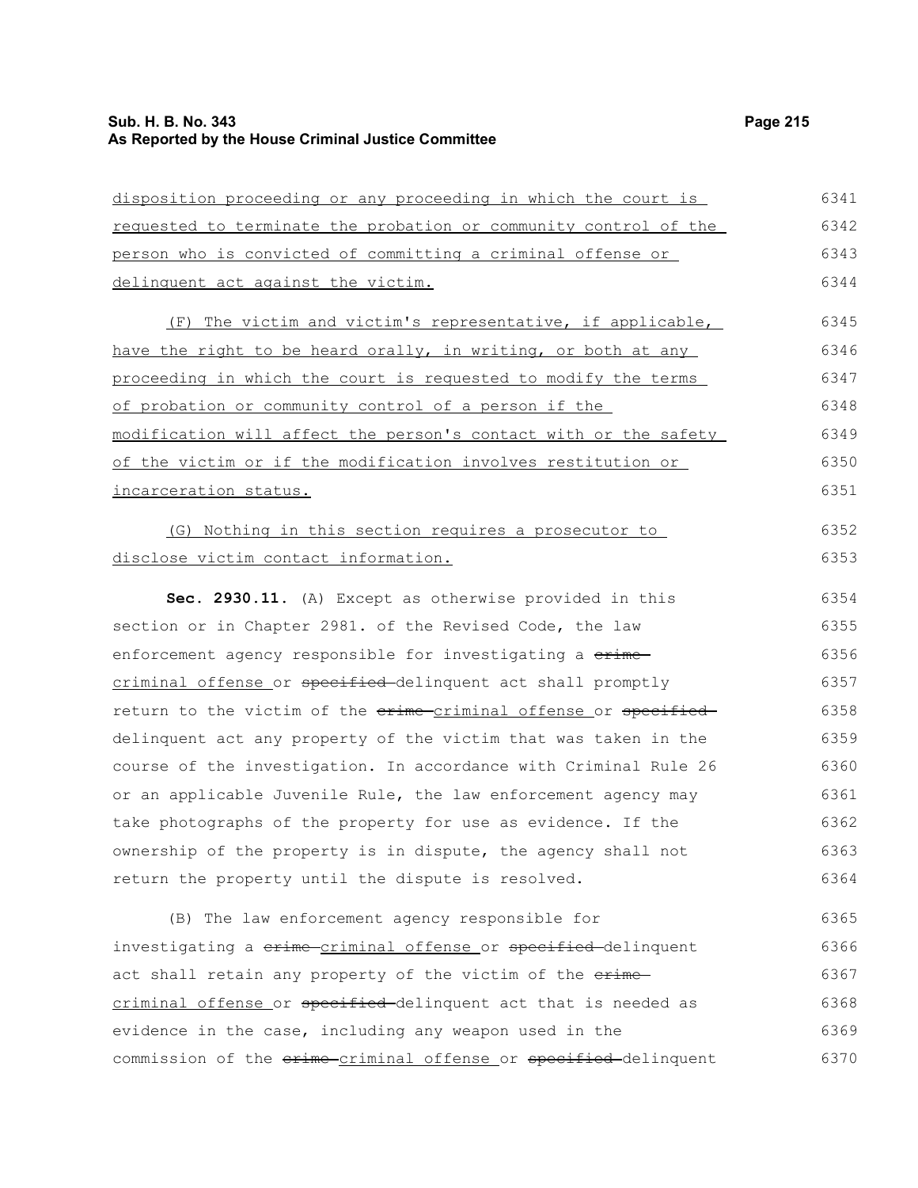disposition proceeding or any proceeding in which the court is requested to terminate the probation or community control of the person who is convicted of committing a criminal offense or delinquent act against the victim.

(F) The victim and victim's representative, if applicable, have the right to be heard orally, in writing, or both at any proceeding in which the court is requested to modify the terms of probation or community control of a person if the modification will affect the person's contact with or the safety of the victim or if the modification involves restitution or incarceration status.

(G) Nothing in this section requires a prosecutor to disclose victim contact information.

**Sec. 2930.11.** (A) Except as otherwise provided in this section or in Chapter 2981. of the Revised Code, the law enforcement agency responsible for investigating a ~~crime~~ criminal offense or ~~specified~~ delinquent act shall promptly return to the victim of the ~~crime~~ criminal offense or ~~specified~~ delinquent act any property of the victim that was taken in the course of the investigation. In accordance with Criminal Rule 26 or an applicable Juvenile Rule, the law enforcement agency may take photographs of the property for use as evidence. If the ownership of the property is in dispute, the agency shall not return the property until the dispute is resolved.

(B) The law enforcement agency responsible for investigating a ~~crime~~ criminal offense or ~~specified~~ delinquent act shall retain any property of the victim of the ~~crime~~ criminal offense or ~~specified~~ delinquent act that is needed as evidence in the case, including any weapon used in the commission of the ~~crime~~ criminal offense or ~~specified~~ delinquent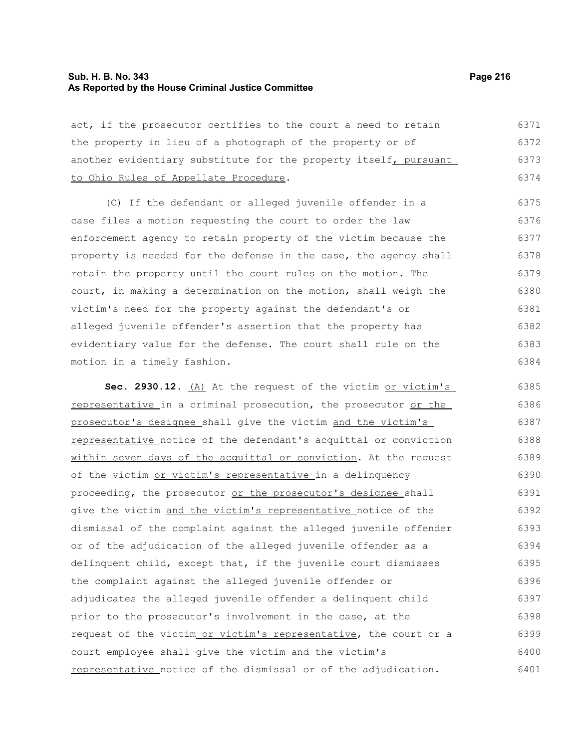act, if the prosecutor certifies to the court a need to retain the property in lieu of a photograph of the property or of another evidentiary substitute for the property itself, pursuant to Ohio Rules of Appellate Procedure.

(C) If the defendant or alleged juvenile offender in a case files a motion requesting the court to order the law enforcement agency to retain property of the victim because the property is needed for the defense in the case, the agency shall retain the property until the court rules on the motion. The court, in making a determination on the motion, shall weigh the victim's need for the property against the defendant's or alleged juvenile offender's assertion that the property has evidentiary value for the defense. The court shall rule on the motion in a timely fashion.

**Sec. 2930.12.** (A) At the request of the victim or victim's representative in a criminal prosecution, the prosecutor or the prosecutor's designee shall give the victim and the victim's representative notice of the defendant's acquittal or conviction within seven days of the acquittal or conviction. At the request of the victim or victim's representative in a delinquency proceeding, the prosecutor or the prosecutor's designee shall give the victim and the victim's representative notice of the dismissal of the complaint against the alleged juvenile offender or of the adjudication of the alleged juvenile offender as a delinquent child, except that, if the juvenile court dismisses the complaint against the alleged juvenile offender or adjudicates the alleged juvenile offender a delinquent child prior to the prosecutor's involvement in the case, at the request of the victim or victim's representative, the court or a court employee shall give the victim and the victim's representative notice of the dismissal or of the adjudication.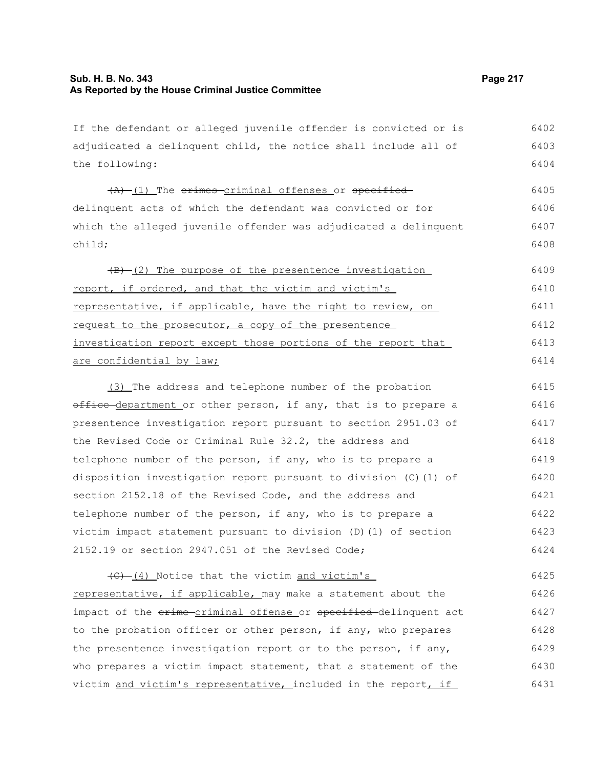If the defendant or alleged juvenile offender is convicted or is adjudicated a delinquent child, the notice shall include all of the following:

~~(A)~~ (1) The ~~crimes~~ criminal offenses or ~~specified~~ delinquent acts of which the defendant was convicted or for which the alleged juvenile offender was adjudicated a delinquent child;

~~(B)~~ (2) The purpose of the presentence investigation report, if ordered, and that the victim and victim's representative, if applicable, have the right to review, on request to the prosecutor, a copy of the presentence investigation report except those portions of the report that are confidential by law;

(3) The address and telephone number of the probation ~~office~~ department or other person, if any, that is to prepare a presentence investigation report pursuant to section 2951.03 of the Revised Code or Criminal Rule 32.2, the address and telephone number of the person, if any, who is to prepare a disposition investigation report pursuant to division (C)(1) of section 2152.18 of the Revised Code, and the address and telephone number of the person, if any, who is to prepare a victim impact statement pursuant to division (D)(1) of section 2152.19 or section 2947.051 of the Revised Code;

~~(C)~~ (4) Notice that the victim and victim's representative, if applicable, may make a statement about the impact of the ~~crime~~ criminal offense or ~~specified~~ delinquent act to the probation officer or other person, if any, who prepares the presentence investigation report or to the person, if any, who prepares a victim impact statement, that a statement of the victim and victim's representative, included in the report, if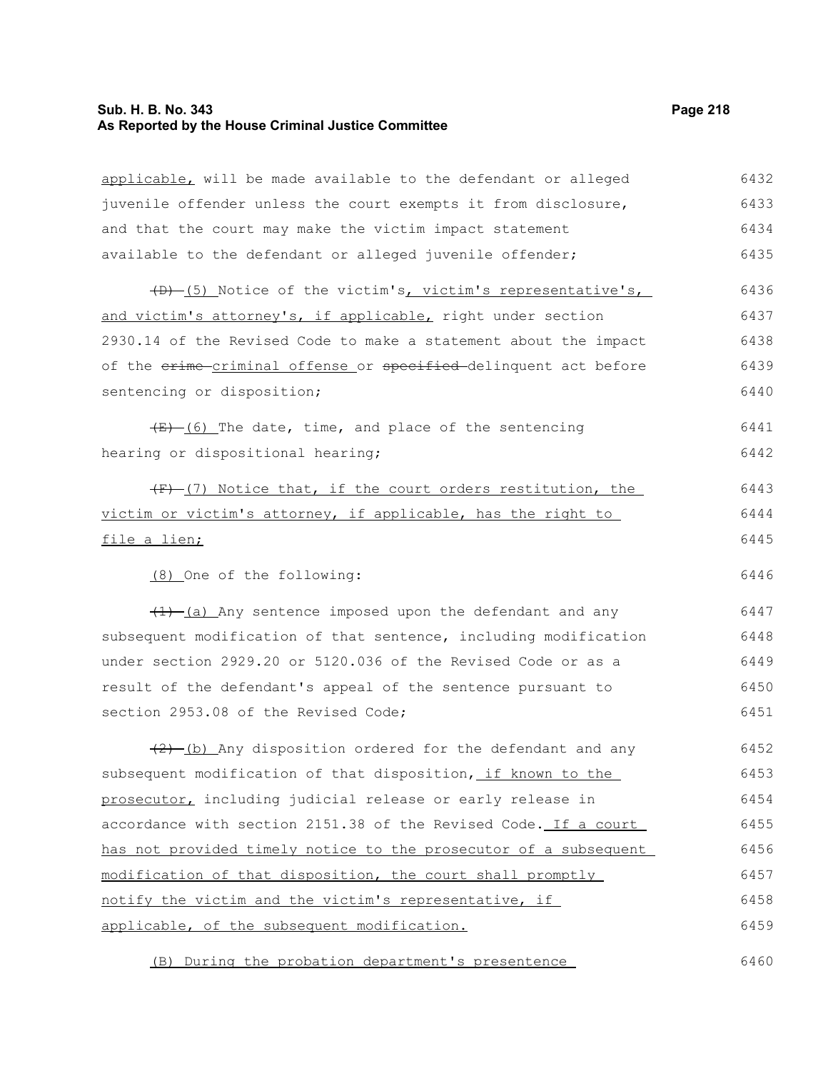applicable, will be made available to the defendant or alleged juvenile offender unless the court exempts it from disclosure, and that the court may make the victim impact statement available to the defendant or alleged juvenile offender;

~~(D)~~ (5) Notice of the victim's, victim's representative's, and victim's attorney's, if applicable, right under section 2930.14 of the Revised Code to make a statement about the impact of the ~~crime~~ criminal offense or ~~specified~~ delinquent act before sentencing or disposition;

~~(E)~~ (6) The date, time, and place of the sentencing hearing or dispositional hearing;

~~(F)~~ (7) Notice that, if the court orders restitution, the victim or victim's attorney, if applicable, has the right to file a lien;

(8) One of the following:

~~(1)~~ (a) Any sentence imposed upon the defendant and any subsequent modification of that sentence, including modification under section 2929.20 or 5120.036 of the Revised Code or as a result of the defendant's appeal of the sentence pursuant to section 2953.08 of the Revised Code;

~~(2)~~ (b) Any disposition ordered for the defendant and any subsequent modification of that disposition, if known to the prosecutor, including judicial release or early release in accordance with section 2151.38 of the Revised Code. If a court has not provided timely notice to the prosecutor of a subsequent modification of that disposition, the court shall promptly notify the victim and the victim's representative, if applicable, of the subsequent modification.

(B) During the probation department's presentence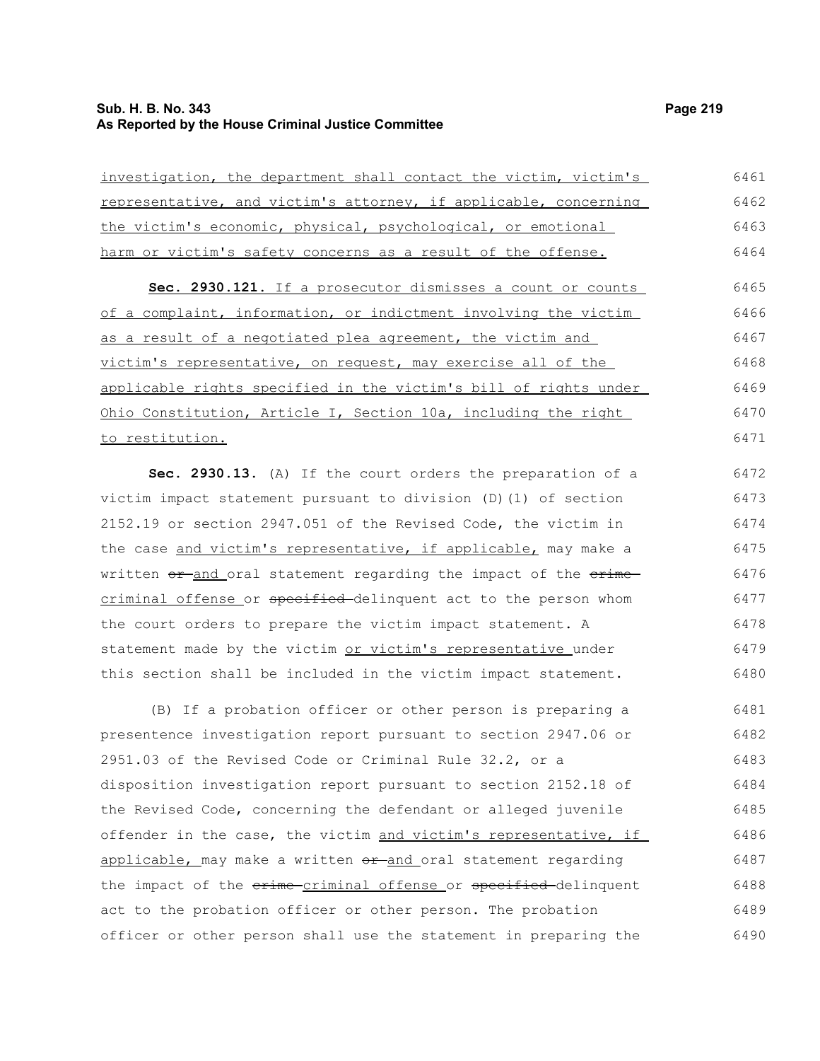investigation, the department shall contact the victim, victim's representative, and victim's attorney, if applicable, concerning the victim's economic, physical, psychological, or emotional harm or victim's safety concerns as a result of the offense.

**Sec. 2930.121.** If a prosecutor dismisses a count or counts of a complaint, information, or indictment involving the victim as a result of a negotiated plea agreement, the victim and victim's representative, on request, may exercise all of the applicable rights specified in the victim's bill of rights under Ohio Constitution, Article I, Section 10a, including the right to restitution.

**Sec. 2930.13.** (A) If the court orders the preparation of a victim impact statement pursuant to division (D)(1) of section 2152.19 or section 2947.051 of the Revised Code, the victim in the case and victim's representative, if applicable, may make a written ~~or~~ and oral statement regarding the impact of the ~~crime~~ criminal offense or ~~specified~~ delinquent act to the person whom the court orders to prepare the victim impact statement. A statement made by the victim or victim's representative under this section shall be included in the victim impact statement.

(B) If a probation officer or other person is preparing a presentence investigation report pursuant to section 2947.06 or 2951.03 of the Revised Code or Criminal Rule 32.2, or a disposition investigation report pursuant to section 2152.18 of the Revised Code, concerning the defendant or alleged juvenile offender in the case, the victim and victim's representative, if applicable, may make a written ~~or~~ and oral statement regarding the impact of the ~~crime~~ criminal offense or ~~specified~~ delinquent act to the probation officer or other person. The probation officer or other person shall use the statement in preparing the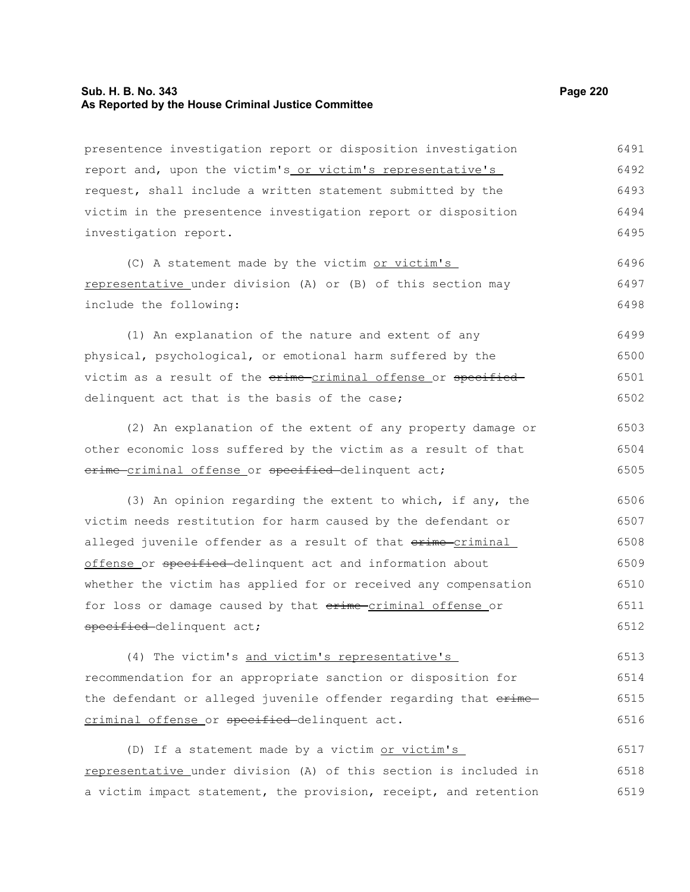presentence investigation report or disposition investigation report and, upon the victim's or victim's representative's request, shall include a written statement submitted by the victim in the presentence investigation report or disposition investigation report.

(C) A statement made by the victim or victim's representative under division (A) or (B) of this section may include the following:

(1) An explanation of the nature and extent of any physical, psychological, or emotional harm suffered by the victim as a result of the ~~crime~~ criminal offense or ~~specified~~ delinquent act that is the basis of the case;

(2) An explanation of the extent of any property damage or other economic loss suffered by the victim as a result of that ~~crime~~ criminal offense or ~~specified~~ delinquent act;

(3) An opinion regarding the extent to which, if any, the victim needs restitution for harm caused by the defendant or alleged juvenile offender as a result of that ~~crime~~ criminal offense or ~~specified~~ delinquent act and information about whether the victim has applied for or received any compensation for loss or damage caused by that ~~crime~~ criminal offense or ~~specified~~ delinquent act;

(4) The victim's and victim's representative's recommendation for an appropriate sanction or disposition for the defendant or alleged juvenile offender regarding that ~~crime~~ criminal offense or ~~specified~~ delinquent act.

(D) If a statement made by a victim or victim's representative under division (A) of this section is included in a victim impact statement, the provision, receipt, and retention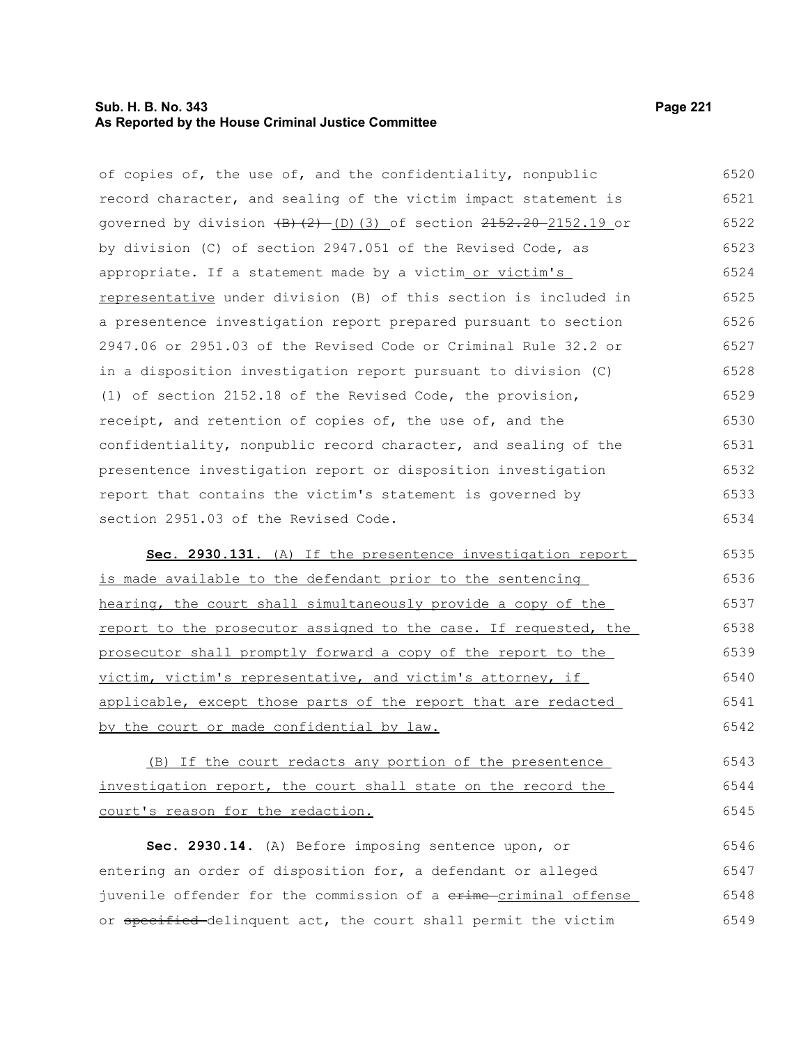of copies of, the use of, and the confidentiality, nonpublic record character, and sealing of the victim impact statement is governed by division ~~(B)(2)~~ (D)(3) of section ~~2152.20~~ 2152.19 or by division (C) of section 2947.051 of the Revised Code, as appropriate. If a statement made by a victim or victim's representative under division (B) of this section is included in a presentence investigation report prepared pursuant to section 2947.06 or 2951.03 of the Revised Code or Criminal Rule 32.2 or in a disposition investigation report pursuant to division (C)(1) of section 2152.18 of the Revised Code, the provision, receipt, and retention of copies of, the use of, and the confidentiality, nonpublic record character, and sealing of the presentence investigation report or disposition investigation report that contains the victim's statement is governed by section 2951.03 of the Revised Code.

**Sec. 2930.131.** (A) If the presentence investigation report is made available to the defendant prior to the sentencing hearing, the court shall simultaneously provide a copy of the report to the prosecutor assigned to the case. If requested, the prosecutor shall promptly forward a copy of the report to the victim, victim's representative, and victim's attorney, if applicable, except those parts of the report that are redacted by the court or made confidential by law.

(B) If the court redacts any portion of the presentence investigation report, the court shall state on the record the court's reason for the redaction.

**Sec. 2930.14.** (A) Before imposing sentence upon, or entering an order of disposition for, a defendant or alleged juvenile offender for the commission of a ~~crime~~ criminal offense or ~~specified~~ delinquent act, the court shall permit the victim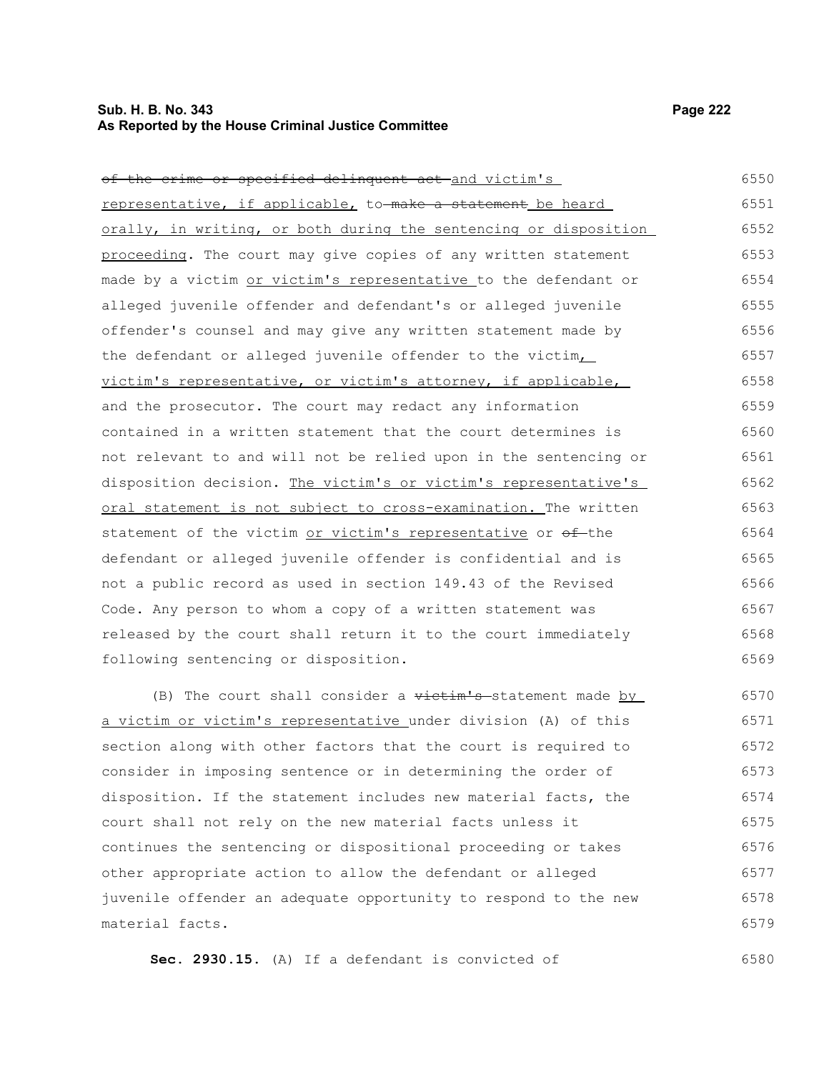~~of the crime or specified delinquent act~~ and victim's representative, if applicable, to ~~make a statement~~ be heard orally, in writing, or both during the sentencing or disposition proceeding. The court may give copies of any written statement made by a victim or victim's representative to the defendant or alleged juvenile offender and defendant's or alleged juvenile offender's counsel and may give any written statement made by the defendant or alleged juvenile offender to the victim, victim's representative, or victim's attorney, if applicable, and the prosecutor. The court may redact any information contained in a written statement that the court determines is not relevant to and will not be relied upon in the sentencing or disposition decision. The victim's or victim's representative's oral statement is not subject to cross-examination. The written statement of the victim or victim's representative or ~~of~~ the defendant or alleged juvenile offender is confidential and is not a public record as used in section 149.43 of the Revised Code. Any person to whom a copy of a written statement was released by the court shall return it to the court immediately following sentencing or disposition.

(B) The court shall consider a ~~victim's~~ statement made by a victim or victim's representative under division (A) of this section along with other factors that the court is required to consider in imposing sentence or in determining the order of disposition. If the statement includes new material facts, the court shall not rely on the new material facts unless it continues the sentencing or dispositional proceeding or takes other appropriate action to allow the defendant or alleged juvenile offender an adequate opportunity to respond to the new material facts.

**Sec. 2930.15.** (A) If a defendant is convicted of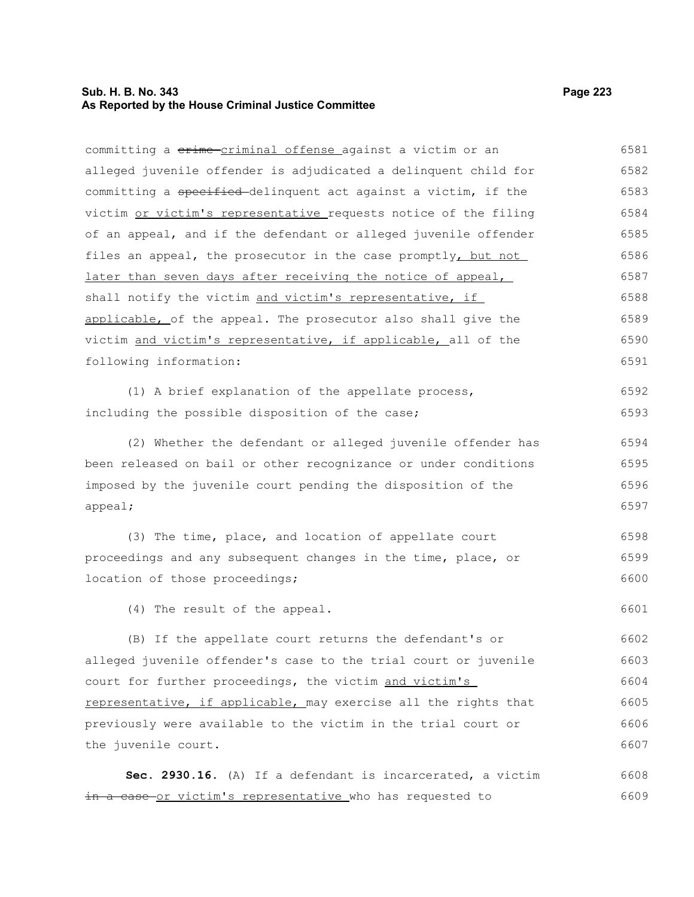committing a ~~crime~~ criminal offense against a victim or an alleged juvenile offender is adjudicated a delinquent child for committing a ~~specified~~ delinquent act against a victim, if the victim or victim's representative requests notice of the filing of an appeal, and if the defendant or alleged juvenile offender files an appeal, the prosecutor in the case promptly, but not later than seven days after receiving the notice of appeal, shall notify the victim and victim's representative, if applicable, of the appeal. The prosecutor also shall give the victim and victim's representative, if applicable, all of the following information:

(1) A brief explanation of the appellate process, including the possible disposition of the case;

(2) Whether the defendant or alleged juvenile offender has been released on bail or other recognizance or under conditions imposed by the juvenile court pending the disposition of the appeal;

(3) The time, place, and location of appellate court proceedings and any subsequent changes in the time, place, or location of those proceedings;

(4) The result of the appeal.

(B) If the appellate court returns the defendant's or alleged juvenile offender's case to the trial court or juvenile court for further proceedings, the victim and victim's representative, if applicable, may exercise all the rights that previously were available to the victim in the trial court or the juvenile court.

**Sec. 2930.16.** (A) If a defendant is incarcerated, a victim ~~in a case~~ or victim's representative who has requested to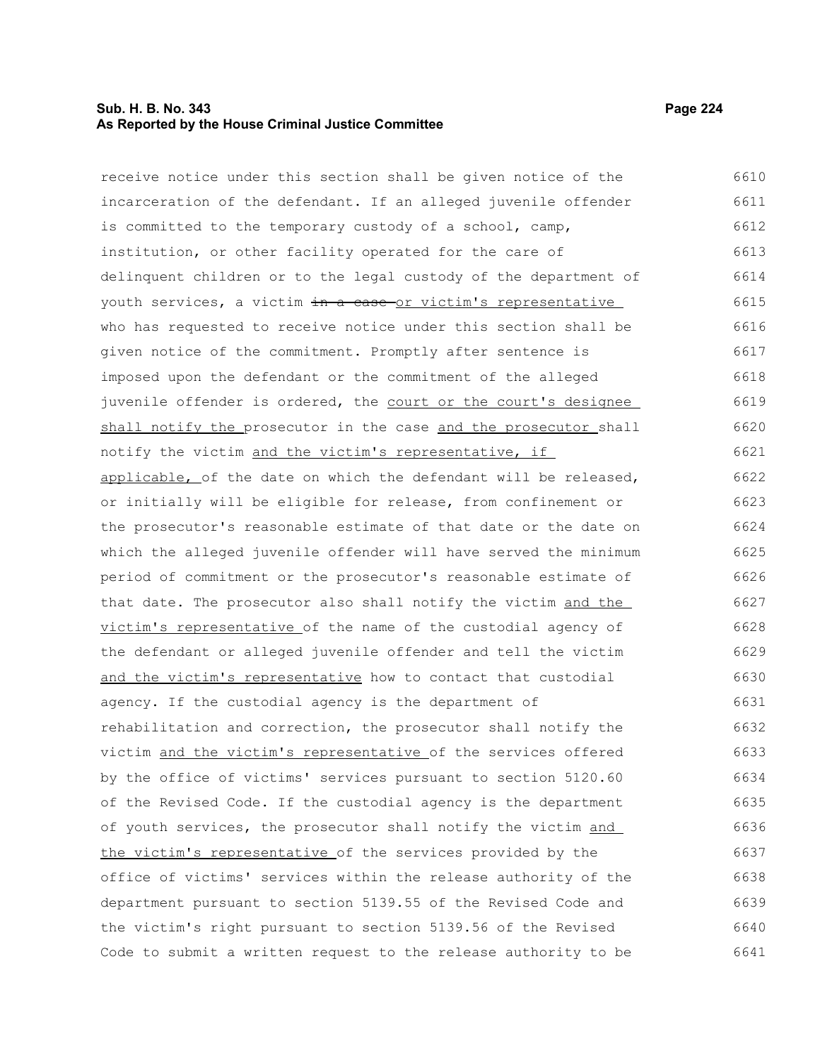receive notice under this section shall be given notice of the incarceration of the defendant. If an alleged juvenile offender is committed to the temporary custody of a school, camp, institution, or other facility operated for the care of delinquent children or to the legal custody of the department of youth services, a victim ~~in a case~~ or victim's representative who has requested to receive notice under this section shall be given notice of the commitment. Promptly after sentence is imposed upon the defendant or the commitment of the alleged juvenile offender is ordered, the court or the court's designee shall notify the prosecutor in the case and the prosecutor shall notify the victim and the victim's representative, if applicable, of the date on which the defendant will be released, or initially will be eligible for release, from confinement or the prosecutor's reasonable estimate of that date or the date on which the alleged juvenile offender will have served the minimum period of commitment or the prosecutor's reasonable estimate of that date. The prosecutor also shall notify the victim and the victim's representative of the name of the custodial agency of the defendant or alleged juvenile offender and tell the victim and the victim's representative how to contact that custodial agency. If the custodial agency is the department of rehabilitation and correction, the prosecutor shall notify the victim and the victim's representative of the services offered by the office of victims' services pursuant to section 5120.60 of the Revised Code. If the custodial agency is the department of youth services, the prosecutor shall notify the victim and the victim's representative of the services provided by the office of victims' services within the release authority of the department pursuant to section 5139.55 of the Revised Code and the victim's right pursuant to section 5139.56 of the Revised Code to submit a written request to the release authority to be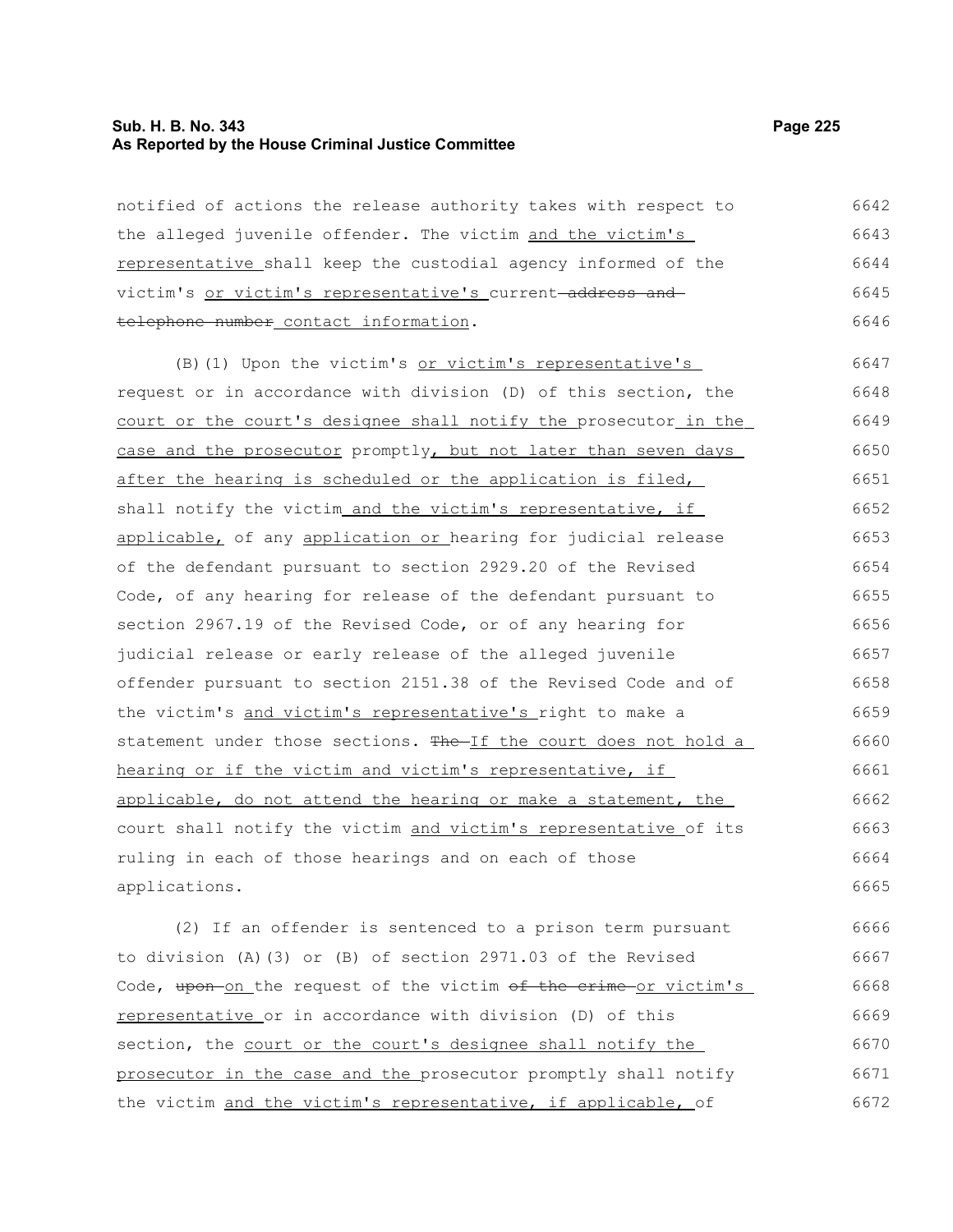notified of actions the release authority takes with respect to the alleged juvenile offender. The victim and the victim's representative shall keep the custodial agency informed of the victim's or victim's representative's current ~~address and telephone number~~ contact information.

(B)(1) Upon the victim's or victim's representative's request or in accordance with division (D) of this section, the court or the court's designee shall notify the prosecutor in the case and the prosecutor promptly, but not later than seven days after the hearing is scheduled or the application is filed, shall notify the victim and the victim's representative, if applicable, of any application or hearing for judicial release of the defendant pursuant to section 2929.20 of the Revised Code, of any hearing for release of the defendant pursuant to section 2967.19 of the Revised Code, or of any hearing for judicial release or early release of the alleged juvenile offender pursuant to section 2151.38 of the Revised Code and of the victim's and victim's representative's right to make a statement under those sections. ~~The~~ If the court does not hold a hearing or if the victim and victim's representative, if applicable, do not attend the hearing or make a statement, the court shall notify the victim and victim's representative of its ruling in each of those hearings and on each of those applications.

(2) If an offender is sentenced to a prison term pursuant to division (A)(3) or (B) of section 2971.03 of the Revised Code, ~~upon~~ on the request of the victim ~~of the crime~~ or victim's representative or in accordance with division (D) of this section, the court or the court's designee shall notify the prosecutor in the case and the prosecutor promptly shall notify the victim and the victim's representative, if applicable, of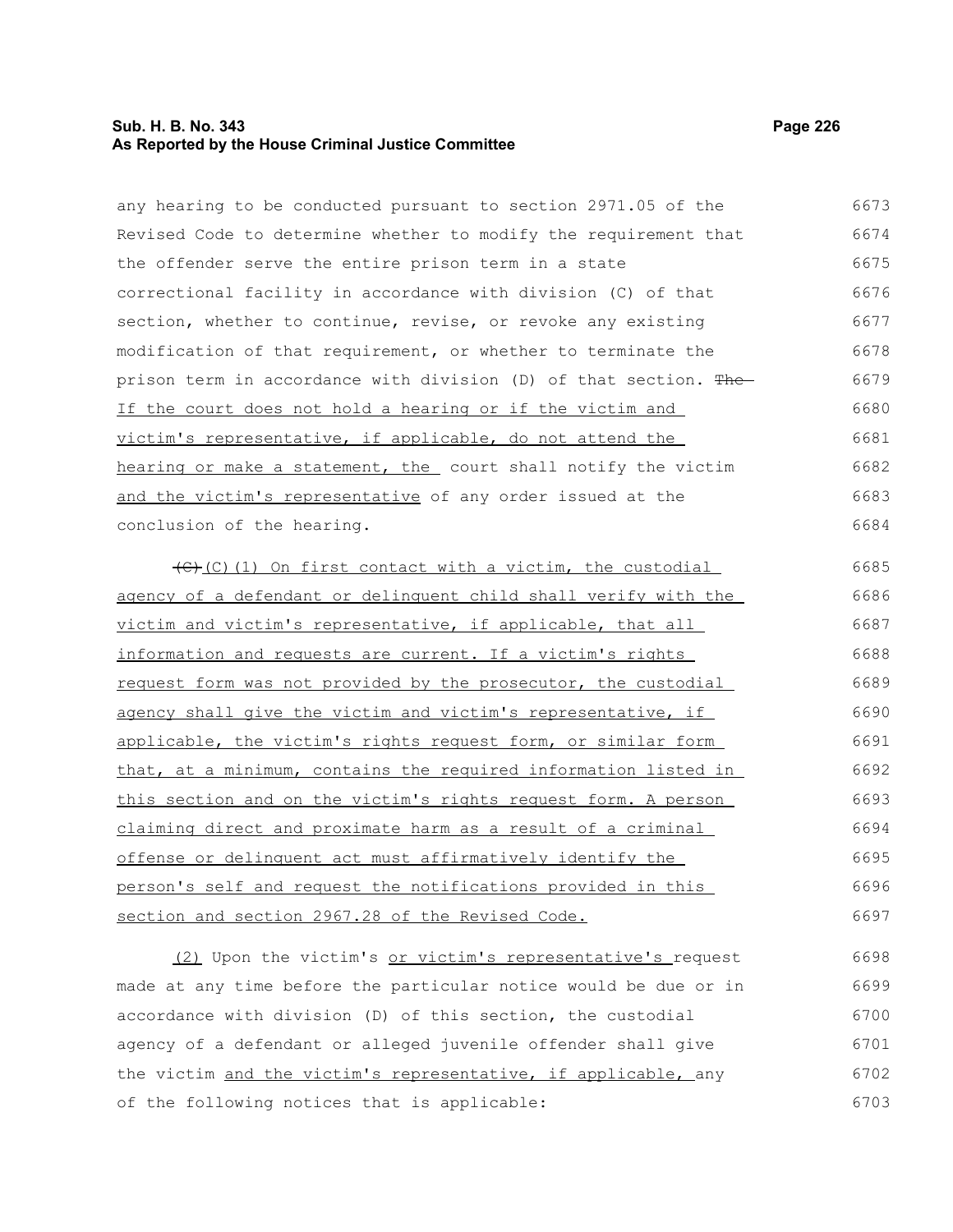any hearing to be conducted pursuant to section 2971.05 of the Revised Code to determine whether to modify the requirement that the offender serve the entire prison term in a state correctional facility in accordance with division (C) of that section, whether to continue, revise, or revoke any existing modification of that requirement, or whether to terminate the prison term in accordance with division (D) of that section. ~~The~~ If the court does not hold a hearing or if the victim and victim's representative, if applicable, do not attend the hearing or make a statement, the court shall notify the victim and the victim's representative of any order issued at the conclusion of the hearing.

~~(C)~~(C)(1) On first contact with a victim, the custodial agency of a defendant or delinquent child shall verify with the victim and victim's representative, if applicable, that all information and requests are current. If a victim's rights request form was not provided by the prosecutor, the custodial agency shall give the victim and victim's representative, if applicable, the victim's rights request form, or similar form that, at a minimum, contains the required information listed in this section and on the victim's rights request form. A person claiming direct and proximate harm as a result of a criminal offense or delinquent act must affirmatively identify the person's self and request the notifications provided in this section and section 2967.28 of the Revised Code.

(2) Upon the victim's or victim's representative's request made at any time before the particular notice would be due or in accordance with division (D) of this section, the custodial agency of a defendant or alleged juvenile offender shall give the victim and the victim's representative, if applicable, any of the following notices that is applicable: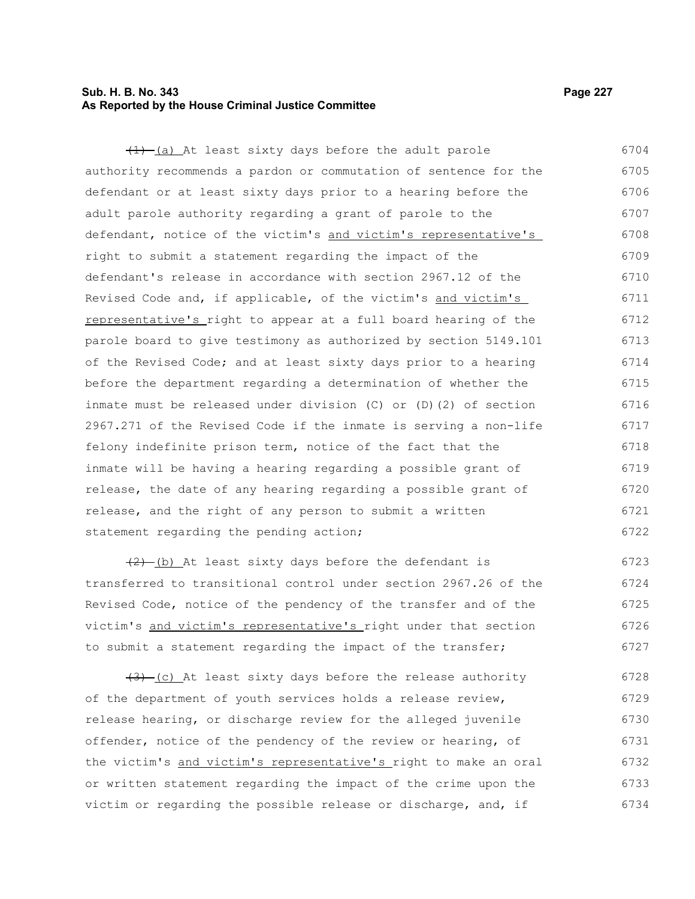~~(1)~~ (a) At least sixty days before the adult parole authority recommends a pardon or commutation of sentence for the defendant or at least sixty days prior to a hearing before the adult parole authority regarding a grant of parole to the defendant, notice of the victim's and victim's representative's right to submit a statement regarding the impact of the defendant's release in accordance with section 2967.12 of the Revised Code and, if applicable, of the victim's and victim's representative's right to appear at a full board hearing of the parole board to give testimony as authorized by section 5149.101 of the Revised Code; and at least sixty days prior to a hearing before the department regarding a determination of whether the inmate must be released under division (C) or (D)(2) of section 2967.271 of the Revised Code if the inmate is serving a non-life felony indefinite prison term, notice of the fact that the inmate will be having a hearing regarding a possible grant of release, the date of any hearing regarding a possible grant of release, and the right of any person to submit a written statement regarding the pending action;

~~(2)~~ (b) At least sixty days before the defendant is transferred to transitional control under section 2967.26 of the Revised Code, notice of the pendency of the transfer and of the victim's and victim's representative's right under that section to submit a statement regarding the impact of the transfer;

~~(3)~~ (c) At least sixty days before the release authority of the department of youth services holds a release review, release hearing, or discharge review for the alleged juvenile offender, notice of the pendency of the review or hearing, of the victim's and victim's representative's right to make an oral or written statement regarding the impact of the crime upon the victim or regarding the possible release or discharge, and, if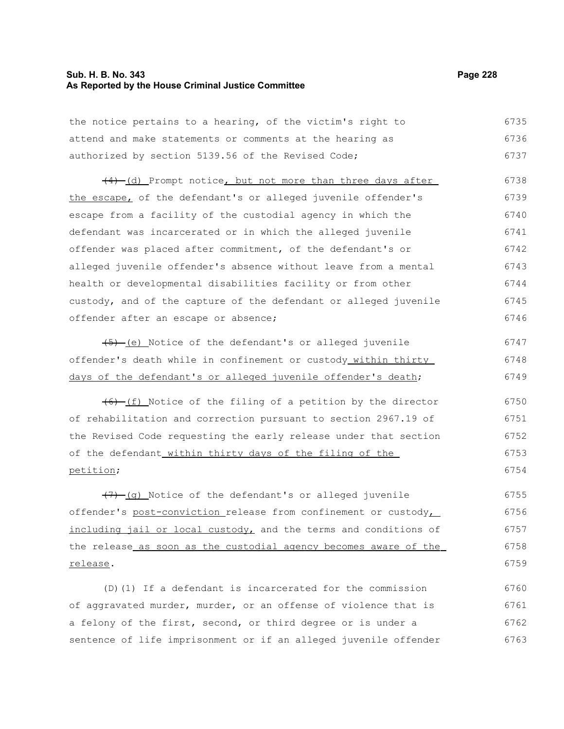the notice pertains to a hearing, of the victim's right to attend and make statements or comments at the hearing as authorized by section 5139.56 of the Revised Code;

~~(4)~~ (d) Prompt notice, but not more than three days after the escape, of the defendant's or alleged juvenile offender's escape from a facility of the custodial agency in which the defendant was incarcerated or in which the alleged juvenile offender was placed after commitment, of the defendant's or alleged juvenile offender's absence without leave from a mental health or developmental disabilities facility or from other custody, and of the capture of the defendant or alleged juvenile offender after an escape or absence;

~~(5)~~ (e) Notice of the defendant's or alleged juvenile offender's death while in confinement or custody within thirty days of the defendant's or alleged juvenile offender's death;

~~(6)~~ (f) Notice of the filing of a petition by the director of rehabilitation and correction pursuant to section 2967.19 of the Revised Code requesting the early release under that section of the defendant within thirty days of the filing of the petition;

~~(7)~~ (g) Notice of the defendant's or alleged juvenile offender's post-conviction release from confinement or custody, including jail or local custody, and the terms and conditions of the release as soon as the custodial agency becomes aware of the release.

(D)(1) If a defendant is incarcerated for the commission of aggravated murder, murder, or an offense of violence that is a felony of the first, second, or third degree or is under a sentence of life imprisonment or if an alleged juvenile offender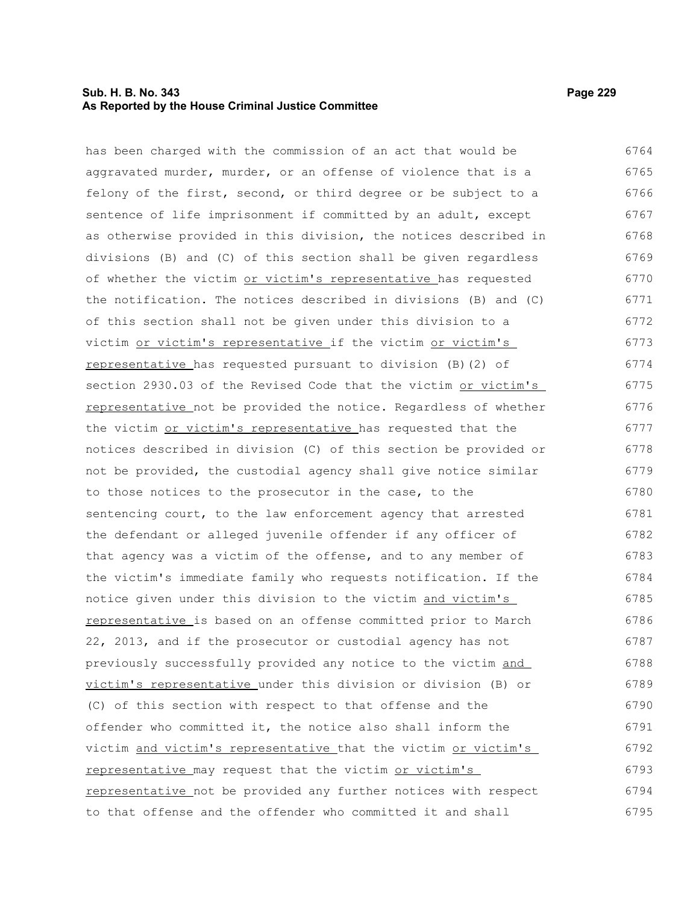has been charged with the commission of an act that would be aggravated murder, murder, or an offense of violence that is a felony of the first, second, or third degree or be subject to a sentence of life imprisonment if committed by an adult, except as otherwise provided in this division, the notices described in divisions (B) and (C) of this section shall be given regardless of whether the victim <u>or victim's representative</u> has requested the notification. The notices described in divisions (B) and (C) of this section shall not be given under this division to a victim <u>or victim's representative</u> if the victim <u>or victim's representative</u> has requested pursuant to division (B)(2) of section 2930.03 of the Revised Code that the victim <u>or victim's representative</u> not be provided the notice. Regardless of whether the victim <u>or victim's representative</u> has requested that the notices described in division (C) of this section be provided or not be provided, the custodial agency shall give notice similar to those notices to the prosecutor in the case, to the sentencing court, to the law enforcement agency that arrested the defendant or alleged juvenile offender if any officer of that agency was a victim of the offense, and to any member of the victim's immediate family who requests notification. If the notice given under this division to the victim <u>and victim's representative</u> is based on an offense committed prior to March 22, 2013, and if the prosecutor or custodial agency has not previously successfully provided any notice to the victim <u>and victim's representative</u> under this division or division (B) or (C) of this section with respect to that offense and the offender who committed it, the notice also shall inform the victim <u>and victim's representative</u> that the victim <u>or victim's representative</u> may request that the victim <u>or victim's representative</u> not be provided any further notices with respect to that offense and the offender who committed it and shall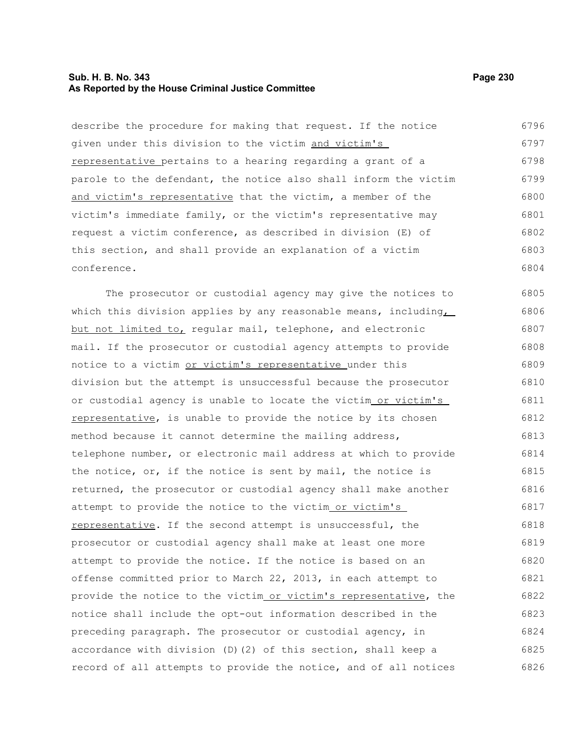describe the procedure for making that request. If the notice given under this division to the victim and victim's representative pertains to a hearing regarding a grant of a parole to the defendant, the notice also shall inform the victim and victim's representative that the victim, a member of the victim's immediate family, or the victim's representative may request a victim conference, as described in division (E) of this section, and shall provide an explanation of a victim conference.

The prosecutor or custodial agency may give the notices to which this division applies by any reasonable means, including, but not limited to, regular mail, telephone, and electronic mail. If the prosecutor or custodial agency attempts to provide notice to a victim or victim's representative under this division but the attempt is unsuccessful because the prosecutor or custodial agency is unable to locate the victim or victim's representative, is unable to provide the notice by its chosen method because it cannot determine the mailing address, telephone number, or electronic mail address at which to provide the notice, or, if the notice is sent by mail, the notice is returned, the prosecutor or custodial agency shall make another attempt to provide the notice to the victim or victim's representative. If the second attempt is unsuccessful, the prosecutor or custodial agency shall make at least one more attempt to provide the notice. If the notice is based on an offense committed prior to March 22, 2013, in each attempt to provide the notice to the victim or victim's representative, the notice shall include the opt-out information described in the preceding paragraph. The prosecutor or custodial agency, in accordance with division (D)(2) of this section, shall keep a record of all attempts to provide the notice, and of all notices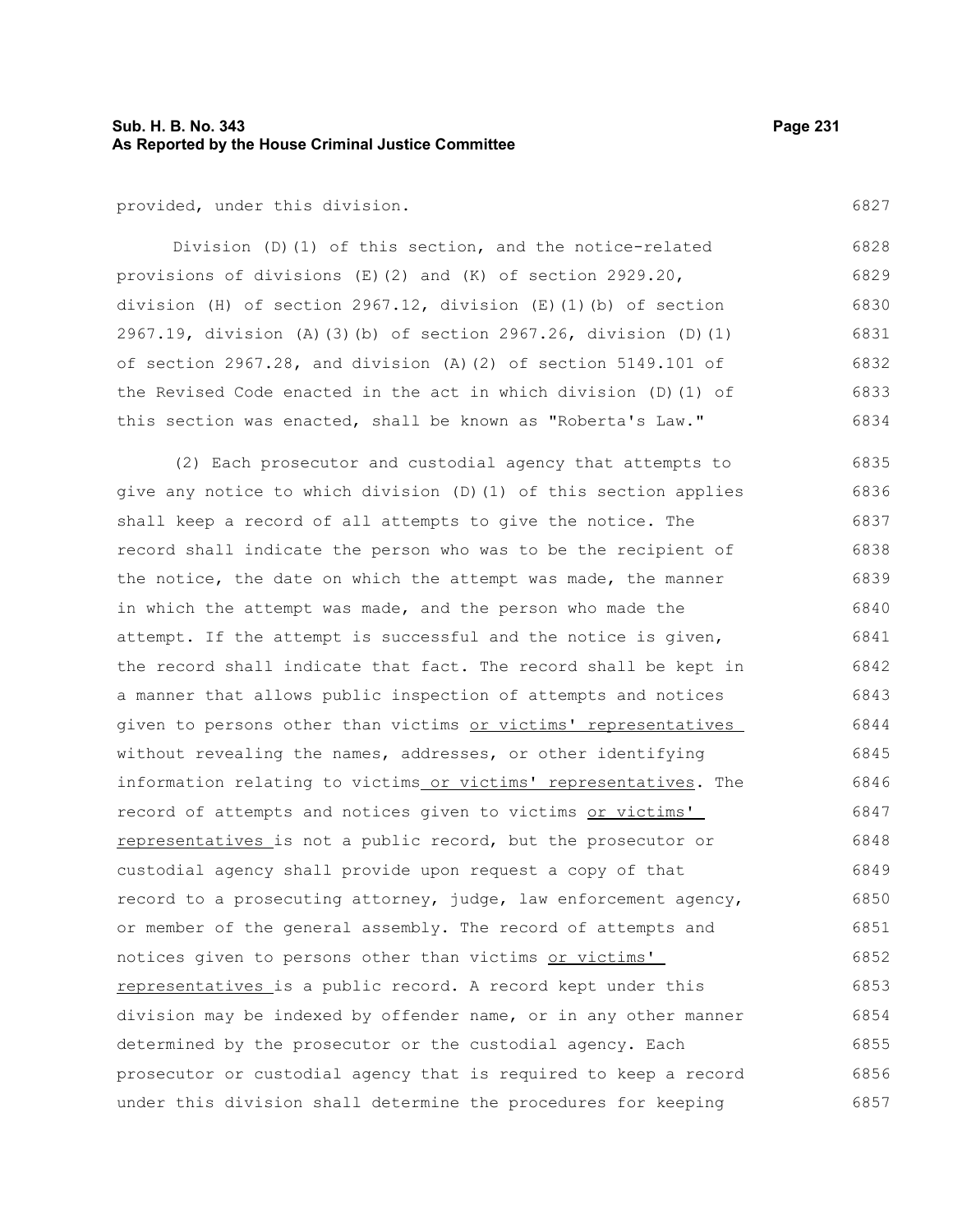provided, under this division.

Division (D)(1) of this section, and the notice-related provisions of divisions (E)(2) and (K) of section 2929.20, division (H) of section 2967.12, division (E)(1)(b) of section 2967.19, division (A)(3)(b) of section 2967.26, division (D)(1) of section 2967.28, and division (A)(2) of section 5149.101 of the Revised Code enacted in the act in which division (D)(1) of this section was enacted, shall be known as "Roberta's Law."

(2) Each prosecutor and custodial agency that attempts to give any notice to which division (D)(1) of this section applies shall keep a record of all attempts to give the notice. The record shall indicate the person who was to be the recipient of the notice, the date on which the attempt was made, the manner in which the attempt was made, and the person who made the attempt. If the attempt is successful and the notice is given, the record shall indicate that fact. The record shall be kept in a manner that allows public inspection of attempts and notices given to persons other than victims or victims' representatives without revealing the names, addresses, or other identifying information relating to victims or victims' representatives. The record of attempts and notices given to victims or victims' representatives is not a public record, but the prosecutor or custodial agency shall provide upon request a copy of that record to a prosecuting attorney, judge, law enforcement agency, or member of the general assembly. The record of attempts and notices given to persons other than victims or victims' representatives is a public record. A record kept under this division may be indexed by offender name, or in any other manner determined by the prosecutor or the custodial agency. Each prosecutor or custodial agency that is required to keep a record under this division shall determine the procedures for keeping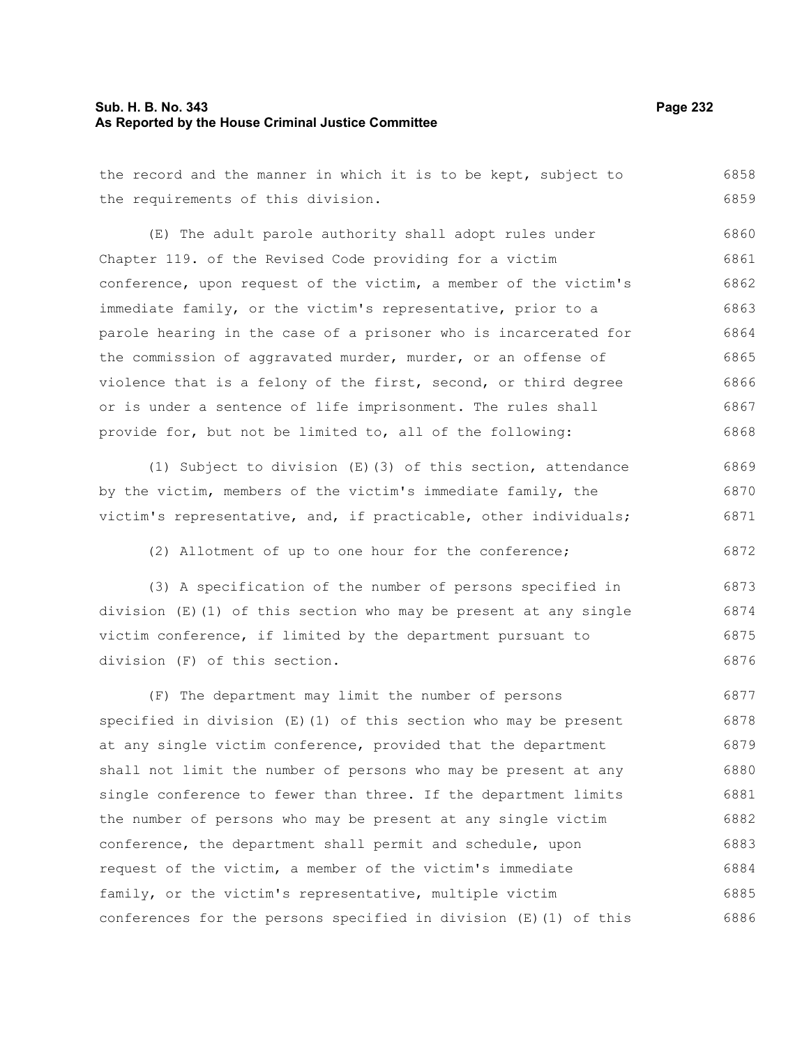the record and the manner in which it is to be kept, subject to the requirements of this division.

(E) The adult parole authority shall adopt rules under Chapter 119. of the Revised Code providing for a victim conference, upon request of the victim, a member of the victim's immediate family, or the victim's representative, prior to a parole hearing in the case of a prisoner who is incarcerated for the commission of aggravated murder, murder, or an offense of violence that is a felony of the first, second, or third degree or is under a sentence of life imprisonment. The rules shall provide for, but not be limited to, all of the following:

(1) Subject to division (E)(3) of this section, attendance by the victim, members of the victim's immediate family, the victim's representative, and, if practicable, other individuals;

(2) Allotment of up to one hour for the conference;

(3) A specification of the number of persons specified in division (E)(1) of this section who may be present at any single victim conference, if limited by the department pursuant to division (F) of this section.

(F) The department may limit the number of persons specified in division (E)(1) of this section who may be present at any single victim conference, provided that the department shall not limit the number of persons who may be present at any single conference to fewer than three. If the department limits the number of persons who may be present at any single victim conference, the department shall permit and schedule, upon request of the victim, a member of the victim's immediate family, or the victim's representative, multiple victim conferences for the persons specified in division (E)(1) of this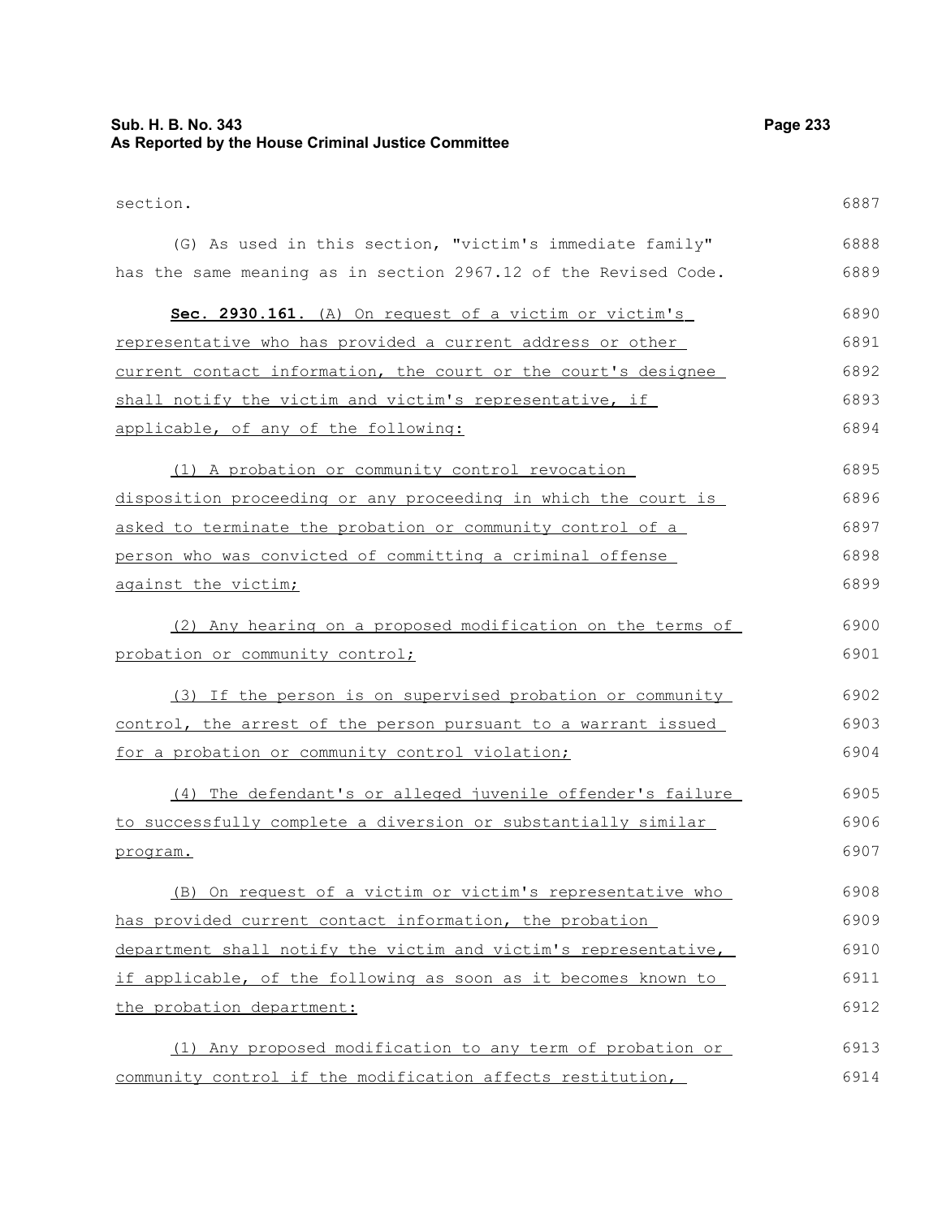section.

(G) As used in this section, "victim's immediate family" has the same meaning as in section 2967.12 of the Revised Code.

**Sec. 2930.161.** (A) On request of a victim or victim's representative who has provided a current address or other current contact information, the court or the court's designee shall notify the victim and victim's representative, if applicable, of any of the following:

(1) A probation or community control revocation disposition proceeding or any proceeding in which the court is asked to terminate the probation or community control of a person who was convicted of committing a criminal offense against the victim;

(2) Any hearing on a proposed modification on the terms of probation or community control;

(3) If the person is on supervised probation or community control, the arrest of the person pursuant to a warrant issued for a probation or community control violation;

(4) The defendant's or alleged juvenile offender's failure to successfully complete a diversion or substantially similar program.

(B) On request of a victim or victim's representative who has provided current contact information, the probation department shall notify the victim and victim's representative, if applicable, of the following as soon as it becomes known to the probation department:

(1) Any proposed modification to any term of probation or community control if the modification affects restitution,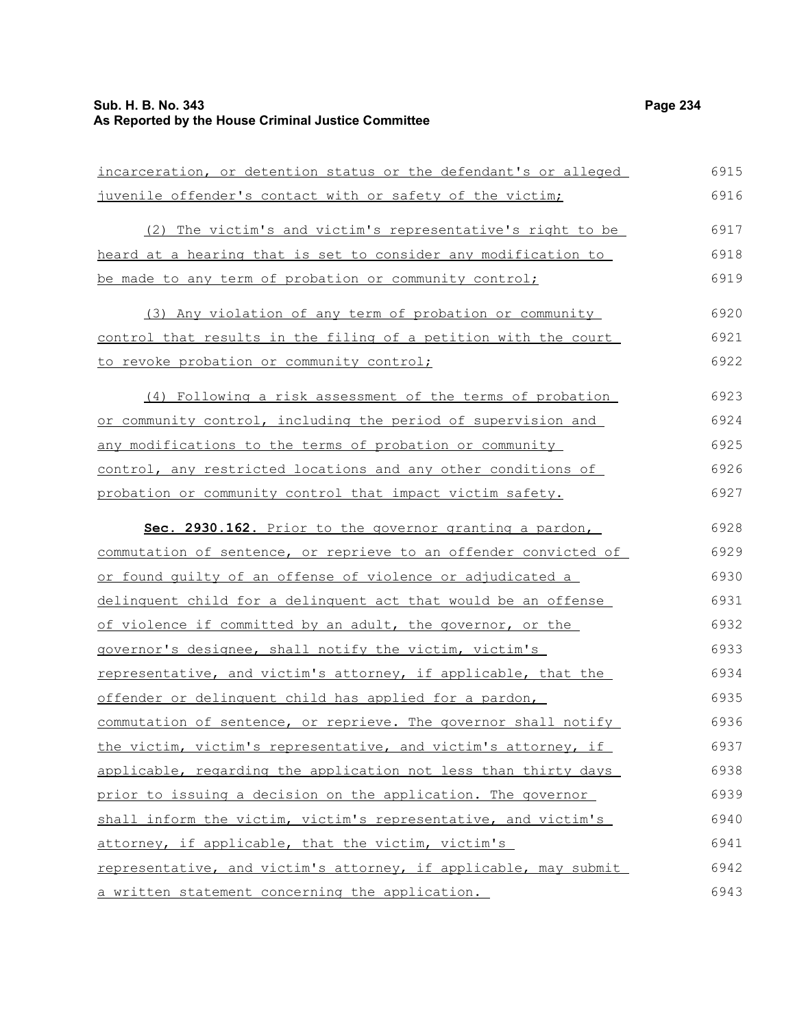incarceration, or detention status or the defendant's or alleged juvenile offender's contact with or safety of the victim;

(2) The victim's and victim's representative's right to be heard at a hearing that is set to consider any modification to be made to any term of probation or community control;

(3) Any violation of any term of probation or community control that results in the filing of a petition with the court to revoke probation or community control;

(4) Following a risk assessment of the terms of probation or community control, including the period of supervision and any modifications to the terms of probation or community control, any restricted locations and any other conditions of probation or community control that impact victim safety.

**Sec. 2930.162.** Prior to the governor granting a pardon, commutation of sentence, or reprieve to an offender convicted of or found guilty of an offense of violence or adjudicated a delinquent child for a delinquent act that would be an offense of violence if committed by an adult, the governor, or the governor's designee, shall notify the victim, victim's representative, and victim's attorney, if applicable, that the offender or delinquent child has applied for a pardon, commutation of sentence, or reprieve. The governor shall notify the victim, victim's representative, and victim's attorney, if applicable, regarding the application not less than thirty days prior to issuing a decision on the application. The governor shall inform the victim, victim's representative, and victim's attorney, if applicable, that the victim, victim's representative, and victim's attorney, if applicable, may submit a written statement concerning the application.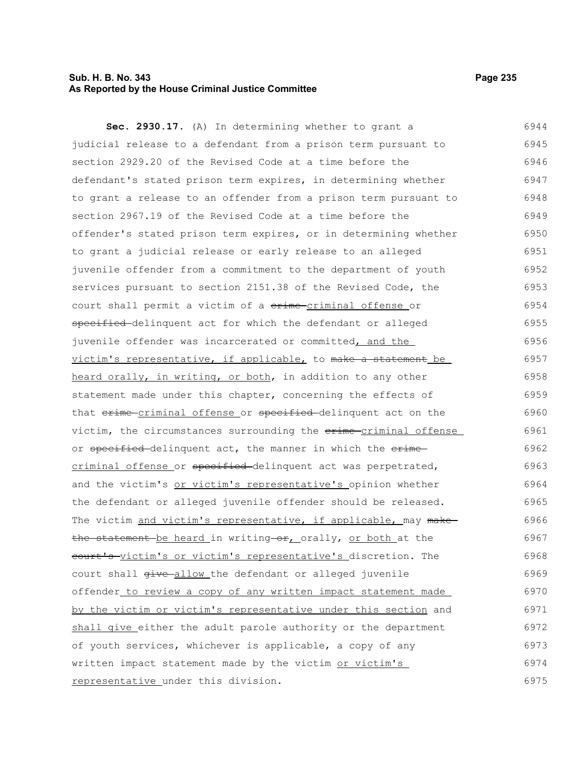**Sec. 2930.17.** (A) In determining whether to grant a judicial release to a defendant from a prison term pursuant to section 2929.20 of the Revised Code at a time before the defendant's stated prison term expires, in determining whether to grant a release to an offender from a prison term pursuant to section 2967.19 of the Revised Code at a time before the offender's stated prison term expires, or in determining whether to grant a judicial release or early release to an alleged juvenile offender from a commitment to the department of youth services pursuant to section 2151.38 of the Revised Code, the court shall permit a victim of a ~~crime~~ criminal offense or ~~specified~~ delinquent act for which the defendant or alleged juvenile offender was incarcerated or committed, and the victim's representative, if applicable, to ~~make a statement~~ be heard orally, in writing, or both, in addition to any other statement made under this chapter, concerning the effects of that ~~crime~~ criminal offense or ~~specified~~ delinquent act on the victim, the circumstances surrounding the ~~crime~~ criminal offense or ~~specified~~ delinquent act, the manner in which the ~~crime~~ criminal offense or ~~specified~~ delinquent act was perpetrated, and the victim's or victim's representative's opinion whether the defendant or alleged juvenile offender should be released. The victim and victim's representative, if applicable, may ~~make the statement~~ be heard in writing ~~or~~, orally, or both at the ~~court's~~ victim's or victim's representative's discretion. The court shall ~~give~~ allow the defendant or alleged juvenile offender to review a copy of any written impact statement made by the victim or victim's representative under this section and shall give either the adult parole authority or the department of youth services, whichever is applicable, a copy of any written impact statement made by the victim or victim's representative under this division.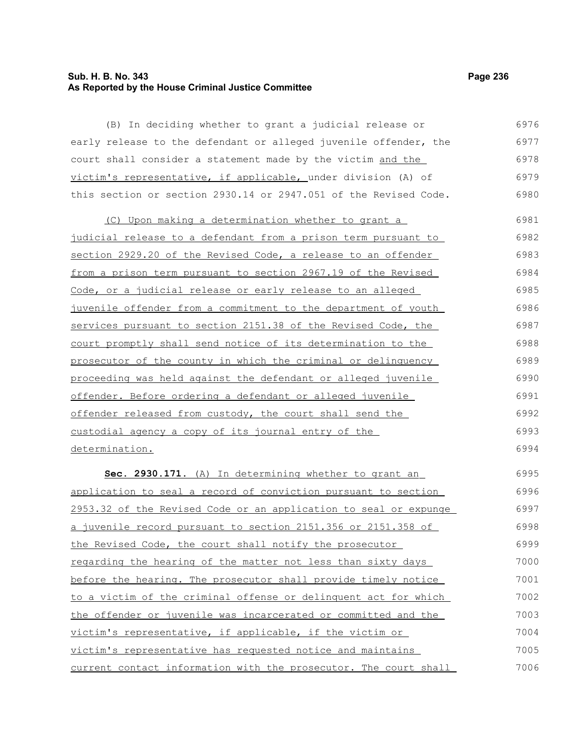(B) In deciding whether to grant a judicial release or early release to the defendant or alleged juvenile offender, the court shall consider a statement made by the victim and the victim's representative, if applicable, under division (A) of this section or section 2930.14 or 2947.051 of the Revised Code.

(C) Upon making a determination whether to grant a judicial release to a defendant from a prison term pursuant to section 2929.20 of the Revised Code, a release to an offender from a prison term pursuant to section 2967.19 of the Revised Code, or a judicial release or early release to an alleged juvenile offender from a commitment to the department of youth services pursuant to section 2151.38 of the Revised Code, the court promptly shall send notice of its determination to the prosecutor of the county in which the criminal or delinquency proceeding was held against the defendant or alleged juvenile offender. Before ordering a defendant or alleged juvenile offender released from custody, the court shall send the custodial agency a copy of its journal entry of the determination.

**Sec. 2930.171.** (A) In determining whether to grant an application to seal a record of conviction pursuant to section 2953.32 of the Revised Code or an application to seal or expunge a juvenile record pursuant to section 2151.356 or 2151.358 of the Revised Code, the court shall notify the prosecutor regarding the hearing of the matter not less than sixty days before the hearing. The prosecutor shall provide timely notice to a victim of the criminal offense or delinquent act for which the offender or juvenile was incarcerated or committed and the victim's representative, if applicable, if the victim or victim's representative has requested notice and maintains current contact information with the prosecutor. The court shall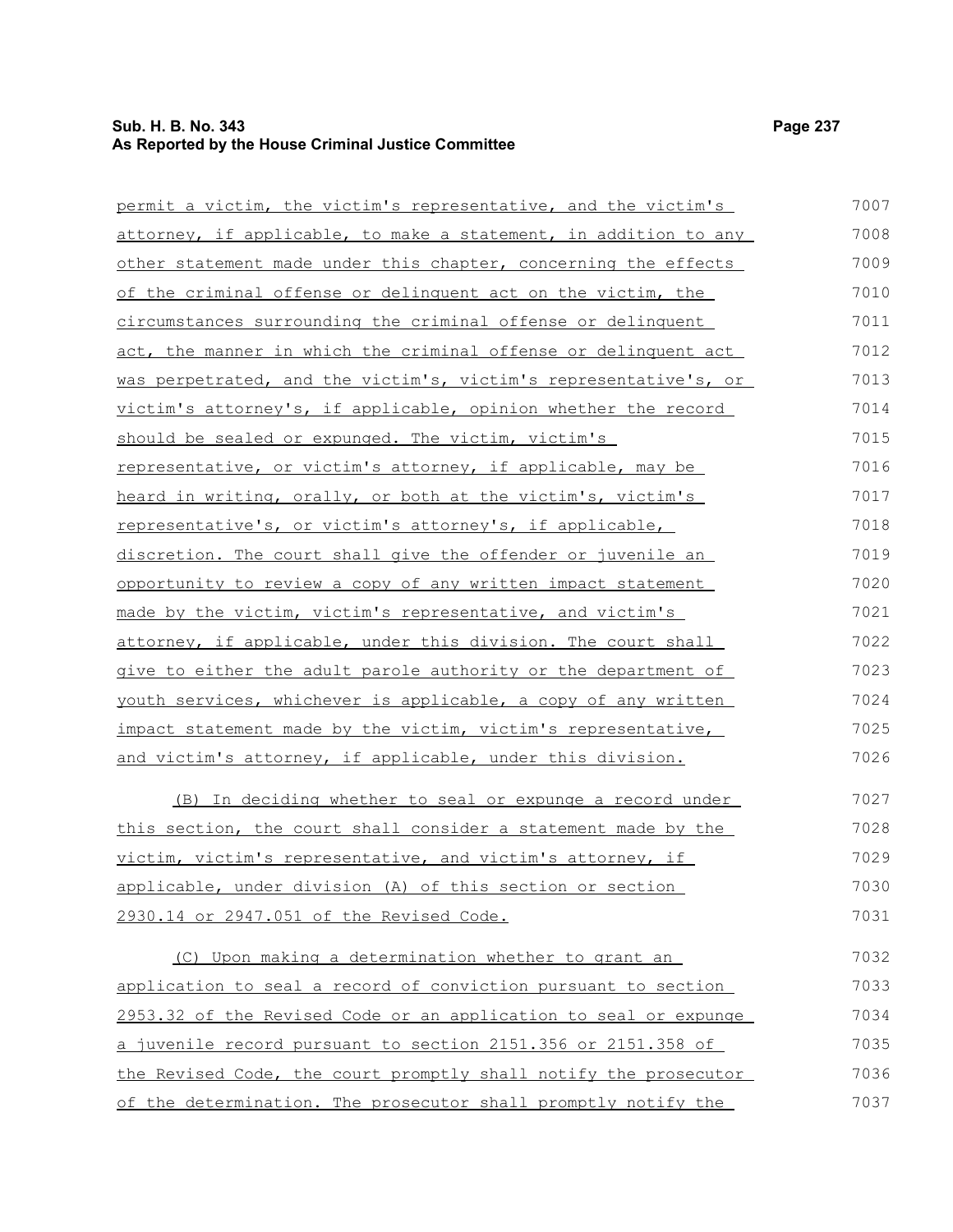permit a victim, the victim's representative, and the victim's attorney, if applicable, to make a statement, in addition to any other statement made under this chapter, concerning the effects of the criminal offense or delinquent act on the victim, the circumstances surrounding the criminal offense or delinquent act, the manner in which the criminal offense or delinquent act was perpetrated, and the victim's, victim's representative's, or victim's attorney's, if applicable, opinion whether the record should be sealed or expunged. The victim, victim's representative, or victim's attorney, if applicable, may be heard in writing, orally, or both at the victim's, victim's representative's, or victim's attorney's, if applicable, discretion. The court shall give the offender or juvenile an opportunity to review a copy of any written impact statement made by the victim, victim's representative, and victim's attorney, if applicable, under this division. The court shall give to either the adult parole authority or the department of youth services, whichever is applicable, a copy of any written impact statement made by the victim, victim's representative, and victim's attorney, if applicable, under this division.

(B) In deciding whether to seal or expunge a record under this section, the court shall consider a statement made by the victim, victim's representative, and victim's attorney, if applicable, under division (A) of this section or section 2930.14 or 2947.051 of the Revised Code.

(C) Upon making a determination whether to grant an application to seal a record of conviction pursuant to section 2953.32 of the Revised Code or an application to seal or expunge a juvenile record pursuant to section 2151.356 or 2151.358 of the Revised Code, the court promptly shall notify the prosecutor of the determination. The prosecutor shall promptly notify the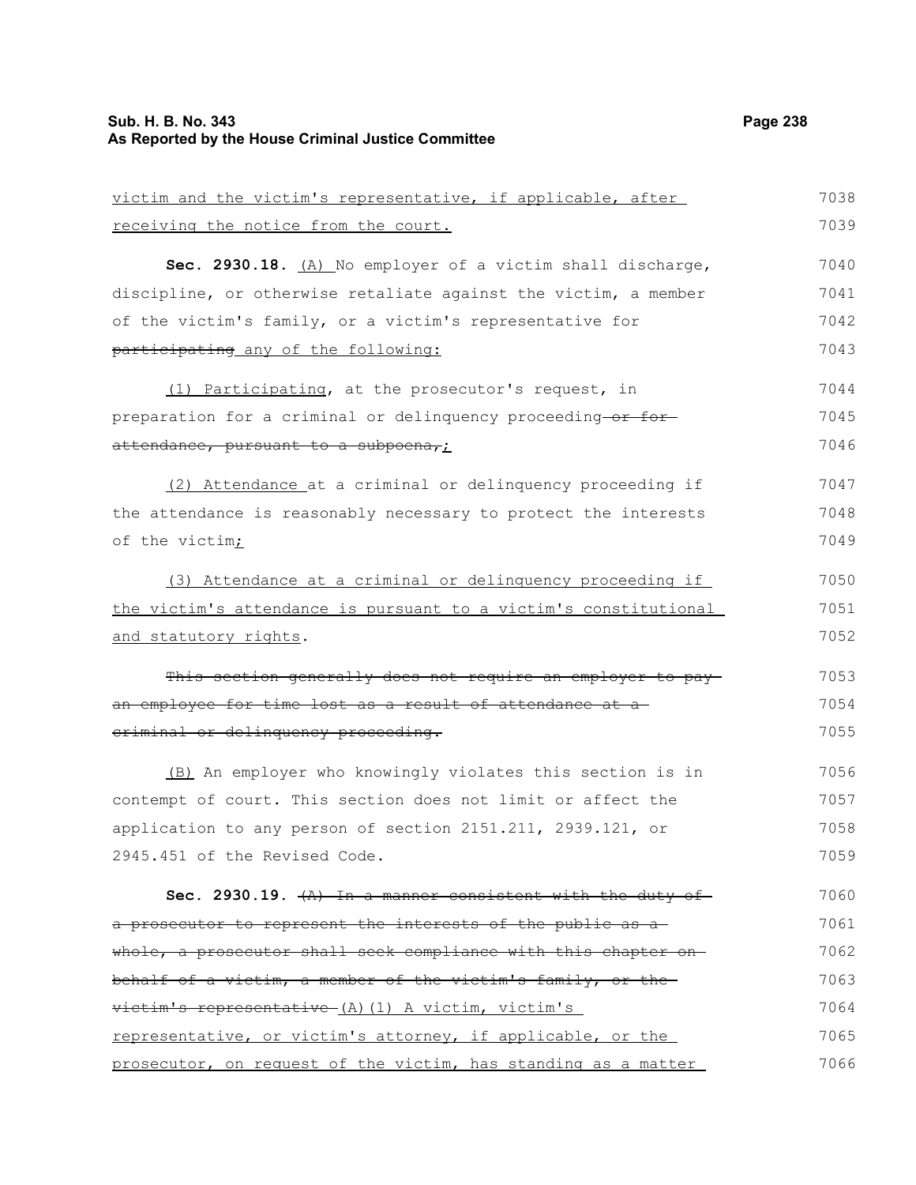victim and the victim's representative, if applicable, after receiving the notice from the court.

**Sec. 2930.18.** (A) No employer of a victim shall discharge, discipline, or otherwise retaliate against the victim, a member of the victim's family, or a victim's representative for ~~participating~~ any of the following:

(1) Participating, at the prosecutor's request, in preparation for a criminal or delinquency proceeding ~~or for attendance, pursuant to a subpoena,~~;

(2) Attendance at a criminal or delinquency proceeding if the attendance is reasonably necessary to protect the interests of the victim;

(3) Attendance at a criminal or delinquency proceeding if the victim's attendance is pursuant to a victim's constitutional and statutory rights.

~~This section generally does not require an employer to pay an employee for time lost as a result of attendance at a criminal or delinquency proceeding.~~

(B) An employer who knowingly violates this section is in contempt of court. This section does not limit or affect the application to any person of section 2151.211, 2939.121, or 2945.451 of the Revised Code.

**Sec. 2930.19.** ~~(A) In a manner consistent with the duty of a prosecutor to represent the interests of the public as a whole, a prosecutor shall seek compliance with this chapter on behalf of a victim, a member of the victim's family, or the victim's representative~~ (A)(1) A victim, victim's representative, or victim's attorney, if applicable, or the prosecutor, on request of the victim, has standing as a matter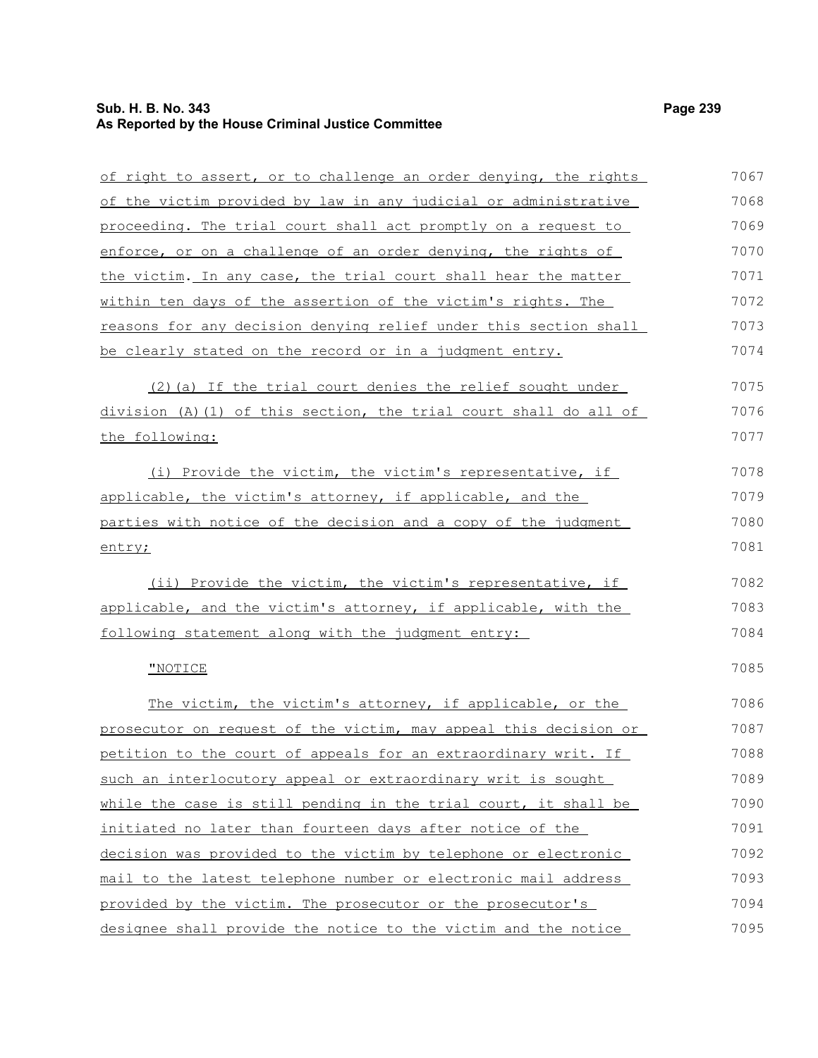of right to assert, or to challenge an order denying, the rights of the victim provided by law in any judicial or administrative proceeding. The trial court shall act promptly on a request to enforce, or on a challenge of an order denying, the rights of the victim. In any case, the trial court shall hear the matter within ten days of the assertion of the victim's rights. The reasons for any decision denying relief under this section shall be clearly stated on the record or in a judgment entry.

(2)(a) If the trial court denies the relief sought under division (A)(1) of this section, the trial court shall do all of the following:

(i) Provide the victim, the victim's representative, if applicable, the victim's attorney, if applicable, and the parties with notice of the decision and a copy of the judgment entry;

(ii) Provide the victim, the victim's representative, if applicable, and the victim's attorney, if applicable, with the following statement along with the judgment entry:

"NOTICE

The victim, the victim's attorney, if applicable, or the prosecutor on request of the victim, may appeal this decision or petition to the court of appeals for an extraordinary writ. If such an interlocutory appeal or extraordinary writ is sought while the case is still pending in the trial court, it shall be initiated no later than fourteen days after notice of the decision was provided to the victim by telephone or electronic mail to the latest telephone number or electronic mail address provided by the victim. The prosecutor or the prosecutor's designee shall provide the notice to the victim and the notice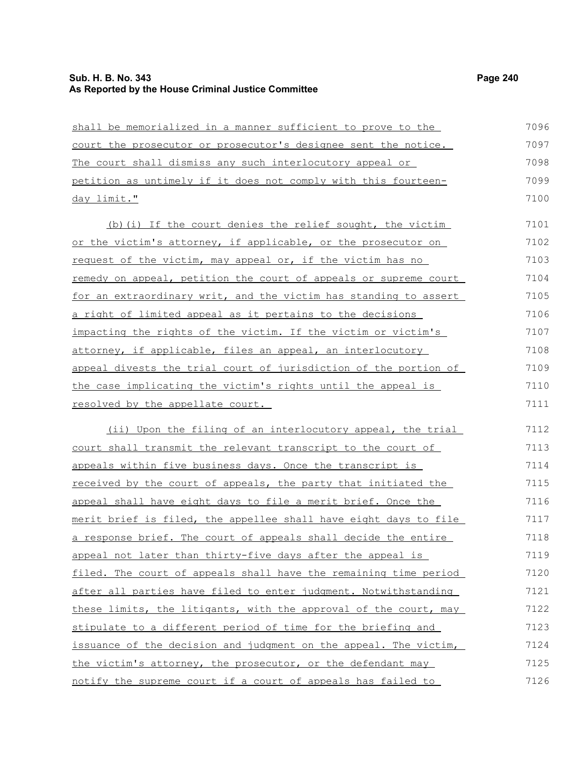shall be memorialized in a manner sufficient to prove to the court the prosecutor or prosecutor's designee sent the notice. The court shall dismiss any such interlocutory appeal or petition as untimely if it does not comply with this fourteen-day limit."

(b)(i) If the court denies the relief sought, the victim or the victim's attorney, if applicable, or the prosecutor on request of the victim, may appeal or, if the victim has no remedy on appeal, petition the court of appeals or supreme court for an extraordinary writ, and the victim has standing to assert a right of limited appeal as it pertains to the decisions impacting the rights of the victim. If the victim or victim's attorney, if applicable, files an appeal, an interlocutory appeal divests the trial court of jurisdiction of the portion of the case implicating the victim's rights until the appeal is resolved by the appellate court.

(ii) Upon the filing of an interlocutory appeal, the trial court shall transmit the relevant transcript to the court of appeals within five business days. Once the transcript is received by the court of appeals, the party that initiated the appeal shall have eight days to file a merit brief. Once the merit brief is filed, the appellee shall have eight days to file a response brief. The court of appeals shall decide the entire appeal not later than thirty-five days after the appeal is filed. The court of appeals shall have the remaining time period after all parties have filed to enter judgment. Notwithstanding these limits, the litigants, with the approval of the court, may stipulate to a different period of time for the briefing and issuance of the decision and judgment on the appeal. The victim, the victim's attorney, the prosecutor, or the defendant may notify the supreme court if a court of appeals has failed to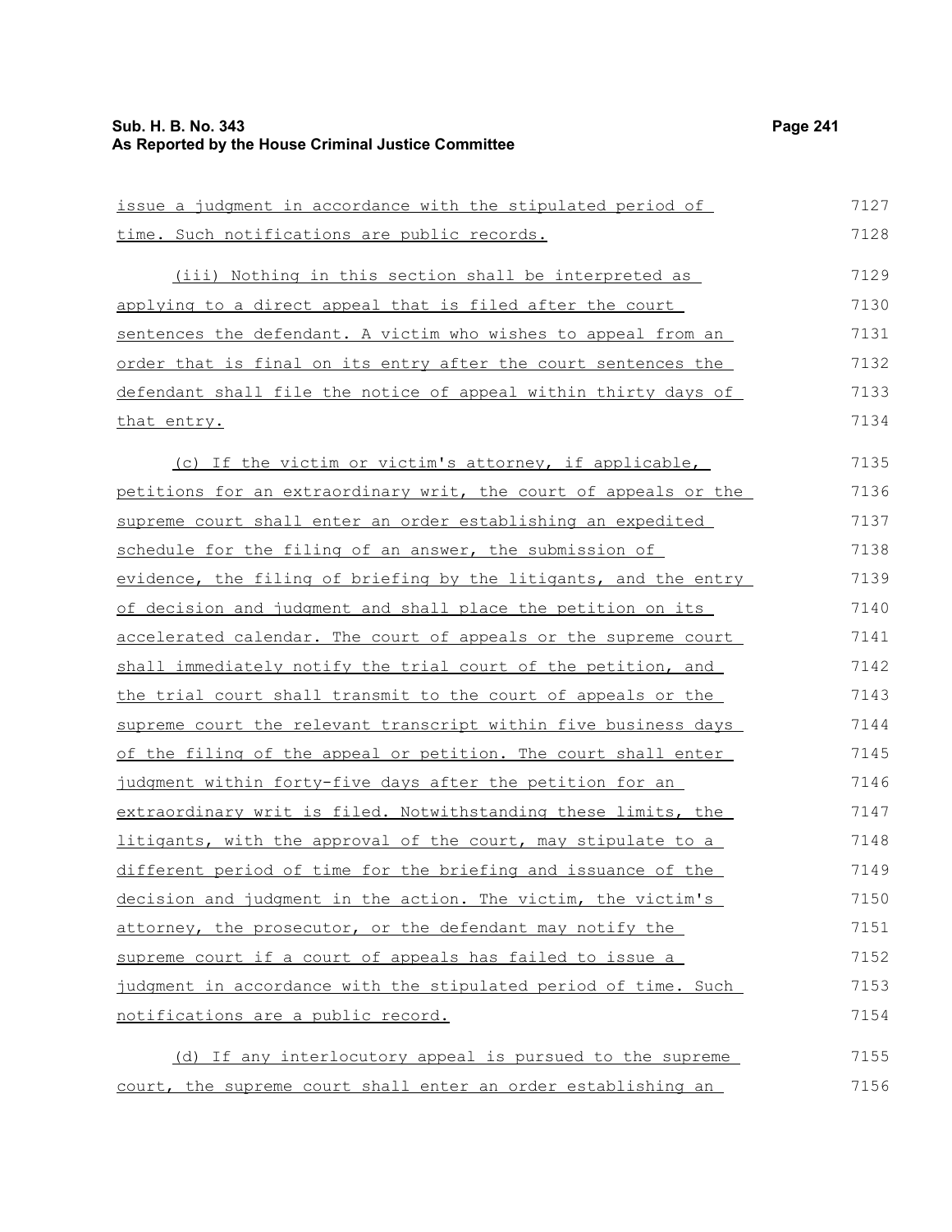issue a judgment in accordance with the stipulated period of time. Such notifications are public records.

(iii) Nothing in this section shall be interpreted as applying to a direct appeal that is filed after the court sentences the defendant. A victim who wishes to appeal from an order that is final on its entry after the court sentences the defendant shall file the notice of appeal within thirty days of that entry.

(c) If the victim or victim's attorney, if applicable, petitions for an extraordinary writ, the court of appeals or the supreme court shall enter an order establishing an expedited schedule for the filing of an answer, the submission of evidence, the filing of briefing by the litigants, and the entry of decision and judgment and shall place the petition on its accelerated calendar. The court of appeals or the supreme court shall immediately notify the trial court of the petition, and the trial court shall transmit to the court of appeals or the supreme court the relevant transcript within five business days of the filing of the appeal or petition. The court shall enter judgment within forty-five days after the petition for an extraordinary writ is filed. Notwithstanding these limits, the litigants, with the approval of the court, may stipulate to a different period of time for the briefing and issuance of the decision and judgment in the action. The victim, the victim's attorney, the prosecutor, or the defendant may notify the supreme court if a court of appeals has failed to issue a judgment in accordance with the stipulated period of time. Such notifications are a public record.

(d) If any interlocutory appeal is pursued to the supreme court, the supreme court shall enter an order establishing an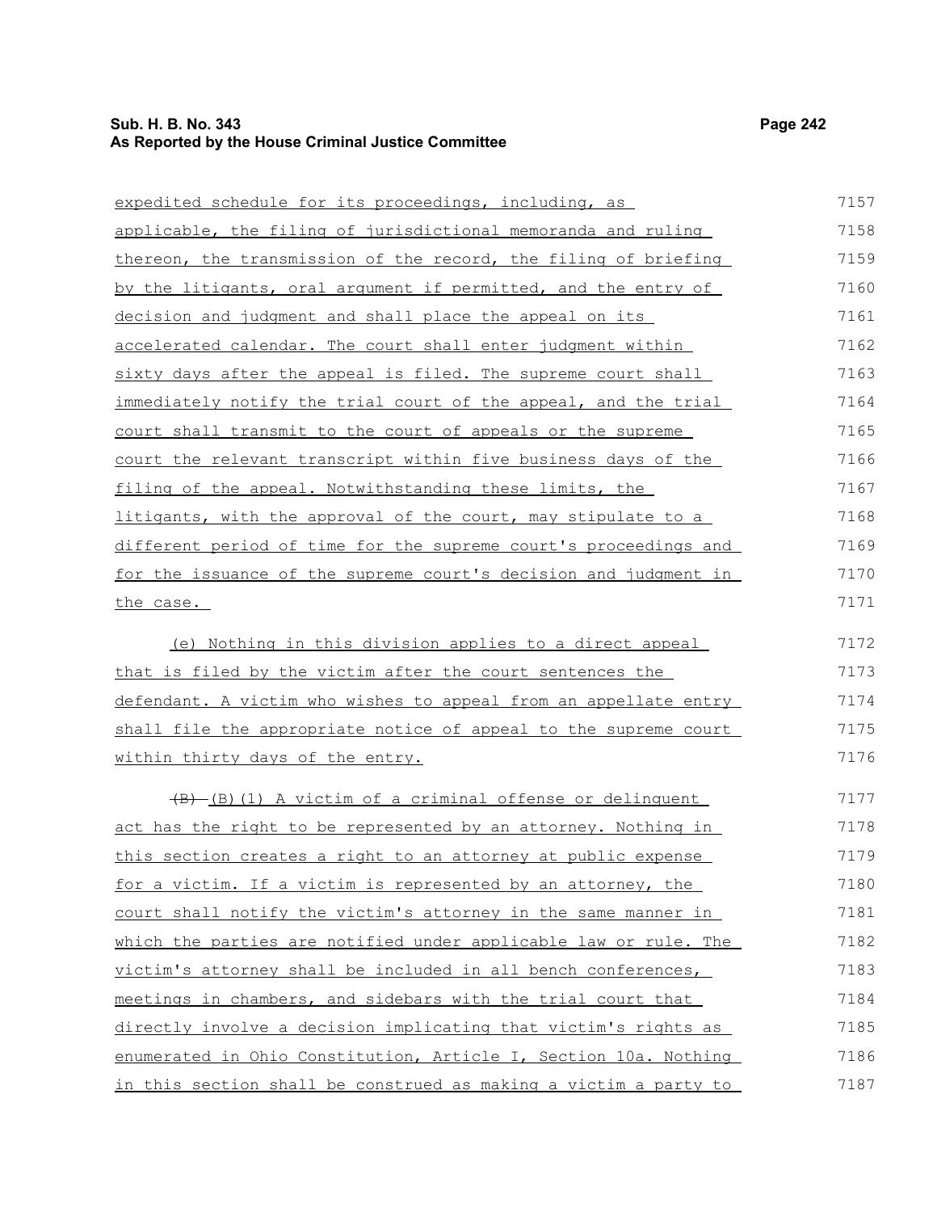expedited schedule for its proceedings, including, as applicable, the filing of jurisdictional memoranda and ruling thereon, the transmission of the record, the filing of briefing by the litigants, oral argument if permitted, and the entry of decision and judgment and shall place the appeal on its accelerated calendar. The court shall enter judgment within sixty days after the appeal is filed. The supreme court shall immediately notify the trial court of the appeal, and the trial court shall transmit to the court of appeals or the supreme court the relevant transcript within five business days of the filing of the appeal. Notwithstanding these limits, the litigants, with the approval of the court, may stipulate to a different period of time for the supreme court's proceedings and for the issuance of the supreme court's decision and judgment in the case.

(e) Nothing in this division applies to a direct appeal that is filed by the victim after the court sentences the defendant. A victim who wishes to appeal from an appellate entry shall file the appropriate notice of appeal to the supreme court within thirty days of the entry.

~~(B)~~ (B)(1) A victim of a criminal offense or delinquent act has the right to be represented by an attorney. Nothing in this section creates a right to an attorney at public expense for a victim. If a victim is represented by an attorney, the court shall notify the victim's attorney in the same manner in which the parties are notified under applicable law or rule. The victim's attorney shall be included in all bench conferences, meetings in chambers, and sidebars with the trial court that directly involve a decision implicating that victim's rights as enumerated in Ohio Constitution, Article I, Section 10a. Nothing in this section shall be construed as making a victim a party to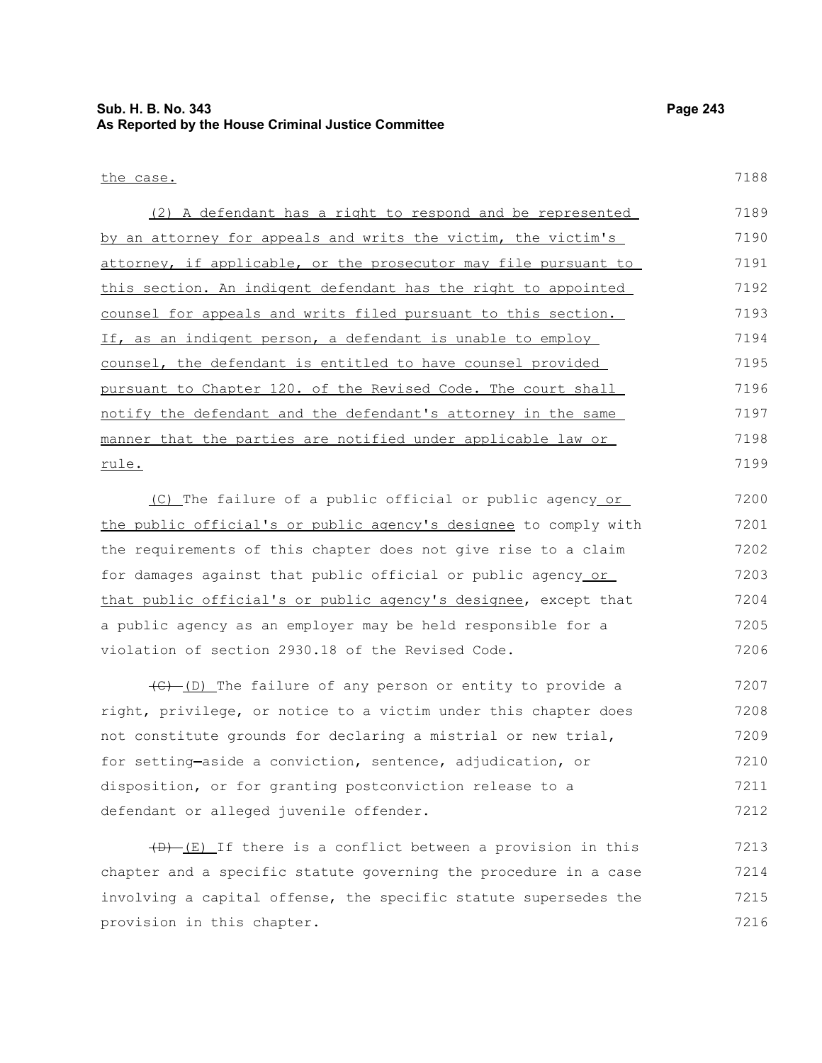the case.

(2) A defendant has a right to respond and be represented by an attorney for appeals and writs the victim, the victim's attorney, if applicable, or the prosecutor may file pursuant to this section. An indigent defendant has the right to appointed counsel for appeals and writs filed pursuant to this section. If, as an indigent person, a defendant is unable to employ counsel, the defendant is entitled to have counsel provided pursuant to Chapter 120. of the Revised Code. The court shall notify the defendant and the defendant's attorney in the same manner that the parties are notified under applicable law or rule.

(C) The failure of a public official or public agency or the public official's or public agency's designee to comply with the requirements of this chapter does not give rise to a claim for damages against that public official or public agency or that public official's or public agency's designee, except that a public agency as an employer may be held responsible for a violation of section 2930.18 of the Revised Code.

~~(C)~~ (D) The failure of any person or entity to provide a right, privilege, or notice to a victim under this chapter does not constitute grounds for declaring a mistrial or new trial, for setting aside a conviction, sentence, adjudication, or disposition, or for granting postconviction release to a defendant or alleged juvenile offender.

~~(D)~~ (E) If there is a conflict between a provision in this chapter and a specific statute governing the procedure in a case involving a capital offense, the specific statute supersedes the provision in this chapter.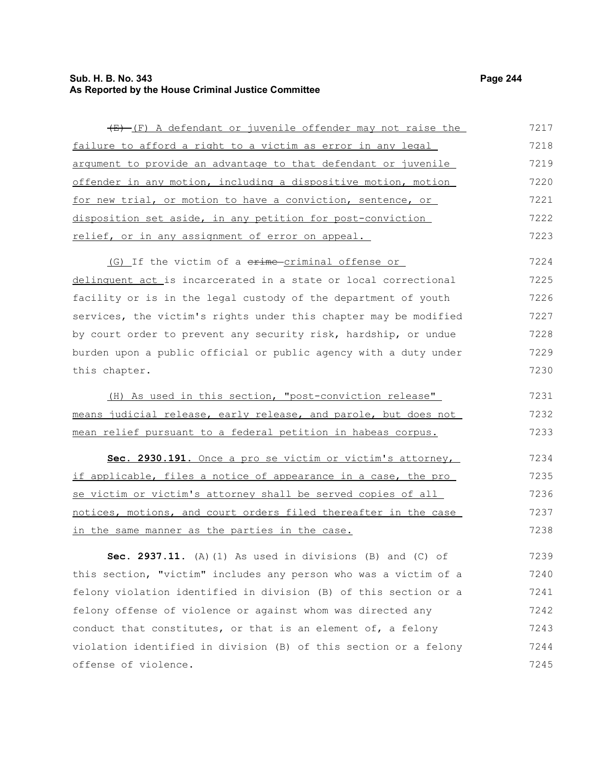~~(E)~~ (F) A defendant or juvenile offender may not raise the failure to afford a right to a victim as error in any legal argument to provide an advantage to that defendant or juvenile offender in any motion, including a dispositive motion, motion for new trial, or motion to have a conviction, sentence, or disposition set aside, in any petition for post-conviction relief, or in any assignment of error on appeal.

(G) If the victim of a ~~crime~~ criminal offense or delinquent act is incarcerated in a state or local correctional facility or is in the legal custody of the department of youth services, the victim's rights under this chapter may be modified by court order to prevent any security risk, hardship, or undue burden upon a public official or public agency with a duty under this chapter.

(H) As used in this section, "post-conviction release" means judicial release, early release, and parole, but does not mean relief pursuant to a federal petition in habeas corpus.

**Sec. 2930.191.** Once a pro se victim or victim's attorney, if applicable, files a notice of appearance in a case, the pro se victim or victim's attorney shall be served copies of all notices, motions, and court orders filed thereafter in the case in the same manner as the parties in the case.

**Sec. 2937.11.** (A)(1) As used in divisions (B) and (C) of this section, "victim" includes any person who was a victim of a felony violation identified in division (B) of this section or a felony offense of violence or against whom was directed any conduct that constitutes, or that is an element of, a felony violation identified in division (B) of this section or a felony offense of violence.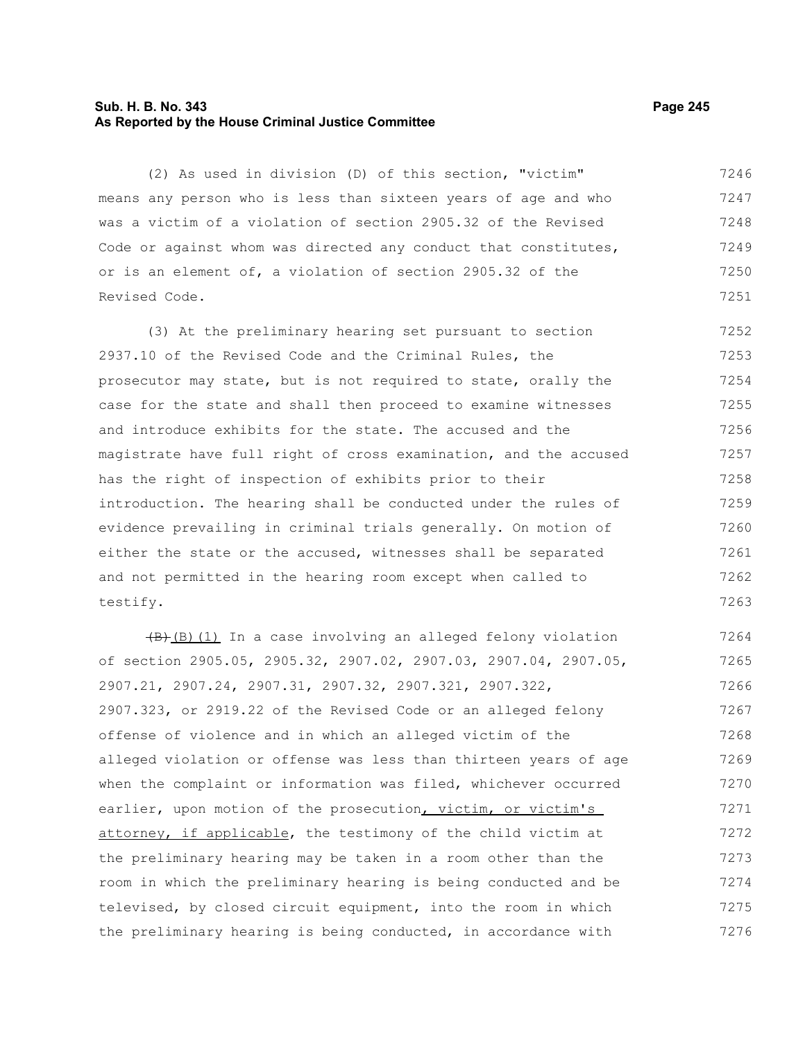(2) As used in division (D) of this section, "victim" means any person who is less than sixteen years of age and who was a victim of a violation of section 2905.32 of the Revised Code or against whom was directed any conduct that constitutes, or is an element of, a violation of section 2905.32 of the Revised Code.

(3) At the preliminary hearing set pursuant to section 2937.10 of the Revised Code and the Criminal Rules, the prosecutor may state, but is not required to state, orally the case for the state and shall then proceed to examine witnesses and introduce exhibits for the state. The accused and the magistrate have full right of cross examination, and the accused has the right of inspection of exhibits prior to their introduction. The hearing shall be conducted under the rules of evidence prevailing in criminal trials generally. On motion of either the state or the accused, witnesses shall be separated and not permitted in the hearing room except when called to testify.

~~(B)~~ (B)(1) In a case involving an alleged felony violation of section 2905.05, 2905.32, 2907.02, 2907.03, 2907.04, 2907.05, 2907.21, 2907.24, 2907.31, 2907.32, 2907.321, 2907.322, 2907.323, or 2919.22 of the Revised Code or an alleged felony offense of violence and in which an alleged victim of the alleged violation or offense was less than thirteen years of age when the complaint or information was filed, whichever occurred earlier, upon motion of the prosecution, victim, or victim's attorney, if applicable, the testimony of the child victim at the preliminary hearing may be taken in a room other than the room in which the preliminary hearing is being conducted and be televised, by closed circuit equipment, into the room in which the preliminary hearing is being conducted, in accordance with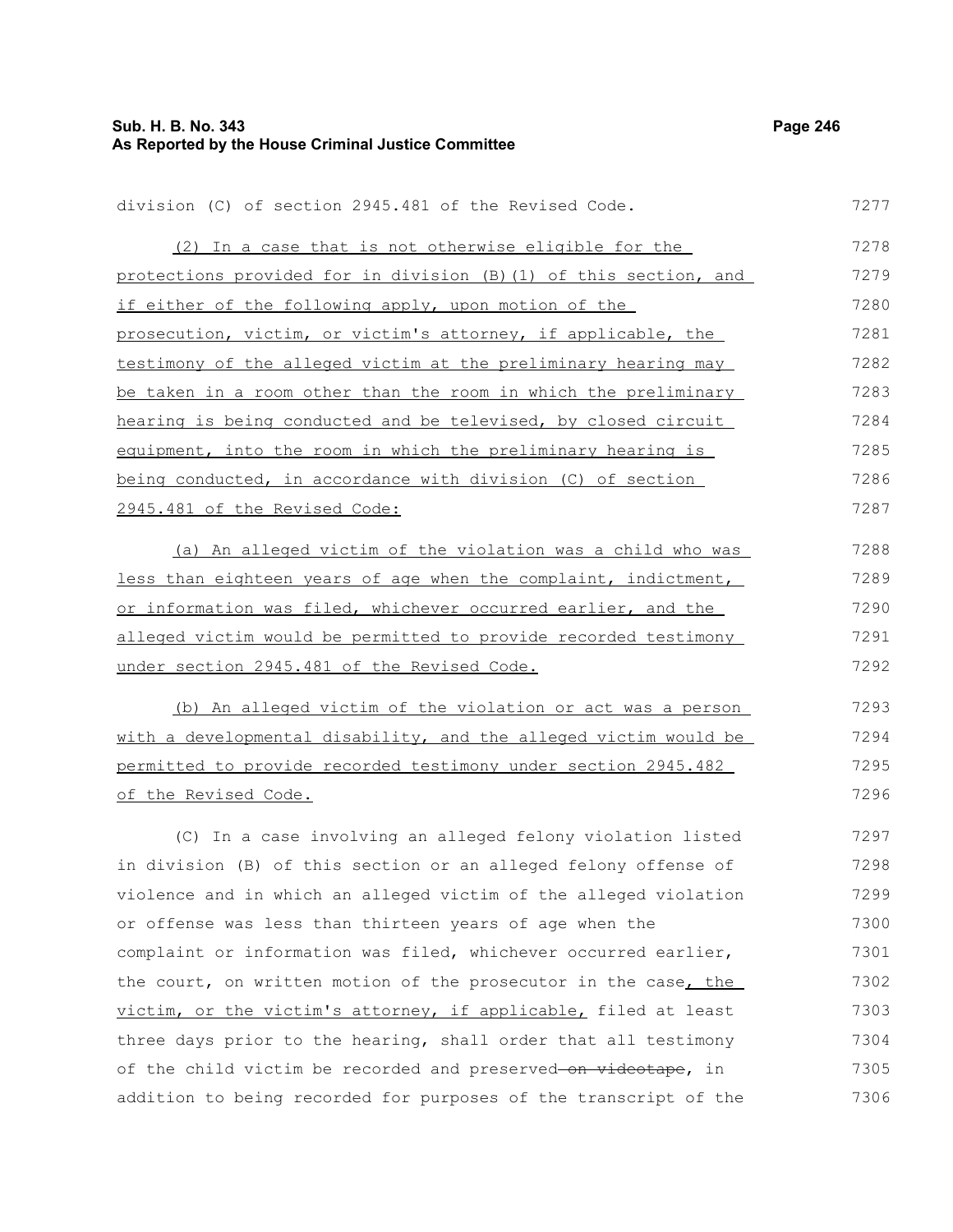division (C) of section 2945.481 of the Revised Code.

(2) In a case that is not otherwise eligible for the protections provided for in division (B)(1) of this section, and if either of the following apply, upon motion of the prosecution, victim, or victim's attorney, if applicable, the testimony of the alleged victim at the preliminary hearing may be taken in a room other than the room in which the preliminary hearing is being conducted and be televised, by closed circuit equipment, into the room in which the preliminary hearing is being conducted, in accordance with division (C) of section 2945.481 of the Revised Code:

(a) An alleged victim of the violation was a child who was less than eighteen years of age when the complaint, indictment, or information was filed, whichever occurred earlier, and the alleged victim would be permitted to provide recorded testimony under section 2945.481 of the Revised Code.

(b) An alleged victim of the violation or act was a person with a developmental disability, and the alleged victim would be permitted to provide recorded testimony under section 2945.482 of the Revised Code.

(C) In a case involving an alleged felony violation listed in division (B) of this section or an alleged felony offense of violence and in which an alleged victim of the alleged violation or offense was less than thirteen years of age when the complaint or information was filed, whichever occurred earlier, the court, on written motion of the prosecutor in the case, the victim, or the victim's attorney, if applicable, filed at least three days prior to the hearing, shall order that all testimony of the child victim be recorded and preserved ~~on videotape~~, in addition to being recorded for purposes of the transcript of the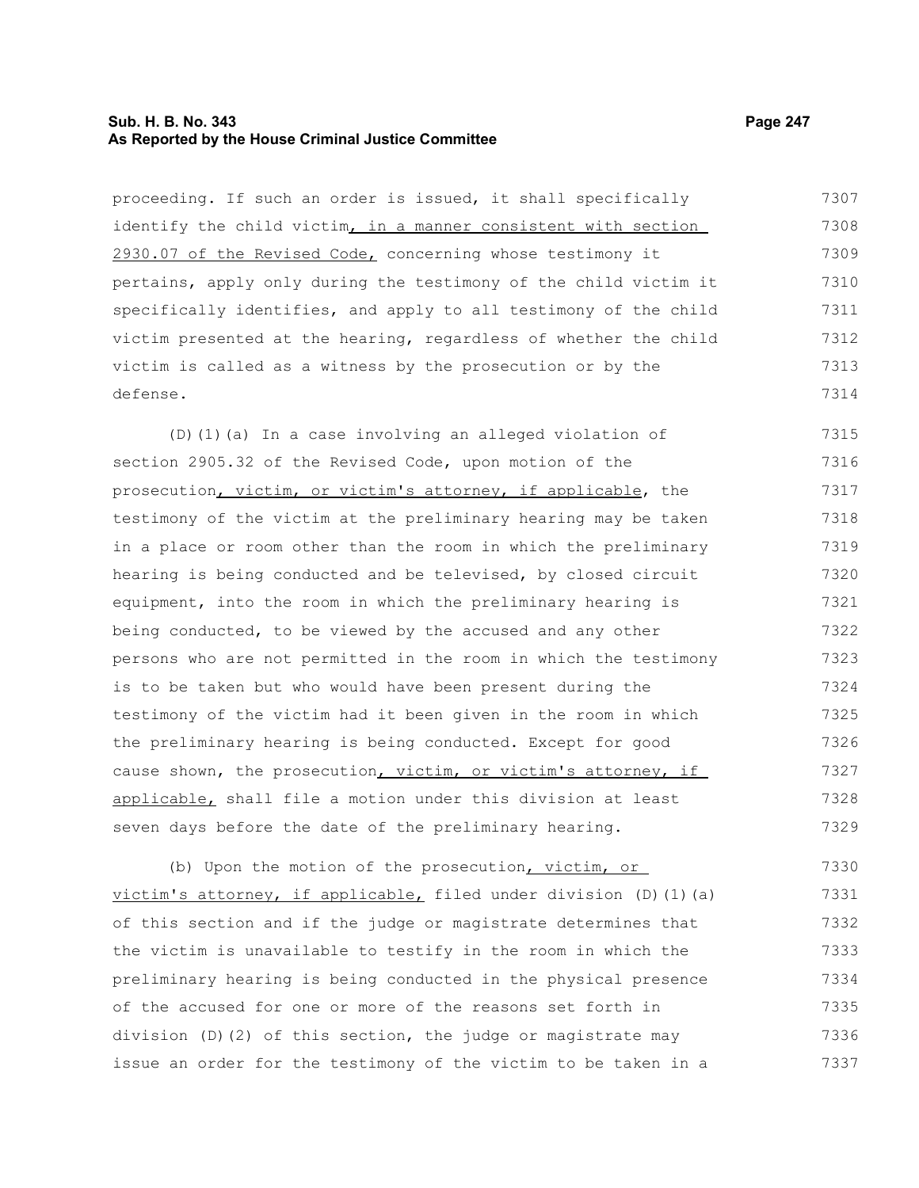proceeding. If such an order is issued, it shall specifically identify the child victim, in a manner consistent with section 2930.07 of the Revised Code, concerning whose testimony it pertains, apply only during the testimony of the child victim it specifically identifies, and apply to all testimony of the child victim presented at the hearing, regardless of whether the child victim is called as a witness by the prosecution or by the defense.

(D)(1)(a) In a case involving an alleged violation of section 2905.32 of the Revised Code, upon motion of the prosecution, victim, or victim's attorney, if applicable, the testimony of the victim at the preliminary hearing may be taken in a place or room other than the room in which the preliminary hearing is being conducted and be televised, by closed circuit equipment, into the room in which the preliminary hearing is being conducted, to be viewed by the accused and any other persons who are not permitted in the room in which the testimony is to be taken but who would have been present during the testimony of the victim had it been given in the room in which the preliminary hearing is being conducted. Except for good cause shown, the prosecution, victim, or victim's attorney, if applicable, shall file a motion under this division at least seven days before the date of the preliminary hearing.

(b) Upon the motion of the prosecution, victim, or victim's attorney, if applicable, filed under division (D)(1)(a) of this section and if the judge or magistrate determines that the victim is unavailable to testify in the room in which the preliminary hearing is being conducted in the physical presence of the accused for one or more of the reasons set forth in division (D)(2) of this section, the judge or magistrate may issue an order for the testimony of the victim to be taken in a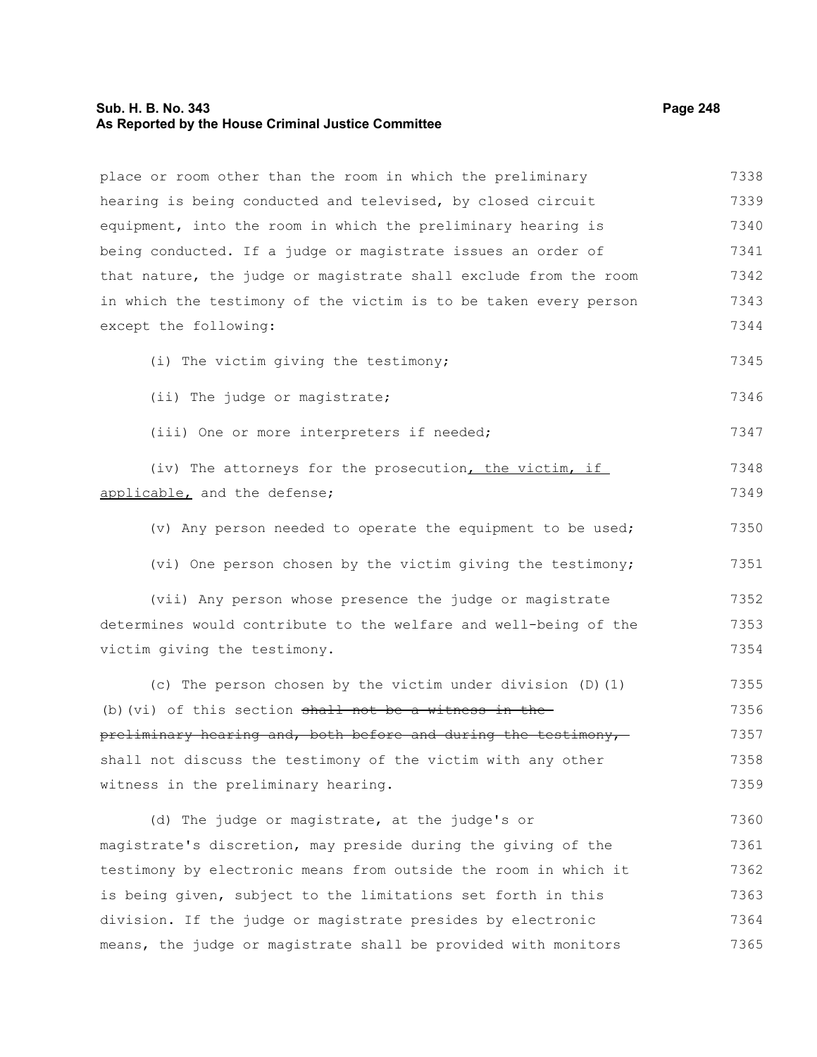place or room other than the room in which the preliminary hearing is being conducted and televised, by closed circuit equipment, into the room in which the preliminary hearing is being conducted. If a judge or magistrate issues an order of that nature, the judge or magistrate shall exclude from the room in which the testimony of the victim is to be taken every person except the following:

(i) The victim giving the testimony;

(ii) The judge or magistrate;

(iii) One or more interpreters if needed;

(iv) The attorneys for the prosecution, the victim, if applicable, and the defense;

(v) Any person needed to operate the equipment to be used;

(vi) One person chosen by the victim giving the testimony;

(vii) Any person whose presence the judge or magistrate determines would contribute to the welfare and well-being of the victim giving the testimony.

(c) The person chosen by the victim under division (D)(1)(b)(vi) of this section ~~shall not be a witness in the preliminary hearing and, both before and during the testimony,~~ shall not discuss the testimony of the victim with any other witness in the preliminary hearing.

(d) The judge or magistrate, at the judge's or magistrate's discretion, may preside during the giving of the testimony by electronic means from outside the room in which it is being given, subject to the limitations set forth in this division. If the judge or magistrate presides by electronic means, the judge or magistrate shall be provided with monitors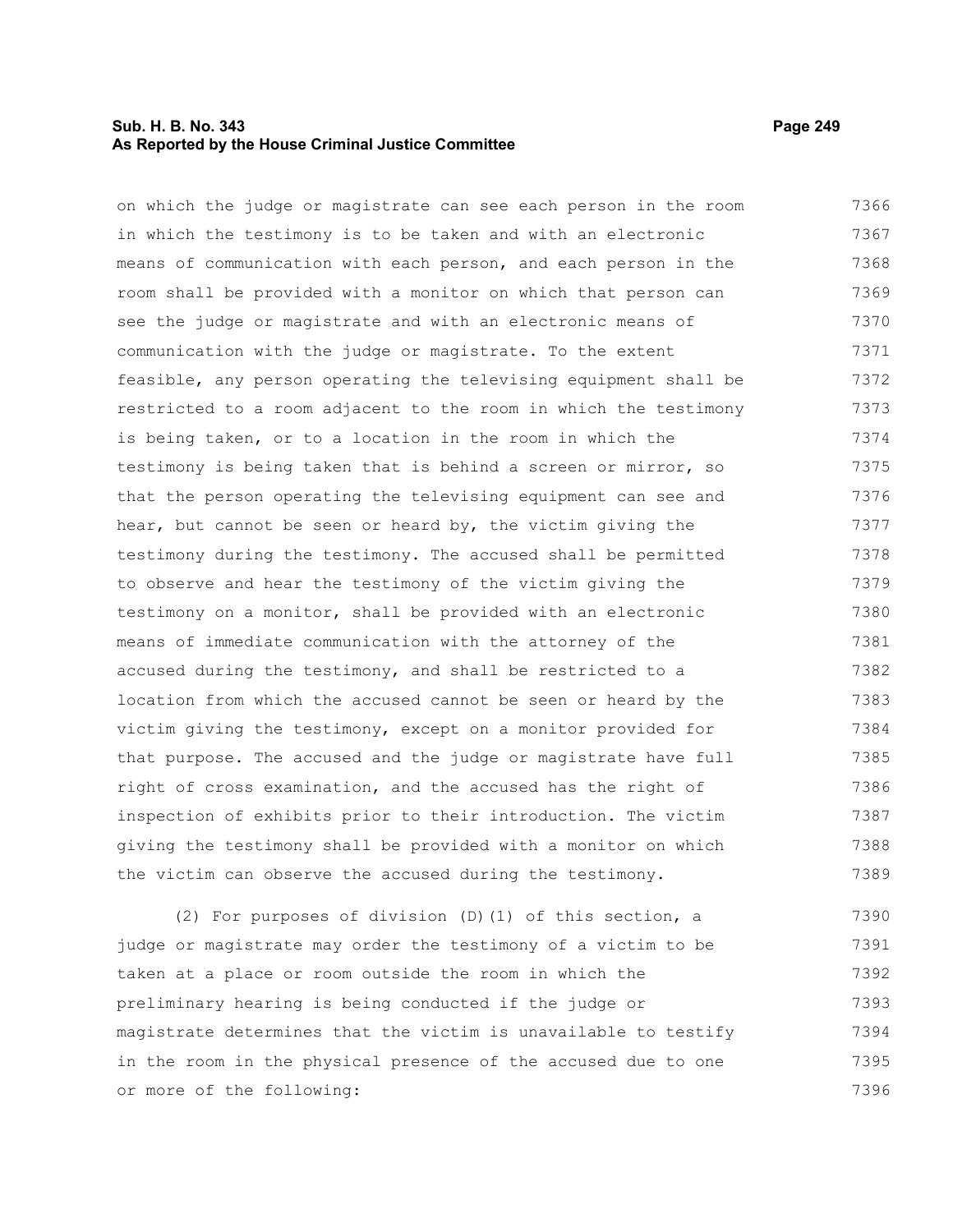on which the judge or magistrate can see each person in the room in which the testimony is to be taken and with an electronic means of communication with each person, and each person in the room shall be provided with a monitor on which that person can see the judge or magistrate and with an electronic means of communication with the judge or magistrate. To the extent feasible, any person operating the televising equipment shall be restricted to a room adjacent to the room in which the testimony is being taken, or to a location in the room in which the testimony is being taken that is behind a screen or mirror, so that the person operating the televising equipment can see and hear, but cannot be seen or heard by, the victim giving the testimony during the testimony. The accused shall be permitted to observe and hear the testimony of the victim giving the testimony on a monitor, shall be provided with an electronic means of immediate communication with the attorney of the accused during the testimony, and shall be restricted to a location from which the accused cannot be seen or heard by the victim giving the testimony, except on a monitor provided for that purpose. The accused and the judge or magistrate have full right of cross examination, and the accused has the right of inspection of exhibits prior to their introduction. The victim giving the testimony shall be provided with a monitor on which the victim can observe the accused during the testimony.

(2) For purposes of division (D)(1) of this section, a judge or magistrate may order the testimony of a victim to be taken at a place or room outside the room in which the preliminary hearing is being conducted if the judge or magistrate determines that the victim is unavailable to testify in the room in the physical presence of the accused due to one or more of the following: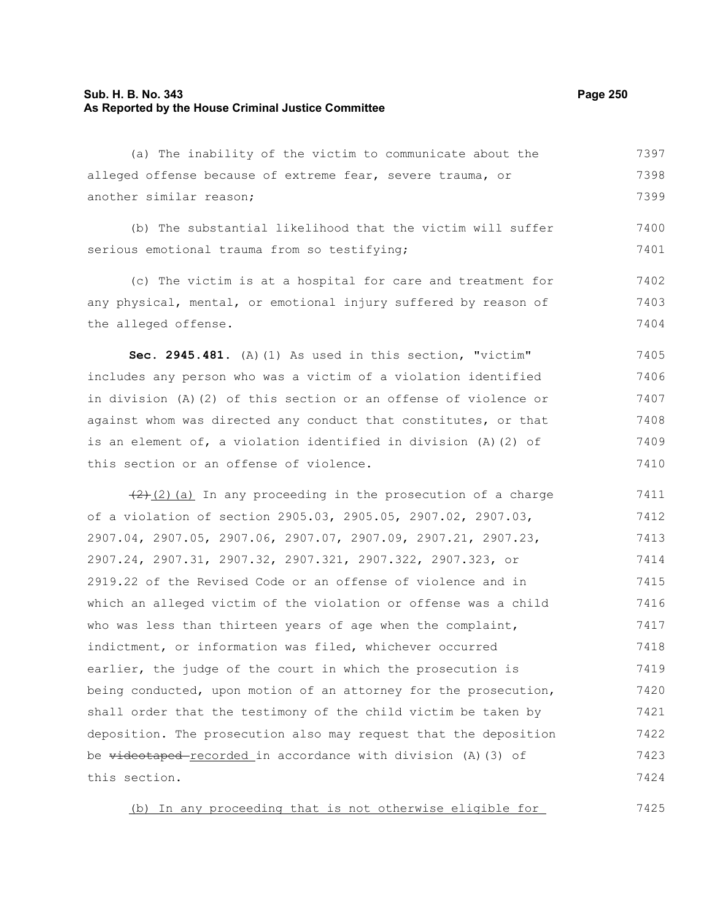(a) The inability of the victim to communicate about the alleged offense because of extreme fear, severe trauma, or another similar reason;

(b) The substantial likelihood that the victim will suffer serious emotional trauma from so testifying;

(c) The victim is at a hospital for care and treatment for any physical, mental, or emotional injury suffered by reason of the alleged offense.

**Sec. 2945.481.** (A)(1) As used in this section, "victim" includes any person who was a victim of a violation identified in division (A)(2) of this section or an offense of violence or against whom was directed any conduct that constitutes, or that is an element of, a violation identified in division (A)(2) of this section or an offense of violence.

~~(2)~~ (2)(a) In any proceeding in the prosecution of a charge of a violation of section 2905.03, 2905.05, 2907.02, 2907.03, 2907.04, 2907.05, 2907.06, 2907.07, 2907.09, 2907.21, 2907.23, 2907.24, 2907.31, 2907.32, 2907.321, 2907.322, 2907.323, or 2919.22 of the Revised Code or an offense of violence and in which an alleged victim of the violation or offense was a child who was less than thirteen years of age when the complaint, indictment, or information was filed, whichever occurred earlier, the judge of the court in which the prosecution is being conducted, upon motion of an attorney for the prosecution, shall order that the testimony of the child victim be taken by deposition. The prosecution also may request that the deposition be ~~videotaped~~ recorded in accordance with division (A)(3) of this section.

(b) In any proceeding that is not otherwise eligible for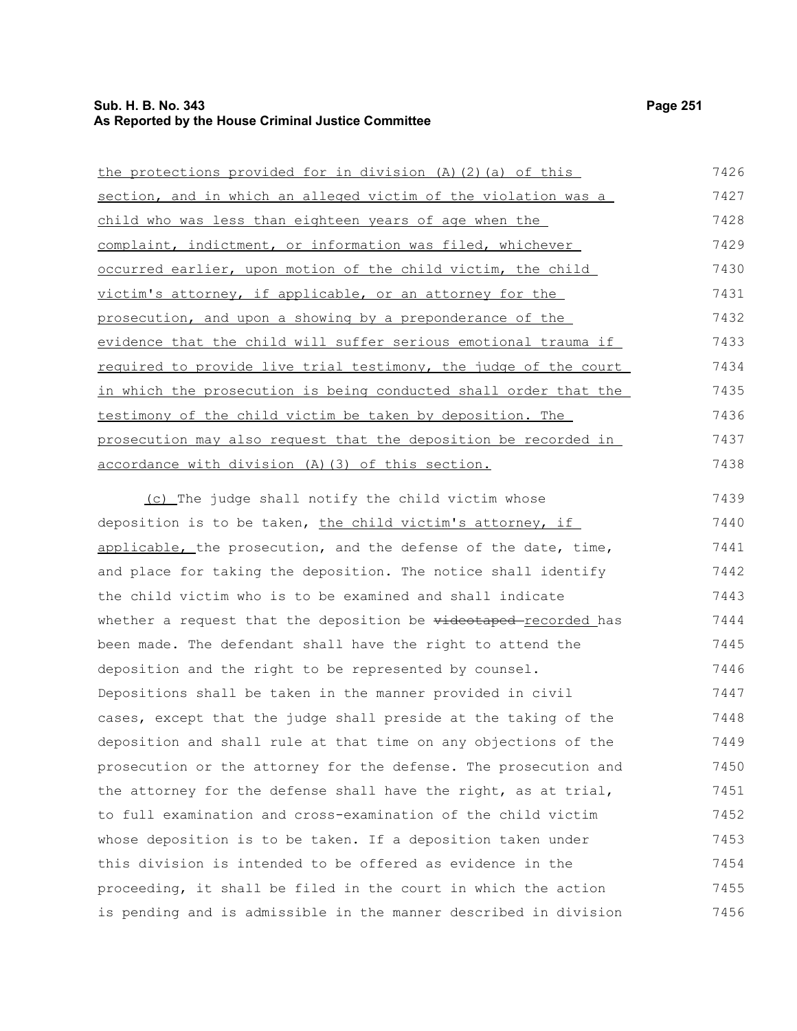the protections provided for in division (A)(2)(a) of this section, and in which an alleged victim of the violation was a child who was less than eighteen years of age when the complaint, indictment, or information was filed, whichever occurred earlier, upon motion of the child victim, the child victim's attorney, if applicable, or an attorney for the prosecution, and upon a showing by a preponderance of the evidence that the child will suffer serious emotional trauma if required to provide live trial testimony, the judge of the court in which the prosecution is being conducted shall order that the testimony of the child victim be taken by deposition. The prosecution may also request that the deposition be recorded in accordance with division (A)(3) of this section.

(c) The judge shall notify the child victim whose deposition is to be taken, the child victim's attorney, if applicable, the prosecution, and the defense of the date, time, and place for taking the deposition. The notice shall identify the child victim who is to be examined and shall indicate whether a request that the deposition be ~~videotaped~~ recorded has been made. The defendant shall have the right to attend the deposition and the right to be represented by counsel. Depositions shall be taken in the manner provided in civil cases, except that the judge shall preside at the taking of the deposition and shall rule at that time on any objections of the prosecution or the attorney for the defense. The prosecution and the attorney for the defense shall have the right, as at trial, to full examination and cross-examination of the child victim whose deposition is to be taken. If a deposition taken under this division is intended to be offered as evidence in the proceeding, it shall be filed in the court in which the action is pending and is admissible in the manner described in division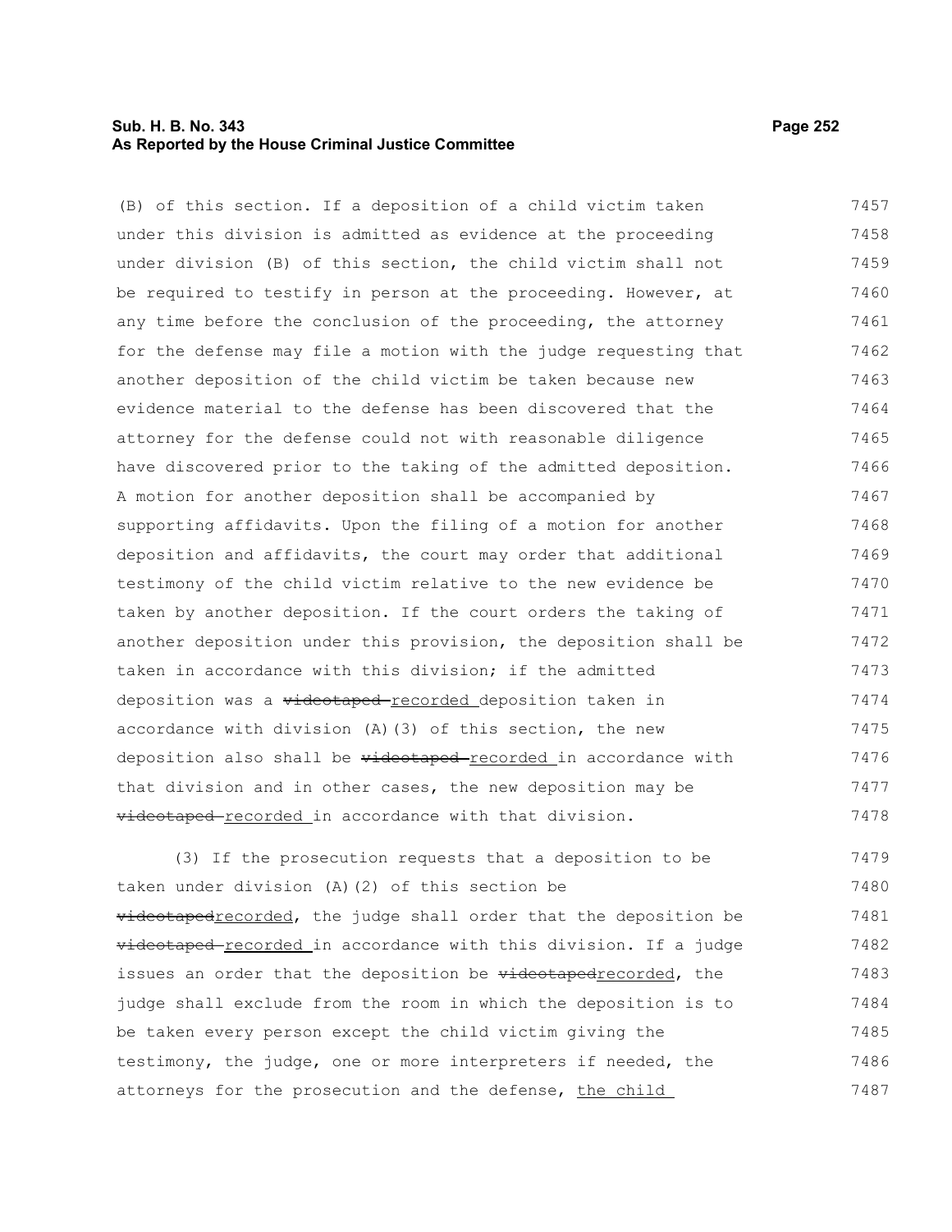(B) of this section. If a deposition of a child victim taken under this division is admitted as evidence at the proceeding under division (B) of this section, the child victim shall not be required to testify in person at the proceeding. However, at any time before the conclusion of the proceeding, the attorney for the defense may file a motion with the judge requesting that another deposition of the child victim be taken because new evidence material to the defense has been discovered that the attorney for the defense could not with reasonable diligence have discovered prior to the taking of the admitted deposition. A motion for another deposition shall be accompanied by supporting affidavits. Upon the filing of a motion for another deposition and affidavits, the court may order that additional testimony of the child victim relative to the new evidence be taken by another deposition. If the court orders the taking of another deposition under this provision, the deposition shall be taken in accordance with this division; if the admitted deposition was a ~~videotaped~~ recorded deposition taken in accordance with division (A)(3) of this section, the new deposition also shall be ~~videotaped~~ recorded in accordance with that division and in other cases, the new deposition may be ~~videotaped~~ recorded in accordance with that division.

(3) If the prosecution requests that a deposition to be taken under division (A)(2) of this section be ~~videotaped~~recorded, the judge shall order that the deposition be ~~videotaped~~ recorded in accordance with this division. If a judge issues an order that the deposition be ~~videotaped~~recorded, the judge shall exclude from the room in which the deposition is to be taken every person except the child victim giving the testimony, the judge, one or more interpreters if needed, the attorneys for the prosecution and the defense, the child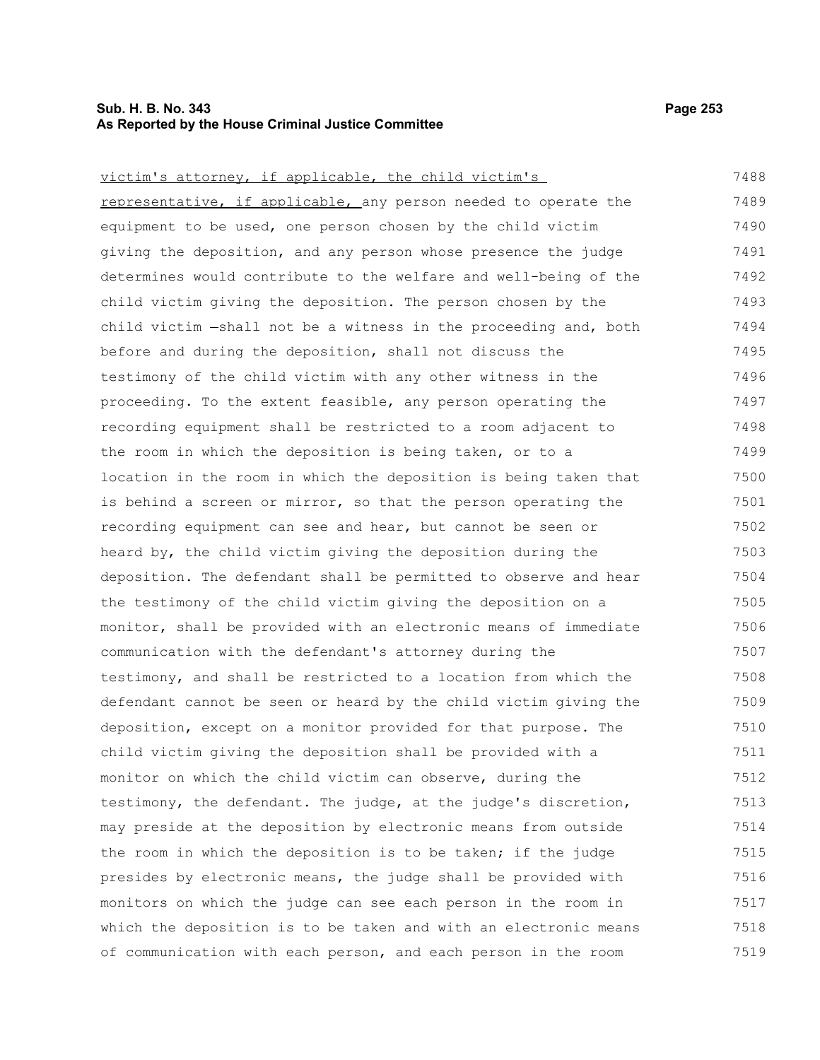victim's attorney, if applicable, the child victim's representative, if applicable, any person needed to operate the equipment to be used, one person chosen by the child victim giving the deposition, and any person whose presence the judge determines would contribute to the welfare and well-being of the child victim giving the deposition. The person chosen by the child victim —shall not be a witness in the proceeding and, both before and during the deposition, shall not discuss the testimony of the child victim with any other witness in the proceeding. To the extent feasible, any person operating the recording equipment shall be restricted to a room adjacent to the room in which the deposition is being taken, or to a location in the room in which the deposition is being taken that is behind a screen or mirror, so that the person operating the recording equipment can see and hear, but cannot be seen or heard by, the child victim giving the deposition during the deposition. The defendant shall be permitted to observe and hear the testimony of the child victim giving the deposition on a monitor, shall be provided with an electronic means of immediate communication with the defendant's attorney during the testimony, and shall be restricted to a location from which the defendant cannot be seen or heard by the child victim giving the deposition, except on a monitor provided for that purpose. The child victim giving the deposition shall be provided with a monitor on which the child victim can observe, during the testimony, the defendant. The judge, at the judge's discretion, may preside at the deposition by electronic means from outside the room in which the deposition is to be taken; if the judge presides by electronic means, the judge shall be provided with monitors on which the judge can see each person in the room in which the deposition is to be taken and with an electronic means of communication with each person, and each person in the room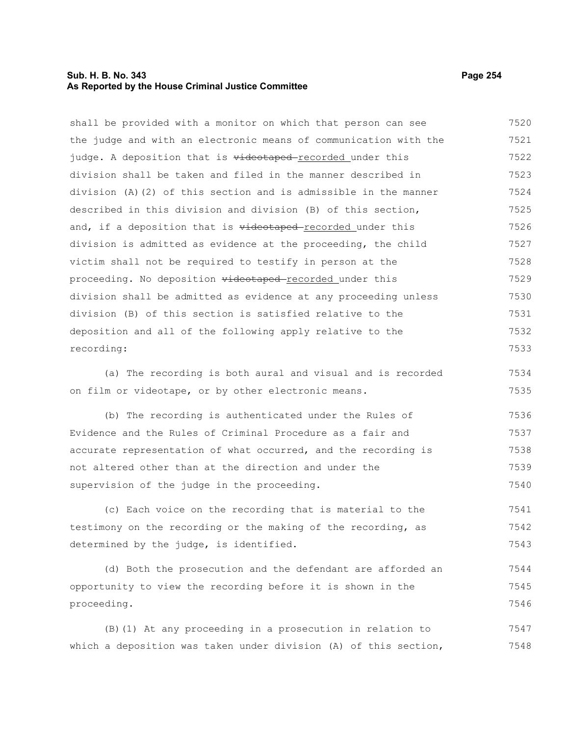shall be provided with a monitor on which that person can see the judge and with an electronic means of communication with the judge. A deposition that is ~~videotaped~~ recorded under this division shall be taken and filed in the manner described in division (A)(2) of this section and is admissible in the manner described in this division and division (B) of this section, and, if a deposition that is ~~videotaped~~ recorded under this division is admitted as evidence at the proceeding, the child victim shall not be required to testify in person at the proceeding. No deposition ~~videotaped~~ recorded under this division shall be admitted as evidence at any proceeding unless division (B) of this section is satisfied relative to the deposition and all of the following apply relative to the recording:

(a) The recording is both aural and visual and is recorded on film or videotape, or by other electronic means.

(b) The recording is authenticated under the Rules of Evidence and the Rules of Criminal Procedure as a fair and accurate representation of what occurred, and the recording is not altered other than at the direction and under the supervision of the judge in the proceeding.

(c) Each voice on the recording that is material to the testimony on the recording or the making of the recording, as determined by the judge, is identified.

(d) Both the prosecution and the defendant are afforded an opportunity to view the recording before it is shown in the proceeding.

(B)(1) At any proceeding in a prosecution in relation to which a deposition was taken under division (A) of this section,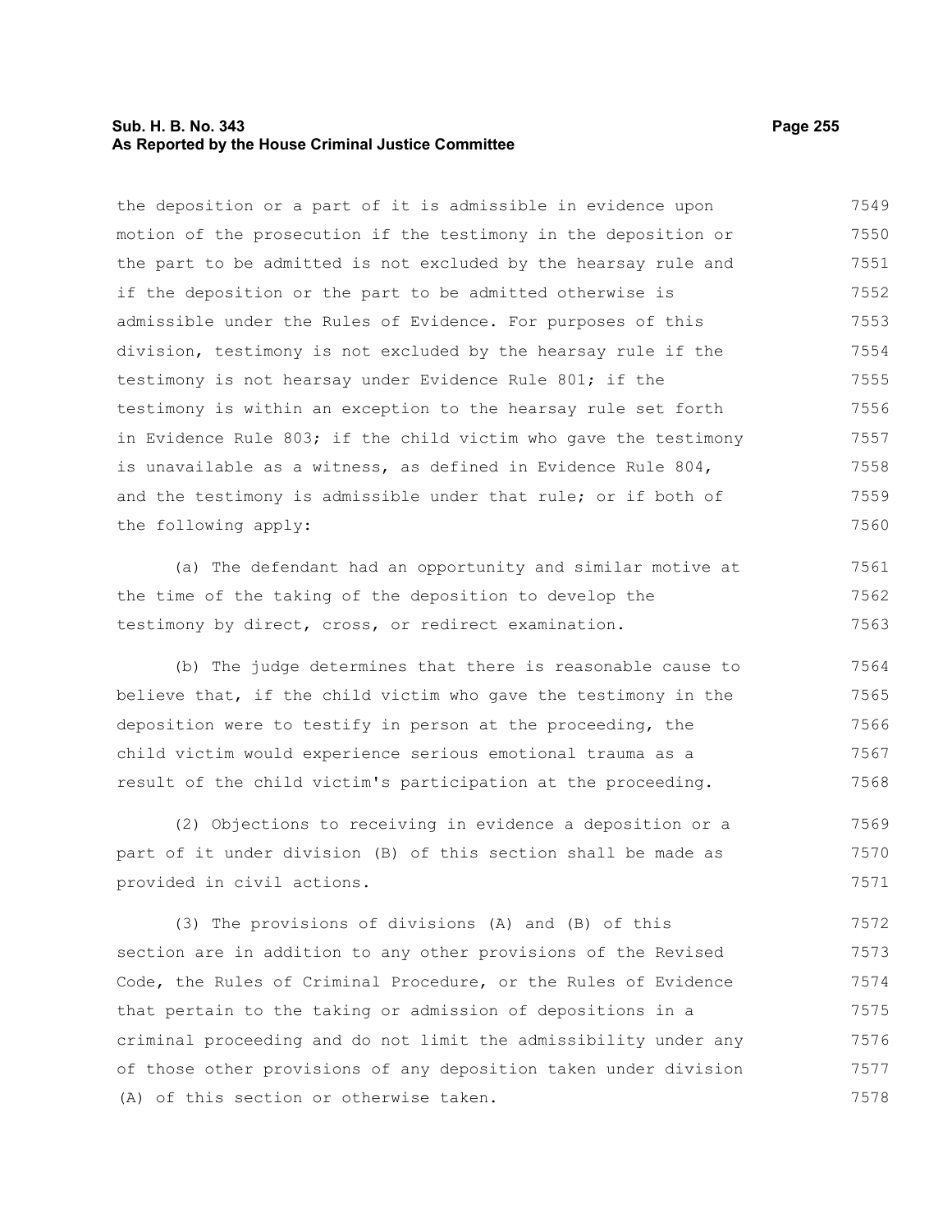the deposition or a part of it is admissible in evidence upon motion of the prosecution if the testimony in the deposition or the part to be admitted is not excluded by the hearsay rule and if the deposition or the part to be admitted otherwise is admissible under the Rules of Evidence. For purposes of this division, testimony is not excluded by the hearsay rule if the testimony is not hearsay under Evidence Rule 801; if the testimony is within an exception to the hearsay rule set forth in Evidence Rule 803; if the child victim who gave the testimony is unavailable as a witness, as defined in Evidence Rule 804, and the testimony is admissible under that rule; or if both of the following apply:

(a) The defendant had an opportunity and similar motive at the time of the taking of the deposition to develop the testimony by direct, cross, or redirect examination.

(b) The judge determines that there is reasonable cause to believe that, if the child victim who gave the testimony in the deposition were to testify in person at the proceeding, the child victim would experience serious emotional trauma as a result of the child victim's participation at the proceeding.

(2) Objections to receiving in evidence a deposition or a part of it under division (B) of this section shall be made as provided in civil actions.

(3) The provisions of divisions (A) and (B) of this section are in addition to any other provisions of the Revised Code, the Rules of Criminal Procedure, or the Rules of Evidence that pertain to the taking or admission of depositions in a criminal proceeding and do not limit the admissibility under any of those other provisions of any deposition taken under division (A) of this section or otherwise taken.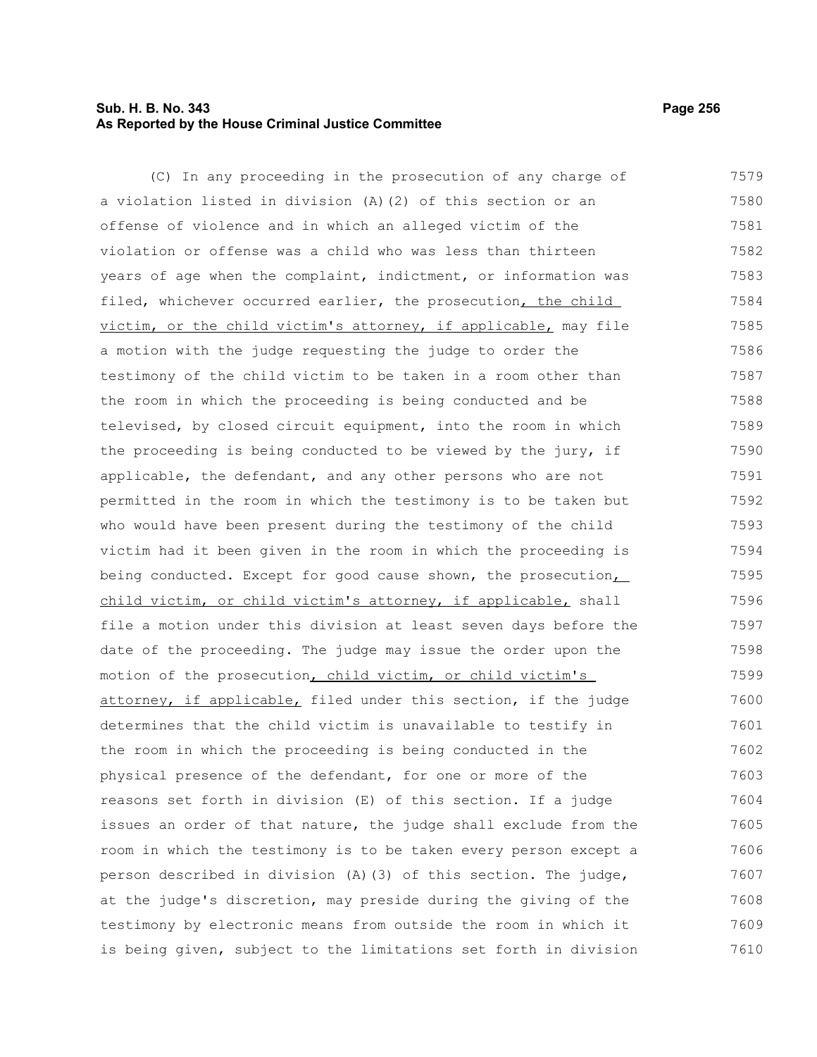(C) In any proceeding in the prosecution of any charge of a violation listed in division (A)(2) of this section or an offense of violence and in which an alleged victim of the violation or offense was a child who was less than thirteen years of age when the complaint, indictment, or information was filed, whichever occurred earlier, the prosecution, the child victim, or the child victim's attorney, if applicable, may file a motion with the judge requesting the judge to order the testimony of the child victim to be taken in a room other than the room in which the proceeding is being conducted and be televised, by closed circuit equipment, into the room in which the proceeding is being conducted to be viewed by the jury, if applicable, the defendant, and any other persons who are not permitted in the room in which the testimony is to be taken but who would have been present during the testimony of the child victim had it been given in the room in which the proceeding is being conducted. Except for good cause shown, the prosecution, child victim, or child victim's attorney, if applicable, shall file a motion under this division at least seven days before the date of the proceeding. The judge may issue the order upon the motion of the prosecution, child victim, or child victim's attorney, if applicable, filed under this section, if the judge determines that the child victim is unavailable to testify in the room in which the proceeding is being conducted in the physical presence of the defendant, for one or more of the reasons set forth in division (E) of this section. If a judge issues an order of that nature, the judge shall exclude from the room in which the testimony is to be taken every person except a person described in division (A)(3) of this section. The judge, at the judge's discretion, may preside during the giving of the testimony by electronic means from outside the room in which it is being given, subject to the limitations set forth in division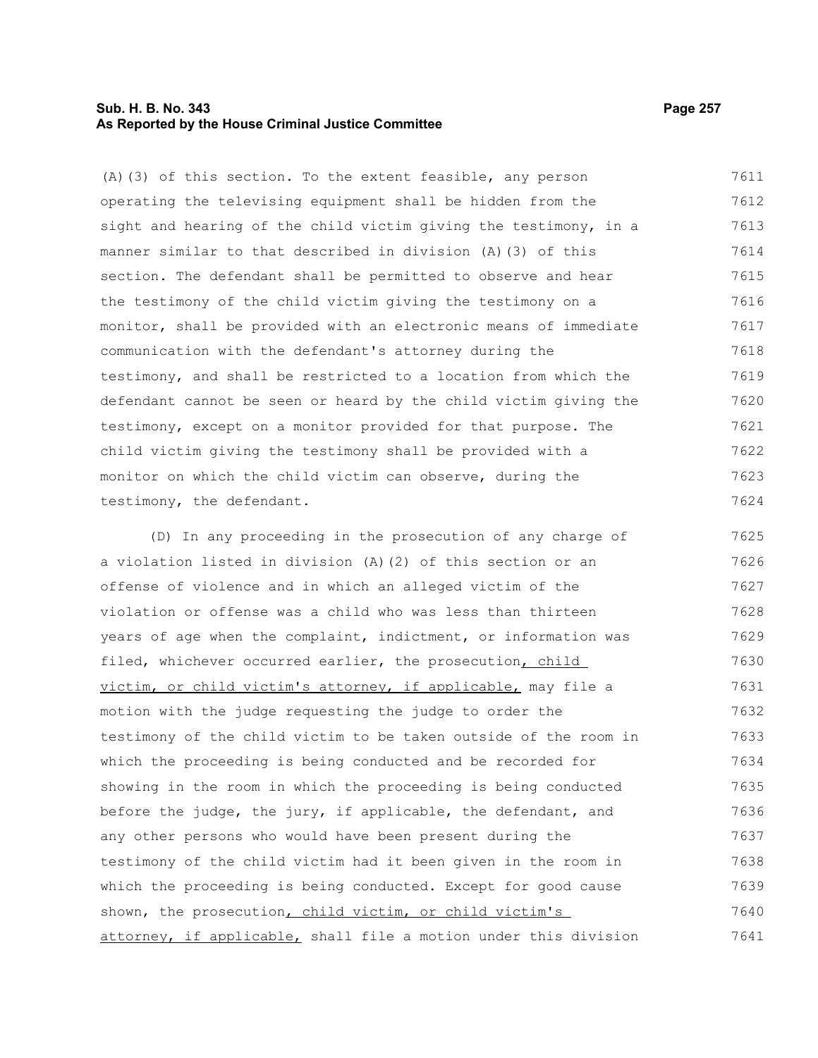(A)(3) of this section. To the extent feasible, any person operating the televising equipment shall be hidden from the sight and hearing of the child victim giving the testimony, in a manner similar to that described in division (A)(3) of this section. The defendant shall be permitted to observe and hear the testimony of the child victim giving the testimony on a monitor, shall be provided with an electronic means of immediate communication with the defendant's attorney during the testimony, and shall be restricted to a location from which the defendant cannot be seen or heard by the child victim giving the testimony, except on a monitor provided for that purpose. The child victim giving the testimony shall be provided with a monitor on which the child victim can observe, during the testimony, the defendant.

(D) In any proceeding in the prosecution of any charge of a violation listed in division (A)(2) of this section or an offense of violence and in which an alleged victim of the violation or offense was a child who was less than thirteen years of age when the complaint, indictment, or information was filed, whichever occurred earlier, the prosecution, child victim, or child victim's attorney, if applicable, may file a motion with the judge requesting the judge to order the testimony of the child victim to be taken outside of the room in which the proceeding is being conducted and be recorded for showing in the room in which the proceeding is being conducted before the judge, the jury, if applicable, the defendant, and any other persons who would have been present during the testimony of the child victim had it been given in the room in which the proceeding is being conducted. Except for good cause shown, the prosecution, child victim, or child victim's attorney, if applicable, shall file a motion under this division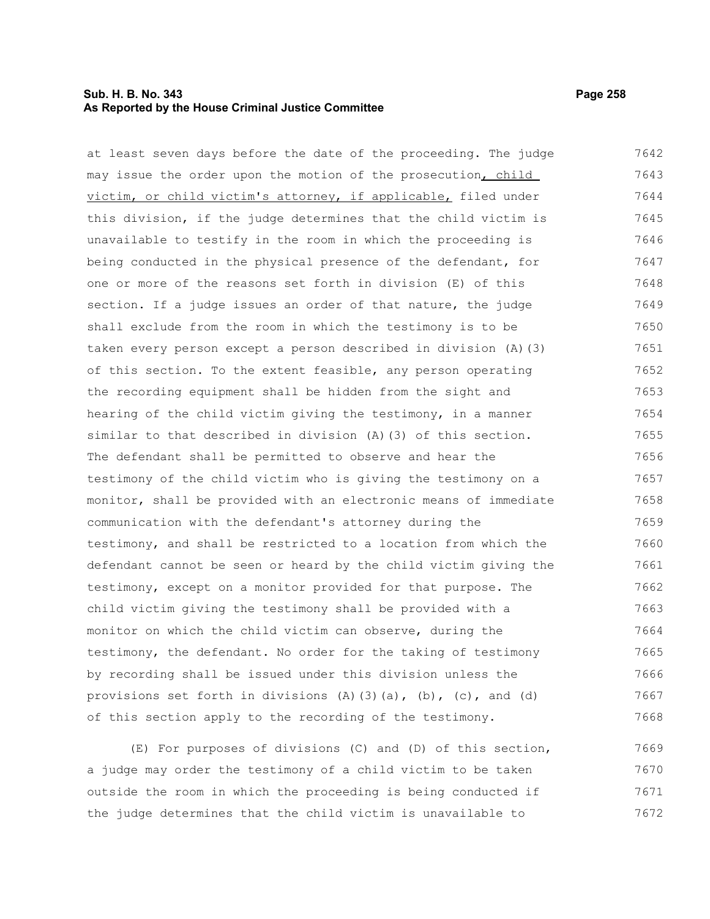at least seven days before the date of the proceeding. The judge may issue the order upon the motion of the prosecution, child victim, or child victim's attorney, if applicable, filed under this division, if the judge determines that the child victim is unavailable to testify in the room in which the proceeding is being conducted in the physical presence of the defendant, for one or more of the reasons set forth in division (E) of this section. If a judge issues an order of that nature, the judge shall exclude from the room in which the testimony is to be taken every person except a person described in division (A)(3) of this section. To the extent feasible, any person operating the recording equipment shall be hidden from the sight and hearing of the child victim giving the testimony, in a manner similar to that described in division (A)(3) of this section. The defendant shall be permitted to observe and hear the testimony of the child victim who is giving the testimony on a monitor, shall be provided with an electronic means of immediate communication with the defendant's attorney during the testimony, and shall be restricted to a location from which the defendant cannot be seen or heard by the child victim giving the testimony, except on a monitor provided for that purpose. The child victim giving the testimony shall be provided with a monitor on which the child victim can observe, during the testimony, the defendant. No order for the taking of testimony by recording shall be issued under this division unless the provisions set forth in divisions (A)(3)(a), (b), (c), and (d) of this section apply to the recording of the testimony.

(E) For purposes of divisions (C) and (D) of this section, a judge may order the testimony of a child victim to be taken outside the room in which the proceeding is being conducted if the judge determines that the child victim is unavailable to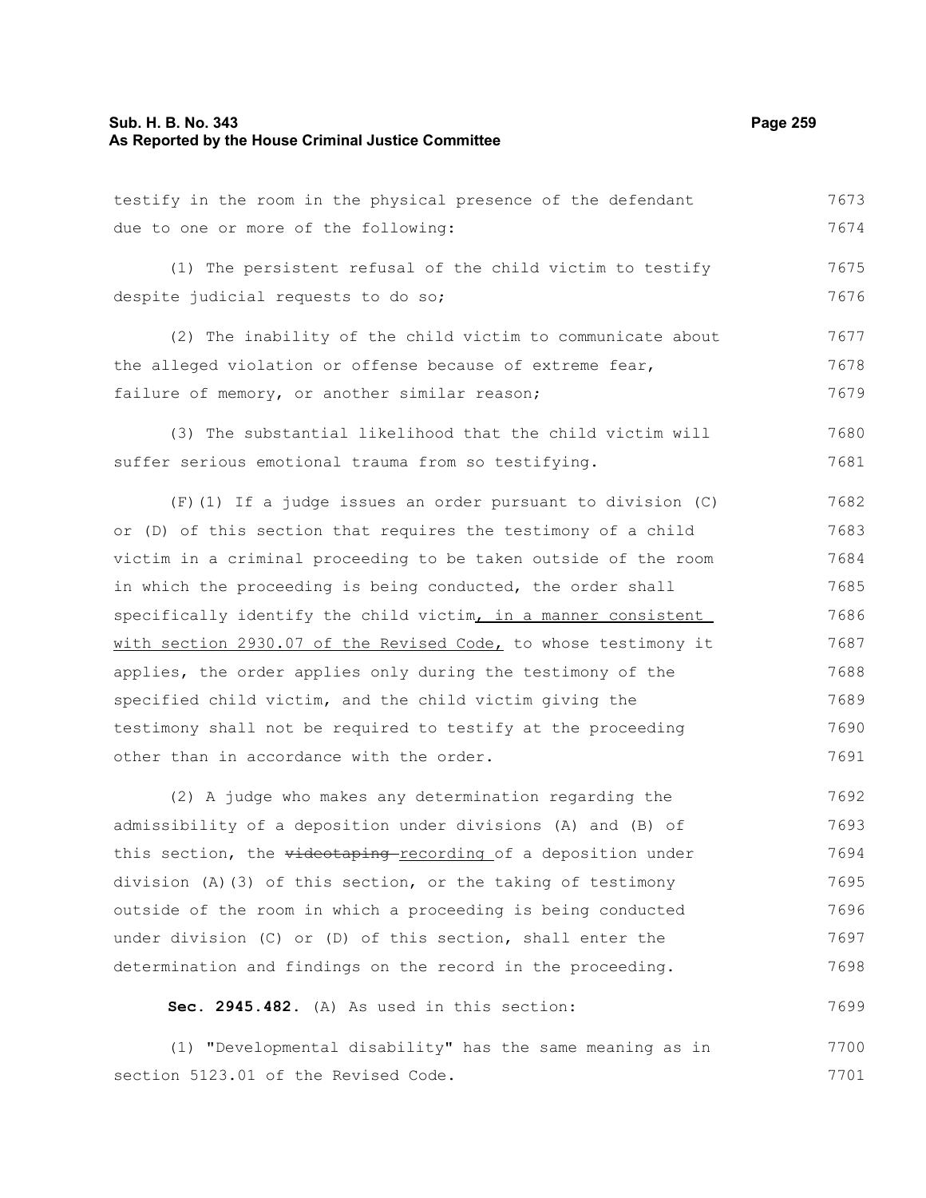testify in the room in the physical presence of the defendant due to one or more of the following:

(1) The persistent refusal of the child victim to testify despite judicial requests to do so;

(2) The inability of the child victim to communicate about the alleged violation or offense because of extreme fear, failure of memory, or another similar reason;

(3) The substantial likelihood that the child victim will suffer serious emotional trauma from so testifying.

(F)(1) If a judge issues an order pursuant to division (C) or (D) of this section that requires the testimony of a child victim in a criminal proceeding to be taken outside of the room in which the proceeding is being conducted, the order shall specifically identify the child victim, in a manner consistent with section 2930.07 of the Revised Code, to whose testimony it applies, the order applies only during the testimony of the specified child victim, and the child victim giving the testimony shall not be required to testify at the proceeding other than in accordance with the order.

(2) A judge who makes any determination regarding the admissibility of a deposition under divisions (A) and (B) of this section, the ~~videotaping~~ recording of a deposition under division (A)(3) of this section, or the taking of testimony outside of the room in which a proceeding is being conducted under division (C) or (D) of this section, shall enter the determination and findings on the record in the proceeding.

**Sec. 2945.482.** (A) As used in this section:

(1) "Developmental disability" has the same meaning as in section 5123.01 of the Revised Code.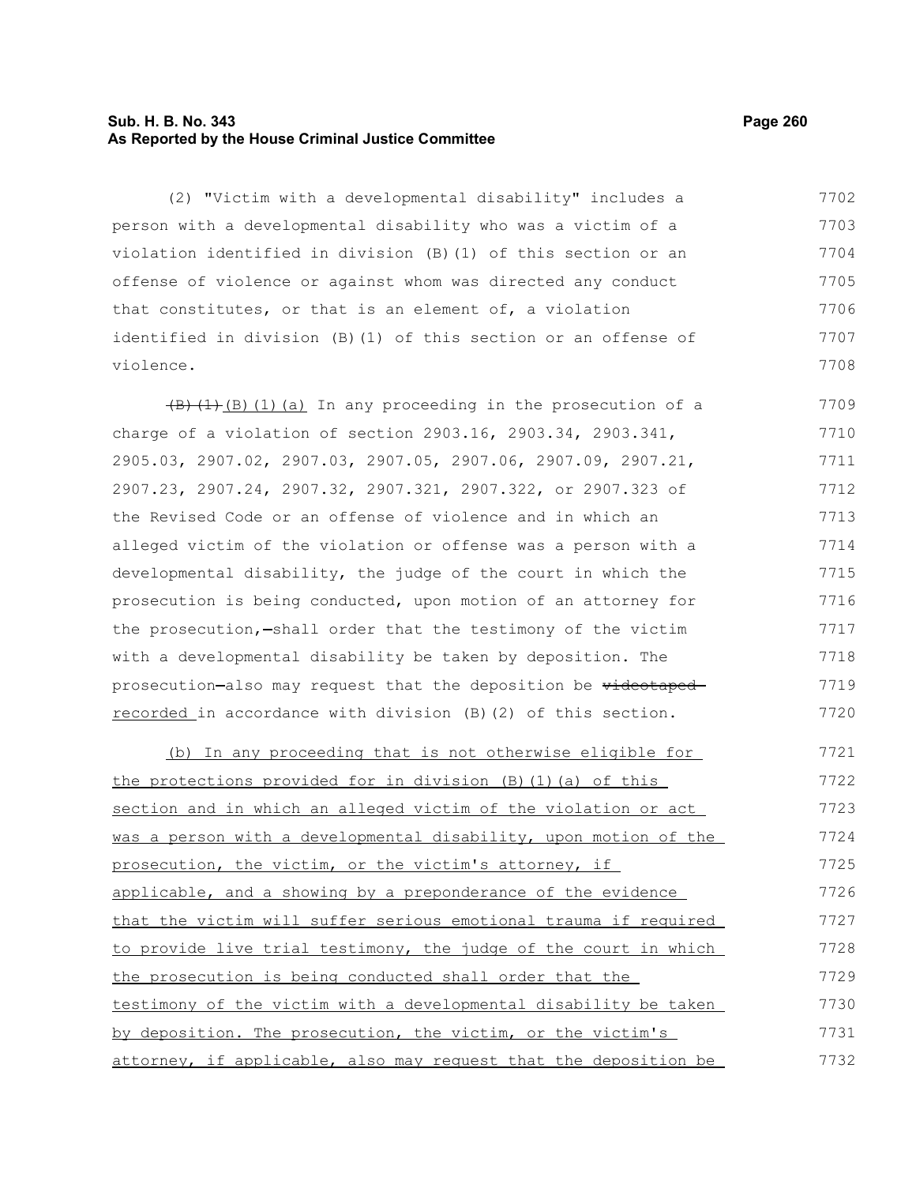(2) "Victim with a developmental disability" includes a person with a developmental disability who was a victim of a violation identified in division (B)(1) of this section or an offense of violence or against whom was directed any conduct that constitutes, or that is an element of, a violation identified in division (B)(1) of this section or an offense of violence.

~~(B)(1)~~ <u>(B)(1)(a)</u> In any proceeding in the prosecution of a charge of a violation of section 2903.16, 2903.34, 2903.341, 2905.03, 2907.02, 2907.03, 2907.05, 2907.06, 2907.09, 2907.21, 2907.23, 2907.24, 2907.32, 2907.321, 2907.322, or 2907.323 of the Revised Code or an offense of violence and in which an alleged victim of the violation or offense was a person with a developmental disability, the judge of the court in which the prosecution is being conducted, upon motion of an attorney for the prosecution, shall order that the testimony of the victim with a developmental disability be taken by deposition. The prosecution also may request that the deposition be ~~videotaped~~ <u>recorded</u> in accordance with division (B)(2) of this section.

<u>(b) In any proceeding that is not otherwise eligible for the protections provided for in division (B)(1)(a) of this section and in which an alleged victim of the violation or act was a person with a developmental disability, upon motion of the prosecution, the victim, or the victim's attorney, if applicable, and a showing by a preponderance of the evidence that the victim will suffer serious emotional trauma if required to provide live trial testimony, the judge of the court in which the prosecution is being conducted shall order that the testimony of the victim with a developmental disability be taken by deposition. The prosecution, the victim, or the victim's attorney, if applicable, also may request that the deposition be</u>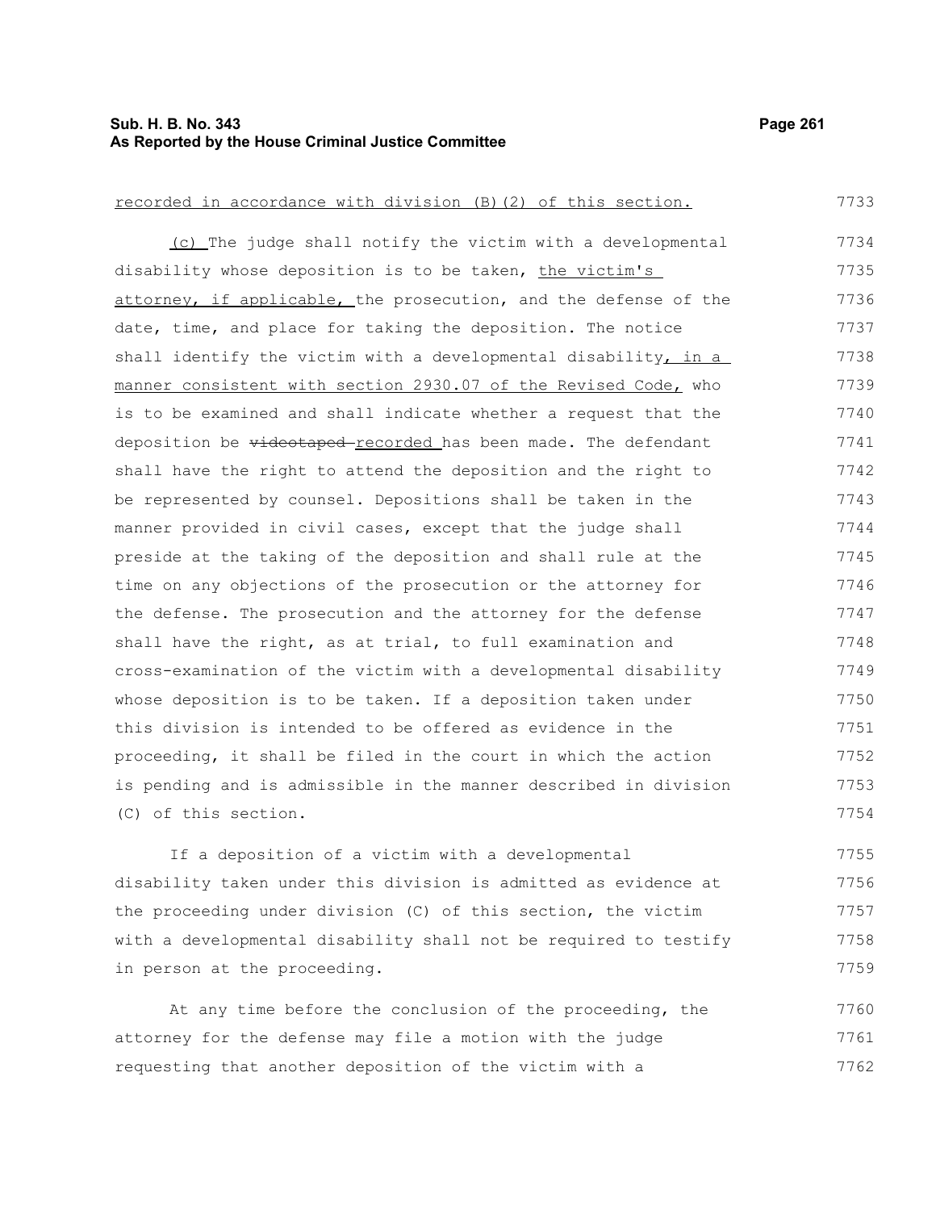recorded in accordance with division (B)(2) of this section.

(c) The judge shall notify the victim with a developmental disability whose deposition is to be taken, the victim's attorney, if applicable, the prosecution, and the defense of the date, time, and place for taking the deposition. The notice shall identify the victim with a developmental disability, in a manner consistent with section 2930.07 of the Revised Code, who is to be examined and shall indicate whether a request that the deposition be ~~videotaped~~ recorded has been made. The defendant shall have the right to attend the deposition and the right to be represented by counsel. Depositions shall be taken in the manner provided in civil cases, except that the judge shall preside at the taking of the deposition and shall rule at the time on any objections of the prosecution or the attorney for the defense. The prosecution and the attorney for the defense shall have the right, as at trial, to full examination and cross-examination of the victim with a developmental disability whose deposition is to be taken. If a deposition taken under this division is intended to be offered as evidence in the proceeding, it shall be filed in the court in which the action is pending and is admissible in the manner described in division (C) of this section.

If a deposition of a victim with a developmental disability taken under this division is admitted as evidence at the proceeding under division (C) of this section, the victim with a developmental disability shall not be required to testify in person at the proceeding.

At any time before the conclusion of the proceeding, the attorney for the defense may file a motion with the judge requesting that another deposition of the victim with a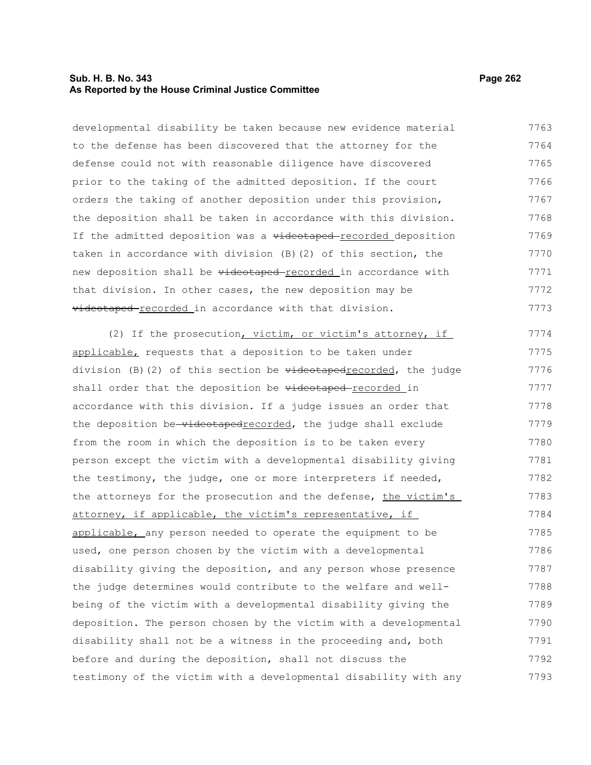developmental disability be taken because new evidence material to the defense has been discovered that the attorney for the defense could not with reasonable diligence have discovered prior to the taking of the admitted deposition. If the court orders the taking of another deposition under this provision, the deposition shall be taken in accordance with this division. If the admitted deposition was a ~~videotaped~~ recorded deposition taken in accordance with division (B)(2) of this section, the new deposition shall be ~~videotaped~~ recorded in accordance with that division. In other cases, the new deposition may be ~~videotaped~~ recorded in accordance with that division.

(2) If the prosecution, victim, or victim's attorney, if applicable, requests that a deposition to be taken under division (B)(2) of this section be ~~videotaped~~recorded, the judge shall order that the deposition be ~~videotaped~~ recorded in accordance with this division. If a judge issues an order that the deposition be ~~videotaped~~recorded, the judge shall exclude from the room in which the deposition is to be taken every person except the victim with a developmental disability giving the testimony, the judge, one or more interpreters if needed, the attorneys for the prosecution and the defense, the victim's attorney, if applicable, the victim's representative, if applicable, any person needed to operate the equipment to be used, one person chosen by the victim with a developmental disability giving the deposition, and any person whose presence the judge determines would contribute to the welfare and well-being of the victim with a developmental disability giving the deposition. The person chosen by the victim with a developmental disability shall not be a witness in the proceeding and, both before and during the deposition, shall not discuss the testimony of the victim with a developmental disability with any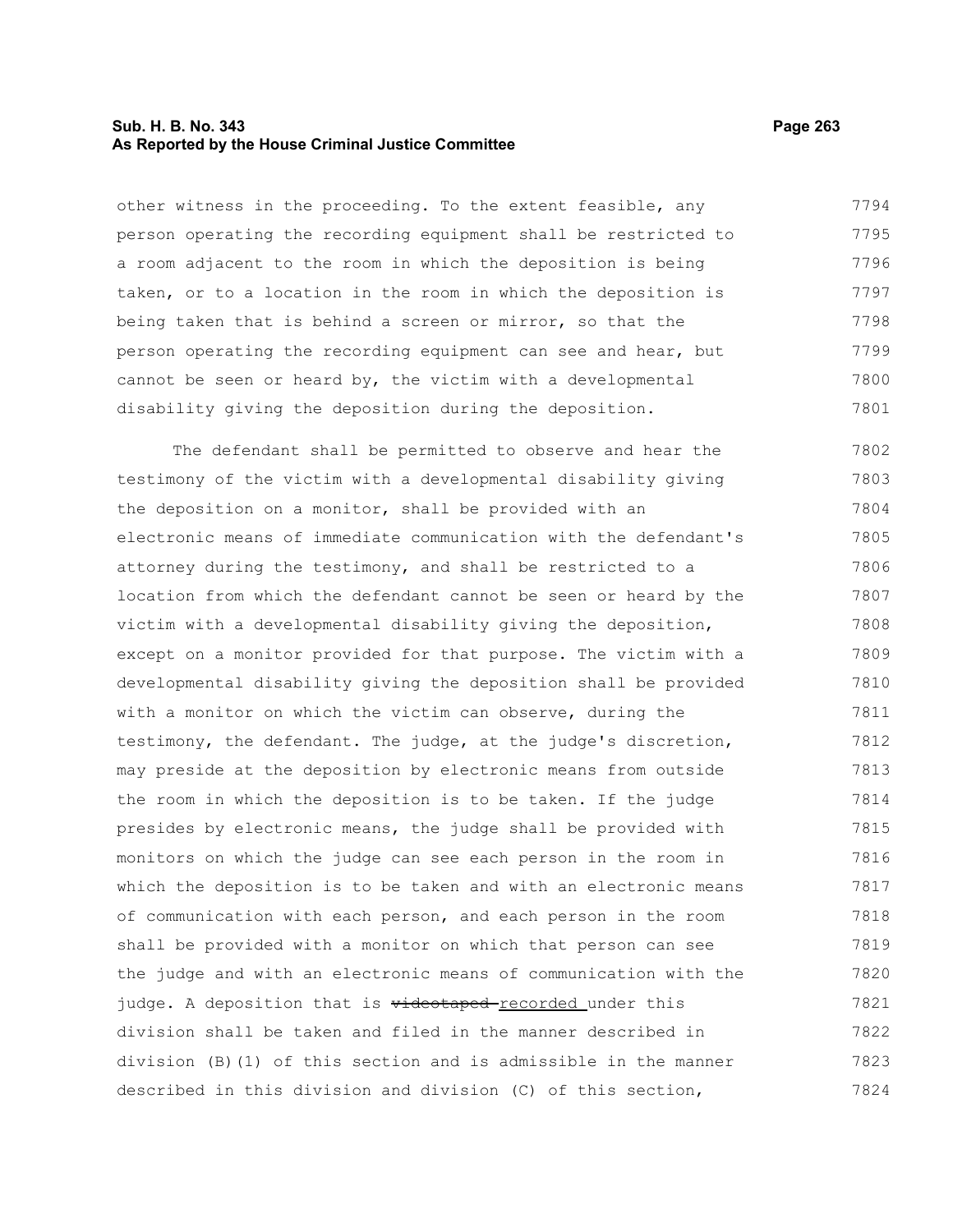other witness in the proceeding. To the extent feasible, any person operating the recording equipment shall be restricted to a room adjacent to the room in which the deposition is being taken, or to a location in the room in which the deposition is being taken that is behind a screen or mirror, so that the person operating the recording equipment can see and hear, but cannot be seen or heard by, the victim with a developmental disability giving the deposition during the deposition.

The defendant shall be permitted to observe and hear the testimony of the victim with a developmental disability giving the deposition on a monitor, shall be provided with an electronic means of immediate communication with the defendant's attorney during the testimony, and shall be restricted to a location from which the defendant cannot be seen or heard by the victim with a developmental disability giving the deposition, except on a monitor provided for that purpose. The victim with a developmental disability giving the deposition shall be provided with a monitor on which the victim can observe, during the testimony, the defendant. The judge, at the judge's discretion, may preside at the deposition by electronic means from outside the room in which the deposition is to be taken. If the judge presides by electronic means, the judge shall be provided with monitors on which the judge can see each person in the room in which the deposition is to be taken and with an electronic means of communication with each person, and each person in the room shall be provided with a monitor on which that person can see the judge and with an electronic means of communication with the judge. A deposition that is ~~videotaped~~ recorded under this division shall be taken and filed in the manner described in division (B)(1) of this section and is admissible in the manner described in this division and division (C) of this section,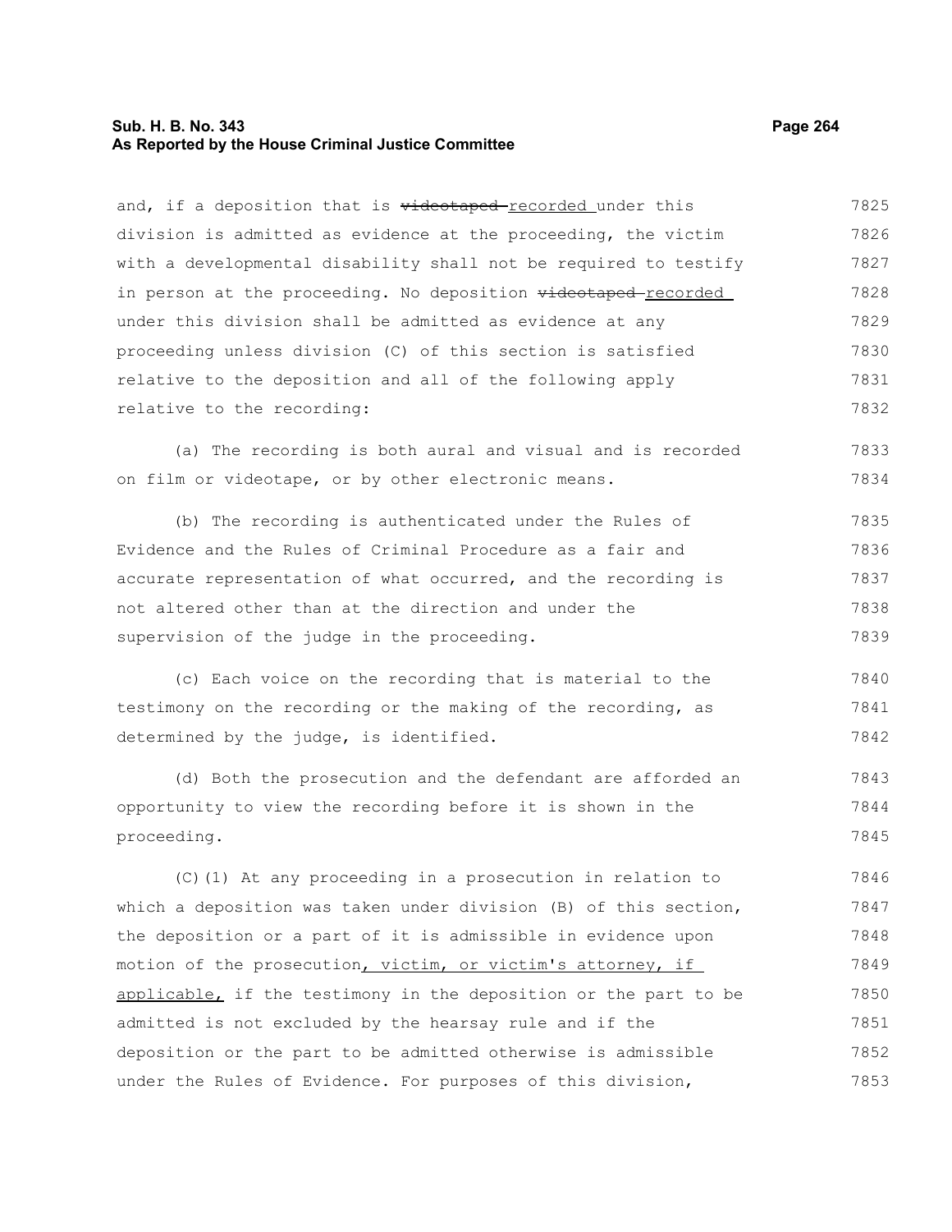and, if a deposition that is ~~videotaped~~ recorded under this division is admitted as evidence at the proceeding, the victim with a developmental disability shall not be required to testify in person at the proceeding. No deposition ~~videotaped~~ recorded under this division shall be admitted as evidence at any proceeding unless division (C) of this section is satisfied relative to the deposition and all of the following apply relative to the recording:

(a) The recording is both aural and visual and is recorded on film or videotape, or by other electronic means.

(b) The recording is authenticated under the Rules of Evidence and the Rules of Criminal Procedure as a fair and accurate representation of what occurred, and the recording is not altered other than at the direction and under the supervision of the judge in the proceeding.

(c) Each voice on the recording that is material to the testimony on the recording or the making of the recording, as determined by the judge, is identified.

(d) Both the prosecution and the defendant are afforded an opportunity to view the recording before it is shown in the proceeding.

(C)(1) At any proceeding in a prosecution in relation to which a deposition was taken under division (B) of this section, the deposition or a part of it is admissible in evidence upon motion of the prosecution, victim, or victim's attorney, if applicable, if the testimony in the deposition or the part to be admitted is not excluded by the hearsay rule and if the deposition or the part to be admitted otherwise is admissible under the Rules of Evidence. For purposes of this division,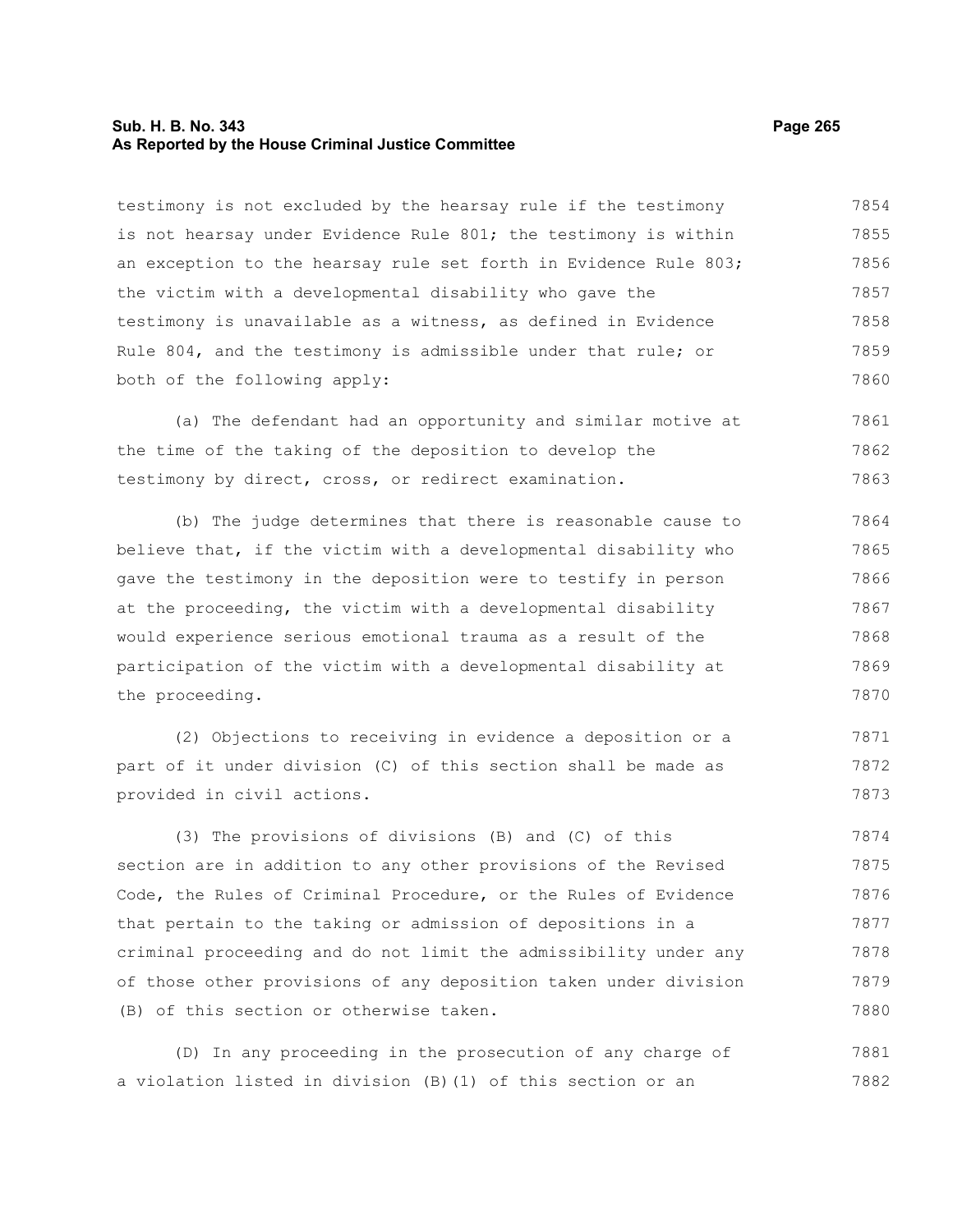testimony is not excluded by the hearsay rule if the testimony is not hearsay under Evidence Rule 801; the testimony is within an exception to the hearsay rule set forth in Evidence Rule 803; the victim with a developmental disability who gave the testimony is unavailable as a witness, as defined in Evidence Rule 804, and the testimony is admissible under that rule; or both of the following apply:

(a) The defendant had an opportunity and similar motive at the time of the taking of the deposition to develop the testimony by direct, cross, or redirect examination.

(b) The judge determines that there is reasonable cause to believe that, if the victim with a developmental disability who gave the testimony in the deposition were to testify in person at the proceeding, the victim with a developmental disability would experience serious emotional trauma as a result of the participation of the victim with a developmental disability at the proceeding.

(2) Objections to receiving in evidence a deposition or a part of it under division (C) of this section shall be made as provided in civil actions.

(3) The provisions of divisions (B) and (C) of this section are in addition to any other provisions of the Revised Code, the Rules of Criminal Procedure, or the Rules of Evidence that pertain to the taking or admission of depositions in a criminal proceeding and do not limit the admissibility under any of those other provisions of any deposition taken under division (B) of this section or otherwise taken.

(D) In any proceeding in the prosecution of any charge of a violation listed in division (B)(1) of this section or an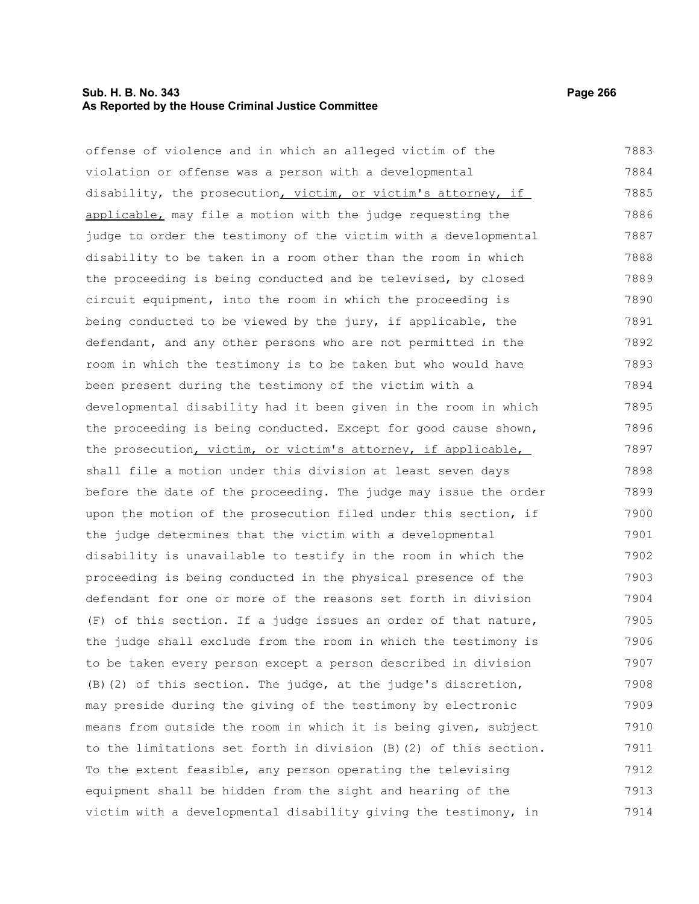offense of violence and in which an alleged victim of the violation or offense was a person with a developmental disability, the prosecution, victim, or victim's attorney, if applicable, may file a motion with the judge requesting the judge to order the testimony of the victim with a developmental disability to be taken in a room other than the room in which the proceeding is being conducted and be televised, by closed circuit equipment, into the room in which the proceeding is being conducted to be viewed by the jury, if applicable, the defendant, and any other persons who are not permitted in the room in which the testimony is to be taken but who would have been present during the testimony of the victim with a developmental disability had it been given in the room in which the proceeding is being conducted. Except for good cause shown, the prosecution, victim, or victim's attorney, if applicable, shall file a motion under this division at least seven days before the date of the proceeding. The judge may issue the order upon the motion of the prosecution filed under this section, if the judge determines that the victim with a developmental disability is unavailable to testify in the room in which the proceeding is being conducted in the physical presence of the defendant for one or more of the reasons set forth in division (F) of this section. If a judge issues an order of that nature, the judge shall exclude from the room in which the testimony is to be taken every person except a person described in division (B)(2) of this section. The judge, at the judge's discretion, may preside during the giving of the testimony by electronic means from outside the room in which it is being given, subject to the limitations set forth in division (B)(2) of this section. To the extent feasible, any person operating the televising equipment shall be hidden from the sight and hearing of the victim with a developmental disability giving the testimony, in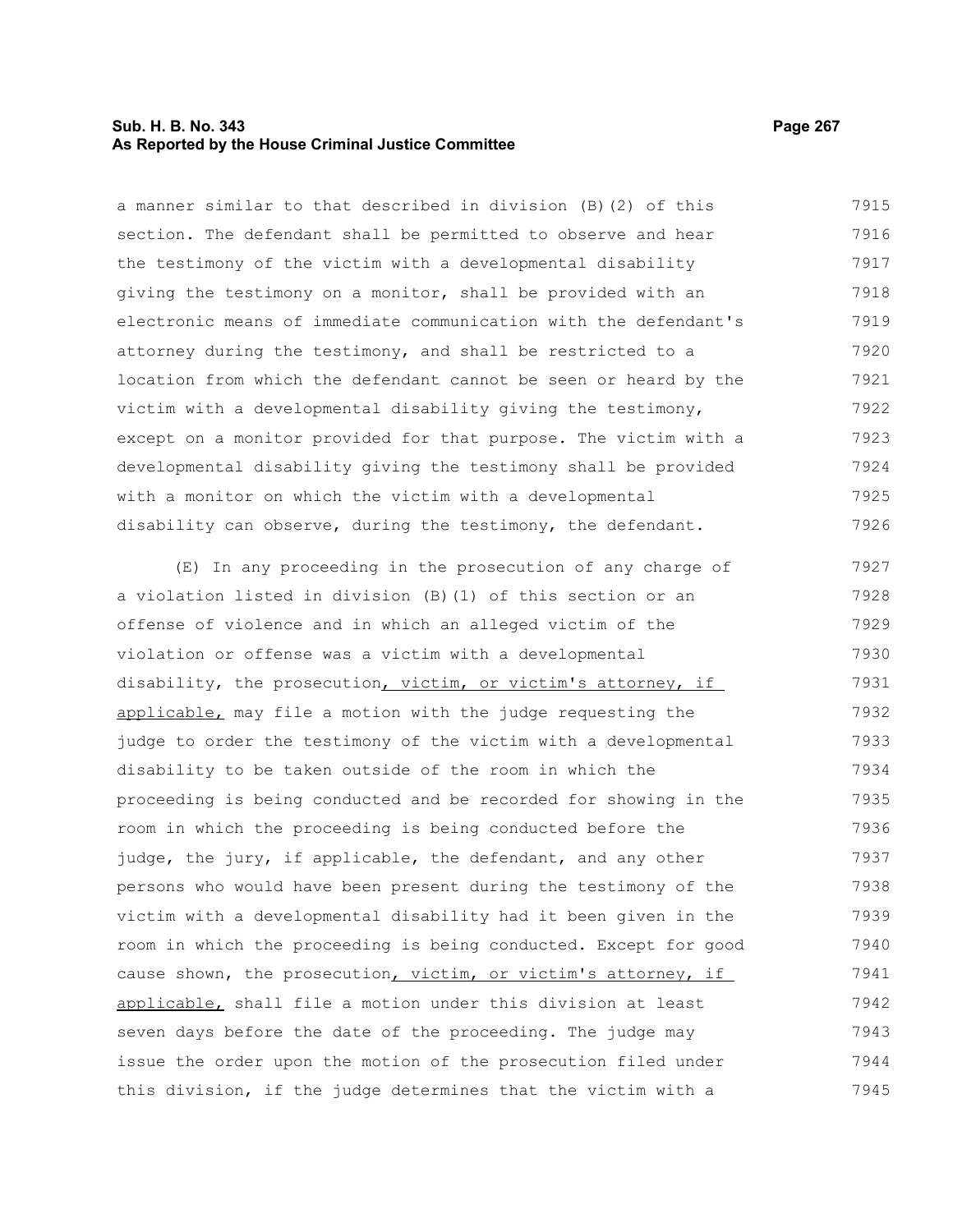a manner similar to that described in division (B)(2) of this section. The defendant shall be permitted to observe and hear the testimony of the victim with a developmental disability giving the testimony on a monitor, shall be provided with an electronic means of immediate communication with the defendant's attorney during the testimony, and shall be restricted to a location from which the defendant cannot be seen or heard by the victim with a developmental disability giving the testimony, except on a monitor provided for that purpose. The victim with a developmental disability giving the testimony shall be provided with a monitor on which the victim with a developmental disability can observe, during the testimony, the defendant.

(E) In any proceeding in the prosecution of any charge of a violation listed in division (B)(1) of this section or an offense of violence and in which an alleged victim of the violation or offense was a victim with a developmental disability, the prosecution, victim, or victim's attorney, if applicable, may file a motion with the judge requesting the judge to order the testimony of the victim with a developmental disability to be taken outside of the room in which the proceeding is being conducted and be recorded for showing in the room in which the proceeding is being conducted before the judge, the jury, if applicable, the defendant, and any other persons who would have been present during the testimony of the victim with a developmental disability had it been given in the room in which the proceeding is being conducted. Except for good cause shown, the prosecution, victim, or victim's attorney, if applicable, shall file a motion under this division at least seven days before the date of the proceeding. The judge may issue the order upon the motion of the prosecution filed under this division, if the judge determines that the victim with a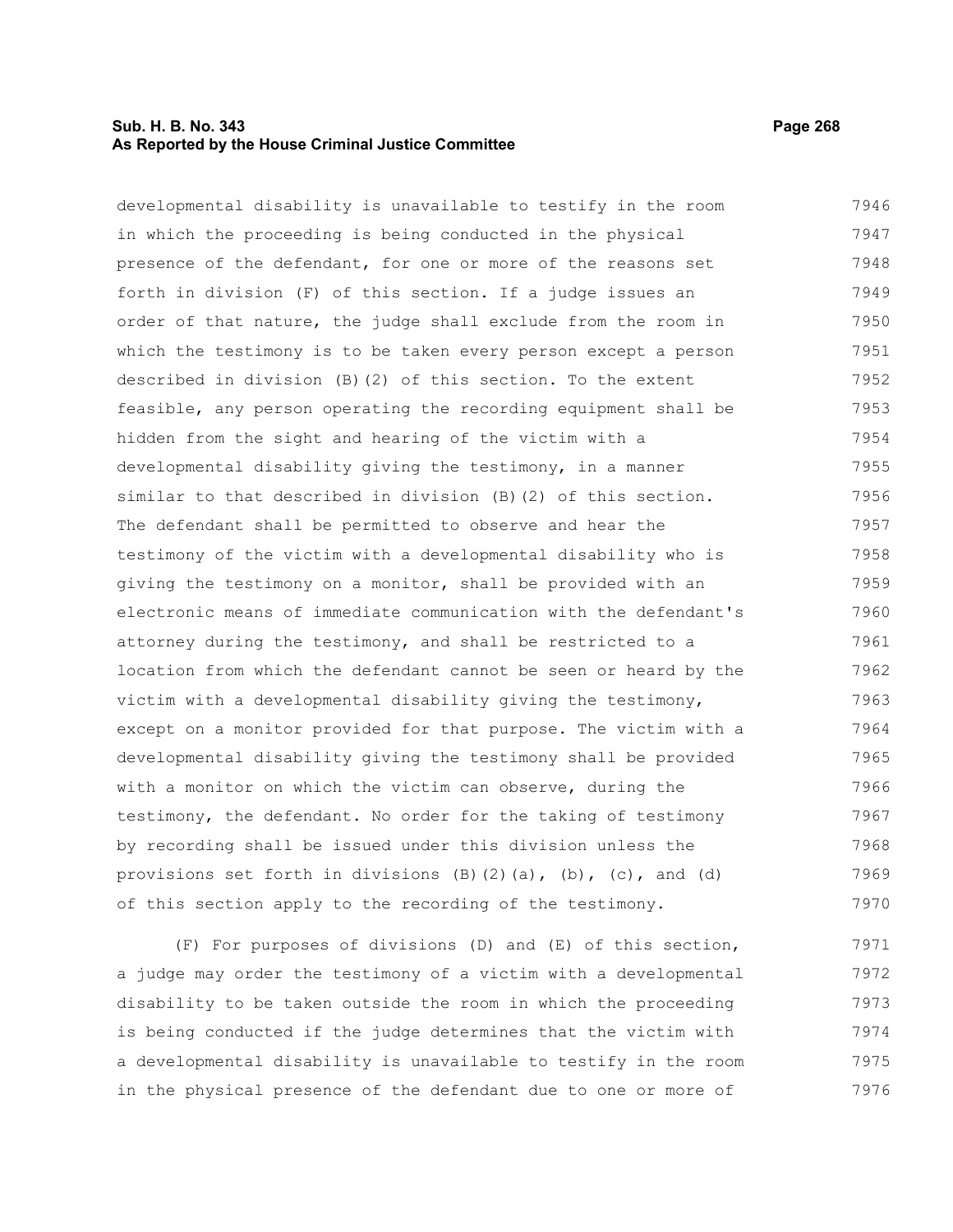developmental disability is unavailable to testify in the room in which the proceeding is being conducted in the physical presence of the defendant, for one or more of the reasons set forth in division (F) of this section. If a judge issues an order of that nature, the judge shall exclude from the room in which the testimony is to be taken every person except a person described in division (B)(2) of this section. To the extent feasible, any person operating the recording equipment shall be hidden from the sight and hearing of the victim with a developmental disability giving the testimony, in a manner similar to that described in division (B)(2) of this section. The defendant shall be permitted to observe and hear the testimony of the victim with a developmental disability who is giving the testimony on a monitor, shall be provided with an electronic means of immediate communication with the defendant's attorney during the testimony, and shall be restricted to a location from which the defendant cannot be seen or heard by the victim with a developmental disability giving the testimony, except on a monitor provided for that purpose. The victim with a developmental disability giving the testimony shall be provided with a monitor on which the victim can observe, during the testimony, the defendant. No order for the taking of testimony by recording shall be issued under this division unless the provisions set forth in divisions (B)(2)(a), (b), (c), and (d) of this section apply to the recording of the testimony.

(F) For purposes of divisions (D) and (E) of this section, a judge may order the testimony of a victim with a developmental disability to be taken outside the room in which the proceeding is being conducted if the judge determines that the victim with a developmental disability is unavailable to testify in the room in the physical presence of the defendant due to one or more of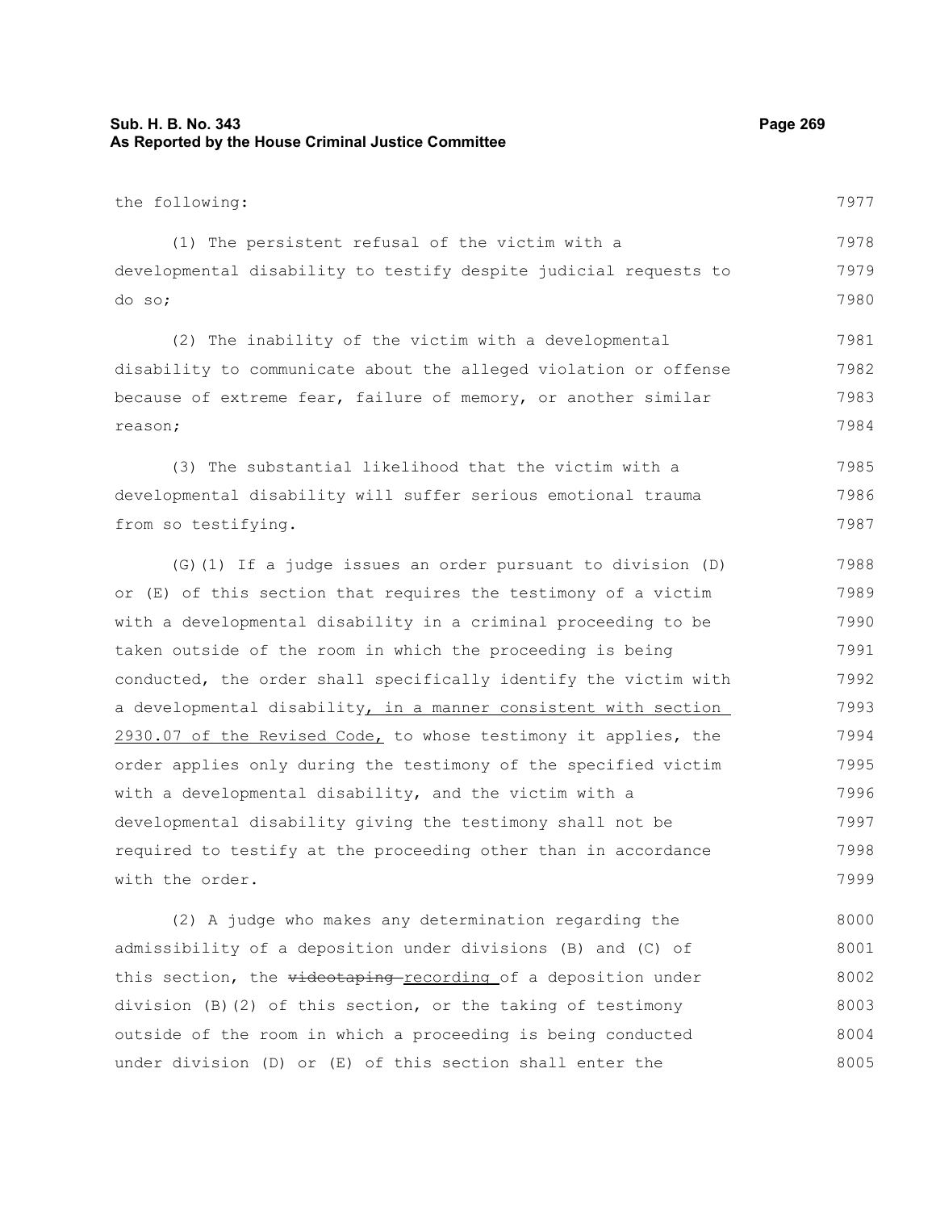the following:

(1) The persistent refusal of the victim with a developmental disability to testify despite judicial requests to do so;

(2) The inability of the victim with a developmental disability to communicate about the alleged violation or offense because of extreme fear, failure of memory, or another similar reason;

(3) The substantial likelihood that the victim with a developmental disability will suffer serious emotional trauma from so testifying.

(G)(1) If a judge issues an order pursuant to division (D) or (E) of this section that requires the testimony of a victim with a developmental disability in a criminal proceeding to be taken outside of the room in which the proceeding is being conducted, the order shall specifically identify the victim with a developmental disability, in a manner consistent with section 2930.07 of the Revised Code, to whose testimony it applies, the order applies only during the testimony of the specified victim with a developmental disability, and the victim with a developmental disability giving the testimony shall not be required to testify at the proceeding other than in accordance with the order.

(2) A judge who makes any determination regarding the admissibility of a deposition under divisions (B) and (C) of this section, the ~~videotaping~~ recording of a deposition under division (B)(2) of this section, or the taking of testimony outside of the room in which a proceeding is being conducted under division (D) or (E) of this section shall enter the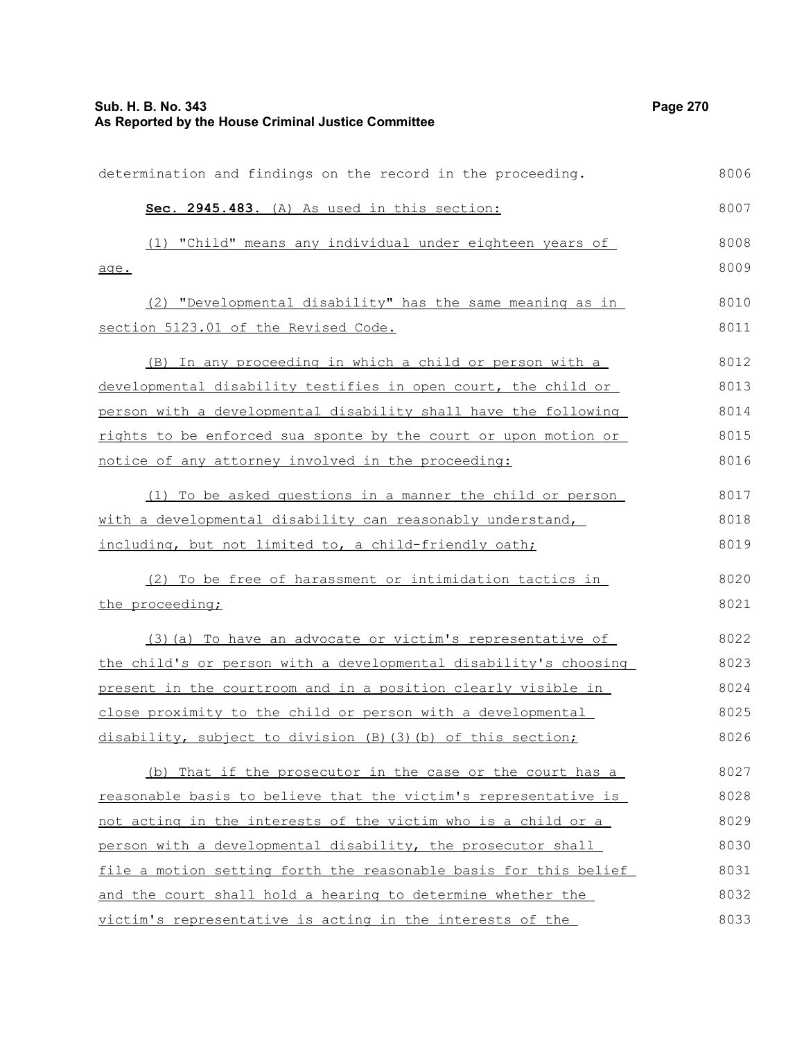determination and findings on the record in the proceeding.

**Sec. 2945.483.** (A) As used in this section:

(1) "Child" means any individual under eighteen years of age.

(2) "Developmental disability" has the same meaning as in section 5123.01 of the Revised Code.

(B) In any proceeding in which a child or person with a developmental disability testifies in open court, the child or person with a developmental disability shall have the following rights to be enforced sua sponte by the court or upon motion or notice of any attorney involved in the proceeding:

(1) To be asked questions in a manner the child or person with a developmental disability can reasonably understand, including, but not limited to, a child-friendly oath;

(2) To be free of harassment or intimidation tactics in the proceeding;

(3)(a) To have an advocate or victim's representative of the child's or person with a developmental disability's choosing present in the courtroom and in a position clearly visible in close proximity to the child or person with a developmental disability, subject to division (B)(3)(b) of this section;

(b) That if the prosecutor in the case or the court has a reasonable basis to believe that the victim's representative is not acting in the interests of the victim who is a child or a person with a developmental disability, the prosecutor shall file a motion setting forth the reasonable basis for this belief and the court shall hold a hearing to determine whether the victim's representative is acting in the interests of the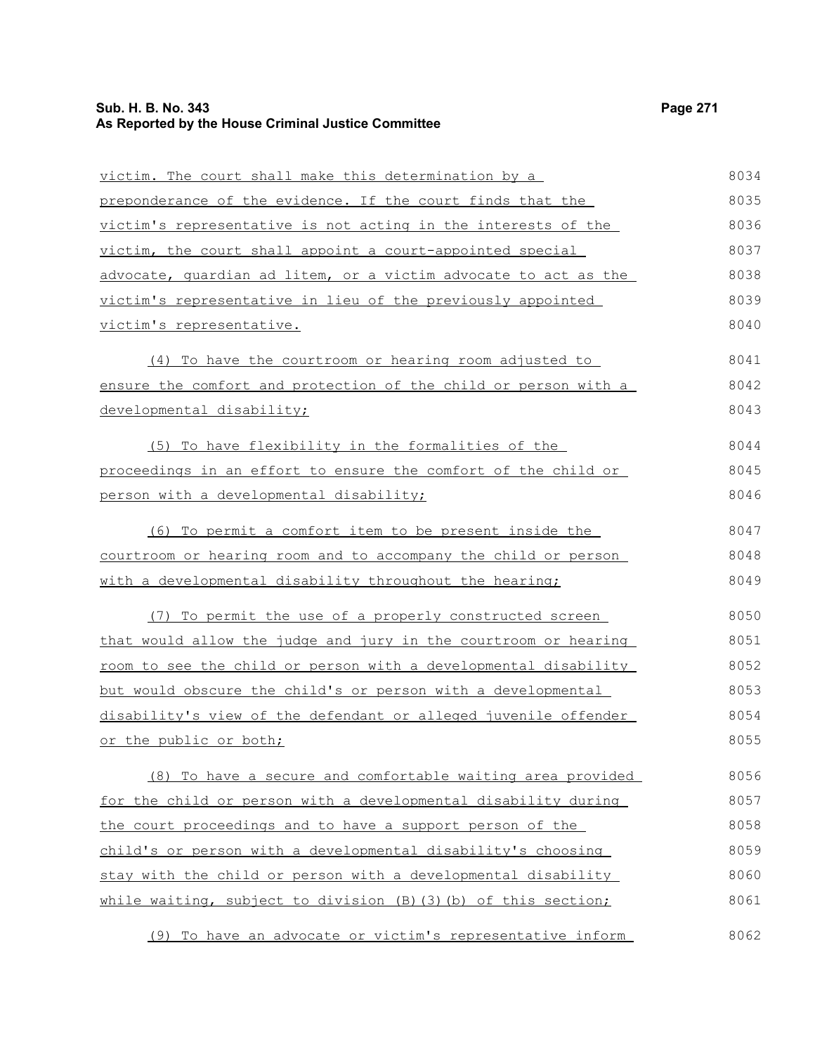victim. The court shall make this determination by a preponderance of the evidence. If the court finds that the victim's representative is not acting in the interests of the victim, the court shall appoint a court-appointed special advocate, guardian ad litem, or a victim advocate to act as the victim's representative in lieu of the previously appointed victim's representative.

(4) To have the courtroom or hearing room adjusted to ensure the comfort and protection of the child or person with a developmental disability;

(5) To have flexibility in the formalities of the proceedings in an effort to ensure the comfort of the child or person with a developmental disability;

(6) To permit a comfort item to be present inside the courtroom or hearing room and to accompany the child or person with a developmental disability throughout the hearing;

(7) To permit the use of a properly constructed screen that would allow the judge and jury in the courtroom or hearing room to see the child or person with a developmental disability but would obscure the child's or person with a developmental disability's view of the defendant or alleged juvenile offender or the public or both;

(8) To have a secure and comfortable waiting area provided for the child or person with a developmental disability during the court proceedings and to have a support person of the child's or person with a developmental disability's choosing stay with the child or person with a developmental disability while waiting, subject to division (B)(3)(b) of this section;

(9) To have an advocate or victim's representative inform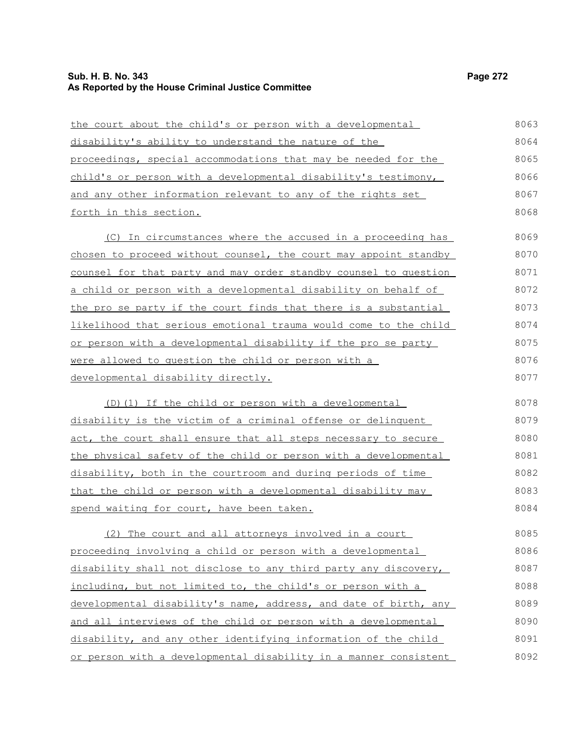the court about the child's or person with a developmental disability's ability to understand the nature of the proceedings, special accommodations that may be needed for the child's or person with a developmental disability's testimony, and any other information relevant to any of the rights set forth in this section.

(C) In circumstances where the accused in a proceeding has chosen to proceed without counsel, the court may appoint standby counsel for that party and may order standby counsel to question a child or person with a developmental disability on behalf of the pro se party if the court finds that there is a substantial likelihood that serious emotional trauma would come to the child or person with a developmental disability if the pro se party were allowed to question the child or person with a developmental disability directly.

(D)(1) If the child or person with a developmental disability is the victim of a criminal offense or delinquent act, the court shall ensure that all steps necessary to secure the physical safety of the child or person with a developmental disability, both in the courtroom and during periods of time that the child or person with a developmental disability may spend waiting for court, have been taken.

(2) The court and all attorneys involved in a court proceeding involving a child or person with a developmental disability shall not disclose to any third party any discovery, including, but not limited to, the child's or person with a developmental disability's name, address, and date of birth, any and all interviews of the child or person with a developmental disability, and any other identifying information of the child or person with a developmental disability in a manner consistent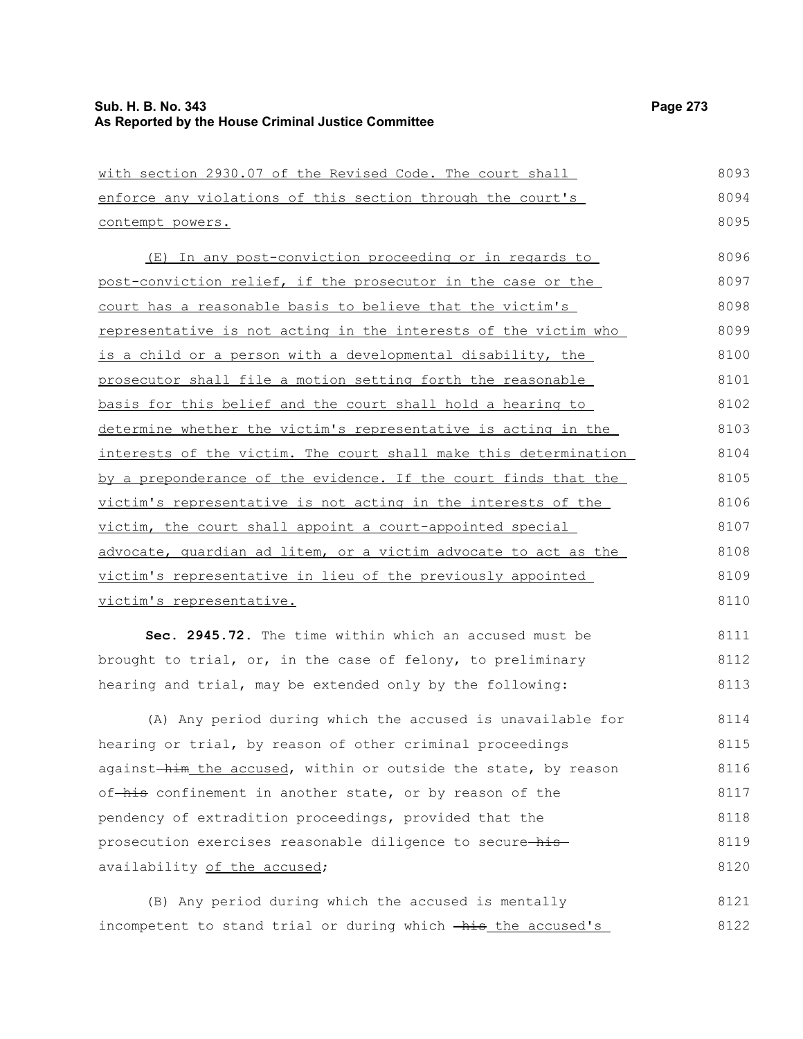with section 2930.07 of the Revised Code. The court shall enforce any violations of this section through the court's contempt powers.

(E) In any post-conviction proceeding or in regards to post-conviction relief, if the prosecutor in the case or the court has a reasonable basis to believe that the victim's representative is not acting in the interests of the victim who is a child or a person with a developmental disability, the prosecutor shall file a motion setting forth the reasonable basis for this belief and the court shall hold a hearing to determine whether the victim's representative is acting in the interests of the victim. The court shall make this determination by a preponderance of the evidence. If the court finds that the victim's representative is not acting in the interests of the victim, the court shall appoint a court-appointed special advocate, guardian ad litem, or a victim advocate to act as the victim's representative in lieu of the previously appointed victim's representative.

**Sec. 2945.72.** The time within which an accused must be brought to trial, or, in the case of felony, to preliminary hearing and trial, may be extended only by the following:

(A) Any period during which the accused is unavailable for hearing or trial, by reason of other criminal proceedings against ~~him~~ the accused, within or outside the state, by reason of ~~his~~ confinement in another state, or by reason of the pendency of extradition proceedings, provided that the prosecution exercises reasonable diligence to secure ~~his~~ availability of the accused;

(B) Any period during which the accused is mentally incompetent to stand trial or during which ~~his~~ the accused's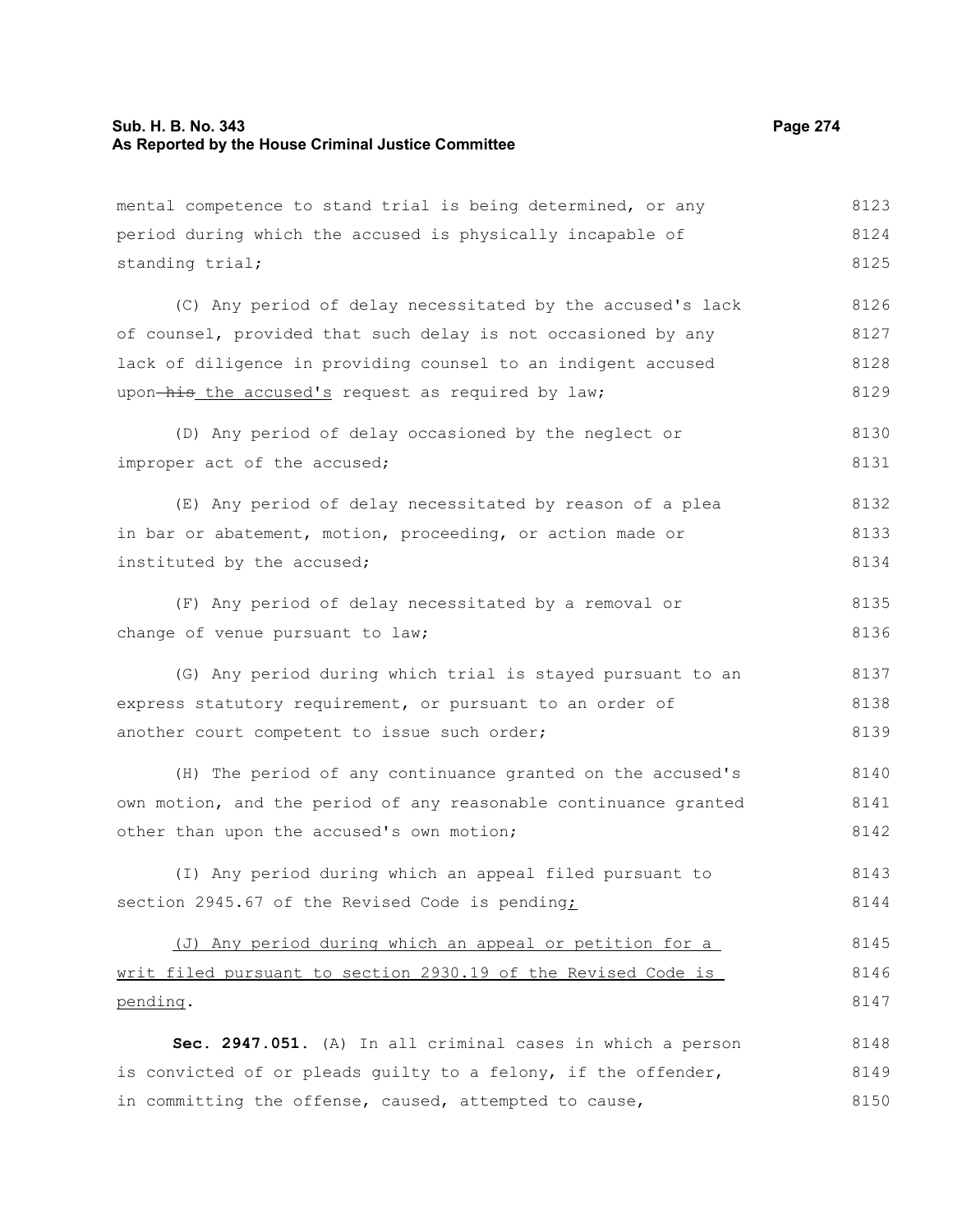mental competence to stand trial is being determined, or any period during which the accused is physically incapable of standing trial;

(C) Any period of delay necessitated by the accused's lack of counsel, provided that such delay is not occasioned by any lack of diligence in providing counsel to an indigent accused upon ~~his~~ the accused's request as required by law;

(D) Any period of delay occasioned by the neglect or improper act of the accused;

(E) Any period of delay necessitated by reason of a plea in bar or abatement, motion, proceeding, or action made or instituted by the accused;

(F) Any period of delay necessitated by a removal or change of venue pursuant to law;

(G) Any period during which trial is stayed pursuant to an express statutory requirement, or pursuant to an order of another court competent to issue such order;

(H) The period of any continuance granted on the accused's own motion, and the period of any reasonable continuance granted other than upon the accused's own motion;

(I) Any period during which an appeal filed pursuant to section 2945.67 of the Revised Code is pending;

(J) Any period during which an appeal or petition for a writ filed pursuant to section 2930.19 of the Revised Code is pending.

**Sec. 2947.051.** (A) In all criminal cases in which a person is convicted of or pleads guilty to a felony, if the offender, in committing the offense, caused, attempted to cause,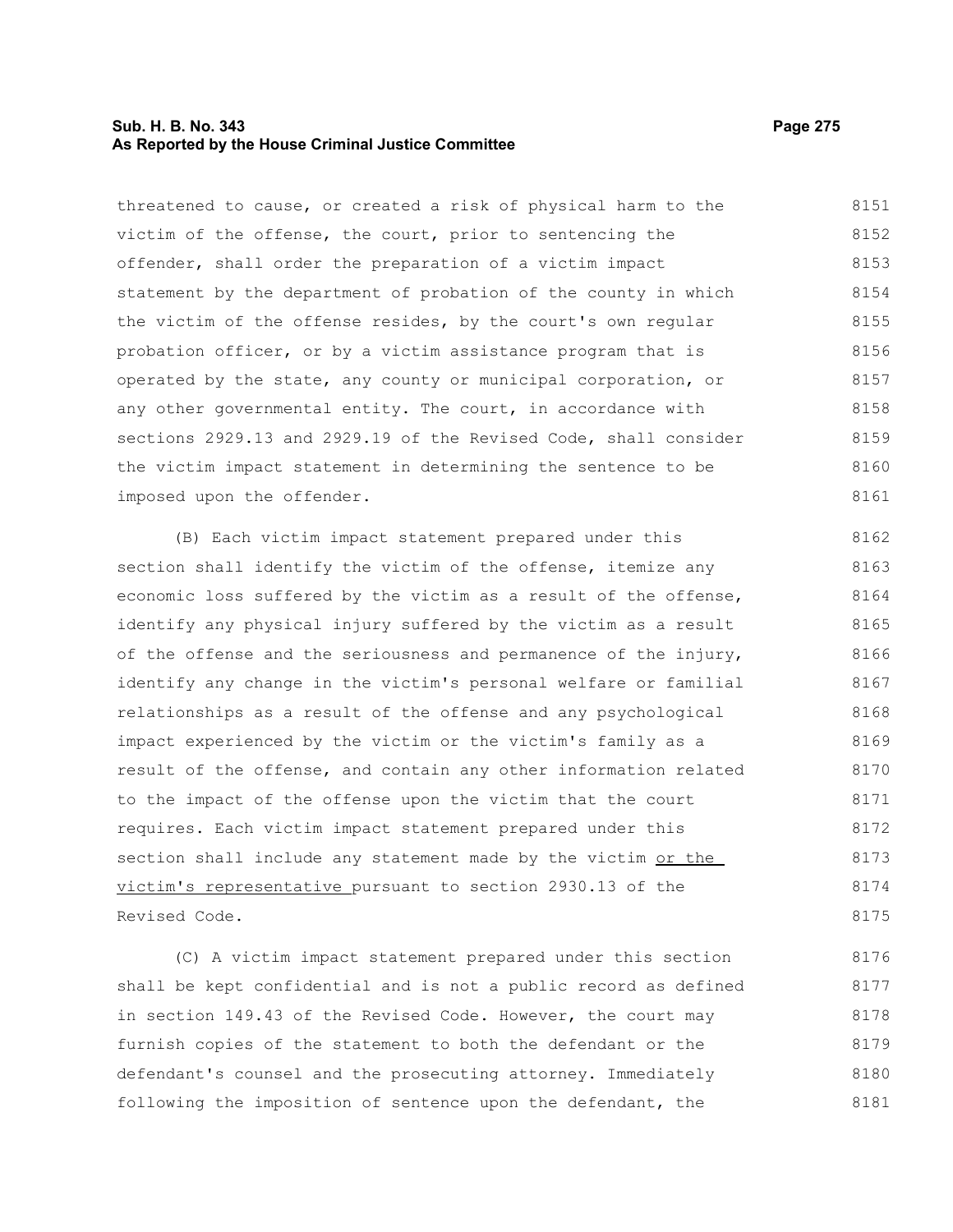threatened to cause, or created a risk of physical harm to the victim of the offense, the court, prior to sentencing the offender, shall order the preparation of a victim impact statement by the department of probation of the county in which the victim of the offense resides, by the court's own regular probation officer, or by a victim assistance program that is operated by the state, any county or municipal corporation, or any other governmental entity. The court, in accordance with sections 2929.13 and 2929.19 of the Revised Code, shall consider the victim impact statement in determining the sentence to be imposed upon the offender.

(B) Each victim impact statement prepared under this section shall identify the victim of the offense, itemize any economic loss suffered by the victim as a result of the offense, identify any physical injury suffered by the victim as a result of the offense and the seriousness and permanence of the injury, identify any change in the victim's personal welfare or familial relationships as a result of the offense and any psychological impact experienced by the victim or the victim's family as a result of the offense, and contain any other information related to the impact of the offense upon the victim that the court requires. Each victim impact statement prepared under this section shall include any statement made by the victim <u>or the victim's representative</u> pursuant to section 2930.13 of the Revised Code.

(C) A victim impact statement prepared under this section shall be kept confidential and is not a public record as defined in section 149.43 of the Revised Code. However, the court may furnish copies of the statement to both the defendant or the defendant's counsel and the prosecuting attorney. Immediately following the imposition of sentence upon the defendant, the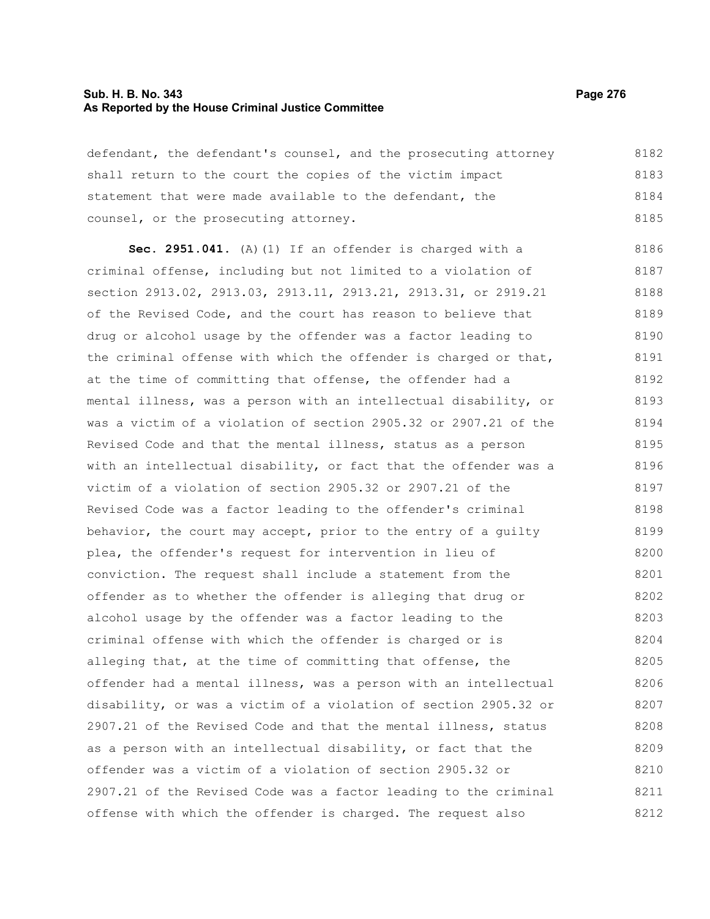defendant, the defendant's counsel, and the prosecuting attorney shall return to the court the copies of the victim impact statement that were made available to the defendant, the counsel, or the prosecuting attorney.

**Sec. 2951.041.** (A)(1) If an offender is charged with a criminal offense, including but not limited to a violation of section 2913.02, 2913.03, 2913.11, 2913.21, 2913.31, or 2919.21 of the Revised Code, and the court has reason to believe that drug or alcohol usage by the offender was a factor leading to the criminal offense with which the offender is charged or that, at the time of committing that offense, the offender had a mental illness, was a person with an intellectual disability, or was a victim of a violation of section 2905.32 or 2907.21 of the Revised Code and that the mental illness, status as a person with an intellectual disability, or fact that the offender was a victim of a violation of section 2905.32 or 2907.21 of the Revised Code was a factor leading to the offender's criminal behavior, the court may accept, prior to the entry of a guilty plea, the offender's request for intervention in lieu of conviction. The request shall include a statement from the offender as to whether the offender is alleging that drug or alcohol usage by the offender was a factor leading to the criminal offense with which the offender is charged or is alleging that, at the time of committing that offense, the offender had a mental illness, was a person with an intellectual disability, or was a victim of a violation of section 2905.32 or 2907.21 of the Revised Code and that the mental illness, status as a person with an intellectual disability, or fact that the offender was a victim of a violation of section 2905.32 or 2907.21 of the Revised Code was a factor leading to the criminal offense with which the offender is charged. The request also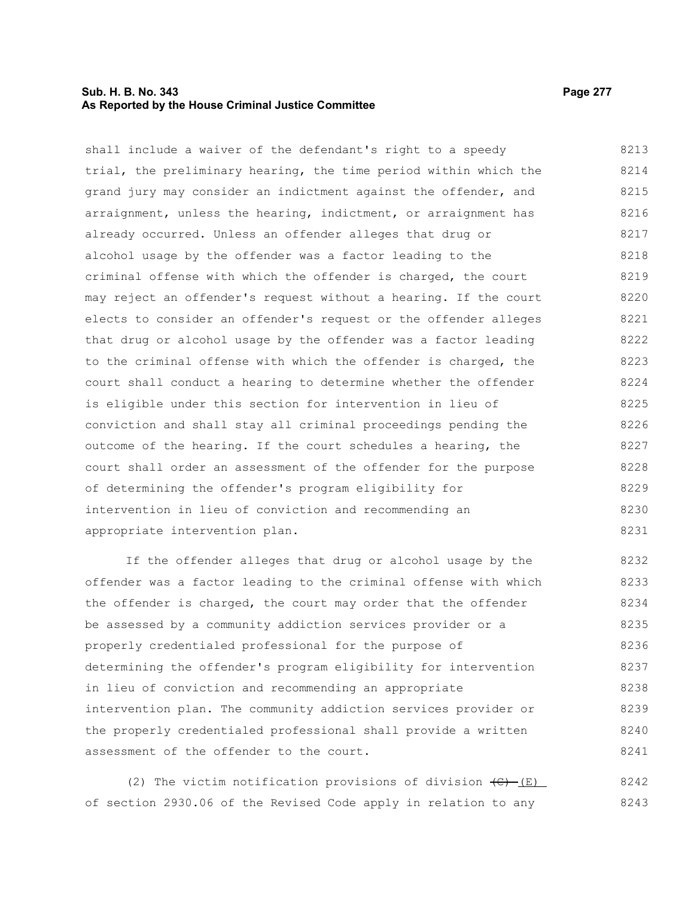shall include a waiver of the defendant's right to a speedy trial, the preliminary hearing, the time period within which the grand jury may consider an indictment against the offender, and arraignment, unless the hearing, indictment, or arraignment has already occurred. Unless an offender alleges that drug or alcohol usage by the offender was a factor leading to the criminal offense with which the offender is charged, the court may reject an offender's request without a hearing. If the court elects to consider an offender's request or the offender alleges that drug or alcohol usage by the offender was a factor leading to the criminal offense with which the offender is charged, the court shall conduct a hearing to determine whether the offender is eligible under this section for intervention in lieu of conviction and shall stay all criminal proceedings pending the outcome of the hearing. If the court schedules a hearing, the court shall order an assessment of the offender for the purpose of determining the offender's program eligibility for intervention in lieu of conviction and recommending an appropriate intervention plan.

If the offender alleges that drug or alcohol usage by the offender was a factor leading to the criminal offense with which the offender is charged, the court may order that the offender be assessed by a community addiction services provider or a properly credentialed professional for the purpose of determining the offender's program eligibility for intervention in lieu of conviction and recommending an appropriate intervention plan. The community addiction services provider or the properly credentialed professional shall provide a written assessment of the offender to the court.

(2) The victim notification provisions of division ~~(C)~~ (E) of section 2930.06 of the Revised Code apply in relation to any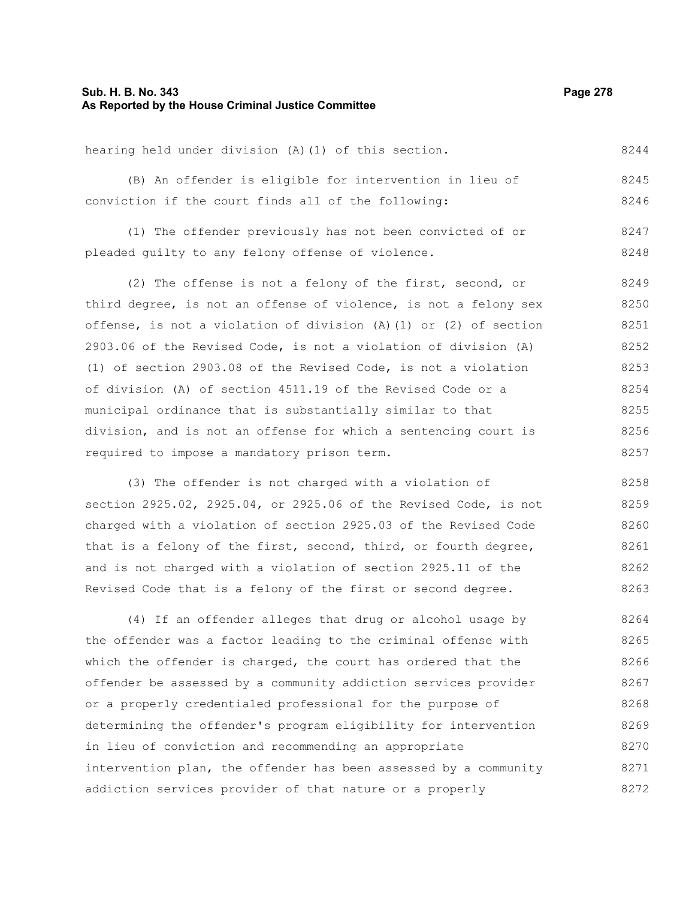hearing held under division (A)(1) of this section.

(B) An offender is eligible for intervention in lieu of conviction if the court finds all of the following:

(1) The offender previously has not been convicted of or pleaded guilty to any felony offense of violence.

(2) The offense is not a felony of the first, second, or third degree, is not an offense of violence, is not a felony sex offense, is not a violation of division (A)(1) or (2) of section 2903.06 of the Revised Code, is not a violation of division (A)(1) of section 2903.08 of the Revised Code, is not a violation of division (A) of section 4511.19 of the Revised Code or a municipal ordinance that is substantially similar to that division, and is not an offense for which a sentencing court is required to impose a mandatory prison term.

(3) The offender is not charged with a violation of section 2925.02, 2925.04, or 2925.06 of the Revised Code, is not charged with a violation of section 2925.03 of the Revised Code that is a felony of the first, second, third, or fourth degree, and is not charged with a violation of section 2925.11 of the Revised Code that is a felony of the first or second degree.

(4) If an offender alleges that drug or alcohol usage by the offender was a factor leading to the criminal offense with which the offender is charged, the court has ordered that the offender be assessed by a community addiction services provider or a properly credentialed professional for the purpose of determining the offender's program eligibility for intervention in lieu of conviction and recommending an appropriate intervention plan, the offender has been assessed by a community addiction services provider of that nature or a properly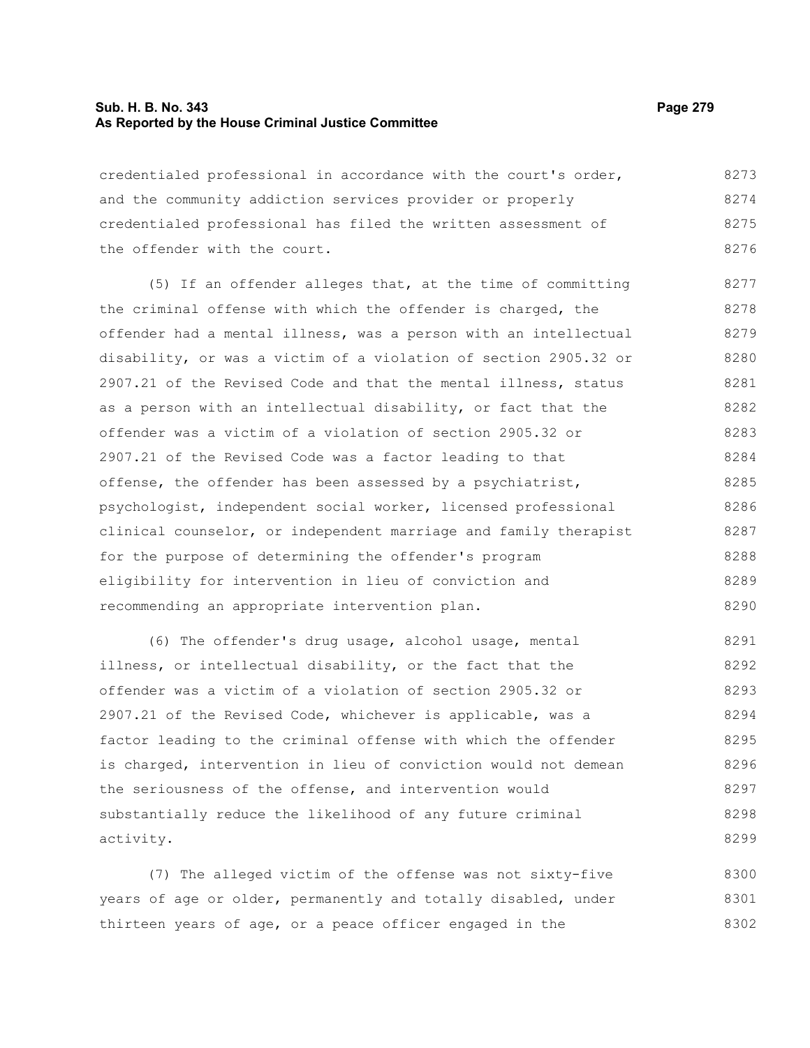credentialed professional in accordance with the court's order, and the community addiction services provider or properly credentialed professional has filed the written assessment of the offender with the court.

(5) If an offender alleges that, at the time of committing the criminal offense with which the offender is charged, the offender had a mental illness, was a person with an intellectual disability, or was a victim of a violation of section 2905.32 or 2907.21 of the Revised Code and that the mental illness, status as a person with an intellectual disability, or fact that the offender was a victim of a violation of section 2905.32 or 2907.21 of the Revised Code was a factor leading to that offense, the offender has been assessed by a psychiatrist, psychologist, independent social worker, licensed professional clinical counselor, or independent marriage and family therapist for the purpose of determining the offender's program eligibility for intervention in lieu of conviction and recommending an appropriate intervention plan.

(6) The offender's drug usage, alcohol usage, mental illness, or intellectual disability, or the fact that the offender was a victim of a violation of section 2905.32 or 2907.21 of the Revised Code, whichever is applicable, was a factor leading to the criminal offense with which the offender is charged, intervention in lieu of conviction would not demean the seriousness of the offense, and intervention would substantially reduce the likelihood of any future criminal activity.

(7) The alleged victim of the offense was not sixty-five years of age or older, permanently and totally disabled, under thirteen years of age, or a peace officer engaged in the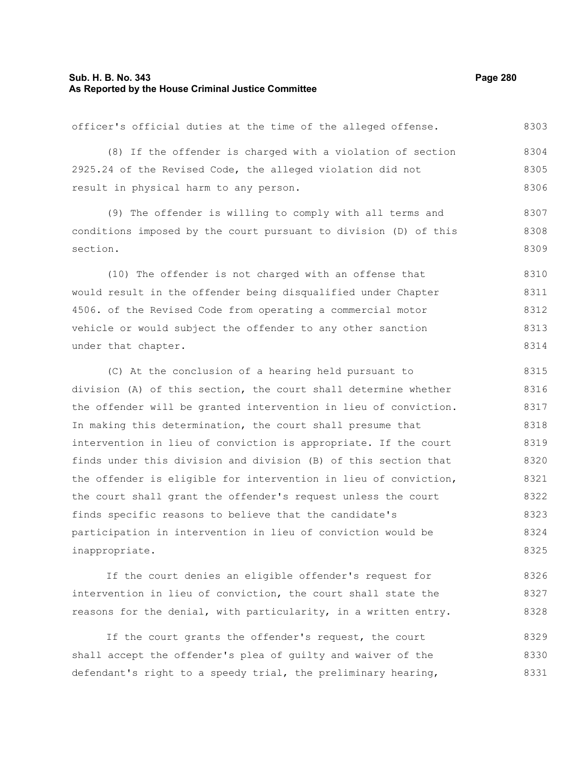officer's official duties at the time of the alleged offense.

(8) If the offender is charged with a violation of section 2925.24 of the Revised Code, the alleged violation did not result in physical harm to any person.

(9) The offender is willing to comply with all terms and conditions imposed by the court pursuant to division (D) of this section.

(10) The offender is not charged with an offense that would result in the offender being disqualified under Chapter 4506. of the Revised Code from operating a commercial motor vehicle or would subject the offender to any other sanction under that chapter.

(C) At the conclusion of a hearing held pursuant to division (A) of this section, the court shall determine whether the offender will be granted intervention in lieu of conviction. In making this determination, the court shall presume that intervention in lieu of conviction is appropriate. If the court finds under this division and division (B) of this section that the offender is eligible for intervention in lieu of conviction, the court shall grant the offender's request unless the court finds specific reasons to believe that the candidate's participation in intervention in lieu of conviction would be inappropriate.

If the court denies an eligible offender's request for intervention in lieu of conviction, the court shall state the reasons for the denial, with particularity, in a written entry.

If the court grants the offender's request, the court shall accept the offender's plea of guilty and waiver of the defendant's right to a speedy trial, the preliminary hearing,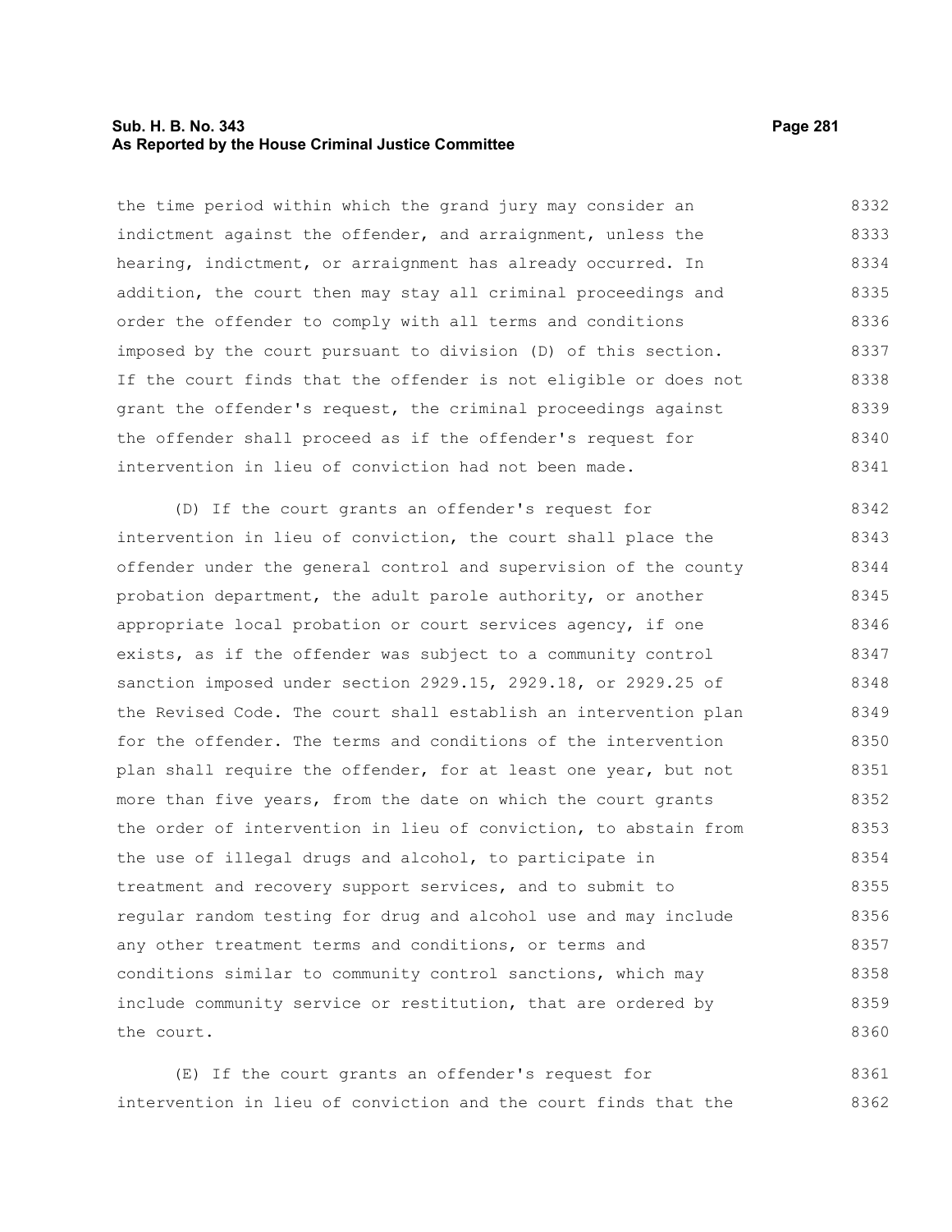the time period within which the grand jury may consider an indictment against the offender, and arraignment, unless the hearing, indictment, or arraignment has already occurred. In addition, the court then may stay all criminal proceedings and order the offender to comply with all terms and conditions imposed by the court pursuant to division (D) of this section. If the court finds that the offender is not eligible or does not grant the offender's request, the criminal proceedings against the offender shall proceed as if the offender's request for intervention in lieu of conviction had not been made.

(D) If the court grants an offender's request for intervention in lieu of conviction, the court shall place the offender under the general control and supervision of the county probation department, the adult parole authority, or another appropriate local probation or court services agency, if one exists, as if the offender was subject to a community control sanction imposed under section 2929.15, 2929.18, or 2929.25 of the Revised Code. The court shall establish an intervention plan for the offender. The terms and conditions of the intervention plan shall require the offender, for at least one year, but not more than five years, from the date on which the court grants the order of intervention in lieu of conviction, to abstain from the use of illegal drugs and alcohol, to participate in treatment and recovery support services, and to submit to regular random testing for drug and alcohol use and may include any other treatment terms and conditions, or terms and conditions similar to community control sanctions, which may include community service or restitution, that are ordered by the court.

(E) If the court grants an offender's request for intervention in lieu of conviction and the court finds that the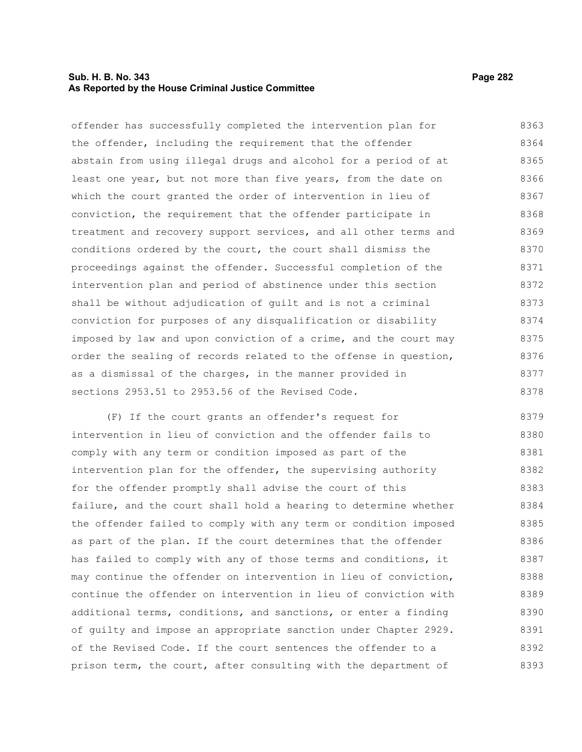offender has successfully completed the intervention plan for the offender, including the requirement that the offender abstain from using illegal drugs and alcohol for a period of at least one year, but not more than five years, from the date on which the court granted the order of intervention in lieu of conviction, the requirement that the offender participate in treatment and recovery support services, and all other terms and conditions ordered by the court, the court shall dismiss the proceedings against the offender. Successful completion of the intervention plan and period of abstinence under this section shall be without adjudication of guilt and is not a criminal conviction for purposes of any disqualification or disability imposed by law and upon conviction of a crime, and the court may order the sealing of records related to the offense in question, as a dismissal of the charges, in the manner provided in sections 2953.51 to 2953.56 of the Revised Code.

(F) If the court grants an offender's request for intervention in lieu of conviction and the offender fails to comply with any term or condition imposed as part of the intervention plan for the offender, the supervising authority for the offender promptly shall advise the court of this failure, and the court shall hold a hearing to determine whether the offender failed to comply with any term or condition imposed as part of the plan. If the court determines that the offender has failed to comply with any of those terms and conditions, it may continue the offender on intervention in lieu of conviction, continue the offender on intervention in lieu of conviction with additional terms, conditions, and sanctions, or enter a finding of guilty and impose an appropriate sanction under Chapter 2929. of the Revised Code. If the court sentences the offender to a prison term, the court, after consulting with the department of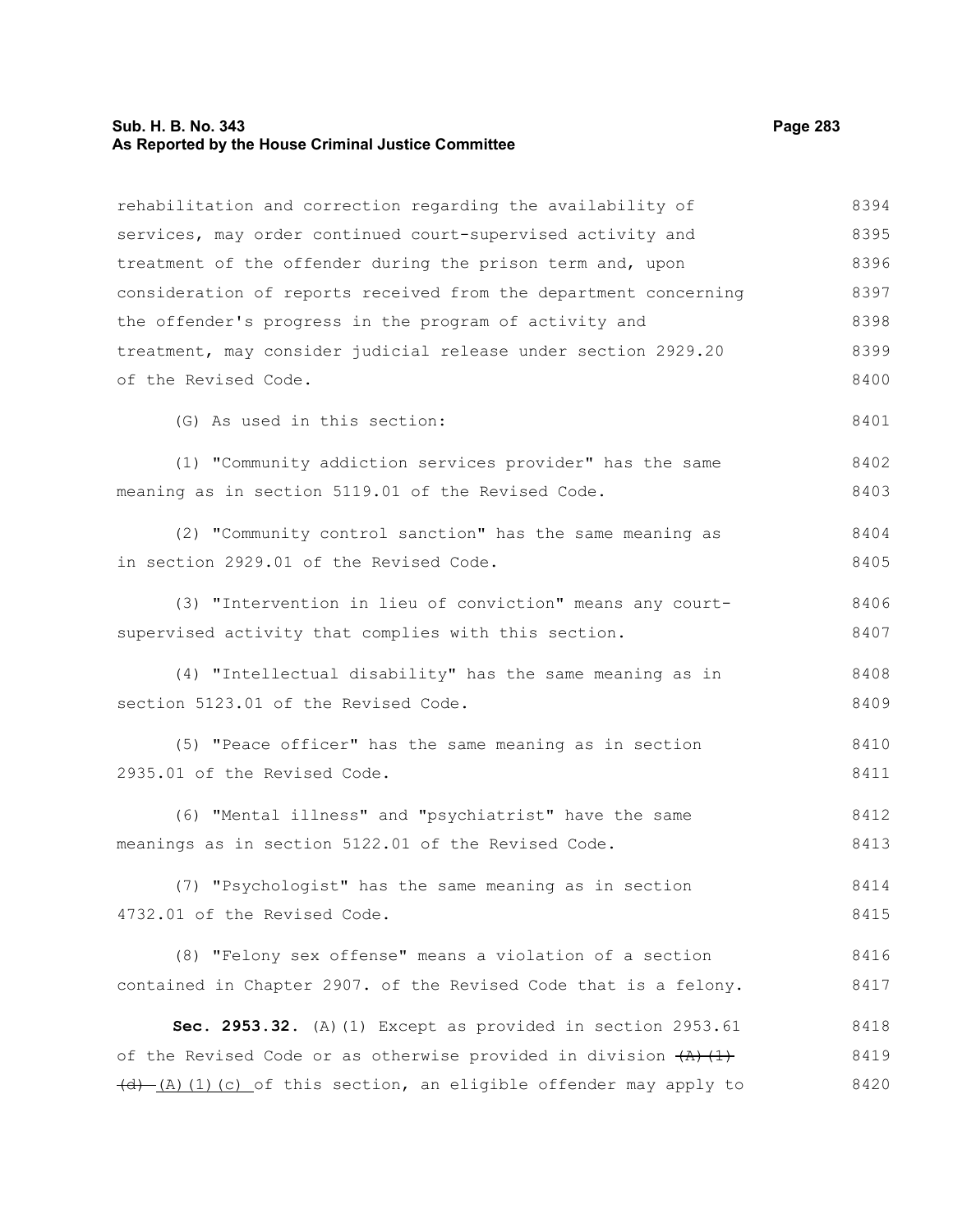rehabilitation and correction regarding the availability of services, may order continued court-supervised activity and treatment of the offender during the prison term and, upon consideration of reports received from the department concerning the offender's progress in the program of activity and treatment, may consider judicial release under section 2929.20 of the Revised Code.

(G) As used in this section:

(1) "Community addiction services provider" has the same meaning as in section 5119.01 of the Revised Code.

(2) "Community control sanction" has the same meaning as in section 2929.01 of the Revised Code.

(3) "Intervention in lieu of conviction" means any court-supervised activity that complies with this section.

(4) "Intellectual disability" has the same meaning as in section 5123.01 of the Revised Code.

(5) "Peace officer" has the same meaning as in section 2935.01 of the Revised Code.

(6) "Mental illness" and "psychiatrist" have the same meanings as in section 5122.01 of the Revised Code.

(7) "Psychologist" has the same meaning as in section 4732.01 of the Revised Code.

(8) "Felony sex offense" means a violation of a section contained in Chapter 2907. of the Revised Code that is a felony.

**Sec. 2953.32.** (A)(1) Except as provided in section 2953.61 of the Revised Code or as otherwise provided in division ~~(A)(1)(d)~~ (A)(1)(c) of this section, an eligible offender may apply to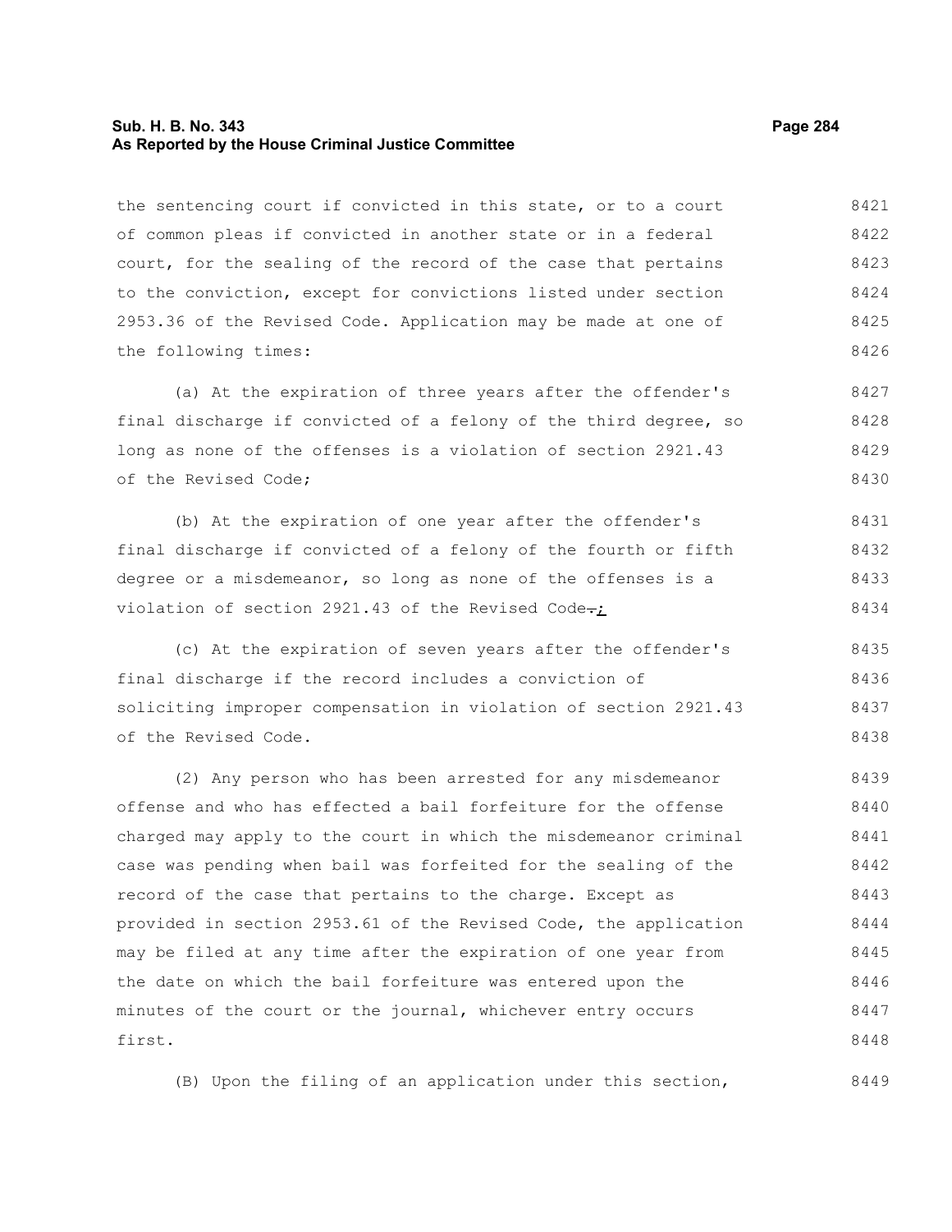the sentencing court if convicted in this state, or to a court of common pleas if convicted in another state or in a federal court, for the sealing of the record of the case that pertains to the conviction, except for convictions listed under section 2953.36 of the Revised Code. Application may be made at one of the following times:

(a) At the expiration of three years after the offender's final discharge if convicted of a felony of the third degree, so long as none of the offenses is a violation of section 2921.43 of the Revised Code;

(b) At the expiration of one year after the offender's final discharge if convicted of a felony of the fourth or fifth degree or a misdemeanor, so long as none of the offenses is a violation of section 2921.43 of the Revised Code~~.~~;

(c) At the expiration of seven years after the offender's final discharge if the record includes a conviction of soliciting improper compensation in violation of section 2921.43 of the Revised Code.

(2) Any person who has been arrested for any misdemeanor offense and who has effected a bail forfeiture for the offense charged may apply to the court in which the misdemeanor criminal case was pending when bail was forfeited for the sealing of the record of the case that pertains to the charge. Except as provided in section 2953.61 of the Revised Code, the application may be filed at any time after the expiration of one year from the date on which the bail forfeiture was entered upon the minutes of the court or the journal, whichever entry occurs first.

(B) Upon the filing of an application under this section,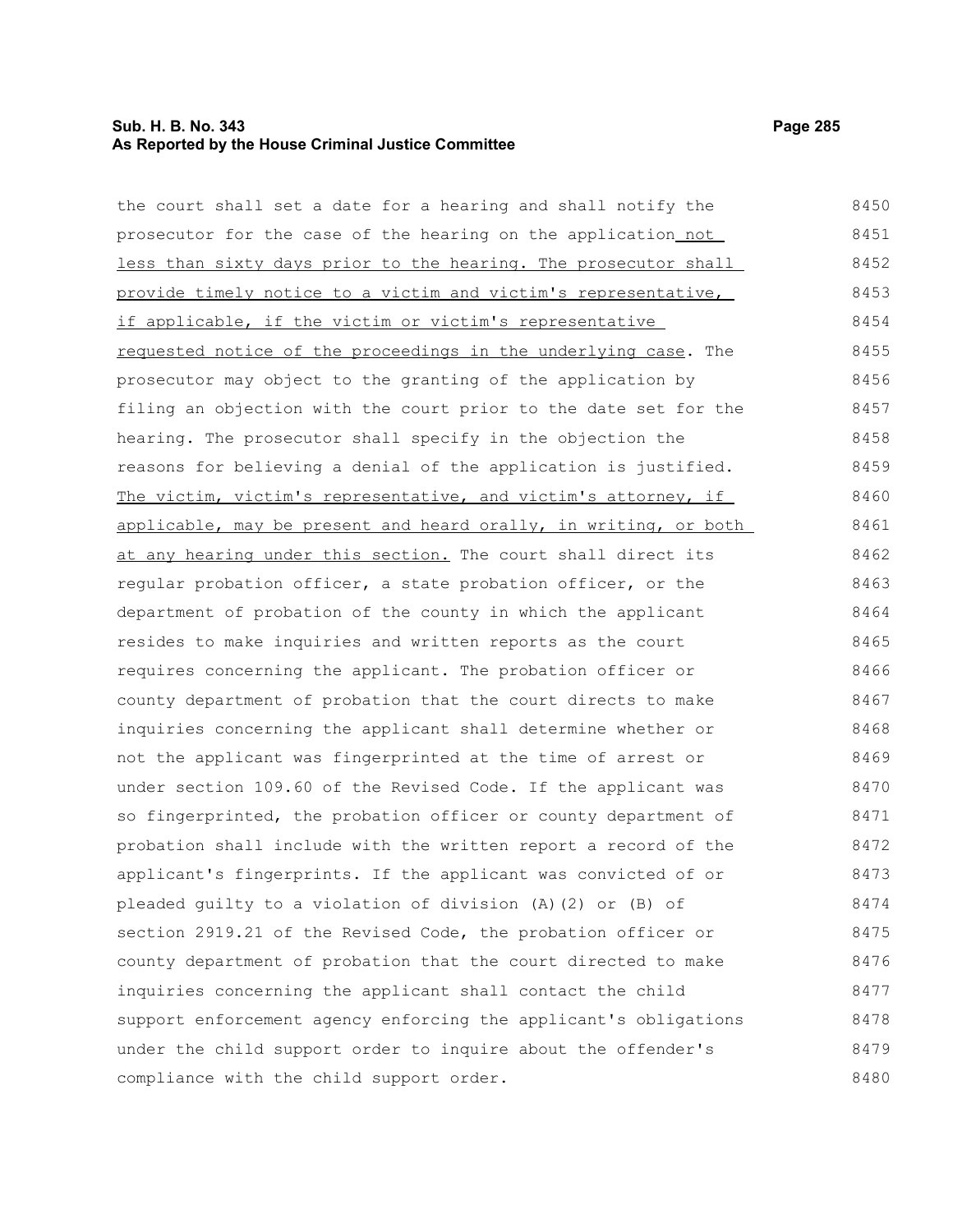the court shall set a date for a hearing and shall notify the prosecutor for the case of the hearing on the application <u>not less than sixty days prior to the hearing. The prosecutor shall provide timely notice to a victim and victim's representative, if applicable, if the victim or victim's representative requested notice of the proceedings in the underlying case</u>. The prosecutor may object to the granting of the application by filing an objection with the court prior to the date set for the hearing. The prosecutor shall specify in the objection the reasons for believing a denial of the application is justified. <u>The victim, victim's representative, and victim's attorney, if applicable, may be present and heard orally, in writing, or both at any hearing under this section.</u> The court shall direct its regular probation officer, a state probation officer, or the department of probation of the county in which the applicant resides to make inquiries and written reports as the court requires concerning the applicant. The probation officer or county department of probation that the court directs to make inquiries concerning the applicant shall determine whether or not the applicant was fingerprinted at the time of arrest or under section 109.60 of the Revised Code. If the applicant was so fingerprinted, the probation officer or county department of probation shall include with the written report a record of the applicant's fingerprints. If the applicant was convicted of or pleaded guilty to a violation of division (A)(2) or (B) of section 2919.21 of the Revised Code, the probation officer or county department of probation that the court directed to make inquiries concerning the applicant shall contact the child support enforcement agency enforcing the applicant's obligations under the child support order to inquire about the offender's compliance with the child support order.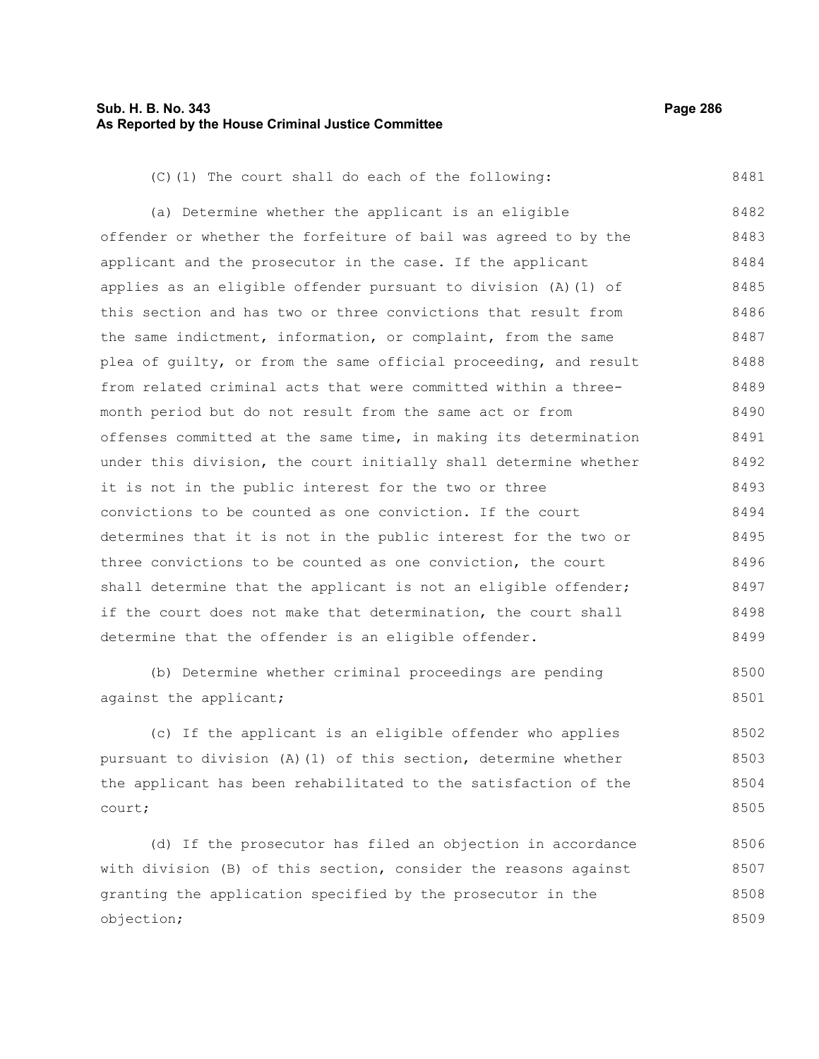(C)(1) The court shall do each of the following:

(a) Determine whether the applicant is an eligible offender or whether the forfeiture of bail was agreed to by the applicant and the prosecutor in the case. If the applicant applies as an eligible offender pursuant to division (A)(1) of this section and has two or three convictions that result from the same indictment, information, or complaint, from the same plea of guilty, or from the same official proceeding, and result from related criminal acts that were committed within a three-month period but do not result from the same act or from offenses committed at the same time, in making its determination under this division, the court initially shall determine whether it is not in the public interest for the two or three convictions to be counted as one conviction. If the court determines that it is not in the public interest for the two or three convictions to be counted as one conviction, the court shall determine that the applicant is not an eligible offender; if the court does not make that determination, the court shall determine that the offender is an eligible offender.

(b) Determine whether criminal proceedings are pending against the applicant;

(c) If the applicant is an eligible offender who applies pursuant to division (A)(1) of this section, determine whether the applicant has been rehabilitated to the satisfaction of the court;

(d) If the prosecutor has filed an objection in accordance with division (B) of this section, consider the reasons against granting the application specified by the prosecutor in the objection;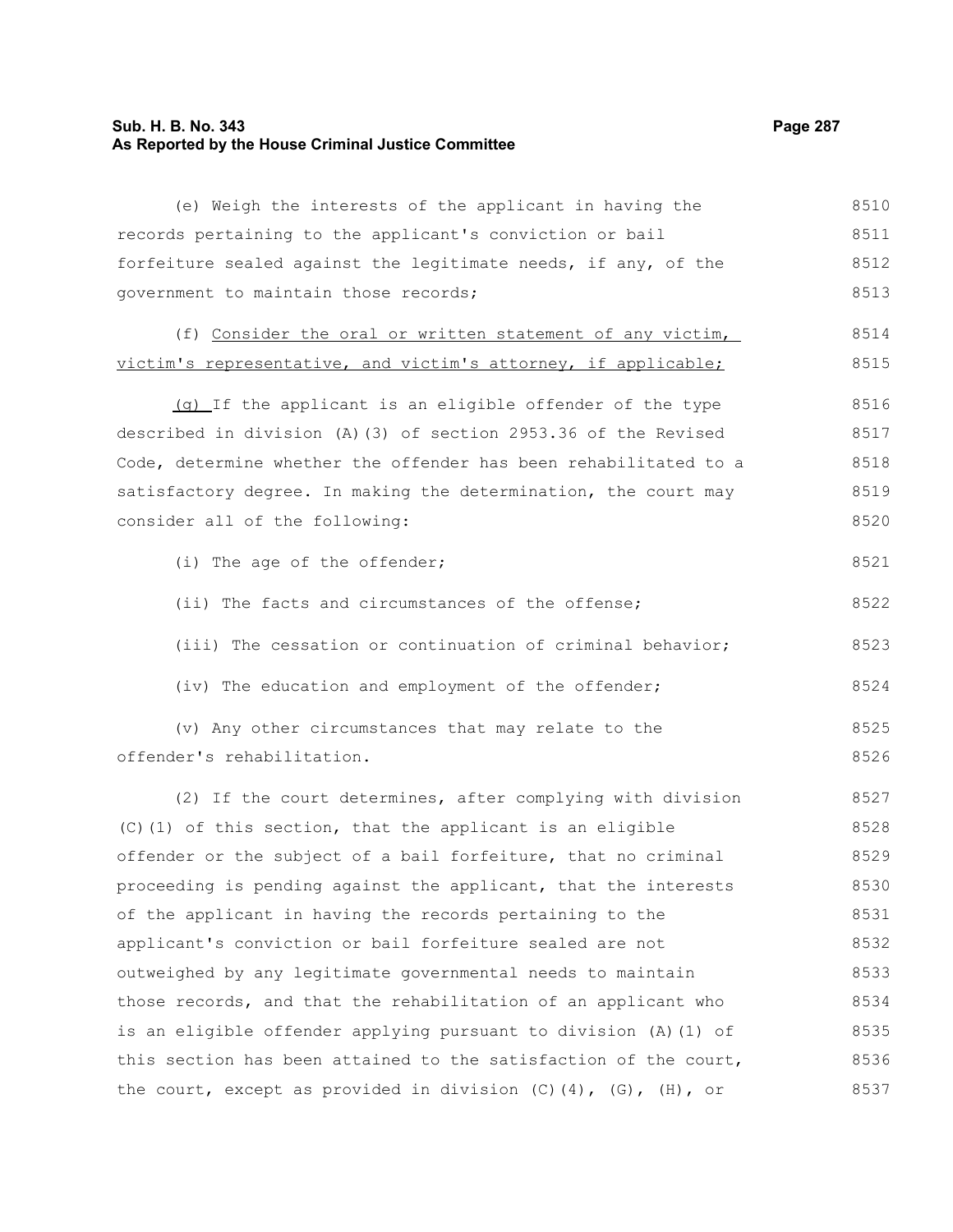(e) Weigh the interests of the applicant in having the records pertaining to the applicant's conviction or bail forfeiture sealed against the legitimate needs, if any, of the government to maintain those records;

(f) Consider the oral or written statement of any victim, victim's representative, and victim's attorney, if applicable;

(g) If the applicant is an eligible offender of the type described in division (A)(3) of section 2953.36 of the Revised Code, determine whether the offender has been rehabilitated to a satisfactory degree. In making the determination, the court may consider all of the following:

(i) The age of the offender;

(ii) The facts and circumstances of the offense;

(iii) The cessation or continuation of criminal behavior;

(iv) The education and employment of the offender;

(v) Any other circumstances that may relate to the offender's rehabilitation.

(2) If the court determines, after complying with division (C)(1) of this section, that the applicant is an eligible offender or the subject of a bail forfeiture, that no criminal proceeding is pending against the applicant, that the interests of the applicant in having the records pertaining to the applicant's conviction or bail forfeiture sealed are not outweighed by any legitimate governmental needs to maintain those records, and that the rehabilitation of an applicant who is an eligible offender applying pursuant to division (A)(1) of this section has been attained to the satisfaction of the court, the court, except as provided in division (C)(4), (G), (H), or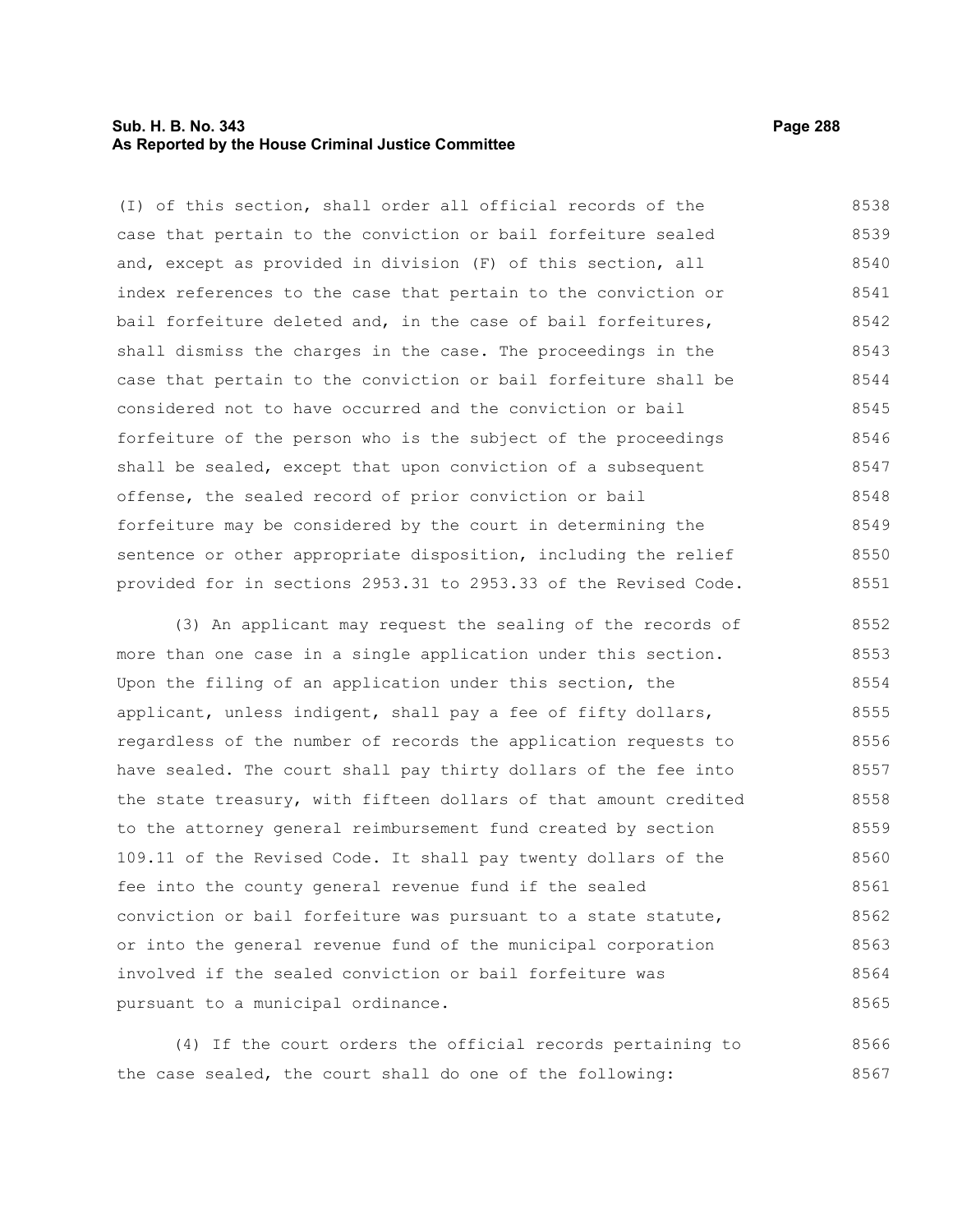(I) of this section, shall order all official records of the case that pertain to the conviction or bail forfeiture sealed and, except as provided in division (F) of this section, all index references to the case that pertain to the conviction or bail forfeiture deleted and, in the case of bail forfeitures, shall dismiss the charges in the case. The proceedings in the case that pertain to the conviction or bail forfeiture shall be considered not to have occurred and the conviction or bail forfeiture of the person who is the subject of the proceedings shall be sealed, except that upon conviction of a subsequent offense, the sealed record of prior conviction or bail forfeiture may be considered by the court in determining the sentence or other appropriate disposition, including the relief provided for in sections 2953.31 to 2953.33 of the Revised Code.

(3) An applicant may request the sealing of the records of more than one case in a single application under this section. Upon the filing of an application under this section, the applicant, unless indigent, shall pay a fee of fifty dollars, regardless of the number of records the application requests to have sealed. The court shall pay thirty dollars of the fee into the state treasury, with fifteen dollars of that amount credited to the attorney general reimbursement fund created by section 109.11 of the Revised Code. It shall pay twenty dollars of the fee into the county general revenue fund if the sealed conviction or bail forfeiture was pursuant to a state statute, or into the general revenue fund of the municipal corporation involved if the sealed conviction or bail forfeiture was pursuant to a municipal ordinance.

(4) If the court orders the official records pertaining to the case sealed, the court shall do one of the following: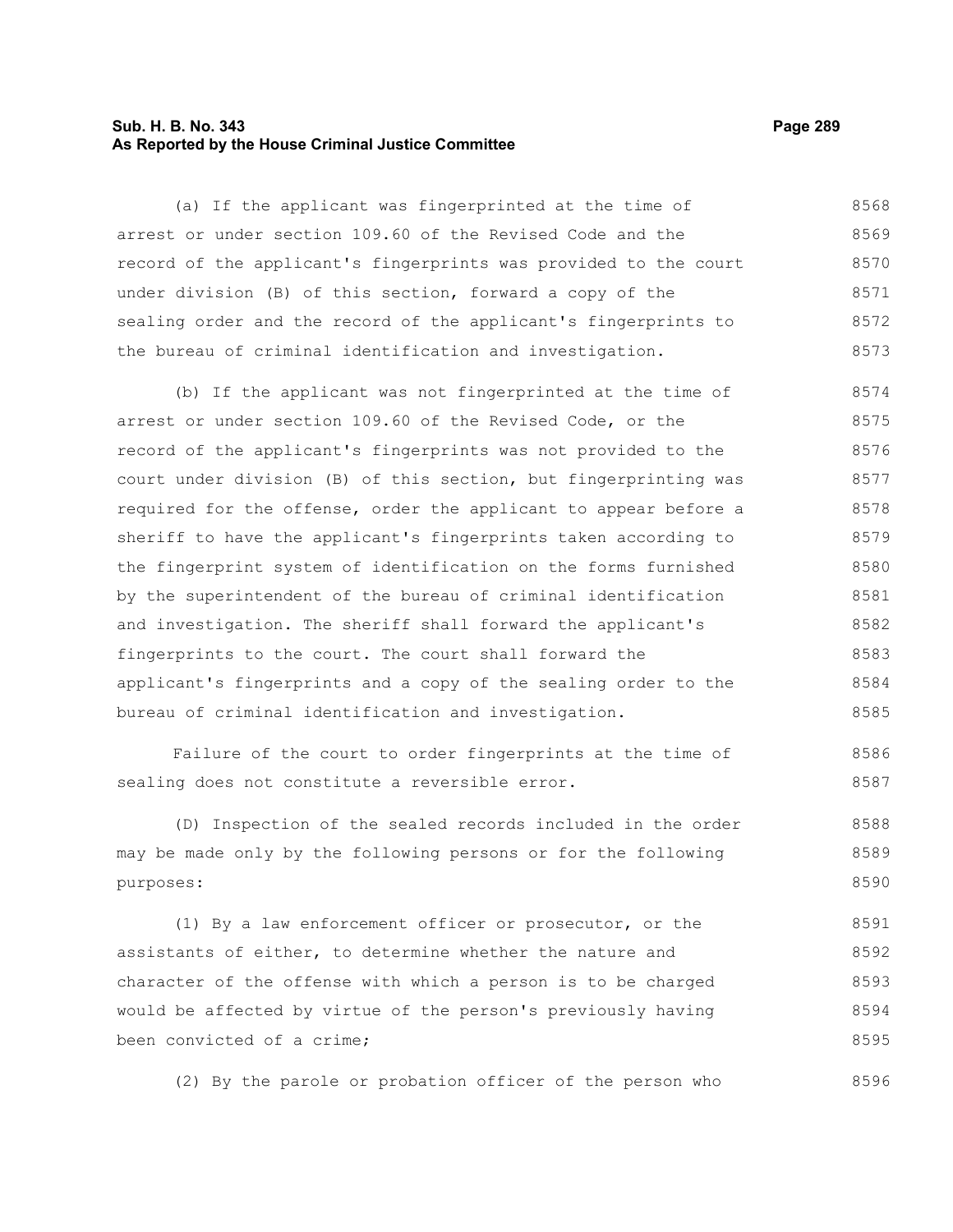(a) If the applicant was fingerprinted at the time of arrest or under section 109.60 of the Revised Code and the record of the applicant's fingerprints was provided to the court under division (B) of this section, forward a copy of the sealing order and the record of the applicant's fingerprints to the bureau of criminal identification and investigation.

(b) If the applicant was not fingerprinted at the time of arrest or under section 109.60 of the Revised Code, or the record of the applicant's fingerprints was not provided to the court under division (B) of this section, but fingerprinting was required for the offense, order the applicant to appear before a sheriff to have the applicant's fingerprints taken according to the fingerprint system of identification on the forms furnished by the superintendent of the bureau of criminal identification and investigation. The sheriff shall forward the applicant's fingerprints to the court. The court shall forward the applicant's fingerprints and a copy of the sealing order to the bureau of criminal identification and investigation.

Failure of the court to order fingerprints at the time of sealing does not constitute a reversible error.

(D) Inspection of the sealed records included in the order may be made only by the following persons or for the following purposes:

(1) By a law enforcement officer or prosecutor, or the assistants of either, to determine whether the nature and character of the offense with which a person is to be charged would be affected by virtue of the person's previously having been convicted of a crime;

(2) By the parole or probation officer of the person who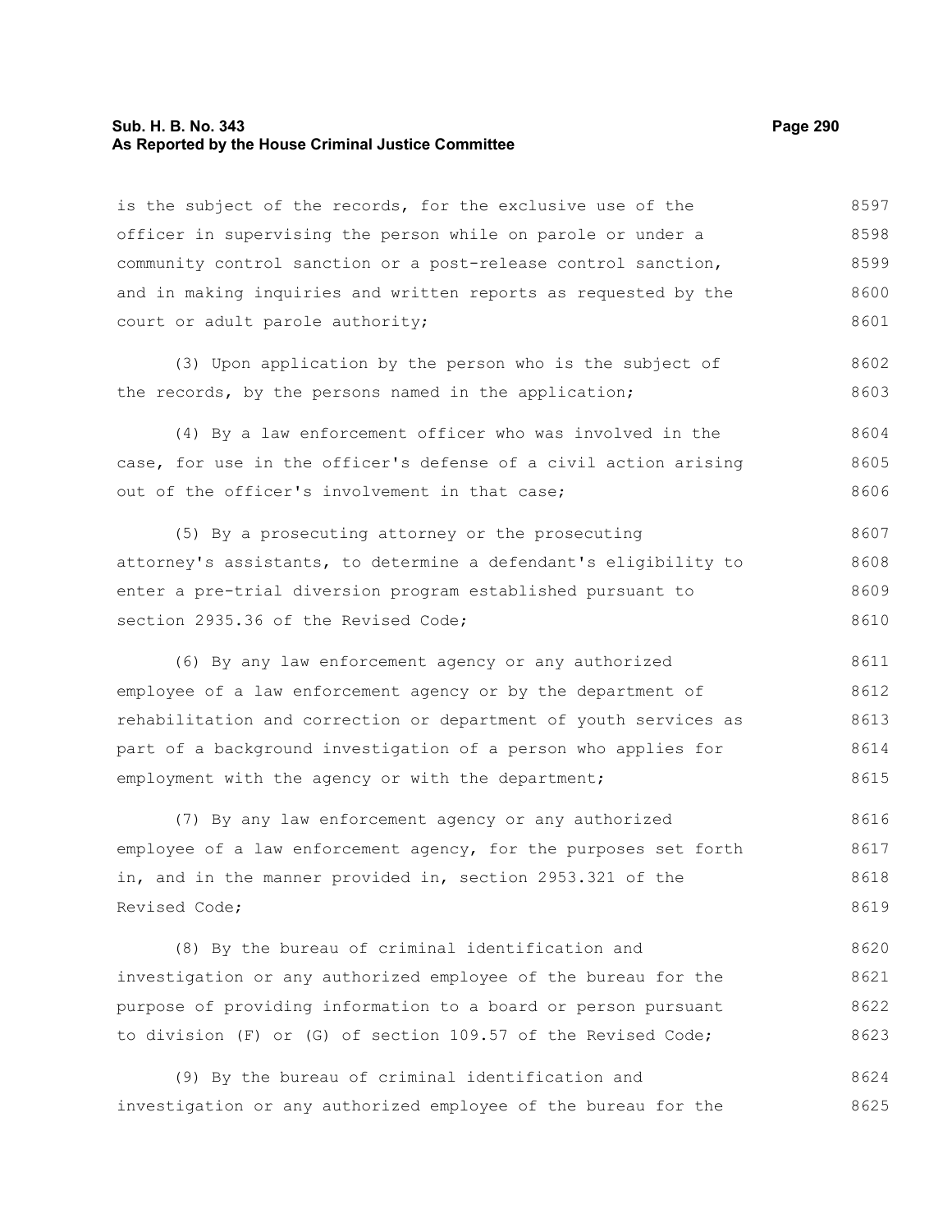is the subject of the records, for the exclusive use of the officer in supervising the person while on parole or under a community control sanction or a post-release control sanction, and in making inquiries and written reports as requested by the court or adult parole authority;

(3) Upon application by the person who is the subject of the records, by the persons named in the application;

(4) By a law enforcement officer who was involved in the case, for use in the officer's defense of a civil action arising out of the officer's involvement in that case;

(5) By a prosecuting attorney or the prosecuting attorney's assistants, to determine a defendant's eligibility to enter a pre-trial diversion program established pursuant to section 2935.36 of the Revised Code;

(6) By any law enforcement agency or any authorized employee of a law enforcement agency or by the department of rehabilitation and correction or department of youth services as part of a background investigation of a person who applies for employment with the agency or with the department;

(7) By any law enforcement agency or any authorized employee of a law enforcement agency, for the purposes set forth in, and in the manner provided in, section 2953.321 of the Revised Code;

(8) By the bureau of criminal identification and investigation or any authorized employee of the bureau for the purpose of providing information to a board or person pursuant to division (F) or (G) of section 109.57 of the Revised Code;

(9) By the bureau of criminal identification and investigation or any authorized employee of the bureau for the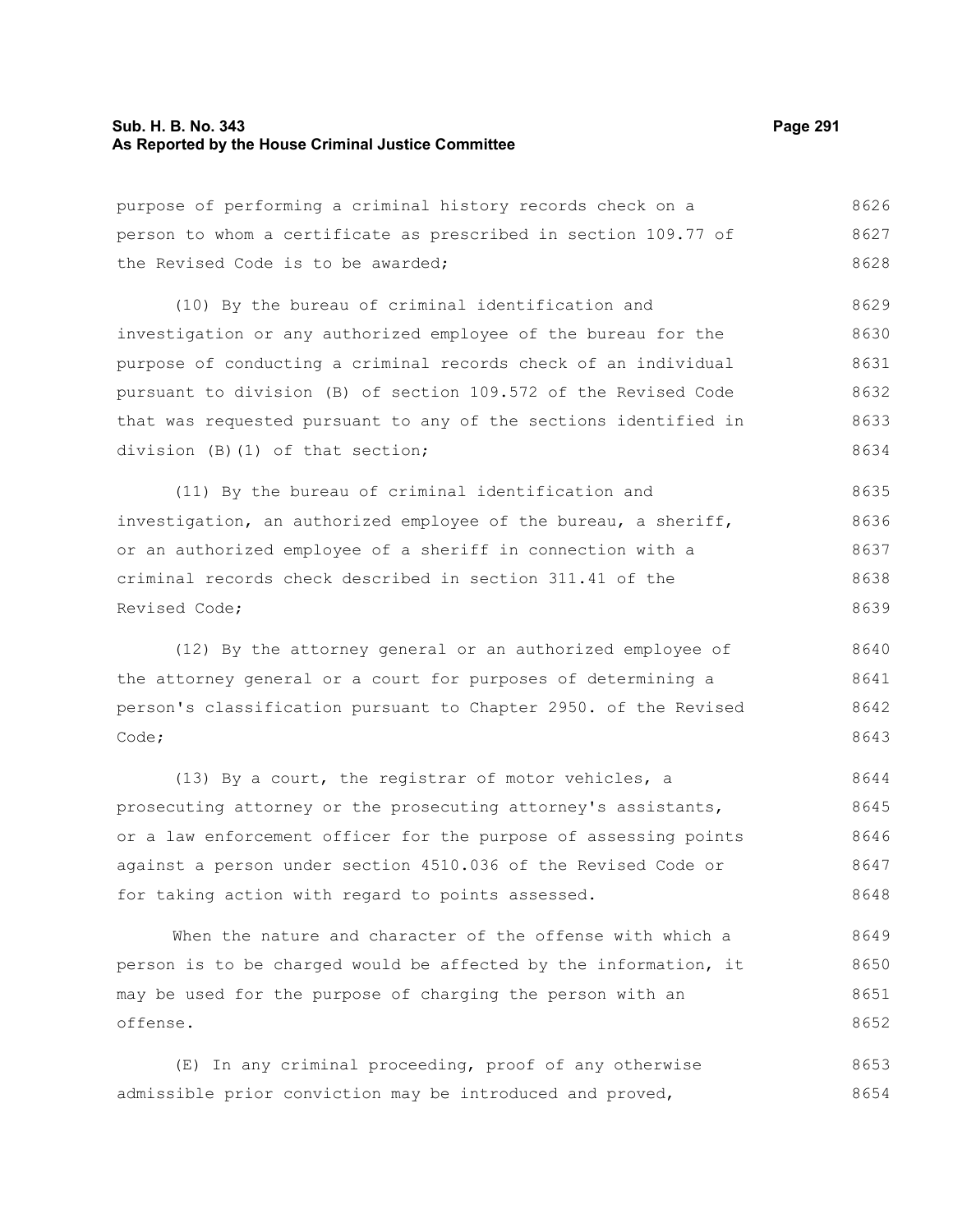purpose of performing a criminal history records check on a person to whom a certificate as prescribed in section 109.77 of the Revised Code is to be awarded;

(10) By the bureau of criminal identification and investigation or any authorized employee of the bureau for the purpose of conducting a criminal records check of an individual pursuant to division (B) of section 109.572 of the Revised Code that was requested pursuant to any of the sections identified in division (B)(1) of that section;

(11) By the bureau of criminal identification and investigation, an authorized employee of the bureau, a sheriff, or an authorized employee of a sheriff in connection with a criminal records check described in section 311.41 of the Revised Code;

(12) By the attorney general or an authorized employee of the attorney general or a court for purposes of determining a person's classification pursuant to Chapter 2950. of the Revised Code;

(13) By a court, the registrar of motor vehicles, a prosecuting attorney or the prosecuting attorney's assistants, or a law enforcement officer for the purpose of assessing points against a person under section 4510.036 of the Revised Code or for taking action with regard to points assessed.

When the nature and character of the offense with which a person is to be charged would be affected by the information, it may be used for the purpose of charging the person with an offense.

(E) In any criminal proceeding, proof of any otherwise admissible prior conviction may be introduced and proved,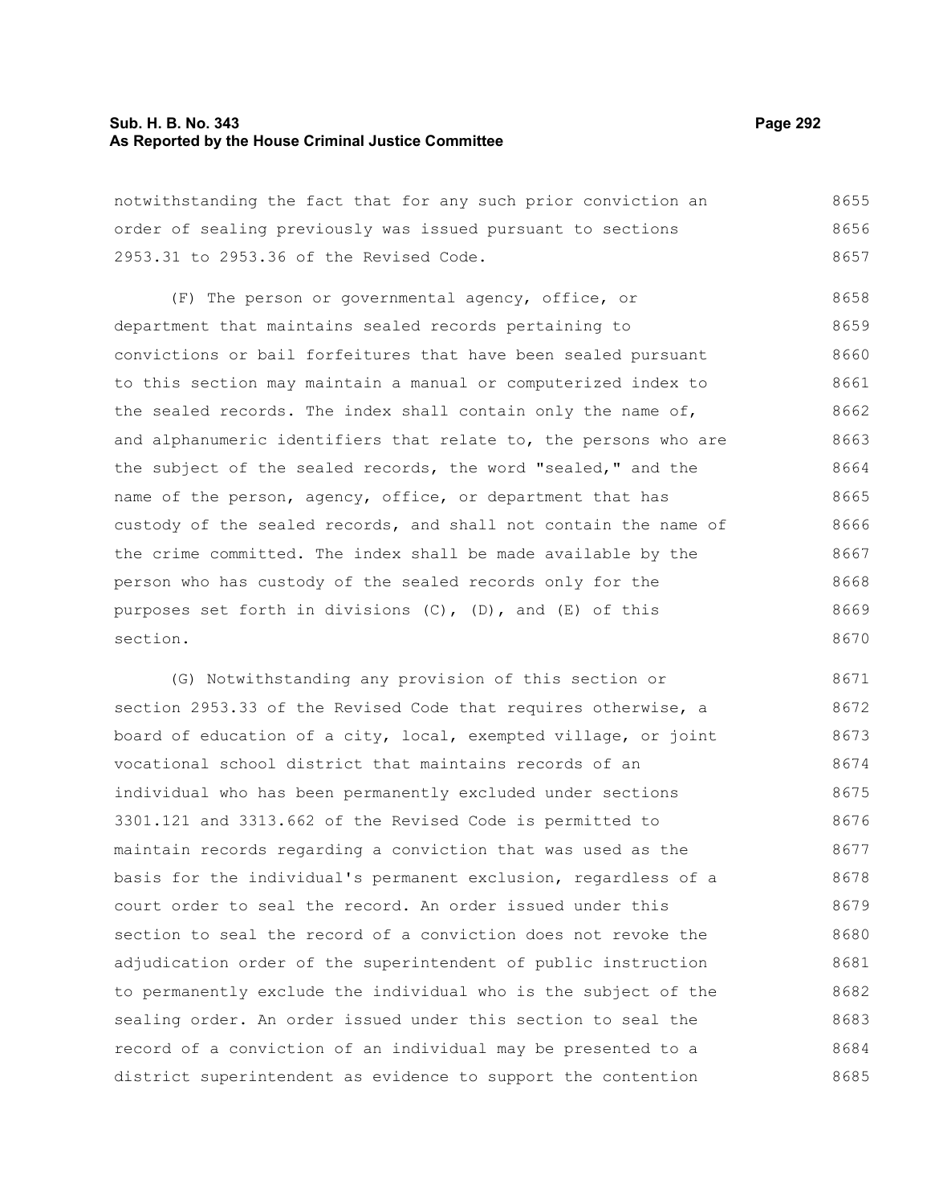notwithstanding the fact that for any such prior conviction an order of sealing previously was issued pursuant to sections 2953.31 to 2953.36 of the Revised Code.

(F) The person or governmental agency, office, or department that maintains sealed records pertaining to convictions or bail forfeitures that have been sealed pursuant to this section may maintain a manual or computerized index to the sealed records. The index shall contain only the name of, and alphanumeric identifiers that relate to, the persons who are the subject of the sealed records, the word "sealed," and the name of the person, agency, office, or department that has custody of the sealed records, and shall not contain the name of the crime committed. The index shall be made available by the person who has custody of the sealed records only for the purposes set forth in divisions (C), (D), and (E) of this section.

(G) Notwithstanding any provision of this section or section 2953.33 of the Revised Code that requires otherwise, a board of education of a city, local, exempted village, or joint vocational school district that maintains records of an individual who has been permanently excluded under sections 3301.121 and 3313.662 of the Revised Code is permitted to maintain records regarding a conviction that was used as the basis for the individual's permanent exclusion, regardless of a court order to seal the record. An order issued under this section to seal the record of a conviction does not revoke the adjudication order of the superintendent of public instruction to permanently exclude the individual who is the subject of the sealing order. An order issued under this section to seal the record of a conviction of an individual may be presented to a district superintendent as evidence to support the contention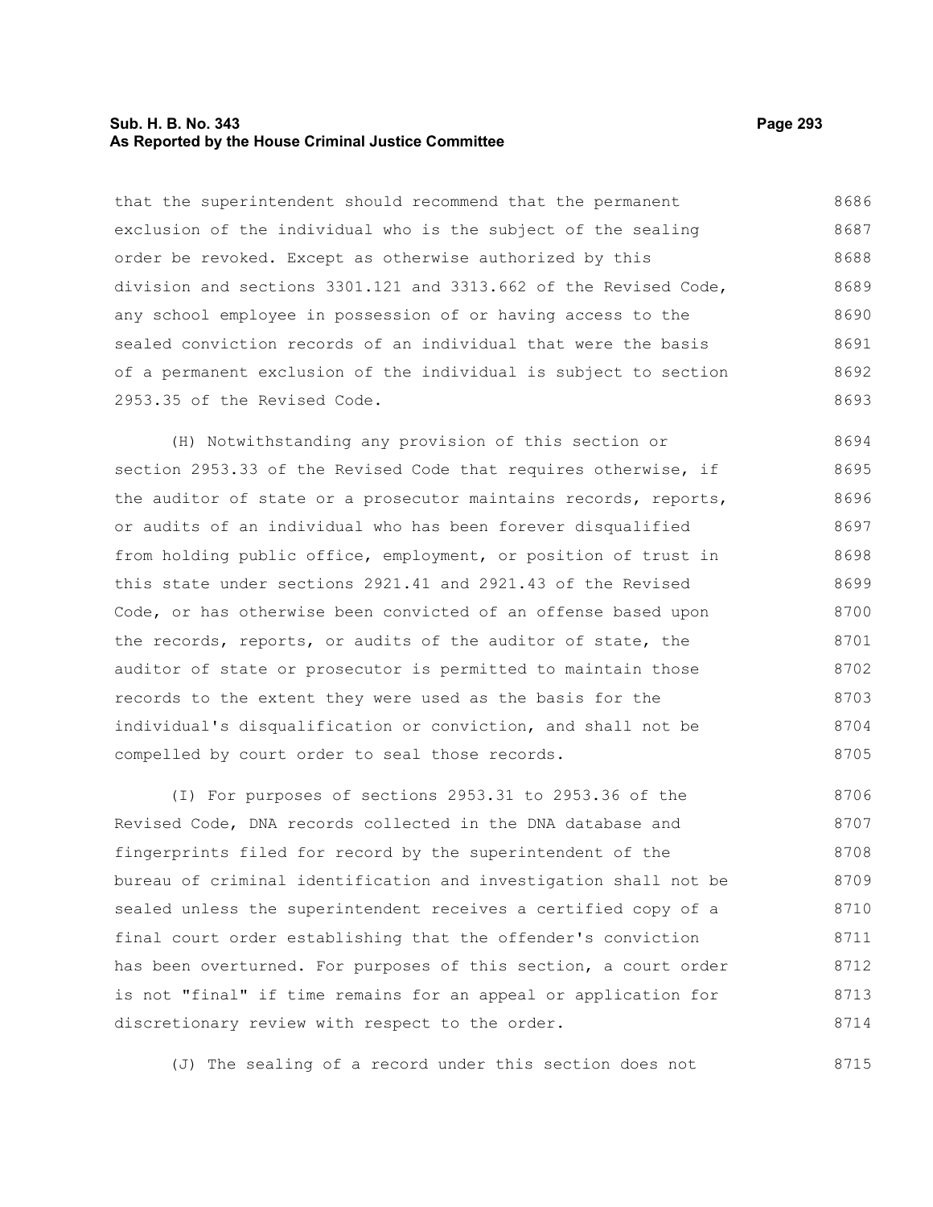that the superintendent should recommend that the permanent exclusion of the individual who is the subject of the sealing order be revoked. Except as otherwise authorized by this division and sections 3301.121 and 3313.662 of the Revised Code, any school employee in possession of or having access to the sealed conviction records of an individual that were the basis of a permanent exclusion of the individual is subject to section 2953.35 of the Revised Code.

(H) Notwithstanding any provision of this section or section 2953.33 of the Revised Code that requires otherwise, if the auditor of state or a prosecutor maintains records, reports, or audits of an individual who has been forever disqualified from holding public office, employment, or position of trust in this state under sections 2921.41 and 2921.43 of the Revised Code, or has otherwise been convicted of an offense based upon the records, reports, or audits of the auditor of state, the auditor of state or prosecutor is permitted to maintain those records to the extent they were used as the basis for the individual's disqualification or conviction, and shall not be compelled by court order to seal those records.

(I) For purposes of sections 2953.31 to 2953.36 of the Revised Code, DNA records collected in the DNA database and fingerprints filed for record by the superintendent of the bureau of criminal identification and investigation shall not be sealed unless the superintendent receives a certified copy of a final court order establishing that the offender's conviction has been overturned. For purposes of this section, a court order is not "final" if time remains for an appeal or application for discretionary review with respect to the order.

(J) The sealing of a record under this section does not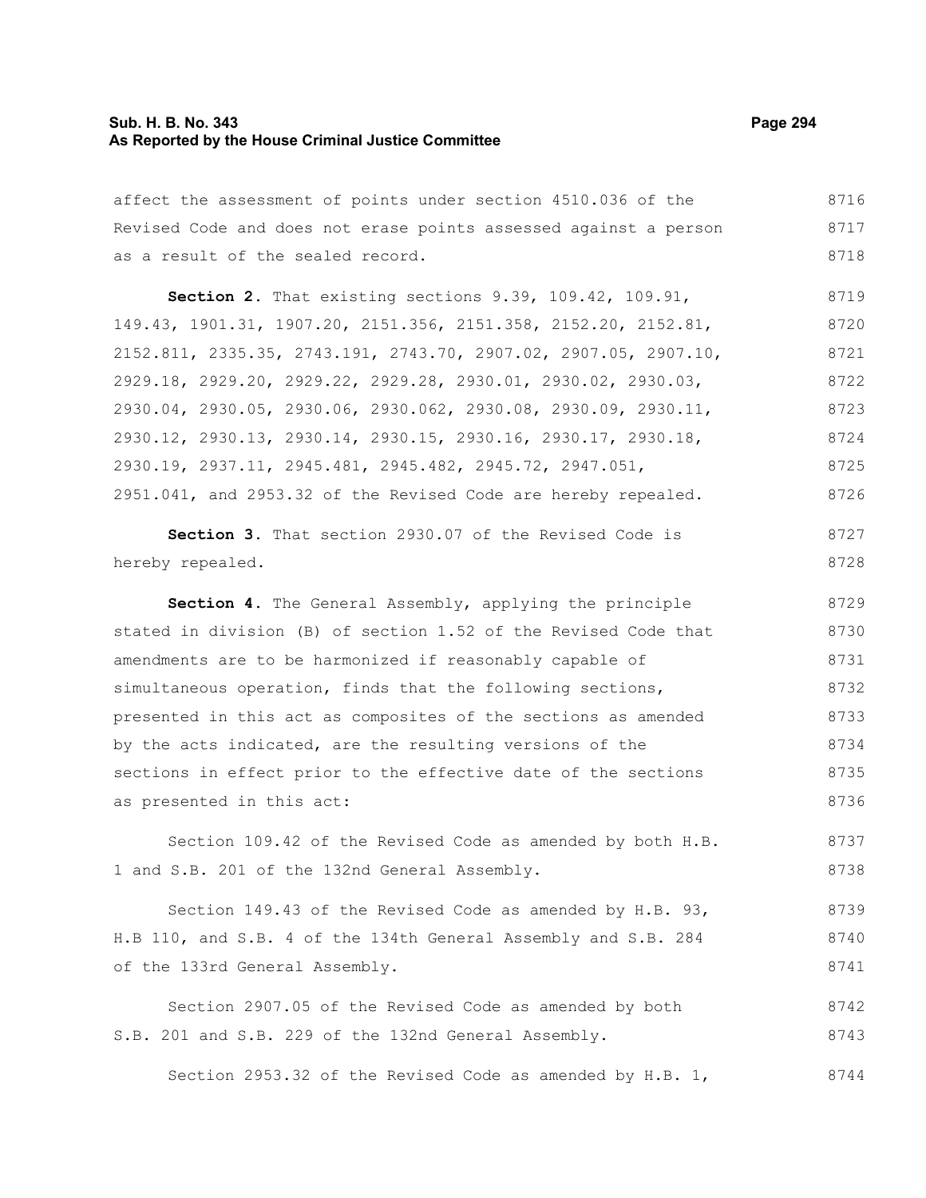affect the assessment of points under section 4510.036 of the Revised Code and does not erase points assessed against a person as a result of the sealed record.

**Section 2.** That existing sections 9.39, 109.42, 109.91, 149.43, 1901.31, 1907.20, 2151.356, 2151.358, 2152.20, 2152.81, 2152.811, 2335.35, 2743.191, 2743.70, 2907.02, 2907.05, 2907.10, 2929.18, 2929.20, 2929.22, 2929.28, 2930.01, 2930.02, 2930.03, 2930.04, 2930.05, 2930.06, 2930.062, 2930.08, 2930.09, 2930.11, 2930.12, 2930.13, 2930.14, 2930.15, 2930.16, 2930.17, 2930.18, 2930.19, 2937.11, 2945.481, 2945.482, 2945.72, 2947.051, 2951.041, and 2953.32 of the Revised Code are hereby repealed.

**Section 3.** That section 2930.07 of the Revised Code is hereby repealed.

**Section 4.** The General Assembly, applying the principle stated in division (B) of section 1.52 of the Revised Code that amendments are to be harmonized if reasonably capable of simultaneous operation, finds that the following sections, presented in this act as composites of the sections as amended by the acts indicated, are the resulting versions of the sections in effect prior to the effective date of the sections as presented in this act:

Section 109.42 of the Revised Code as amended by both H.B. 1 and S.B. 201 of the 132nd General Assembly.

Section 149.43 of the Revised Code as amended by H.B. 93, H.B 110, and S.B. 4 of the 134th General Assembly and S.B. 284 of the 133rd General Assembly.

Section 2907.05 of the Revised Code as amended by both S.B. 201 and S.B. 229 of the 132nd General Assembly.

Section 2953.32 of the Revised Code as amended by H.B. 1,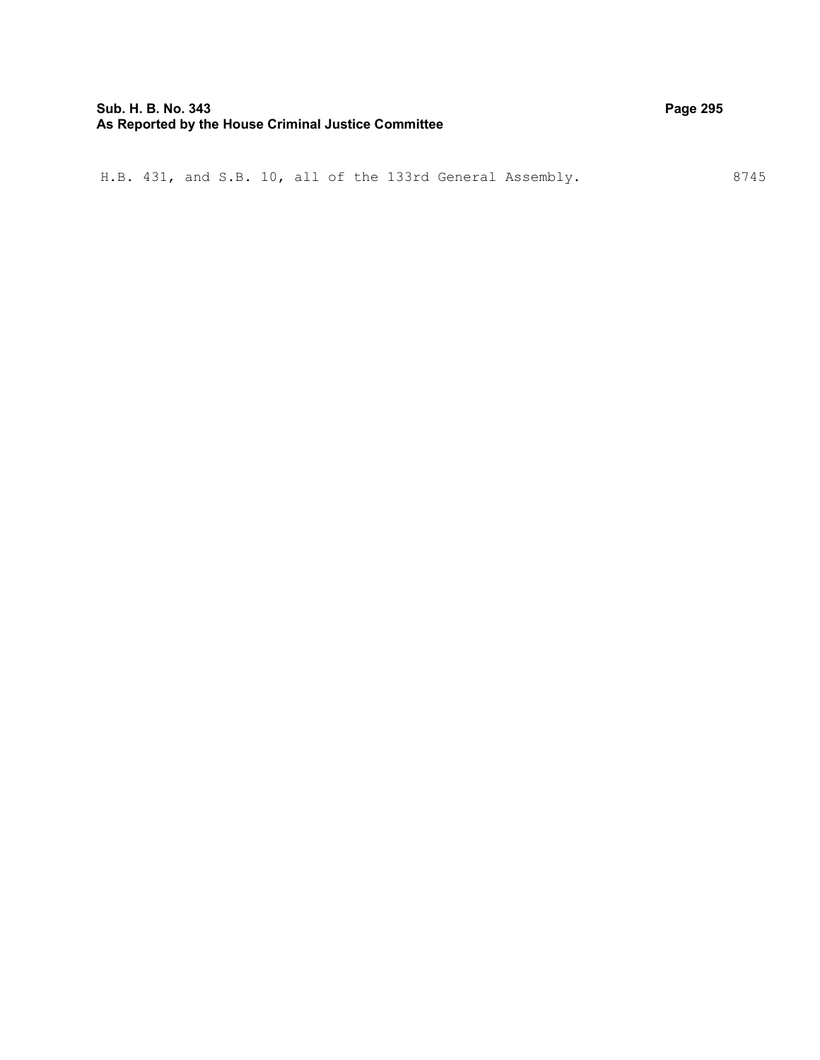H.B. 431, and S.B. 10, all of the 133rd General Assembly. 8745